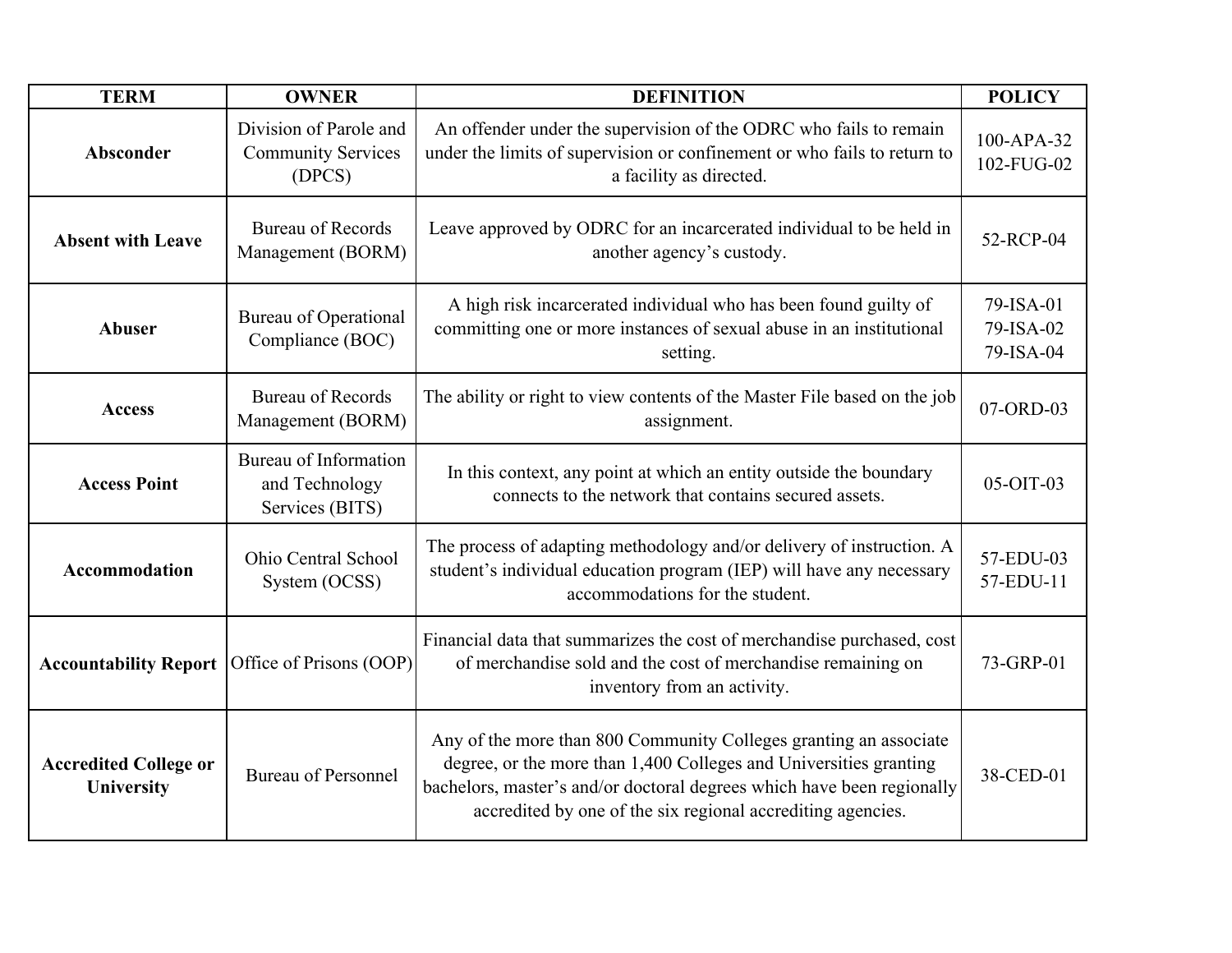| TERM | OWNER | DEFINITION | POLICY |
|---|---|---|---|
| **Absconder** | Division of Parole and Community Services (DPCS) | An offender under the supervision of the ODRC who fails to remain under the limits of supervision or confinement or who fails to return to a facility as directed. | 100-APA-32<br>102-FUG-02 |
| **Absent with Leave** | Bureau of Records Management (BORM) | Leave approved by ODRC for an incarcerated individual to be held in another agency's custody. | 52-RCP-04 |
| **Abuser** | Bureau of Operational Compliance (BOC) | A high risk incarcerated individual who has been found guilty of committing one or more instances of sexual abuse in an institutional setting. | 79-ISA-01<br>79-ISA-02<br>79-ISA-04 |
| **Access** | Bureau of Records Management (BORM) | The ability or right to view contents of the Master File based on the job assignment. | 07-ORD-03 |
| **Access Point** | Bureau of Information and Technology Services (BITS) | In this context, any point at which an entity outside the boundary connects to the network that contains secured assets. | 05-OIT-03 |
| **Accommodation** | Ohio Central School System (OCSS) | The process of adapting methodology and/or delivery of instruction. A student's individual education program (IEP) will have any necessary accommodations for the student. | 57-EDU-03<br>57-EDU-11 |
| **Accountability Report** | Office of Prisons (OOP) | Financial data that summarizes the cost of merchandise purchased, cost of merchandise sold and the cost of merchandise remaining on inventory from an activity. | 73-GRP-01 |
| **Accredited College or University** | Bureau of Personnel | Any of the more than 800 Community Colleges granting an associate degree, or the more than 1,400 Colleges and Universities granting bachelors, master's and/or doctoral degrees which have been regionally accredited by one of the six regional accrediting agencies. | 38-CED-01 |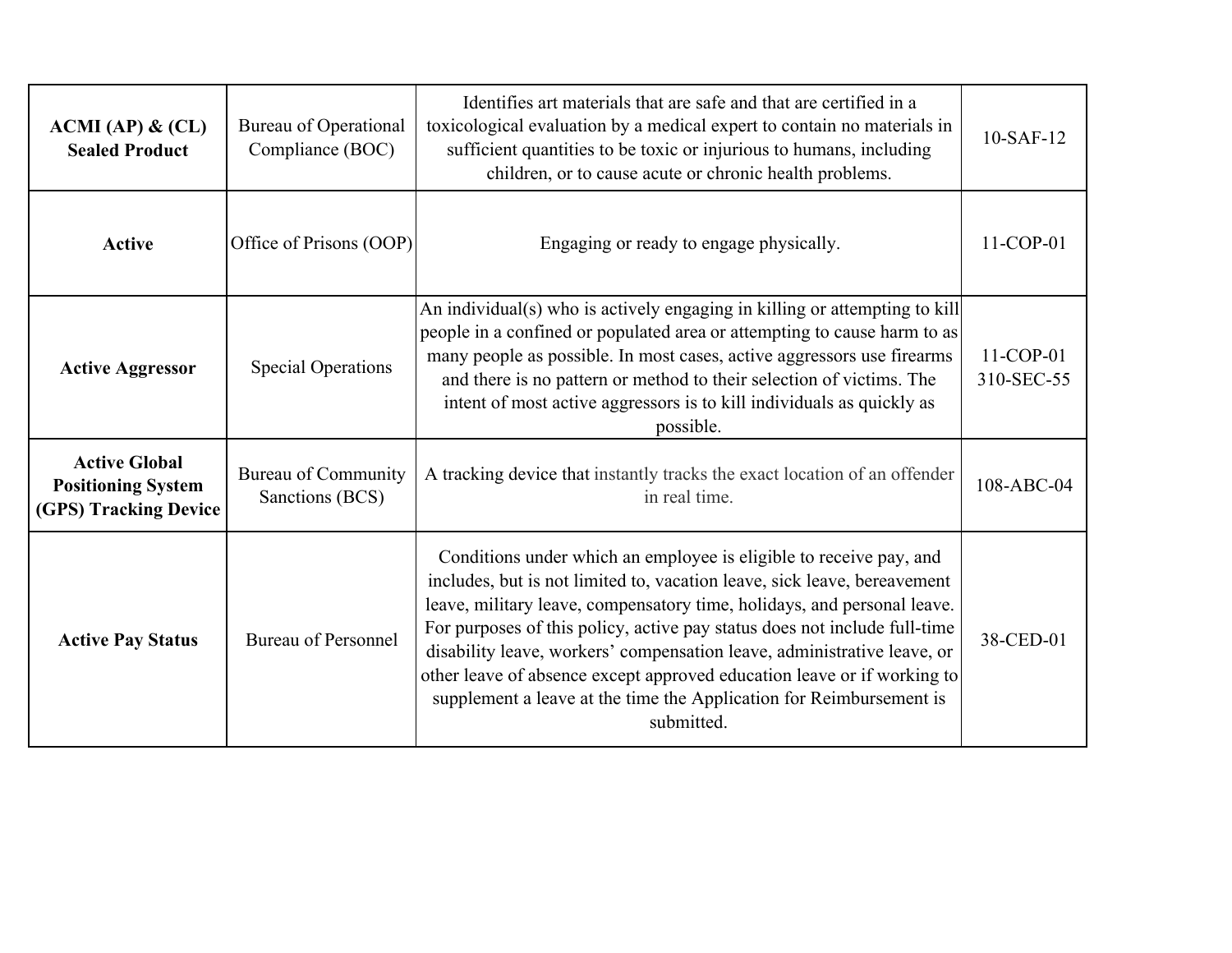| **ACMI (AP) & (CL) Sealed Product** | Bureau of Operational Compliance (BOC) | Identifies art materials that are safe and that are certified in a toxicological evaluation by a medical expert to contain no materials in sufficient quantities to be toxic or injurious to humans, including children, or to cause acute or chronic health problems. | 10-SAF-12 |
|---|---|---|---|
| **Active** | Office of Prisons (OOP) | Engaging or ready to engage physically. | 11-COP-01 |
| **Active Aggressor** | Special Operations | An individual(s) who is actively engaging in killing or attempting to kill people in a confined or populated area or attempting to cause harm to as many people as possible. In most cases, active aggressors use firearms and there is no pattern or method to their selection of victims. The intent of most active aggressors is to kill individuals as quickly as possible. | 11-COP-01<br>310-SEC-55 |
| **Active Global Positioning System (GPS) Tracking Device** | Bureau of Community Sanctions (BCS) | A tracking device that instantly tracks the exact location of an offender in real time. | 108-ABC-04 |
| **Active Pay Status** | Bureau of Personnel | Conditions under which an employee is eligible to receive pay, and includes, but is not limited to, vacation leave, sick leave, bereavement leave, military leave, compensatory time, holidays, and personal leave. For purposes of this policy, active pay status does not include full-time disability leave, workers' compensation leave, administrative leave, or other leave of absence except approved education leave or if working to supplement a leave at the time the Application for Reimbursement is submitted. | 38-CED-01 |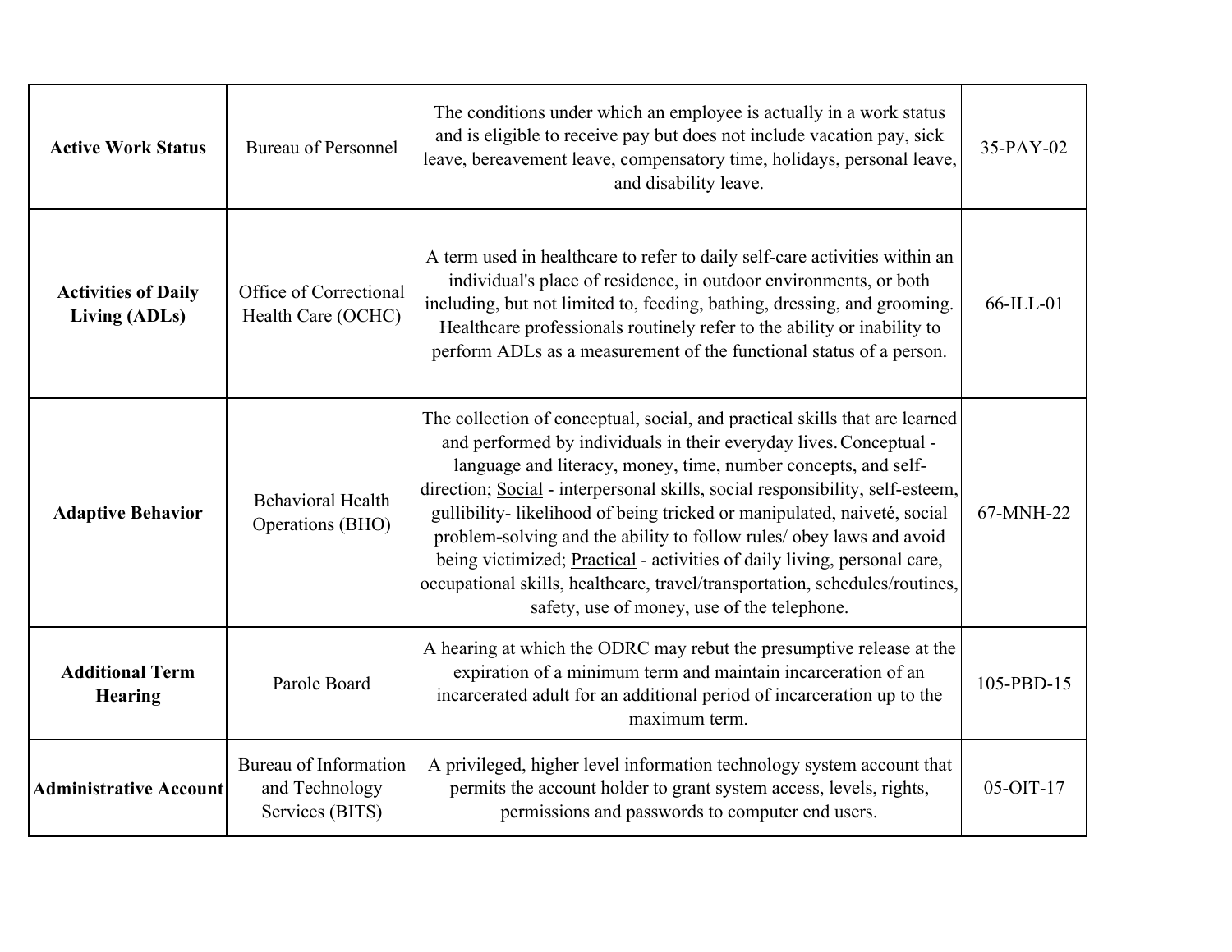| | | | |
|---|---|---|---|
| **Active Work Status** | Bureau of Personnel | The conditions under which an employee is actually in a work status and is eligible to receive pay but does not include vacation pay, sick leave, bereavement leave, compensatory time, holidays, personal leave, and disability leave. | 35-PAY-02 |
| **Activities of Daily Living (ADLs)** | Office of Correctional Health Care (OCHC) | A term used in healthcare to refer to daily self-care activities within an individual's place of residence, in outdoor environments, or both including, but not limited to, feeding, bathing, dressing, and grooming. Healthcare professionals routinely refer to the ability or inability to perform ADLs as a measurement of the functional status of a person. | 66-ILL-01 |
| **Adaptive Behavior** | Behavioral Health Operations (BHO) | The collection of conceptual, social, and practical skills that are learned and performed by individuals in their everyday lives. <u>Conceptual</u> - language and literacy, money, time, number concepts, and self-direction; <u>Social</u> - interpersonal skills, social responsibility, self-esteem, gullibility- likelihood of being tricked or manipulated, naiveté, social problem-solving and the ability to follow rules/ obey laws and avoid being victimized; <u>Practical</u> - activities of daily living, personal care, occupational skills, healthcare, travel/transportation, schedules/routines, safety, use of money, use of the telephone. | 67-MNH-22 |
| **Additional Term Hearing** | Parole Board | A hearing at which the ODRC may rebut the presumptive release at the expiration of a minimum term and maintain incarceration of an incarcerated adult for an additional period of incarceration up to the maximum term. | 105-PBD-15 |
| **Administrative Account** | Bureau of Information and Technology Services (BITS) | A privileged, higher level information technology system account that permits the account holder to grant system access, levels, rights, permissions and passwords to computer end users. | 05-OIT-17 |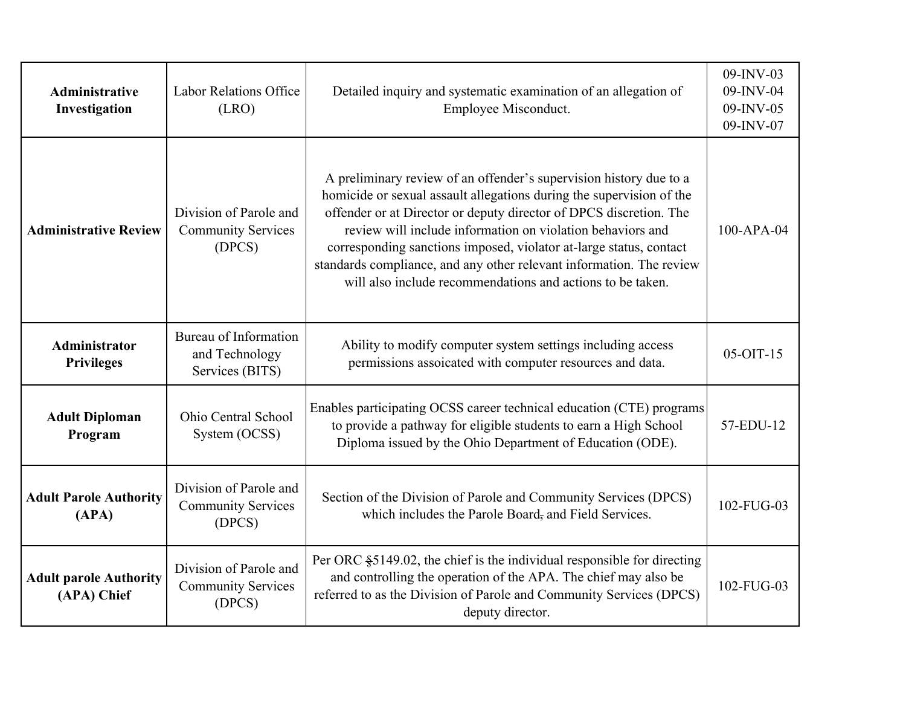| | | | |
|---|---|---|---|
| **Administrative Investigation** | Labor Relations Office (LRO) | Detailed inquiry and systematic examination of an allegation of Employee Misconduct. | 09-INV-03<br>09-INV-04<br>09-INV-05<br>09-INV-07 |
| **Administrative Review** | Division of Parole and Community Services (DPCS) | A preliminary review of an offender's supervision history due to a homicide or sexual assault allegations during the supervision of the offender or at Director or deputy director of DPCS discretion. The review will include information on violation behaviors and corresponding sanctions imposed, violator at-large status, contact standards compliance, and any other relevant information. The review will also include recommendations and actions to be taken. | 100-APA-04 |
| **Administrator Privileges** | Bureau of Information and Technology Services (BITS) | Ability to modify computer system settings including access permissions assoicated with computer resources and data. | 05-OIT-15 |
| **Adult Diploman Program** | Ohio Central School System (OCSS) | Enables participating OCSS career technical education (CTE) programs to provide a pathway for eligible students to earn a High School Diploma issued by the Ohio Department of Education (ODE). | 57-EDU-12 |
| **Adult Parole Authority (APA)** | Division of Parole and Community Services (DPCS) | Section of the Division of Parole and Community Services (DPCS) which includes the Parole Board, and Field Services. | 102-FUG-03 |
| **Adult parole Authority (APA) Chief** | Division of Parole and Community Services (DPCS) | Per ORC §5149.02, the chief is the individual responsible for directing and controlling the operation of the APA. The chief may also be referred to as the Division of Parole and Community Services (DPCS) deputy director. | 102-FUG-03 |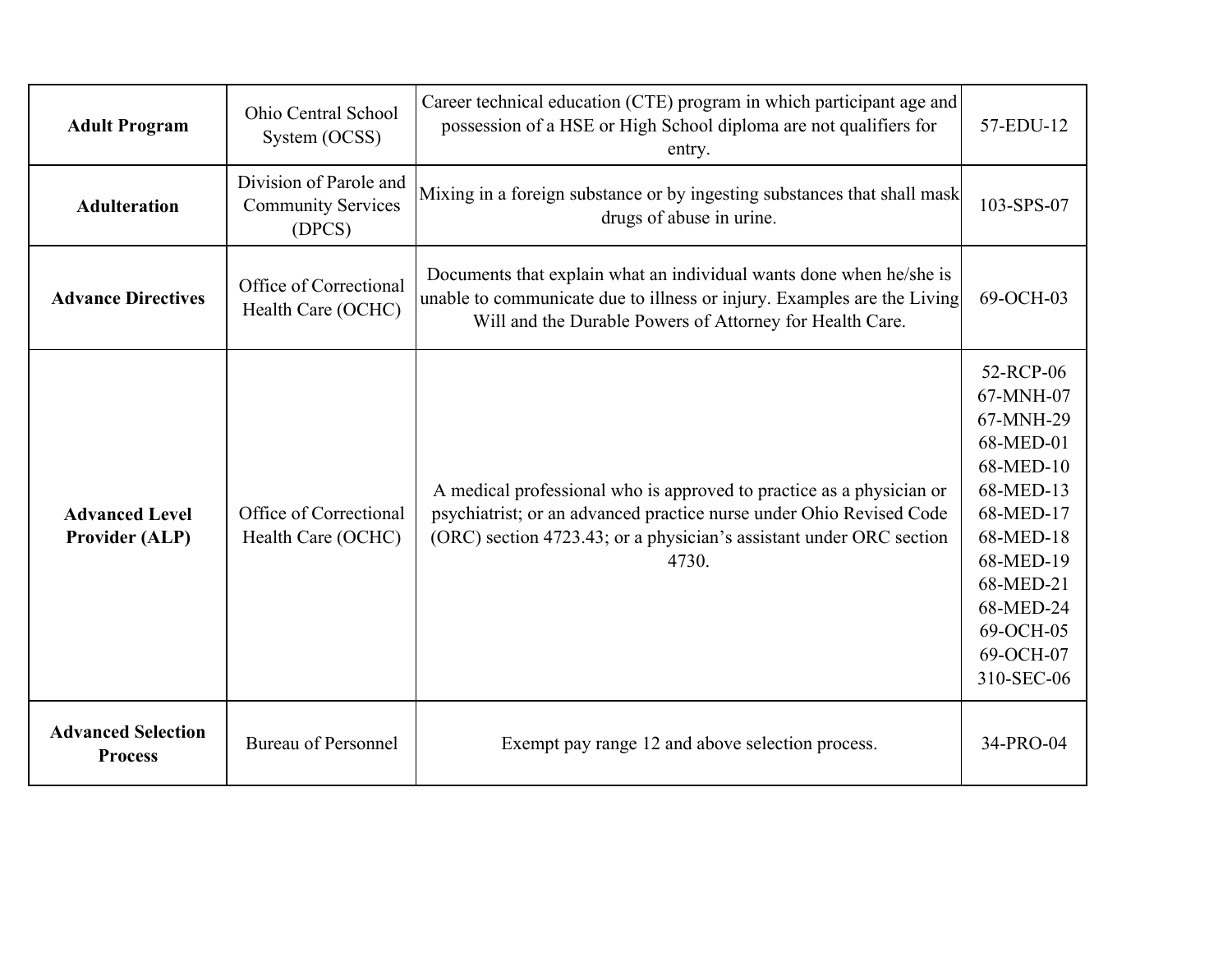| **Adult Program** | Ohio Central School System (OCSS) | Career technical education (CTE) program in which participant age and possession of a HSE or High School diploma are not qualifiers for entry. | 57-EDU-12 |
|---|---|---|---|
| **Adulteration** | Division of Parole and Community Services (DPCS) | Mixing in a foreign substance or by ingesting substances that shall mask drugs of abuse in urine. | 103-SPS-07 |
| **Advance Directives** | Office of Correctional Health Care (OCHC) | Documents that explain what an individual wants done when he/she is unable to communicate due to illness or injury. Examples are the Living Will and the Durable Powers of Attorney for Health Care. | 69-OCH-03 |
| **Advanced Level Provider (ALP)** | Office of Correctional Health Care (OCHC) | A medical professional who is approved to practice as a physician or psychiatrist; or an advanced practice nurse under Ohio Revised Code (ORC) section 4723.43; or a physician's assistant under ORC section 4730. | 52-RCP-06<br>67-MNH-07<br>67-MNH-29<br>68-MED-01<br>68-MED-10<br>68-MED-13<br>68-MED-17<br>68-MED-18<br>68-MED-19<br>68-MED-21<br>68-MED-24<br>69-OCH-05<br>69-OCH-07<br>310-SEC-06 |
| **Advanced Selection Process** | Bureau of Personnel | Exempt pay range 12 and above selection process. | 34-PRO-04 |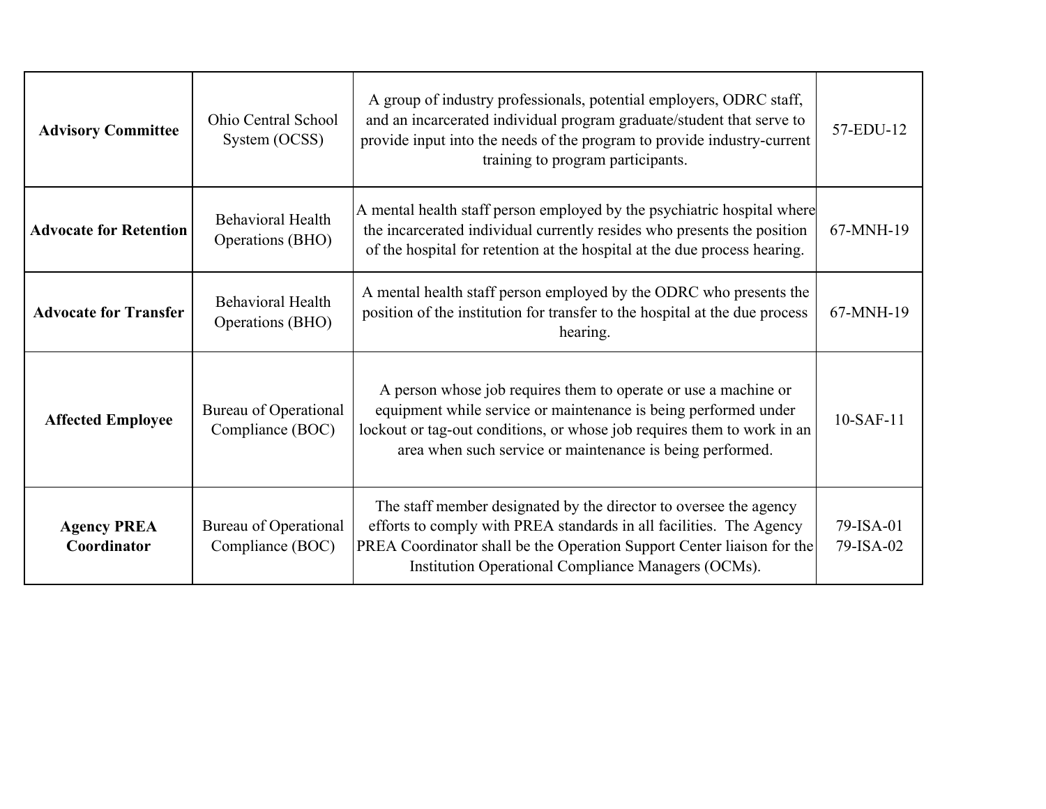| | | | |
|---|---|---|---|
| **Advisory Committee** | Ohio Central School System (OCSS) | A group of industry professionals, potential employers, ODRC staff, and an incarcerated individual program graduate/student that serve to provide input into the needs of the program to provide industry-current training to program participants. | 57-EDU-12 |
| **Advocate for Retention** | Behavioral Health Operations (BHO) | A mental health staff person employed by the psychiatric hospital where the incarcerated individual currently resides who presents the position of the hospital for retention at the hospital at the due process hearing. | 67-MNH-19 |
| **Advocate for Transfer** | Behavioral Health Operations (BHO) | A mental health staff person employed by the ODRC who presents the position of the institution for transfer to the hospital at the due process hearing. | 67-MNH-19 |
| **Affected Employee** | Bureau of Operational Compliance (BOC) | A person whose job requires them to operate or use a machine or equipment while service or maintenance is being performed under lockout or tag-out conditions, or whose job requires them to work in an area when such service or maintenance is being performed. | 10-SAF-11 |
| **Agency PREA Coordinator** | Bureau of Operational Compliance (BOC) | The staff member designated by the director to oversee the agency efforts to comply with PREA standards in all facilities. The Agency PREA Coordinator shall be the Operation Support Center liaison for the Institution Operational Compliance Managers (OCMs). | 79-ISA-01<br>79-ISA-02 |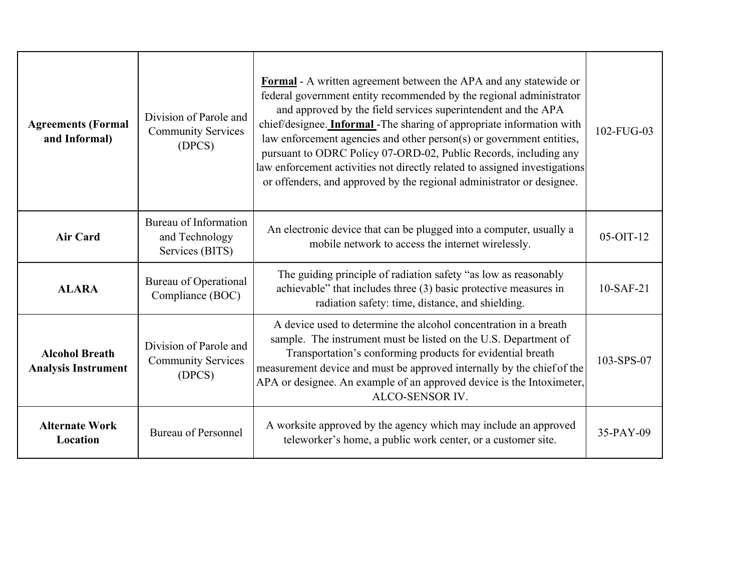| **Agreements (Formal and Informal)** | Division of Parole and Community Services (DPCS) | **Formal** - A written agreement between the APA and any statewide or federal government entity recommended by the regional administrator and approved by the field services superintendent and the APA chief/designee. **Informal** -The sharing of appropriate information with law enforcement agencies and other person(s) or government entities, pursuant to ODRC Policy 07-ORD-02, Public Records, including any law enforcement activities not directly related to assigned investigations or offenders, and approved by the regional administrator or designee. | 102-FUG-03 |
|---|---|---|---|
| **Air Card** | Bureau of Information and Technology Services (BITS) | An electronic device that can be plugged into a computer, usually a mobile network to access the internet wirelessly. | 05-OIT-12 |
| **ALARA** | Bureau of Operational Compliance (BOC) | The guiding principle of radiation safety "as low as reasonably achievable" that includes three (3) basic protective measures in radiation safety: time, distance, and shielding. | 10-SAF-21 |
| **Alcohol Breath Analysis Instrument** | Division of Parole and Community Services (DPCS) | A device used to determine the alcohol concentration in a breath sample. The instrument must be listed on the U.S. Department of Transportation's conforming products for evidential breath measurement device and must be approved internally by the chief of the APA or designee. An example of an approved device is the Intoximeter, ALCO-SENSOR IV. | 103-SPS-07 |
| **Alternate Work Location** | Bureau of Personnel | A worksite approved by the agency which may include an approved teleworker's home, a public work center, or a customer site. | 35-PAY-09 |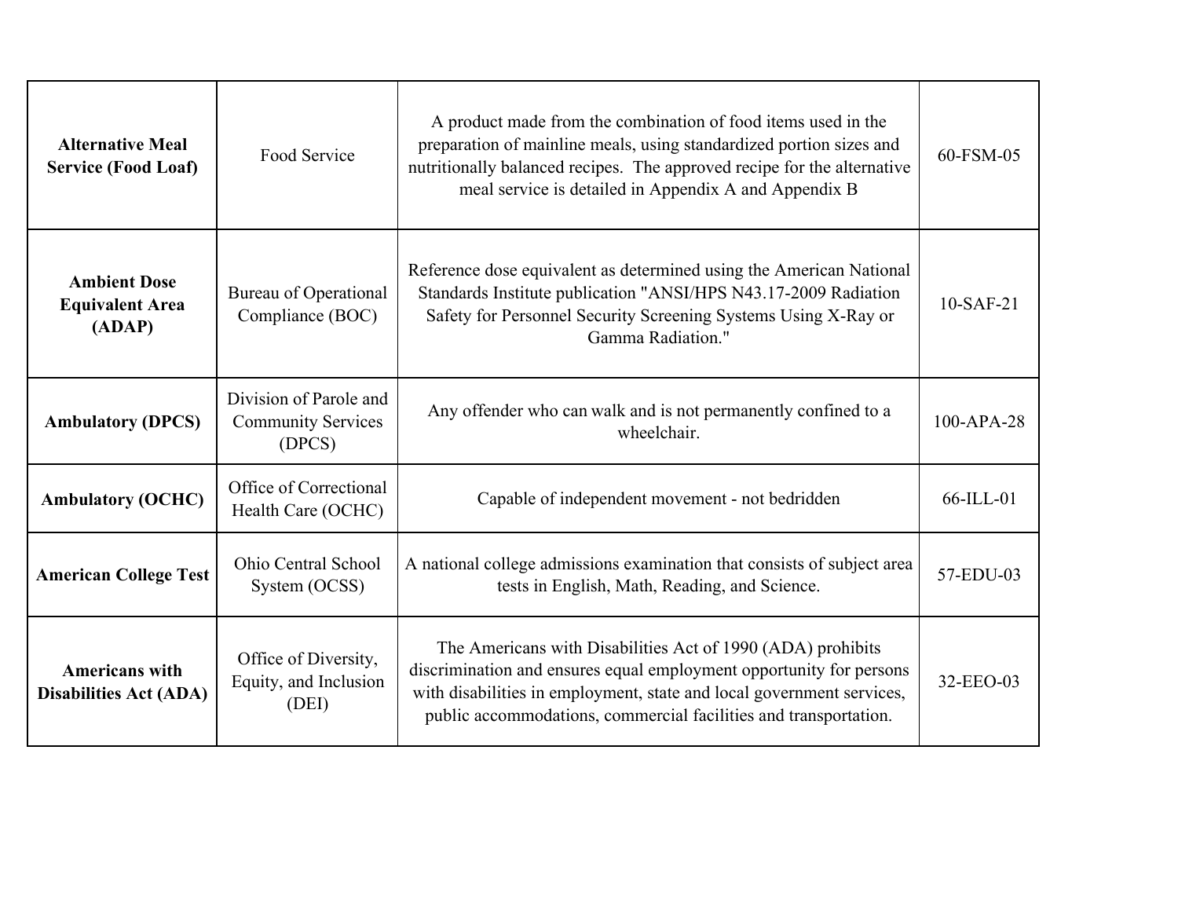| | | | |
|---|---|---|---|
| **Alternative Meal Service (Food Loaf)** | Food Service | A product made from the combination of food items used in the preparation of mainline meals, using standardized portion sizes and nutritionally balanced recipes. The approved recipe for the alternative meal service is detailed in Appendix A and Appendix B | 60-FSM-05 |
| **Ambient Dose Equivalent Area (ADAP)** | Bureau of Operational Compliance (BOC) | Reference dose equivalent as determined using the American National Standards Institute publication "ANSI/HPS N43.17-2009 Radiation Safety for Personnel Security Screening Systems Using X-Ray or Gamma Radiation." | 10-SAF-21 |
| **Ambulatory (DPCS)** | Division of Parole and Community Services (DPCS) | Any offender who can walk and is not permanently confined to a wheelchair. | 100-APA-28 |
| **Ambulatory (OCHC)** | Office of Correctional Health Care (OCHC) | Capable of independent movement - not bedridden | 66-ILL-01 |
| **American College Test** | Ohio Central School System (OCSS) | A national college admissions examination that consists of subject area tests in English, Math, Reading, and Science. | 57-EDU-03 |
| **Americans with Disabilities Act (ADA)** | Office of Diversity, Equity, and Inclusion (DEI) | The Americans with Disabilities Act of 1990 (ADA) prohibits discrimination and ensures equal employment opportunity for persons with disabilities in employment, state and local government services, public accommodations, commercial facilities and transportation. | 32-EEO-03 |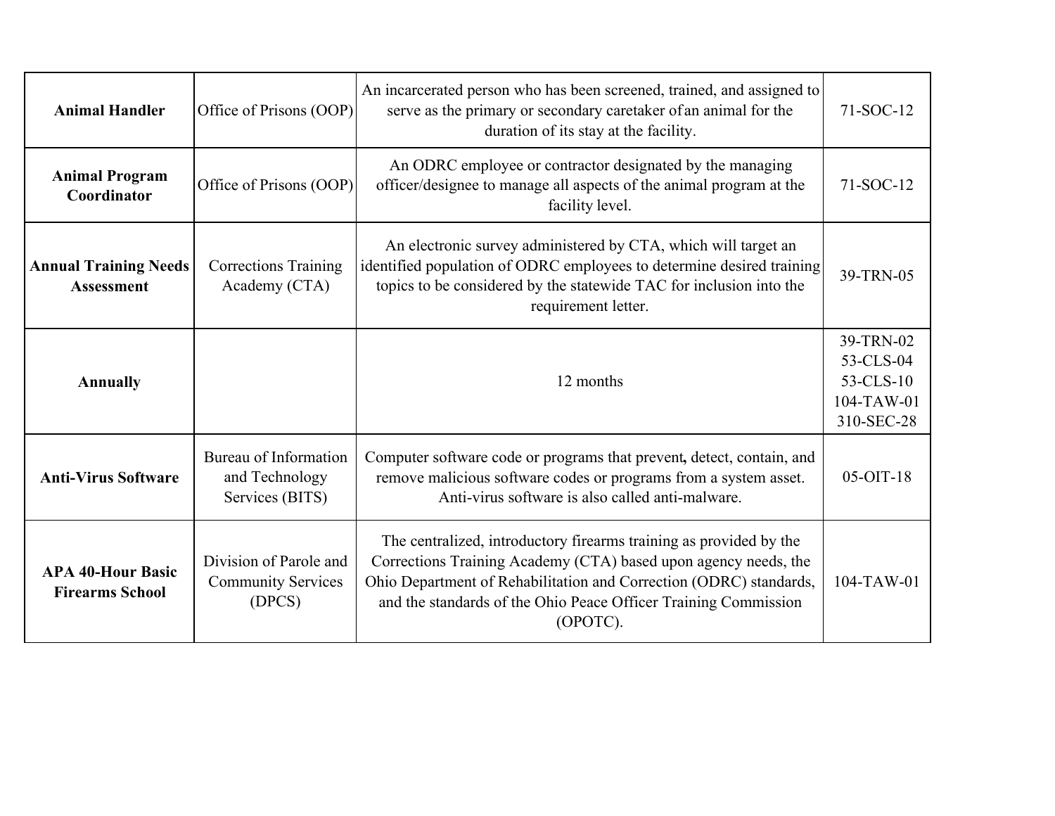| **Animal Handler** | Office of Prisons (OOP) | An incarcerated person who has been screened, trained, and assigned to serve as the primary or secondary caretaker of an animal for the duration of its stay at the facility. | 71-SOC-12 |
|---|---|---|---|
| **Animal Program Coordinator** | Office of Prisons (OOP) | An ODRC employee or contractor designated by the managing officer/designee to manage all aspects of the animal program at the facility level. | 71-SOC-12 |
| **Annual Training Needs Assessment** | Corrections Training Academy (CTA) | An electronic survey administered by CTA, which will target an identified population of ODRC employees to determine desired training topics to be considered by the statewide TAC for inclusion into the requirement letter. | 39-TRN-05 |
| **Annually** | | 12 months | 39-TRN-02<br>53-CLS-04<br>53-CLS-10<br>104-TAW-01<br>310-SEC-28 |
| **Anti-Virus Software** | Bureau of Information and Technology Services (BITS) | Computer software code or programs that prevent, detect, contain, and remove malicious software codes or programs from a system asset. Anti-virus software is also called anti-malware. | 05-OIT-18 |
| **APA 40-Hour Basic Firearms School** | Division of Parole and Community Services (DPCS) | The centralized, introductory firearms training as provided by the Corrections Training Academy (CTA) based upon agency needs, the Ohio Department of Rehabilitation and Correction (ODRC) standards, and the standards of the Ohio Peace Officer Training Commission (OPOTC). | 104-TAW-01 |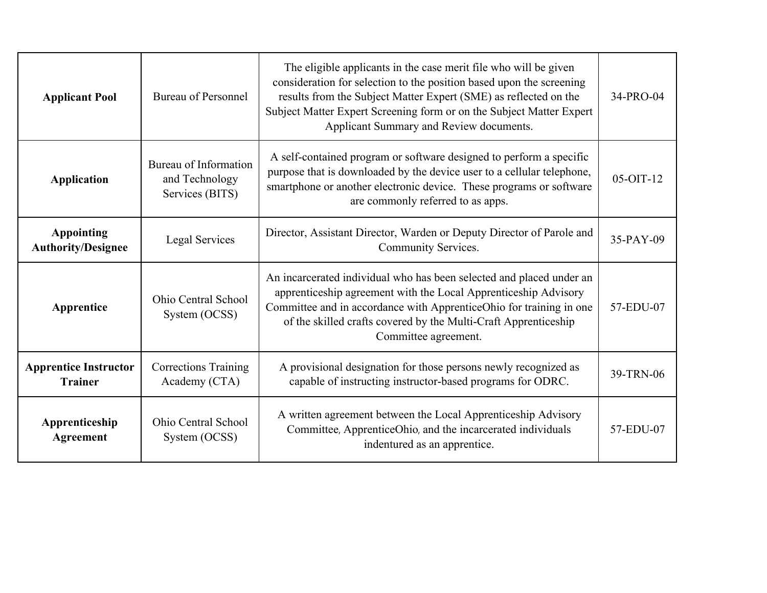| | | | |
|---|---|---|---|
| **Applicant Pool** | Bureau of Personnel | The eligible applicants in the case merit file who will be given consideration for selection to the position based upon the screening results from the Subject Matter Expert (SME) as reflected on the Subject Matter Expert Screening form or on the Subject Matter Expert Applicant Summary and Review documents. | 34-PRO-04 |
| **Application** | Bureau of Information and Technology Services (BITS) | A self-contained program or software designed to perform a specific purpose that is downloaded by the device user to a cellular telephone, smartphone or another electronic device. These programs or software are commonly referred to as apps. | 05-OIT-12 |
| **Appointing Authority/Designee** | Legal Services | Director, Assistant Director, Warden or Deputy Director of Parole and Community Services. | 35-PAY-09 |
| **Apprentice** | Ohio Central School System (OCSS) | An incarcerated individual who has been selected and placed under an apprenticeship agreement with the Local Apprenticeship Advisory Committee and in accordance with ApprenticeOhio for training in one of the skilled crafts covered by the Multi-Craft Apprenticeship Committee agreement. | 57-EDU-07 |
| **Apprentice Instructor Trainer** | Corrections Training Academy (CTA) | A provisional designation for those persons newly recognized as capable of instructing instructor-based programs for ODRC. | 39-TRN-06 |
| **Apprenticeship Agreement** | Ohio Central School System (OCSS) | A written agreement between the Local Apprenticeship Advisory Committee, ApprenticeOhio, and the incarcerated individuals indentured as an apprentice. | 57-EDU-07 |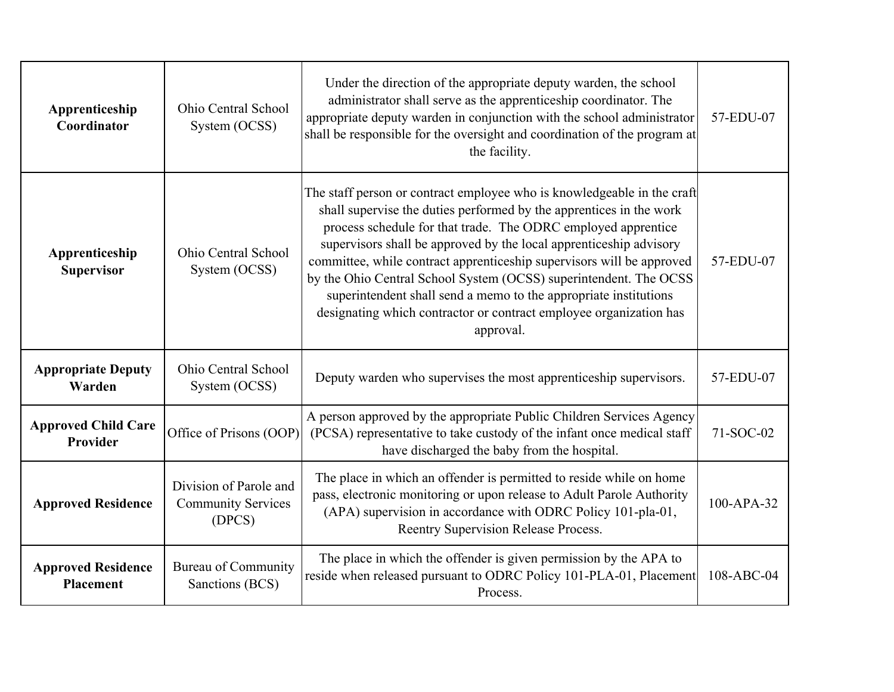| | | | |
|---|---|---|---|
| **Apprenticeship Coordinator** | Ohio Central School System (OCSS) | Under the direction of the appropriate deputy warden, the school administrator shall serve as the apprenticeship coordinator. The appropriate deputy warden in conjunction with the school administrator shall be responsible for the oversight and coordination of the program at the facility. | 57-EDU-07 |
| **Apprenticeship Supervisor** | Ohio Central School System (OCSS) | The staff person or contract employee who is knowledgeable in the craft shall supervise the duties performed by the apprentices in the work process schedule for that trade. The ODRC employed apprentice supervisors shall be approved by the local apprenticeship advisory committee, while contract apprenticeship supervisors will be approved by the Ohio Central School System (OCSS) superintendent. The OCSS superintendent shall send a memo to the appropriate institutions designating which contractor or contract employee organization has approval. | 57-EDU-07 |
| **Appropriate Deputy Warden** | Ohio Central School System (OCSS) | Deputy warden who supervises the most apprenticeship supervisors. | 57-EDU-07 |
| **Approved Child Care Provider** | Office of Prisons (OOP) | A person approved by the appropriate Public Children Services Agency (PCSA) representative to take custody of the infant once medical staff have discharged the baby from the hospital. | 71-SOC-02 |
| **Approved Residence** | Division of Parole and Community Services (DPCS) | The place in which an offender is permitted to reside while on home pass, electronic monitoring or upon release to Adult Parole Authority (APA) supervision in accordance with ODRC Policy 101-pla-01, Reentry Supervision Release Process. | 100-APA-32 |
| **Approved Residence Placement** | Bureau of Community Sanctions (BCS) | The place in which the offender is given permission by the APA to reside when released pursuant to ODRC Policy 101-PLA-01, Placement Process. | 108-ABC-04 |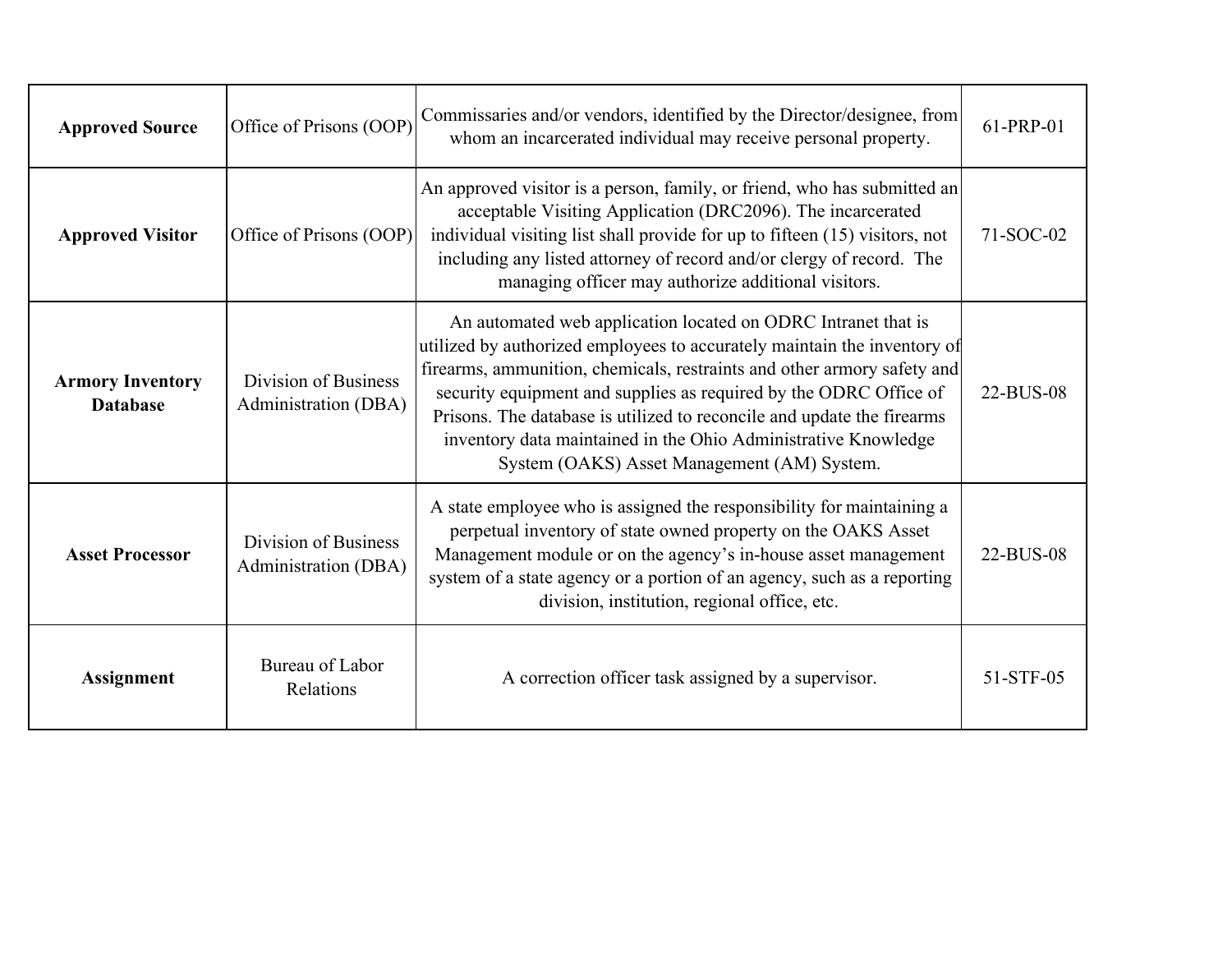| | | | |
|---|---|---|---|
| **Approved Source** | Office of Prisons (OOP) | Commissaries and/or vendors, identified by the Director/designee, from whom an incarcerated individual may receive personal property. | 61-PRP-01 |
| **Approved Visitor** | Office of Prisons (OOP) | An approved visitor is a person, family, or friend, who has submitted an acceptable Visiting Application (DRC2096). The incarcerated individual visiting list shall provide for up to fifteen (15) visitors, not including any listed attorney of record and/or clergy of record. The managing officer may authorize additional visitors. | 71-SOC-02 |
| **Armory Inventory Database** | Division of Business Administration (DBA) | An automated web application located on ODRC Intranet that is utilized by authorized employees to accurately maintain the inventory of firearms, ammunition, chemicals, restraints and other armory safety and security equipment and supplies as required by the ODRC Office of Prisons. The database is utilized to reconcile and update the firearms inventory data maintained in the Ohio Administrative Knowledge System (OAKS) Asset Management (AM) System. | 22-BUS-08 |
| **Asset Processor** | Division of Business Administration (DBA) | A state employee who is assigned the responsibility for maintaining a perpetual inventory of state owned property on the OAKS Asset Management module or on the agency's in-house asset management system of a state agency or a portion of an agency, such as a reporting division, institution, regional office, etc. | 22-BUS-08 |
| **Assignment** | Bureau of Labor Relations | A correction officer task assigned by a supervisor. | 51-STF-05 |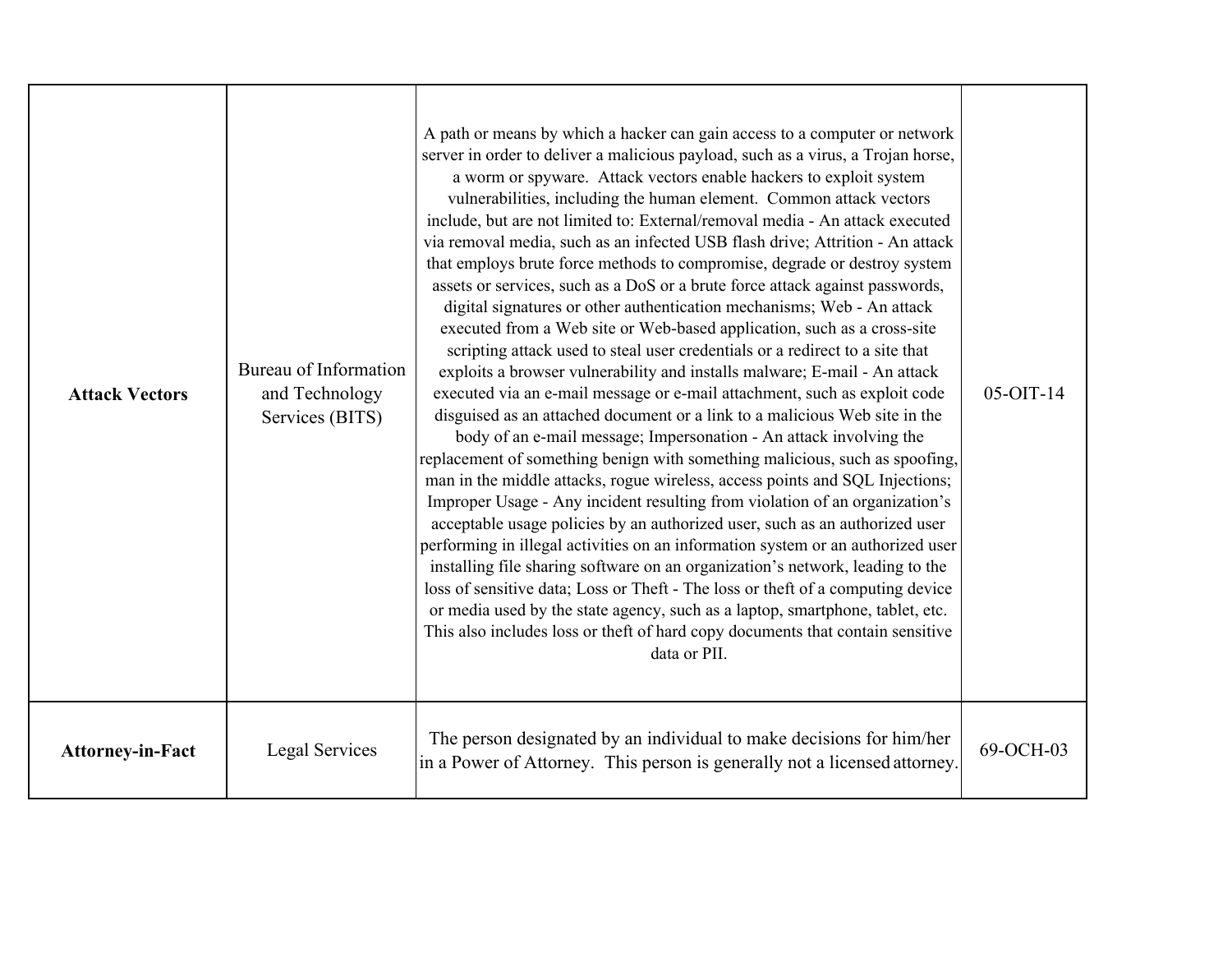| **Attack Vectors** | Bureau of Information and Technology Services (BITS) | A path or means by which a hacker can gain access to a computer or network server in order to deliver a malicious payload, such as a virus, a Trojan horse, a worm or spyware. Attack vectors enable hackers to exploit system vulnerabilities, including the human element. Common attack vectors include, but are not limited to: External/removal media - An attack executed via removal media, such as an infected USB flash drive; Attrition - An attack that employs brute force methods to compromise, degrade or destroy system assets or services, such as a DoS or a brute force attack against passwords, digital signatures or other authentication mechanisms; Web - An attack executed from a Web site or Web-based application, such as a cross-site scripting attack used to steal user credentials or a redirect to a site that exploits a browser vulnerability and installs malware; E-mail - An attack executed via an e-mail message or e-mail attachment, such as exploit code disguised as an attached document or a link to a malicious Web site in the body of an e-mail message; Impersonation - An attack involving the replacement of something benign with something malicious, such as spoofing, man in the middle attacks, rogue wireless, access points and SQL Injections; Improper Usage - Any incident resulting from violation of an organization's acceptable usage policies by an authorized user, such as an authorized user performing in illegal activities on an information system or an authorized user installing file sharing software on an organization's network, leading to the loss of sensitive data; Loss or Theft - The loss or theft of a computing device or media used by the state agency, such as a laptop, smartphone, tablet, etc. This also includes loss or theft of hard copy documents that contain sensitive data or PII. | 05-OIT-14 |
|---|---|---|---|
| **Attorney-in-Fact** | Legal Services | The person designated by an individual to make decisions for him/her in a Power of Attorney. This person is generally not a licensed attorney. | 69-OCH-03 |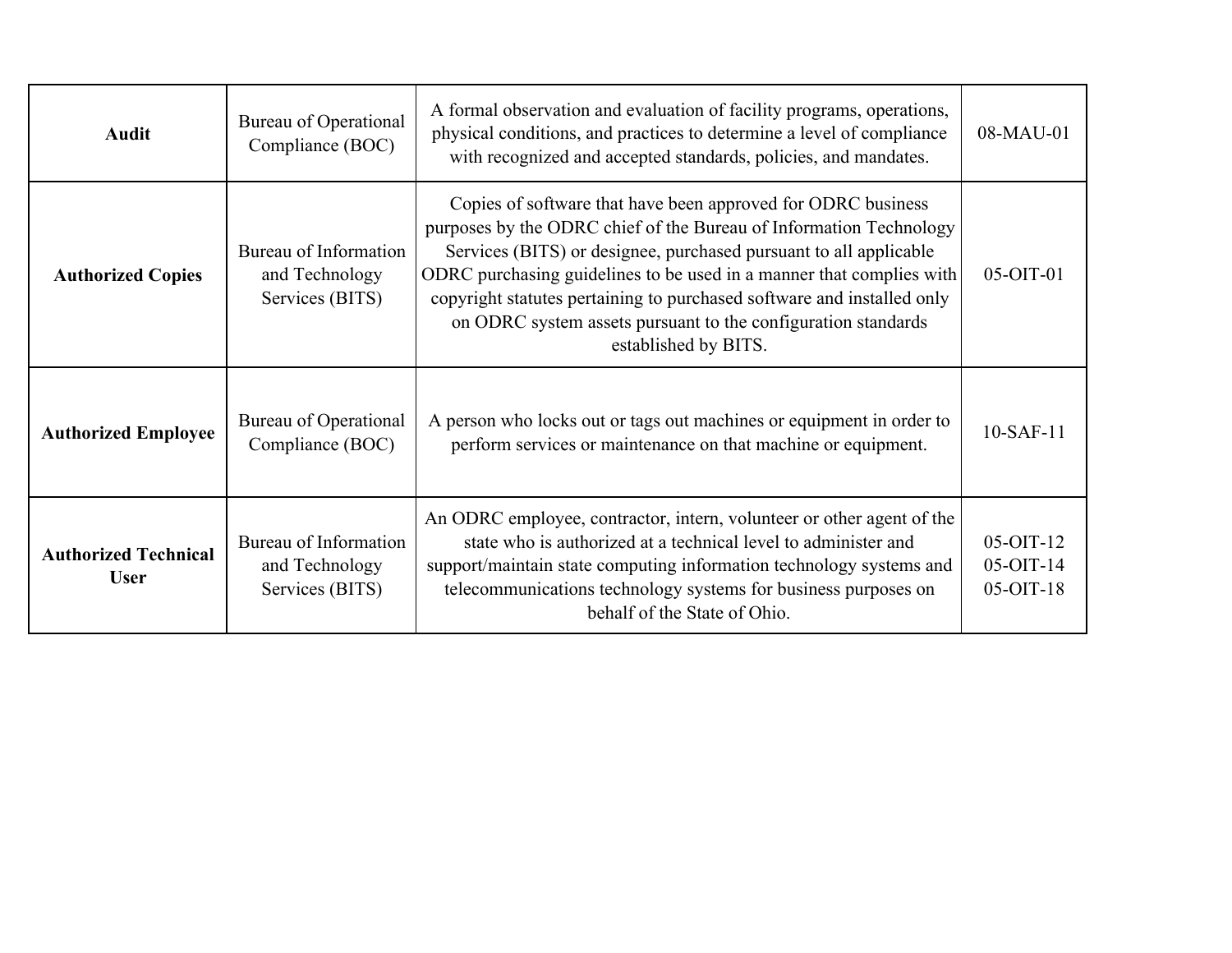| **Audit** | Bureau of Operational Compliance (BOC) | A formal observation and evaluation of facility programs, operations, physical conditions, and practices to determine a level of compliance with recognized and accepted standards, policies, and mandates. | 08-MAU-01 |
|---|---|---|---|
| **Authorized Copies** | Bureau of Information and Technology Services (BITS) | Copies of software that have been approved for ODRC business purposes by the ODRC chief of the Bureau of Information Technology Services (BITS) or designee, purchased pursuant to all applicable ODRC purchasing guidelines to be used in a manner that complies with copyright statutes pertaining to purchased software and installed only on ODRC system assets pursuant to the configuration standards established by BITS. | 05-OIT-01 |
| **Authorized Employee** | Bureau of Operational Compliance (BOC) | A person who locks out or tags out machines or equipment in order to perform services or maintenance on that machine or equipment. | 10-SAF-11 |
| **Authorized Technical User** | Bureau of Information and Technology Services (BITS) | An ODRC employee, contractor, intern, volunteer or other agent of the state who is authorized at a technical level to administer and support/maintain state computing information technology systems and telecommunications technology systems for business purposes on behalf of the State of Ohio. | 05-OIT-12<br>05-OIT-14<br>05-OIT-18 |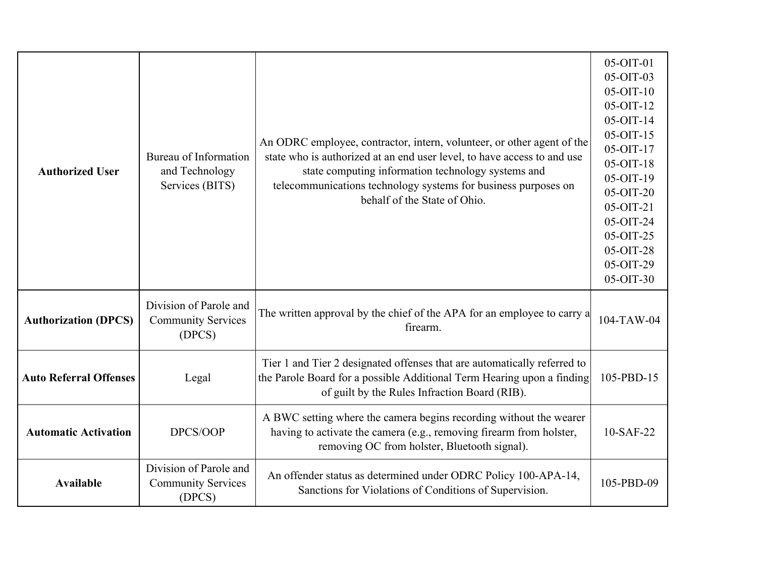| **Authorized User** | Bureau of Information and Technology Services (BITS) | An ODRC employee, contractor, intern, volunteer, or other agent of the state who is authorized at an end user level, to have access to and use state computing information technology systems and telecommunications technology systems for business purposes on behalf of the State of Ohio. | 05-OIT-01<br>05-OIT-03<br>05-OIT-10<br>05-OIT-12<br>05-OIT-14<br>05-OIT-15<br>05-OIT-17<br>05-OIT-18<br>05-OIT-19<br>05-OIT-20<br>05-OIT-21<br>05-OIT-24<br>05-OIT-25<br>05-OIT-28<br>05-OIT-29<br>05-OIT-30 |
|---|---|---|---|
| **Authorization (DPCS)** | Division of Parole and Community Services (DPCS) | The written approval by the chief of the APA for an employee to carry a firearm. | 104-TAW-04 |
| **Auto Referral Offenses** | Legal | Tier 1 and Tier 2 designated offenses that are automatically referred to the Parole Board for a possible Additional Term Hearing upon a finding of guilt by the Rules Infraction Board (RIB). | 105-PBD-15 |
| **Automatic Activation** | DPCS/OOP | A BWC setting where the camera begins recording without the wearer having to activate the camera (e.g., removing firearm from holster, removing OC from holster, Bluetooth signal). | 10-SAF-22 |
| **Available** | Division of Parole and Community Services (DPCS) | An offender status as determined under ODRC Policy 100-APA-14, Sanctions for Violations of Conditions of Supervision. | 105-PBD-09 |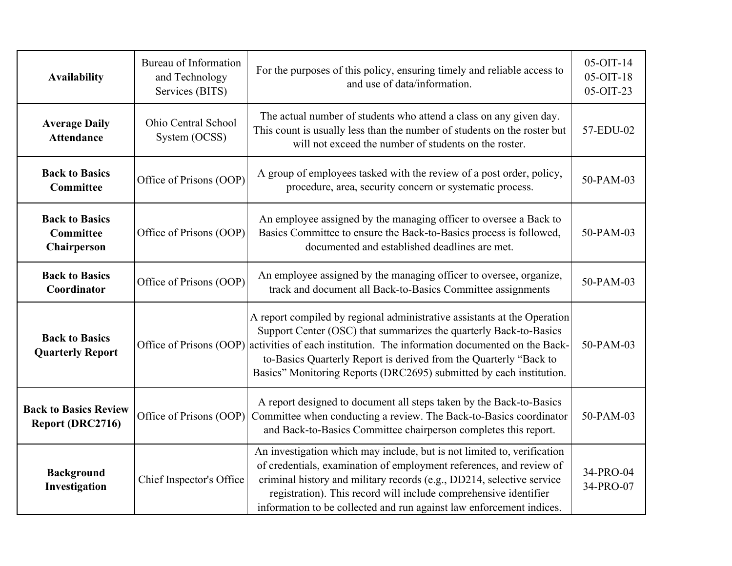| | | | |
|---|---|---|---|
| **Availability** | Bureau of Information and Technology Services (BITS) | For the purposes of this policy, ensuring timely and reliable access to and use of data/information. | 05-OIT-14<br>05-OIT-18<br>05-OIT-23 |
| **Average Daily Attendance** | Ohio Central School System (OCSS) | The actual number of students who attend a class on any given day. This count is usually less than the number of students on the roster but will not exceed the number of students on the roster. | 57-EDU-02 |
| **Back to Basics Committee** | Office of Prisons (OOP) | A group of employees tasked with the review of a post order, policy, procedure, area, security concern or systematic process. | 50-PAM-03 |
| **Back to Basics Committee Chairperson** | Office of Prisons (OOP) | An employee assigned by the managing officer to oversee a Back to Basics Committee to ensure the Back-to-Basics process is followed, documented and established deadlines are met. | 50-PAM-03 |
| **Back to Basics Coordinator** | Office of Prisons (OOP) | An employee assigned by the managing officer to oversee, organize, track and document all Back-to-Basics Committee assignments | 50-PAM-03 |
| **Back to Basics Quarterly Report** | Office of Prisons (OOP) | A report compiled by regional administrative assistants at the Operation Support Center (OSC) that summarizes the quarterly Back-to-Basics activities of each institution. The information documented on the Back-to-Basics Quarterly Report is derived from the Quarterly "Back to Basics" Monitoring Reports (DRC2695) submitted by each institution. | 50-PAM-03 |
| **Back to Basics Review Report (DRC2716)** | Office of Prisons (OOP) | A report designed to document all steps taken by the Back-to-Basics Committee when conducting a review. The Back-to-Basics coordinator and Back-to-Basics Committee chairperson completes this report. | 50-PAM-03 |
| **Background Investigation** | Chief Inspector's Office | An investigation which may include, but is not limited to, verification of credentials, examination of employment references, and review of criminal history and military records (e.g., DD214, selective service registration). This record will include comprehensive identifier information to be collected and run against law enforcement indices. | 34-PRO-04<br>34-PRO-07 |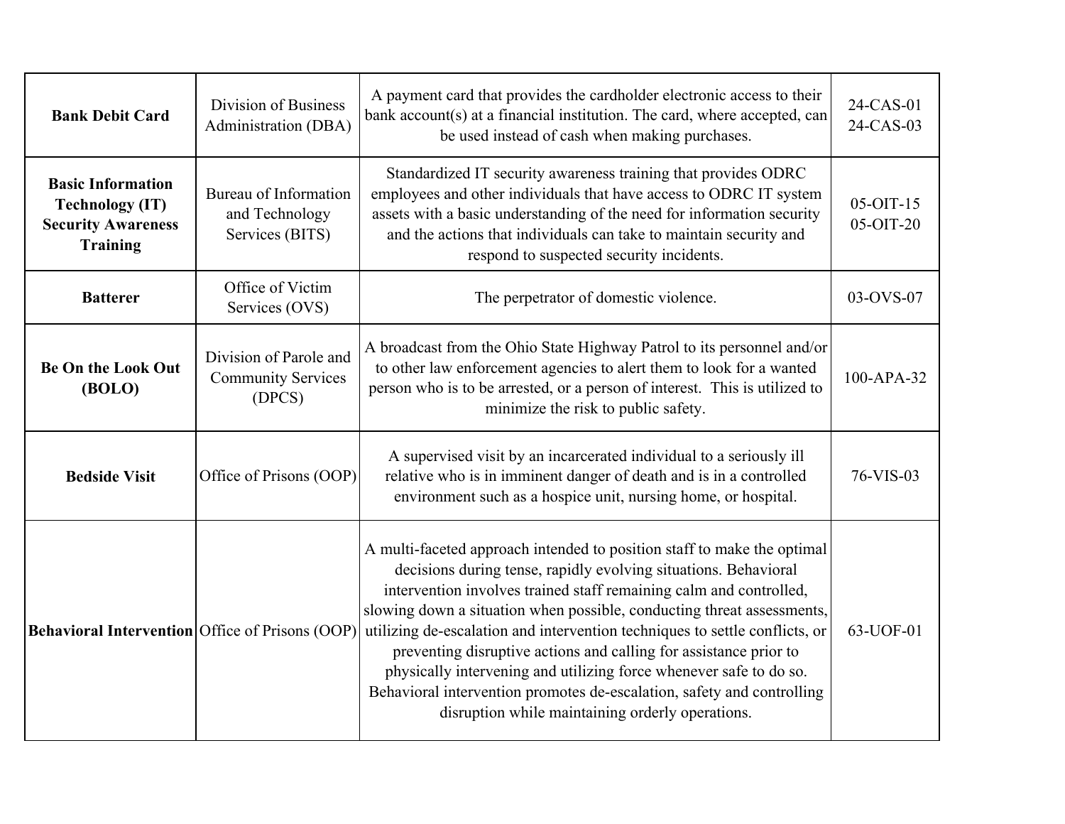| **Bank Debit Card** | Division of Business Administration (DBA) | A payment card that provides the cardholder electronic access to their bank account(s) at a financial institution. The card, where accepted, can be used instead of cash when making purchases. | 24-CAS-01 24-CAS-03 |
|---|---|---|---|
| **Basic Information Technology (IT) Security Awareness Training** | Bureau of Information and Technology Services (BITS) | Standardized IT security awareness training that provides ODRC employees and other individuals that have access to ODRC IT system assets with a basic understanding of the need for information security and the actions that individuals can take to maintain security and respond to suspected security incidents. | 05-OIT-15 05-OIT-20 |
| **Batterer** | Office of Victim Services (OVS) | The perpetrator of domestic violence. | 03-OVS-07 |
| **Be On the Look Out (BOLO)** | Division of Parole and Community Services (DPCS) | A broadcast from the Ohio State Highway Patrol to its personnel and/or to other law enforcement agencies to alert them to look for a wanted person who is to be arrested, or a person of interest. This is utilized to minimize the risk to public safety. | 100-APA-32 |
| **Bedside Visit** | Office of Prisons (OOP) | A supervised visit by an incarcerated individual to a seriously ill relative who is in imminent danger of death and is in a controlled environment such as a hospice unit, nursing home, or hospital. | 76-VIS-03 |
| **Behavioral Intervention** | Office of Prisons (OOP) | A multi-faceted approach intended to position staff to make the optimal decisions during tense, rapidly evolving situations. Behavioral intervention involves trained staff remaining calm and controlled, slowing down a situation when possible, conducting threat assessments, utilizing de-escalation and intervention techniques to settle conflicts, or preventing disruptive actions and calling for assistance prior to physically intervening and utilizing force whenever safe to do so. Behavioral intervention promotes de-escalation, safety and controlling disruption while maintaining orderly operations. | 63-UOF-01 |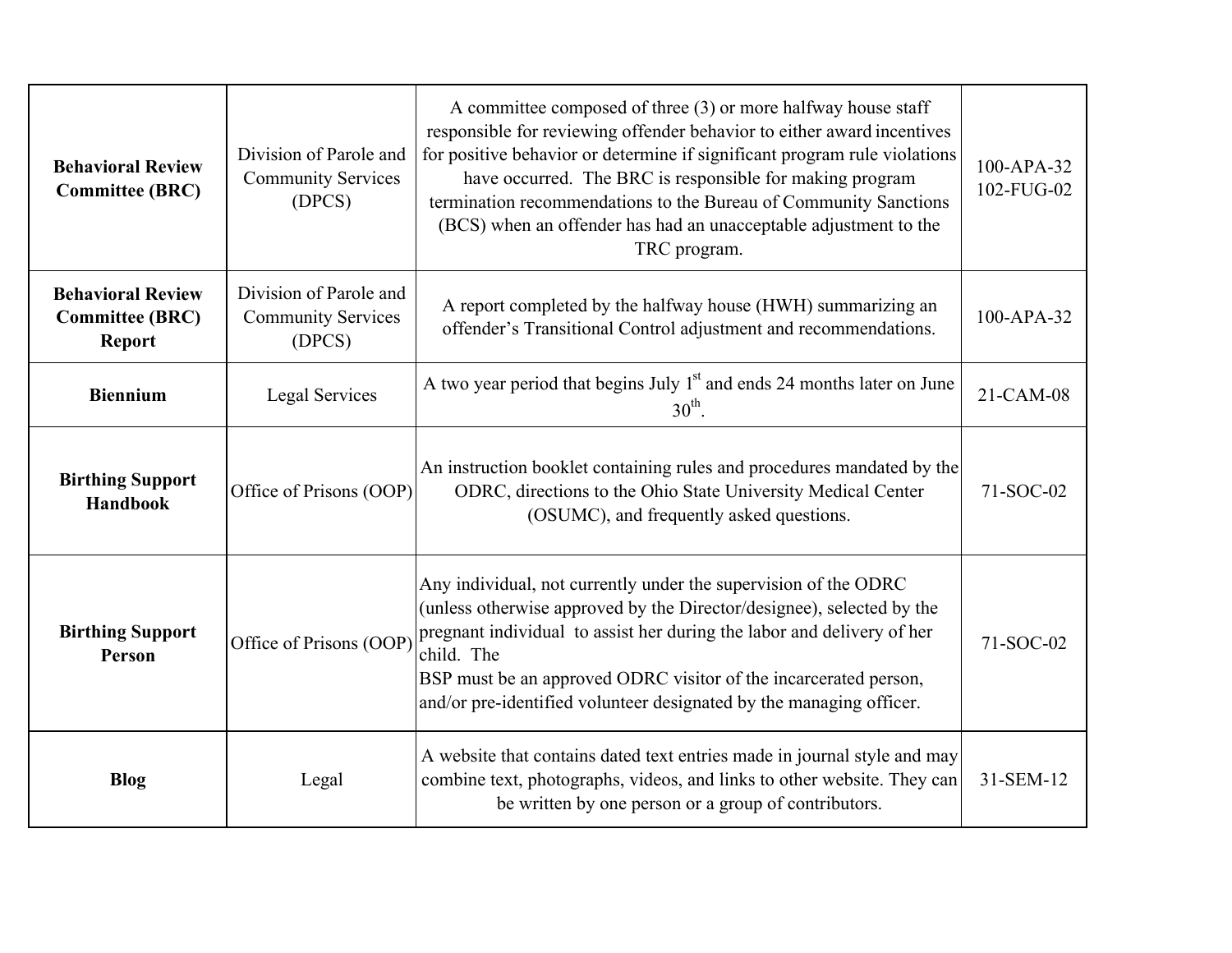| **Behavioral Review Committee (BRC)** | Division of Parole and Community Services (DPCS) | A committee composed of three (3) or more halfway house staff responsible for reviewing offender behavior to either award incentives for positive behavior or determine if significant program rule violations have occurred. The BRC is responsible for making program termination recommendations to the Bureau of Community Sanctions (BCS) when an offender has had an unacceptable adjustment to the TRC program. | 100-APA-32 102-FUG-02 |
|---|---|---|---|
| **Behavioral Review Committee (BRC) Report** | Division of Parole and Community Services (DPCS) | A report completed by the halfway house (HWH) summarizing an offender's Transitional Control adjustment and recommendations. | 100-APA-32 |
| **Biennium** | Legal Services | A two year period that begins July 1st and ends 24 months later on June 30th. | 21-CAM-08 |
| **Birthing Support Handbook** | Office of Prisons (OOP) | An instruction booklet containing rules and procedures mandated by the ODRC, directions to the Ohio State University Medical Center (OSUMC), and frequently asked questions. | 71-SOC-02 |
| **Birthing Support Person** | Office of Prisons (OOP) | Any individual, not currently under the supervision of the ODRC (unless otherwise approved by the Director/designee), selected by the pregnant individual to assist her during the labor and delivery of her child. The BSP must be an approved ODRC visitor of the incarcerated person, and/or pre-identified volunteer designated by the managing officer. | 71-SOC-02 |
| **Blog** | Legal | A website that contains dated text entries made in journal style and may combine text, photographs, videos, and links to other website. They can be written by one person or a group of contributors. | 31-SEM-12 |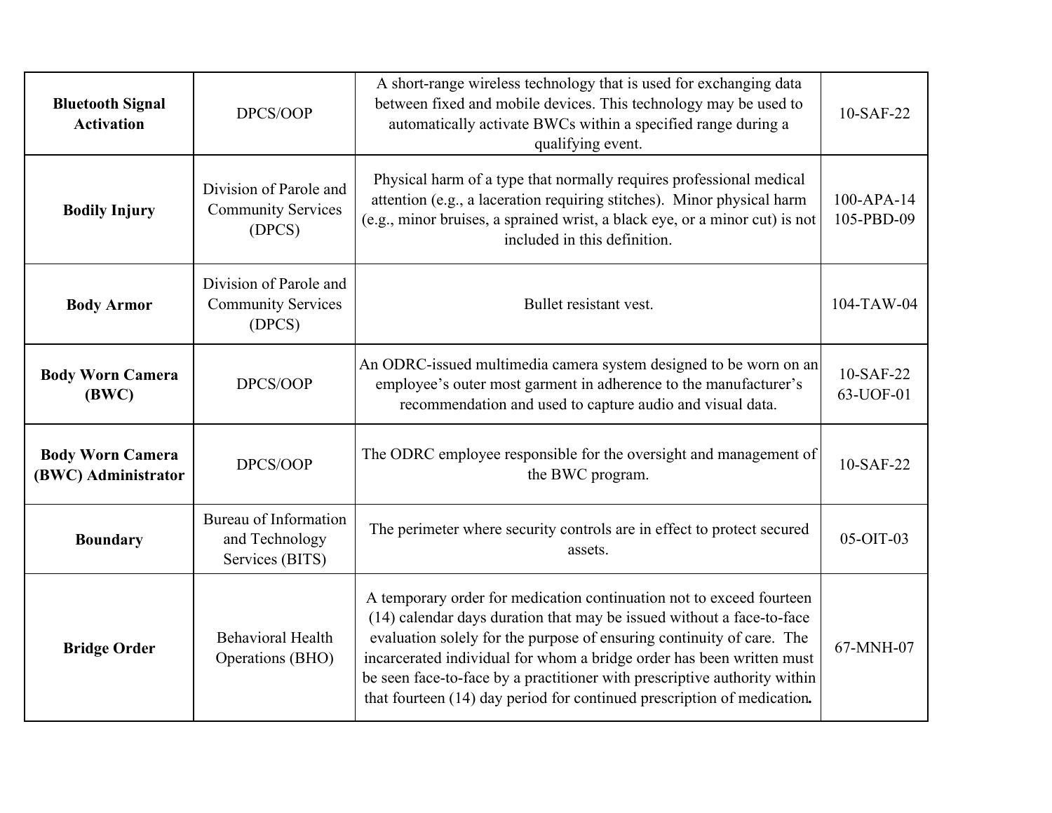| | | | |
|---|---|---|---|
| **Bluetooth Signal Activation** | DPCS/OOP | A short-range wireless technology that is used for exchanging data between fixed and mobile devices. This technology may be used to automatically activate BWCs within a specified range during a qualifying event. | 10-SAF-22 |
| **Bodily Injury** | Division of Parole and Community Services (DPCS) | Physical harm of a type that normally requires professional medical attention (e.g., a laceration requiring stitches). Minor physical harm (e.g., minor bruises, a sprained wrist, a black eye, or a minor cut) is not included in this definition. | 100-APA-14<br>105-PBD-09 |
| **Body Armor** | Division of Parole and Community Services (DPCS) | Bullet resistant vest. | 104-TAW-04 |
| **Body Worn Camera (BWC)** | DPCS/OOP | An ODRC-issued multimedia camera system designed to be worn on an employee's outer most garment in adherence to the manufacturer's recommendation and used to capture audio and visual data. | 10-SAF-22<br>63-UOF-01 |
| **Body Worn Camera (BWC) Administrator** | DPCS/OOP | The ODRC employee responsible for the oversight and management of the BWC program. | 10-SAF-22 |
| **Boundary** | Bureau of Information and Technology Services (BITS) | The perimeter where security controls are in effect to protect secured assets. | 05-OIT-03 |
| **Bridge Order** | Behavioral Health Operations (BHO) | A temporary order for medication continuation not to exceed fourteen (14) calendar days duration that may be issued without a face-to-face evaluation solely for the purpose of ensuring continuity of care. The incarcerated individual for whom a bridge order has been written must be seen face-to-face by a practitioner with prescriptive authority within that fourteen (14) day period for continued prescription of medication. | 67-MNH-07 |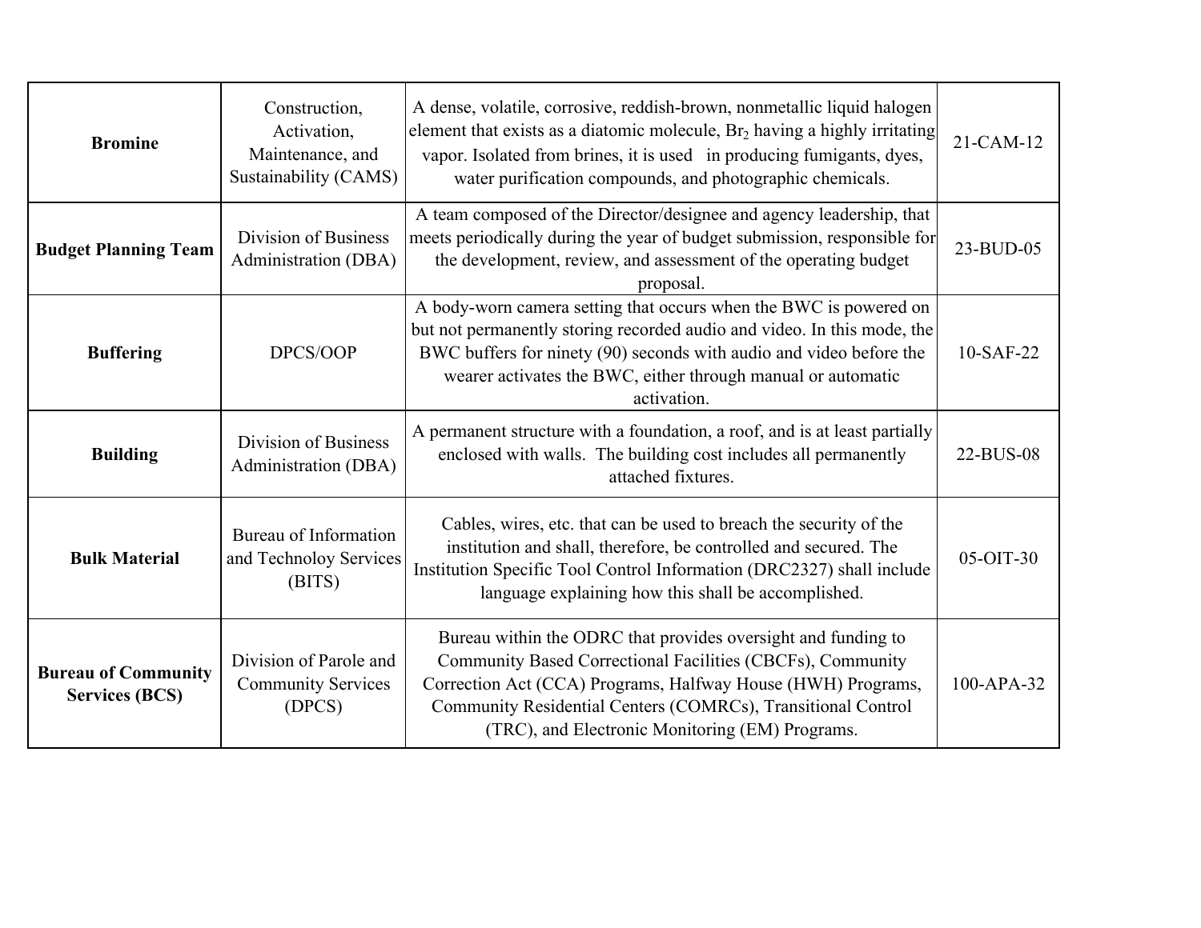| **Bromine** | Construction, Activation, Maintenance, and Sustainability (CAMS) | A dense, volatile, corrosive, reddish-brown, nonmetallic liquid halogen element that exists as a diatomic molecule, $Br_2$ having a highly irritating vapor. Isolated from brines, it is used in producing fumigants, dyes, water purification compounds, and photographic chemicals. | 21-CAM-12 |
|---|---|---|---|
| **Budget Planning Team** | Division of Business Administration (DBA) | A team composed of the Director/designee and agency leadership, that meets periodically during the year of budget submission, responsible for the development, review, and assessment of the operating budget proposal. | 23-BUD-05 |
| **Buffering** | DPCS/OOP | A body-worn camera setting that occurs when the BWC is powered on but not permanently storing recorded audio and video. In this mode, the BWC buffers for ninety (90) seconds with audio and video before the wearer activates the BWC, either through manual or automatic activation. | 10-SAF-22 |
| **Building** | Division of Business Administration (DBA) | A permanent structure with a foundation, a roof, and is at least partially enclosed with walls. The building cost includes all permanently attached fixtures. | 22-BUS-08 |
| **Bulk Material** | Bureau of Information and Technoloy Services (BITS) | Cables, wires, etc. that can be used to breach the security of the institution and shall, therefore, be controlled and secured. The Institution Specific Tool Control Information (DRC2327) shall include language explaining how this shall be accomplished. | 05-OIT-30 |
| **Bureau of Community Services (BCS)** | Division of Parole and Community Services (DPCS) | Bureau within the ODRC that provides oversight and funding to Community Based Correctional Facilities (CBCFs), Community Correction Act (CCA) Programs, Halfway House (HWH) Programs, Community Residential Centers (COMRCs), Transitional Control (TRC), and Electronic Monitoring (EM) Programs. | 100-APA-32 |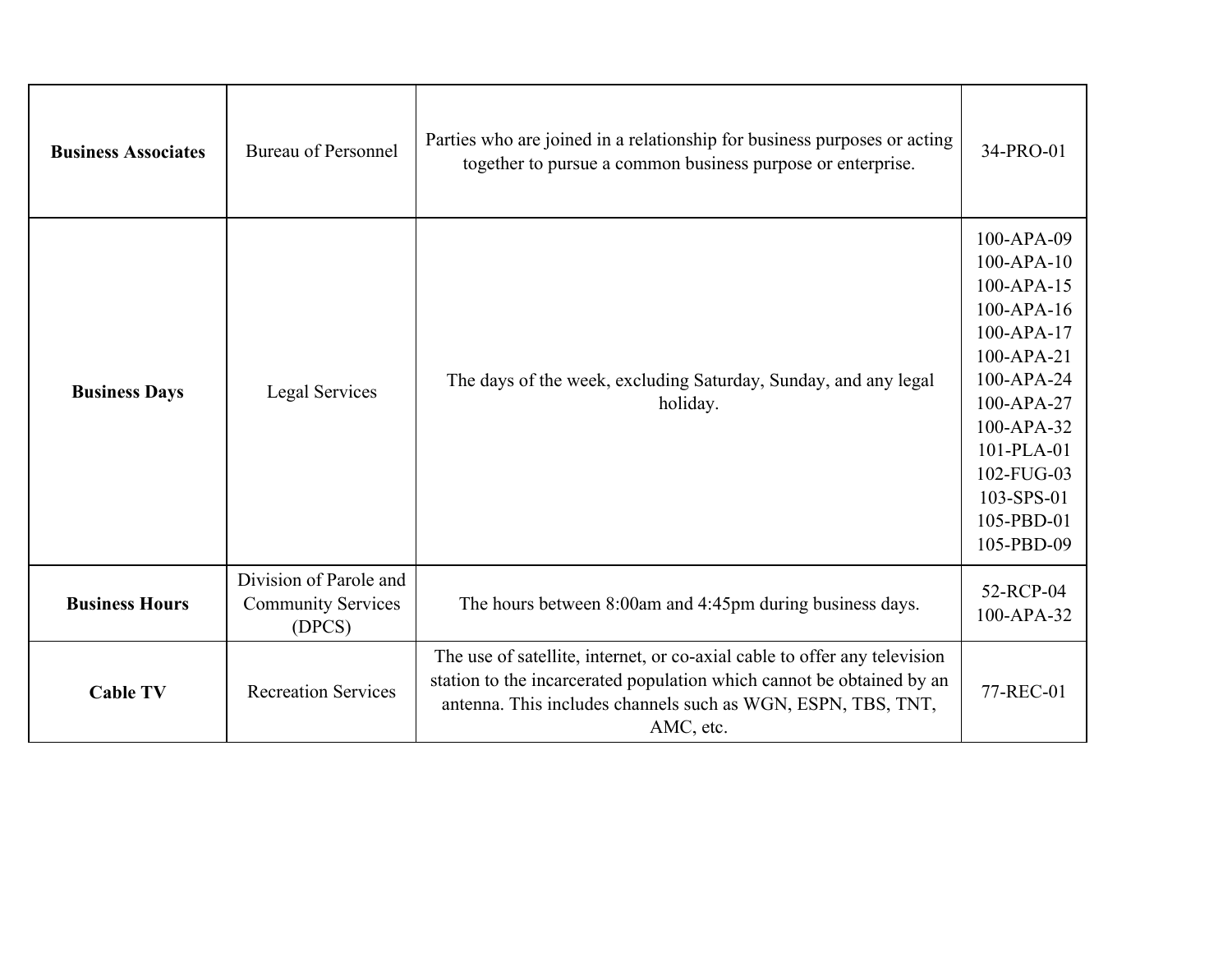| | | | |
|---|---|---|---|
| **Business Associates** | Bureau of Personnel | Parties who are joined in a relationship for business purposes or acting together to pursue a common business purpose or enterprise. | 34-PRO-01 |
| **Business Days** | Legal Services | The days of the week, excluding Saturday, Sunday, and any legal holiday. | 100-APA-09<br>100-APA-10<br>100-APA-15<br>100-APA-16<br>100-APA-17<br>100-APA-21<br>100-APA-24<br>100-APA-27<br>100-APA-32<br>101-PLA-01<br>102-FUG-03<br>103-SPS-01<br>105-PBD-01<br>105-PBD-09 |
| **Business Hours** | Division of Parole and Community Services (DPCS) | The hours between 8:00am and 4:45pm during business days. | 52-RCP-04<br>100-APA-32 |
| **Cable TV** | Recreation Services | The use of satellite, internet, or co-axial cable to offer any television station to the incarcerated population which cannot be obtained by an antenna. This includes channels such as WGN, ESPN, TBS, TNT, AMC, etc. | 77-REC-01 |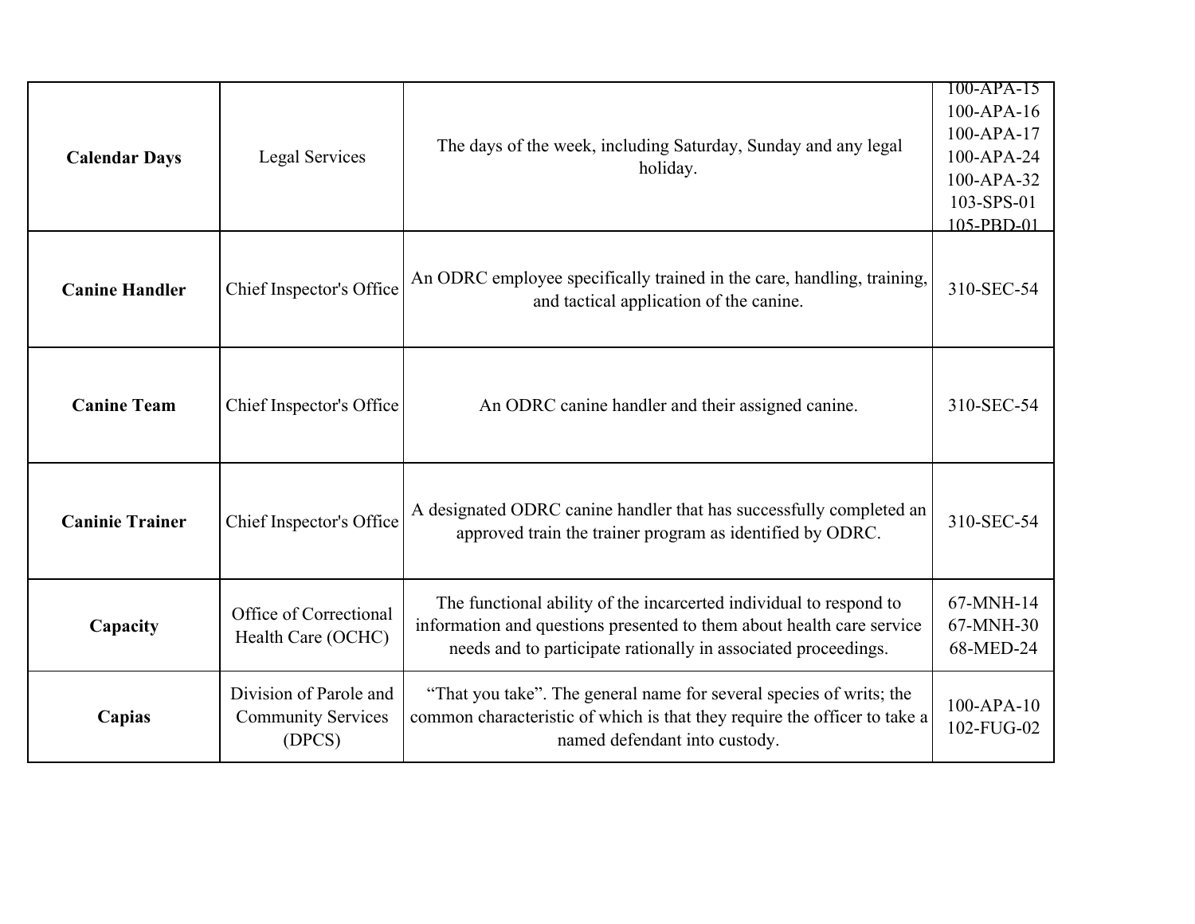| | | | |
|---|---|---|---|
| **Calendar Days** | Legal Services | The days of the week, including Saturday, Sunday and any legal holiday. | 100-APA-15<br>100-APA-16<br>100-APA-17<br>100-APA-24<br>100-APA-32<br>103-SPS-01<br>105-PBD-01 |
| **Canine Handler** | Chief Inspector's Office | An ODRC employee specifically trained in the care, handling, training, and tactical application of the canine. | 310-SEC-54 |
| **Canine Team** | Chief Inspector's Office | An ODRC canine handler and their assigned canine. | 310-SEC-54 |
| **Caninie Trainer** | Chief Inspector's Office | A designated ODRC canine handler that has successfully completed an approved train the trainer program as identified by ODRC. | 310-SEC-54 |
| **Capacity** | Office of Correctional Health Care (OCHC) | The functional ability of the incarcerted individual to respond to information and questions presented to them about health care service needs and to participate rationally in associated proceedings. | 67-MNH-14<br>67-MNH-30<br>68-MED-24 |
| **Capias** | Division of Parole and Community Services (DPCS) | "That you take". The general name for several species of writs; the common characteristic of which is that they require the officer to take a named defendant into custody. | 100-APA-10<br>102-FUG-02 |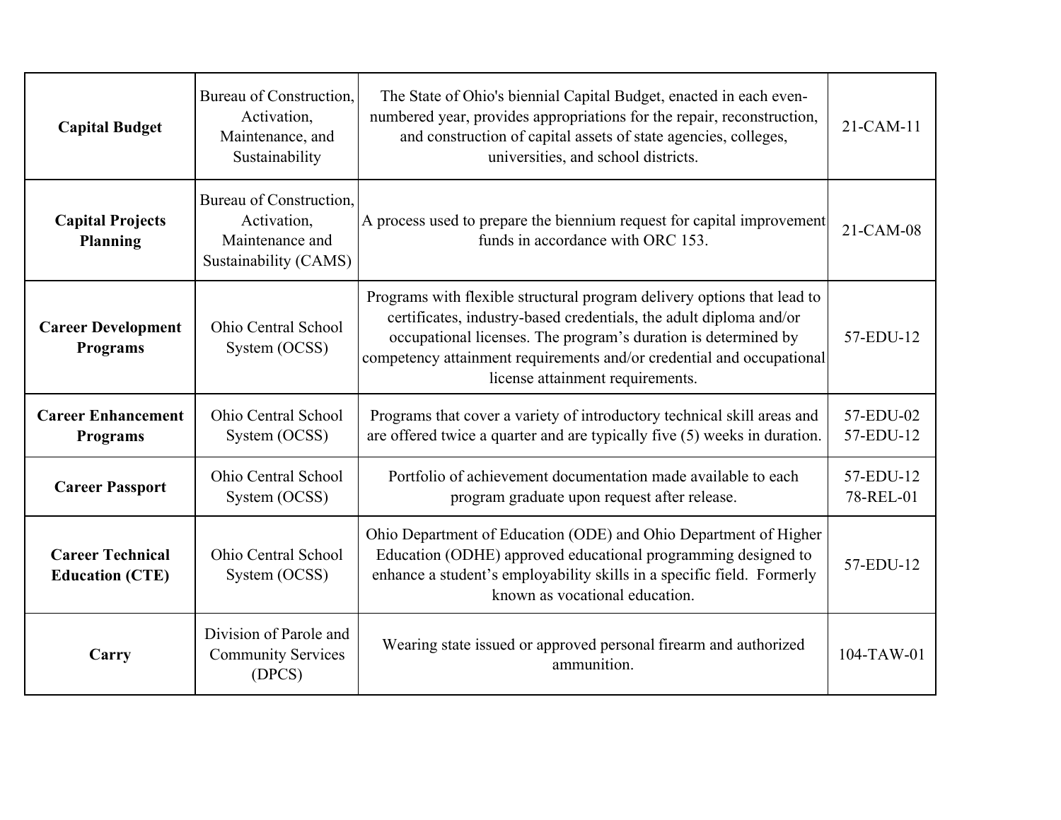| **Capital Budget** | Bureau of Construction, Activation, Maintenance, and Sustainability | The State of Ohio's biennial Capital Budget, enacted in each even-numbered year, provides appropriations for the repair, reconstruction, and construction of capital assets of state agencies, colleges, universities, and school districts. | 21-CAM-11 |
|---|---|---|---|
| **Capital Projects Planning** | Bureau of Construction, Activation, Maintenance and Sustainability (CAMS) | A process used to prepare the biennium request for capital improvement funds in accordance with ORC 153. | 21-CAM-08 |
| **Career Development Programs** | Ohio Central School System (OCSS) | Programs with flexible structural program delivery options that lead to certificates, industry-based credentials, the adult diploma and/or occupational licenses. The program's duration is determined by competency attainment requirements and/or credential and occupational license attainment requirements. | 57-EDU-12 |
| **Career Enhancement Programs** | Ohio Central School System (OCSS) | Programs that cover a variety of introductory technical skill areas and are offered twice a quarter and are typically five (5) weeks in duration. | 57-EDU-02<br>57-EDU-12 |
| **Career Passport** | Ohio Central School System (OCSS) | Portfolio of achievement documentation made available to each program graduate upon request after release. | 57-EDU-12<br>78-REL-01 |
| **Career Technical Education (CTE)** | Ohio Central School System (OCSS) | Ohio Department of Education (ODE) and Ohio Department of Higher Education (ODHE) approved educational programming designed to enhance a student's employability skills in a specific field. Formerly known as vocational education. | 57-EDU-12 |
| **Carry** | Division of Parole and Community Services (DPCS) | Wearing state issued or approved personal firearm and authorized ammunition. | 104-TAW-01 |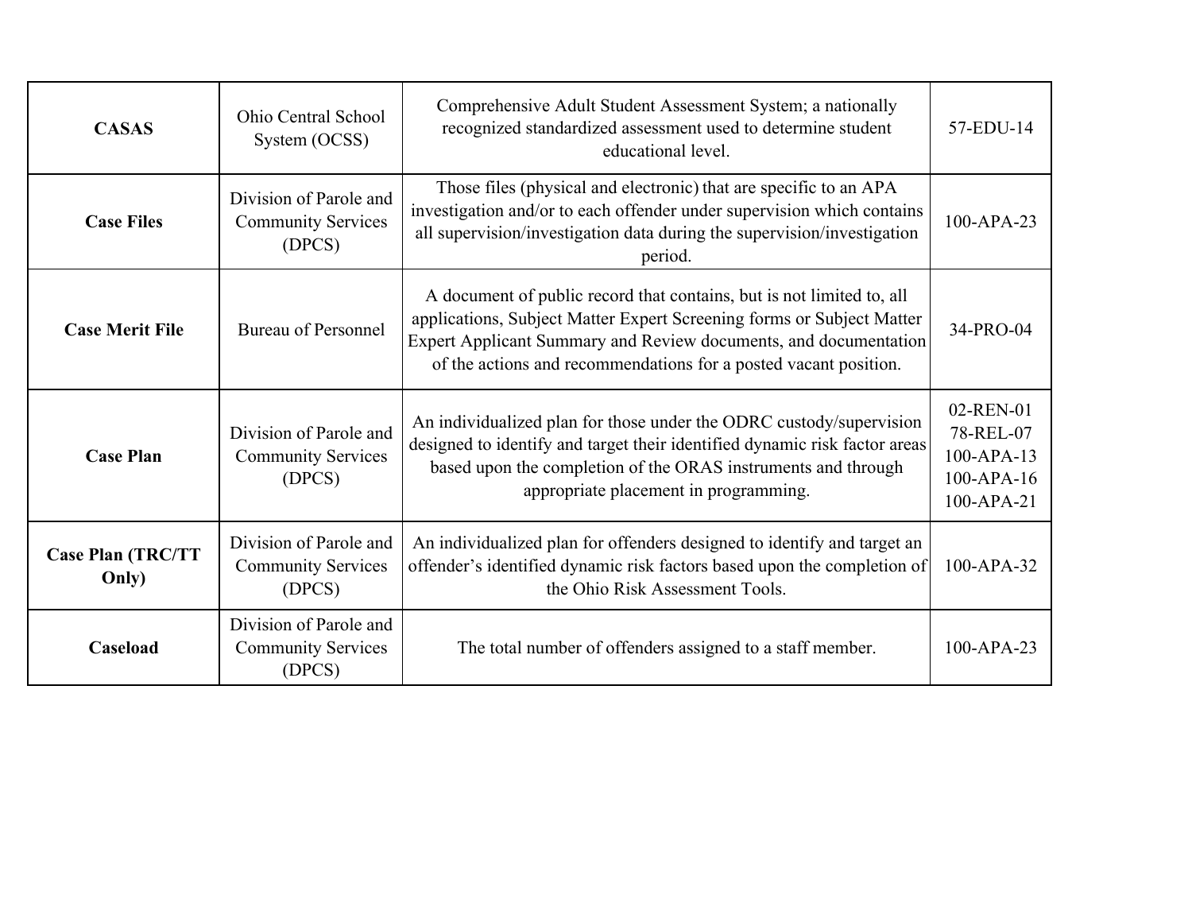| **CASAS** | Ohio Central School System (OCSS) | Comprehensive Adult Student Assessment System; a nationally recognized standardized assessment used to determine student educational level. | 57-EDU-14 |
|---|---|---|---|
| **Case Files** | Division of Parole and Community Services (DPCS) | Those files (physical and electronic) that are specific to an APA investigation and/or to each offender under supervision which contains all supervision/investigation data during the supervision/investigation period. | 100-APA-23 |
| **Case Merit File** | Bureau of Personnel | A document of public record that contains, but is not limited to, all applications, Subject Matter Expert Screening forms or Subject Matter Expert Applicant Summary and Review documents, and documentation of the actions and recommendations for a posted vacant position. | 34-PRO-04 |
| **Case Plan** | Division of Parole and Community Services (DPCS) | An individualized plan for those under the ODRC custody/supervision designed to identify and target their identified dynamic risk factor areas based upon the completion of the ORAS instruments and through appropriate placement in programming. | 02-REN-01<br>78-REL-07<br>100-APA-13<br>100-APA-16<br>100-APA-21 |
| **Case Plan (TRC/TT Only)** | Division of Parole and Community Services (DPCS) | An individualized plan for offenders designed to identify and target an offender's identified dynamic risk factors based upon the completion of the Ohio Risk Assessment Tools. | 100-APA-32 |
| **Caseload** | Division of Parole and Community Services (DPCS) | The total number of offenders assigned to a staff member. | 100-APA-23 |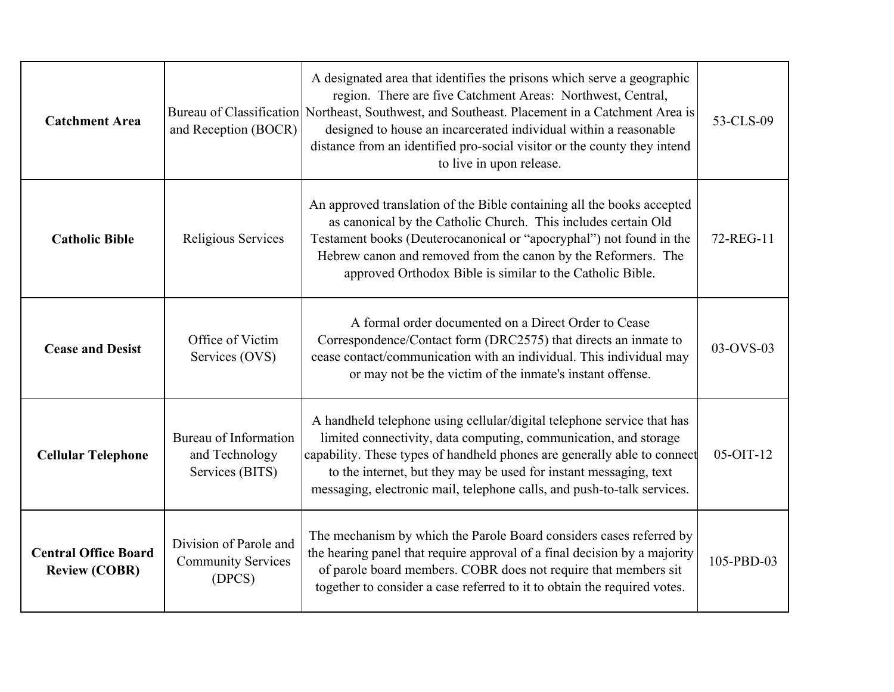| **Catchment Area** | Bureau of Classification and Reception (BOCR) | A designated area that identifies the prisons which serve a geographic region. There are five Catchment Areas: Northwest, Central, Northeast, Southwest, and Southeast. Placement in a Catchment Area is designed to house an incarcerated individual within a reasonable distance from an identified pro-social visitor or the county they intend to live in upon release. | 53-CLS-09 |
|---|---|---|---|
| **Catholic Bible** | Religious Services | An approved translation of the Bible containing all the books accepted as canonical by the Catholic Church. This includes certain Old Testament books (Deuterocanonical or "apocryphal") not found in the Hebrew canon and removed from the canon by the Reformers. The approved Orthodox Bible is similar to the Catholic Bible. | 72-REG-11 |
| **Cease and Desist** | Office of Victim Services (OVS) | A formal order documented on a Direct Order to Cease Correspondence/Contact form (DRC2575) that directs an inmate to cease contact/communication with an individual. This individual may or may not be the victim of the inmate's instant offense. | 03-OVS-03 |
| **Cellular Telephone** | Bureau of Information and Technology Services (BITS) | A handheld telephone using cellular/digital telephone service that has limited connectivity, data computing, communication, and storage capability. These types of handheld phones are generally able to connect to the internet, but they may be used for instant messaging, text messaging, electronic mail, telephone calls, and push-to-talk services. | 05-OIT-12 |
| **Central Office Board Review (COBR)** | Division of Parole and Community Services (DPCS) | The mechanism by which the Parole Board considers cases referred by the hearing panel that require approval of a final decision by a majority of parole board members. COBR does not require that members sit together to consider a case referred to it to obtain the required votes. | 105-PBD-03 |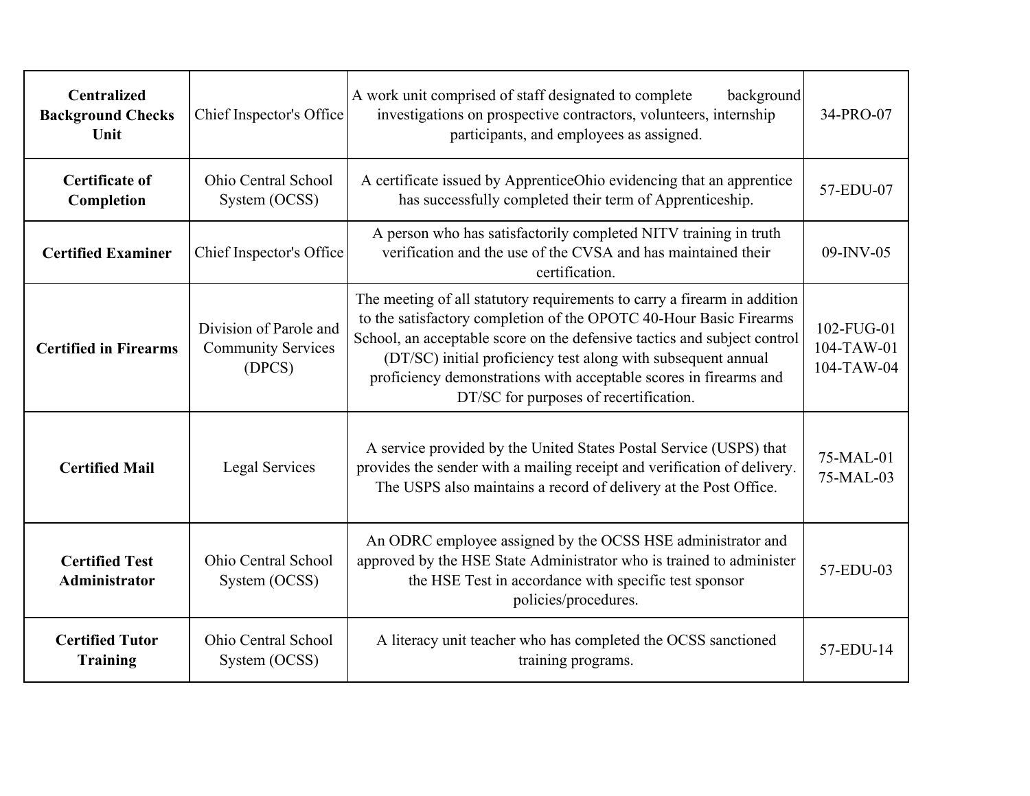| **Centralized Background Checks Unit** | Chief Inspector's Office | A work unit comprised of staff designated to complete background investigations on prospective contractors, volunteers, internship participants, and employees as assigned. | 34-PRO-07 |
|---|---|---|---|
| **Certificate of Completion** | Ohio Central School System (OCSS) | A certificate issued by ApprenticeOhio evidencing that an apprentice has successfully completed their term of Apprenticeship. | 57-EDU-07 |
| **Certified Examiner** | Chief Inspector's Office | A person who has satisfactorily completed NITV training in truth verification and the use of the CVSA and has maintained their certification. | 09-INV-05 |
| **Certified in Firearms** | Division of Parole and Community Services (DPCS) | The meeting of all statutory requirements to carry a firearm in addition to the satisfactory completion of the OPOTC 40-Hour Basic Firearms School, an acceptable score on the defensive tactics and subject control (DT/SC) initial proficiency test along with subsequent annual proficiency demonstrations with acceptable scores in firearms and DT/SC for purposes of recertification. | 102-FUG-01 104-TAW-01 104-TAW-04 |
| **Certified Mail** | Legal Services | A service provided by the United States Postal Service (USPS) that provides the sender with a mailing receipt and verification of delivery. The USPS also maintains a record of delivery at the Post Office. | 75-MAL-01 75-MAL-03 |
| **Certified Test Administrator** | Ohio Central School System (OCSS) | An ODRC employee assigned by the OCSS HSE administrator and approved by the HSE State Administrator who is trained to administer the HSE Test in accordance with specific test sponsor policies/procedures. | 57-EDU-03 |
| **Certified Tutor Training** | Ohio Central School System (OCSS) | A literacy unit teacher who has completed the OCSS sanctioned training programs. | 57-EDU-14 |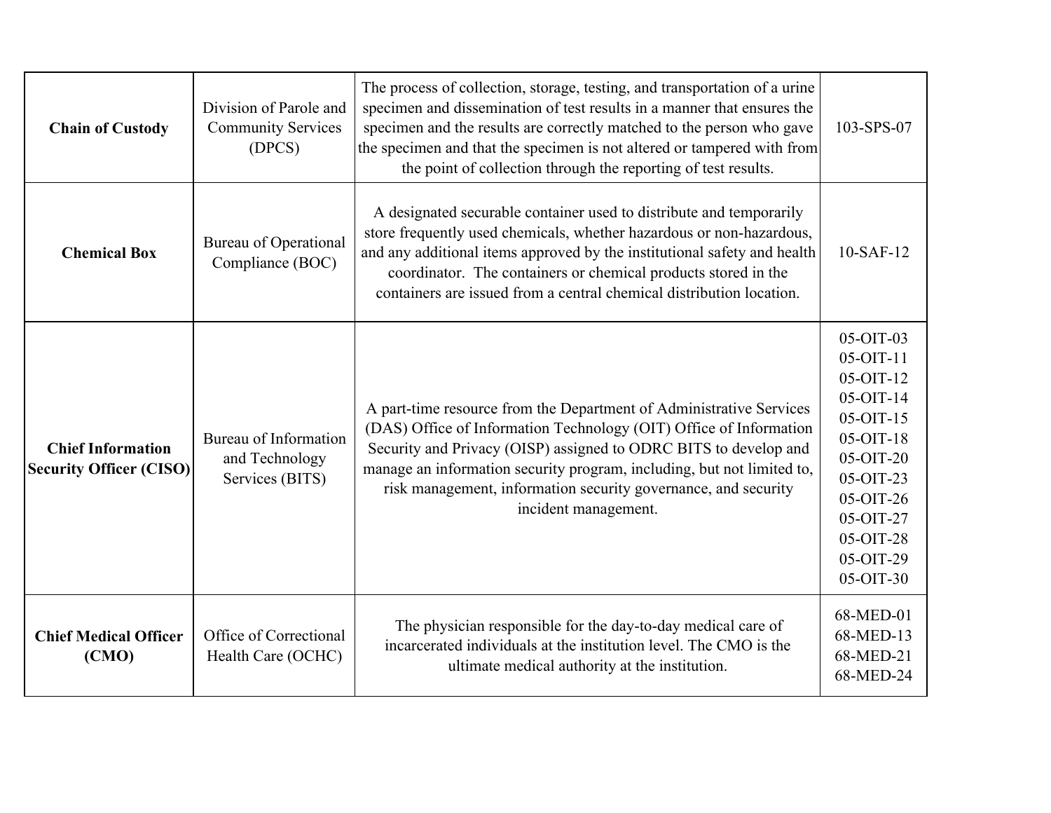| **Chain of Custody** | Division of Parole and Community Services (DPCS) | The process of collection, storage, testing, and transportation of a urine specimen and dissemination of test results in a manner that ensures the specimen and the results are correctly matched to the person who gave the specimen and that the specimen is not altered or tampered with from the point of collection through the reporting of test results. | 103-SPS-07 |
|---|---|---|---|
| **Chemical Box** | Bureau of Operational Compliance (BOC) | A designated securable container used to distribute and temporarily store frequently used chemicals, whether hazardous or non-hazardous, and any additional items approved by the institutional safety and health coordinator. The containers or chemical products stored in the containers are issued from a central chemical distribution location. | 10-SAF-12 |
| **Chief Information Security Officer (CISO)** | Bureau of Information and Technology Services (BITS) | A part-time resource from the Department of Administrative Services (DAS) Office of Information Technology (OIT) Office of Information Security and Privacy (OISP) assigned to ODRC BITS to develop and manage an information security program, including, but not limited to, risk management, information security governance, and security incident management. | 05-OIT-03<br>05-OIT-11<br>05-OIT-12<br>05-OIT-14<br>05-OIT-15<br>05-OIT-18<br>05-OIT-20<br>05-OIT-23<br>05-OIT-26<br>05-OIT-27<br>05-OIT-28<br>05-OIT-29<br>05-OIT-30 |
| **Chief Medical Officer (CMO)** | Office of Correctional Health Care (OCHC) | The physician responsible for the day-to-day medical care of incarcerated individuals at the institution level. The CMO is the ultimate medical authority at the institution. | 68-MED-01<br>68-MED-13<br>68-MED-21<br>68-MED-24 |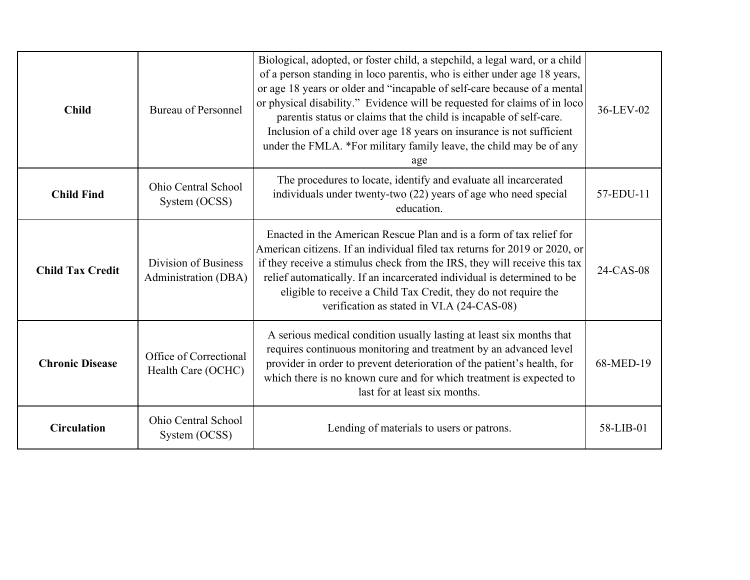| | | | |
|---|---|---|---|
| **Child** | Bureau of Personnel | Biological, adopted, or foster child, a stepchild, a legal ward, or a child of a person standing in loco parentis, who is either under age 18 years, or age 18 years or older and "incapable of self-care because of a mental or physical disability." Evidence will be requested for claims of in loco parentis status or claims that the child is incapable of self-care. Inclusion of a child over age 18 years on insurance is not sufficient under the FMLA. *For military family leave, the child may be of any age | 36-LEV-02 |
| **Child Find** | Ohio Central School System (OCSS) | The procedures to locate, identify and evaluate all incarcerated individuals under twenty-two (22) years of age who need special education. | 57-EDU-11 |
| **Child Tax Credit** | Division of Business Administration (DBA) | Enacted in the American Rescue Plan and is a form of tax relief for American citizens. If an individual filed tax returns for 2019 or 2020, or if they receive a stimulus check from the IRS, they will receive this tax relief automatically. If an incarcerated individual is determined to be eligible to receive a Child Tax Credit, they do not require the verification as stated in VI.A (24-CAS-08) | 24-CAS-08 |
| **Chronic Disease** | Office of Correctional Health Care (OCHC) | A serious medical condition usually lasting at least six months that requires continuous monitoring and treatment by an advanced level provider in order to prevent deterioration of the patient's health, for which there is no known cure and for which treatment is expected to last for at least six months. | 68-MED-19 |
| **Circulation** | Ohio Central School System (OCSS) | Lending of materials to users or patrons. | 58-LIB-01 |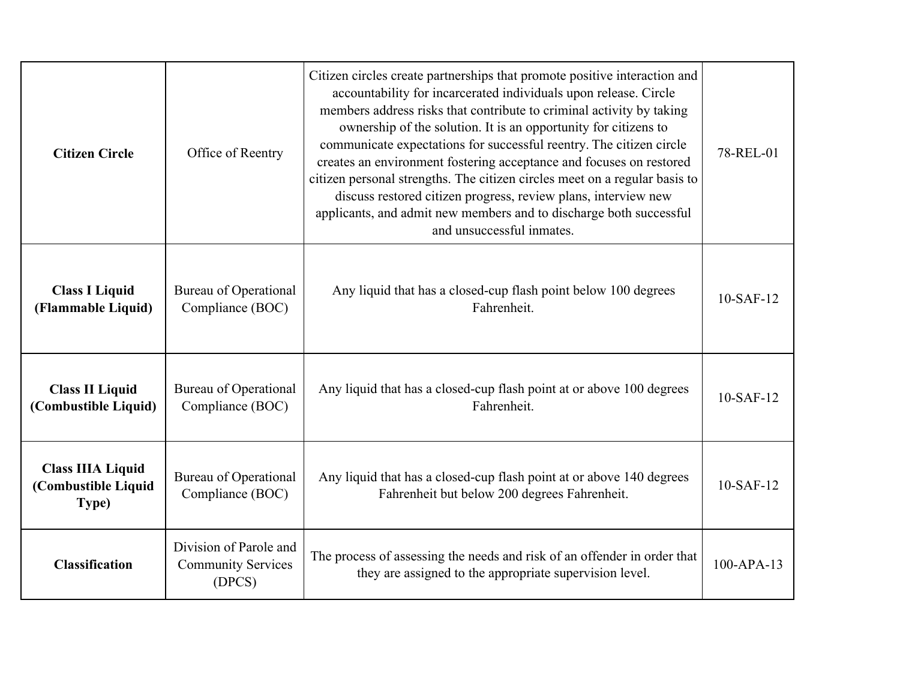| **Citizen Circle** | Office of Reentry | Citizen circles create partnerships that promote positive interaction and accountability for incarcerated individuals upon release. Circle members address risks that contribute to criminal activity by taking ownership of the solution. It is an opportunity for citizens to communicate expectations for successful reentry. The citizen circle creates an environment fostering acceptance and focuses on restored citizen personal strengths. The citizen circles meet on a regular basis to discuss restored citizen progress, review plans, interview new applicants, and admit new members and to discharge both successful and unsuccessful inmates. | 78-REL-01 |
|---|---|---|---|
| **Class I Liquid (Flammable Liquid)** | Bureau of Operational Compliance (BOC) | Any liquid that has a closed-cup flash point below 100 degrees Fahrenheit. | 10-SAF-12 |
| **Class II Liquid (Combustible Liquid)** | Bureau of Operational Compliance (BOC) | Any liquid that has a closed-cup flash point at or above 100 degrees Fahrenheit. | 10-SAF-12 |
| **Class IIIA Liquid (Combustible Liquid Type)** | Bureau of Operational Compliance (BOC) | Any liquid that has a closed-cup flash point at or above 140 degrees Fahrenheit but below 200 degrees Fahrenheit. | 10-SAF-12 |
| **Classification** | Division of Parole and Community Services (DPCS) | The process of assessing the needs and risk of an offender in order that they are assigned to the appropriate supervision level. | 100-APA-13 |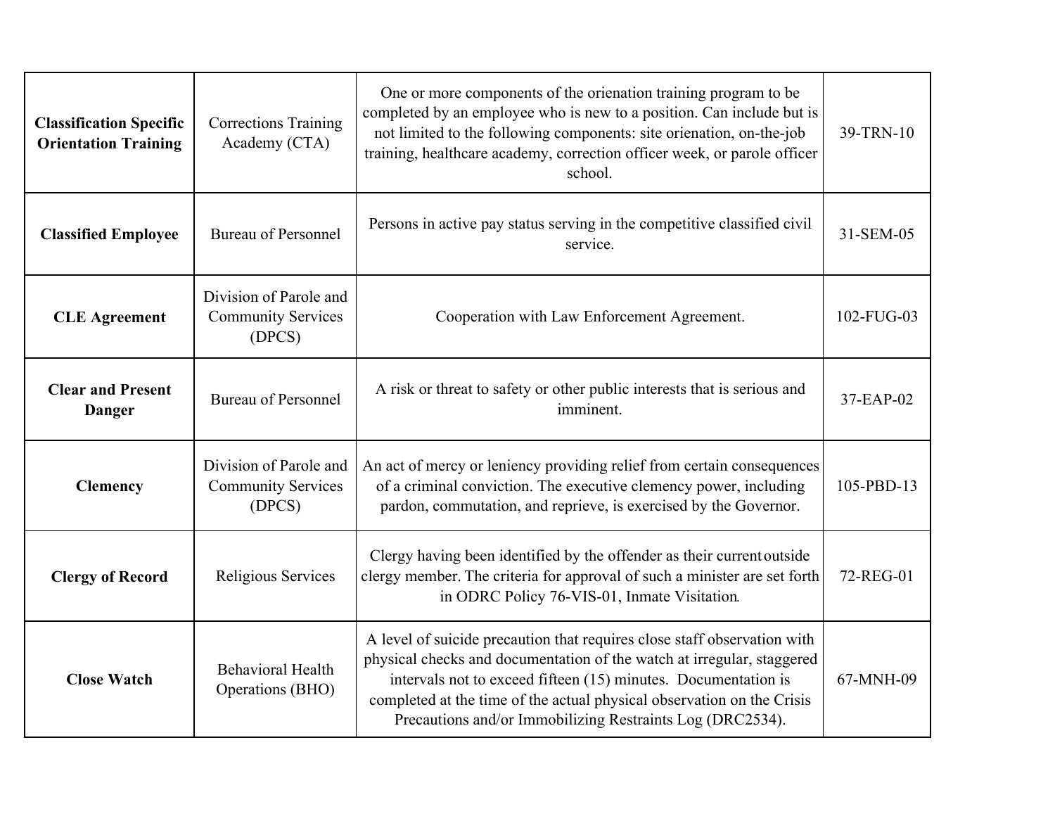| **Classification Specific Orientation Training** | Corrections Training Academy (CTA) | One or more components of the orienation training program to be completed by an employee who is new to a position. Can include but is not limited to the following components: site orienation, on-the-job training, healthcare academy, correction officer week, or parole officer school. | 39-TRN-10 |
|---|---|---|---|
| **Classified Employee** | Bureau of Personnel | Persons in active pay status serving in the competitive classified civil service. | 31-SEM-05 |
| **CLE Agreement** | Division of Parole and Community Services (DPCS) | Cooperation with Law Enforcement Agreement. | 102-FUG-03 |
| **Clear and Present Danger** | Bureau of Personnel | A risk or threat to safety or other public interests that is serious and imminent. | 37-EAP-02 |
| **Clemency** | Division of Parole and Community Services (DPCS) | An act of mercy or leniency providing relief from certain consequences of a criminal conviction. The executive clemency power, including pardon, commutation, and reprieve, is exercised by the Governor. | 105-PBD-13 |
| **Clergy of Record** | Religious Services | Clergy having been identified by the offender as their current outside clergy member. The criteria for approval of such a minister are set forth in ODRC Policy 76-VIS-01, Inmate Visitation. | 72-REG-01 |
| **Close Watch** | Behavioral Health Operations (BHO) | A level of suicide precaution that requires close staff observation with physical checks and documentation of the watch at irregular, staggered intervals not to exceed fifteen (15) minutes. Documentation is completed at the time of the actual physical observation on the Crisis Precautions and/or Immobilizing Restraints Log (DRC2534). | 67-MNH-09 |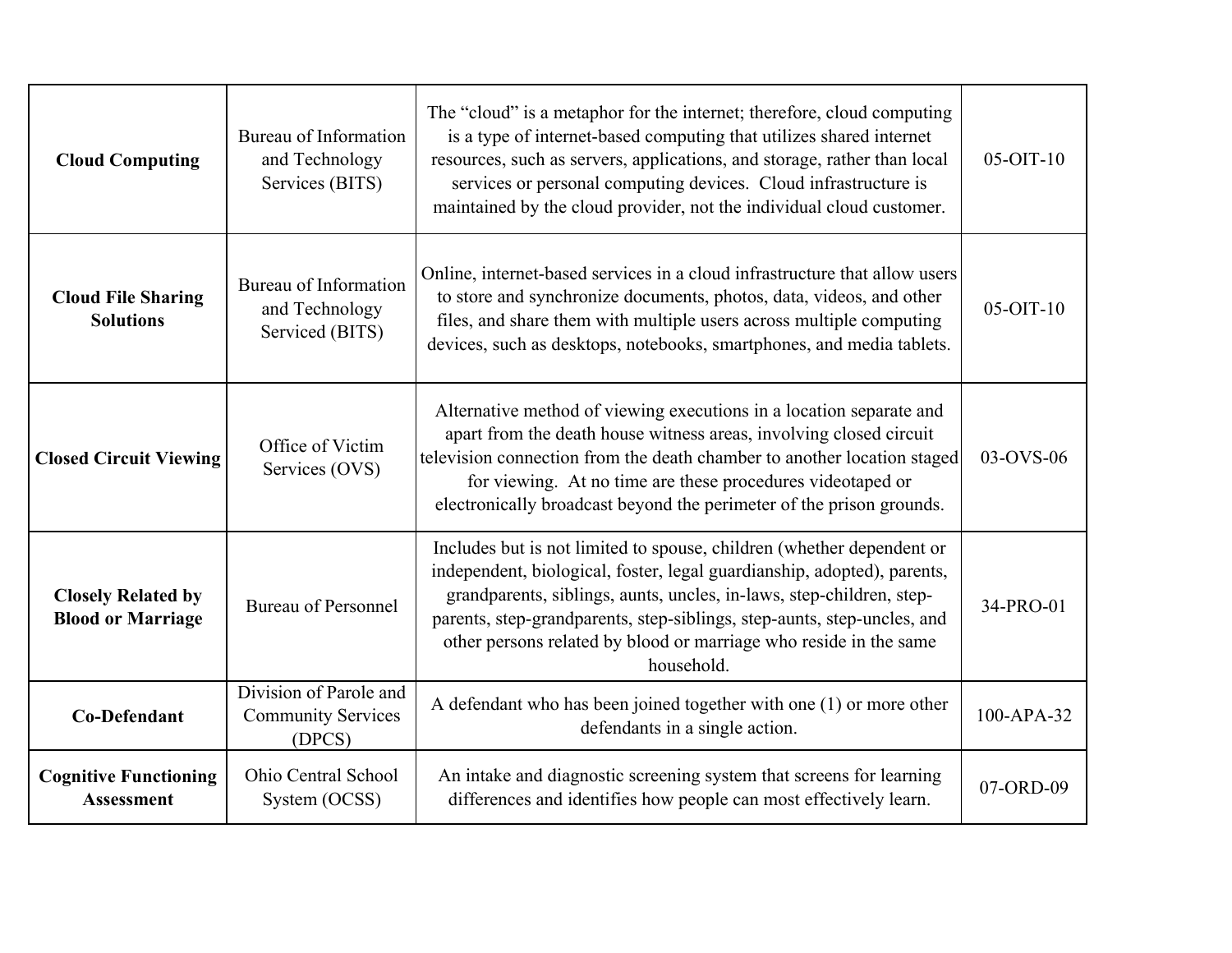| | | | |
|---|---|---|---|
| **Cloud Computing** | Bureau of Information and Technology Services (BITS) | The "cloud" is a metaphor for the internet; therefore, cloud computing is a type of internet-based computing that utilizes shared internet resources, such as servers, applications, and storage, rather than local services or personal computing devices. Cloud infrastructure is maintained by the cloud provider, not the individual cloud customer. | 05-OIT-10 |
| **Cloud File Sharing Solutions** | Bureau of Information and Technology Serviced (BITS) | Online, internet-based services in a cloud infrastructure that allow users to store and synchronize documents, photos, data, videos, and other files, and share them with multiple users across multiple computing devices, such as desktops, notebooks, smartphones, and media tablets. | 05-OIT-10 |
| **Closed Circuit Viewing** | Office of Victim Services (OVS) | Alternative method of viewing executions in a location separate and apart from the death house witness areas, involving closed circuit television connection from the death chamber to another location staged for viewing. At no time are these procedures videotaped or electronically broadcast beyond the perimeter of the prison grounds. | 03-OVS-06 |
| **Closely Related by Blood or Marriage** | Bureau of Personnel | Includes but is not limited to spouse, children (whether dependent or independent, biological, foster, legal guardianship, adopted), parents, grandparents, siblings, aunts, uncles, in-laws, step-children, step-parents, step-grandparents, step-siblings, step-aunts, step-uncles, and other persons related by blood or marriage who reside in the same household. | 34-PRO-01 |
| **Co-Defendant** | Division of Parole and Community Services (DPCS) | A defendant who has been joined together with one (1) or more other defendants in a single action. | 100-APA-32 |
| **Cognitive Functioning Assessment** | Ohio Central School System (OCSS) | An intake and diagnostic screening system that screens for learning differences and identifies how people can most effectively learn. | 07-ORD-09 |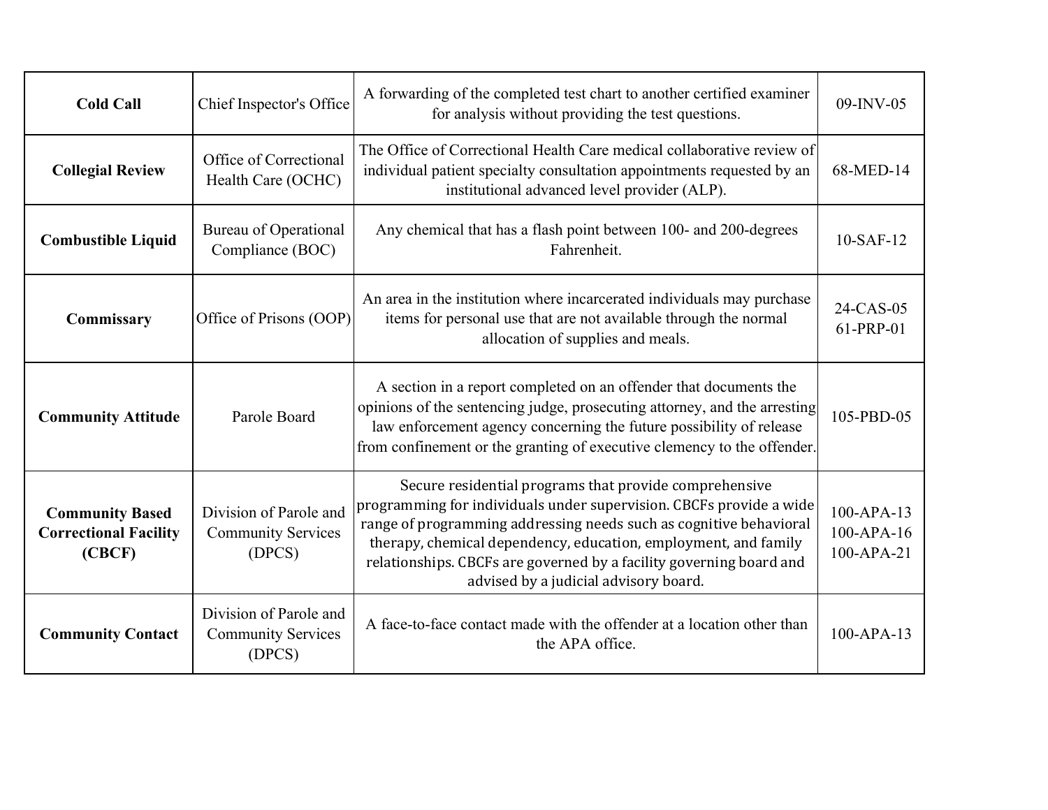| | | | |
|---|---|---|---|
| **Cold Call** | Chief Inspector's Office | A forwarding of the completed test chart to another certified examiner for analysis without providing the test questions. | 09-INV-05 |
| **Collegial Review** | Office of Correctional Health Care (OCHC) | The Office of Correctional Health Care medical collaborative review of individual patient specialty consultation appointments requested by an institutional advanced level provider (ALP). | 68-MED-14 |
| **Combustible Liquid** | Bureau of Operational Compliance (BOC) | Any chemical that has a flash point between 100- and 200-degrees Fahrenheit. | 10-SAF-12 |
| **Commissary** | Office of Prisons (OOP) | An area in the institution where incarcerated individuals may purchase items for personal use that are not available through the normal allocation of supplies and meals. | 24-CAS-05<br>61-PRP-01 |
| **Community Attitude** | Parole Board | A section in a report completed on an offender that documents the opinions of the sentencing judge, prosecuting attorney, and the arresting law enforcement agency concerning the future possibility of release from confinement or the granting of executive clemency to the offender. | 105-PBD-05 |
| **Community Based Correctional Facility (CBCF)** | Division of Parole and Community Services (DPCS) | Secure residential programs that provide comprehensive programming for individuals under supervision. CBCFs provide a wide range of programming addressing needs such as cognitive behavioral therapy, chemical dependency, education, employment, and family relationships. CBCFs are governed by a facility governing board and advised by a judicial advisory board. | 100-APA-13<br>100-APA-16<br>100-APA-21 |
| **Community Contact** | Division of Parole and Community Services (DPCS) | A face-to-face contact made with the offender at a location other than the APA office. | 100-APA-13 |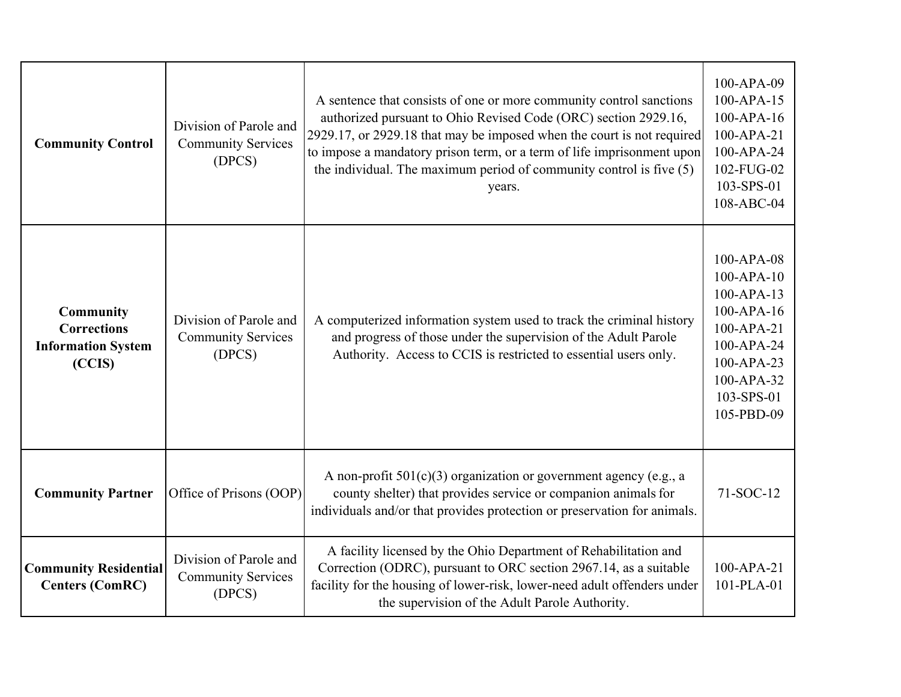| | | | |
|---|---|---|---|
| **Community Control** | Division of Parole and Community Services (DPCS) | A sentence that consists of one or more community control sanctions authorized pursuant to Ohio Revised Code (ORC) section 2929.16, 2929.17, or 2929.18 that may be imposed when the court is not required to impose a mandatory prison term, or a term of life imprisonment upon the individual. The maximum period of community control is five (5) years. | 100-APA-09<br>100-APA-15<br>100-APA-16<br>100-APA-21<br>100-APA-24<br>102-FUG-02<br>103-SPS-01<br>108-ABC-04 |
| **Community Corrections Information System (CCIS)** | Division of Parole and Community Services (DPCS) | A computerized information system used to track the criminal history and progress of those under the supervision of the Adult Parole Authority. Access to CCIS is restricted to essential users only. | 100-APA-08<br>100-APA-10<br>100-APA-13<br>100-APA-16<br>100-APA-21<br>100-APA-24<br>100-APA-23<br>100-APA-32<br>103-SPS-01<br>105-PBD-09 |
| **Community Partner** | Office of Prisons (OOP) | A non-profit 501(c)(3) organization or government agency (e.g., a county shelter) that provides service or companion animals for individuals and/or that provides protection or preservation for animals. | 71-SOC-12 |
| **Community Residential Centers (ComRC)** | Division of Parole and Community Services (DPCS) | A facility licensed by the Ohio Department of Rehabilitation and Correction (ODRC), pursuant to ORC section 2967.14, as a suitable facility for the housing of lower-risk, lower-need adult offenders under the supervision of the Adult Parole Authority. | 100-APA-21<br>101-PLA-01 |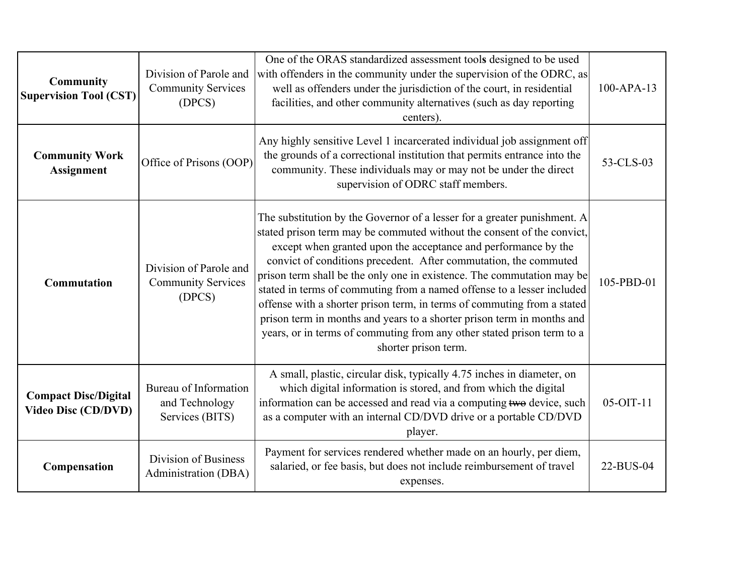| **Community Supervision Tool (CST)** | Division of Parole and Community Services (DPCS) | One of the ORAS standardized assessment tool**s** designed to be used with offenders in the community under the supervision of the ODRC, as well as offenders under the jurisdiction of the court, in residential facilities, and other community alternatives (such as day reporting centers). | 100-APA-13 |
|---|---|---|---|
| **Community Work Assignment** | Office of Prisons (OOP) | Any highly sensitive Level 1 incarcerated individual job assignment off the grounds of a correctional institution that permits entrance into the community. These individuals may or may not be under the direct supervision of ODRC staff members. | 53-CLS-03 |
| **Commutation** | Division of Parole and Community Services (DPCS) | The substitution by the Governor of a lesser for a greater punishment. A stated prison term may be commuted without the consent of the convict, except when granted upon the acceptance and performance by the convict of conditions precedent. After commutation, the commuted prison term shall be the only one in existence. The commutation may be stated in terms of commuting from a named offense to a lesser included offense with a shorter prison term, in terms of commuting from a stated prison term in months and years to a shorter prison term in months and years, or in terms of commuting from any other stated prison term to a shorter prison term. | 105-PBD-01 |
| **Compact Disc/Digital Video Disc (CD/DVD)** | Bureau of Information and Technology Services (BITS) | A small, plastic, circular disk, typically 4.75 inches in diameter, on which digital information is stored, and from which the digital information can be accessed and read via a computing ~~two~~ device, such as a computer with an internal CD/DVD drive or a portable CD/DVD player. | 05-OIT-11 |
| **Compensation** | Division of Business Administration (DBA) | Payment for services rendered whether made on an hourly, per diem, salaried, or fee basis, but does not include reimbursement of travel expenses. | 22-BUS-04 |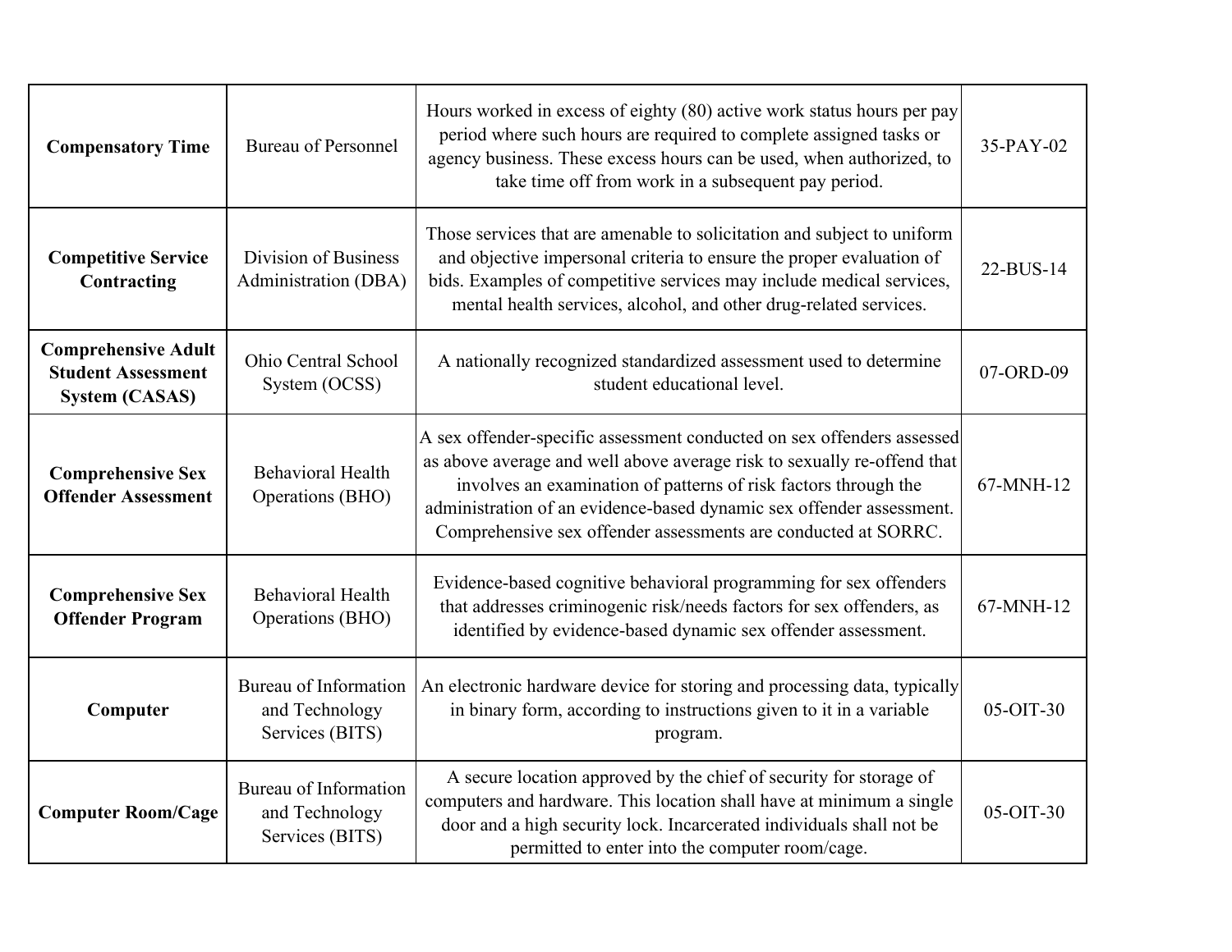| | | | |
|---|---|---|---|
| **Compensatory Time** | Bureau of Personnel | Hours worked in excess of eighty (80) active work status hours per pay period where such hours are required to complete assigned tasks or agency business. These excess hours can be used, when authorized, to take time off from work in a subsequent pay period. | 35-PAY-02 |
| **Competitive Service Contracting** | Division of Business Administration (DBA) | Those services that are amenable to solicitation and subject to uniform and objective impersonal criteria to ensure the proper evaluation of bids. Examples of competitive services may include medical services, mental health services, alcohol, and other drug-related services. | 22-BUS-14 |
| **Comprehensive Adult Student Assessment System (CASAS)** | Ohio Central School System (OCSS) | A nationally recognized standardized assessment used to determine student educational level. | 07-ORD-09 |
| **Comprehensive Sex Offender Assessment** | Behavioral Health Operations (BHO) | A sex offender-specific assessment conducted on sex offenders assessed as above average and well above average risk to sexually re-offend that involves an examination of patterns of risk factors through the administration of an evidence-based dynamic sex offender assessment. Comprehensive sex offender assessments are conducted at SORRC. | 67-MNH-12 |
| **Comprehensive Sex Offender Program** | Behavioral Health Operations (BHO) | Evidence-based cognitive behavioral programming for sex offenders that addresses criminogenic risk/needs factors for sex offenders, as identified by evidence-based dynamic sex offender assessment. | 67-MNH-12 |
| **Computer** | Bureau of Information and Technology Services (BITS) | An electronic hardware device for storing and processing data, typically in binary form, according to instructions given to it in a variable program. | 05-OIT-30 |
| **Computer Room/Cage** | Bureau of Information and Technology Services (BITS) | A secure location approved by the chief of security for storage of computers and hardware. This location shall have at minimum a single door and a high security lock. Incarcerated individuals shall not be permitted to enter into the computer room/cage. | 05-OIT-30 |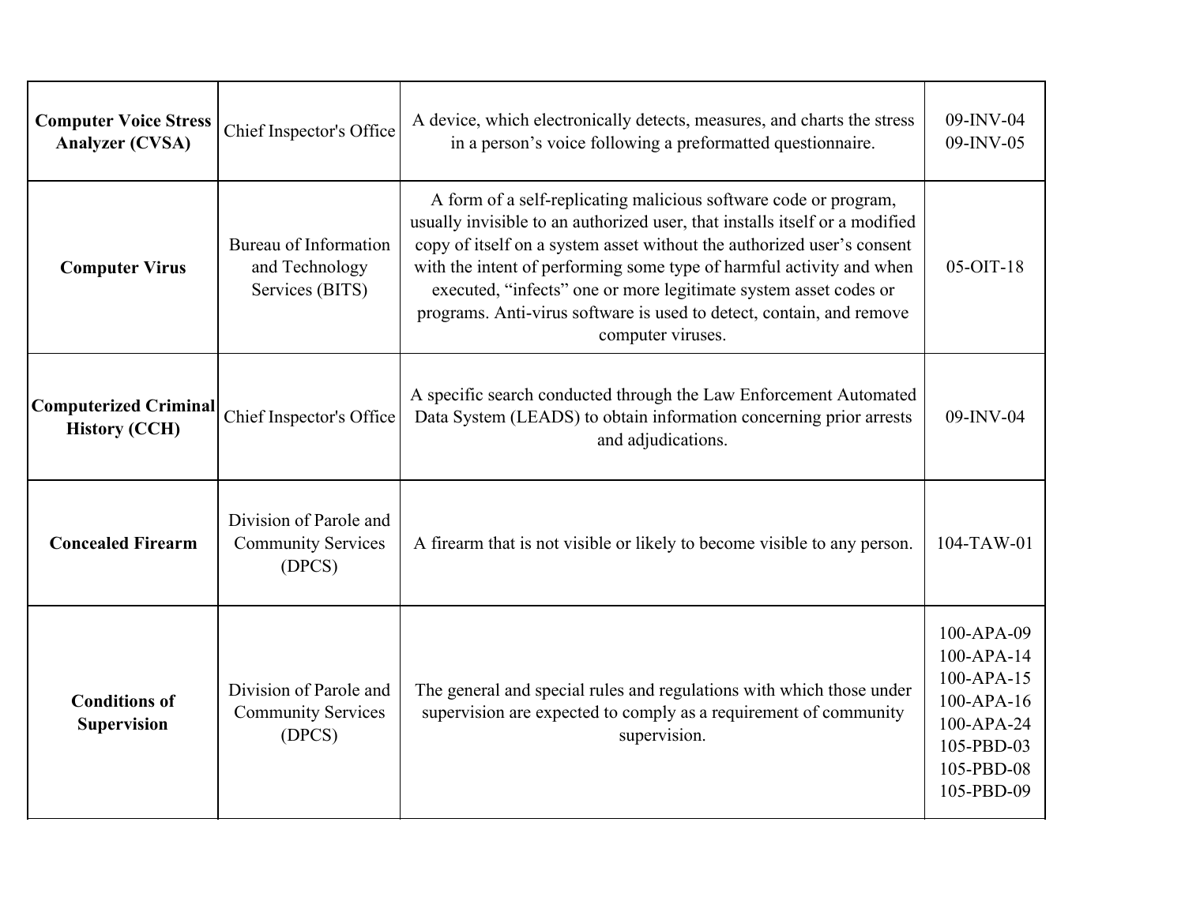| | | | |
|---|---|---|---|
| **Computer Voice Stress Analyzer (CVSA)** | Chief Inspector's Office | A device, which electronically detects, measures, and charts the stress in a person's voice following a preformatted questionnaire. | 09-INV-04<br>09-INV-05 |
| **Computer Virus** | Bureau of Information and Technology Services (BITS) | A form of a self-replicating malicious software code or program, usually invisible to an authorized user, that installs itself or a modified copy of itself on a system asset without the authorized user's consent with the intent of performing some type of harmful activity and when executed, "infects" one or more legitimate system asset codes or programs. Anti-virus software is used to detect, contain, and remove computer viruses. | 05-OIT-18 |
| **Computerized Criminal History (CCH)** | Chief Inspector's Office | A specific search conducted through the Law Enforcement Automated Data System (LEADS) to obtain information concerning prior arrests and adjudications. | 09-INV-04 |
| **Concealed Firearm** | Division of Parole and Community Services (DPCS) | A firearm that is not visible or likely to become visible to any person. | 104-TAW-01 |
| **Conditions of Supervision** | Division of Parole and Community Services (DPCS) | The general and special rules and regulations with which those under supervision are expected to comply as a requirement of community supervision. | 100-APA-09<br>100-APA-14<br>100-APA-15<br>100-APA-16<br>100-APA-24<br>105-PBD-03<br>105-PBD-08<br>105-PBD-09 |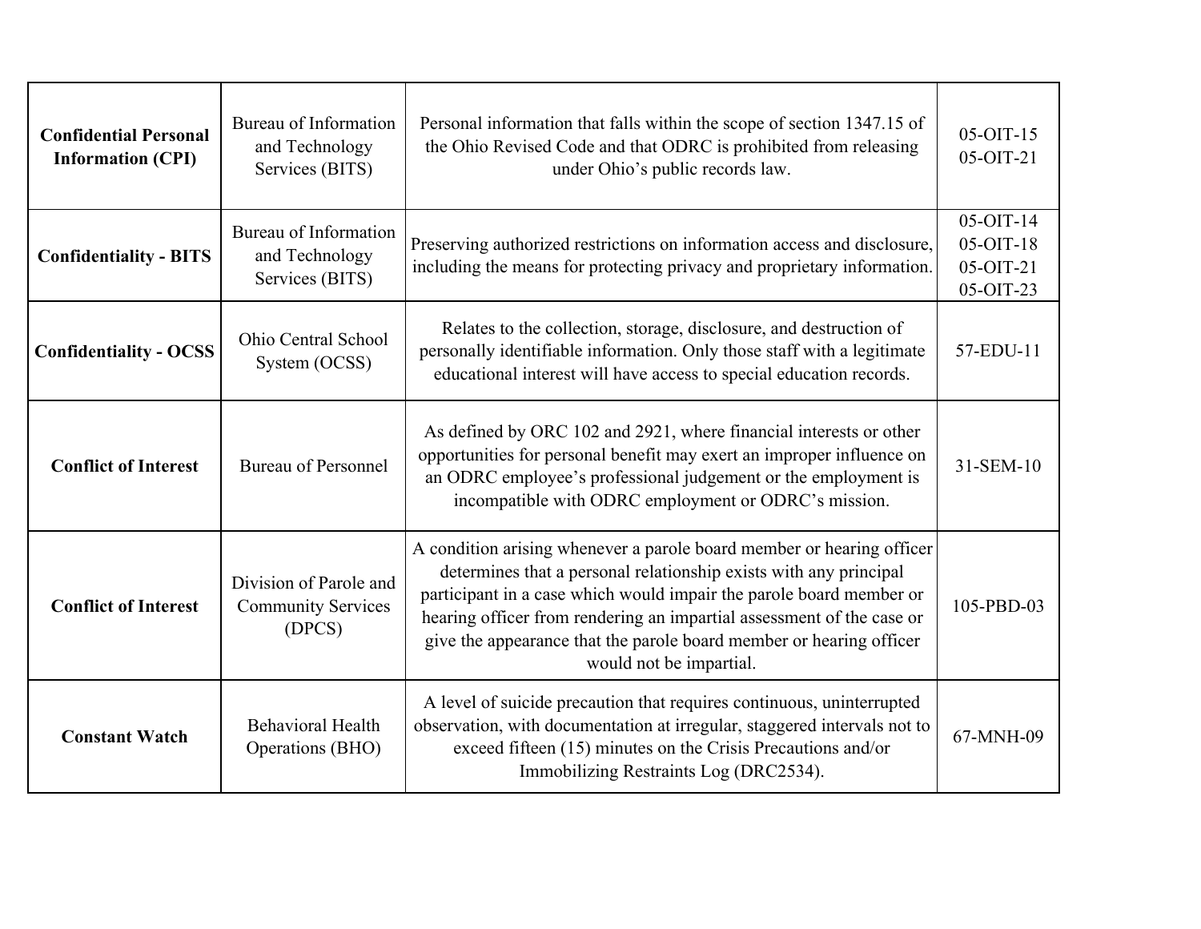| | | | |
|---|---|---|---|
| **Confidential Personal Information (CPI)** | Bureau of Information and Technology Services (BITS) | Personal information that falls within the scope of section 1347.15 of the Ohio Revised Code and that ODRC is prohibited from releasing under Ohio's public records law. | 05-OIT-15<br>05-OIT-21 |
| **Confidentiality - BITS** | Bureau of Information and Technology Services (BITS) | Preserving authorized restrictions on information access and disclosure, including the means for protecting privacy and proprietary information. | 05-OIT-14<br>05-OIT-18<br>05-OIT-21<br>05-OIT-23 |
| **Confidentiality - OCSS** | Ohio Central School System (OCSS) | Relates to the collection, storage, disclosure, and destruction of personally identifiable information. Only those staff with a legitimate educational interest will have access to special education records. | 57-EDU-11 |
| **Conflict of Interest** | Bureau of Personnel | As defined by ORC 102 and 2921, where financial interests or other opportunities for personal benefit may exert an improper influence on an ODRC employee's professional judgement or the employment is incompatible with ODRC employment or ODRC's mission. | 31-SEM-10 |
| **Conflict of Interest** | Division of Parole and Community Services (DPCS) | A condition arising whenever a parole board member or hearing officer determines that a personal relationship exists with any principal participant in a case which would impair the parole board member or hearing officer from rendering an impartial assessment of the case or give the appearance that the parole board member or hearing officer would not be impartial. | 105-PBD-03 |
| **Constant Watch** | Behavioral Health Operations (BHO) | A level of suicide precaution that requires continuous, uninterrupted observation, with documentation at irregular, staggered intervals not to exceed fifteen (15) minutes on the Crisis Precautions and/or Immobilizing Restraints Log (DRC2534). | 67-MNH-09 |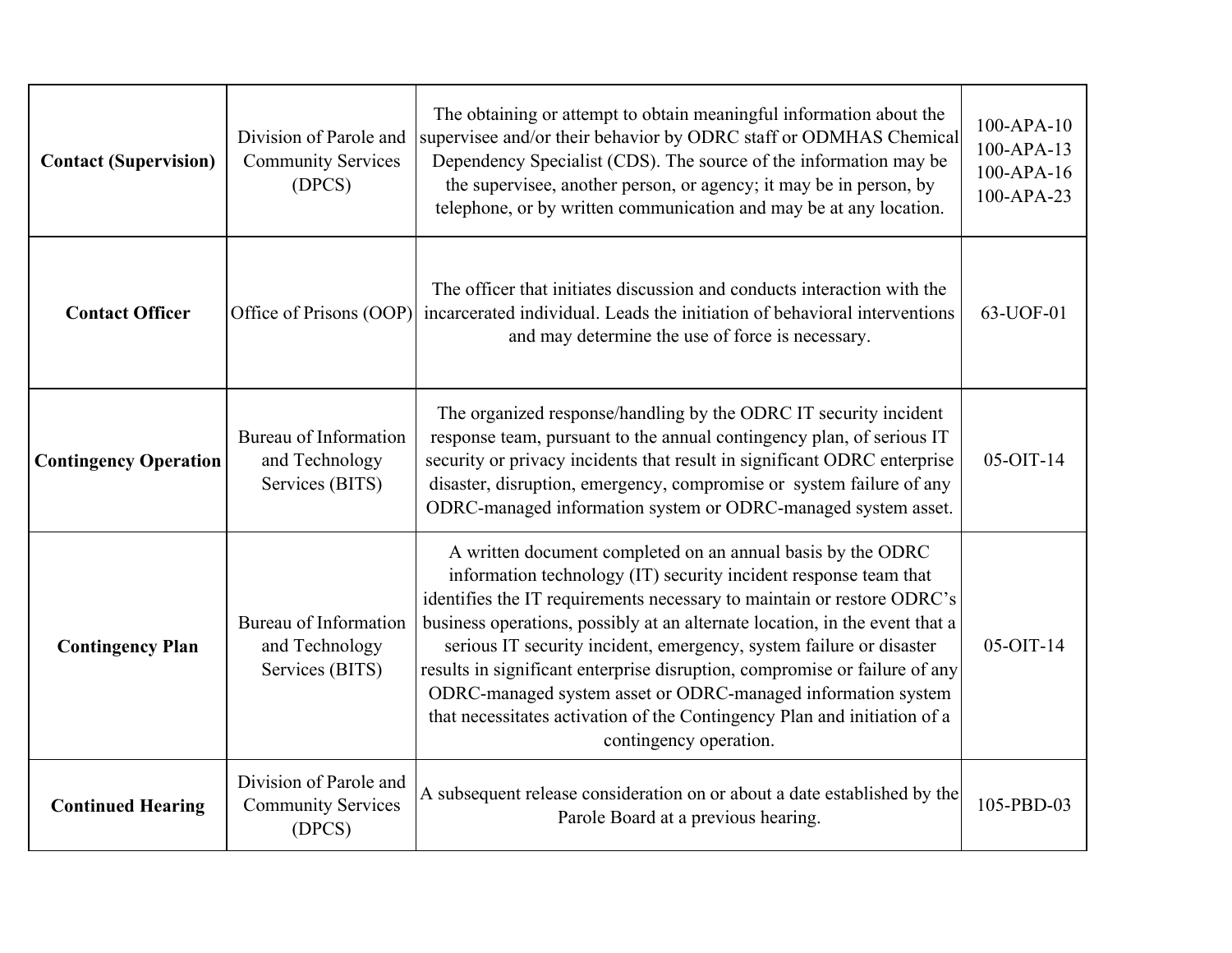| | | | |
|---|---|---|---|
| **Contact (Supervision)** | Division of Parole and Community Services (DPCS) | The obtaining or attempt to obtain meaningful information about the supervisee and/or their behavior by ODRC staff or ODMHAS Chemical Dependency Specialist (CDS). The source of the information may be the supervisee, another person, or agency; it may be in person, by telephone, or by written communication and may be at any location. | 100-APA-10<br>100-APA-13<br>100-APA-16<br>100-APA-23 |
| **Contact Officer** | Office of Prisons (OOP) | The officer that initiates discussion and conducts interaction with the incarcerated individual. Leads the initiation of behavioral interventions and may determine the use of force is necessary. | 63-UOF-01 |
| **Contingency Operation** | Bureau of Information and Technology Services (BITS) | The organized response/handling by the ODRC IT security incident response team, pursuant to the annual contingency plan, of serious IT security or privacy incidents that result in significant ODRC enterprise disaster, disruption, emergency, compromise or system failure of any ODRC-managed information system or ODRC-managed system asset. | 05-OIT-14 |
| **Contingency Plan** | Bureau of Information and Technology Services (BITS) | A written document completed on an annual basis by the ODRC information technology (IT) security incident response team that identifies the IT requirements necessary to maintain or restore ODRC's business operations, possibly at an alternate location, in the event that a serious IT security incident, emergency, system failure or disaster results in significant enterprise disruption, compromise or failure of any ODRC-managed system asset or ODRC-managed information system that necessitates activation of the Contingency Plan and initiation of a contingency operation. | 05-OIT-14 |
| **Continued Hearing** | Division of Parole and Community Services (DPCS) | A subsequent release consideration on or about a date established by the Parole Board at a previous hearing. | 105-PBD-03 |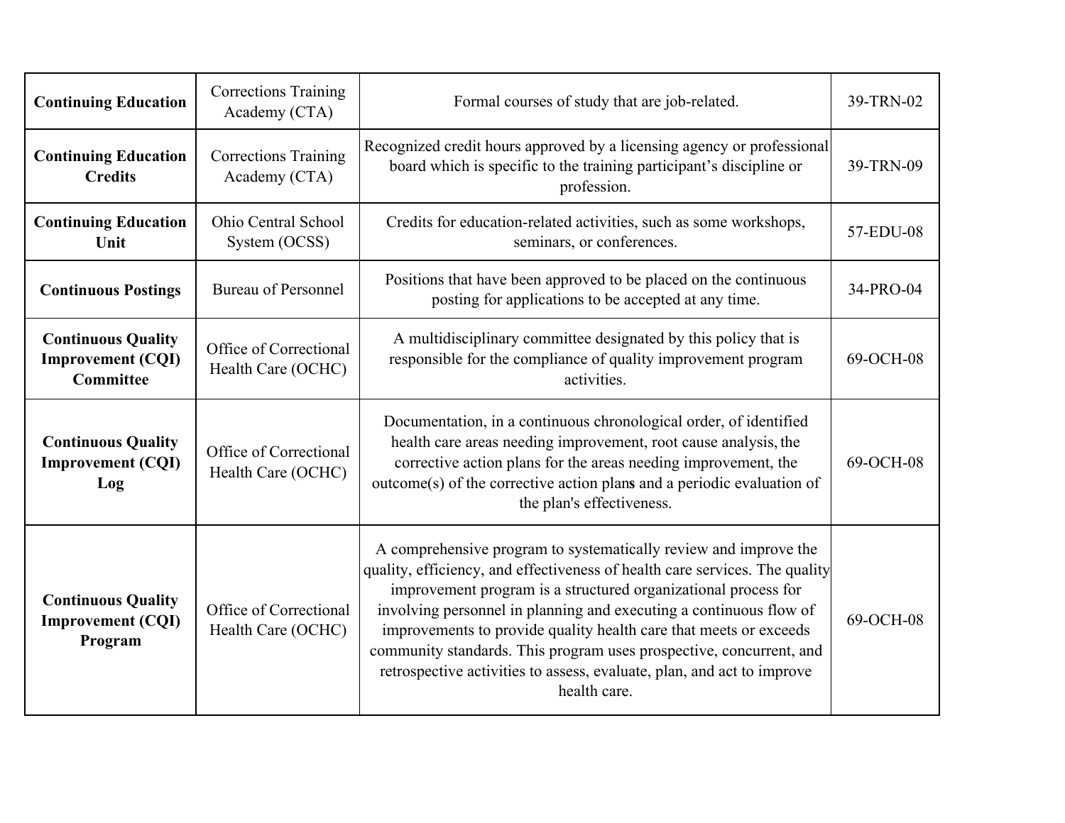| | | | |
|---|---|---|---|
| **Continuing Education** | Corrections Training Academy (CTA) | Formal courses of study that are job-related. | 39-TRN-02 |
| **Continuing Education Credits** | Corrections Training Academy (CTA) | Recognized credit hours approved by a licensing agency or professional board which is specific to the training participant's discipline or profession. | 39-TRN-09 |
| **Continuing Education Unit** | Ohio Central School System (OCSS) | Credits for education-related activities, such as some workshops, seminars, or conferences. | 57-EDU-08 |
| **Continuous Postings** | Bureau of Personnel | Positions that have been approved to be placed on the continuous posting for applications to be accepted at any time. | 34-PRO-04 |
| **Continuous Quality Improvement (CQI) Committee** | Office of Correctional Health Care (OCHC) | A multidisciplinary committee designated by this policy that is responsible for the compliance of quality improvement program activities. | 69-OCH-08 |
| **Continuous Quality Improvement (CQI) Log** | Office of Correctional Health Care (OCHC) | Documentation, in a continuous chronological order, of identified health care areas needing improvement, root cause analysis, the corrective action plans for the areas needing improvement, the outcome(s) of the corrective action plans and a periodic evaluation of the plan's effectiveness. | 69-OCH-08 |
| **Continuous Quality Improvement (CQI) Program** | Office of Correctional Health Care (OCHC) | A comprehensive program to systematically review and improve the quality, efficiency, and effectiveness of health care services. The quality improvement program is a structured organizational process for involving personnel in planning and executing a continuous flow of improvements to provide quality health care that meets or exceeds community standards. This program uses prospective, concurrent, and retrospective activities to assess, evaluate, plan, and act to improve health care. | 69-OCH-08 |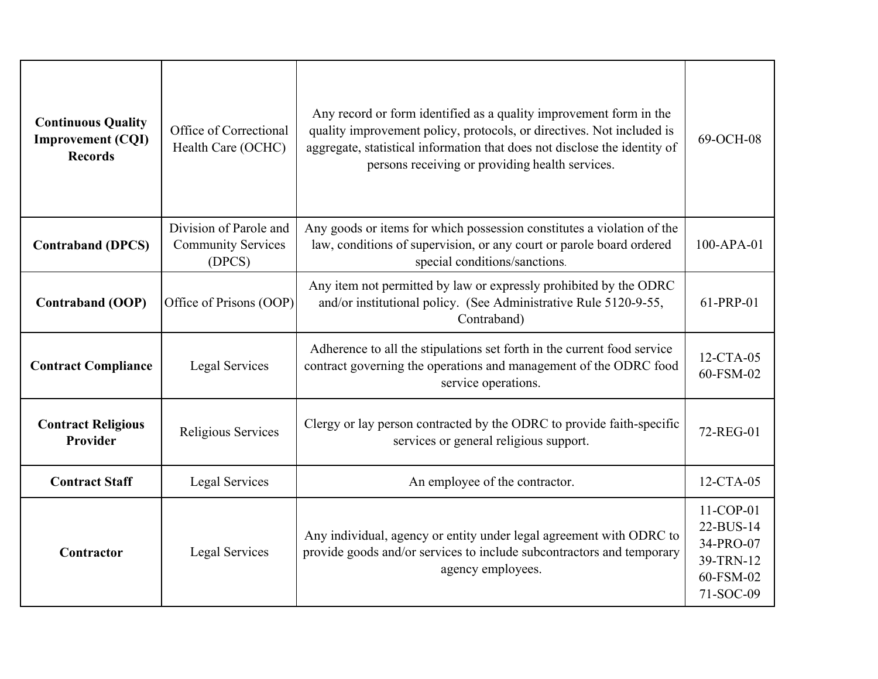| | | | |
|---|---|---|---|
| **Continuous Quality Improvement (CQI) Records** | Office of Correctional Health Care (OCHC) | Any record or form identified as a quality improvement form in the quality improvement policy, protocols, or directives. Not included is aggregate, statistical information that does not disclose the identity of persons receiving or providing health services. | 69-OCH-08 |
| **Contraband (DPCS)** | Division of Parole and Community Services (DPCS) | Any goods or items for which possession constitutes a violation of the law, conditions of supervision, or any court or parole board ordered special conditions/sanctions. | 100-APA-01 |
| **Contraband (OOP)** | Office of Prisons (OOP) | Any item not permitted by law or expressly prohibited by the ODRC and/or institutional policy. (See Administrative Rule 5120-9-55, Contraband) | 61-PRP-01 |
| **Contract Compliance** | Legal Services | Adherence to all the stipulations set forth in the current food service contract governing the operations and management of the ODRC food service operations. | 12-CTA-05<br>60-FSM-02 |
| **Contract Religious Provider** | Religious Services | Clergy or lay person contracted by the ODRC to provide faith-specific services or general religious support. | 72-REG-01 |
| **Contract Staff** | Legal Services | An employee of the contractor. | 12-CTA-05 |
| **Contractor** | Legal Services | Any individual, agency or entity under legal agreement with ODRC to provide goods and/or services to include subcontractors and temporary agency employees. | 11-COP-01<br>22-BUS-14<br>34-PRO-07<br>39-TRN-12<br>60-FSM-02<br>71-SOC-09 |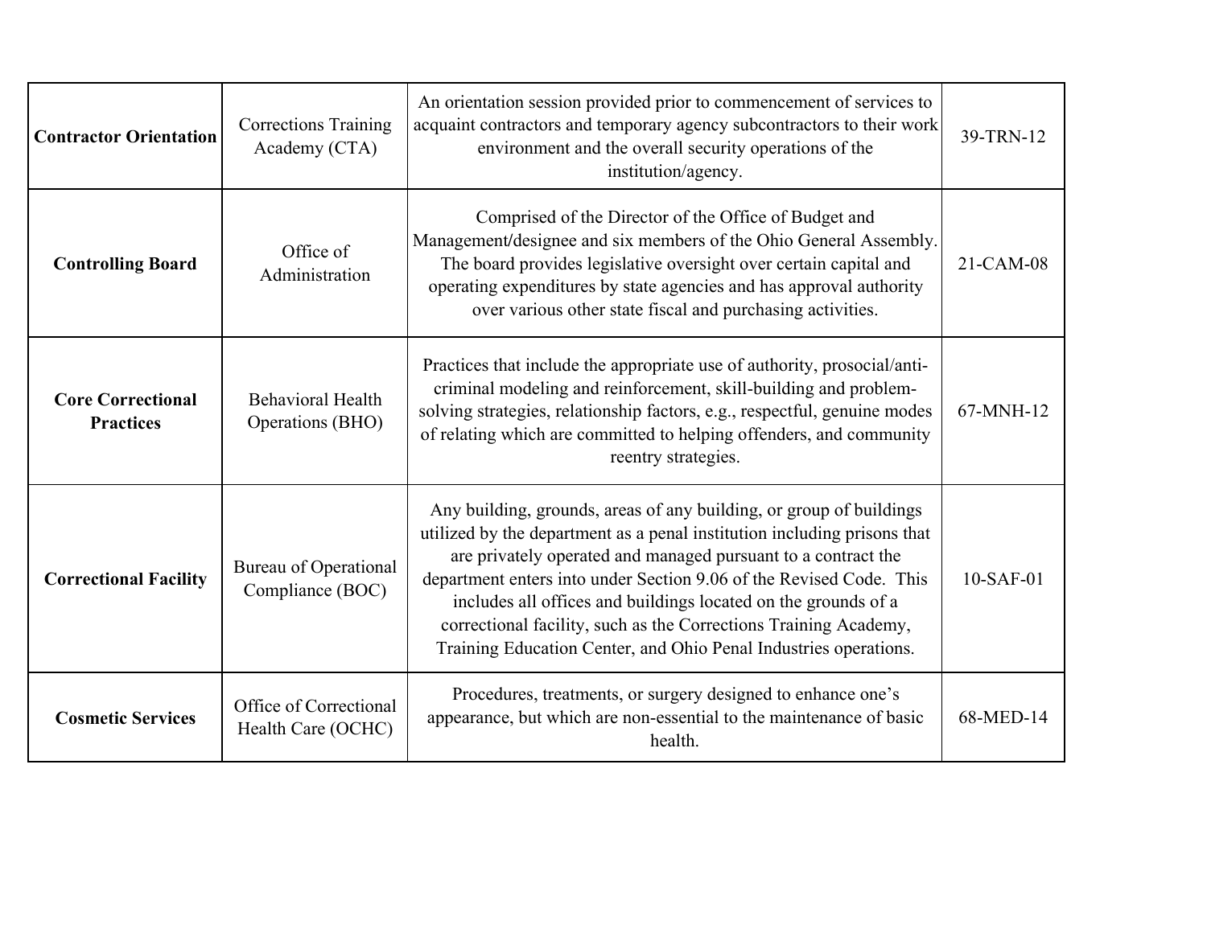| **Contractor Orientation** | Corrections Training Academy (CTA) | An orientation session provided prior to commencement of services to acquaint contractors and temporary agency subcontractors to their work environment and the overall security operations of the institution/agency. | 39-TRN-12 |
|---|---|---|---|
| **Controlling Board** | Office of Administration | Comprised of the Director of the Office of Budget and Management/designee and six members of the Ohio General Assembly. The board provides legislative oversight over certain capital and operating expenditures by state agencies and has approval authority over various other state fiscal and purchasing activities. | 21-CAM-08 |
| **Core Correctional Practices** | Behavioral Health Operations (BHO) | Practices that include the appropriate use of authority, prosocial/anti-criminal modeling and reinforcement, skill-building and problem-solving strategies, relationship factors, e.g., respectful, genuine modes of relating which are committed to helping offenders, and community reentry strategies. | 67-MNH-12 |
| **Correctional Facility** | Bureau of Operational Compliance (BOC) | Any building, grounds, areas of any building, or group of buildings utilized by the department as a penal institution including prisons that are privately operated and managed pursuant to a contract the department enters into under Section 9.06 of the Revised Code. This includes all offices and buildings located on the grounds of a correctional facility, such as the Corrections Training Academy, Training Education Center, and Ohio Penal Industries operations. | 10-SAF-01 |
| **Cosmetic Services** | Office of Correctional Health Care (OCHC) | Procedures, treatments, or surgery designed to enhance one's appearance, but which are non-essential to the maintenance of basic health. | 68-MED-14 |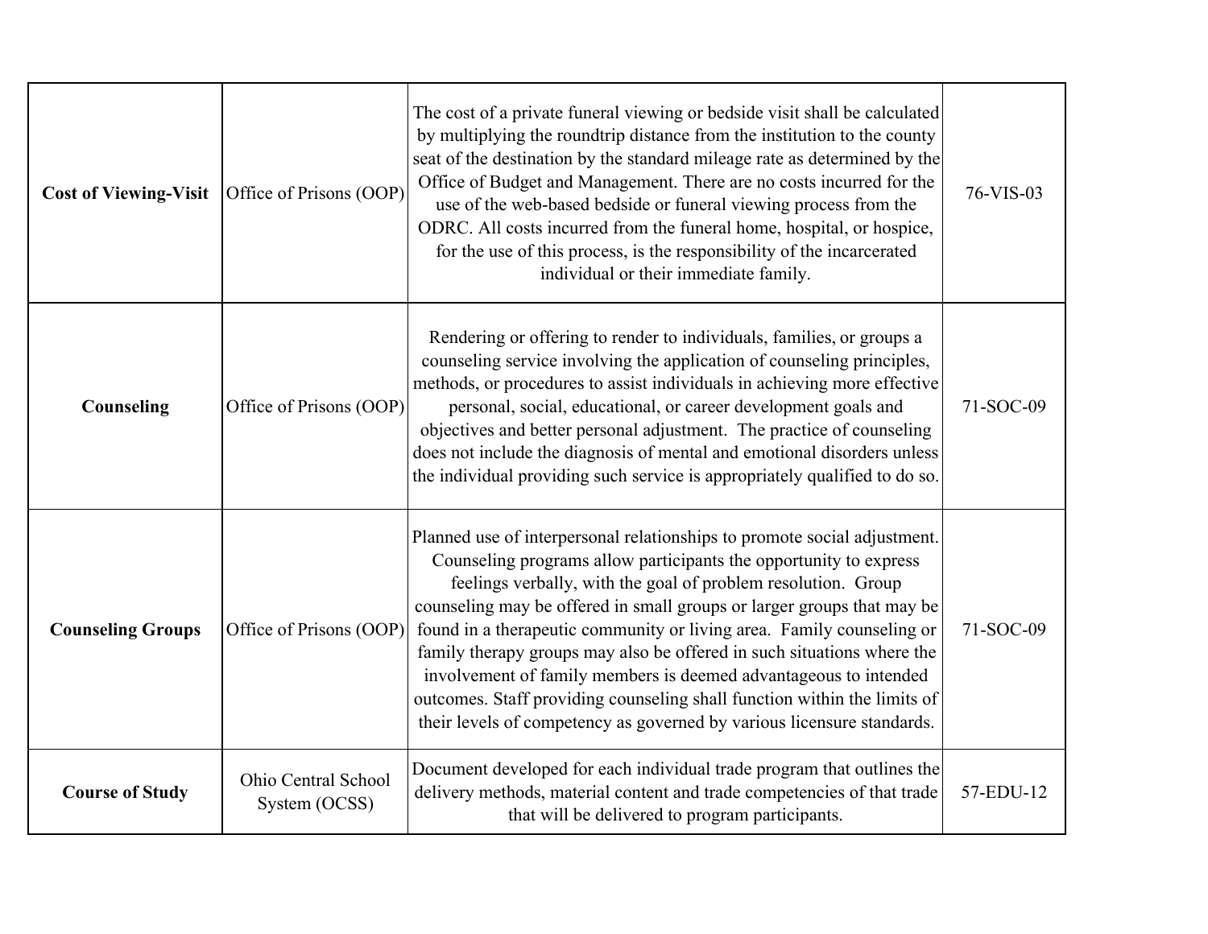| | | | |
|---|---|---|---|
| **Cost of Viewing-Visit** | Office of Prisons (OOP) | The cost of a private funeral viewing or bedside visit shall be calculated by multiplying the roundtrip distance from the institution to the county seat of the destination by the standard mileage rate as determined by the Office of Budget and Management. There are no costs incurred for the use of the web-based bedside or funeral viewing process from the ODRC. All costs incurred from the funeral home, hospital, or hospice, for the use of this process, is the responsibility of the incarcerated individual or their immediate family. | 76-VIS-03 |
| **Counseling** | Office of Prisons (OOP) | Rendering or offering to render to individuals, families, or groups a counseling service involving the application of counseling principles, methods, or procedures to assist individuals in achieving more effective personal, social, educational, or career development goals and objectives and better personal adjustment. The practice of counseling does not include the diagnosis of mental and emotional disorders unless the individual providing such service is appropriately qualified to do so. | 71-SOC-09 |
| **Counseling Groups** | Office of Prisons (OOP) | Planned use of interpersonal relationships to promote social adjustment. Counseling programs allow participants the opportunity to express feelings verbally, with the goal of problem resolution. Group counseling may be offered in small groups or larger groups that may be found in a therapeutic community or living area. Family counseling or family therapy groups may also be offered in such situations where the involvement of family members is deemed advantageous to intended outcomes. Staff providing counseling shall function within the limits of their levels of competency as governed by various licensure standards. | 71-SOC-09 |
| **Course of Study** | Ohio Central School System (OCSS) | Document developed for each individual trade program that outlines the delivery methods, material content and trade competencies of that trade that will be delivered to program participants. | 57-EDU-12 |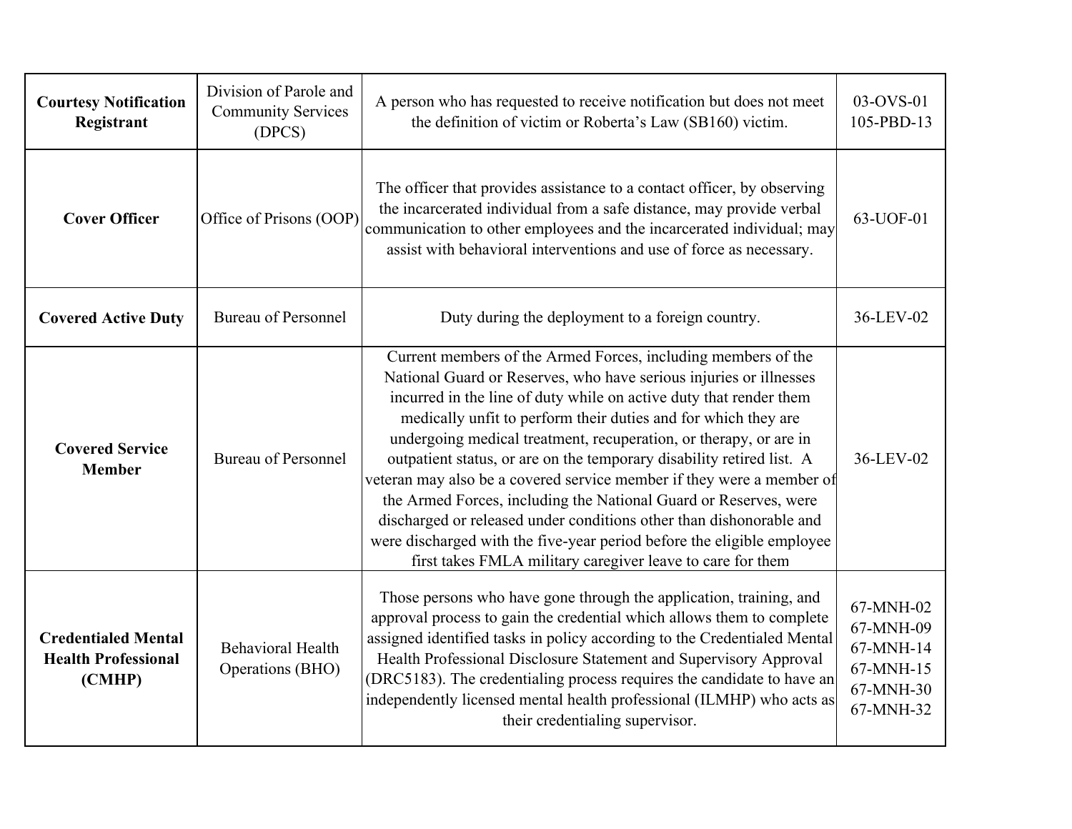| | | | |
|---|---|---|---|
| **Courtesy Notification Registrant** | Division of Parole and Community Services (DPCS) | A person who has requested to receive notification but does not meet the definition of victim or Roberta's Law (SB160) victim. | 03-OVS-01 105-PBD-13 |
| **Cover Officer** | Office of Prisons (OOP) | The officer that provides assistance to a contact officer, by observing the incarcerated individual from a safe distance, may provide verbal communication to other employees and the incarcerated individual; may assist with behavioral interventions and use of force as necessary. | 63-UOF-01 |
| **Covered Active Duty** | Bureau of Personnel | Duty during the deployment to a foreign country. | 36-LEV-02 |
| **Covered Service Member** | Bureau of Personnel | Current members of the Armed Forces, including members of the National Guard or Reserves, who have serious injuries or illnesses incurred in the line of duty while on active duty that render them medically unfit to perform their duties and for which they are undergoing medical treatment, recuperation, or therapy, or are in outpatient status, or are on the temporary disability retired list. A veteran may also be a covered service member if they were a member of the Armed Forces, including the National Guard or Reserves, were discharged or released under conditions other than dishonorable and were discharged with the five-year period before the eligible employee first takes FMLA military caregiver leave to care for them | 36-LEV-02 |
| **Credentialed Mental Health Professional (CMHP)** | Behavioral Health Operations (BHO) | Those persons who have gone through the application, training, and approval process to gain the credential which allows them to complete assigned identified tasks in policy according to the Credentialed Mental Health Professional Disclosure Statement and Supervisory Approval (DRC5183). The credentialing process requires the candidate to have an independently licensed mental health professional (ILMHP) who acts as their credentialing supervisor. | 67-MNH-02 67-MNH-09 67-MNH-14 67-MNH-15 67-MNH-30 67-MNH-32 |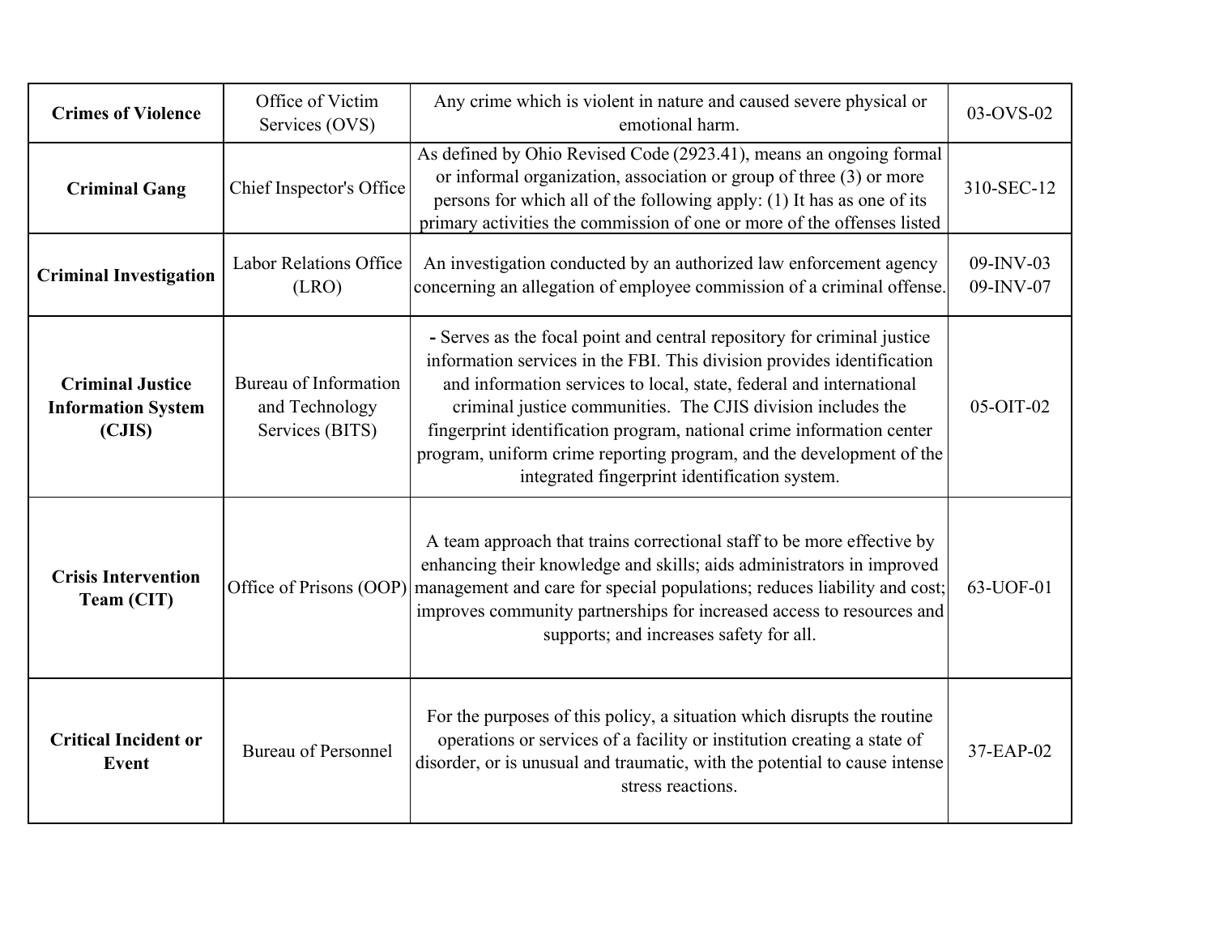| | | | |
|---|---|---|---|
| **Crimes of Violence** | Office of Victim Services (OVS) | Any crime which is violent in nature and caused severe physical or emotional harm. | 03-OVS-02 |
| **Criminal Gang** | Chief Inspector's Office | As defined by Ohio Revised Code (2923.41), means an ongoing formal or informal organization, association or group of three (3) or more persons for which all of the following apply: (1) It has as one of its primary activities the commission of one or more of the offenses listed | 310-SEC-12 |
| **Criminal Investigation** | Labor Relations Office (LRO) | An investigation conducted by an authorized law enforcement agency concerning an allegation of employee commission of a criminal offense. | 09-INV-03<br>09-INV-07 |
| **Criminal Justice Information System (CJIS)** | Bureau of Information and Technology Services (BITS) | **-** Serves as the focal point and central repository for criminal justice information services in the FBI. This division provides identification and information services to local, state, federal and international criminal justice communities. The CJIS division includes the fingerprint identification program, national crime information center program, uniform crime reporting program, and the development of the integrated fingerprint identification system. | 05-OIT-02 |
| **Crisis Intervention Team (CIT)** | Office of Prisons (OOP) | A team approach that trains correctional staff to be more effective by enhancing their knowledge and skills; aids administrators in improved management and care for special populations; reduces liability and cost; improves community partnerships for increased access to resources and supports; and increases safety for all. | 63-UOF-01 |
| **Critical Incident or Event** | Bureau of Personnel | For the purposes of this policy, a situation which disrupts the routine operations or services of a facility or institution creating a state of disorder, or is unusual and traumatic, with the potential to cause intense stress reactions. | 37-EAP-02 |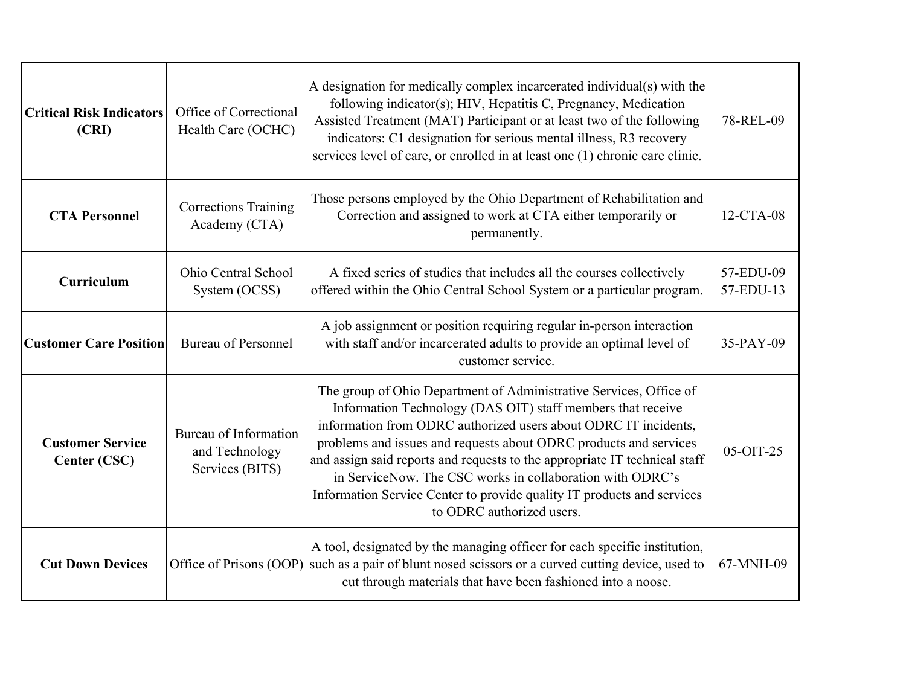| | | | |
|---|---|---|---|
| **Critical Risk Indicators (CRI)** | Office of Correctional Health Care (OCHC) | A designation for medically complex incarcerated individual(s) with the following indicator(s); HIV, Hepatitis C, Pregnancy, Medication Assisted Treatment (MAT) Participant or at least two of the following indicators: C1 designation for serious mental illness, R3 recovery services level of care, or enrolled in at least one (1) chronic care clinic. | 78-REL-09 |
| **CTA Personnel** | Corrections Training Academy (CTA) | Those persons employed by the Ohio Department of Rehabilitation and Correction and assigned to work at CTA either temporarily or permanently. | 12-CTA-08 |
| **Curriculum** | Ohio Central School System (OCSS) | A fixed series of studies that includes all the courses collectively offered within the Ohio Central School System or a particular program. | 57-EDU-09<br>57-EDU-13 |
| **Customer Care Position** | Bureau of Personnel | A job assignment or position requiring regular in-person interaction with staff and/or incarcerated adults to provide an optimal level of customer service. | 35-PAY-09 |
| **Customer Service Center (CSC)** | Bureau of Information and Technology Services (BITS) | The group of Ohio Department of Administrative Services, Office of Information Technology (DAS OIT) staff members that receive information from ODRC authorized users about ODRC IT incidents, problems and issues and requests about ODRC products and services and assign said reports and requests to the appropriate IT technical staff in ServiceNow. The CSC works in collaboration with ODRC's Information Service Center to provide quality IT products and services to ODRC authorized users. | 05-OIT-25 |
| **Cut Down Devices** | Office of Prisons (OOP) | A tool, designated by the managing officer for each specific institution, such as a pair of blunt nosed scissors or a curved cutting device, used to cut through materials that have been fashioned into a noose. | 67-MNH-09 |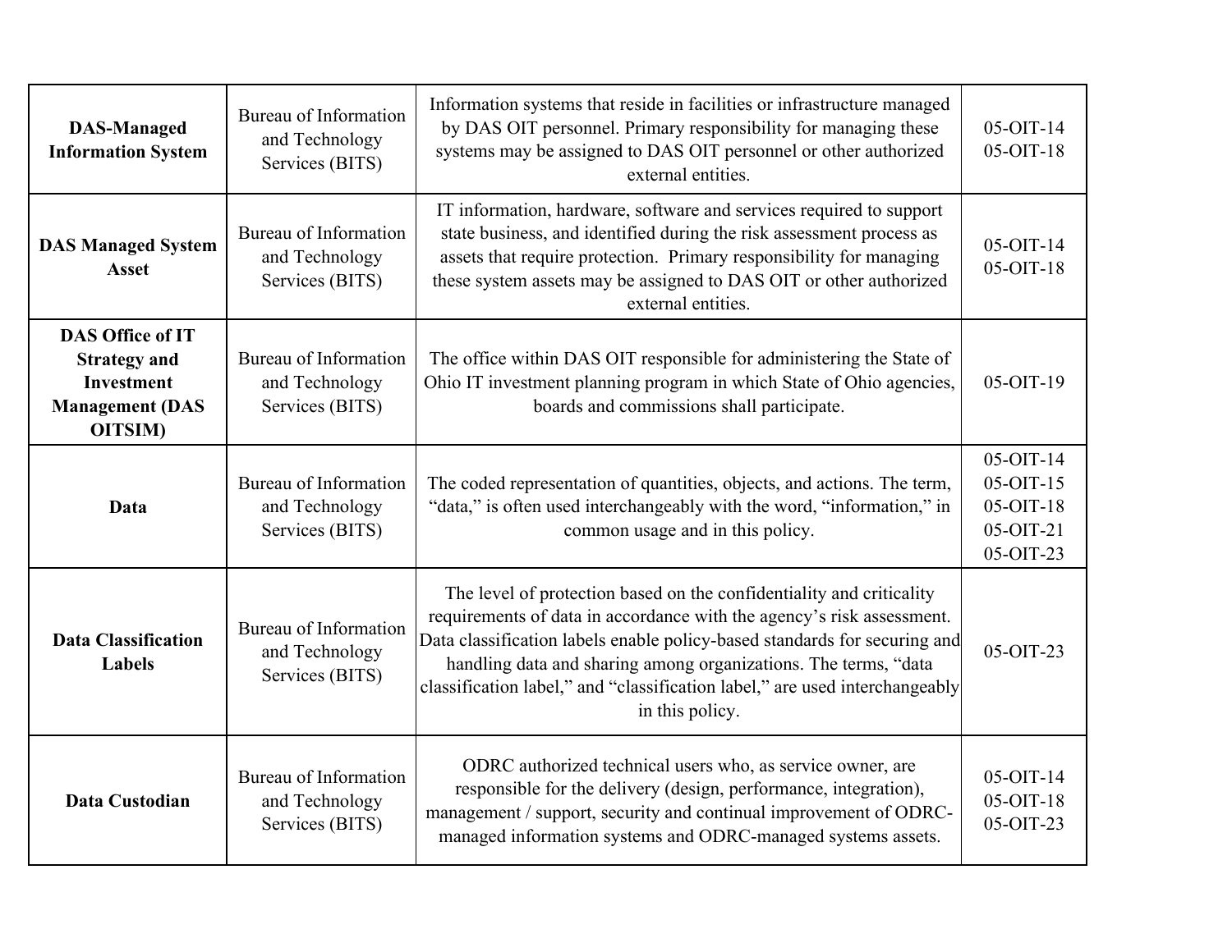| | | | |
|---|---|---|---|
| **DAS-Managed Information System** | Bureau of Information and Technology Services (BITS) | Information systems that reside in facilities or infrastructure managed by DAS OIT personnel. Primary responsibility for managing these systems may be assigned to DAS OIT personnel or other authorized external entities. | 05-OIT-14<br>05-OIT-18 |
| **DAS Managed System Asset** | Bureau of Information and Technology Services (BITS) | IT information, hardware, software and services required to support state business, and identified during the risk assessment process as assets that require protection. Primary responsibility for managing these system assets may be assigned to DAS OIT or other authorized external entities. | 05-OIT-14<br>05-OIT-18 |
| **DAS Office of IT Strategy and Investment Management (DAS OITSIM)** | Bureau of Information and Technology Services (BITS) | The office within DAS OIT responsible for administering the State of Ohio IT investment planning program in which State of Ohio agencies, boards and commissions shall participate. | 05-OIT-19 |
| **Data** | Bureau of Information and Technology Services (BITS) | The coded representation of quantities, objects, and actions. The term, "data," is often used interchangeably with the word, "information," in common usage and in this policy. | 05-OIT-14<br>05-OIT-15<br>05-OIT-18<br>05-OIT-21<br>05-OIT-23 |
| **Data Classification Labels** | Bureau of Information and Technology Services (BITS) | The level of protection based on the confidentiality and criticality requirements of data in accordance with the agency's risk assessment. Data classification labels enable policy-based standards for securing and handling data and sharing among organizations. The terms, "data classification label," and "classification label," are used interchangeably in this policy. | 05-OIT-23 |
| **Data Custodian** | Bureau of Information and Technology Services (BITS) | ODRC authorized technical users who, as service owner, are responsible for the delivery (design, performance, integration), management / support, security and continual improvement of ODRC-managed information systems and ODRC-managed systems assets. | 05-OIT-14<br>05-OIT-18<br>05-OIT-23 |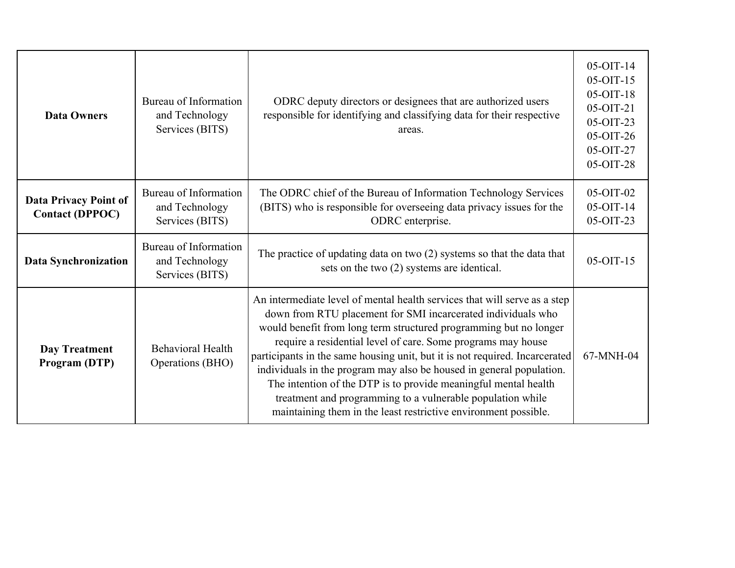| | | | |
|---|---|---|---|
| **Data Owners** | Bureau of Information and Technology Services (BITS) | ODRC deputy directors or designees that are authorized users responsible for identifying and classifying data for their respective areas. | 05-OIT-14<br>05-OIT-15<br>05-OIT-18<br>05-OIT-21<br>05-OIT-23<br>05-OIT-26<br>05-OIT-27<br>05-OIT-28 |
| **Data Privacy Point of Contact (DPPOC)** | Bureau of Information and Technology Services (BITS) | The ODRC chief of the Bureau of Information Technology Services (BITS) who is responsible for overseeing data privacy issues for the ODRC enterprise. | 05-OIT-02<br>05-OIT-14<br>05-OIT-23 |
| **Data Synchronization** | Bureau of Information and Technology Services (BITS) | The practice of updating data on two (2) systems so that the data that sets on the two (2) systems are identical. | 05-OIT-15 |
| **Day Treatment Program (DTP)** | Behavioral Health Operations (BHO) | An intermediate level of mental health services that will serve as a step down from RTU placement for SMI incarcerated individuals who would benefit from long term structured programming but no longer require a residential level of care. Some programs may house participants in the same housing unit, but it is not required. Incarcerated individuals in the program may also be housed in general population. The intention of the DTP is to provide meaningful mental health treatment and programming to a vulnerable population while maintaining them in the least restrictive environment possible. | 67-MNH-04 |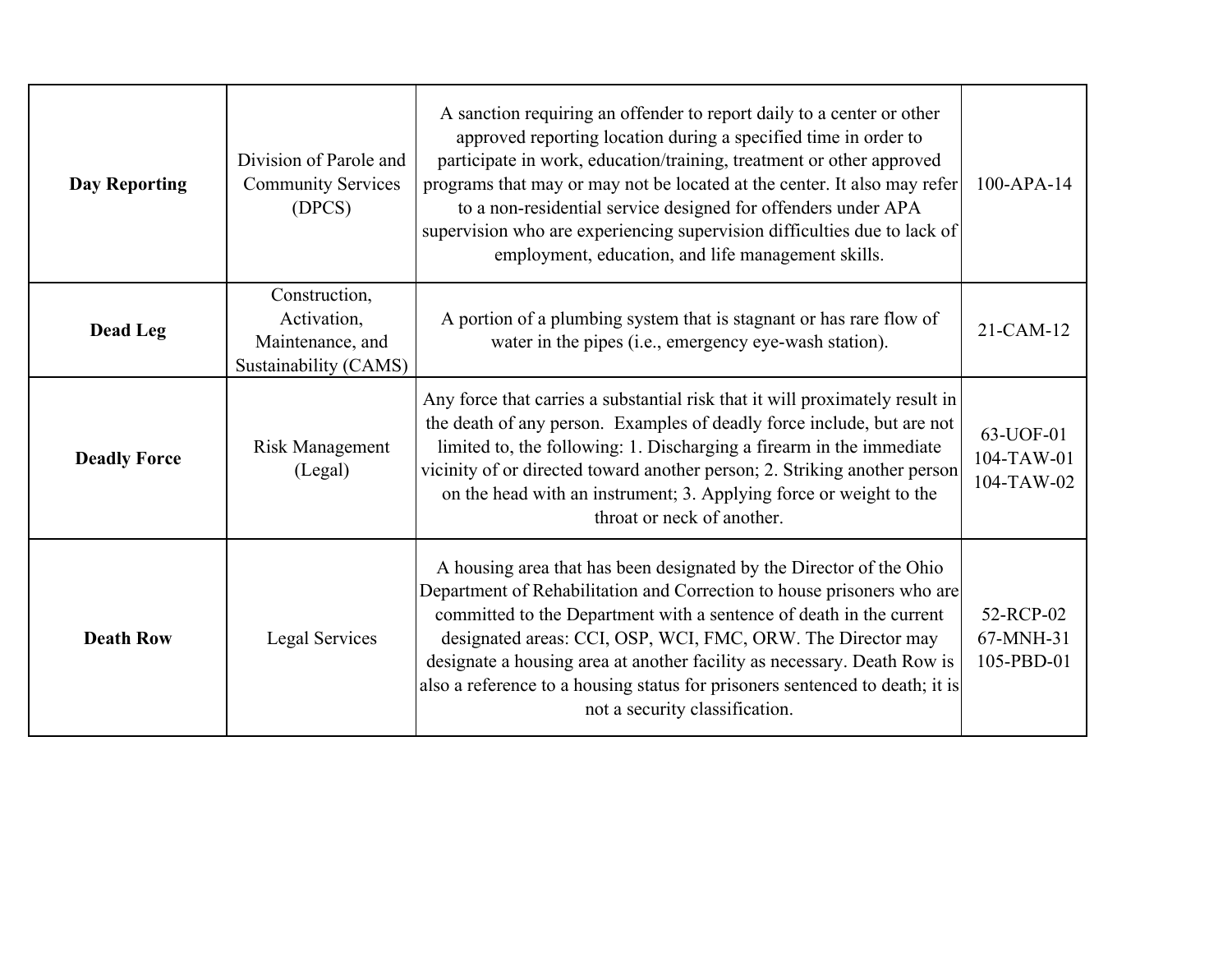| | | | |
|---|---|---|---|
| **Day Reporting** | Division of Parole and Community Services (DPCS) | A sanction requiring an offender to report daily to a center or other approved reporting location during a specified time in order to participate in work, education/training, treatment or other approved programs that may or may not be located at the center. It also may refer to a non-residential service designed for offenders under APA supervision who are experiencing supervision difficulties due to lack of employment, education, and life management skills. | 100-APA-14 |
| **Dead Leg** | Construction, Activation, Maintenance, and Sustainability (CAMS) | A portion of a plumbing system that is stagnant or has rare flow of water in the pipes (i.e., emergency eye-wash station). | 21-CAM-12 |
| **Deadly Force** | Risk Management (Legal) | Any force that carries a substantial risk that it will proximately result in the death of any person. Examples of deadly force include, but are not limited to, the following: 1. Discharging a firearm in the immediate vicinity of or directed toward another person; 2. Striking another person on the head with an instrument; 3. Applying force or weight to the throat or neck of another. | 63-UOF-01<br>104-TAW-01<br>104-TAW-02 |
| **Death Row** | Legal Services | A housing area that has been designated by the Director of the Ohio Department of Rehabilitation and Correction to house prisoners who are committed to the Department with a sentence of death in the current designated areas: CCI, OSP, WCI, FMC, ORW. The Director may designate a housing area at another facility as necessary. Death Row is also a reference to a housing status for prisoners sentenced to death; it is not a security classification. | 52-RCP-02<br>67-MNH-31<br>105-PBD-01 |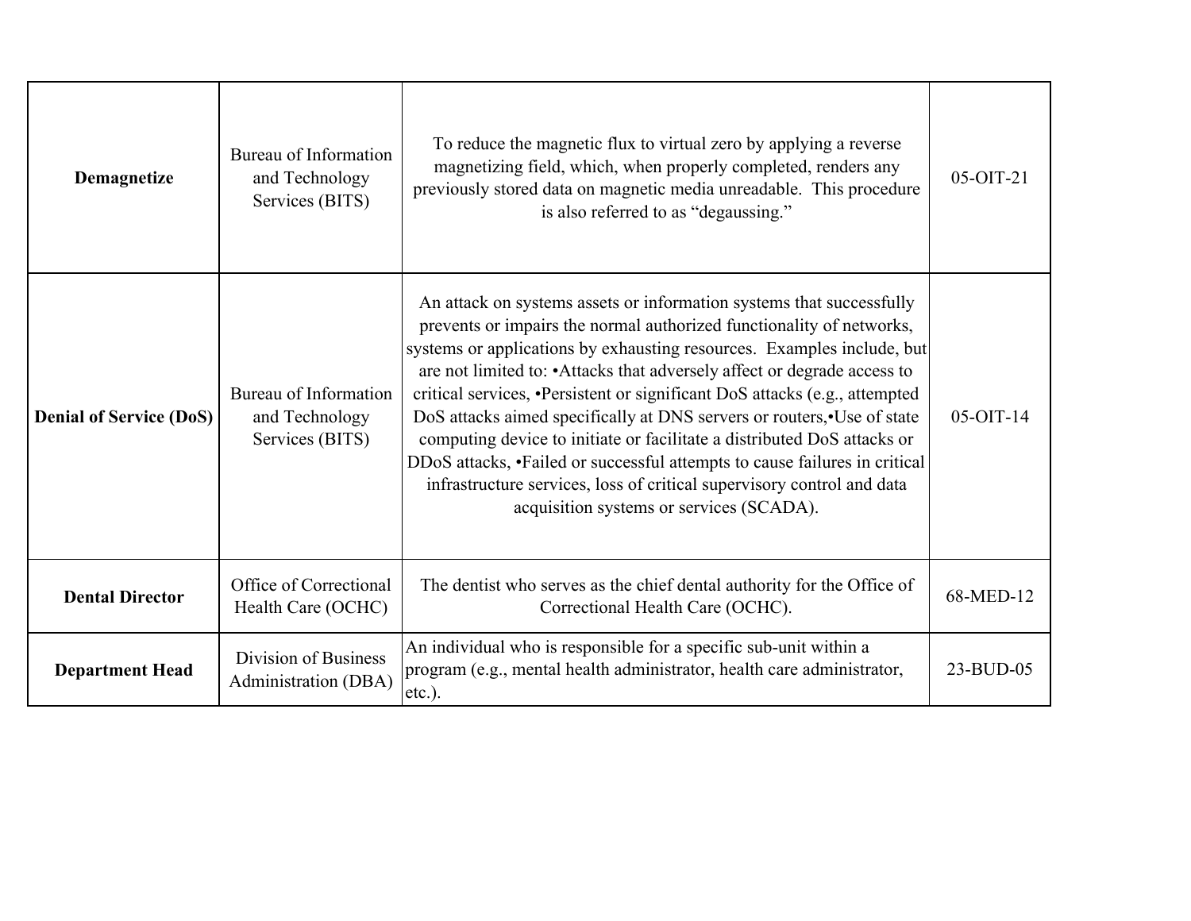| **Demagnetize** | Bureau of Information and Technology Services (BITS) | To reduce the magnetic flux to virtual zero by applying a reverse magnetizing field, which, when properly completed, renders any previously stored data on magnetic media unreadable. This procedure is also referred to as "degaussing." | 05-OIT-21 |
|---|---|---|---|
| **Denial of Service (DoS)** | Bureau of Information and Technology Services (BITS) | An attack on systems assets or information systems that successfully prevents or impairs the normal authorized functionality of networks, systems or applications by exhausting resources. Examples include, but are not limited to: •Attacks that adversely affect or degrade access to critical services, •Persistent or significant DoS attacks (e.g., attempted DoS attacks aimed specifically at DNS servers or routers,•Use of state computing device to initiate or facilitate a distributed DoS attacks or DDoS attacks, •Failed or successful attempts to cause failures in critical infrastructure services, loss of critical supervisory control and data acquisition systems or services (SCADA). | 05-OIT-14 |
| **Dental Director** | Office of Correctional Health Care (OCHC) | The dentist who serves as the chief dental authority for the Office of Correctional Health Care (OCHC). | 68-MED-12 |
| **Department Head** | Division of Business Administration (DBA) | An individual who is responsible for a specific sub-unit within a program (e.g., mental health administrator, health care administrator, etc.). | 23-BUD-05 |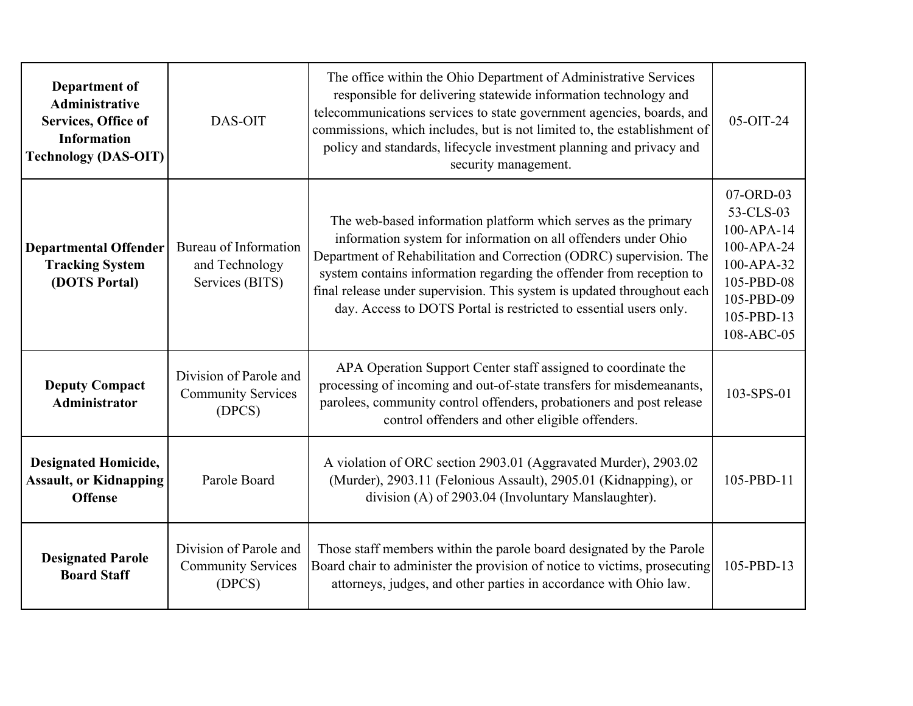| **Department of Administrative Services, Office of Information Technology (DAS-OIT)** | DAS-OIT | The office within the Ohio Department of Administrative Services responsible for delivering statewide information technology and telecommunications services to state government agencies, boards, and commissions, which includes, but is not limited to, the establishment of policy and standards, lifecycle investment planning and privacy and security management. | 05-OIT-24 |
|---|---|---|---|
| **Departmental Offender Tracking System (DOTS Portal)** | Bureau of Information and Technology Services (BITS) | The web-based information platform which serves as the primary information system for information on all offenders under Ohio Department of Rehabilitation and Correction (ODRC) supervision. The system contains information regarding the offender from reception to final release under supervision. This system is updated throughout each day. Access to DOTS Portal is restricted to essential users only. | 07-ORD-03<br>53-CLS-03<br>100-APA-14<br>100-APA-24<br>100-APA-32<br>105-PBD-08<br>105-PBD-09<br>105-PBD-13<br>108-ABC-05 |
| **Deputy Compact Administrator** | Division of Parole and Community Services (DPCS) | APA Operation Support Center staff assigned to coordinate the processing of incoming and out-of-state transfers for misdemeanants, parolees, community control offenders, probationers and post release control offenders and other eligible offenders. | 103-SPS-01 |
| **Designated Homicide, Assault, or Kidnapping Offense** | Parole Board | A violation of ORC section 2903.01 (Aggravated Murder), 2903.02 (Murder), 2903.11 (Felonious Assault), 2905.01 (Kidnapping), or division (A) of 2903.04 (Involuntary Manslaughter). | 105-PBD-11 |
| **Designated Parole Board Staff** | Division of Parole and Community Services (DPCS) | Those staff members within the parole board designated by the Parole Board chair to administer the provision of notice to victims, prosecuting attorneys, judges, and other parties in accordance with Ohio law. | 105-PBD-13 |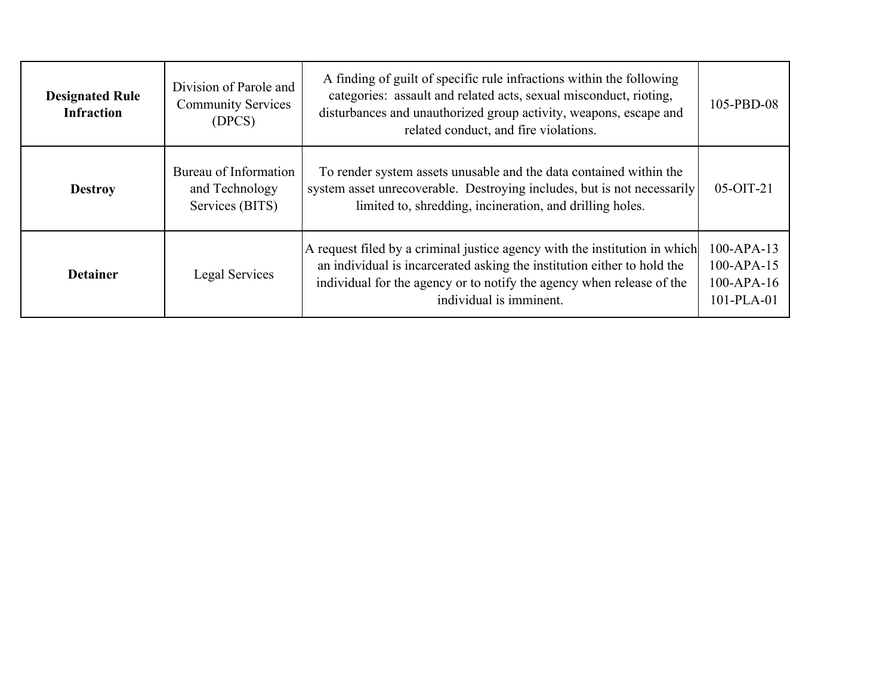| | | | |
|---|---|---|---|
| **Designated Rule Infraction** | Division of Parole and Community Services (DPCS) | A finding of guilt of specific rule infractions within the following categories: assault and related acts, sexual misconduct, rioting, disturbances and unauthorized group activity, weapons, escape and related conduct, and fire violations. | 105-PBD-08 |
| **Destroy** | Bureau of Information and Technology Services (BITS) | To render system assets unusable and the data contained within the system asset unrecoverable. Destroying includes, but is not necessarily limited to, shredding, incineration, and drilling holes. | 05-OIT-21 |
| **Detainer** | Legal Services | A request filed by a criminal justice agency with the institution in which an individual is incarcerated asking the institution either to hold the individual for the agency or to notify the agency when release of the individual is imminent. | 100-APA-13<br>100-APA-15<br>100-APA-16<br>101-PLA-01 |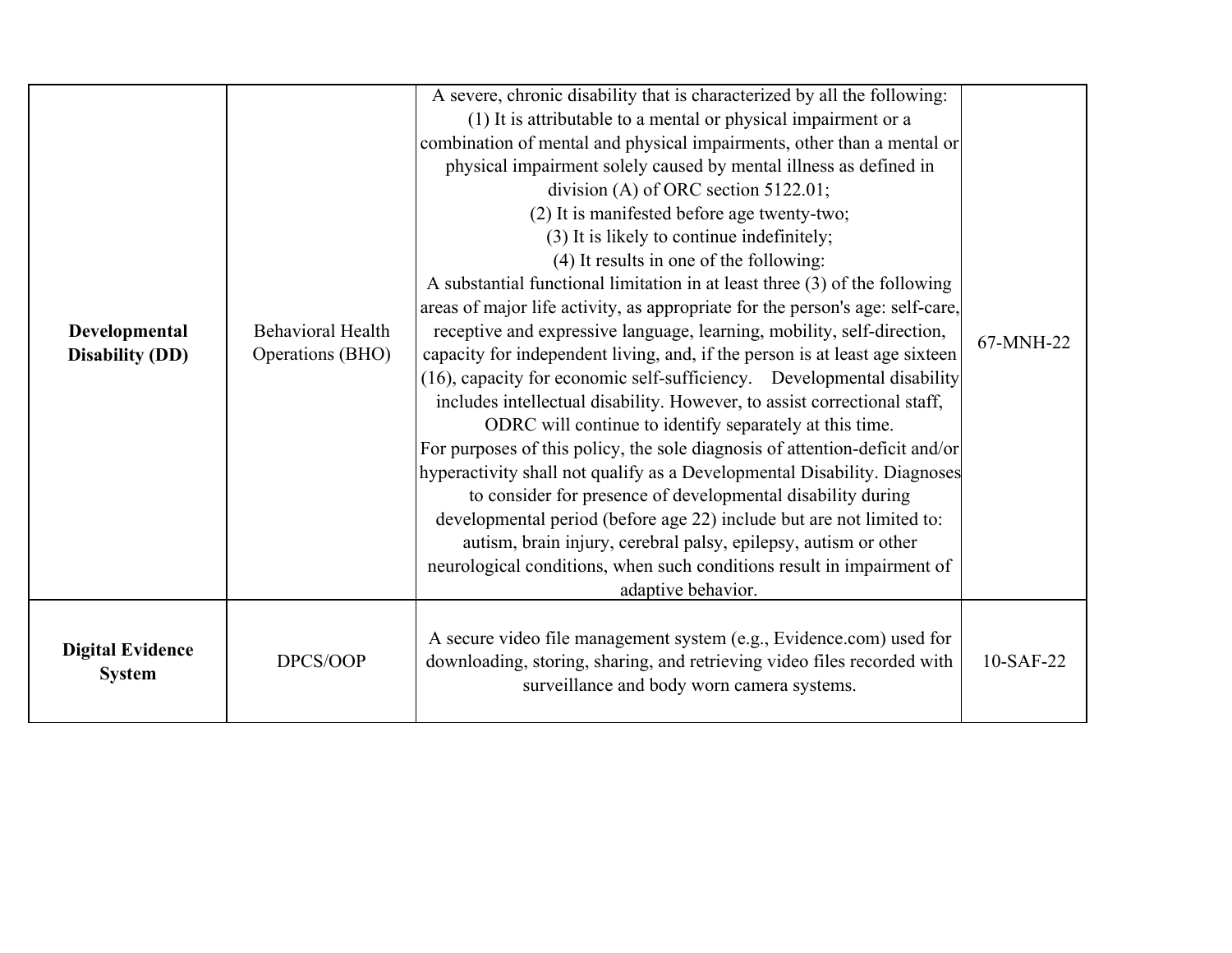| | | | |
|---|---|---|---|
| **Developmental Disability (DD)** | Behavioral Health Operations (BHO) | A severe, chronic disability that is characterized by all the following: (1) It is attributable to a mental or physical impairment or a combination of mental and physical impairments, other than a mental or physical impairment solely caused by mental illness as defined in division (A) of ORC section 5122.01; (2) It is manifested before age twenty-two; (3) It is likely to continue indefinitely; (4) It results in one of the following: A substantial functional limitation in at least three (3) of the following areas of major life activity, as appropriate for the person's age: self-care, receptive and expressive language, learning, mobility, self-direction, capacity for independent living, and, if the person is at least age sixteen (16), capacity for economic self-sufficiency. Developmental disability includes intellectual disability. However, to assist correctional staff, ODRC will continue to identify separately at this time. For purposes of this policy, the sole diagnosis of attention-deficit and/or hyperactivity shall not qualify as a Developmental Disability. Diagnoses to consider for presence of developmental disability during developmental period (before age 22) include but are not limited to: autism, brain injury, cerebral palsy, epilepsy, autism or other neurological conditions, when such conditions result in impairment of adaptive behavior. | 67-MNH-22 |
| **Digital Evidence System** | DPCS/OOP | A secure video file management system (e.g., Evidence.com) used for downloading, storing, sharing, and retrieving video files recorded with surveillance and body worn camera systems. | 10-SAF-22 |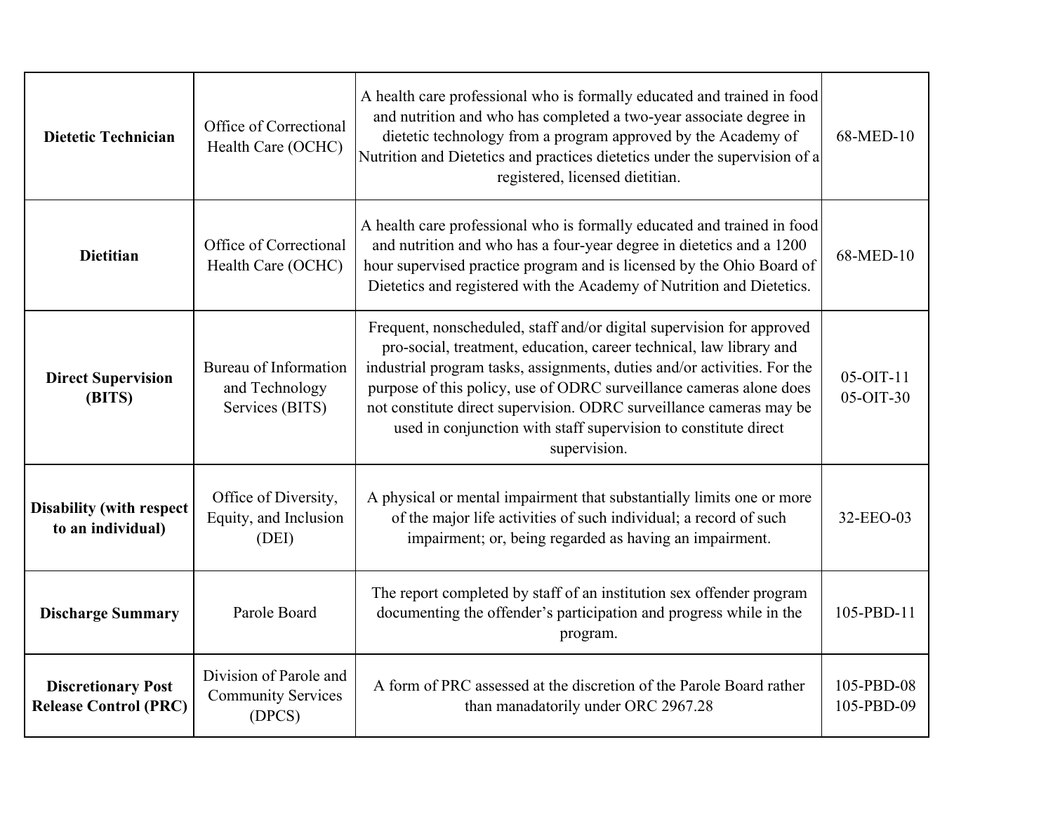| **Dietetic Technician** | Office of Correctional Health Care (OCHC) | A health care professional who is formally educated and trained in food and nutrition and who has completed a two-year associate degree in dietetic technology from a program approved by the Academy of Nutrition and Dietetics and practices dietetics under the supervision of a registered, licensed dietitian. | 68-MED-10 |
|---|---|---|---|
| **Dietitian** | Office of Correctional Health Care (OCHC) | A health care professional who is formally educated and trained in food and nutrition and who has a four-year degree in dietetics and a 1200 hour supervised practice program and is licensed by the Ohio Board of Dietetics and registered with the Academy of Nutrition and Dietetics. | 68-MED-10 |
| **Direct Supervision (BITS)** | Bureau of Information and Technology Services (BITS) | Frequent, nonscheduled, staff and/or digital supervision for approved pro-social, treatment, education, career technical, law library and industrial program tasks, assignments, duties and/or activities. For the purpose of this policy, use of ODRC surveillance cameras alone does not constitute direct supervision. ODRC surveillance cameras may be used in conjunction with staff supervision to constitute direct supervision. | 05-OIT-11<br>05-OIT-30 |
| **Disability (with respect to an individual)** | Office of Diversity, Equity, and Inclusion (DEI) | A physical or mental impairment that substantially limits one or more of the major life activities of such individual; a record of such impairment; or, being regarded as having an impairment. | 32-EEO-03 |
| **Discharge Summary** | Parole Board | The report completed by staff of an institution sex offender program documenting the offender's participation and progress while in the program. | 105-PBD-11 |
| **Discretionary Post Release Control (PRC)** | Division of Parole and Community Services (DPCS) | A form of PRC assessed at the discretion of the Parole Board rather than manadatorily under ORC 2967.28 | 105-PBD-08<br>105-PBD-09 |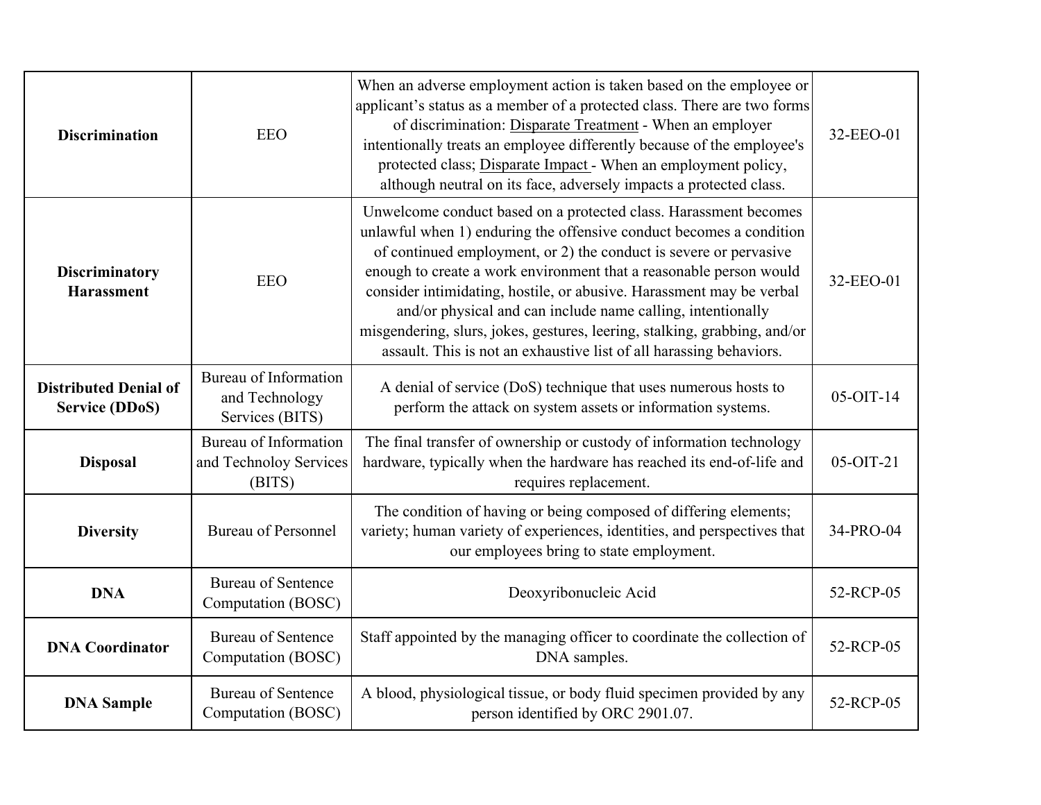| | | | |
|---|---|---|---|
| **Discrimination** | EEO | When an adverse employment action is taken based on the employee or applicant's status as a member of a protected class. There are two forms of discrimination: Disparate Treatment - When an employer intentionally treats an employee differently because of the employee's protected class; Disparate Impact - When an employment policy, although neutral on its face, adversely impacts a protected class. | 32-EEO-01 |
| **Discriminatory Harassment** | EEO | Unwelcome conduct based on a protected class. Harassment becomes unlawful when 1) enduring the offensive conduct becomes a condition of continued employment, or 2) the conduct is severe or pervasive enough to create a work environment that a reasonable person would consider intimidating, hostile, or abusive. Harassment may be verbal and/or physical and can include name calling, intentionally misgendering, slurs, jokes, gestures, leering, stalking, grabbing, and/or assault. This is not an exhaustive list of all harassing behaviors. | 32-EEO-01 |
| **Distributed Denial of Service (DDoS)** | Bureau of Information and Technology Services (BITS) | A denial of service (DoS) technique that uses numerous hosts to perform the attack on system assets or information systems. | 05-OIT-14 |
| **Disposal** | Bureau of Information and Technoloy Services (BITS) | The final transfer of ownership or custody of information technology hardware, typically when the hardware has reached its end-of-life and requires replacement. | 05-OIT-21 |
| **Diversity** | Bureau of Personnel | The condition of having or being composed of differing elements; variety; human variety of experiences, identities, and perspectives that our employees bring to state employment. | 34-PRO-04 |
| **DNA** | Bureau of Sentence Computation (BOSC) | Deoxyribonucleic Acid | 52-RCP-05 |
| **DNA Coordinator** | Bureau of Sentence Computation (BOSC) | Staff appointed by the managing officer to coordinate the collection of DNA samples. | 52-RCP-05 |
| **DNA Sample** | Bureau of Sentence Computation (BOSC) | A blood, physiological tissue, or body fluid specimen provided by any person identified by ORC 2901.07. | 52-RCP-05 |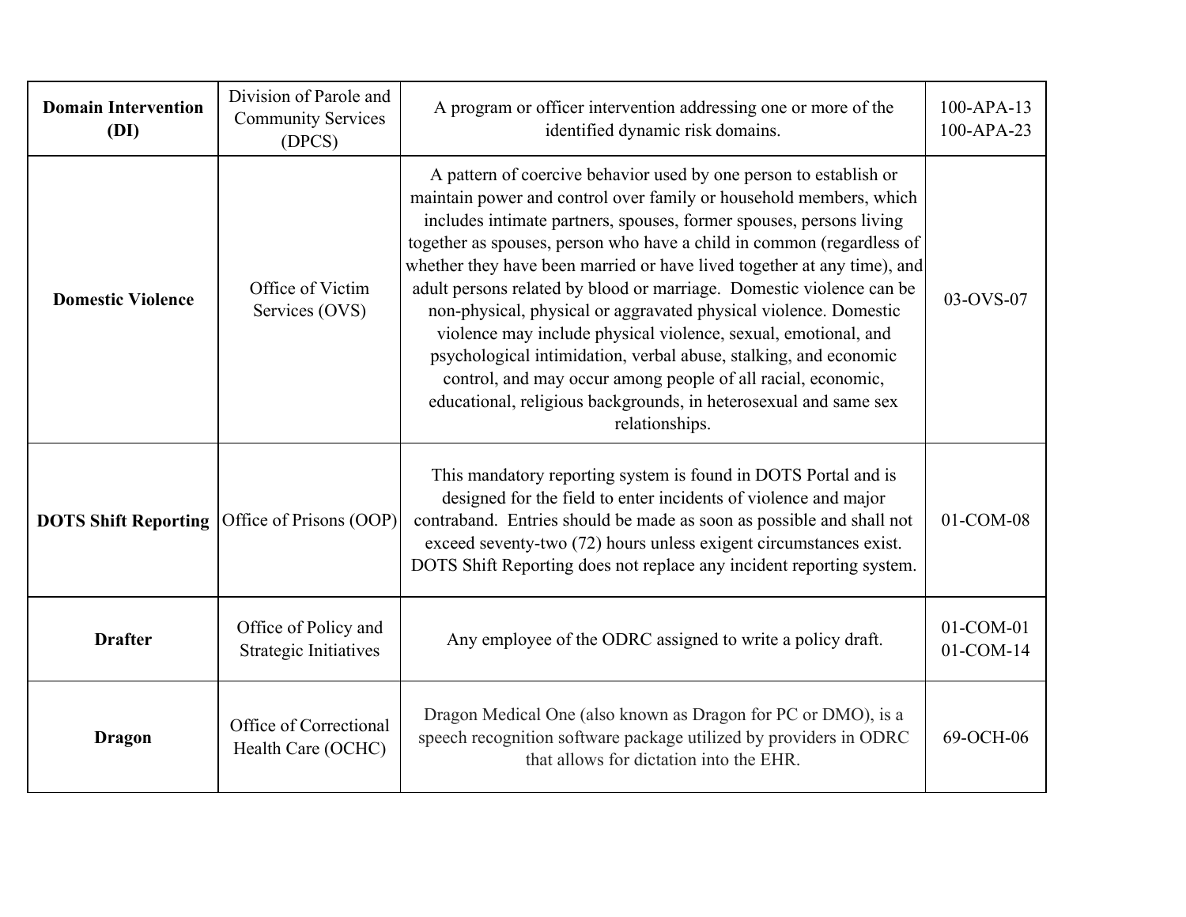| **Domain Intervention (DI)** | Division of Parole and Community Services (DPCS) | A program or officer intervention addressing one or more of the identified dynamic risk domains. | 100-APA-13<br>100-APA-23 |
|---|---|---|---|
| **Domestic Violence** | Office of Victim Services (OVS) | A pattern of coercive behavior used by one person to establish or maintain power and control over family or household members, which includes intimate partners, spouses, former spouses, persons living together as spouses, person who have a child in common (regardless of whether they have been married or have lived together at any time), and adult persons related by blood or marriage. Domestic violence can be non-physical, physical or aggravated physical violence. Domestic violence may include physical violence, sexual, emotional, and psychological intimidation, verbal abuse, stalking, and economic control, and may occur among people of all racial, economic, educational, religious backgrounds, in heterosexual and same sex relationships. | 03-OVS-07 |
| **DOTS Shift Reporting** | Office of Prisons (OOP) | This mandatory reporting system is found in DOTS Portal and is designed for the field to enter incidents of violence and major contraband. Entries should be made as soon as possible and shall not exceed seventy-two (72) hours unless exigent circumstances exist. DOTS Shift Reporting does not replace any incident reporting system. | 01-COM-08 |
| **Drafter** | Office of Policy and Strategic Initiatives | Any employee of the ODRC assigned to write a policy draft. | 01-COM-01<br>01-COM-14 |
| **Dragon** | Office of Correctional Health Care (OCHC) | Dragon Medical One (also known as Dragon for PC or DMO), is a speech recognition software package utilized by providers in ODRC that allows for dictation into the EHR. | 69-OCH-06 |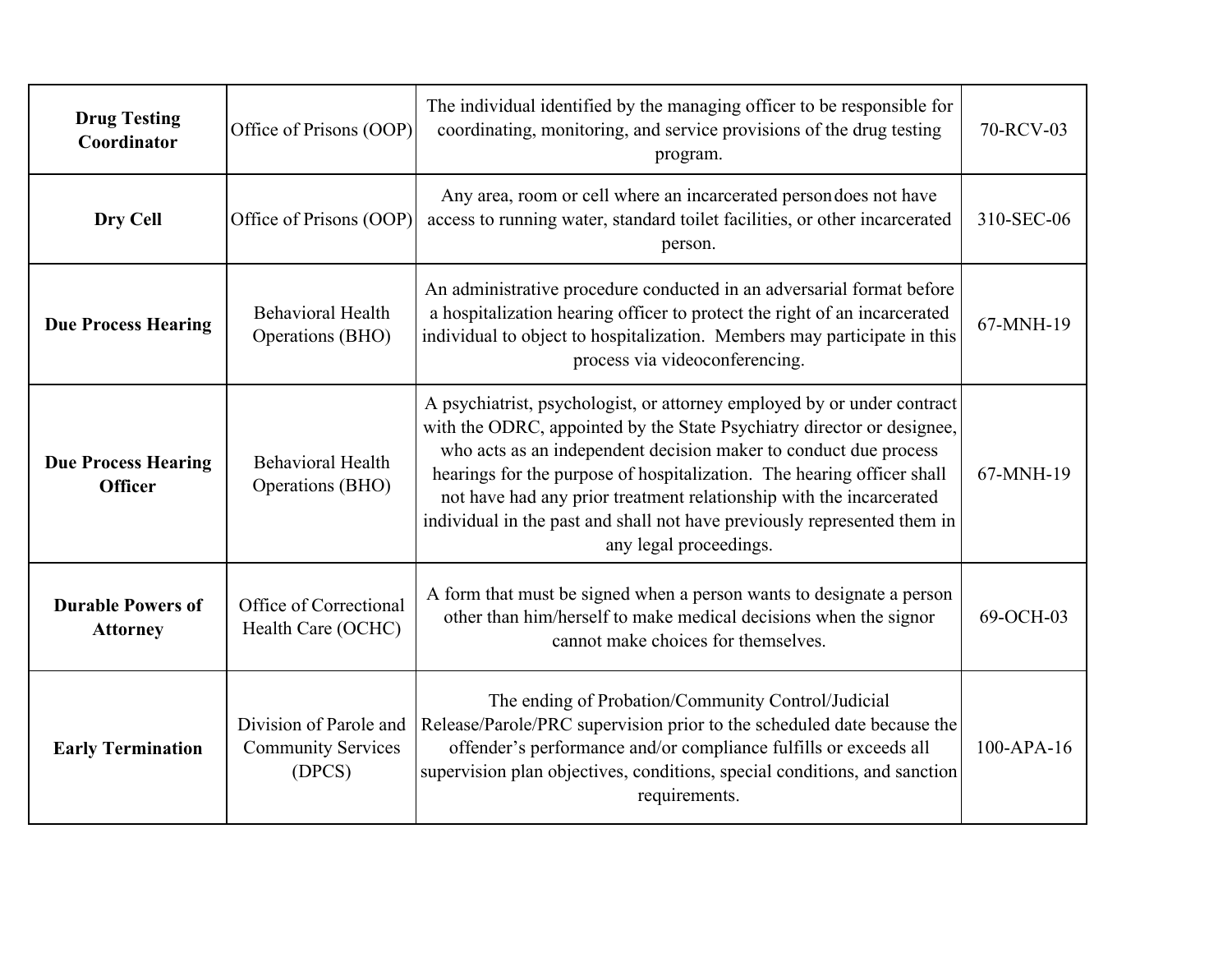| | | | |
|---|---|---|---|
| **Drug Testing Coordinator** | Office of Prisons (OOP) | The individual identified by the managing officer to be responsible for coordinating, monitoring, and service provisions of the drug testing program. | 70-RCV-03 |
| **Dry Cell** | Office of Prisons (OOP) | Any area, room or cell where an incarcerated person does not have access to running water, standard toilet facilities, or other incarcerated person. | 310-SEC-06 |
| **Due Process Hearing** | Behavioral Health Operations (BHO) | An administrative procedure conducted in an adversarial format before a hospitalization hearing officer to protect the right of an incarcerated individual to object to hospitalization. Members may participate in this process via videoconferencing. | 67-MNH-19 |
| **Due Process Hearing Officer** | Behavioral Health Operations (BHO) | A psychiatrist, psychologist, or attorney employed by or under contract with the ODRC, appointed by the State Psychiatry director or designee, who acts as an independent decision maker to conduct due process hearings for the purpose of hospitalization. The hearing officer shall not have had any prior treatment relationship with the incarcerated individual in the past and shall not have previously represented them in any legal proceedings. | 67-MNH-19 |
| **Durable Powers of Attorney** | Office of Correctional Health Care (OCHC) | A form that must be signed when a person wants to designate a person other than him/herself to make medical decisions when the signor cannot make choices for themselves. | 69-OCH-03 |
| **Early Termination** | Division of Parole and Community Services (DPCS) | The ending of Probation/Community Control/Judicial Release/Parole/PRC supervision prior to the scheduled date because the offender's performance and/or compliance fulfills or exceeds all supervision plan objectives, conditions, special conditions, and sanction requirements. | 100-APA-16 |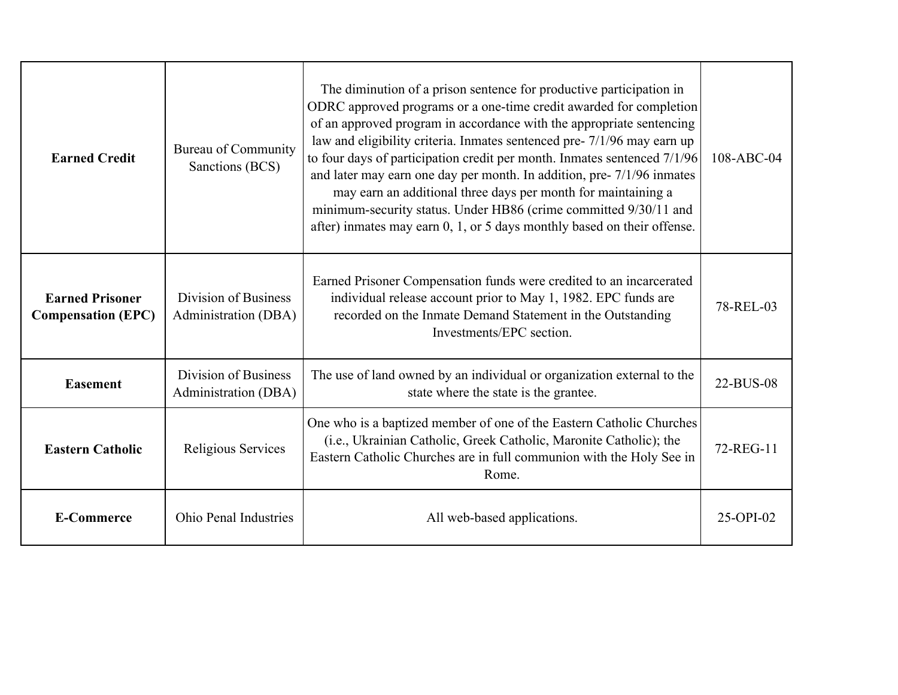| | | | |
|---|---|---|---|
| **Earned Credit** | Bureau of Community Sanctions (BCS) | The diminution of a prison sentence for productive participation in ODRC approved programs or a one-time credit awarded for completion of an approved program in accordance with the appropriate sentencing law and eligibility criteria. Inmates sentenced pre- 7/1/96 may earn up to four days of participation credit per month. Inmates sentenced 7/1/96 and later may earn one day per month. In addition, pre- 7/1/96 inmates may earn an additional three days per month for maintaining a minimum-security status. Under HB86 (crime committed 9/30/11 and after) inmates may earn 0, 1, or 5 days monthly based on their offense. | 108-ABC-04 |
| **Earned Prisoner Compensation (EPC)** | Division of Business Administration (DBA) | Earned Prisoner Compensation funds were credited to an incarcerated individual release account prior to May 1, 1982. EPC funds are recorded on the Inmate Demand Statement in the Outstanding Investments/EPC section. | 78-REL-03 |
| **Easement** | Division of Business Administration (DBA) | The use of land owned by an individual or organization external to the state where the state is the grantee. | 22-BUS-08 |
| **Eastern Catholic** | Religious Services | One who is a baptized member of one of the Eastern Catholic Churches (i.e., Ukrainian Catholic, Greek Catholic, Maronite Catholic); the Eastern Catholic Churches are in full communion with the Holy See in Rome. | 72-REG-11 |
| **E-Commerce** | Ohio Penal Industries | All web-based applications. | 25-OPI-02 |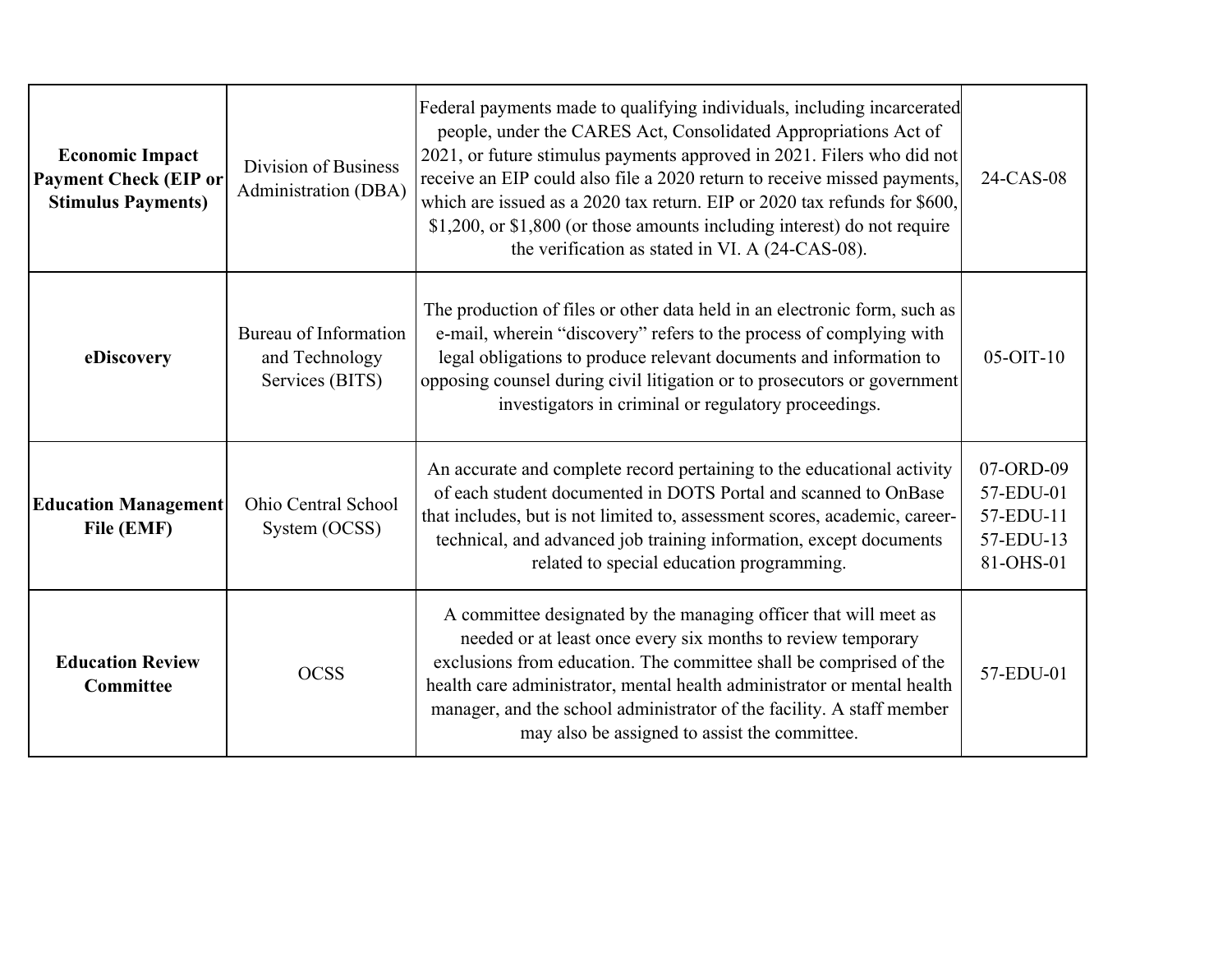| **Economic Impact Payment Check (EIP or Stimulus Payments)** | Division of Business Administration (DBA) | Federal payments made to qualifying individuals, including incarcerated people, under the CARES Act, Consolidated Appropriations Act of 2021, or future stimulus payments approved in 2021. Filers who did not receive an EIP could also file a 2020 return to receive missed payments, which are issued as a 2020 tax return. EIP or 2020 tax refunds for $600, $1,200, or $1,800 (or those amounts including interest) do not require the verification as stated in VI. A (24-CAS-08). | 24-CAS-08 |
|---|---|---|---|
| **eDiscovery** | Bureau of Information and Technology Services (BITS) | The production of files or other data held in an electronic form, such as e-mail, wherein "discovery" refers to the process of complying with legal obligations to produce relevant documents and information to opposing counsel during civil litigation or to prosecutors or government investigators in criminal or regulatory proceedings. | 05-OIT-10 |
| **Education Management File (EMF)** | Ohio Central School System (OCSS) | An accurate and complete record pertaining to the educational activity of each student documented in DOTS Portal and scanned to OnBase that includes, but is not limited to, assessment scores, academic, career-technical, and advanced job training information, except documents related to special education programming. | 07-ORD-09<br>57-EDU-01<br>57-EDU-11<br>57-EDU-13<br>81-OHS-01 |
| **Education Review Committee** | OCSS | A committee designated by the managing officer that will meet as needed or at least once every six months to review temporary exclusions from education. The committee shall be comprised of the health care administrator, mental health administrator or mental health manager, and the school administrator of the facility. A staff member may also be assigned to assist the committee. | 57-EDU-01 |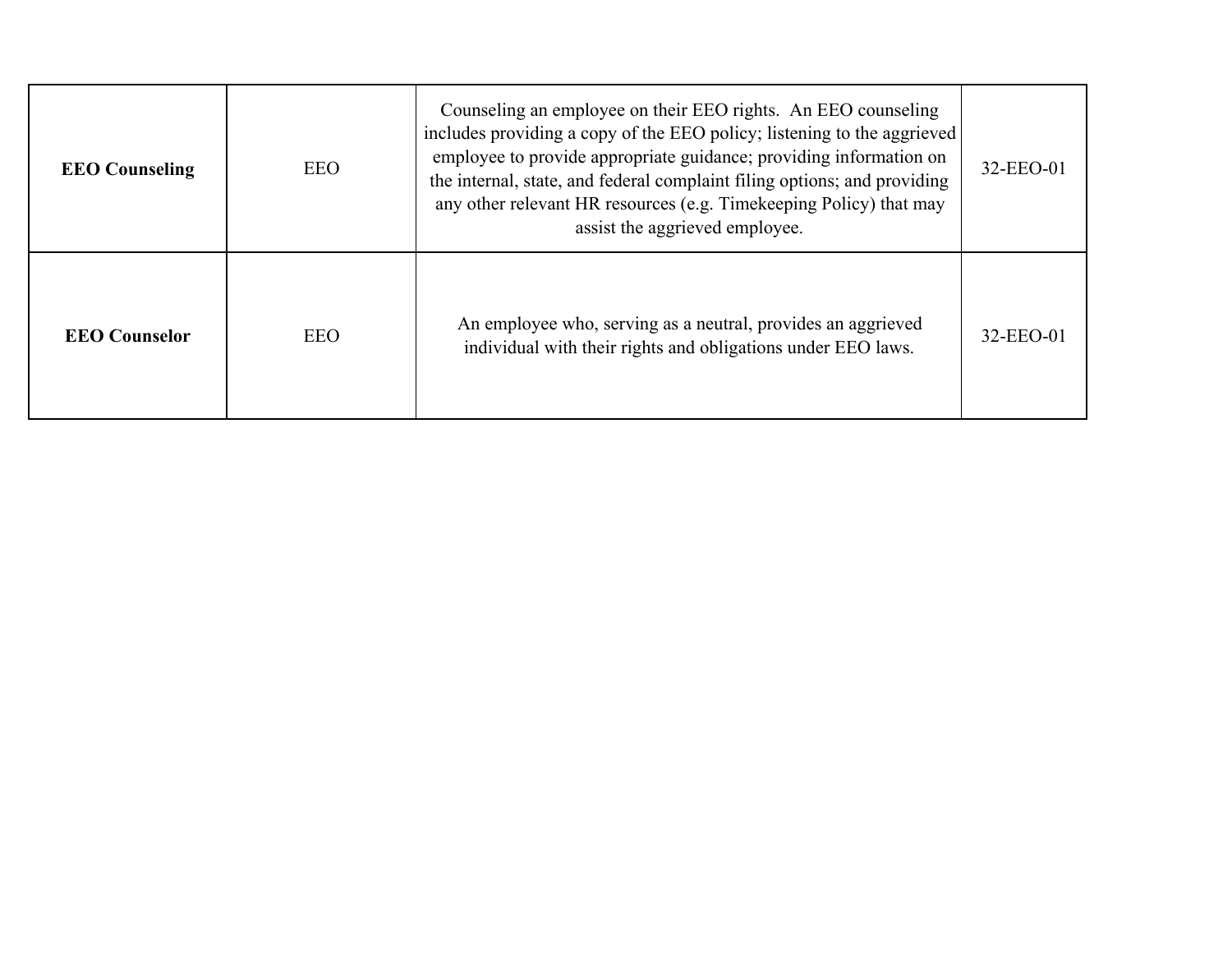| **EEO Counseling** | EEO | Counseling an employee on their EEO rights.  An EEO counseling includes providing a copy of the EEO policy; listening to the aggrieved employee to provide appropriate guidance; providing information on the internal, state, and federal complaint filing options; and providing any other relevant HR resources (e.g. Timekeeping Policy) that may assist the aggrieved employee. | 32-EEO-01 |
| --- | --- | --- | --- |
| **EEO Counselor** | EEO | An employee who, serving as a neutral, provides an aggrieved individual with their rights and obligations under EEO laws. | 32-EEO-01 |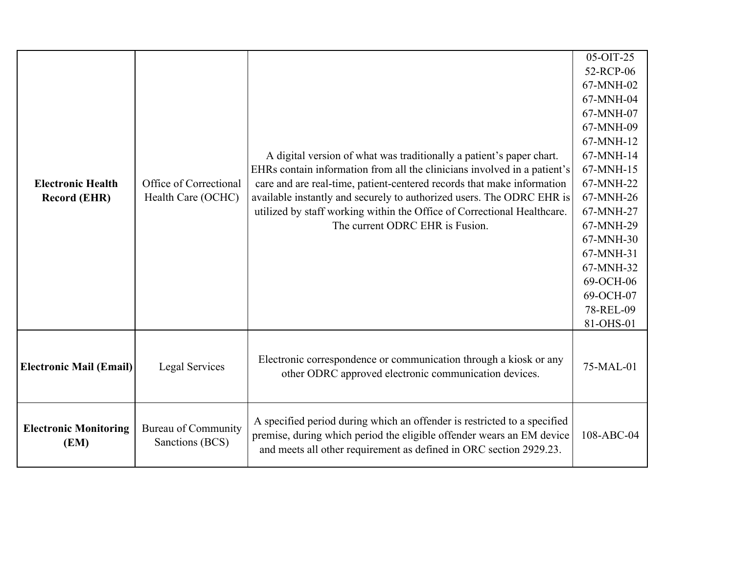| **Electronic Health Record (EHR)** | Office of Correctional Health Care (OCHC) | A digital version of what was traditionally a patient's paper chart. EHRs contain information from all the clinicians involved in a patient's care and are real-time, patient-centered records that make information available instantly and securely to authorized users. The ODRC EHR is utilized by staff working within the Office of Correctional Healthcare. The current ODRC EHR is Fusion. | 05-OIT-25<br>52-RCP-06<br>67-MNH-02<br>67-MNH-04<br>67-MNH-07<br>67-MNH-09<br>67-MNH-12<br>67-MNH-14<br>67-MNH-15<br>67-MNH-22<br>67-MNH-26<br>67-MNH-27<br>67-MNH-29<br>67-MNH-30<br>67-MNH-31<br>67-MNH-32<br>69-OCH-06<br>69-OCH-07<br>78-REL-09<br>81-OHS-01 |
|---|---|---|---|
| **Electronic Mail (Email)** | Legal Services | Electronic correspondence or communication through a kiosk or any other ODRC approved electronic communication devices. | 75-MAL-01 |
| **Electronic Monitoring (EM)** | Bureau of Community Sanctions (BCS) | A specified period during which an offender is restricted to a specified premise, during which period the eligible offender wears an EM device and meets all other requirement as defined in ORC section 2929.23. | 108-ABC-04 |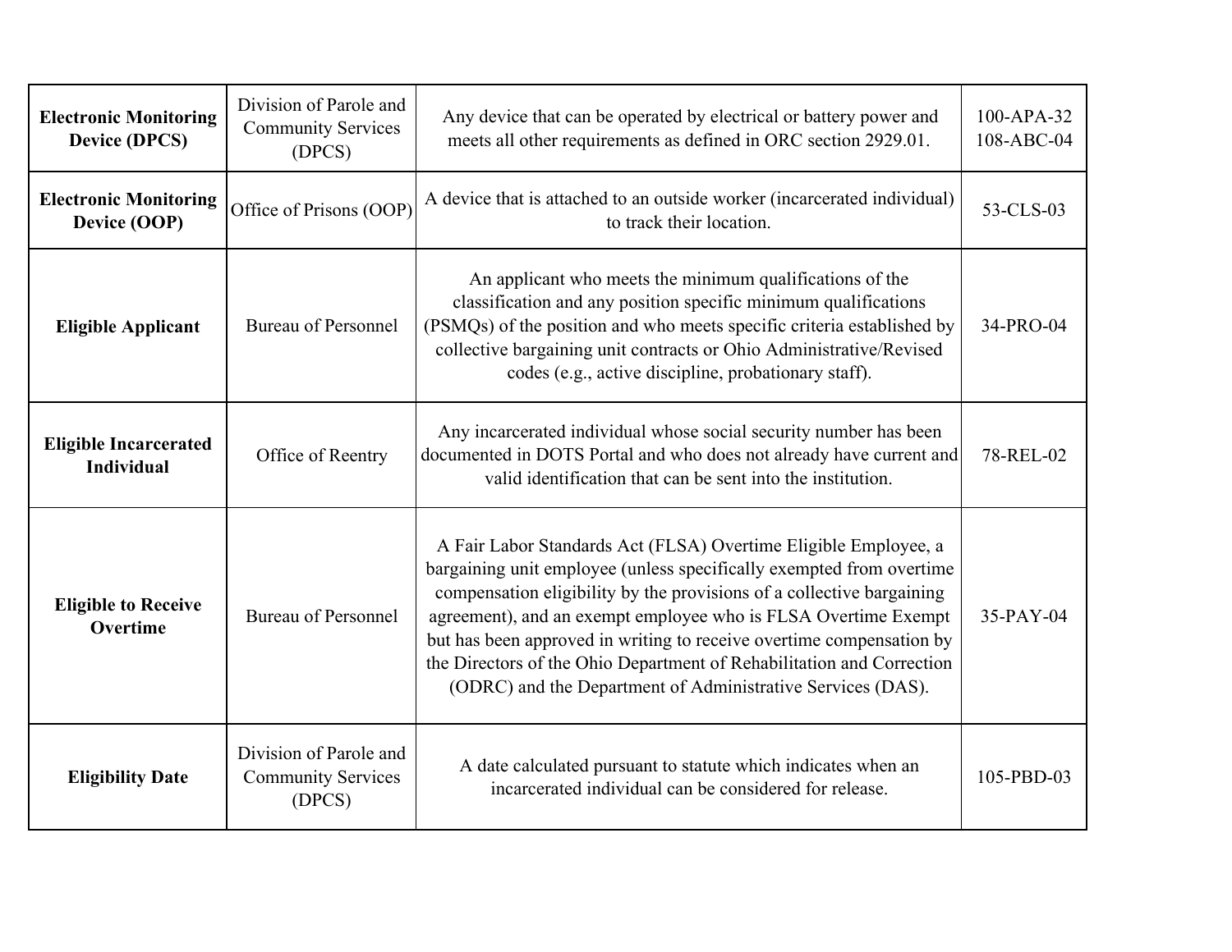| **Electronic Monitoring Device (DPCS)** | Division of Parole and Community Services (DPCS) | Any device that can be operated by electrical or battery power and meets all other requirements as defined in ORC section 2929.01. | 100-APA-32<br>108-ABC-04 |
|---|---|---|---|
| **Electronic Monitoring Device (OOP)** | Office of Prisons (OOP) | A device that is attached to an outside worker (incarcerated individual) to track their location. | 53-CLS-03 |
| **Eligible Applicant** | Bureau of Personnel | An applicant who meets the minimum qualifications of the classification and any position specific minimum qualifications (PSMQs) of the position and who meets specific criteria established by collective bargaining unit contracts or Ohio Administrative/Revised codes (e.g., active discipline, probationary staff). | 34-PRO-04 |
| **Eligible Incarcerated Individual** | Office of Reentry | Any incarcerated individual whose social security number has been documented in DOTS Portal and who does not already have current and valid identification that can be sent into the institution. | 78-REL-02 |
| **Eligible to Receive Overtime** | Bureau of Personnel | A Fair Labor Standards Act (FLSA) Overtime Eligible Employee, a bargaining unit employee (unless specifically exempted from overtime compensation eligibility by the provisions of a collective bargaining agreement), and an exempt employee who is FLSA Overtime Exempt but has been approved in writing to receive overtime compensation by the Directors of the Ohio Department of Rehabilitation and Correction (ODRC) and the Department of Administrative Services (DAS). | 35-PAY-04 |
| **Eligibility Date** | Division of Parole and Community Services (DPCS) | A date calculated pursuant to statute which indicates when an incarcerated individual can be considered for release. | 105-PBD-03 |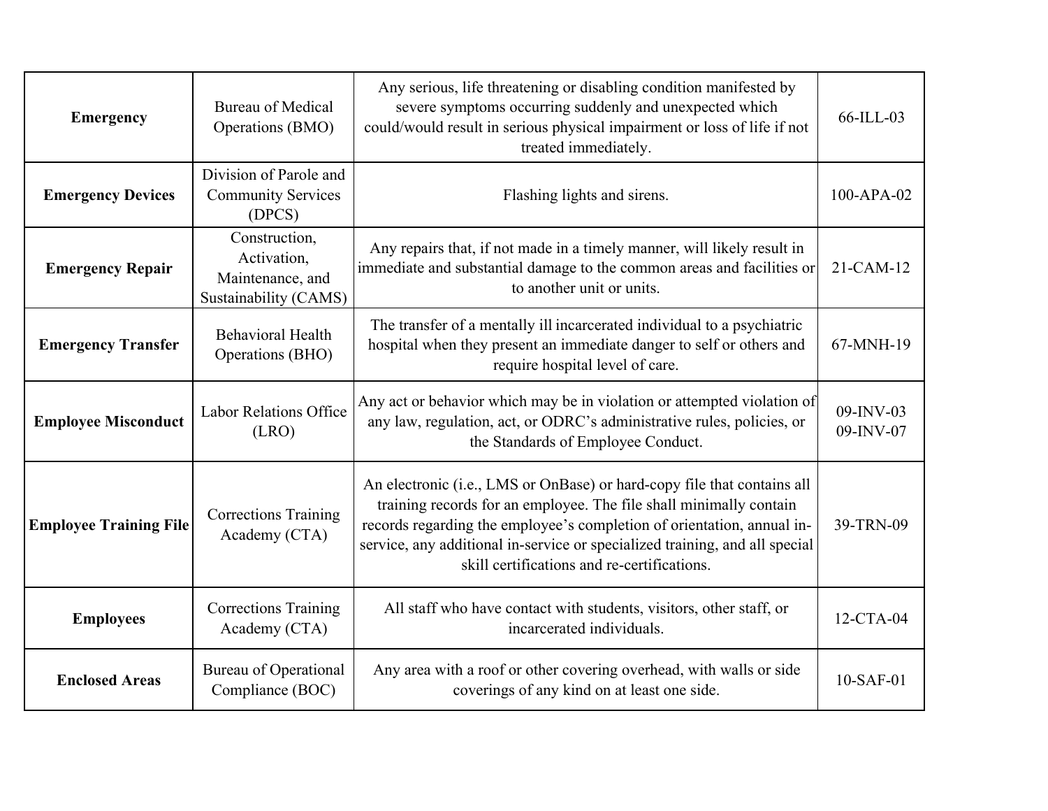| **Emergency** | Bureau of Medical Operations (BMO) | Any serious, life threatening or disabling condition manifested by severe symptoms occurring suddenly and unexpected which could/would result in serious physical impairment or loss of life if not treated immediately. | 66-ILL-03 |
|---|---|---|---|
| **Emergency Devices** | Division of Parole and Community Services (DPCS) | Flashing lights and sirens. | 100-APA-02 |
| **Emergency Repair** | Construction, Activation, Maintenance, and Sustainability (CAMS) | Any repairs that, if not made in a timely manner, will likely result in immediate and substantial damage to the common areas and facilities or to another unit or units. | 21-CAM-12 |
| **Emergency Transfer** | Behavioral Health Operations (BHO) | The transfer of a mentally ill incarcerated individual to a psychiatric hospital when they present an immediate danger to self or others and require hospital level of care. | 67-MNH-19 |
| **Employee Misconduct** | Labor Relations Office (LRO) | Any act or behavior which may be in violation or attempted violation of any law, regulation, act, or ODRC's administrative rules, policies, or the Standards of Employee Conduct. | 09-INV-03<br>09-INV-07 |
| **Employee Training File** | Corrections Training Academy (CTA) | An electronic (i.e., LMS or OnBase) or hard-copy file that contains all training records for an employee. The file shall minimally contain records regarding the employee's completion of orientation, annual in-service, any additional in-service or specialized training, and all special skill certifications and re-certifications. | 39-TRN-09 |
| **Employees** | Corrections Training Academy (CTA) | All staff who have contact with students, visitors, other staff, or incarcerated individuals. | 12-CTA-04 |
| **Enclosed Areas** | Bureau of Operational Compliance (BOC) | Any area with a roof or other covering overhead, with walls or side coverings of any kind on at least one side. | 10-SAF-01 |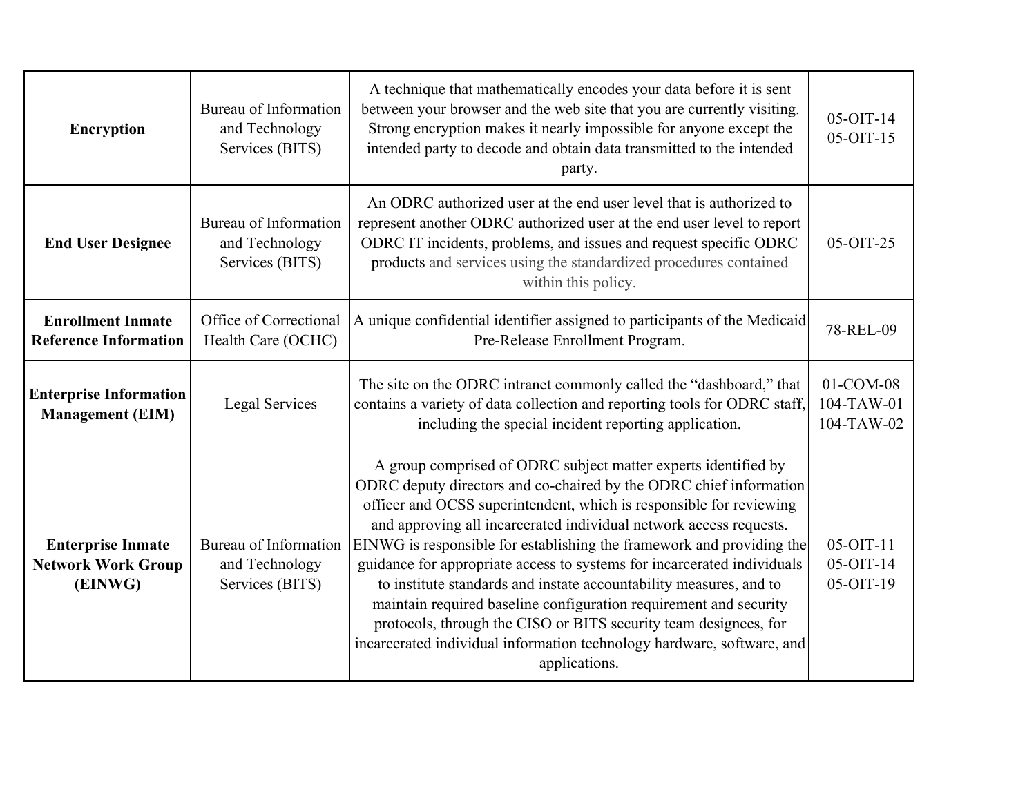| | | | |
|---|---|---|---|
| **Encryption** | Bureau of Information and Technology Services (BITS) | A technique that mathematically encodes your data before it is sent between your browser and the web site that you are currently visiting. Strong encryption makes it nearly impossible for anyone except the intended party to decode and obtain data transmitted to the intended party. | 05-OIT-14<br>05-OIT-15 |
| **End User Designee** | Bureau of Information and Technology Services (BITS) | An ODRC authorized user at the end user level that is authorized to represent another ODRC authorized user at the end user level to report ODRC IT incidents, problems, ~~and~~ issues and request specific ODRC products and services using the standardized procedures contained within this policy. | 05-OIT-25 |
| **Enrollment Inmate Reference Information** | Office of Correctional Health Care (OCHC) | A unique confidential identifier assigned to participants of the Medicaid Pre-Release Enrollment Program. | 78-REL-09 |
| **Enterprise Information Management (EIM)** | Legal Services | The site on the ODRC intranet commonly called the "dashboard," that contains a variety of data collection and reporting tools for ODRC staff, including the special incident reporting application. | 01-COM-08<br>104-TAW-01<br>104-TAW-02 |
| **Enterprise Inmate Network Work Group (EINWG)** | Bureau of Information and Technology Services (BITS) | A group comprised of ODRC subject matter experts identified by ODRC deputy directors and co-chaired by the ODRC chief information officer and OCSS superintendent, which is responsible for reviewing and approving all incarcerated individual network access requests. EINWG is responsible for establishing the framework and providing the guidance for appropriate access to systems for incarcerated individuals to institute standards and instate accountability measures, and to maintain required baseline configuration requirement and security protocols, through the CISO or BITS security team designees, for incarcerated individual information technology hardware, software, and applications. | 05-OIT-11<br>05-OIT-14<br>05-OIT-19 |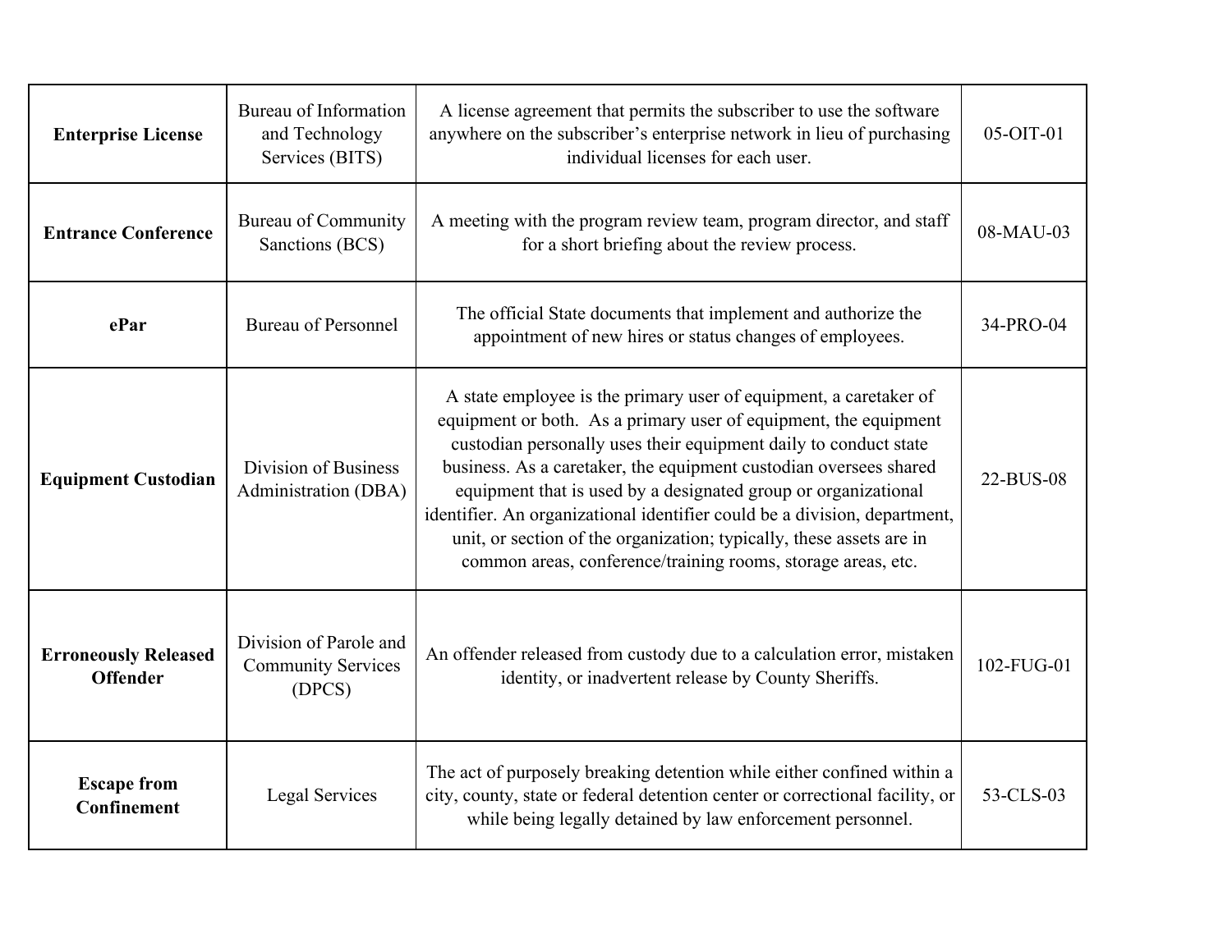| | | | |
|---|---|---|---|
| **Enterprise License** | Bureau of Information and Technology Services (BITS) | A license agreement that permits the subscriber to use the software anywhere on the subscriber's enterprise network in lieu of purchasing individual licenses for each user. | 05-OIT-01 |
| **Entrance Conference** | Bureau of Community Sanctions (BCS) | A meeting with the program review team, program director, and staff for a short briefing about the review process. | 08-MAU-03 |
| **ePar** | Bureau of Personnel | The official State documents that implement and authorize the appointment of new hires or status changes of employees. | 34-PRO-04 |
| **Equipment Custodian** | Division of Business Administration (DBA) | A state employee is the primary user of equipment, a caretaker of equipment or both. As a primary user of equipment, the equipment custodian personally uses their equipment daily to conduct state business. As a caretaker, the equipment custodian oversees shared equipment that is used by a designated group or organizational identifier. An organizational identifier could be a division, department, unit, or section of the organization; typically, these assets are in common areas, conference/training rooms, storage areas, etc. | 22-BUS-08 |
| **Erroneously Released Offender** | Division of Parole and Community Services (DPCS) | An offender released from custody due to a calculation error, mistaken identity, or inadvertent release by County Sheriffs. | 102-FUG-01 |
| **Escape from Confinement** | Legal Services | The act of purposely breaking detention while either confined within a city, county, state or federal detention center or correctional facility, or while being legally detained by law enforcement personnel. | 53-CLS-03 |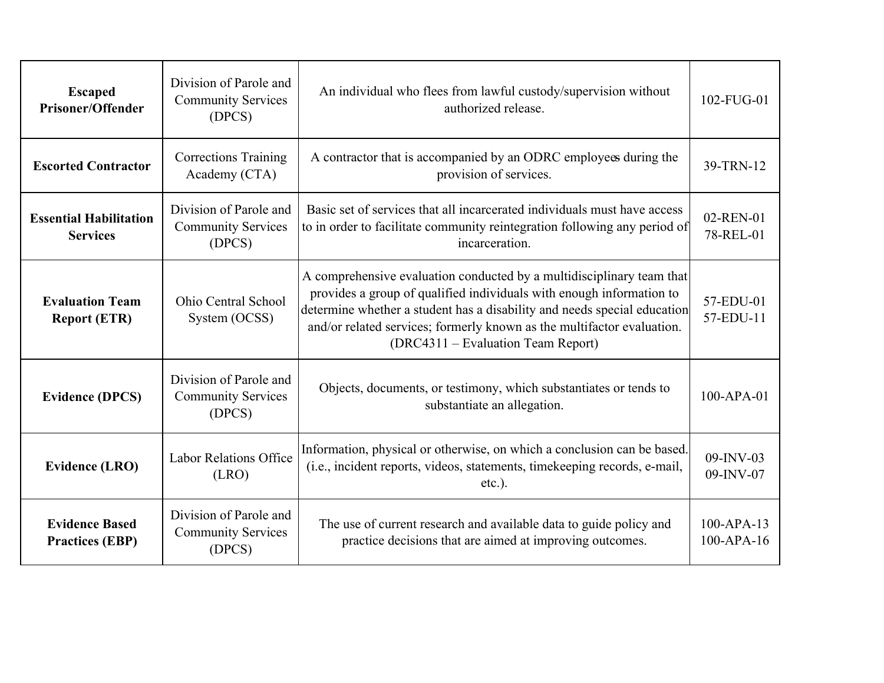| | | | |
|---|---|---|---|
| **Escaped Prisoner/Offender** | Division of Parole and Community Services (DPCS) | An individual who flees from lawful custody/supervision without authorized release. | 102-FUG-01 |
| **Escorted Contractor** | Corrections Training Academy (CTA) | A contractor that is accompanied by an ODRC employees during the provision of services. | 39-TRN-12 |
| **Essential Habilitation Services** | Division of Parole and Community Services (DPCS) | Basic set of services that all incarcerated individuals must have access to in order to facilitate community reintegration following any period of incarceration. | 02-REN-01<br>78-REL-01 |
| **Evaluation Team Report (ETR)** | Ohio Central School System (OCSS) | A comprehensive evaluation conducted by a multidisciplinary team that provides a group of qualified individuals with enough information to determine whether a student has a disability and needs special education and/or related services; formerly known as the multifactor evaluation. (DRC4311 – Evaluation Team Report) | 57-EDU-01<br>57-EDU-11 |
| **Evidence (DPCS)** | Division of Parole and Community Services (DPCS) | Objects, documents, or testimony, which substantiates or tends to substantiate an allegation. | 100-APA-01 |
| **Evidence (LRO)** | Labor Relations Office (LRO) | Information, physical or otherwise, on which a conclusion can be based. (i.e., incident reports, videos, statements, timekeeping records, e-mail, etc.). | 09-INV-03<br>09-INV-07 |
| **Evidence Based Practices (EBP)** | Division of Parole and Community Services (DPCS) | The use of current research and available data to guide policy and practice decisions that are aimed at improving outcomes. | 100-APA-13<br>100-APA-16 |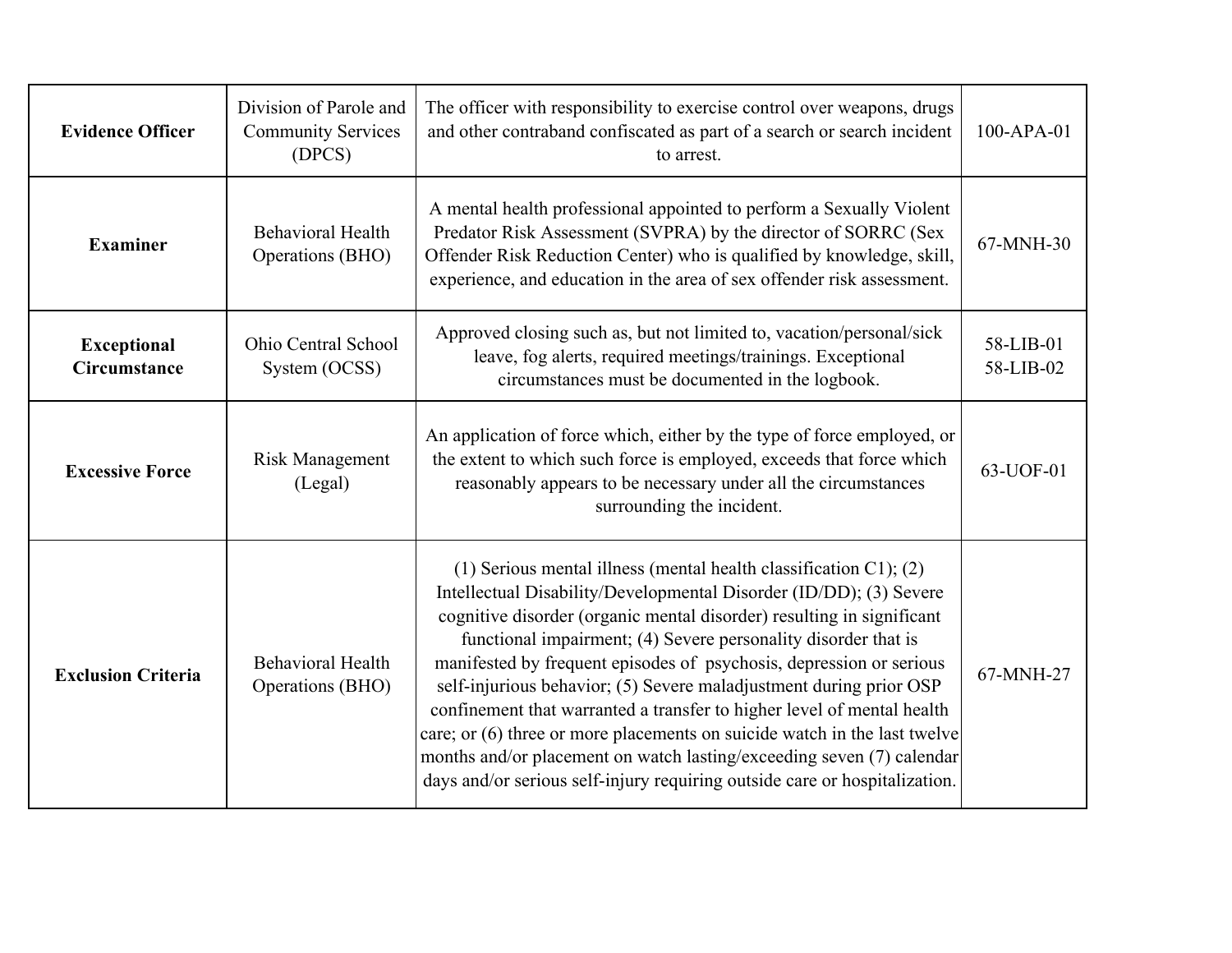| **Evidence Officer** | Division of Parole and Community Services (DPCS) | The officer with responsibility to exercise control over weapons, drugs and other contraband confiscated as part of a search or search incident to arrest. | 100-APA-01 |
|---|---|---|---|
| **Examiner** | Behavioral Health Operations (BHO) | A mental health professional appointed to perform a Sexually Violent Predator Risk Assessment (SVPRA) by the director of SORRC (Sex Offender Risk Reduction Center) who is qualified by knowledge, skill, experience, and education in the area of sex offender risk assessment. | 67-MNH-30 |
| **Exceptional Circumstance** | Ohio Central School System (OCSS) | Approved closing such as, but not limited to, vacation/personal/sick leave, fog alerts, required meetings/trainings. Exceptional circumstances must be documented in the logbook. | 58-LIB-01 58-LIB-02 |
| **Excessive Force** | Risk Management (Legal) | An application of force which, either by the type of force employed, or the extent to which such force is employed, exceeds that force which reasonably appears to be necessary under all the circumstances surrounding the incident. | 63-UOF-01 |
| **Exclusion Criteria** | Behavioral Health Operations (BHO) | (1) Serious mental illness (mental health classification C1); (2) Intellectual Disability/Developmental Disorder (ID/DD); (3) Severe cognitive disorder (organic mental disorder) resulting in significant functional impairment; (4) Severe personality disorder that is manifested by frequent episodes of psychosis, depression or serious self-injurious behavior; (5) Severe maladjustment during prior OSP confinement that warranted a transfer to higher level of mental health care; or (6) three or more placements on suicide watch in the last twelve months and/or placement on watch lasting/exceeding seven (7) calendar days and/or serious self-injury requiring outside care or hospitalization. | 67-MNH-27 |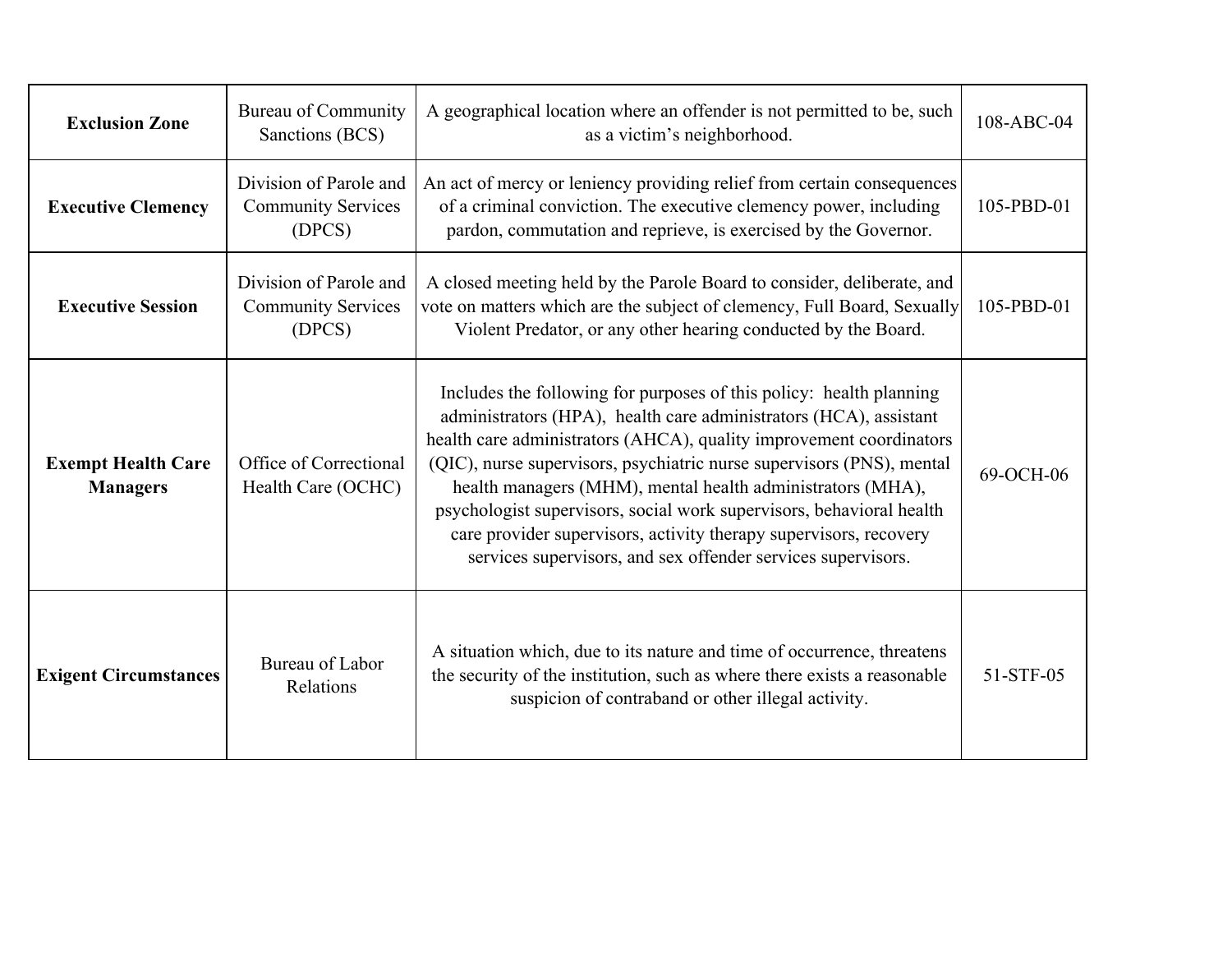| **Exclusion Zone** | Bureau of Community Sanctions (BCS) | A geographical location where an offender is not permitted to be, such as a victim's neighborhood. | 108-ABC-04 |
|---|---|---|---|
| **Executive Clemency** | Division of Parole and Community Services (DPCS) | An act of mercy or leniency providing relief from certain consequences of a criminal conviction. The executive clemency power, including pardon, commutation and reprieve, is exercised by the Governor. | 105-PBD-01 |
| **Executive Session** | Division of Parole and Community Services (DPCS) | A closed meeting held by the Parole Board to consider, deliberate, and vote on matters which are the subject of clemency, Full Board, Sexually Violent Predator, or any other hearing conducted by the Board. | 105-PBD-01 |
| **Exempt Health Care Managers** | Office of Correctional Health Care (OCHC) | Includes the following for purposes of this policy: health planning administrators (HPA), health care administrators (HCA), assistant health care administrators (AHCA), quality improvement coordinators (QIC), nurse supervisors, psychiatric nurse supervisors (PNS), mental health managers (MHM), mental health administrators (MHA), psychologist supervisors, social work supervisors, behavioral health care provider supervisors, activity therapy supervisors, recovery services supervisors, and sex offender services supervisors. | 69-OCH-06 |
| **Exigent Circumstances** | Bureau of Labor Relations | A situation which, due to its nature and time of occurrence, threatens the security of the institution, such as where there exists a reasonable suspicion of contraband or other illegal activity. | 51-STF-05 |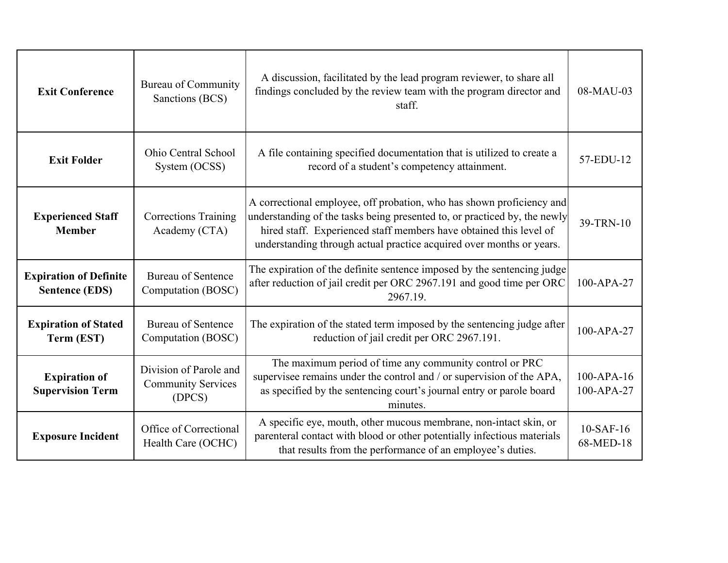| | | | |
|---|---|---|---|
| **Exit Conference** | Bureau of Community Sanctions (BCS) | A discussion, facilitated by the lead program reviewer, to share all findings concluded by the review team with the program director and staff. | 08-MAU-03 |
| **Exit Folder** | Ohio Central School System (OCSS) | A file containing specified documentation that is utilized to create a record of a student's competency attainment. | 57-EDU-12 |
| **Experienced Staff Member** | Corrections Training Academy (CTA) | A correctional employee, off probation, who has shown proficiency and understanding of the tasks being presented to, or practiced by, the newly hired staff. Experienced staff members have obtained this level of understanding through actual practice acquired over months or years. | 39-TRN-10 |
| **Expiration of Definite Sentence (EDS)** | Bureau of Sentence Computation (BOSC) | The expiration of the definite sentence imposed by the sentencing judge after reduction of jail credit per ORC 2967.191 and good time per ORC 2967.19. | 100-APA-27 |
| **Expiration of Stated Term (EST)** | Bureau of Sentence Computation (BOSC) | The expiration of the stated term imposed by the sentencing judge after reduction of jail credit per ORC 2967.191. | 100-APA-27 |
| **Expiration of Supervision Term** | Division of Parole and Community Services (DPCS) | The maximum period of time any community control or PRC supervisee remains under the control and / or supervision of the APA, as specified by the sentencing court's journal entry or parole board minutes. | 100-APA-16<br>100-APA-27 |
| **Exposure Incident** | Office of Correctional Health Care (OCHC) | A specific eye, mouth, other mucous membrane, non-intact skin, or parenteral contact with blood or other potentially infectious materials that results from the performance of an employee's duties. | 10-SAF-16<br>68-MED-18 |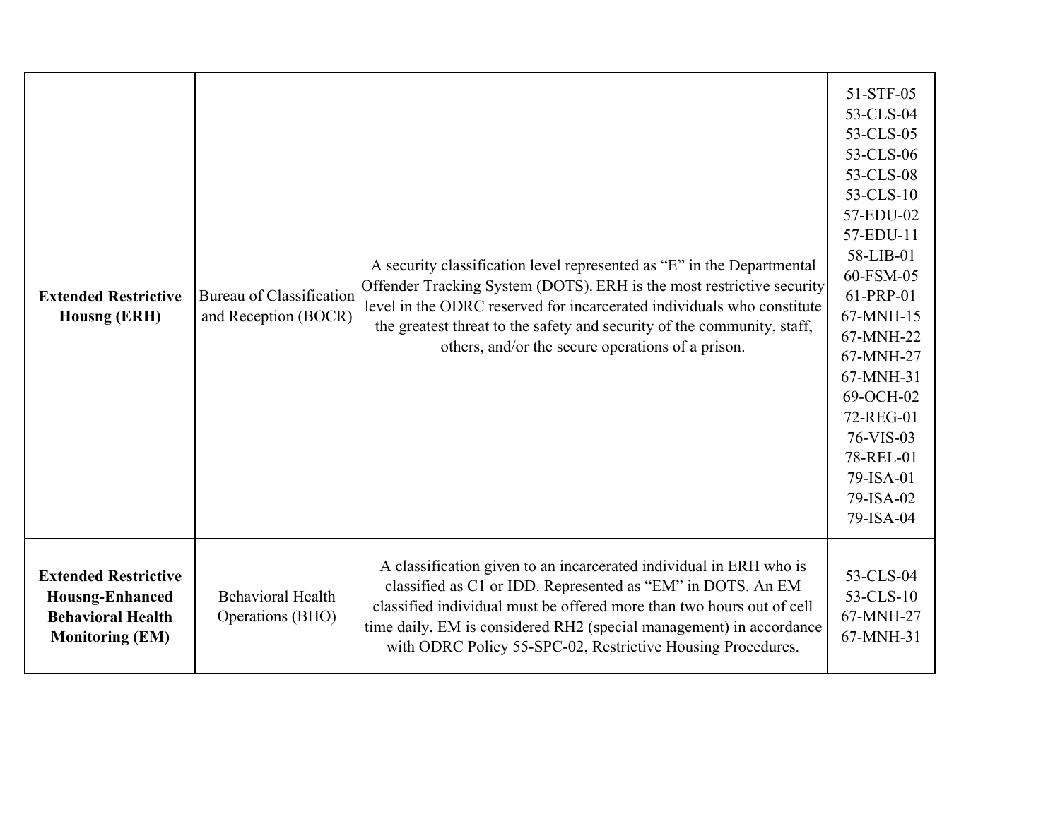| | | | |
|---|---|---|---|
| **Extended Restrictive Housng (ERH)** | Bureau of Classification and Reception (BOCR) | A security classification level represented as "E" in the Departmental Offender Tracking System (DOTS). ERH is the most restrictive security level in the ODRC reserved for incarcerated individuals who constitute the greatest threat to the safety and security of the community, staff, others, and/or the secure operations of a prison. | 51-STF-05<br>53-CLS-04<br>53-CLS-05<br>53-CLS-06<br>53-CLS-08<br>53-CLS-10<br>57-EDU-02<br>57-EDU-11<br>58-LIB-01<br>60-FSM-05<br>61-PRP-01<br>67-MNH-15<br>67-MNH-22<br>67-MNH-27<br>67-MNH-31<br>69-OCH-02<br>72-REG-01<br>76-VIS-03<br>78-REL-01<br>79-ISA-01<br>79-ISA-02<br>79-ISA-04 |
| **Extended Restrictive Housng-Enhanced Behavioral Health Monitoring (EM)** | Behavioral Health Operations (BHO) | A classification given to an incarcerated individual in ERH who is classified as C1 or IDD. Represented as "EM" in DOTS. An EM classified individual must be offered more than two hours out of cell time daily. EM is considered RH2 (special management) in accordance with ODRC Policy 55-SPC-02, Restrictive Housing Procedures. | 53-CLS-04<br>53-CLS-10<br>67-MNH-27<br>67-MNH-31 |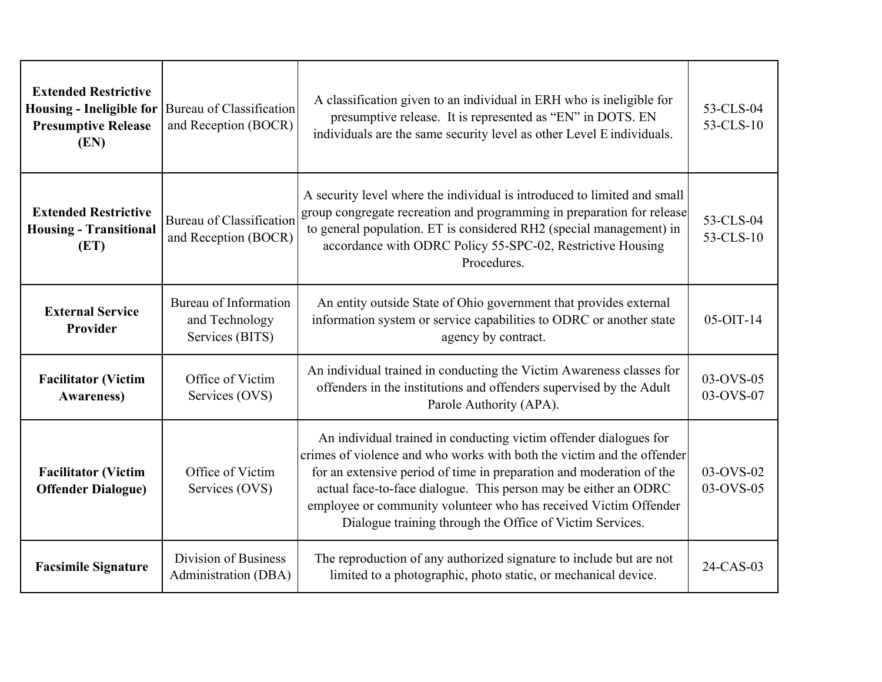| **Extended Restrictive Housing - Ineligible for Presumptive Release (EN)** | Bureau of Classification and Reception (BOCR) | A classification given to an individual in ERH who is ineligible for presumptive release. It is represented as "EN" in DOTS. EN individuals are the same security level as other Level E individuals. | 53-CLS-04<br>53-CLS-10 |
|---|---|---|---|
| **Extended Restrictive Housing - Transitional (ET)** | Bureau of Classification and Reception (BOCR) | A security level where the individual is introduced to limited and small group congregate recreation and programming in preparation for release to general population. ET is considered RH2 (special management) in accordance with ODRC Policy 55-SPC-02, Restrictive Housing Procedures. | 53-CLS-04<br>53-CLS-10 |
| **External Service Provider** | Bureau of Information and Technology Services (BITS) | An entity outside State of Ohio government that provides external information system or service capabilities to ODRC or another state agency by contract. | 05-OIT-14 |
| **Facilitator (Victim Awareness)** | Office of Victim Services (OVS) | An individual trained in conducting the Victim Awareness classes for offenders in the institutions and offenders supervised by the Adult Parole Authority (APA). | 03-OVS-05<br>03-OVS-07 |
| **Facilitator (Victim Offender Dialogue)** | Office of Victim Services (OVS) | An individual trained in conducting victim offender dialogues for crimes of violence and who works with both the victim and the offender for an extensive period of time in preparation and moderation of the actual face-to-face dialogue. This person may be either an ODRC employee or community volunteer who has received Victim Offender Dialogue training through the Office of Victim Services. | 03-OVS-02<br>03-OVS-05 |
| **Facsimile Signature** | Division of Business Administration (DBA) | The reproduction of any authorized signature to include but are not limited to a photographic, photo static, or mechanical device. | 24-CAS-03 |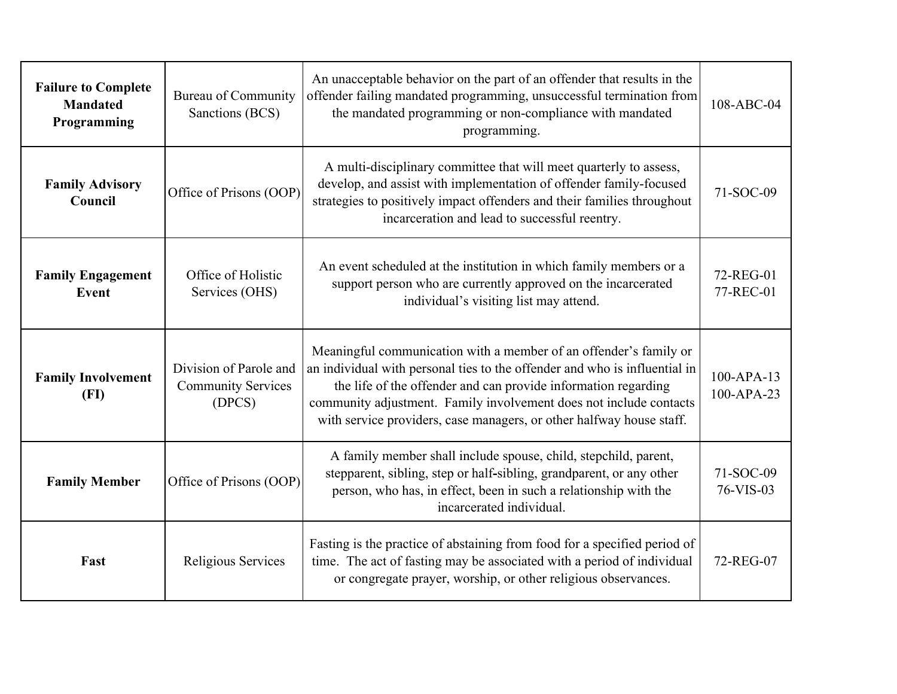| | | | |
|---|---|---|---|
| **Failure to Complete Mandated Programming** | Bureau of Community Sanctions (BCS) | An unacceptable behavior on the part of an offender that results in the offender failing mandated programming, unsuccessful termination from the mandated programming or non-compliance with mandated programming. | 108-ABC-04 |
| **Family Advisory Council** | Office of Prisons (OOP) | A multi-disciplinary committee that will meet quarterly to assess, develop, and assist with implementation of offender family-focused strategies to positively impact offenders and their families throughout incarceration and lead to successful reentry. | 71-SOC-09 |
| **Family Engagement Event** | Office of Holistic Services (OHS) | An event scheduled at the institution in which family members or a support person who are currently approved on the incarcerated individual's visiting list may attend. | 72-REG-01<br>77-REC-01 |
| **Family Involvement (FI)** | Division of Parole and Community Services (DPCS) | Meaningful communication with a member of an offender's family or an individual with personal ties to the offender and who is influential in the life of the offender and can provide information regarding community adjustment. Family involvement does not include contacts with service providers, case managers, or other halfway house staff. | 100-APA-13<br>100-APA-23 |
| **Family Member** | Office of Prisons (OOP) | A family member shall include spouse, child, stepchild, parent, stepparent, sibling, step or half-sibling, grandparent, or any other person, who has, in effect, been in such a relationship with the incarcerated individual. | 71-SOC-09<br>76-VIS-03 |
| **Fast** | Religious Services | Fasting is the practice of abstaining from food for a specified period of time. The act of fasting may be associated with a period of individual or congregate prayer, worship, or other religious observances. | 72-REG-07 |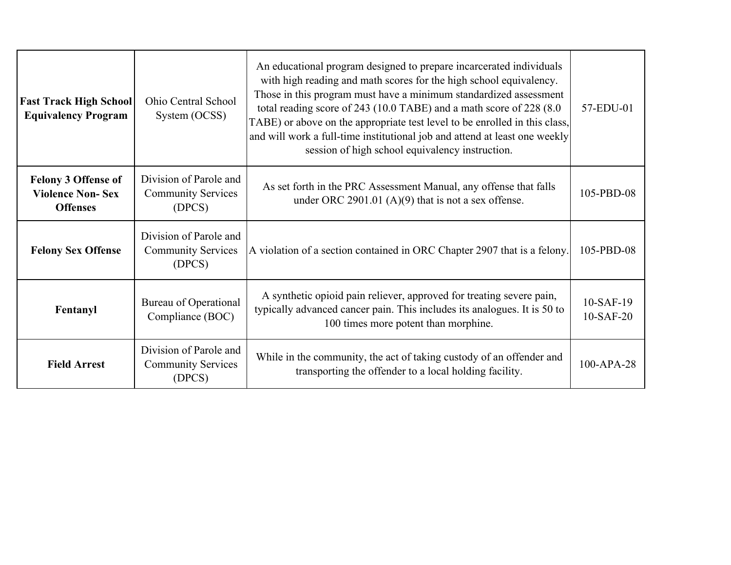| | | | |
|---|---|---|---|
| **Fast Track High School Equivalency Program** | Ohio Central School System (OCSS) | An educational program designed to prepare incarcerated individuals with high reading and math scores for the high school equivalency. Those in this program must have a minimum standardized assessment total reading score of 243 (10.0 TABE) and a math score of 228 (8.0 TABE) or above on the appropriate test level to be enrolled in this class, and will work a full-time institutional job and attend at least one weekly session of high school equivalency instruction. | 57-EDU-01 |
| **Felony 3 Offense of Violence Non- Sex Offenses** | Division of Parole and Community Services (DPCS) | As set forth in the PRC Assessment Manual, any offense that falls under ORC 2901.01 (A)(9) that is not a sex offense. | 105-PBD-08 |
| **Felony Sex Offense** | Division of Parole and Community Services (DPCS) | A violation of a section contained in ORC Chapter 2907 that is a felony. | 105-PBD-08 |
| **Fentanyl** | Bureau of Operational Compliance (BOC) | A synthetic opioid pain reliever, approved for treating severe pain, typically advanced cancer pain. This includes its analogues. It is 50 to 100 times more potent than morphine. | 10-SAF-19<br>10-SAF-20 |
| **Field Arrest** | Division of Parole and Community Services (DPCS) | While in the community, the act of taking custody of an offender and transporting the offender to a local holding facility. | 100-APA-28 |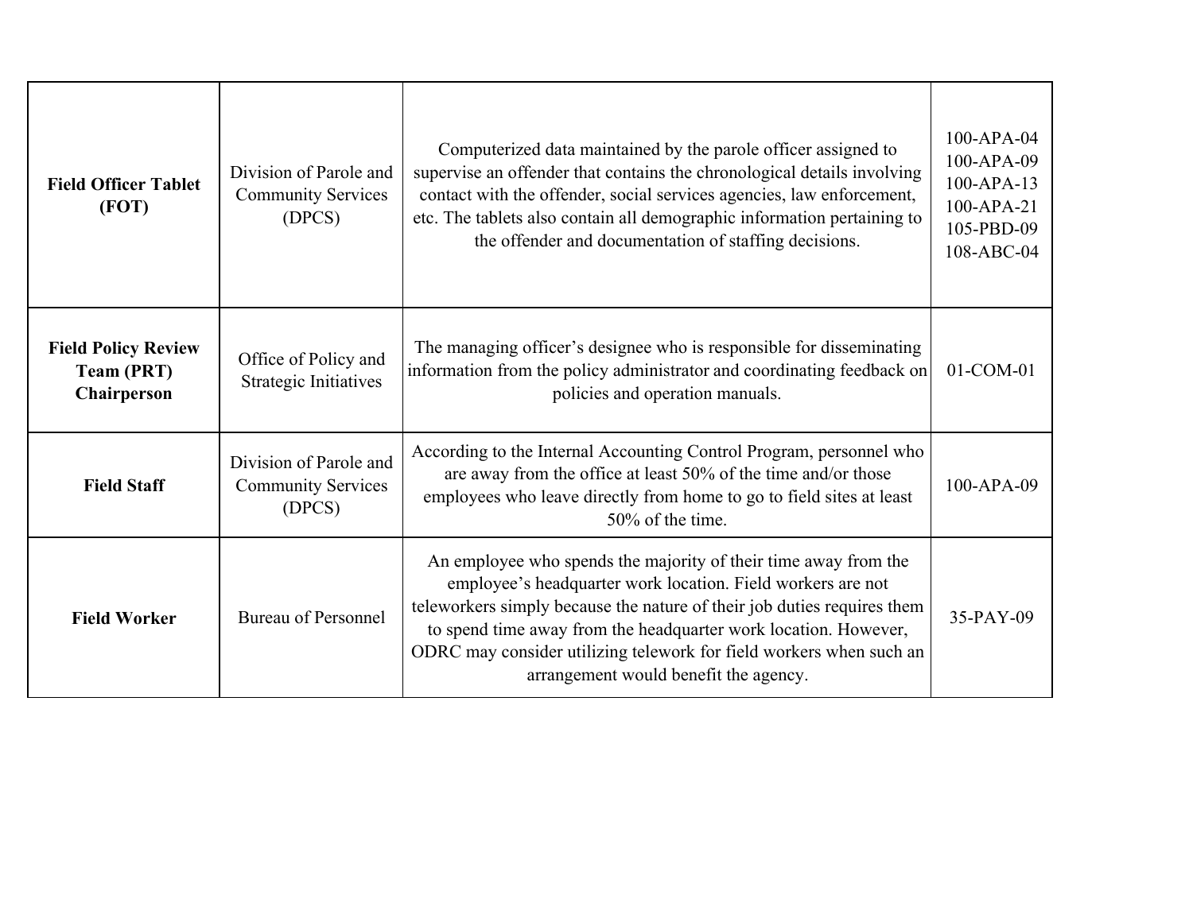| **Field Officer Tablet (FOT)** | Division of Parole and Community Services (DPCS) | Computerized data maintained by the parole officer assigned to supervise an offender that contains the chronological details involving contact with the offender, social services agencies, law enforcement, etc. The tablets also contain all demographic information pertaining to the offender and documentation of staffing decisions. | 100-APA-04<br>100-APA-09<br>100-APA-13<br>100-APA-21<br>105-PBD-09<br>108-ABC-04 |
|---|---|---|---|
| **Field Policy Review Team (PRT) Chairperson** | Office of Policy and Strategic Initiatives | The managing officer's designee who is responsible for disseminating information from the policy administrator and coordinating feedback on policies and operation manuals. | 01-COM-01 |
| **Field Staff** | Division of Parole and Community Services (DPCS) | According to the Internal Accounting Control Program, personnel who are away from the office at least 50% of the time and/or those employees who leave directly from home to go to field sites at least 50% of the time. | 100-APA-09 |
| **Field Worker** | Bureau of Personnel | An employee who spends the majority of their time away from the employee's headquarter work location. Field workers are not teleworkers simply because the nature of their job duties requires them to spend time away from the headquarter work location. However, ODRC may consider utilizing telework for field workers when such an arrangement would benefit the agency. | 35-PAY-09 |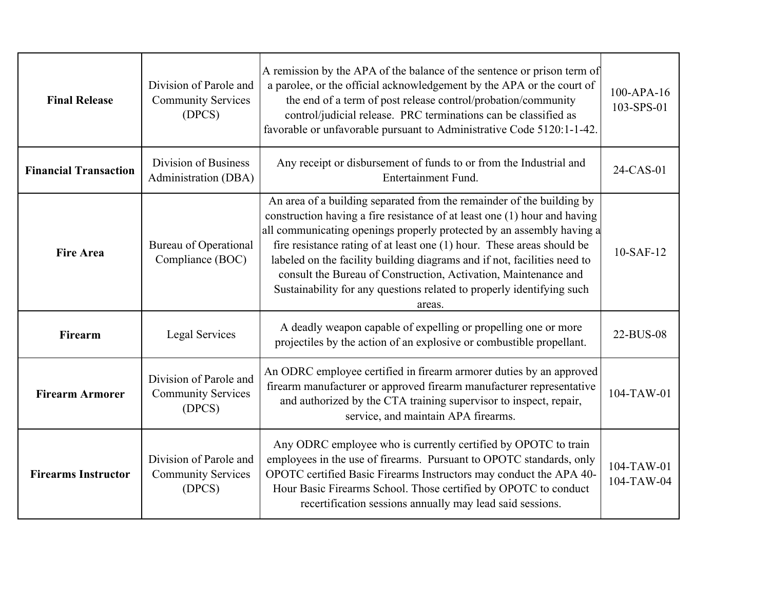| | | | |
|---|---|---|---|
| **Final Release** | Division of Parole and Community Services (DPCS) | A remission by the APA of the balance of the sentence or prison term of a parolee, or the official acknowledgement by the APA or the court of the end of a term of post release control/probation/community control/judicial release. PRC terminations can be classified as favorable or unfavorable pursuant to Administrative Code 5120:1-1-42. | 100-APA-16<br>103-SPS-01 |
| **Financial Transaction** | Division of Business Administration (DBA) | Any receipt or disbursement of funds to or from the Industrial and Entertainment Fund. | 24-CAS-01 |
| **Fire Area** | Bureau of Operational Compliance (BOC) | An area of a building separated from the remainder of the building by construction having a fire resistance of at least one (1) hour and having all communicating openings properly protected by an assembly having a fire resistance rating of at least one (1) hour. These areas should be labeled on the facility building diagrams and if not, facilities need to consult the Bureau of Construction, Activation, Maintenance and Sustainability for any questions related to properly identifying such areas. | 10-SAF-12 |
| **Firearm** | Legal Services | A deadly weapon capable of expelling or propelling one or more projectiles by the action of an explosive or combustible propellant. | 22-BUS-08 |
| **Firearm Armorer** | Division of Parole and Community Services (DPCS) | An ODRC employee certified in firearm armorer duties by an approved firearm manufacturer or approved firearm manufacturer representative and authorized by the CTA training supervisor to inspect, repair, service, and maintain APA firearms. | 104-TAW-01 |
| **Firearms Instructor** | Division of Parole and Community Services (DPCS) | Any ODRC employee who is currently certified by OPOTC to train employees in the use of firearms. Pursuant to OPOTC standards, only OPOTC certified Basic Firearms Instructors may conduct the APA 40-Hour Basic Firearms School. Those certified by OPOTC to conduct recertification sessions annually may lead said sessions. | 104-TAW-01<br>104-TAW-04 |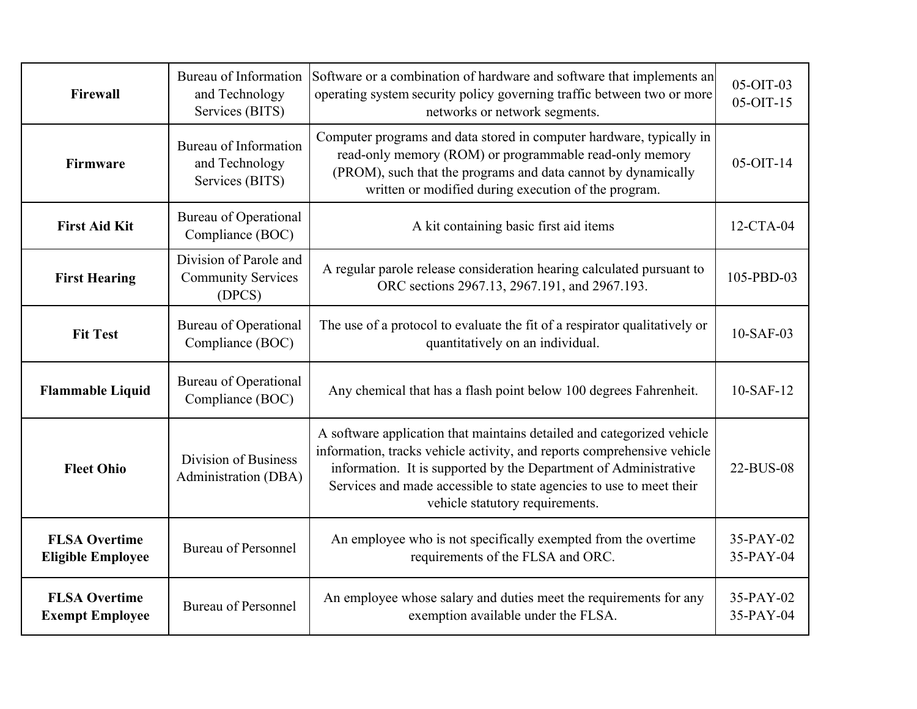| | | | |
|---|---|---|---|
| **Firewall** | Bureau of Information and Technology Services (BITS) | Software or a combination of hardware and software that implements an operating system security policy governing traffic between two or more networks or network segments. | 05-OIT-03<br>05-OIT-15 |
| **Firmware** | Bureau of Information and Technology Services (BITS) | Computer programs and data stored in computer hardware, typically in read-only memory (ROM) or programmable read-only memory (PROM), such that the programs and data cannot by dynamically written or modified during execution of the program. | 05-OIT-14 |
| **First Aid Kit** | Bureau of Operational Compliance (BOC) | A kit containing basic first aid items | 12-CTA-04 |
| **First Hearing** | Division of Parole and Community Services (DPCS) | A regular parole release consideration hearing calculated pursuant to ORC sections 2967.13, 2967.191, and 2967.193. | 105-PBD-03 |
| **Fit Test** | Bureau of Operational Compliance (BOC) | The use of a protocol to evaluate the fit of a respirator qualitatively or quantitatively on an individual. | 10-SAF-03 |
| **Flammable Liquid** | Bureau of Operational Compliance (BOC) | Any chemical that has a flash point below 100 degrees Fahrenheit. | 10-SAF-12 |
| **Fleet Ohio** | Division of Business Administration (DBA) | A software application that maintains detailed and categorized vehicle information, tracks vehicle activity, and reports comprehensive vehicle information. It is supported by the Department of Administrative Services and made accessible to state agencies to use to meet their vehicle statutory requirements. | 22-BUS-08 |
| **FLSA Overtime Eligible Employee** | Bureau of Personnel | An employee who is not specifically exempted from the overtime requirements of the FLSA and ORC. | 35-PAY-02<br>35-PAY-04 |
| **FLSA Overtime Exempt Employee** | Bureau of Personnel | An employee whose salary and duties meet the requirements for any exemption available under the FLSA. | 35-PAY-02<br>35-PAY-04 |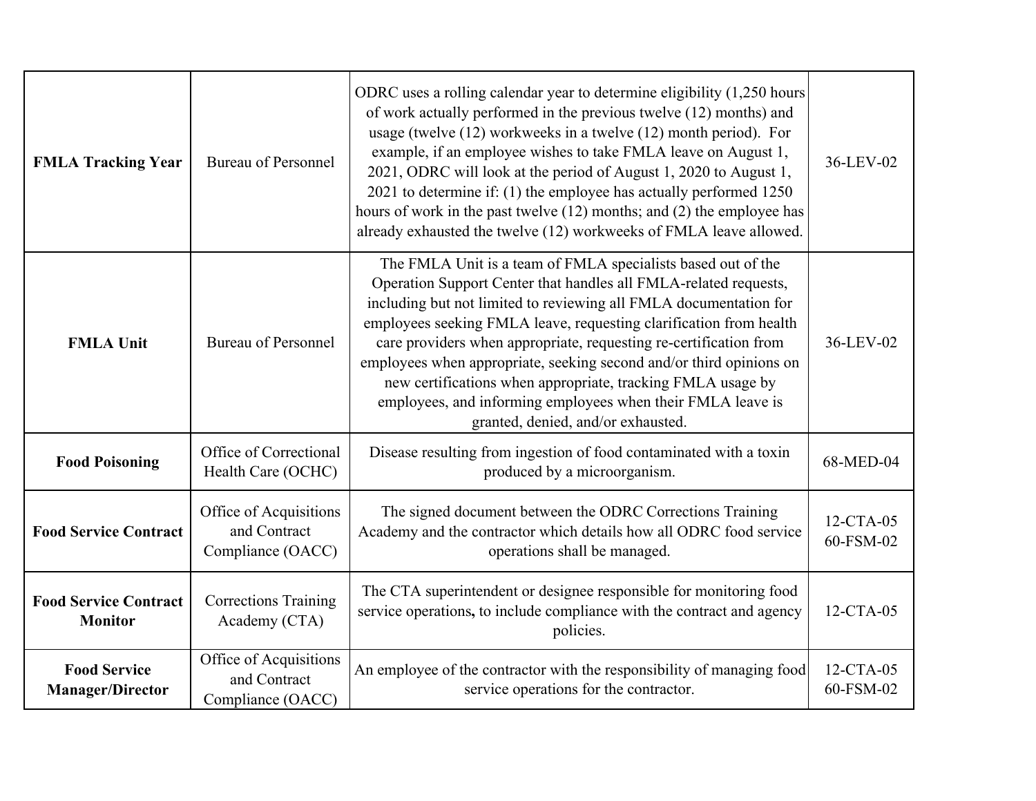| | | | |
|---|---|---|---|
| **FMLA Tracking Year** | Bureau of Personnel | ODRC uses a rolling calendar year to determine eligibility (1,250 hours of work actually performed in the previous twelve (12) months) and usage (twelve (12) workweeks in a twelve (12) month period). For example, if an employee wishes to take FMLA leave on August 1, 2021, ODRC will look at the period of August 1, 2020 to August 1, 2021 to determine if: (1) the employee has actually performed 1250 hours of work in the past twelve (12) months; and (2) the employee has already exhausted the twelve (12) workweeks of FMLA leave allowed. | 36-LEV-02 |
| **FMLA Unit** | Bureau of Personnel | The FMLA Unit is a team of FMLA specialists based out of the Operation Support Center that handles all FMLA-related requests, including but not limited to reviewing all FMLA documentation for employees seeking FMLA leave, requesting clarification from health care providers when appropriate, requesting re-certification from employees when appropriate, seeking second and/or third opinions on new certifications when appropriate, tracking FMLA usage by employees, and informing employees when their FMLA leave is granted, denied, and/or exhausted. | 36-LEV-02 |
| **Food Poisoning** | Office of Correctional Health Care (OCHC) | Disease resulting from ingestion of food contaminated with a toxin produced by a microorganism. | 68-MED-04 |
| **Food Service Contract** | Office of Acquisitions and Contract Compliance (OACC) | The signed document between the ODRC Corrections Training Academy and the contractor which details how all ODRC food service operations shall be managed. | 12-CTA-05<br>60-FSM-02 |
| **Food Service Contract Monitor** | Corrections Training Academy (CTA) | The CTA superintendent or designee responsible for monitoring food service operations**,** to include compliance with the contract and agency policies. | 12-CTA-05 |
| **Food Service Manager/Director** | Office of Acquisitions and Contract Compliance (OACC) | An employee of the contractor with the responsibility of managing food service operations for the contractor. | 12-CTA-05<br>60-FSM-02 |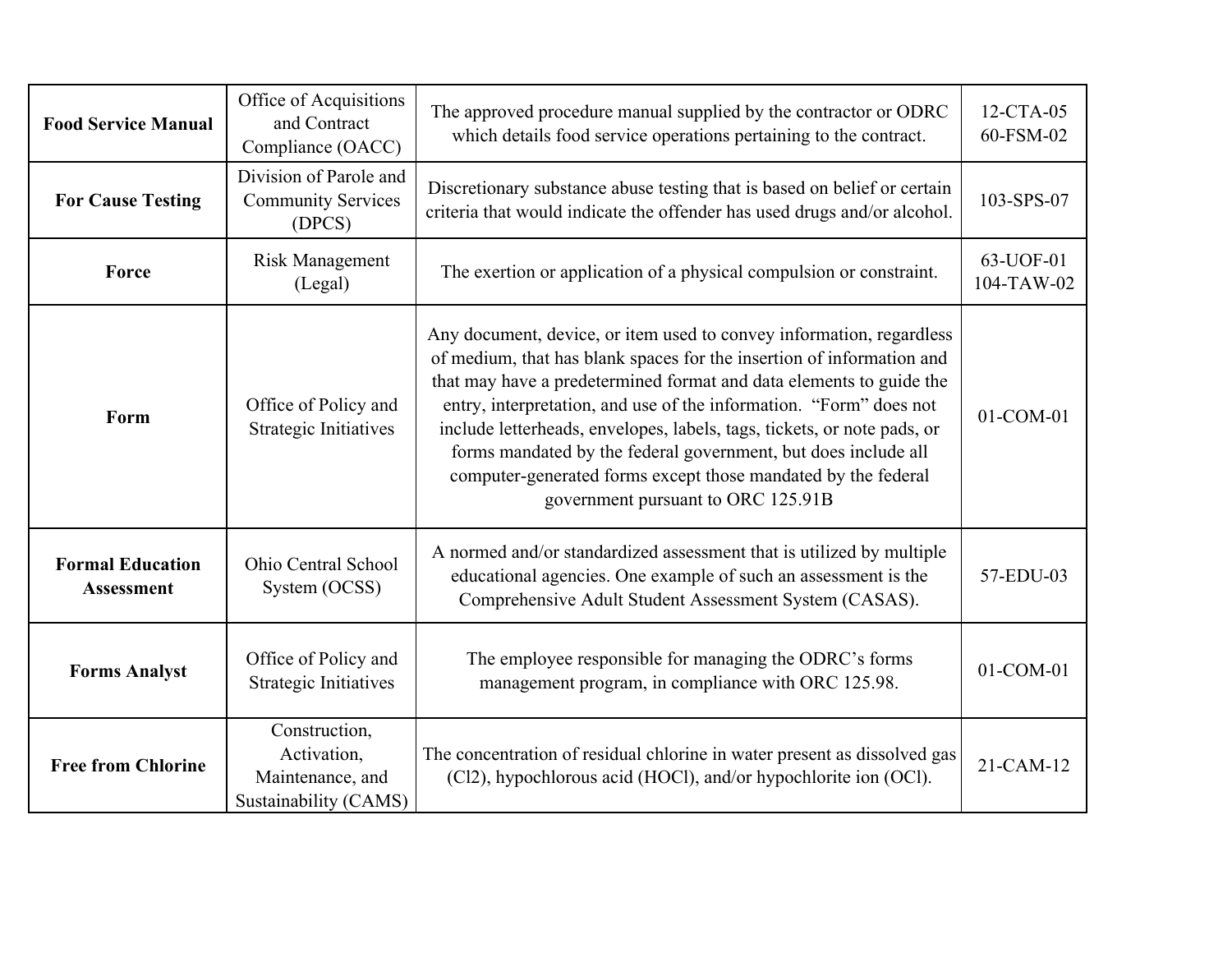| Term | Office | Definition | Policy |
|---|---|---|---|
| **Food Service Manual** | Office of Acquisitions and Contract Compliance (OACC) | The approved procedure manual supplied by the contractor or ODRC which details food service operations pertaining to the contract. | 12-CTA-05<br>60-FSM-02 |
| **For Cause Testing** | Division of Parole and Community Services (DPCS) | Discretionary substance abuse testing that is based on belief or certain criteria that would indicate the offender has used drugs and/or alcohol. | 103-SPS-07 |
| **Force** | Risk Management (Legal) | The exertion or application of a physical compulsion or constraint. | 63-UOF-01<br>104-TAW-02 |
| **Form** | Office of Policy and Strategic Initiatives | Any document, device, or item used to convey information, regardless of medium, that has blank spaces for the insertion of information and that may have a predetermined format and data elements to guide the entry, interpretation, and use of the information. "Form" does not include letterheads, envelopes, labels, tags, tickets, or note pads, or forms mandated by the federal government, but does include all computer-generated forms except those mandated by the federal government pursuant to ORC 125.91B | 01-COM-01 |
| **Formal Education Assessment** | Ohio Central School System (OCSS) | A normed and/or standardized assessment that is utilized by multiple educational agencies. One example of such an assessment is the Comprehensive Adult Student Assessment System (CASAS). | 57-EDU-03 |
| **Forms Analyst** | Office of Policy and Strategic Initiatives | The employee responsible for managing the ODRC's forms management program, in compliance with ORC 125.98. | 01-COM-01 |
| **Free from Chlorine** | Construction, Activation, Maintenance, and Sustainability (CAMS) | The concentration of residual chlorine in water present as dissolved gas ($Cl_2$), hypochlorous acid ($HOCl$), and/or hypochlorite ion ($OCl$). | 21-CAM-12 |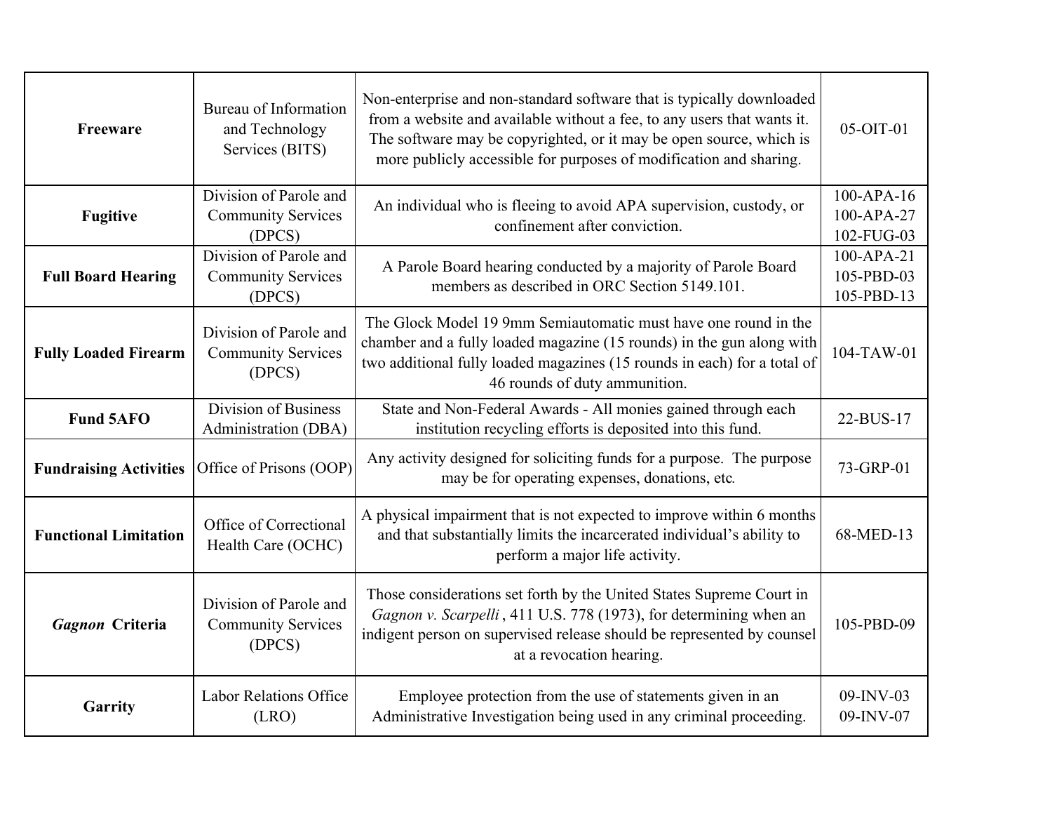| | | | |
|---|---|---|---|
| **Freeware** | Bureau of Information and Technology Services (BITS) | Non-enterprise and non-standard software that is typically downloaded from a website and available without a fee, to any users that wants it. The software may be copyrighted, or it may be open source, which is more publicly accessible for purposes of modification and sharing. | 05-OIT-01 |
| **Fugitive** | Division of Parole and Community Services (DPCS) | An individual who is fleeing to avoid APA supervision, custody, or confinement after conviction. | 100-APA-16<br>100-APA-27<br>102-FUG-03 |
| **Full Board Hearing** | Division of Parole and Community Services (DPCS) | A Parole Board hearing conducted by a majority of Parole Board members as described in ORC Section 5149.101. | 100-APA-21<br>105-PBD-03<br>105-PBD-13 |
| **Fully Loaded Firearm** | Division of Parole and Community Services (DPCS) | The Glock Model 19 9mm Semiautomatic must have one round in the chamber and a fully loaded magazine (15 rounds) in the gun along with two additional fully loaded magazines (15 rounds in each) for a total of 46 rounds of duty ammunition. | 104-TAW-01 |
| **Fund 5AFO** | Division of Business Administration (DBA) | State and Non-Federal Awards - All monies gained through each institution recycling efforts is deposited into this fund. | 22-BUS-17 |
| **Fundraising Activities** | Office of Prisons (OOP) | Any activity designed for soliciting funds for a purpose. The purpose may be for operating expenses, donations, etc. | 73-GRP-01 |
| **Functional Limitation** | Office of Correctional Health Care (OCHC) | A physical impairment that is not expected to improve within 6 months and that substantially limits the incarcerated individual's ability to perform a major life activity. | 68-MED-13 |
| ***Gagnon* Criteria** | Division of Parole and Community Services (DPCS) | Those considerations set forth by the United States Supreme Court in *Gagnon v. Scarpelli* , 411 U.S. 778 (1973), for determining when an indigent person on supervised release should be represented by counsel at a revocation hearing. | 105-PBD-09 |
| **Garrity** | Labor Relations Office (LRO) | Employee protection from the use of statements given in an Administrative Investigation being used in any criminal proceeding. | 09-INV-03<br>09-INV-07 |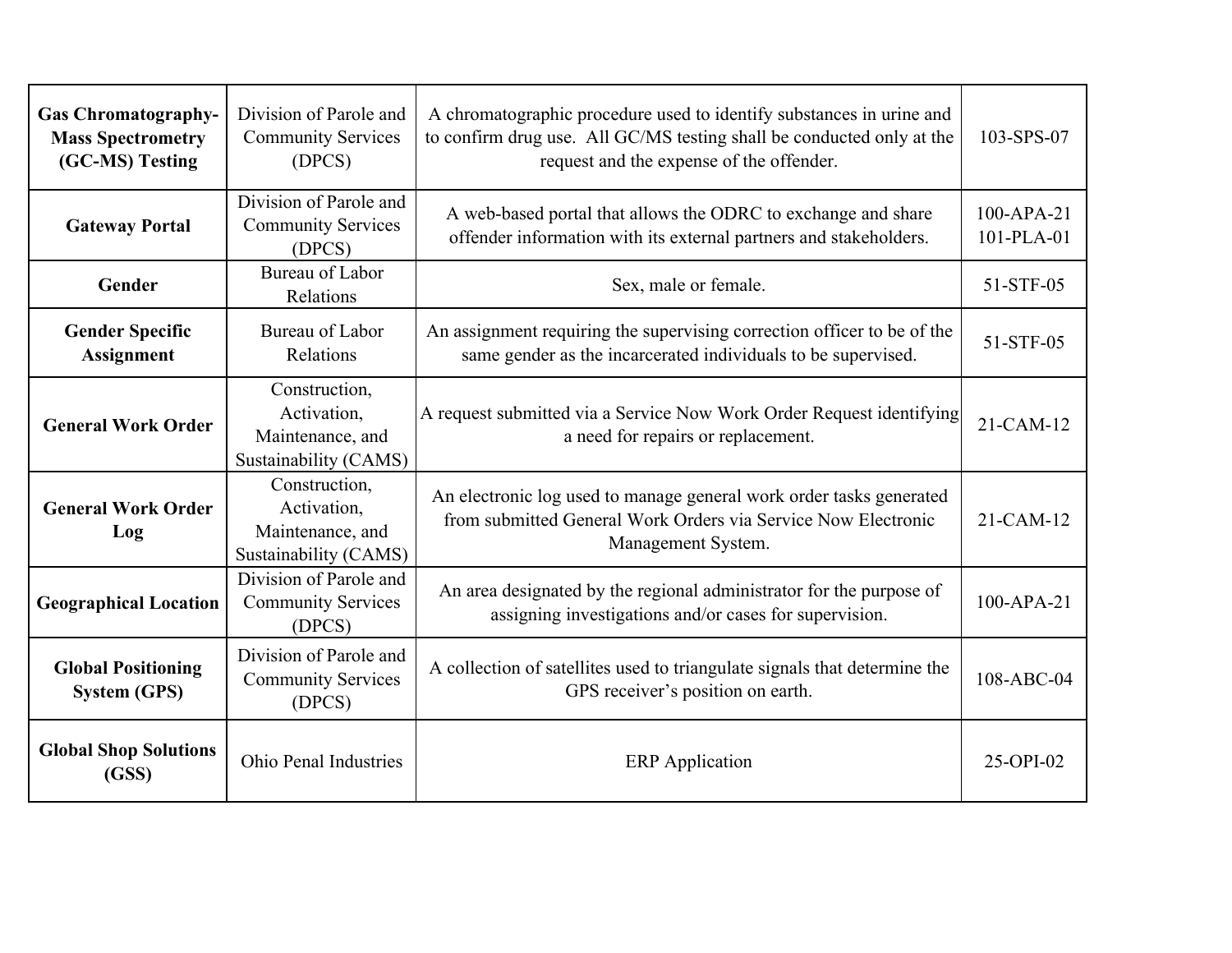| **Gas Chromatography-Mass Spectrometry (GC-MS) Testing** | Division of Parole and Community Services (DPCS) | A chromatographic procedure used to identify substances in urine and to confirm drug use. All GC/MS testing shall be conducted only at the request and the expense of the offender. | 103-SPS-07 |
|---|---|---|---|
| **Gateway Portal** | Division of Parole and Community Services (DPCS) | A web-based portal that allows the ODRC to exchange and share offender information with its external partners and stakeholders. | 100-APA-21 101-PLA-01 |
| **Gender** | Bureau of Labor Relations | Sex, male or female. | 51-STF-05 |
| **Gender Specific Assignment** | Bureau of Labor Relations | An assignment requiring the supervising correction officer to be of the same gender as the incarcerated individuals to be supervised. | 51-STF-05 |
| **General Work Order** | Construction, Activation, Maintenance, and Sustainability (CAMS) | A request submitted via a Service Now Work Order Request identifying a need for repairs or replacement. | 21-CAM-12 |
| **General Work Order Log** | Construction, Activation, Maintenance, and Sustainability (CAMS) | An electronic log used to manage general work order tasks generated from submitted General Work Orders via Service Now Electronic Management System. | 21-CAM-12 |
| **Geographical Location** | Division of Parole and Community Services (DPCS) | An area designated by the regional administrator for the purpose of assigning investigations and/or cases for supervision. | 100-APA-21 |
| **Global Positioning System (GPS)** | Division of Parole and Community Services (DPCS) | A collection of satellites used to triangulate signals that determine the GPS receiver's position on earth. | 108-ABC-04 |
| **Global Shop Solutions (GSS)** | Ohio Penal Industries | ERP Application | 25-OPI-02 |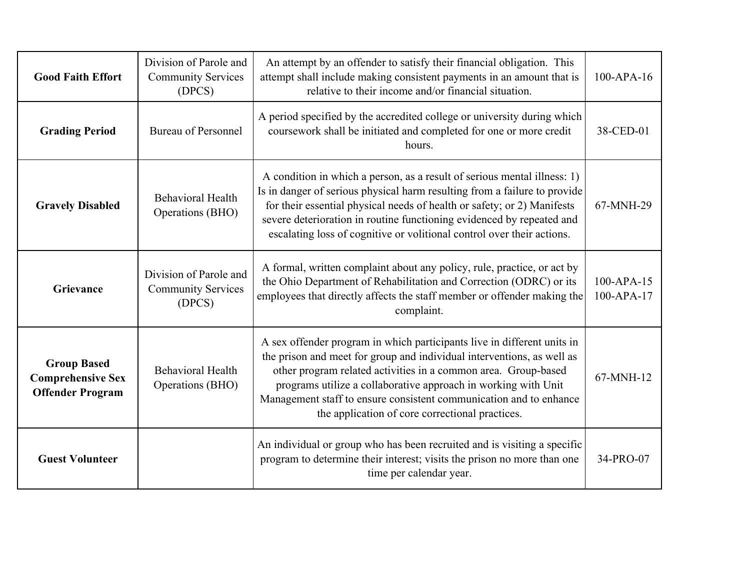| | | | |
|---|---|---|---|
| **Good Faith Effort** | Division of Parole and Community Services (DPCS) | An attempt by an offender to satisfy their financial obligation. This attempt shall include making consistent payments in an amount that is relative to their income and/or financial situation. | 100-APA-16 |
| **Grading Period** | Bureau of Personnel | A period specified by the accredited college or university during which coursework shall be initiated and completed for one or more credit hours. | 38-CED-01 |
| **Gravely Disabled** | Behavioral Health Operations (BHO) | A condition in which a person, as a result of serious mental illness: 1) Is in danger of serious physical harm resulting from a failure to provide for their essential physical needs of health or safety; or 2) Manifests severe deterioration in routine functioning evidenced by repeated and escalating loss of cognitive or volitional control over their actions. | 67-MNH-29 |
| **Grievance** | Division of Parole and Community Services (DPCS) | A formal, written complaint about any policy, rule, practice, or act by the Ohio Department of Rehabilitation and Correction (ODRC) or its employees that directly affects the staff member or offender making the complaint. | 100-APA-15<br>100-APA-17 |
| **Group Based Comprehensive Sex Offender Program** | Behavioral Health Operations (BHO) | A sex offender program in which participants live in different units in the prison and meet for group and individual interventions, as well as other program related activities in a common area. Group-based programs utilize a collaborative approach in working with Unit Management staff to ensure consistent communication and to enhance the application of core correctional practices. | 67-MNH-12 |
| **Guest Volunteer** | | An individual or group who has been recruited and is visiting a specific program to determine their interest; visits the prison no more than one time per calendar year. | 34-PRO-07 |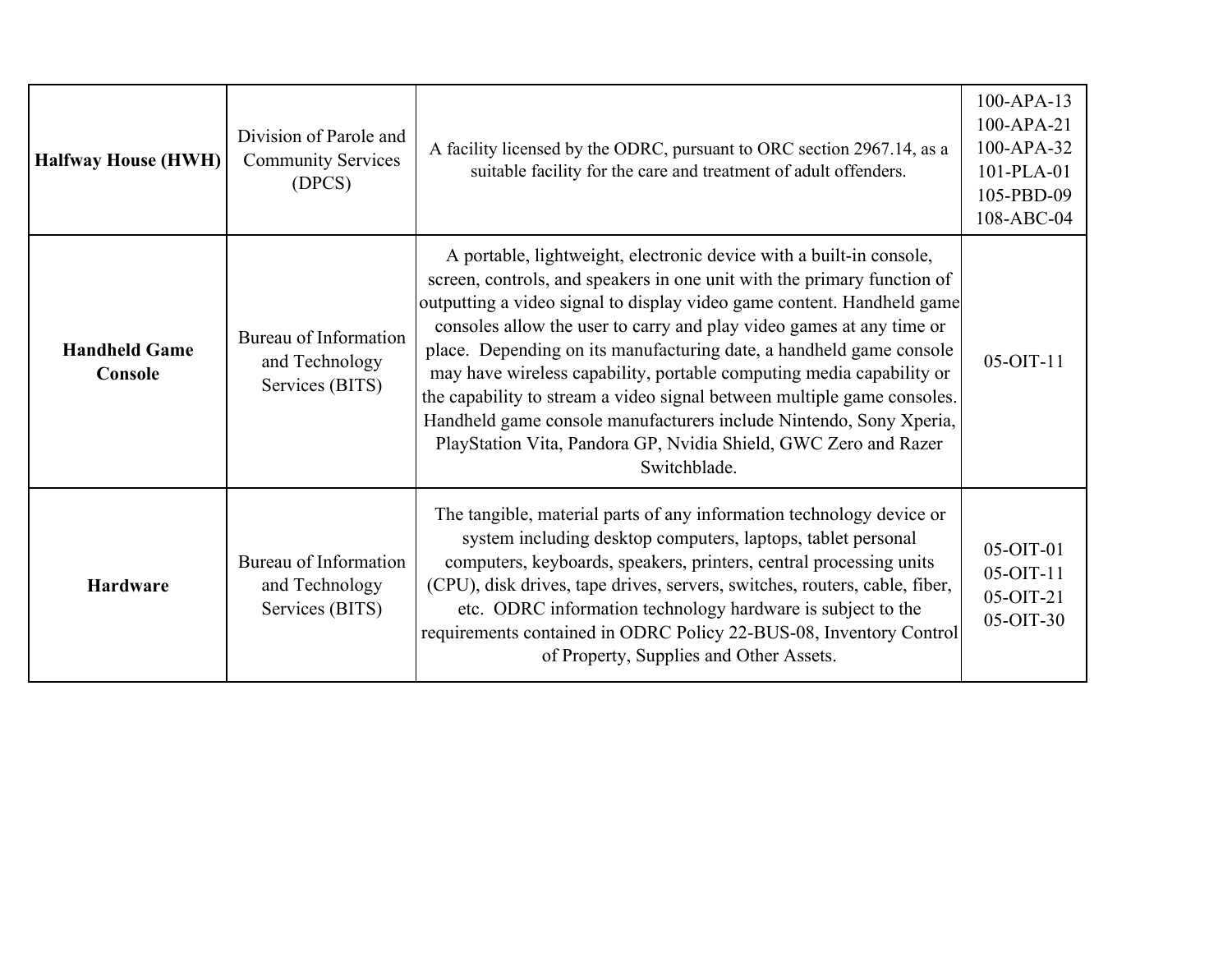| | | | |
|---|---|---|---|
| **Halfway House (HWH)** | Division of Parole and Community Services (DPCS) | A facility licensed by the ODRC, pursuant to ORC section 2967.14, as a suitable facility for the care and treatment of adult offenders. | 100-APA-13<br>100-APA-21<br>100-APA-32<br>101-PLA-01<br>105-PBD-09<br>108-ABC-04 |
| **Handheld Game Console** | Bureau of Information and Technology Services (BITS) | A portable, lightweight, electronic device with a built-in console, screen, controls, and speakers in one unit with the primary function of outputting a video signal to display video game content. Handheld game consoles allow the user to carry and play video games at any time or place. Depending on its manufacturing date, a handheld game console may have wireless capability, portable computing media capability or the capability to stream a video signal between multiple game consoles. Handheld game console manufacturers include Nintendo, Sony Xperia, PlayStation Vita, Pandora GP, Nvidia Shield, GWC Zero and Razer Switchblade. | 05-OIT-11 |
| **Hardware** | Bureau of Information and Technology Services (BITS) | The tangible, material parts of any information technology device or system including desktop computers, laptops, tablet personal computers, keyboards, speakers, printers, central processing units (CPU), disk drives, tape drives, servers, switches, routers, cable, fiber, etc. ODRC information technology hardware is subject to the requirements contained in ODRC Policy 22-BUS-08, Inventory Control of Property, Supplies and Other Assets. | 05-OIT-01<br>05-OIT-11<br>05-OIT-21<br>05-OIT-30 |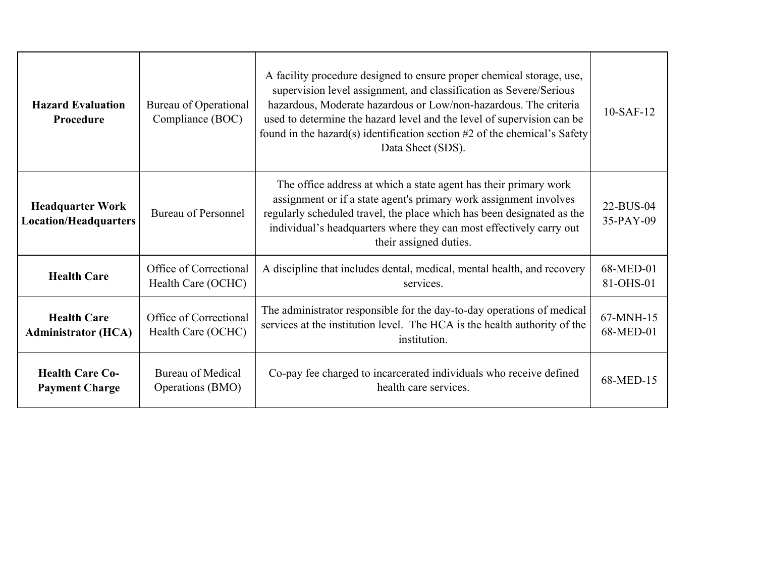| **Hazard Evaluation Procedure** | Bureau of Operational Compliance (BOC) | A facility procedure designed to ensure proper chemical storage, use, supervision level assignment, and classification as Severe/Serious hazardous, Moderate hazardous or Low/non-hazardous. The criteria used to determine the hazard level and the level of supervision can be found in the hazard(s) identification section #2 of the chemical's Safety Data Sheet (SDS). | 10-SAF-12 |
|---|---|---|---|
| **Headquarter Work Location/Headquarters** | Bureau of Personnel | The office address at which a state agent has their primary work assignment or if a state agent's primary work assignment involves regularly scheduled travel, the place which has been designated as the individual's headquarters where they can most effectively carry out their assigned duties. | 22-BUS-04<br>35-PAY-09 |
| **Health Care** | Office of Correctional Health Care (OCHC) | A discipline that includes dental, medical, mental health, and recovery services. | 68-MED-01<br>81-OHS-01 |
| **Health Care Administrator (HCA)** | Office of Correctional Health Care (OCHC) | The administrator responsible for the day-to-day operations of medical services at the institution level. The HCA is the health authority of the institution. | 67-MNH-15<br>68-MED-01 |
| **Health Care Co-Payment Charge** | Bureau of Medical Operations (BMO) | Co-pay fee charged to incarcerated individuals who receive defined health care services. | 68-MED-15 |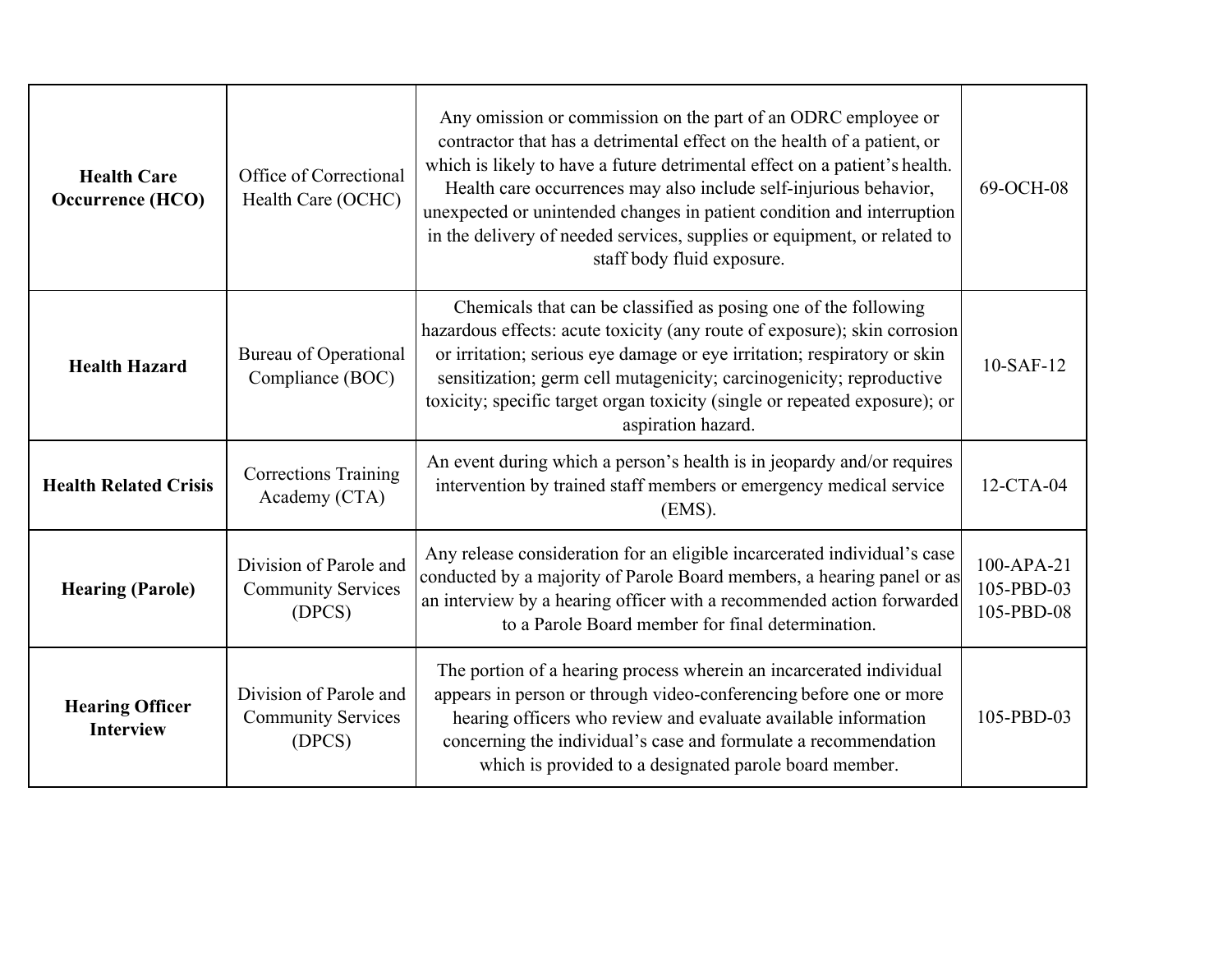| | | | |
|---|---|---|---|
| **Health Care Occurrence (HCO)** | Office of Correctional Health Care (OCHC) | Any omission or commission on the part of an ODRC employee or contractor that has a detrimental effect on the health of a patient, or which is likely to have a future detrimental effect on a patient's health. Health care occurrences may also include self-injurious behavior, unexpected or unintended changes in patient condition and interruption in the delivery of needed services, supplies or equipment, or related to staff body fluid exposure. | 69-OCH-08 |
| **Health Hazard** | Bureau of Operational Compliance (BOC) | Chemicals that can be classified as posing one of the following hazardous effects: acute toxicity (any route of exposure); skin corrosion or irritation; serious eye damage or eye irritation; respiratory or skin sensitization; germ cell mutagenicity; carcinogenicity; reproductive toxicity; specific target organ toxicity (single or repeated exposure); or aspiration hazard. | 10-SAF-12 |
| **Health Related Crisis** | Corrections Training Academy (CTA) | An event during which a person's health is in jeopardy and/or requires intervention by trained staff members or emergency medical service (EMS). | 12-CTA-04 |
| **Hearing (Parole)** | Division of Parole and Community Services (DPCS) | Any release consideration for an eligible incarcerated individual's case conducted by a majority of Parole Board members, a hearing panel or as an interview by a hearing officer with a recommended action forwarded to a Parole Board member for final determination. | 100-APA-21<br>105-PBD-03<br>105-PBD-08 |
| **Hearing Officer Interview** | Division of Parole and Community Services (DPCS) | The portion of a hearing process wherein an incarcerated individual appears in person or through video-conferencing before one or more hearing officers who review and evaluate available information concerning the individual's case and formulate a recommendation which is provided to a designated parole board member. | 105-PBD-03 |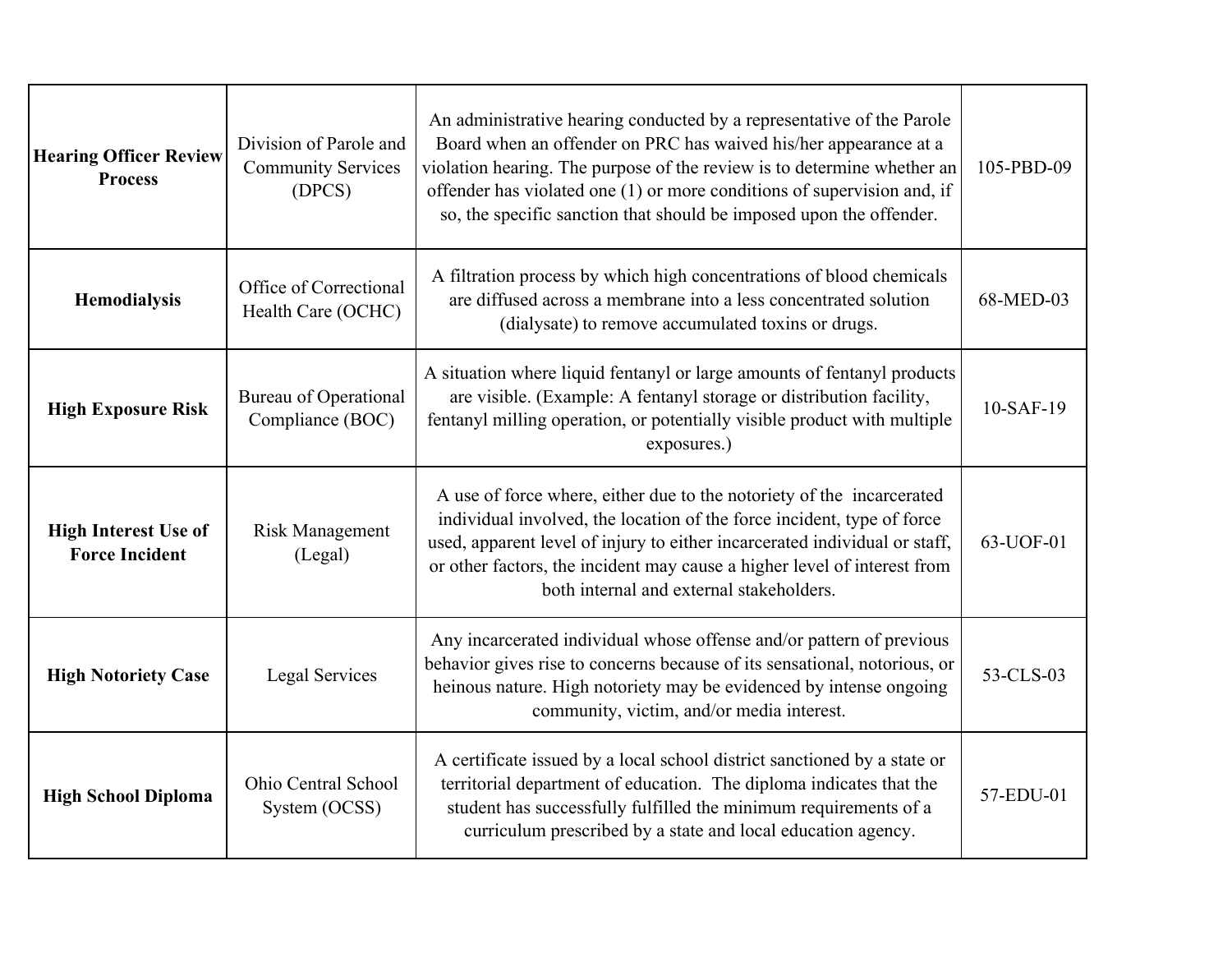| | | | |
|---|---|---|---|
| **Hearing Officer Review Process** | Division of Parole and Community Services (DPCS) | An administrative hearing conducted by a representative of the Parole Board when an offender on PRC has waived his/her appearance at a violation hearing. The purpose of the review is to determine whether an offender has violated one (1) or more conditions of supervision and, if so, the specific sanction that should be imposed upon the offender. | 105-PBD-09 |
| **Hemodialysis** | Office of Correctional Health Care (OCHC) | A filtration process by which high concentrations of blood chemicals are diffused across a membrane into a less concentrated solution (dialysate) to remove accumulated toxins or drugs. | 68-MED-03 |
| **High Exposure Risk** | Bureau of Operational Compliance (BOC) | A situation where liquid fentanyl or large amounts of fentanyl products are visible. (Example: A fentanyl storage or distribution facility, fentanyl milling operation, or potentially visible product with multiple exposures.) | 10-SAF-19 |
| **High Interest Use of Force Incident** | Risk Management (Legal) | A use of force where, either due to the notoriety of the incarcerated individual involved, the location of the force incident, type of force used, apparent level of injury to either incarcerated individual or staff, or other factors, the incident may cause a higher level of interest from both internal and external stakeholders. | 63-UOF-01 |
| **High Notoriety Case** | Legal Services | Any incarcerated individual whose offense and/or pattern of previous behavior gives rise to concerns because of its sensational, notorious, or heinous nature. High notoriety may be evidenced by intense ongoing community, victim, and/or media interest. | 53-CLS-03 |
| **High School Diploma** | Ohio Central School System (OCSS) | A certificate issued by a local school district sanctioned by a state or territorial department of education. The diploma indicates that the student has successfully fulfilled the minimum requirements of a curriculum prescribed by a state and local education agency. | 57-EDU-01 |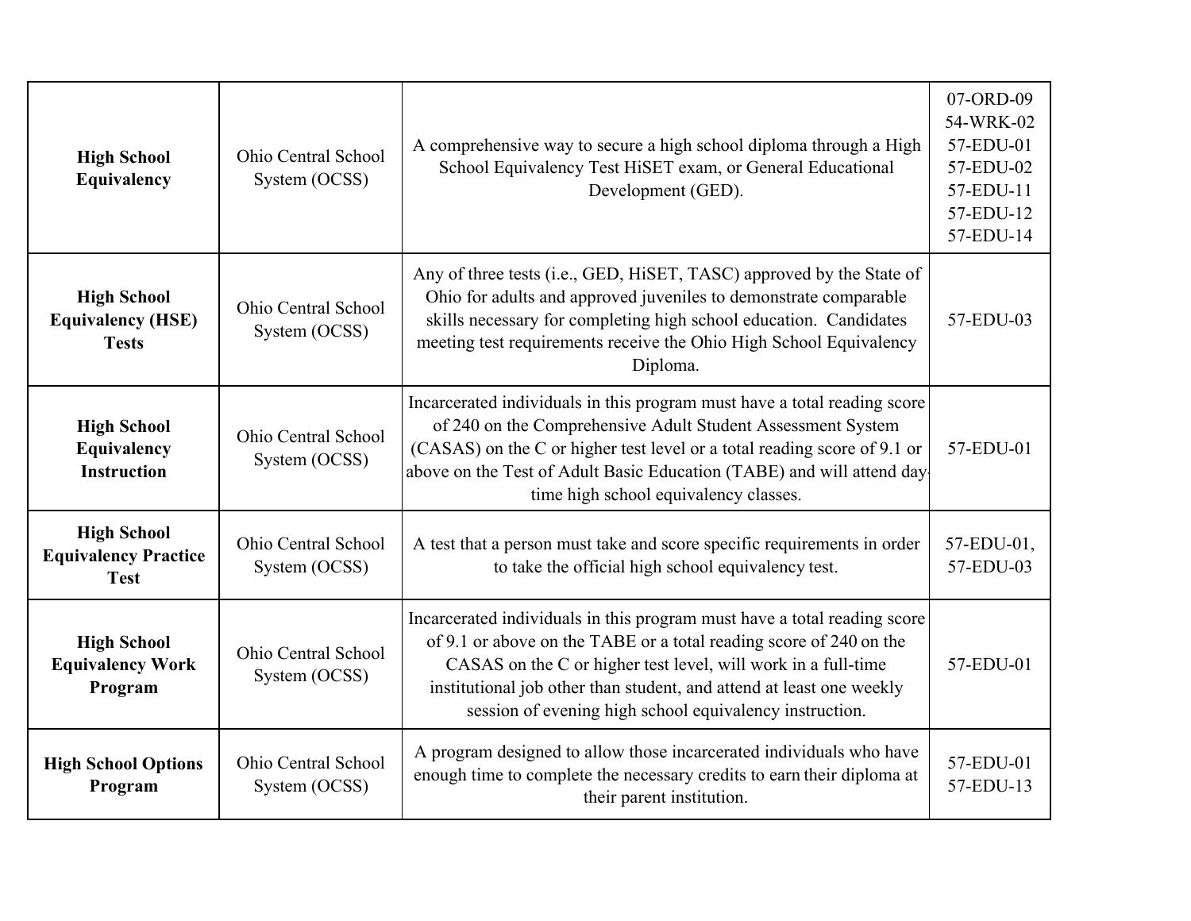| | | | |
|---|---|---|---|
| **High School Equivalency** | Ohio Central School System (OCSS) | A comprehensive way to secure a high school diploma through a High School Equivalency Test HiSET exam, or General Educational Development (GED). | 07-ORD-09<br>54-WRK-02<br>57-EDU-01<br>57-EDU-02<br>57-EDU-11<br>57-EDU-12<br>57-EDU-14 |
| **High School Equivalency (HSE) Tests** | Ohio Central School System (OCSS) | Any of three tests (i.e., GED, HiSET, TASC) approved by the State of Ohio for adults and approved juveniles to demonstrate comparable skills necessary for completing high school education. Candidates meeting test requirements receive the Ohio High School Equivalency Diploma. | 57-EDU-03 |
| **High School Equivalency Instruction** | Ohio Central School System (OCSS) | Incarcerated individuals in this program must have a total reading score of 240 on the Comprehensive Adult Student Assessment System (CASAS) on the C or higher test level or a total reading score of 9.1 or above on the Test of Adult Basic Education (TABE) and will attend day-time high school equivalency classes. | 57-EDU-01 |
| **High School Equivalency Practice Test** | Ohio Central School System (OCSS) | A test that a person must take and score specific requirements in order to take the official high school equivalency test. | 57-EDU-01,<br>57-EDU-03 |
| **High School Equivalency Work Program** | Ohio Central School System (OCSS) | Incarcerated individuals in this program must have a total reading score of 9.1 or above on the TABE or a total reading score of 240 on the CASAS on the C or higher test level, will work in a full-time institutional job other than student, and attend at least one weekly session of evening high school equivalency instruction. | 57-EDU-01 |
| **High School Options Program** | Ohio Central School System (OCSS) | A program designed to allow those incarcerated individuals who have enough time to complete the necessary credits to earn their diploma at their parent institution. | 57-EDU-01<br>57-EDU-13 |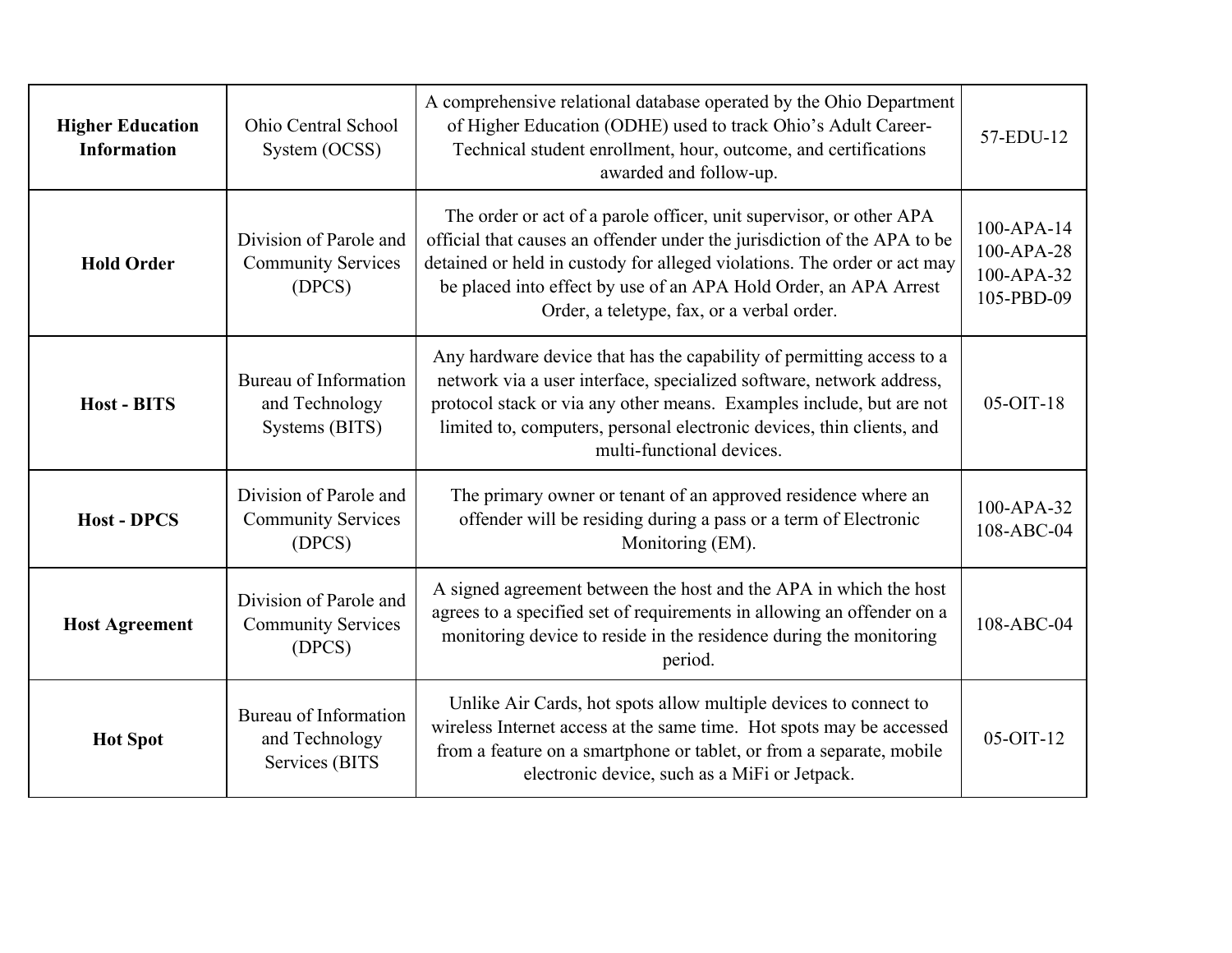| **Higher Education Information** | Ohio Central School System (OCSS) | A comprehensive relational database operated by the Ohio Department of Higher Education (ODHE) used to track Ohio's Adult Career-Technical student enrollment, hour, outcome, and certifications awarded and follow-up. | 57-EDU-12 |
|---|---|---|---|
| **Hold Order** | Division of Parole and Community Services (DPCS) | The order or act of a parole officer, unit supervisor, or other APA official that causes an offender under the jurisdiction of the APA to be detained or held in custody for alleged violations. The order or act may be placed into effect by use of an APA Hold Order, an APA Arrest Order, a teletype, fax, or a verbal order. | 100-APA-14<br>100-APA-28<br>100-APA-32<br>105-PBD-09 |
| **Host - BITS** | Bureau of Information and Technology Systems (BITS) | Any hardware device that has the capability of permitting access to a network via a user interface, specialized software, network address, protocol stack or via any other means. Examples include, but are not limited to, computers, personal electronic devices, thin clients, and multi-functional devices. | 05-OIT-18 |
| **Host - DPCS** | Division of Parole and Community Services (DPCS) | The primary owner or tenant of an approved residence where an offender will be residing during a pass or a term of Electronic Monitoring (EM). | 100-APA-32<br>108-ABC-04 |
| **Host Agreement** | Division of Parole and Community Services (DPCS) | A signed agreement between the host and the APA in which the host agrees to a specified set of requirements in allowing an offender on a monitoring device to reside in the residence during the monitoring period. | 108-ABC-04 |
| **Hot Spot** | Bureau of Information and Technology Services (BITS | Unlike Air Cards, hot spots allow multiple devices to connect to wireless Internet access at the same time. Hot spots may be accessed from a feature on a smartphone or tablet, or from a separate, mobile electronic device, such as a MiFi or Jetpack. | 05-OIT-12 |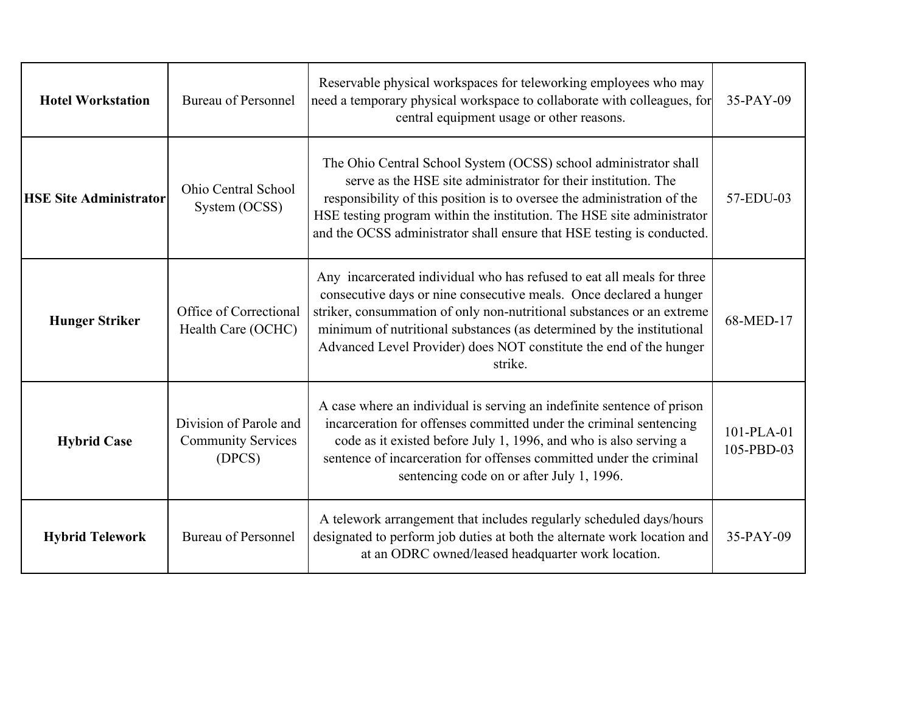| | | | |
|---|---|---|---|
| **Hotel Workstation** | Bureau of Personnel | Reservable physical workspaces for teleworking employees who may need a temporary physical workspace to collaborate with colleagues, for central equipment usage or other reasons. | 35-PAY-09 |
| **HSE Site Administrator** | Ohio Central School System (OCSS) | The Ohio Central School System (OCSS) school administrator shall serve as the HSE site administrator for their institution. The responsibility of this position is to oversee the administration of the HSE testing program within the institution. The HSE site administrator and the OCSS administrator shall ensure that HSE testing is conducted. | 57-EDU-03 |
| **Hunger Striker** | Office of Correctional Health Care (OCHC) | Any incarcerated individual who has refused to eat all meals for three consecutive days or nine consecutive meals. Once declared a hunger striker, consummation of only non-nutritional substances or an extreme minimum of nutritional substances (as determined by the institutional Advanced Level Provider) does NOT constitute the end of the hunger strike. | 68-MED-17 |
| **Hybrid Case** | Division of Parole and Community Services (DPCS) | A case where an individual is serving an indefinite sentence of prison incarceration for offenses committed under the criminal sentencing code as it existed before July 1, 1996, and who is also serving a sentence of incarceration for offenses committed under the criminal sentencing code on or after July 1, 1996. | 101-PLA-01<br>105-PBD-03 |
| **Hybrid Telework** | Bureau of Personnel | A telework arrangement that includes regularly scheduled days/hours designated to perform job duties at both the alternate work location and at an ODRC owned/leased headquarter work location. | 35-PAY-09 |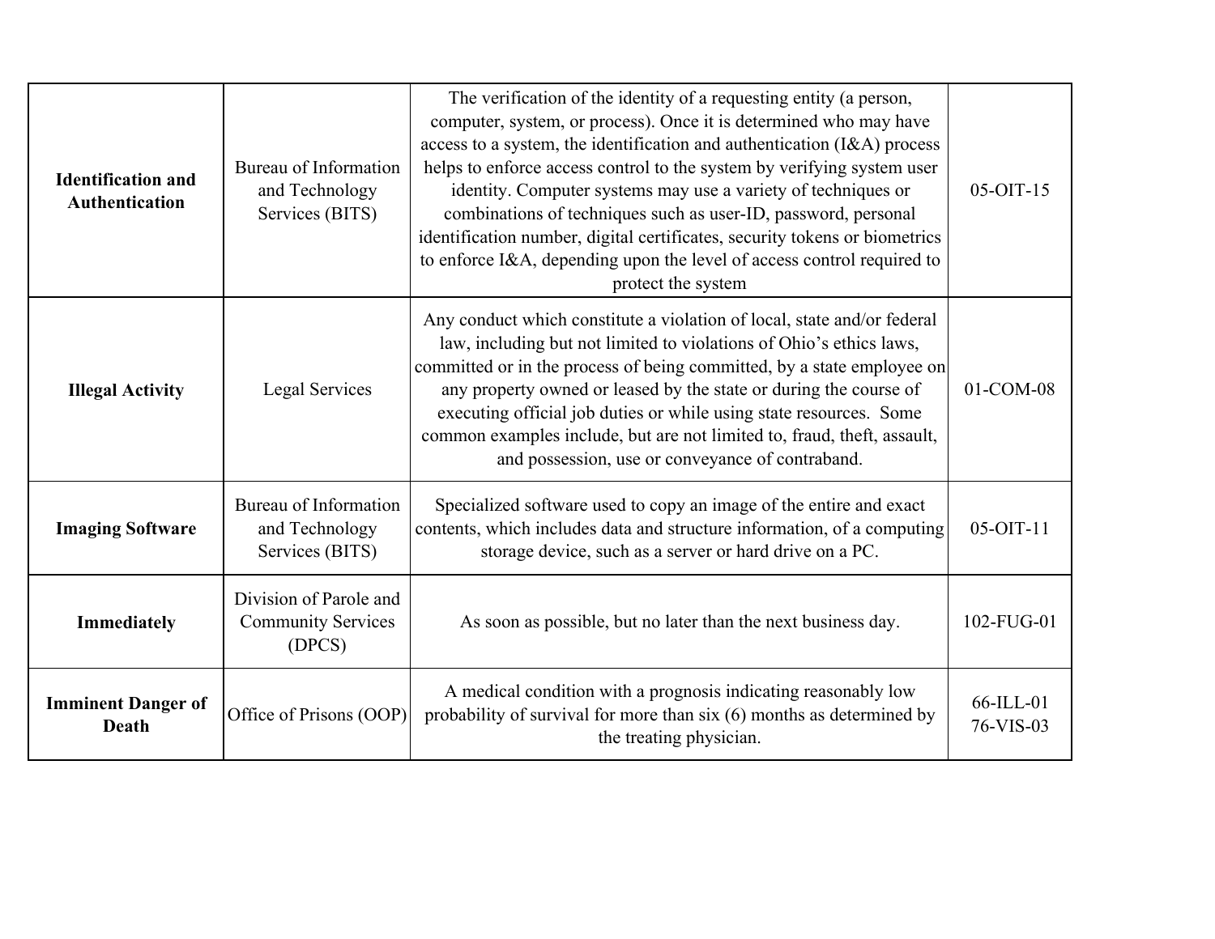| | | | |
|---|---|---|---|
| **Identification and Authentication** | Bureau of Information and Technology Services (BITS) | The verification of the identity of a requesting entity (a person, computer, system, or process). Once it is determined who may have access to a system, the identification and authentication (I&A) process helps to enforce access control to the system by verifying system user identity. Computer systems may use a variety of techniques or combinations of techniques such as user-ID, password, personal identification number, digital certificates, security tokens or biometrics to enforce I&A, depending upon the level of access control required to protect the system | 05-OIT-15 |
| **Illegal Activity** | Legal Services | Any conduct which constitute a violation of local, state and/or federal law, including but not limited to violations of Ohio's ethics laws, committed or in the process of being committed, by a state employee on any property owned or leased by the state or during the course of executing official job duties or while using state resources. Some common examples include, but are not limited to, fraud, theft, assault, and possession, use or conveyance of contraband. | 01-COM-08 |
| **Imaging Software** | Bureau of Information and Technology Services (BITS) | Specialized software used to copy an image of the entire and exact contents, which includes data and structure information, of a computing storage device, such as a server or hard drive on a PC. | 05-OIT-11 |
| **Immediately** | Division of Parole and Community Services (DPCS) | As soon as possible, but no later than the next business day. | 102-FUG-01 |
| **Imminent Danger of Death** | Office of Prisons (OOP) | A medical condition with a prognosis indicating reasonably low probability of survival for more than six (6) months as determined by the treating physician. | 66-ILL-01<br>76-VIS-03 |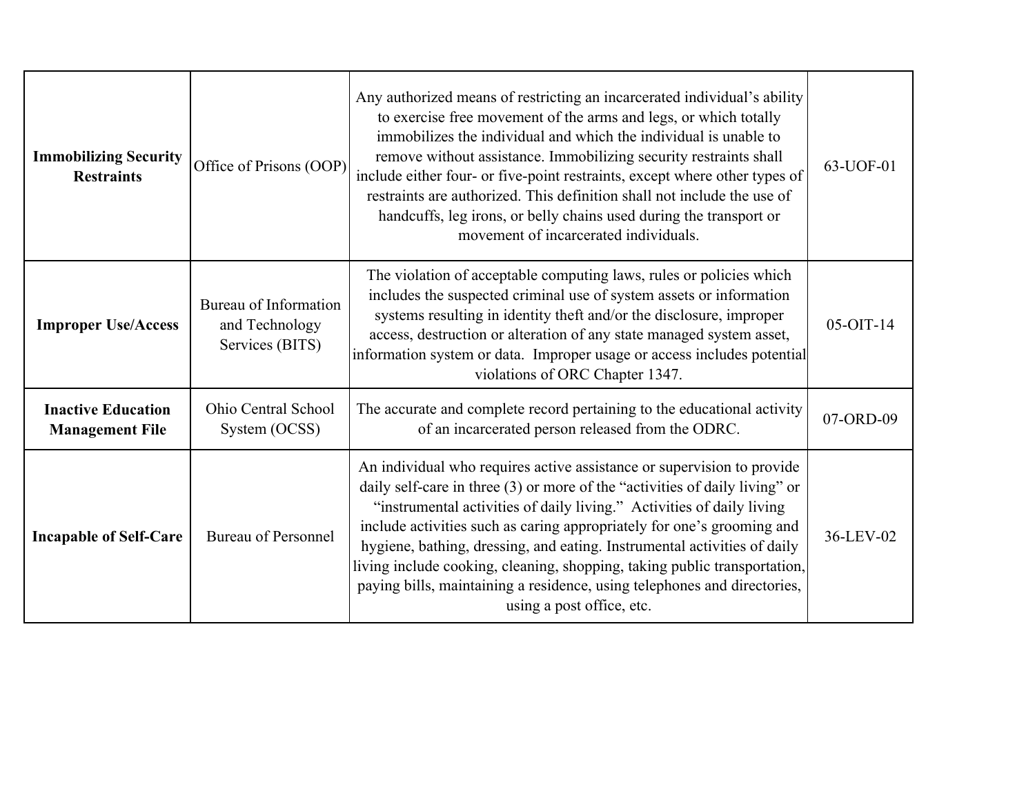| **Immobilizing Security Restraints** | Office of Prisons (OOP) | Any authorized means of restricting an incarcerated individual's ability to exercise free movement of the arms and legs, or which totally immobilizes the individual and which the individual is unable to remove without assistance. Immobilizing security restraints shall include either four- or five-point restraints, except where other types of restraints are authorized. This definition shall not include the use of handcuffs, leg irons, or belly chains used during the transport or movement of incarcerated individuals. | 63-UOF-01 |
|---|---|---|---|
| **Improper Use/Access** | Bureau of Information and Technology Services (BITS) | The violation of acceptable computing laws, rules or policies which includes the suspected criminal use of system assets or information systems resulting in identity theft and/or the disclosure, improper access, destruction or alteration of any state managed system asset, information system or data. Improper usage or access includes potential violations of ORC Chapter 1347. | 05-OIT-14 |
| **Inactive Education Management File** | Ohio Central School System (OCSS) | The accurate and complete record pertaining to the educational activity of an incarcerated person released from the ODRC. | 07-ORD-09 |
| **Incapable of Self-Care** | Bureau of Personnel | An individual who requires active assistance or supervision to provide daily self-care in three (3) or more of the "activities of daily living" or "instrumental activities of daily living." Activities of daily living include activities such as caring appropriately for one's grooming and hygiene, bathing, dressing, and eating. Instrumental activities of daily living include cooking, cleaning, shopping, taking public transportation, paying bills, maintaining a residence, using telephones and directories, using a post office, etc. | 36-LEV-02 |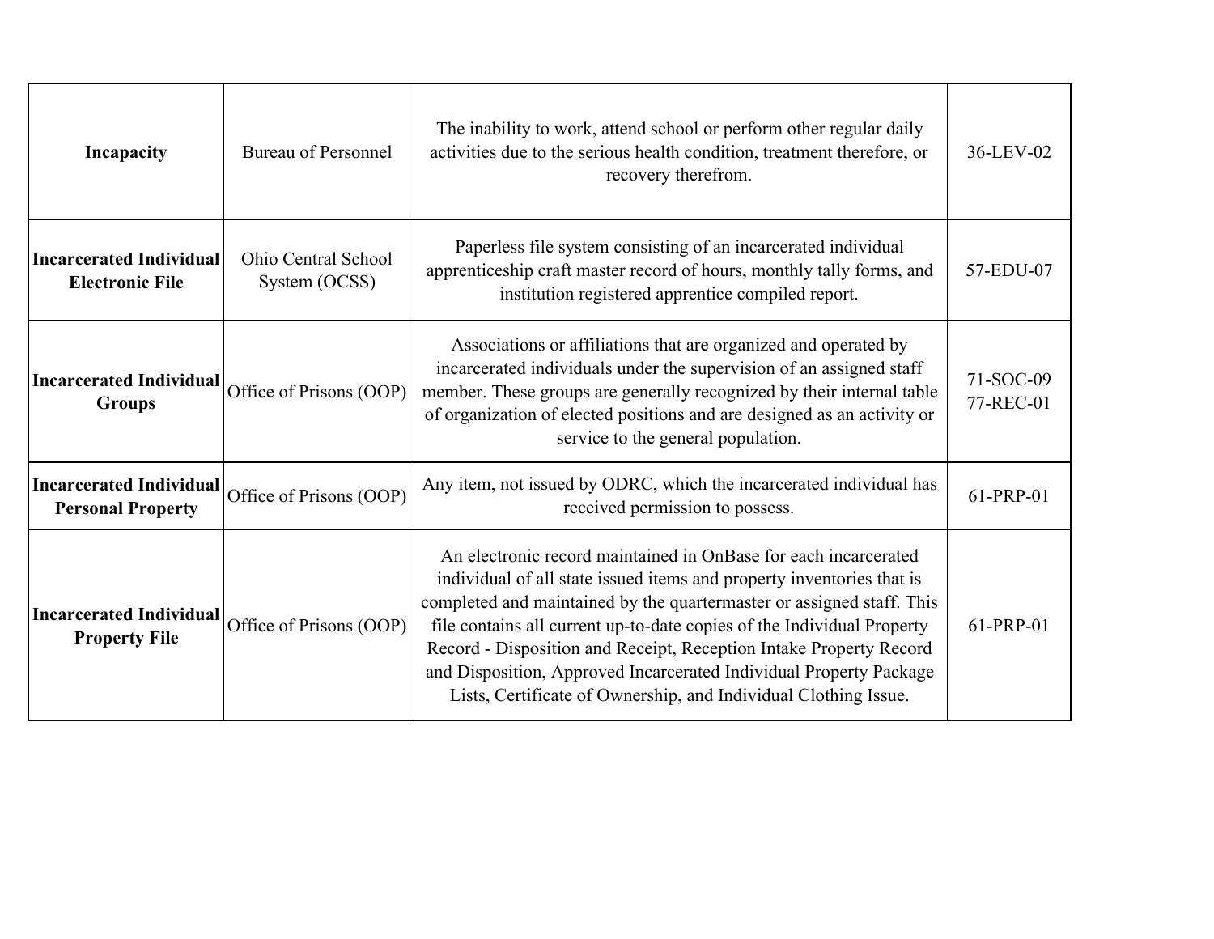| **Incapacity** | Bureau of Personnel | The inability to work, attend school or perform other regular daily activities due to the serious health condition, treatment therefore, or recovery therefrom. | 36-LEV-02 |
|---|---|---|---|
| **Incarcerated Individual Electronic File** | Ohio Central School System (OCSS) | Paperless file system consisting of an incarcerated individual apprenticeship craft master record of hours, monthly tally forms, and institution registered apprentice compiled report. | 57-EDU-07 |
| **Incarcerated Individual Groups** | Office of Prisons (OOP) | Associations or affiliations that are organized and operated by incarcerated individuals under the supervision of an assigned staff member. These groups are generally recognized by their internal table of organization of elected positions and are designed as an activity or service to the general population. | 71-SOC-09<br>77-REC-01 |
| **Incarcerated Individual Personal Property** | Office of Prisons (OOP) | Any item, not issued by ODRC, which the incarcerated individual has received permission to possess. | 61-PRP-01 |
| **Incarcerated Individual Property File** | Office of Prisons (OOP) | An electronic record maintained in OnBase for each incarcerated individual of all state issued items and property inventories that is completed and maintained by the quartermaster or assigned staff. This file contains all current up-to-date copies of the Individual Property Record - Disposition and Receipt, Reception Intake Property Record and Disposition, Approved Incarcerated Individual Property Package Lists, Certificate of Ownership, and Individual Clothing Issue. | 61-PRP-01 |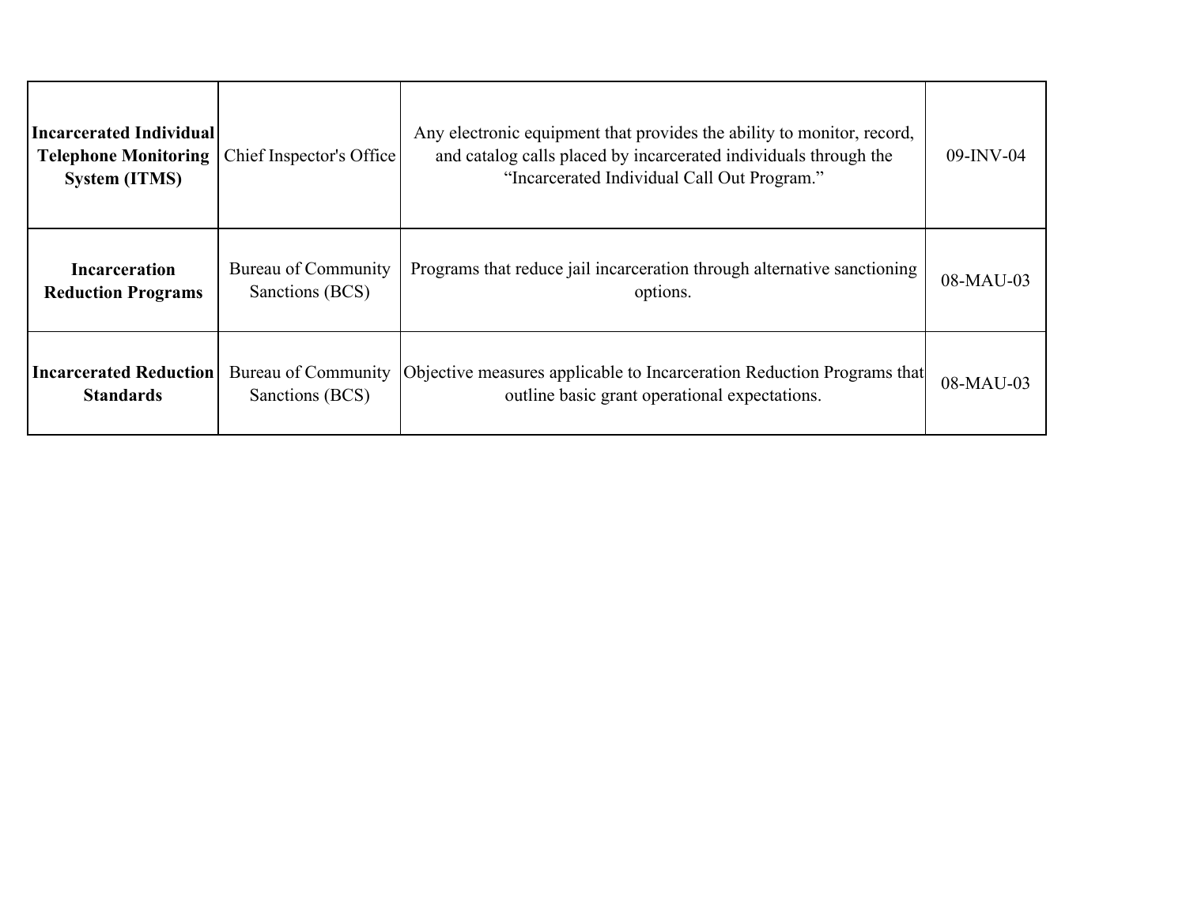| | | | |
|---|---|---|---|
| **Incarcerated Individual Telephone Monitoring System (ITMS)** | Chief Inspector's Office | Any electronic equipment that provides the ability to monitor, record, and catalog calls placed by incarcerated individuals through the "Incarcerated Individual Call Out Program." | 09-INV-04 |
| **Incarceration Reduction Programs** | Bureau of Community Sanctions (BCS) | Programs that reduce jail incarceration through alternative sanctioning options. | 08-MAU-03 |
| **Incarcerated Reduction Standards** | Bureau of Community Sanctions (BCS) | Objective measures applicable to Incarceration Reduction Programs that outline basic grant operational expectations. | 08-MAU-03 |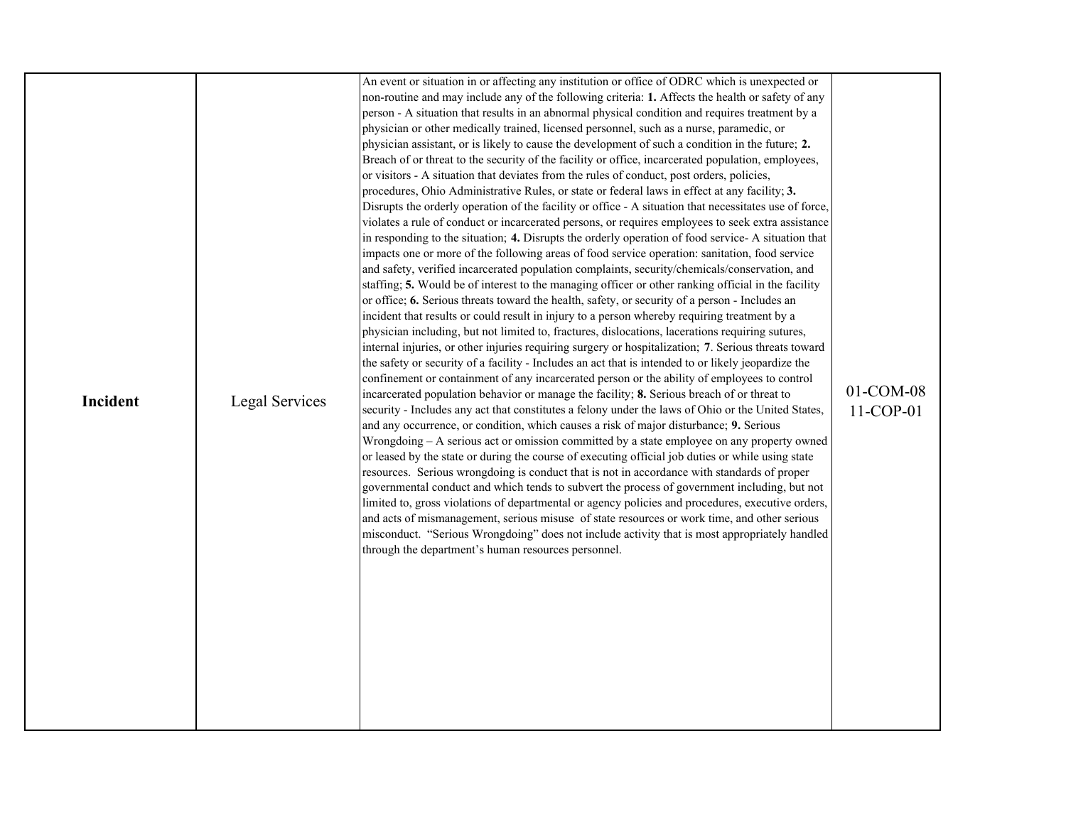| **Incident** | Legal Services | An event or situation in or affecting any institution or office of ODRC which is unexpected or non-routine and may include any of the following criteria: **1.** Affects the health or safety of any person - A situation that results in an abnormal physical condition and requires treatment by a physician or other medically trained, licensed personnel, such as a nurse, paramedic, or physician assistant, or is likely to cause the development of such a condition in the future; **2.** Breach of or threat to the security of the facility or office, incarcerated population, employees, or visitors - A situation that deviates from the rules of conduct, post orders, policies, procedures, Ohio Administrative Rules, or state or federal laws in effect at any facility; **3.** Disrupts the orderly operation of the facility or office - A situation that necessitates use of force, violates a rule of conduct or incarcerated persons, or requires employees to seek extra assistance in responding to the situation; **4.** Disrupts the orderly operation of food service- A situation that impacts one or more of the following areas of food service operation: sanitation, food service and safety, verified incarcerated population complaints, security/chemicals/conservation, and staffing; **5.** Would be of interest to the managing officer or other ranking official in the facility or office; **6.** Serious threats toward the health, safety, or security of a person - Includes an incident that results or could result in injury to a person whereby requiring treatment by a physician including, but not limited to, fractures, dislocations, lacerations requiring sutures, internal injuries, or other injuries requiring surgery or hospitalization; **7**. Serious threats toward the safety or security of a facility - Includes an act that is intended to or likely jeopardize the confinement or containment of any incarcerated person or the ability of employees to control incarcerated population behavior or manage the facility; **8.** Serious breach of or threat to security - Includes any act that constitutes a felony under the laws of Ohio or the United States, and any occurrence, or condition, which causes a risk of major disturbance; **9.** Serious Wrongdoing – A serious act or omission committed by a state employee on any property owned or leased by the state or during the course of executing official job duties or while using state resources. Serious wrongdoing is conduct that is not in accordance with standards of proper governmental conduct and which tends to subvert the process of government including, but not limited to, gross violations of departmental or agency policies and procedures, executive orders, and acts of mismanagement, serious misuse of state resources or work time, and other serious misconduct. "Serious Wrongdoing" does not include activity that is most appropriately handled through the department's human resources personnel. | 01-COM-08<br>11-COP-01 |
|---|---|---|---|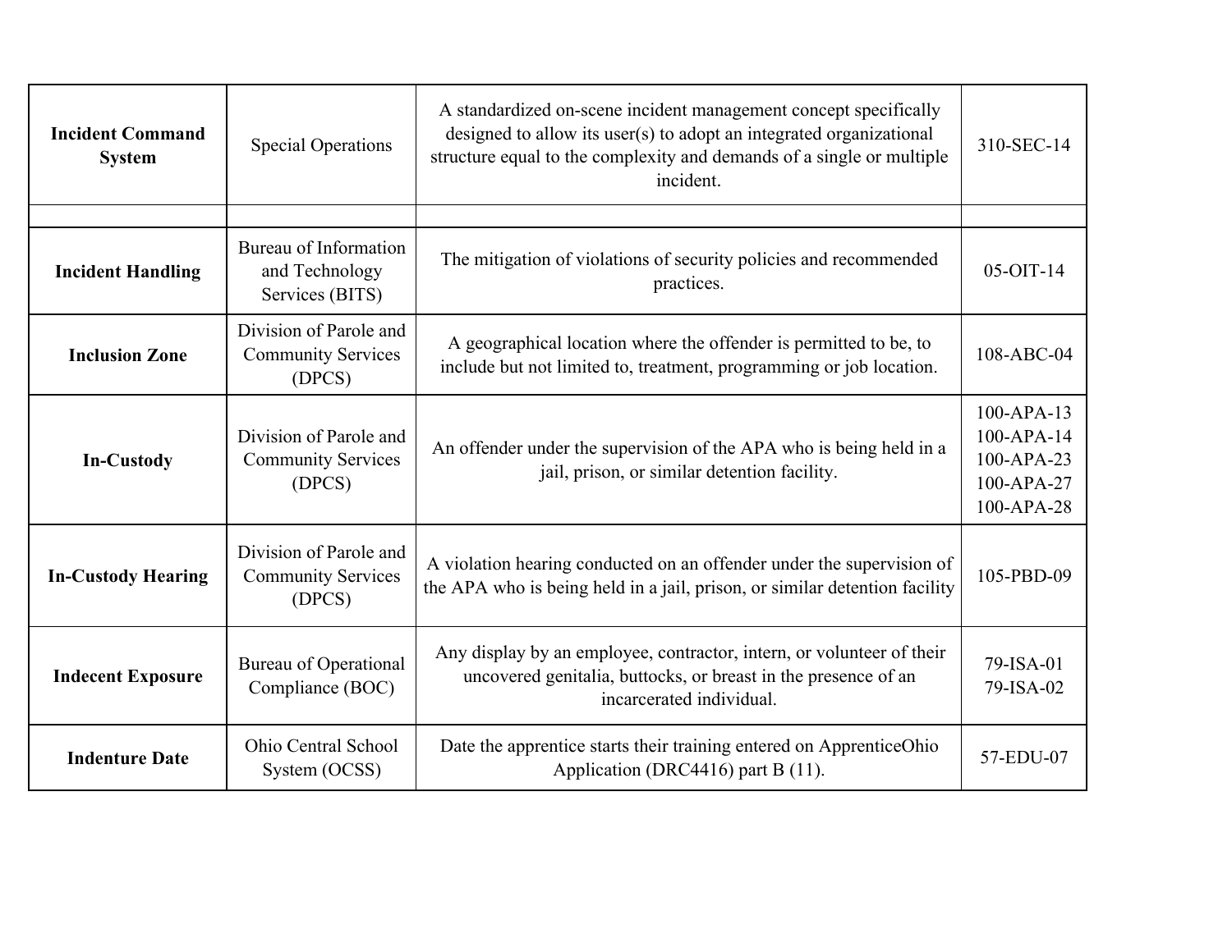| | | | |
|---|---|---|---|
| **Incident Command System** | Special Operations | A standardized on-scene incident management concept specifically designed to allow its user(s) to adopt an integrated organizational structure equal to the complexity and demands of a single or multiple incident. | 310-SEC-14 |
| | | | |
| **Incident Handling** | Bureau of Information and Technology Services (BITS) | The mitigation of violations of security policies and recommended practices. | 05-OIT-14 |
| **Inclusion Zone** | Division of Parole and Community Services (DPCS) | A geographical location where the offender is permitted to be, to include but not limited to, treatment, programming or job location. | 108-ABC-04 |
| **In-Custody** | Division of Parole and Community Services (DPCS) | An offender under the supervision of the APA who is being held in a jail, prison, or similar detention facility. | 100-APA-13<br>100-APA-14<br>100-APA-23<br>100-APA-27<br>100-APA-28 |
| **In-Custody Hearing** | Division of Parole and Community Services (DPCS) | A violation hearing conducted on an offender under the supervision of the APA who is being held in a jail, prison, or similar detention facility | 105-PBD-09 |
| **Indecent Exposure** | Bureau of Operational Compliance (BOC) | Any display by an employee, contractor, intern, or volunteer of their uncovered genitalia, buttocks, or breast in the presence of an incarcerated individual. | 79-ISA-01<br>79-ISA-02 |
| **Indenture Date** | Ohio Central School System (OCSS) | Date the apprentice starts their training entered on ApprenticeOhio Application (DRC4416) part B (11). | 57-EDU-07 |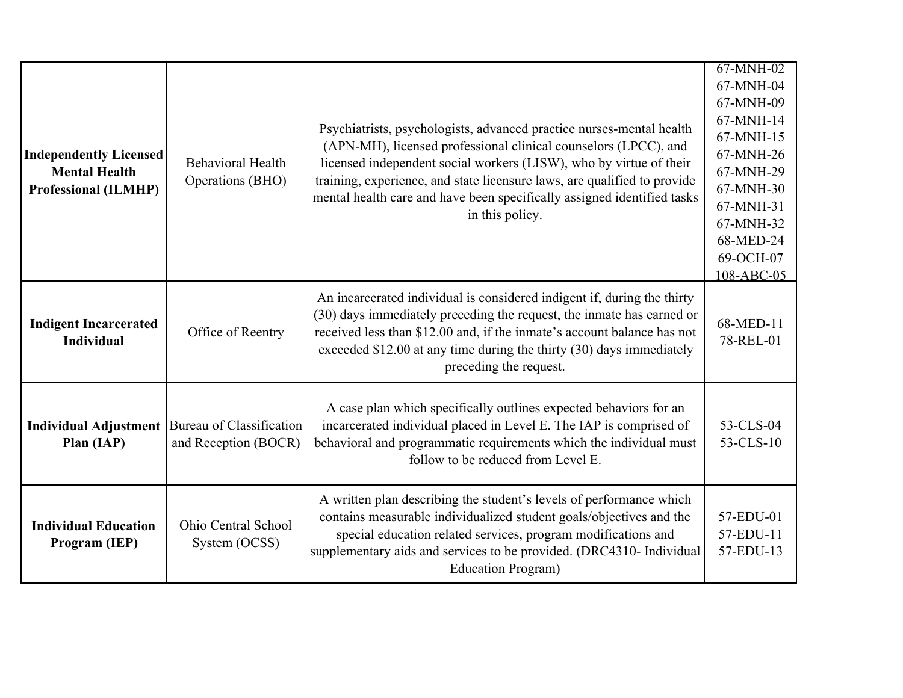| **Independently Licensed Mental Health Professional (ILMHP)** | Behavioral Health Operations (BHO) | Psychiatrists, psychologists, advanced practice nurses-mental health (APN-MH), licensed professional clinical counselors (LPCC), and licensed independent social workers (LISW), who by virtue of their training, experience, and state licensure laws, are qualified to provide mental health care and have been specifically assigned identified tasks in this policy. | 67-MNH-02<br>67-MNH-04<br>67-MNH-09<br>67-MNH-14<br>67-MNH-15<br>67-MNH-26<br>67-MNH-29<br>67-MNH-30<br>67-MNH-31<br>67-MNH-32<br>68-MED-24<br>69-OCH-07<br>108-ABC-05 |
|---|---|---|---|
| **Indigent Incarcerated Individual** | Office of Reentry | An incarcerated individual is considered indigent if, during the thirty (30) days immediately preceding the request, the inmate has earned or received less than $12.00 and, if the inmate's account balance has not exceeded $12.00 at any time during the thirty (30) days immediately preceding the request. | 68-MED-11<br>78-REL-01 |
| **Individual Adjustment Plan (IAP)** | Bureau of Classification and Reception (BOCR) | A case plan which specifically outlines expected behaviors for an incarcerated individual placed in Level E. The IAP is comprised of behavioral and programmatic requirements which the individual must follow to be reduced from Level E. | 53-CLS-04<br>53-CLS-10 |
| **Individual Education Program (IEP)** | Ohio Central School System (OCSS) | A written plan describing the student's levels of performance which contains measurable individualized student goals/objectives and the special education related services, program modifications and supplementary aids and services to be provided. (DRC4310- Individual Education Program) | 57-EDU-01<br>57-EDU-11<br>57-EDU-13 |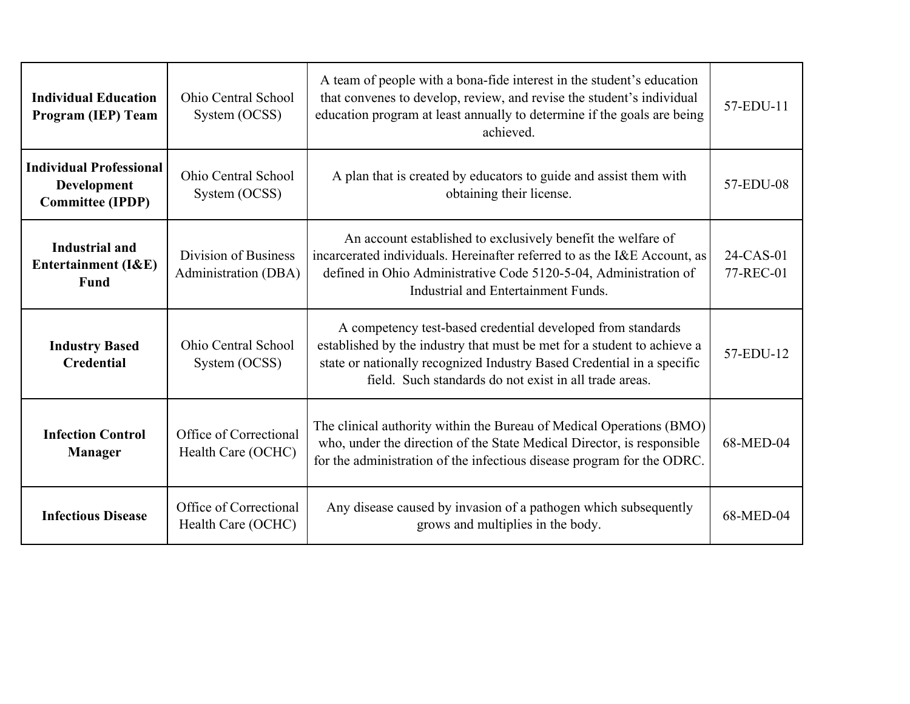| | | | |
|---|---|---|---|
| **Individual Education Program (IEP) Team** | Ohio Central School System (OCSS) | A team of people with a bona-fide interest in the student's education that convenes to develop, review, and revise the student's individual education program at least annually to determine if the goals are being achieved. | 57-EDU-11 |
| **Individual Professional Development Committee (IPDP)** | Ohio Central School System (OCSS) | A plan that is created by educators to guide and assist them with obtaining their license. | 57-EDU-08 |
| **Industrial and Entertainment (I&E) Fund** | Division of Business Administration (DBA) | An account established to exclusively benefit the welfare of incarcerated individuals. Hereinafter referred to as the I&E Account, as defined in Ohio Administrative Code 5120-5-04, Administration of Industrial and Entertainment Funds. | 24-CAS-01<br>77-REC-01 |
| **Industry Based Credential** | Ohio Central School System (OCSS) | A competency test-based credential developed from standards established by the industry that must be met for a student to achieve a state or nationally recognized Industry Based Credential in a specific field. Such standards do not exist in all trade areas. | 57-EDU-12 |
| **Infection Control Manager** | Office of Correctional Health Care (OCHC) | The clinical authority within the Bureau of Medical Operations (BMO) who, under the direction of the State Medical Director, is responsible for the administration of the infectious disease program for the ODRC. | 68-MED-04 |
| **Infectious Disease** | Office of Correctional Health Care (OCHC) | Any disease caused by invasion of a pathogen which subsequently grows and multiplies in the body. | 68-MED-04 |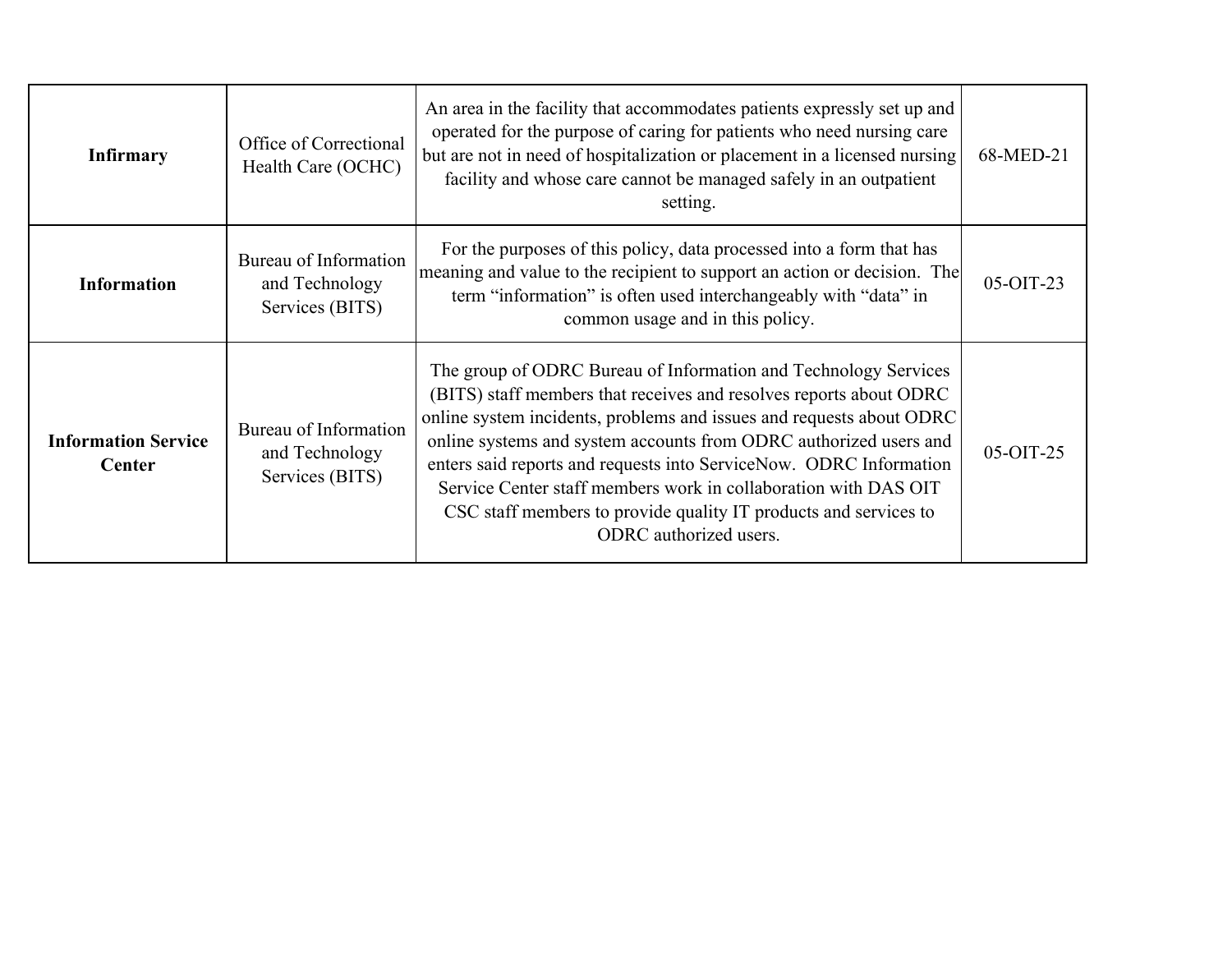| **Infirmary** | Office of Correctional Health Care (OCHC) | An area in the facility that accommodates patients expressly set up and operated for the purpose of caring for patients who need nursing care but are not in need of hospitalization or placement in a licensed nursing facility and whose care cannot be managed safely in an outpatient setting. | 68-MED-21 |
|---|---|---|---|
| **Information** | Bureau of Information and Technology Services (BITS) | For the purposes of this policy, data processed into a form that has meaning and value to the recipient to support an action or decision. The term "information" is often used interchangeably with "data" in common usage and in this policy. | 05-OIT-23 |
| **Information Service Center** | Bureau of Information and Technology Services (BITS) | The group of ODRC Bureau of Information and Technology Services (BITS) staff members that receives and resolves reports about ODRC online system incidents, problems and issues and requests about ODRC online systems and system accounts from ODRC authorized users and enters said reports and requests into ServiceNow. ODRC Information Service Center staff members work in collaboration with DAS OIT CSC staff members to provide quality IT products and services to ODRC authorized users. | 05-OIT-25 |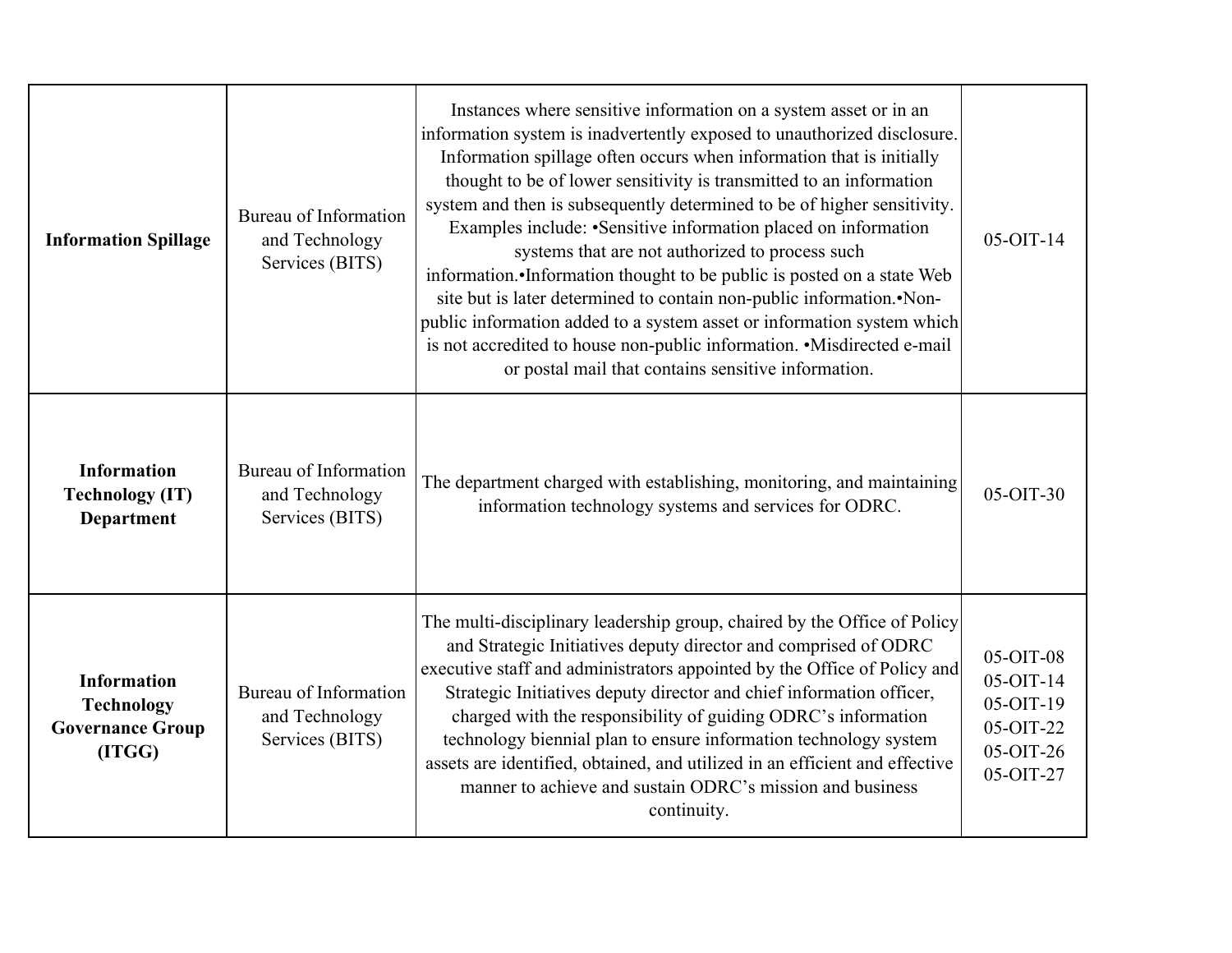| **Information Spillage** | Bureau of Information and Technology Services (BITS) | Instances where sensitive information on a system asset or in an information system is inadvertently exposed to unauthorized disclosure. Information spillage often occurs when information that is initially thought to be of lower sensitivity is transmitted to an information system and then is subsequently determined to be of higher sensitivity. Examples include: •Sensitive information placed on information systems that are not authorized to process such information.•Information thought to be public is posted on a state Web site but is later determined to contain non-public information.•Non-public information added to a system asset or information system which is not accredited to house non-public information. •Misdirected e-mail or postal mail that contains sensitive information. | 05-OIT-14 |
|---|---|---|---|
| **Information Technology (IT) Department** | Bureau of Information and Technology Services (BITS) | The department charged with establishing, monitoring, and maintaining information technology systems and services for ODRC. | 05-OIT-30 |
| **Information Technology Governance Group (ITGG)** | Bureau of Information and Technology Services (BITS) | The multi-disciplinary leadership group, chaired by the Office of Policy and Strategic Initiatives deputy director and comprised of ODRC executive staff and administrators appointed by the Office of Policy and Strategic Initiatives deputy director and chief information officer, charged with the responsibility of guiding ODRC's information technology biennial plan to ensure information technology system assets are identified, obtained, and utilized in an efficient and effective manner to achieve and sustain ODRC's mission and business continuity. | 05-OIT-08 05-OIT-14 05-OIT-19 05-OIT-22 05-OIT-26 05-OIT-27 |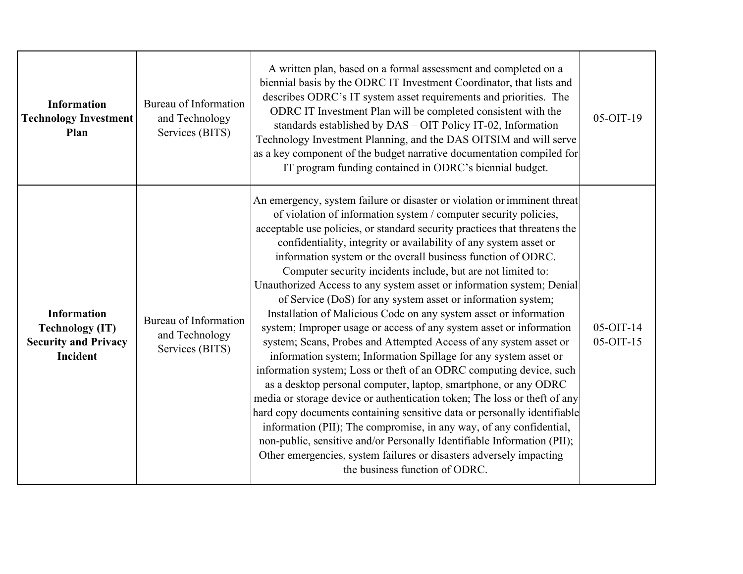| | | | |
|---|---|---|---|
| **Information Technology Investment Plan** | Bureau of Information and Technology Services (BITS) | A written plan, based on a formal assessment and completed on a biennial basis by the ODRC IT Investment Coordinator, that lists and describes ODRC's IT system asset requirements and priorities. The ODRC IT Investment Plan will be completed consistent with the standards established by DAS – OIT Policy IT-02, Information Technology Investment Planning, and the DAS OITSIM and will serve as a key component of the budget narrative documentation compiled for IT program funding contained in ODRC's biennial budget. | 05-OIT-19 |
| **Information Technology (IT) Security and Privacy Incident** | Bureau of Information and Technology Services (BITS) | An emergency, system failure or disaster or violation or imminent threat of violation of information system / computer security policies, acceptable use policies, or standard security practices that threatens the confidentiality, integrity or availability of any system asset or information system or the overall business function of ODRC. Computer security incidents include, but are not limited to: Unauthorized Access to any system asset or information system; Denial of Service (DoS) for any system asset or information system; Installation of Malicious Code on any system asset or information system; Improper usage or access of any system asset or information system; Scans, Probes and Attempted Access of any system asset or information system; Information Spillage for any system asset or information system; Loss or theft of an ODRC computing device, such as a desktop personal computer, laptop, smartphone, or any ODRC media or storage device or authentication token; The loss or theft of any hard copy documents containing sensitive data or personally identifiable information (PII); The compromise, in any way, of any confidential, non-public, sensitive and/or Personally Identifiable Information (PII); Other emergencies, system failures or disasters adversely impacting the business function of ODRC. | 05-OIT-14<br>05-OIT-15 |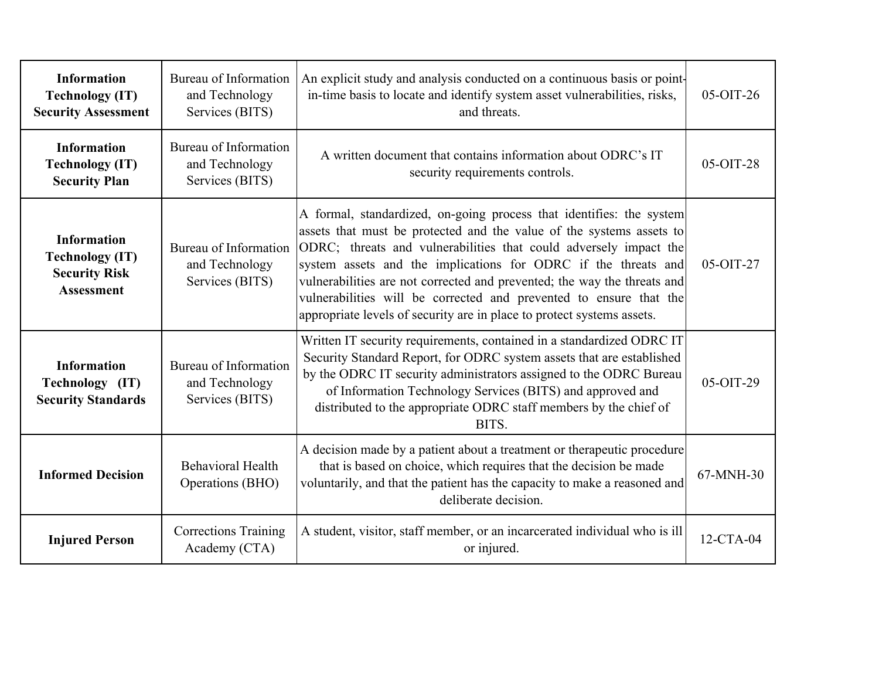| **Information Technology (IT) Security Assessment** | Bureau of Information and Technology Services (BITS) | An explicit study and analysis conducted on a continuous basis or point-in-time basis to locate and identify system asset vulnerabilities, risks, and threats. | 05-OIT-26 |
|---|---|---|---|
| **Information Technology (IT) Security Plan** | Bureau of Information and Technology Services (BITS) | A written document that contains information about ODRC's IT security requirements controls. | 05-OIT-28 |
| **Information Technology (IT) Security Risk Assessment** | Bureau of Information and Technology Services (BITS) | A formal, standardized, on-going process that identifies: the system assets that must be protected and the value of the systems assets to ODRC; threats and vulnerabilities that could adversely impact the system assets and the implications for ODRC if the threats and vulnerabilities are not corrected and prevented; the way the threats and vulnerabilities will be corrected and prevented to ensure that the appropriate levels of security are in place to protect systems assets. | 05-OIT-27 |
| **Information Technology (IT) Security Standards** | Bureau of Information and Technology Services (BITS) | Written IT security requirements, contained in a standardized ODRC IT Security Standard Report, for ODRC system assets that are established by the ODRC IT security administrators assigned to the ODRC Bureau of Information Technology Services (BITS) and approved and distributed to the appropriate ODRC staff members by the chief of BITS. | 05-OIT-29 |
| **Informed Decision** | Behavioral Health Operations (BHO) | A decision made by a patient about a treatment or therapeutic procedure that is based on choice, which requires that the decision be made voluntarily, and that the patient has the capacity to make a reasoned and deliberate decision. | 67-MNH-30 |
| **Injured Person** | Corrections Training Academy (CTA) | A student, visitor, staff member, or an incarcerated individual who is ill or injured. | 12-CTA-04 |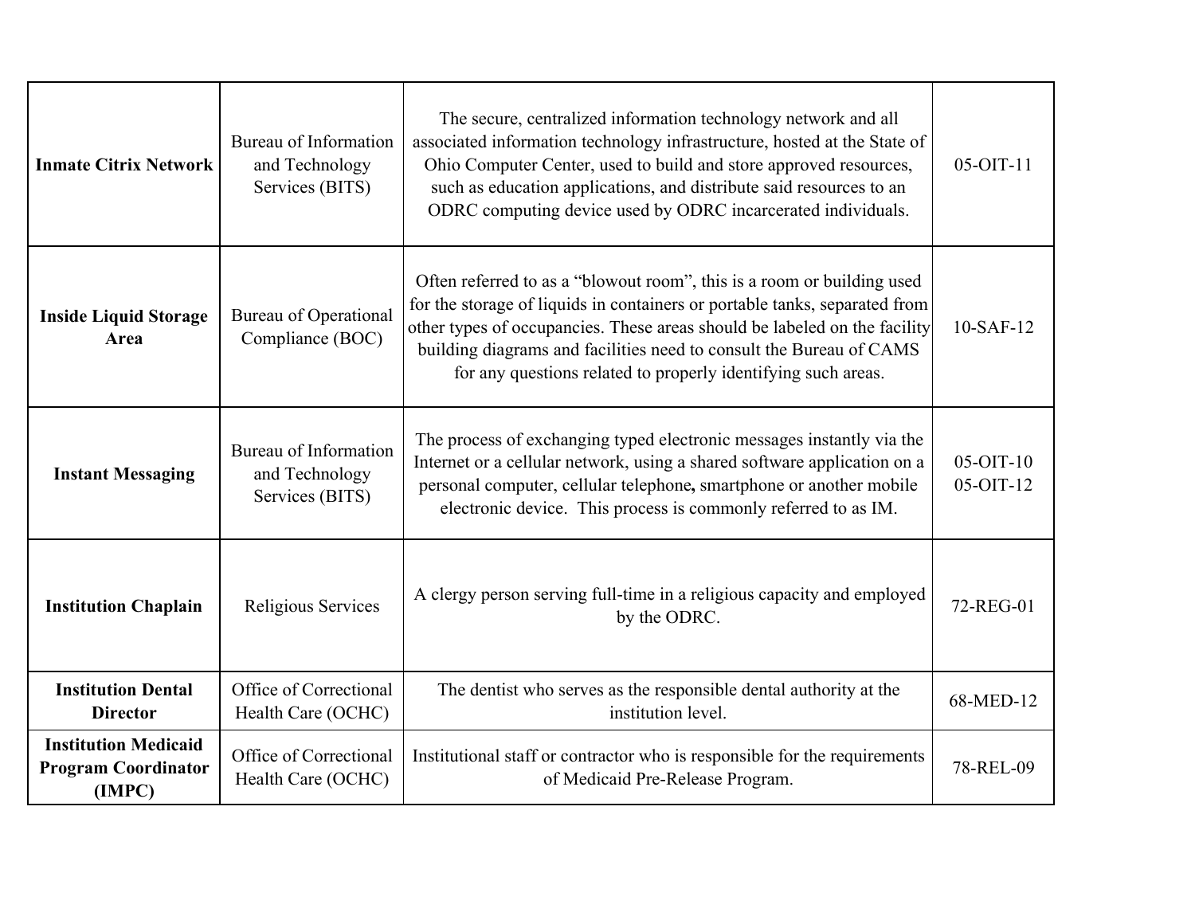| **Inmate Citrix Network** | Bureau of Information and Technology Services (BITS) | The secure, centralized information technology network and all associated information technology infrastructure, hosted at the State of Ohio Computer Center, used to build and store approved resources, such as education applications, and distribute said resources to an ODRC computing device used by ODRC incarcerated individuals. | 05-OIT-11 |
|---|---|---|---|
| **Inside Liquid Storage Area** | Bureau of Operational Compliance (BOC) | Often referred to as a "blowout room", this is a room or building used for the storage of liquids in containers or portable tanks, separated from other types of occupancies. These areas should be labeled on the facility building diagrams and facilities need to consult the Bureau of CAMS for any questions related to properly identifying such areas. | 10-SAF-12 |
| **Instant Messaging** | Bureau of Information and Technology Services (BITS) | The process of exchanging typed electronic messages instantly via the Internet or a cellular network, using a shared software application on a personal computer, cellular telephone**,** smartphone or another mobile electronic device. This process is commonly referred to as IM. | 05-OIT-10<br>05-OIT-12 |
| **Institution Chaplain** | Religious Services | A clergy person serving full-time in a religious capacity and employed by the ODRC. | 72-REG-01 |
| **Institution Dental Director** | Office of Correctional Health Care (OCHC) | The dentist who serves as the responsible dental authority at the institution level. | 68-MED-12 |
| **Institution Medicaid Program Coordinator (IMPC)** | Office of Correctional Health Care (OCHC) | Institutional staff or contractor who is responsible for the requirements of Medicaid Pre-Release Program. | 78-REL-09 |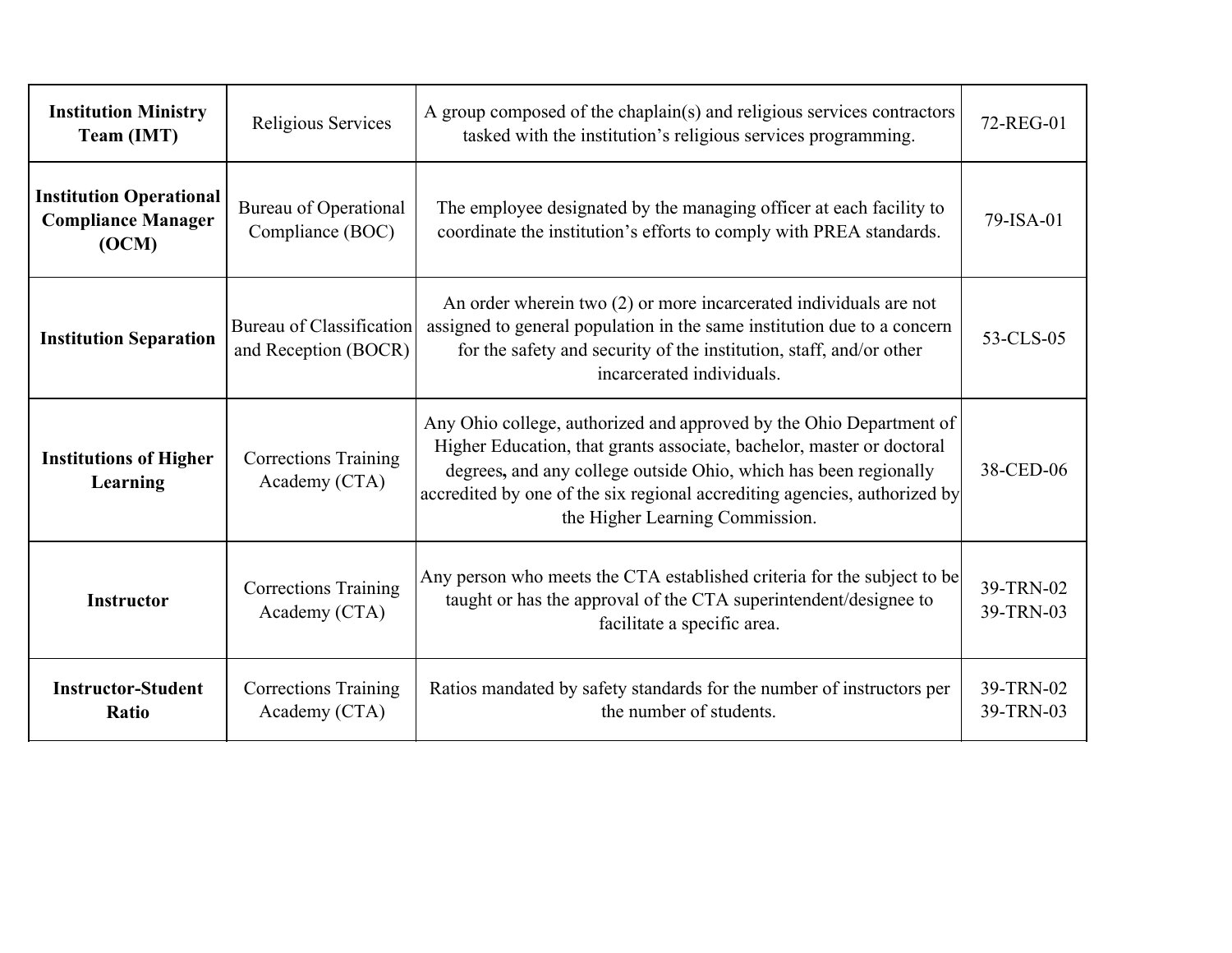| **Institution Ministry Team (IMT)** | Religious Services | A group composed of the chaplain(s) and religious services contractors tasked with the institution's religious services programming. | 72-REG-01 |
|---|---|---|---|
| **Institution Operational Compliance Manager (OCM)** | Bureau of Operational Compliance (BOC) | The employee designated by the managing officer at each facility to coordinate the institution's efforts to comply with PREA standards. | 79-ISA-01 |
| **Institution Separation** | Bureau of Classification and Reception (BOCR) | An order wherein two (2) or more incarcerated individuals are not assigned to general population in the same institution due to a concern for the safety and security of the institution, staff, and/or other incarcerated individuals. | 53-CLS-05 |
| **Institutions of Higher Learning** | Corrections Training Academy (CTA) | Any Ohio college, authorized and approved by the Ohio Department of Higher Education, that grants associate, bachelor, master or doctoral degrees, and any college outside Ohio, which has been regionally accredited by one of the six regional accrediting agencies, authorized by the Higher Learning Commission. | 38-CED-06 |
| **Instructor** | Corrections Training Academy (CTA) | Any person who meets the CTA established criteria for the subject to be taught or has the approval of the CTA superintendent/designee to facilitate a specific area. | 39-TRN-02<br>39-TRN-03 |
| **Instructor-Student Ratio** | Corrections Training Academy (CTA) | Ratios mandated by safety standards for the number of instructors per the number of students. | 39-TRN-02<br>39-TRN-03 |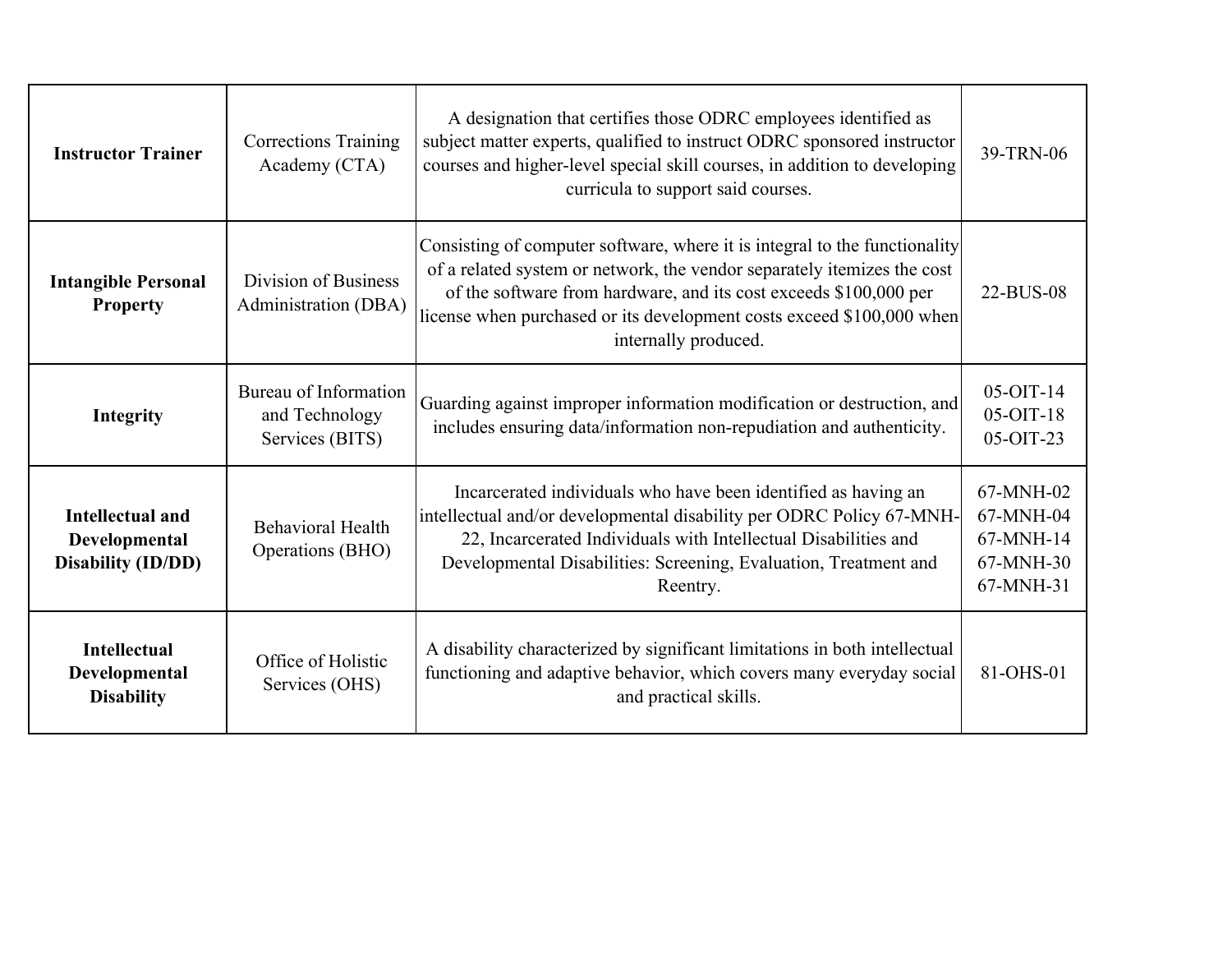| | | | |
|---|---|---|---|
| **Instructor Trainer** | Corrections Training Academy (CTA) | A designation that certifies those ODRC employees identified as subject matter experts, qualified to instruct ODRC sponsored instructor courses and higher-level special skill courses, in addition to developing curricula to support said courses. | 39-TRN-06 |
| **Intangible Personal Property** | Division of Business Administration (DBA) | Consisting of computer software, where it is integral to the functionality of a related system or network, the vendor separately itemizes the cost of the software from hardware, and its cost exceeds $100,000 per license when purchased or its development costs exceed $100,000 when internally produced. | 22-BUS-08 |
| **Integrity** | Bureau of Information and Technology Services (BITS) | Guarding against improper information modification or destruction, and includes ensuring data/information non-repudiation and authenticity. | 05-OIT-14<br>05-OIT-18<br>05-OIT-23 |
| **Intellectual and Developmental Disability (ID/DD)** | Behavioral Health Operations (BHO) | Incarcerated individuals who have been identified as having an intellectual and/or developmental disability per ODRC Policy 67-MNH-22, Incarcerated Individuals with Intellectual Disabilities and Developmental Disabilities: Screening, Evaluation, Treatment and Reentry. | 67-MNH-02<br>67-MNH-04<br>67-MNH-14<br>67-MNH-30<br>67-MNH-31 |
| **Intellectual Developmental Disability** | Office of Holistic Services (OHS) | A disability characterized by significant limitations in both intellectual functioning and adaptive behavior, which covers many everyday social and practical skills. | 81-OHS-01 |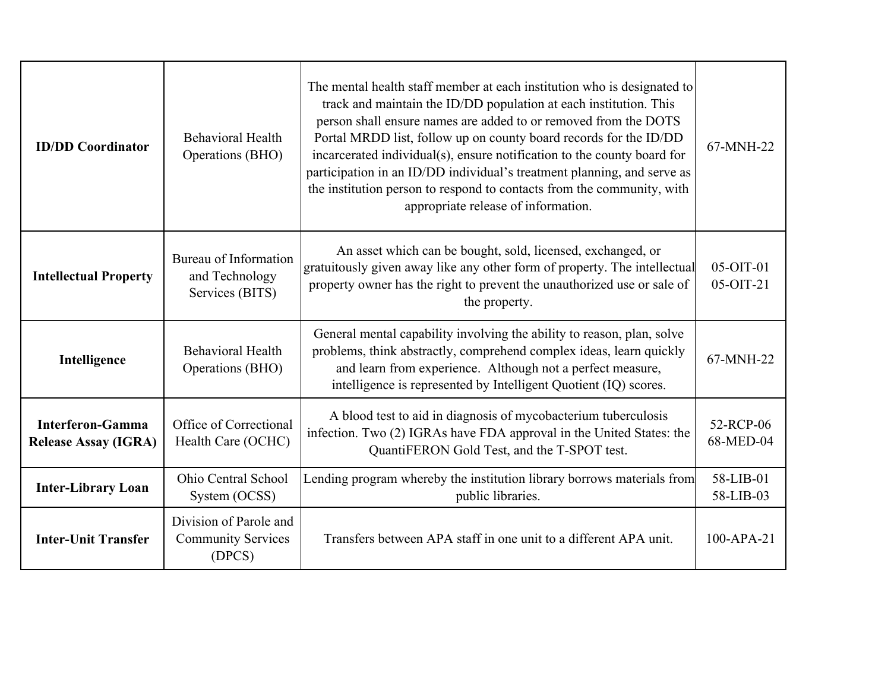| **ID/DD Coordinator** | Behavioral Health Operations (BHO) | The mental health staff member at each institution who is designated to track and maintain the ID/DD population at each institution. This person shall ensure names are added to or removed from the DOTS Portal MRDD list, follow up on county board records for the ID/DD incarcerated individual(s), ensure notification to the county board for participation in an ID/DD individual's treatment planning, and serve as the institution person to respond to contacts from the community, with appropriate release of information. | 67-MNH-22 |
|---|---|---|---|
| **Intellectual Property** | Bureau of Information and Technology Services (BITS) | An asset which can be bought, sold, licensed, exchanged, or gratuitously given away like any other form of property. The intellectual property owner has the right to prevent the unauthorized use or sale of the property. | 05-OIT-01<br>05-OIT-21 |
| **Intelligence** | Behavioral Health Operations (BHO) | General mental capability involving the ability to reason, plan, solve problems, think abstractly, comprehend complex ideas, learn quickly and learn from experience. Although not a perfect measure, intelligence is represented by Intelligent Quotient (IQ) scores. | 67-MNH-22 |
| **Interferon-Gamma Release Assay (IGRA)** | Office of Correctional Health Care (OCHC) | A blood test to aid in diagnosis of mycobacterium tuberculosis infection. Two (2) IGRAs have FDA approval in the United States: the QuantiFERON Gold Test, and the T-SPOT test. | 52-RCP-06<br>68-MED-04 |
| **Inter-Library Loan** | Ohio Central School System (OCSS) | Lending program whereby the institution library borrows materials from public libraries. | 58-LIB-01<br>58-LIB-03 |
| **Inter-Unit Transfer** | Division of Parole and Community Services (DPCS) | Transfers between APA staff in one unit to a different APA unit. | 100-APA-21 |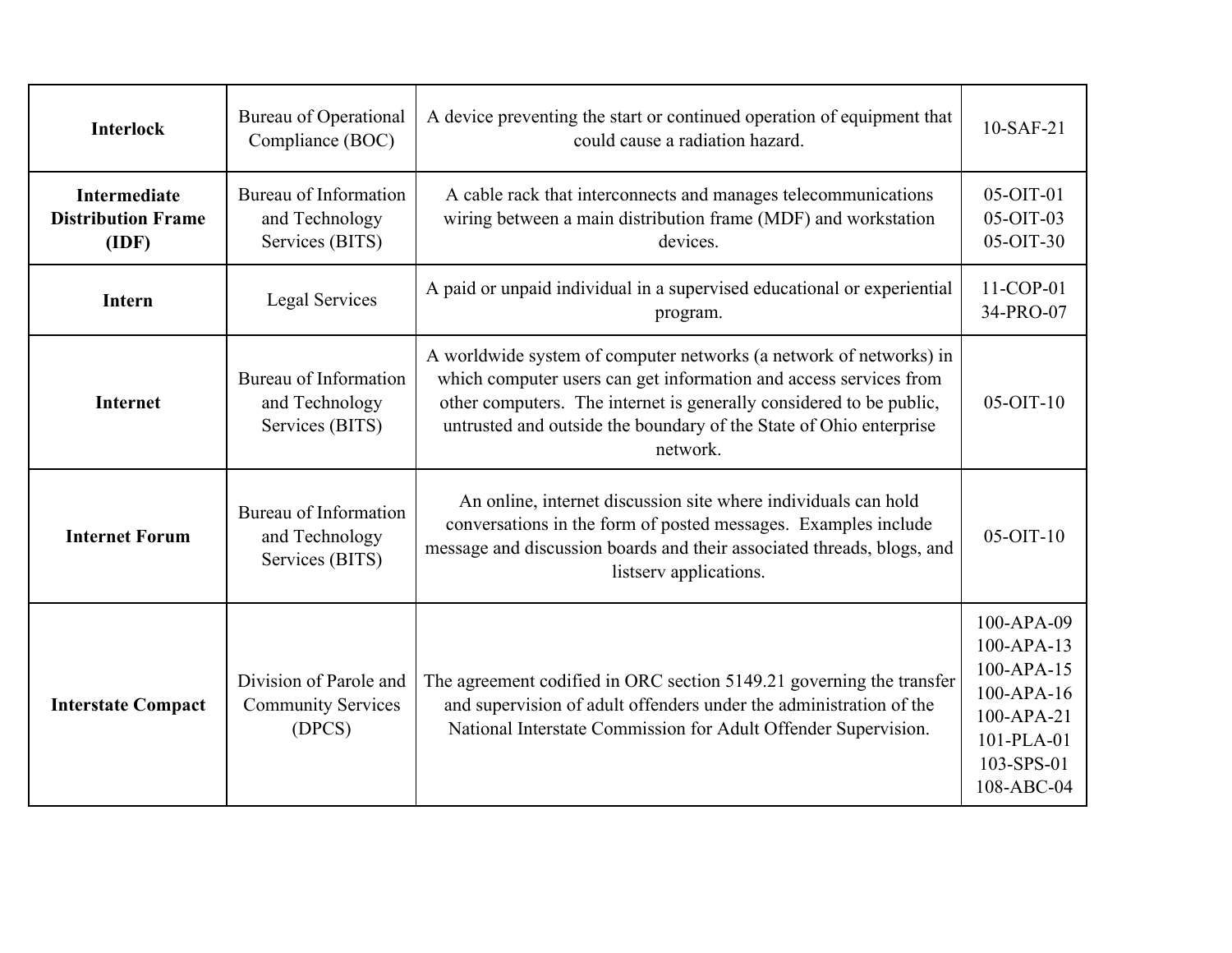| **Interlock** | Bureau of Operational Compliance (BOC) | A device preventing the start or continued operation of equipment that could cause a radiation hazard. | 10-SAF-21 |
|---|---|---|---|
| **Intermediate Distribution Frame (IDF)** | Bureau of Information and Technology Services (BITS) | A cable rack that interconnects and manages telecommunications wiring between a main distribution frame (MDF) and workstation devices. | 05-OIT-01<br>05-OIT-03<br>05-OIT-30 |
| **Intern** | Legal Services | A paid or unpaid individual in a supervised educational or experiential program. | 11-COP-01<br>34-PRO-07 |
| **Internet** | Bureau of Information and Technology Services (BITS) | A worldwide system of computer networks (a network of networks) in which computer users can get information and access services from other computers. The internet is generally considered to be public, untrusted and outside the boundary of the State of Ohio enterprise network. | 05-OIT-10 |
| **Internet Forum** | Bureau of Information and Technology Services (BITS) | An online, internet discussion site where individuals can hold conversations in the form of posted messages. Examples include message and discussion boards and their associated threads, blogs, and listserv applications. | 05-OIT-10 |
| **Interstate Compact** | Division of Parole and Community Services (DPCS) | The agreement codified in ORC section 5149.21 governing the transfer and supervision of adult offenders under the administration of the National Interstate Commission for Adult Offender Supervision. | 100-APA-09<br>100-APA-13<br>100-APA-15<br>100-APA-16<br>100-APA-21<br>101-PLA-01<br>103-SPS-01<br>108-ABC-04 |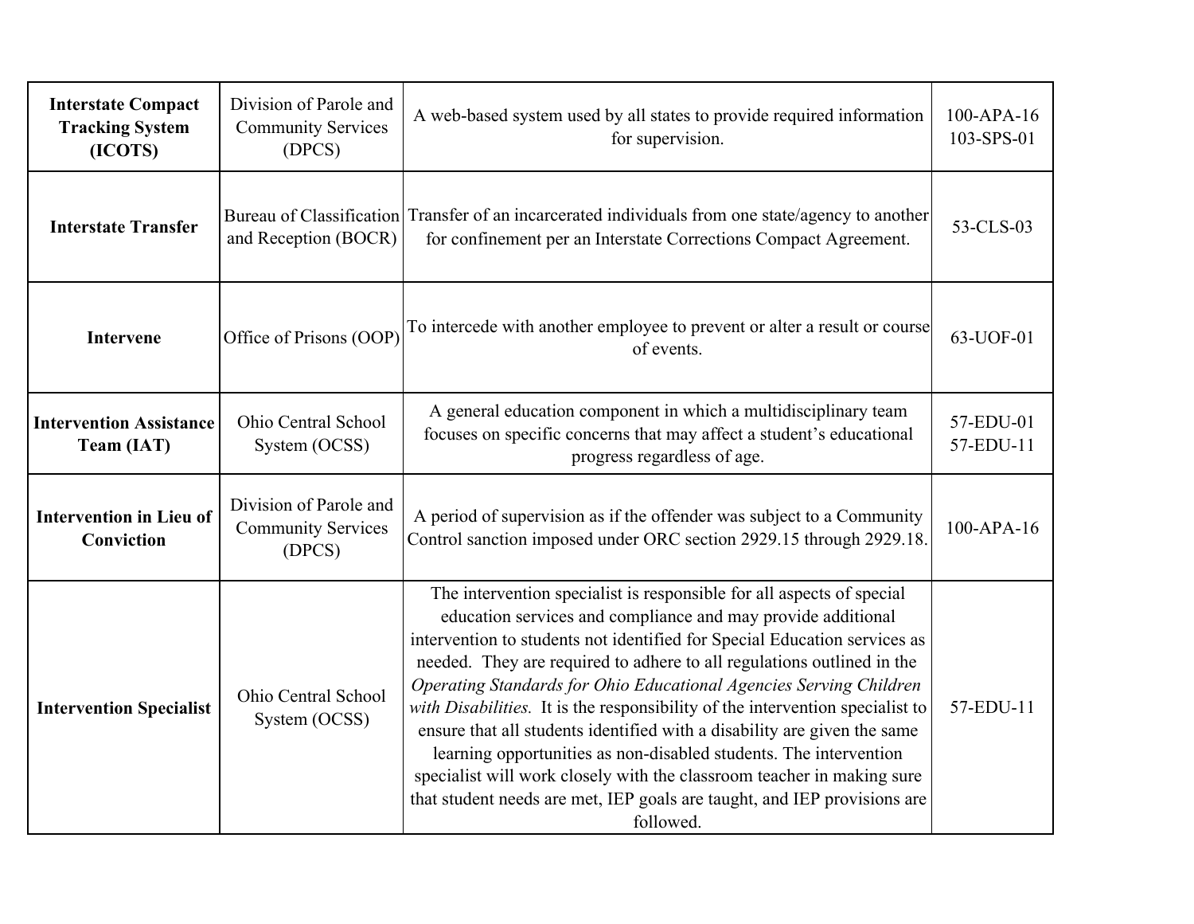| | | | |
|---|---|---|---|
| **Interstate Compact Tracking System (ICOTS)** | Division of Parole and Community Services (DPCS) | A web-based system used by all states to provide required information for supervision. | 100-APA-16<br>103-SPS-01 |
| **Interstate Transfer** | Bureau of Classification and Reception (BOCR) | Transfer of an incarcerated individuals from one state/agency to another for confinement per an Interstate Corrections Compact Agreement. | 53-CLS-03 |
| **Intervene** | Office of Prisons (OOP) | To intercede with another employee to prevent or alter a result or course of events. | 63-UOF-01 |
| **Intervention Assistance Team (IAT)** | Ohio Central School System (OCSS) | A general education component in which a multidisciplinary team focuses on specific concerns that may affect a student's educational progress regardless of age. | 57-EDU-01<br>57-EDU-11 |
| **Intervention in Lieu of Conviction** | Division of Parole and Community Services (DPCS) | A period of supervision as if the offender was subject to a Community Control sanction imposed under ORC section 2929.15 through 2929.18. | 100-APA-16 |
| **Intervention Specialist** | Ohio Central School System (OCSS) | The intervention specialist is responsible for all aspects of special education services and compliance and may provide additional intervention to students not identified for Special Education services as needed. They are required to adhere to all regulations outlined in the *Operating Standards for Ohio Educational Agencies Serving Children with Disabilities.* It is the responsibility of the intervention specialist to ensure that all students identified with a disability are given the same learning opportunities as non-disabled students. The intervention specialist will work closely with the classroom teacher in making sure that student needs are met, IEP goals are taught, and IEP provisions are followed. | 57-EDU-11 |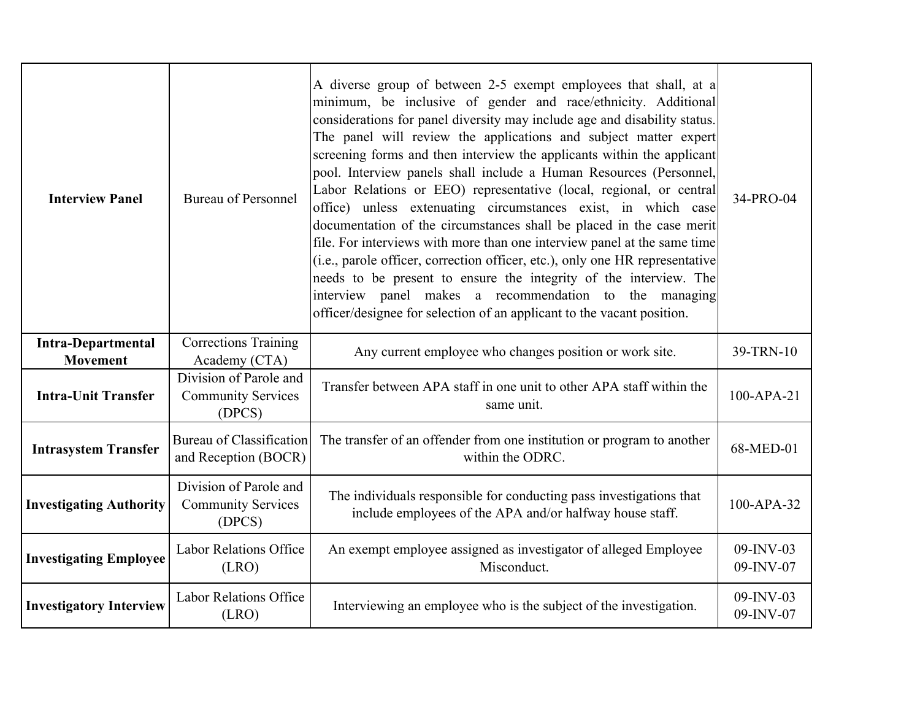| **Interview Panel** | Bureau of Personnel | A diverse group of between 2-5 exempt employees that shall, at a minimum, be inclusive of gender and race/ethnicity. Additional considerations for panel diversity may include age and disability status. The panel will review the applications and subject matter expert screening forms and then interview the applicants within the applicant pool. Interview panels shall include a Human Resources (Personnel, Labor Relations or EEO) representative (local, regional, or central office) unless extenuating circumstances exist, in which case documentation of the circumstances shall be placed in the case merit file. For interviews with more than one interview panel at the same time (i.e., parole officer, correction officer, etc.), only one HR representative needs to be present to ensure the integrity of the interview. The interview panel makes a recommendation to the managing officer/designee for selection of an applicant to the vacant position. | 34-PRO-04 |
|---|---|---|---|
| **Intra-Departmental Movement** | Corrections Training Academy (CTA) | Any current employee who changes position or work site. | 39-TRN-10 |
| **Intra-Unit Transfer** | Division of Parole and Community Services (DPCS) | Transfer between APA staff in one unit to other APA staff within the same unit. | 100-APA-21 |
| **Intrasystem Transfer** | Bureau of Classification and Reception (BOCR) | The transfer of an offender from one institution or program to another within the ODRC. | 68-MED-01 |
| **Investigating Authority** | Division of Parole and Community Services (DPCS) | The individuals responsible for conducting pass investigations that include employees of the APA and/or halfway house staff. | 100-APA-32 |
| **Investigating Employee** | Labor Relations Office (LRO) | An exempt employee assigned as investigator of alleged Employee Misconduct. | 09-INV-03<br>09-INV-07 |
| **Investigatory Interview** | Labor Relations Office (LRO) | Interviewing an employee who is the subject of the investigation. | 09-INV-03<br>09-INV-07 |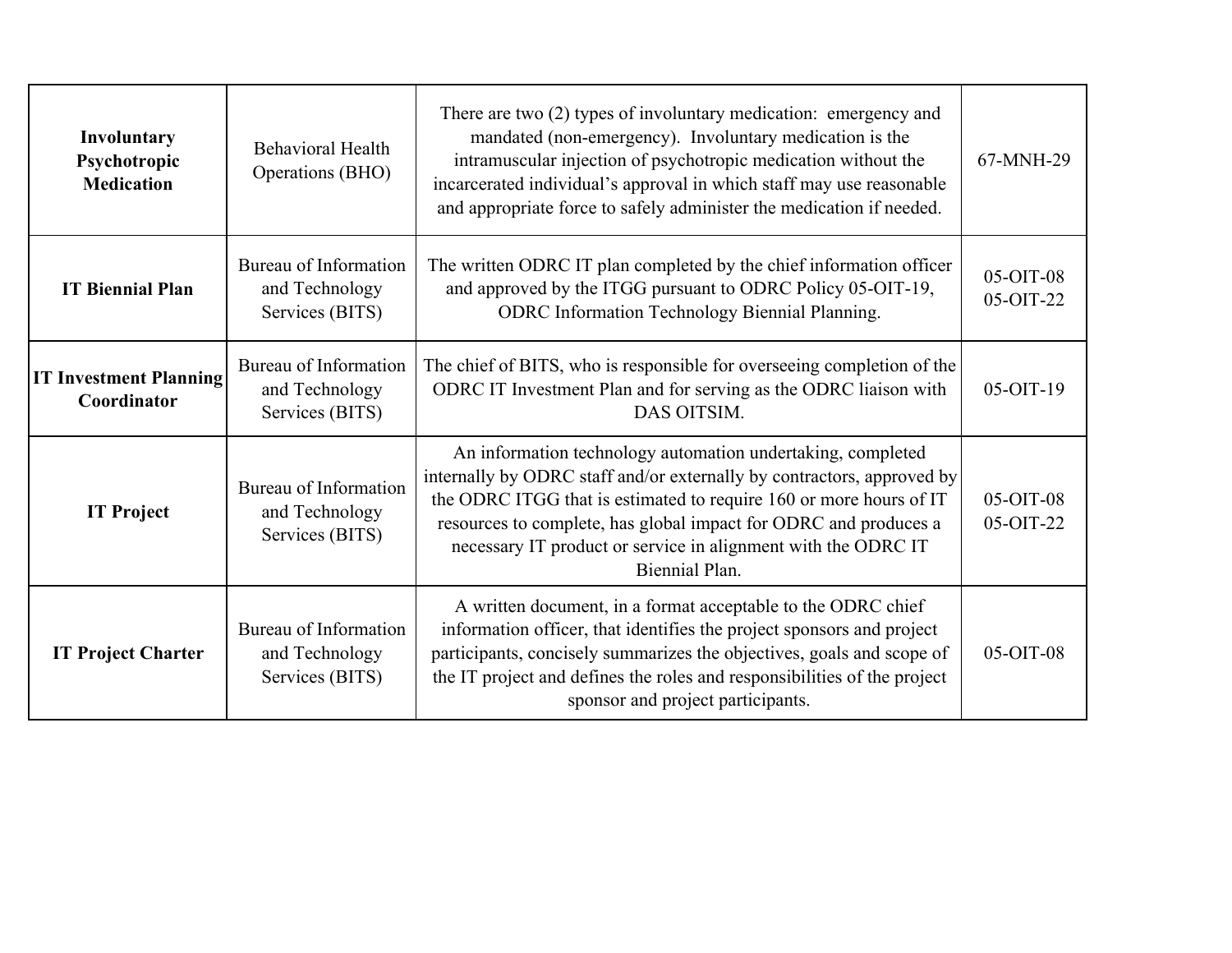| | | | |
|---|---|---|---|
| **Involuntary Psychotropic Medication** | Behavioral Health Operations (BHO) | There are two (2) types of involuntary medication: emergency and mandated (non-emergency). Involuntary medication is the intramuscular injection of psychotropic medication without the incarcerated individual's approval in which staff may use reasonable and appropriate force to safely administer the medication if needed. | 67-MNH-29 |
| **IT Biennial Plan** | Bureau of Information and Technology Services (BITS) | The written ODRC IT plan completed by the chief information officer and approved by the ITGG pursuant to ODRC Policy 05-OIT-19, ODRC Information Technology Biennial Planning. | 05-OIT-08<br>05-OIT-22 |
| **IT Investment Planning Coordinator** | Bureau of Information and Technology Services (BITS) | The chief of BITS, who is responsible for overseeing completion of the ODRC IT Investment Plan and for serving as the ODRC liaison with DAS OITSIM. | 05-OIT-19 |
| **IT Project** | Bureau of Information and Technology Services (BITS) | An information technology automation undertaking, completed internally by ODRC staff and/or externally by contractors, approved by the ODRC ITGG that is estimated to require 160 or more hours of IT resources to complete, has global impact for ODRC and produces a necessary IT product or service in alignment with the ODRC IT Biennial Plan. | 05-OIT-08<br>05-OIT-22 |
| **IT Project Charter** | Bureau of Information and Technology Services (BITS) | A written document, in a format acceptable to the ODRC chief information officer, that identifies the project sponsors and project participants, concisely summarizes the objectives, goals and scope of the IT project and defines the roles and responsibilities of the project sponsor and project participants. | 05-OIT-08 |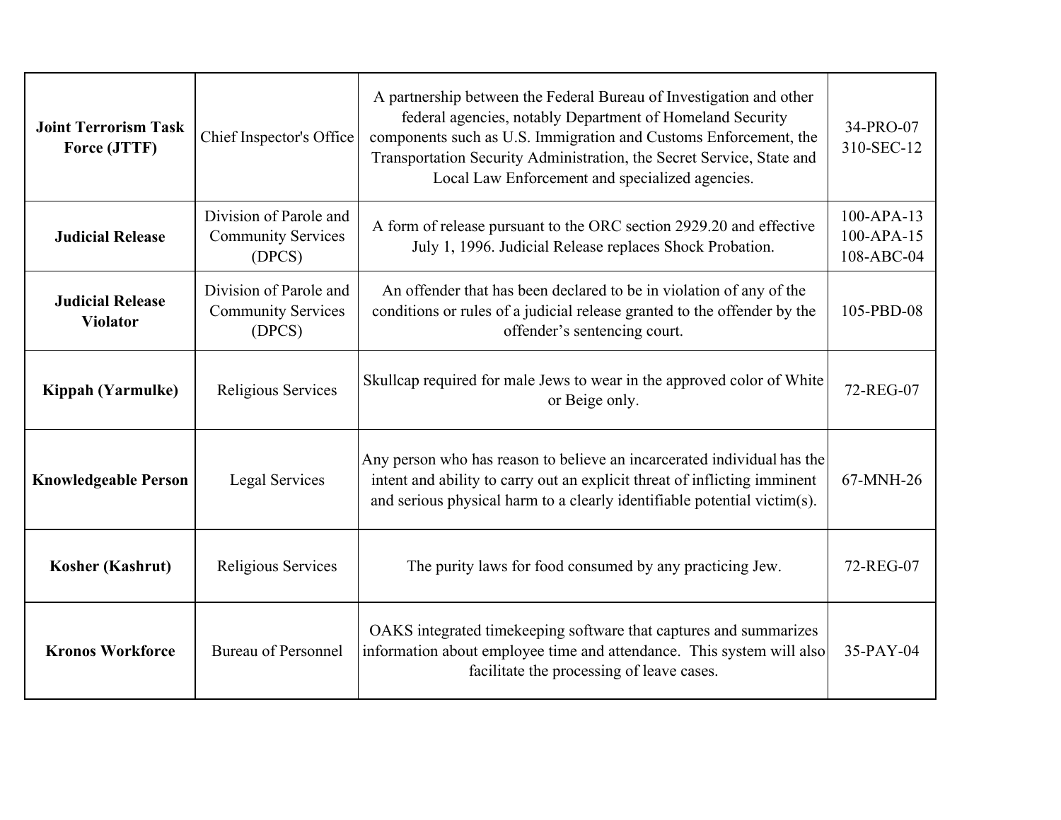| | | | |
|---|---|---|---|
| **Joint Terrorism Task Force (JTTF)** | Chief Inspector's Office | A partnership between the Federal Bureau of Investigation and other federal agencies, notably Department of Homeland Security components such as U.S. Immigration and Customs Enforcement, the Transportation Security Administration, the Secret Service, State and Local Law Enforcement and specialized agencies. | 34-PRO-07<br>310-SEC-12 |
| **Judicial Release** | Division of Parole and Community Services (DPCS) | A form of release pursuant to the ORC section 2929.20 and effective July 1, 1996. Judicial Release replaces Shock Probation. | 100-APA-13<br>100-APA-15<br>108-ABC-04 |
| **Judicial Release Violator** | Division of Parole and Community Services (DPCS) | An offender that has been declared to be in violation of any of the conditions or rules of a judicial release granted to the offender by the offender's sentencing court. | 105-PBD-08 |
| **Kippah (Yarmulke)** | Religious Services | Skullcap required for male Jews to wear in the approved color of White or Beige only. | 72-REG-07 |
| **Knowledgeable Person** | Legal Services | Any person who has reason to believe an incarcerated individual has the intent and ability to carry out an explicit threat of inflicting imminent and serious physical harm to a clearly identifiable potential victim(s). | 67-MNH-26 |
| **Kosher (Kashrut)** | Religious Services | The purity laws for food consumed by any practicing Jew. | 72-REG-07 |
| **Kronos Workforce** | Bureau of Personnel | OAKS integrated timekeeping software that captures and summarizes information about employee time and attendance. This system will also facilitate the processing of leave cases. | 35-PAY-04 |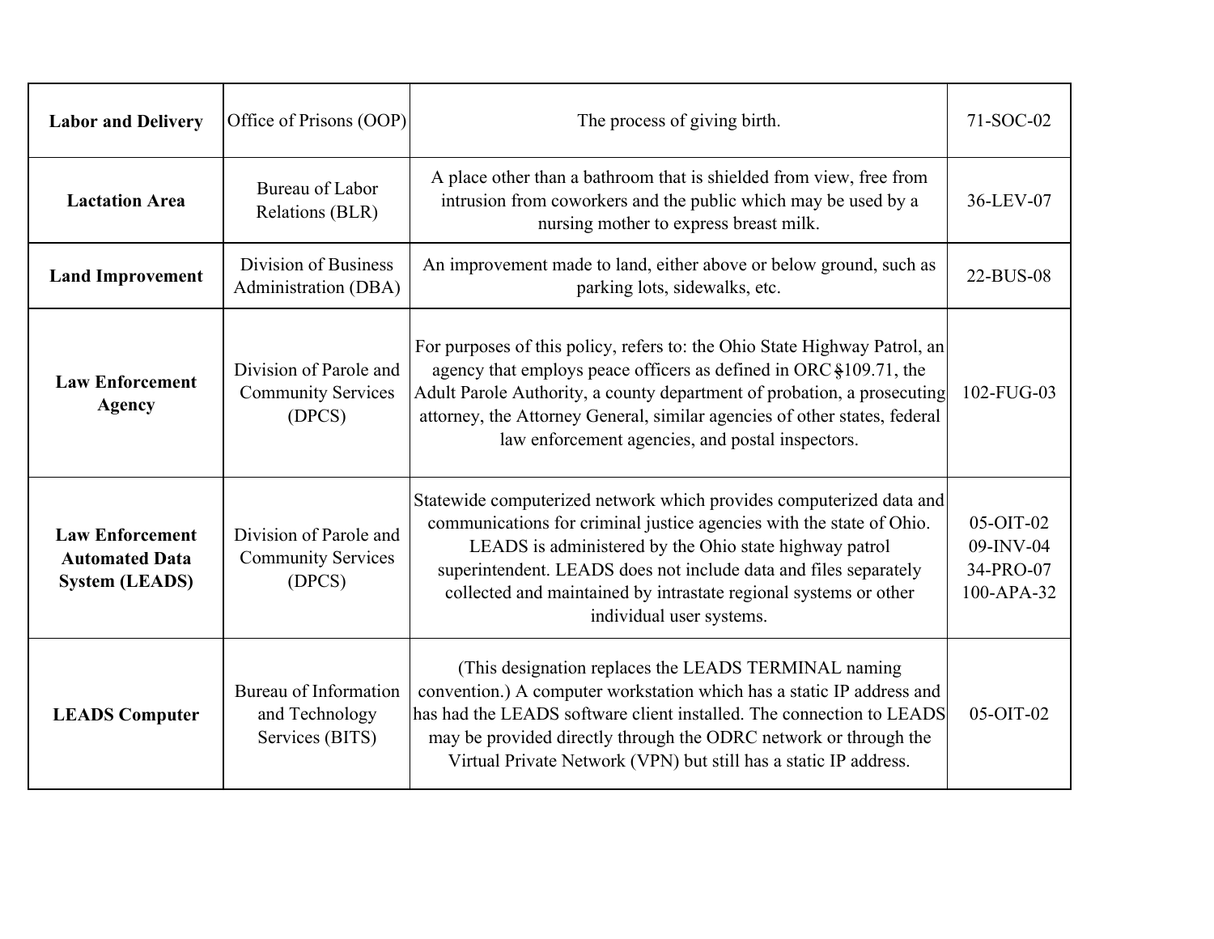| | | | |
|---|---|---|---|
| **Labor and Delivery** | Office of Prisons (OOP) | The process of giving birth. | 71-SOC-02 |
| **Lactation Area** | Bureau of Labor Relations (BLR) | A place other than a bathroom that is shielded from view, free from intrusion from coworkers and the public which may be used by a nursing mother to express breast milk. | 36-LEV-07 |
| **Land Improvement** | Division of Business Administration (DBA) | An improvement made to land, either above or below ground, such as parking lots, sidewalks, etc. | 22-BUS-08 |
| **Law Enforcement Agency** | Division of Parole and Community Services (DPCS) | For purposes of this policy, refers to: the Ohio State Highway Patrol, an agency that employs peace officers as defined in ORC §109.71, the Adult Parole Authority, a county department of probation, a prosecuting attorney, the Attorney General, similar agencies of other states, federal law enforcement agencies, and postal inspectors. | 102-FUG-03 |
| **Law Enforcement Automated Data System (LEADS)** | Division of Parole and Community Services (DPCS) | Statewide computerized network which provides computerized data and communications for criminal justice agencies with the state of Ohio. LEADS is administered by the Ohio state highway patrol superintendent. LEADS does not include data and files separately collected and maintained by intrastate regional systems or other individual user systems. | 05-OIT-02<br>09-INV-04<br>34-PRO-07<br>100-APA-32 |
| **LEADS Computer** | Bureau of Information and Technology Services (BITS) | (This designation replaces the LEADS TERMINAL naming convention.) A computer workstation which has a static IP address and has had the LEADS software client installed. The connection to LEADS may be provided directly through the ODRC network or through the Virtual Private Network (VPN) but still has a static IP address. | 05-OIT-02 |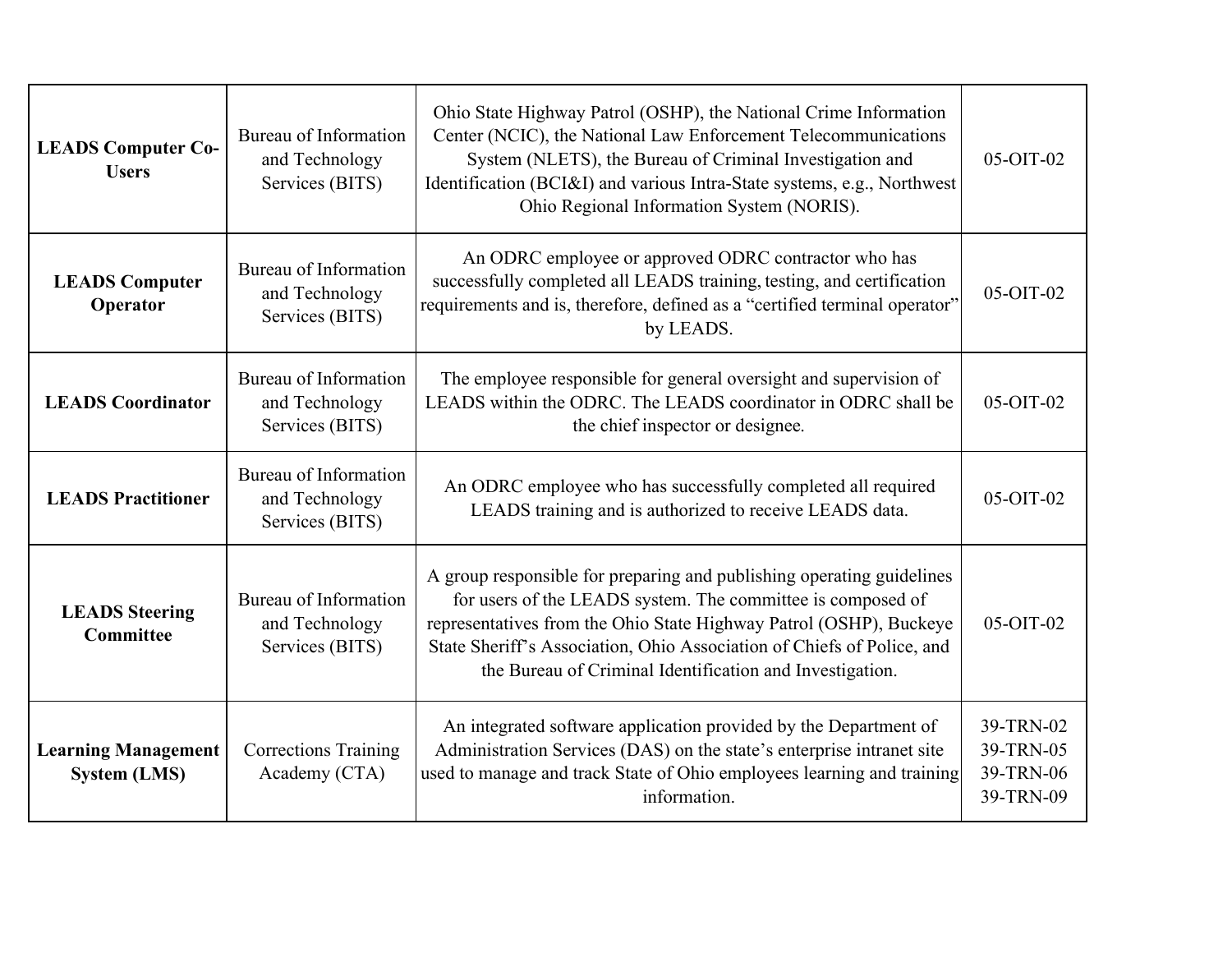| | | | |
|---|---|---|---|
| **LEADS Computer Co-Users** | Bureau of Information and Technology Services (BITS) | Ohio State Highway Patrol (OSHP), the National Crime Information Center (NCIC), the National Law Enforcement Telecommunications System (NLETS), the Bureau of Criminal Investigation and Identification (BCI&I) and various Intra-State systems, e.g., Northwest Ohio Regional Information System (NORIS). | 05-OIT-02 |
| **LEADS Computer Operator** | Bureau of Information and Technology Services (BITS) | An ODRC employee or approved ODRC contractor who has successfully completed all LEADS training, testing, and certification requirements and is, therefore, defined as a "certified terminal operator" by LEADS. | 05-OIT-02 |
| **LEADS Coordinator** | Bureau of Information and Technology Services (BITS) | The employee responsible for general oversight and supervision of LEADS within the ODRC. The LEADS coordinator in ODRC shall be the chief inspector or designee. | 05-OIT-02 |
| **LEADS Practitioner** | Bureau of Information and Technology Services (BITS) | An ODRC employee who has successfully completed all required LEADS training and is authorized to receive LEADS data. | 05-OIT-02 |
| **LEADS Steering Committee** | Bureau of Information and Technology Services (BITS) | A group responsible for preparing and publishing operating guidelines for users of the LEADS system. The committee is composed of representatives from the Ohio State Highway Patrol (OSHP), Buckeye State Sheriff's Association, Ohio Association of Chiefs of Police, and the Bureau of Criminal Identification and Investigation. | 05-OIT-02 |
| **Learning Management System (LMS)** | Corrections Training Academy (CTA) | An integrated software application provided by the Department of Administration Services (DAS) on the state's enterprise intranet site used to manage and track State of Ohio employees learning and training information. | 39-TRN-02<br>39-TRN-05<br>39-TRN-06<br>39-TRN-09 |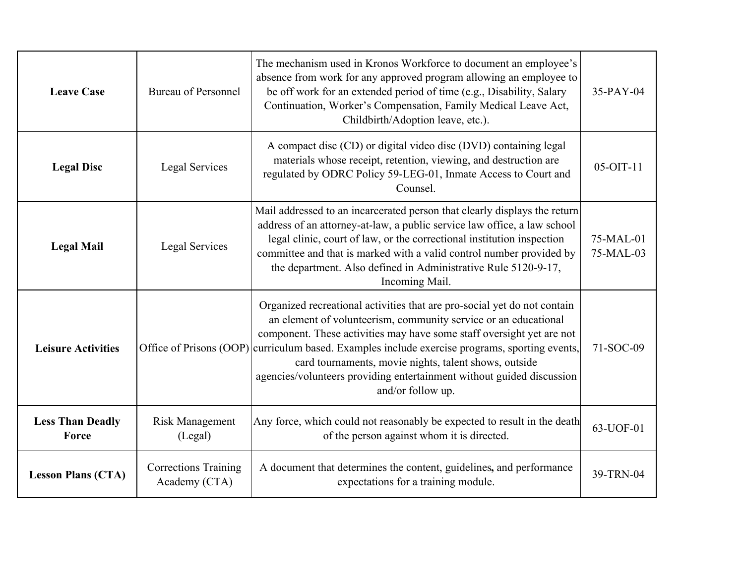| | | | |
|---|---|---|---|
| **Leave Case** | Bureau of Personnel | The mechanism used in Kronos Workforce to document an employee's absence from work for any approved program allowing an employee to be off work for an extended period of time (e.g., Disability, Salary Continuation, Worker's Compensation, Family Medical Leave Act, Childbirth/Adoption leave, etc.). | 35-PAY-04 |
| **Legal Disc** | Legal Services | A compact disc (CD) or digital video disc (DVD) containing legal materials whose receipt, retention, viewing, and destruction are regulated by ODRC Policy 59-LEG-01, Inmate Access to Court and Counsel. | 05-OIT-11 |
| **Legal Mail** | Legal Services | Mail addressed to an incarcerated person that clearly displays the return address of an attorney-at-law, a public service law office, a law school legal clinic, court of law, or the correctional institution inspection committee and that is marked with a valid control number provided by the department. Also defined in Administrative Rule 5120-9-17, Incoming Mail. | 75-MAL-01<br>75-MAL-03 |
| **Leisure Activities** | Office of Prisons (OOP) | Organized recreational activities that are pro-social yet do not contain an element of volunteerism, community service or an educational component. These activities may have some staff oversight yet are not curriculum based. Examples include exercise programs, sporting events, card tournaments, movie nights, talent shows, outside agencies/volunteers providing entertainment without guided discussion and/or follow up. | 71-SOC-09 |
| **Less Than Deadly Force** | Risk Management (Legal) | Any force, which could not reasonably be expected to result in the death of the person against whom it is directed. | 63-UOF-01 |
| **Lesson Plans (CTA)** | Corrections Training Academy (CTA) | A document that determines the content, guidelines, and performance expectations for a training module. | 39-TRN-04 |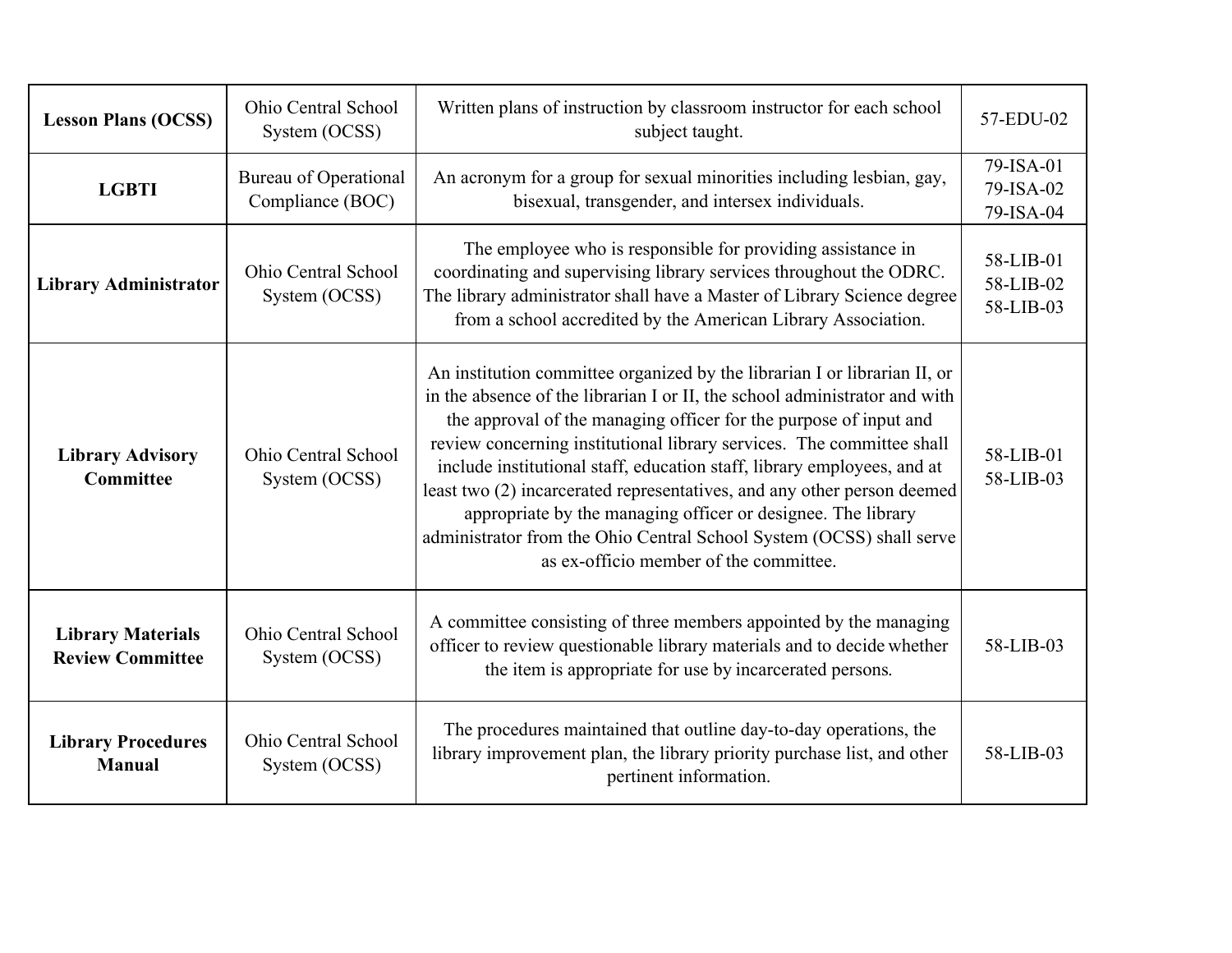| **Lesson Plans (OCSS)** | Ohio Central School System (OCSS) | Written plans of instruction by classroom instructor for each school subject taught. | 57-EDU-02 |
|---|---|---|---|
| **LGBTI** | Bureau of Operational Compliance (BOC) | An acronym for a group for sexual minorities including lesbian, gay, bisexual, transgender, and intersex individuals. | 79-ISA-01<br>79-ISA-02<br>79-ISA-04 |
| **Library Administrator** | Ohio Central School System (OCSS) | The employee who is responsible for providing assistance in coordinating and supervising library services throughout the ODRC. The library administrator shall have a Master of Library Science degree from a school accredited by the American Library Association. | 58-LIB-01<br>58-LIB-02<br>58-LIB-03 |
| **Library Advisory Committee** | Ohio Central School System (OCSS) | An institution committee organized by the librarian I or librarian II, or in the absence of the librarian I or II, the school administrator and with the approval of the managing officer for the purpose of input and review concerning institutional library services. The committee shall include institutional staff, education staff, library employees, and at least two (2) incarcerated representatives, and any other person deemed appropriate by the managing officer or designee. The library administrator from the Ohio Central School System (OCSS) shall serve as ex-officio member of the committee. | 58-LIB-01<br>58-LIB-03 |
| **Library Materials Review Committee** | Ohio Central School System (OCSS) | A committee consisting of three members appointed by the managing officer to review questionable library materials and to decide whether the item is appropriate for use by incarcerated persons. | 58-LIB-03 |
| **Library Procedures Manual** | Ohio Central School System (OCSS) | The procedures maintained that outline day-to-day operations, the library improvement plan, the library priority purchase list, and other pertinent information. | 58-LIB-03 |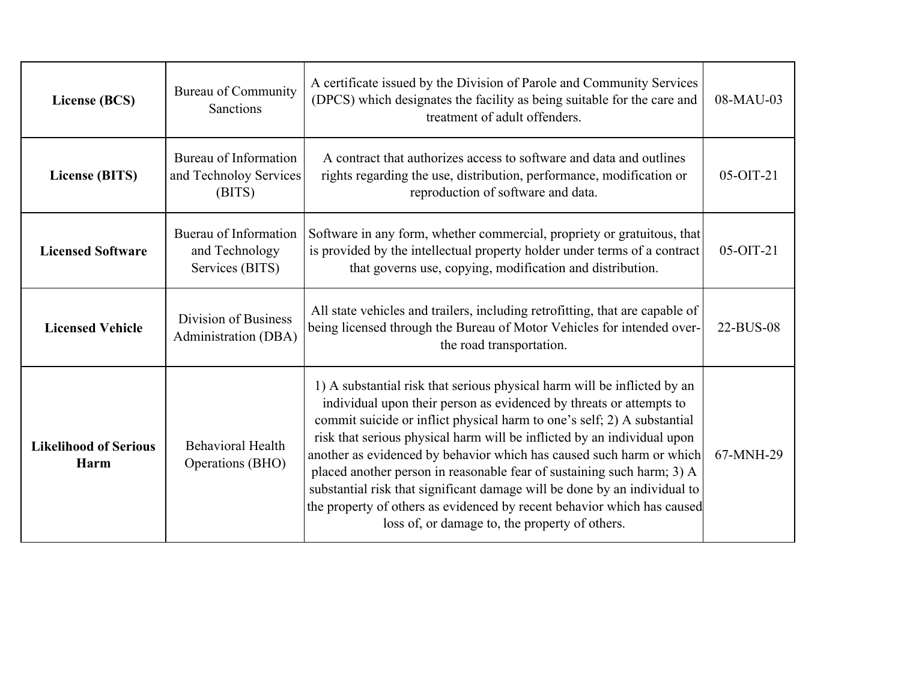| **License (BCS)** | Bureau of Community Sanctions | A certificate issued by the Division of Parole and Community Services (DPCS) which designates the facility as being suitable for the care and treatment of adult offenders. | 08-MAU-03 |
|---|---|---|---|
| **License (BITS)** | Bureau of Information and Technoloy Services (BITS) | A contract that authorizes access to software and data and outlines rights regarding the use, distribution, performance, modification or reproduction of software and data. | 05-OIT-21 |
| **Licensed Software** | Buerau of Information and Technology Services (BITS) | Software in any form, whether commercial, propriety or gratuitous, that is provided by the intellectual property holder under terms of a contract that governs use, copying, modification and distribution. | 05-OIT-21 |
| **Licensed Vehicle** | Division of Business Administration (DBA) | All state vehicles and trailers, including retrofitting, that are capable of being licensed through the Bureau of Motor Vehicles for intended over-the road transportation. | 22-BUS-08 |
| **Likelihood of Serious Harm** | Behavioral Health Operations (BHO) | 1) A substantial risk that serious physical harm will be inflicted by an individual upon their person as evidenced by threats or attempts to commit suicide or inflict physical harm to one's self; 2) A substantial risk that serious physical harm will be inflicted by an individual upon another as evidenced by behavior which has caused such harm or which placed another person in reasonable fear of sustaining such harm; 3) A substantial risk that significant damage will be done by an individual to the property of others as evidenced by recent behavior which has caused loss of, or damage to, the property of others. | 67-MNH-29 |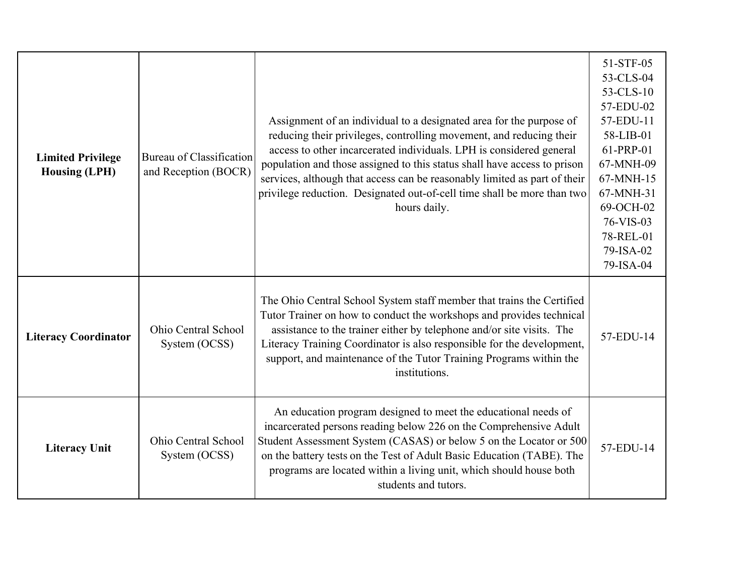| | | | |
|---|---|---|---|
| **Limited Privilege Housing (LPH)** | Bureau of Classification and Reception (BOCR) | Assignment of an individual to a designated area for the purpose of reducing their privileges, controlling movement, and reducing their access to other incarcerated individuals. LPH is considered general population and those assigned to this status shall have access to prison services, although that access can be reasonably limited as part of their privilege reduction. Designated out-of-cell time shall be more than two hours daily. | 51-STF-05<br>53-CLS-04<br>53-CLS-10<br>57-EDU-02<br>57-EDU-11<br>58-LIB-01<br>61-PRP-01<br>67-MNH-09<br>67-MNH-15<br>67-MNH-31<br>69-OCH-02<br>76-VIS-03<br>78-REL-01<br>79-ISA-02<br>79-ISA-04 |
| **Literacy Coordinator** | Ohio Central School System (OCSS) | The Ohio Central School System staff member that trains the Certified Tutor Trainer on how to conduct the workshops and provides technical assistance to the trainer either by telephone and/or site visits. The Literacy Training Coordinator is also responsible for the development, support, and maintenance of the Tutor Training Programs within the institutions. | 57-EDU-14 |
| **Literacy Unit** | Ohio Central School System (OCSS) | An education program designed to meet the educational needs of incarcerated persons reading below 226 on the Comprehensive Adult Student Assessment System (CASAS) or below 5 on the Locator or 500 on the battery tests on the Test of Adult Basic Education (TABE). The programs are located within a living unit, which should house both students and tutors. | 57-EDU-14 |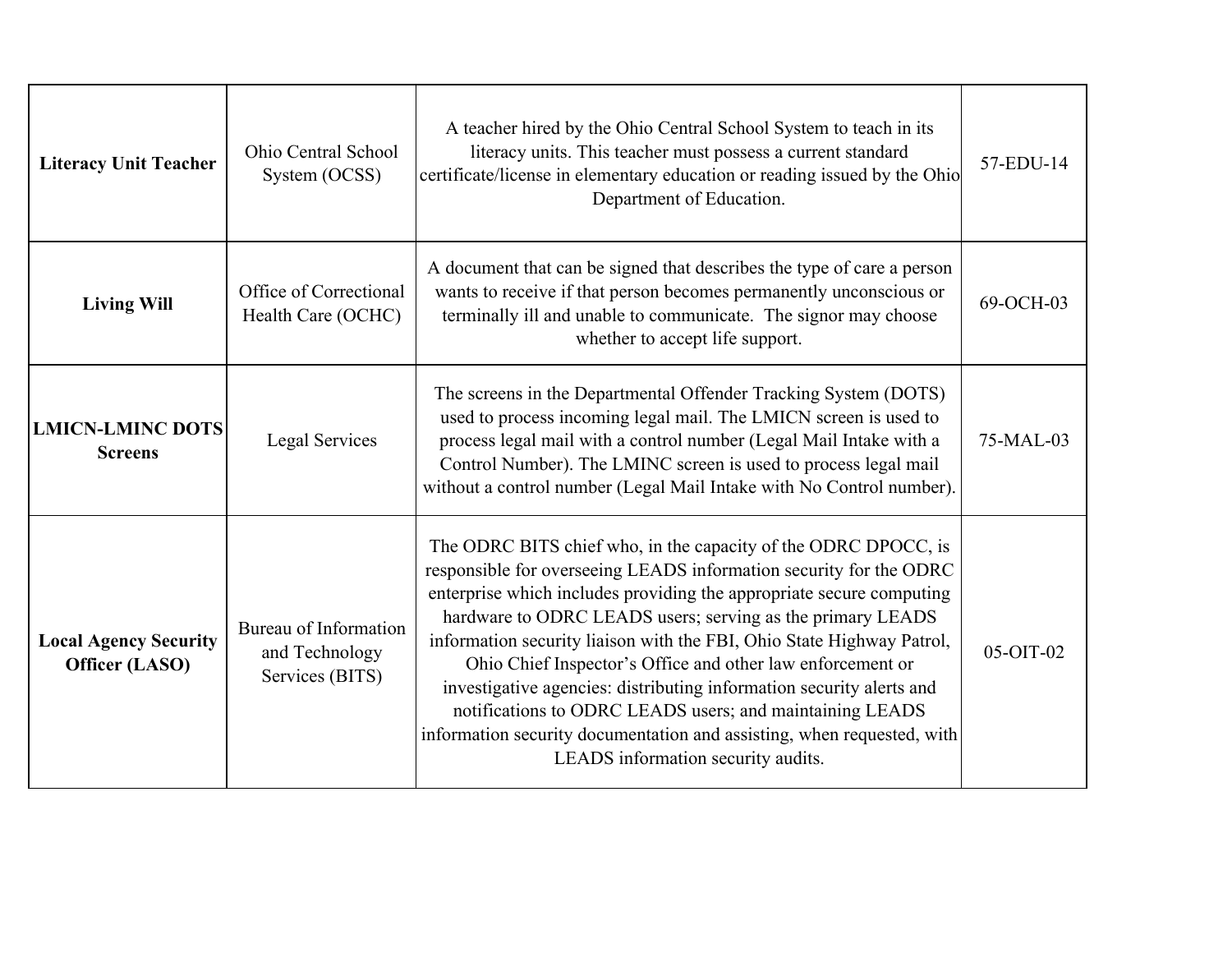| | | | |
|---|---|---|---|
| **Literacy Unit Teacher** | Ohio Central School System (OCSS) | A teacher hired by the Ohio Central School System to teach in its literacy units. This teacher must possess a current standard certificate/license in elementary education or reading issued by the Ohio Department of Education. | 57-EDU-14 |
| **Living Will** | Office of Correctional Health Care (OCHC) | A document that can be signed that describes the type of care a person wants to receive if that person becomes permanently unconscious or terminally ill and unable to communicate. The signor may choose whether to accept life support. | 69-OCH-03 |
| **LMICN-LMINC DOTS Screens** | Legal Services | The screens in the Departmental Offender Tracking System (DOTS) used to process incoming legal mail. The LMICN screen is used to process legal mail with a control number (Legal Mail Intake with a Control Number). The LMINC screen is used to process legal mail without a control number (Legal Mail Intake with No Control number). | 75-MAL-03 |
| **Local Agency Security Officer (LASO)** | Bureau of Information and Technology Services (BITS) | The ODRC BITS chief who, in the capacity of the ODRC DPOCC, is responsible for overseeing LEADS information security for the ODRC enterprise which includes providing the appropriate secure computing hardware to ODRC LEADS users; serving as the primary LEADS information security liaison with the FBI, Ohio State Highway Patrol, Ohio Chief Inspector's Office and other law enforcement or investigative agencies: distributing information security alerts and notifications to ODRC LEADS users; and maintaining LEADS information security documentation and assisting, when requested, with LEADS information security audits. | 05-OIT-02 |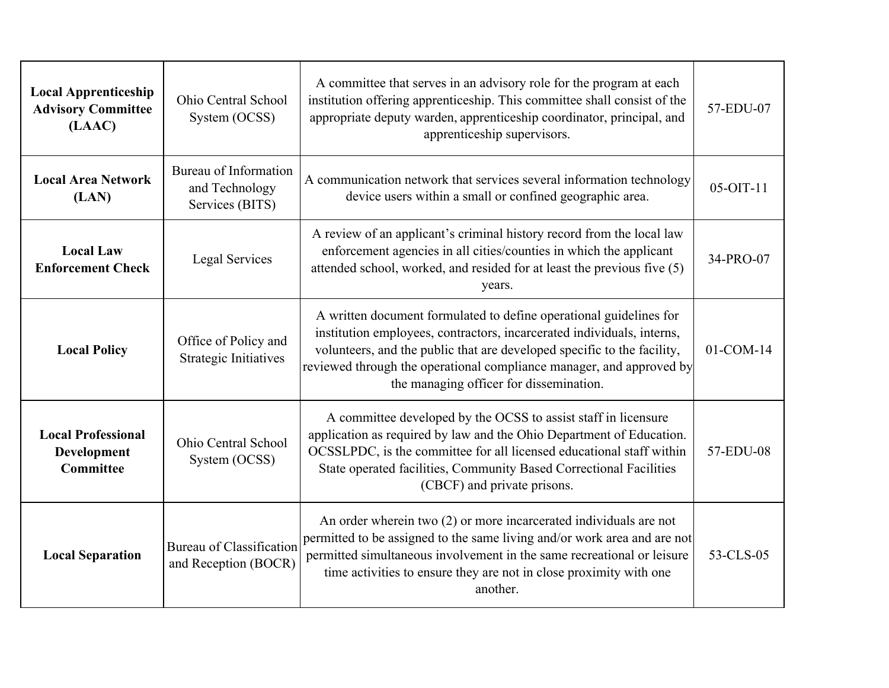| | | | |
|---|---|---|---|
| **Local Apprenticeship Advisory Committee (LAAC)** | Ohio Central School System (OCSS) | A committee that serves in an advisory role for the program at each institution offering apprenticeship. This committee shall consist of the appropriate deputy warden, apprenticeship coordinator, principal, and apprenticeship supervisors. | 57-EDU-07 |
| **Local Area Network (LAN)** | Bureau of Information and Technology Services (BITS) | A communication network that services several information technology device users within a small or confined geographic area. | 05-OIT-11 |
| **Local Law Enforcement Check** | Legal Services | A review of an applicant's criminal history record from the local law enforcement agencies in all cities/counties in which the applicant attended school, worked, and resided for at least the previous five (5) years. | 34-PRO-07 |
| **Local Policy** | Office of Policy and Strategic Initiatives | A written document formulated to define operational guidelines for institution employees, contractors, incarcerated individuals, interns, volunteers, and the public that are developed specific to the facility, reviewed through the operational compliance manager, and approved by the managing officer for dissemination. | 01-COM-14 |
| **Local Professional Development Committee** | Ohio Central School System (OCSS) | A committee developed by the OCSS to assist staff in licensure application as required by law and the Ohio Department of Education. OCSSLPDC, is the committee for all licensed educational staff within State operated facilities, Community Based Correctional Facilities (CBCF) and private prisons. | 57-EDU-08 |
| **Local Separation** | Bureau of Classification and Reception (BOCR) | An order wherein two (2) or more incarcerated individuals are not permitted to be assigned to the same living and/or work area and are not permitted simultaneous involvement in the same recreational or leisure time activities to ensure they are not in close proximity with one another. | 53-CLS-05 |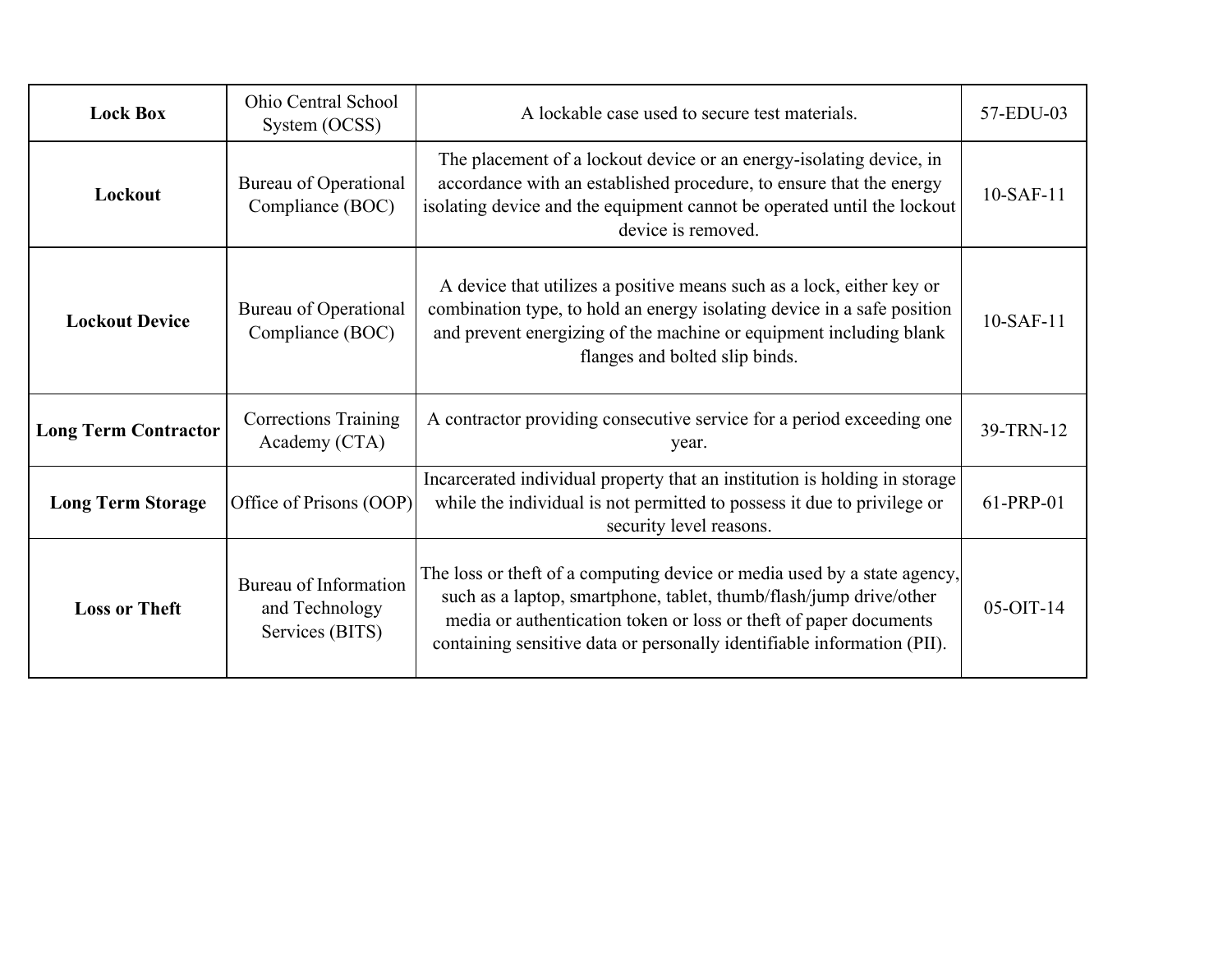| **Lock Box** | Ohio Central School System (OCSS) | A lockable case used to secure test materials. | 57-EDU-03 |
|---|---|---|---|
| **Lockout** | Bureau of Operational Compliance (BOC) | The placement of a lockout device or an energy-isolating device, in accordance with an established procedure, to ensure that the energy isolating device and the equipment cannot be operated until the lockout device is removed. | 10-SAF-11 |
| **Lockout Device** | Bureau of Operational Compliance (BOC) | A device that utilizes a positive means such as a lock, either key or combination type, to hold an energy isolating device in a safe position and prevent energizing of the machine or equipment including blank flanges and bolted slip binds. | 10-SAF-11 |
| **Long Term Contractor** | Corrections Training Academy (CTA) | A contractor providing consecutive service for a period exceeding one year. | 39-TRN-12 |
| **Long Term Storage** | Office of Prisons (OOP) | Incarcerated individual property that an institution is holding in storage while the individual is not permitted to possess it due to privilege or security level reasons. | 61-PRP-01 |
| **Loss or Theft** | Bureau of Information and Technology Services (BITS) | The loss or theft of a computing device or media used by a state agency, such as a laptop, smartphone, tablet, thumb/flash/jump drive/other media or authentication token or loss or theft of paper documents containing sensitive data or personally identifiable information (PII). | 05-OIT-14 |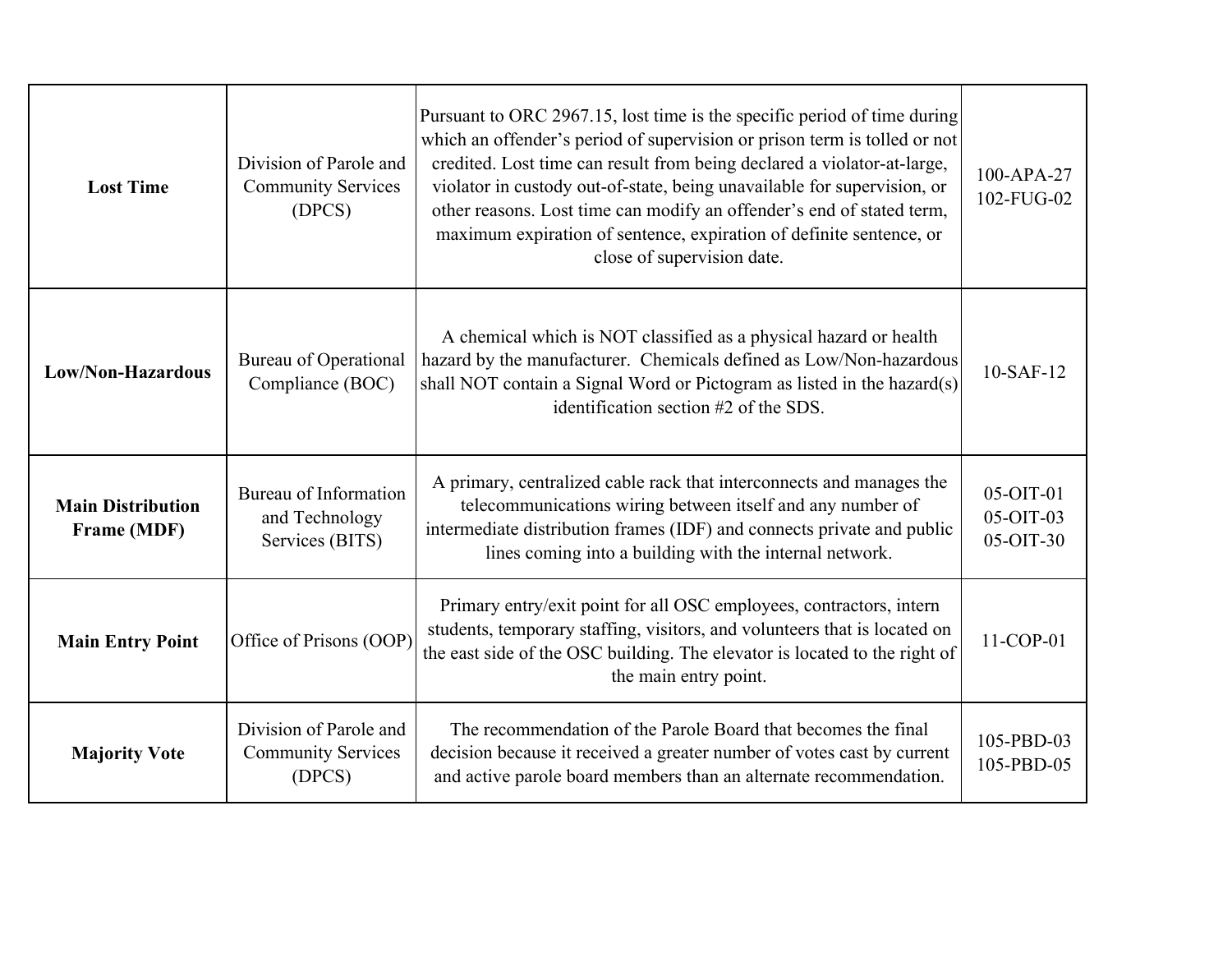| **Lost Time** | Division of Parole and Community Services (DPCS) | Pursuant to ORC 2967.15, lost time is the specific period of time during which an offender's period of supervision or prison term is tolled or not credited. Lost time can result from being declared a violator-at-large, violator in custody out-of-state, being unavailable for supervision, or other reasons. Lost time can modify an offender's end of stated term, maximum expiration of sentence, expiration of definite sentence, or close of supervision date. | 100-APA-27<br>102-FUG-02 |
|---|---|---|---|
| **Low/Non-Hazardous** | Bureau of Operational Compliance (BOC) | A chemical which is NOT classified as a physical hazard or health hazard by the manufacturer. Chemicals defined as Low/Non-hazardous shall NOT contain a Signal Word or Pictogram as listed in the hazard(s) identification section #2 of the SDS. | 10-SAF-12 |
| **Main Distribution Frame (MDF)** | Bureau of Information and Technology Services (BITS) | A primary, centralized cable rack that interconnects and manages the telecommunications wiring between itself and any number of intermediate distribution frames (IDF) and connects private and public lines coming into a building with the internal network. | 05-OIT-01<br>05-OIT-03<br>05-OIT-30 |
| **Main Entry Point** | Office of Prisons (OOP) | Primary entry/exit point for all OSC employees, contractors, intern students, temporary staffing, visitors, and volunteers that is located on the east side of the OSC building. The elevator is located to the right of the main entry point. | 11-COP-01 |
| **Majority Vote** | Division of Parole and Community Services (DPCS) | The recommendation of the Parole Board that becomes the final decision because it received a greater number of votes cast by current and active parole board members than an alternate recommendation. | 105-PBD-03<br>105-PBD-05 |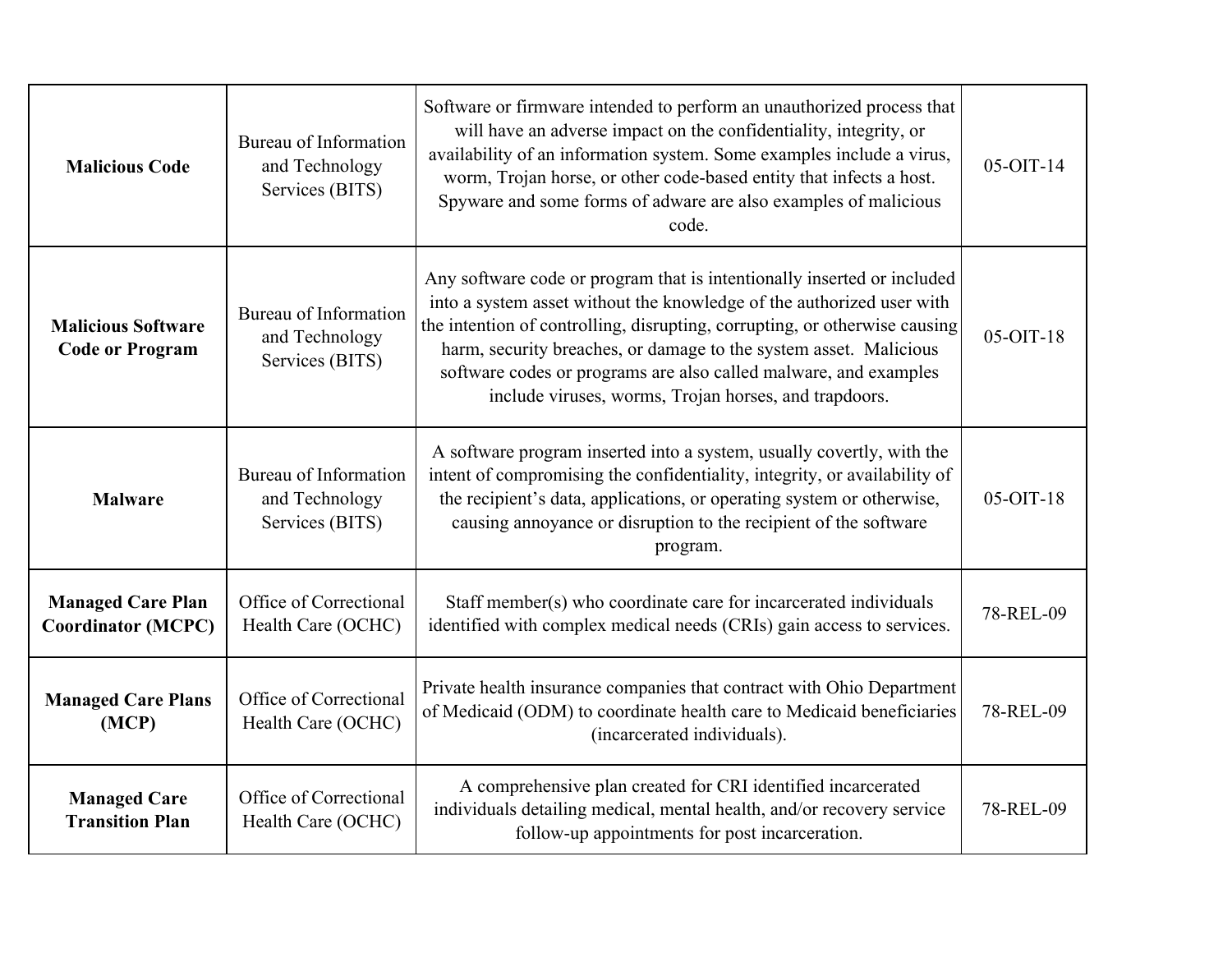| **Malicious Code** | Bureau of Information and Technology Services (BITS) | Software or firmware intended to perform an unauthorized process that will have an adverse impact on the confidentiality, integrity, or availability of an information system. Some examples include a virus, worm, Trojan horse, or other code-based entity that infects a host. Spyware and some forms of adware are also examples of malicious code. | 05-OIT-14 |
|---|---|---|---|
| **Malicious Software Code or Program** | Bureau of Information and Technology Services (BITS) | Any software code or program that is intentionally inserted or included into a system asset without the knowledge of the authorized user with the intention of controlling, disrupting, corrupting, or otherwise causing harm, security breaches, or damage to the system asset. Malicious software codes or programs are also called malware, and examples include viruses, worms, Trojan horses, and trapdoors. | 05-OIT-18 |
| **Malware** | Bureau of Information and Technology Services (BITS) | A software program inserted into a system, usually covertly, with the intent of compromising the confidentiality, integrity, or availability of the recipient's data, applications, or operating system or otherwise, causing annoyance or disruption to the recipient of the software program. | 05-OIT-18 |
| **Managed Care Plan Coordinator (MCPC)** | Office of Correctional Health Care (OCHC) | Staff member(s) who coordinate care for incarcerated individuals identified with complex medical needs (CRIs) gain access to services. | 78-REL-09 |
| **Managed Care Plans (MCP)** | Office of Correctional Health Care (OCHC) | Private health insurance companies that contract with Ohio Department of Medicaid (ODM) to coordinate health care to Medicaid beneficiaries (incarcerated individuals). | 78-REL-09 |
| **Managed Care Transition Plan** | Office of Correctional Health Care (OCHC) | A comprehensive plan created for CRI identified incarcerated individuals detailing medical, mental health, and/or recovery service follow-up appointments for post incarceration. | 78-REL-09 |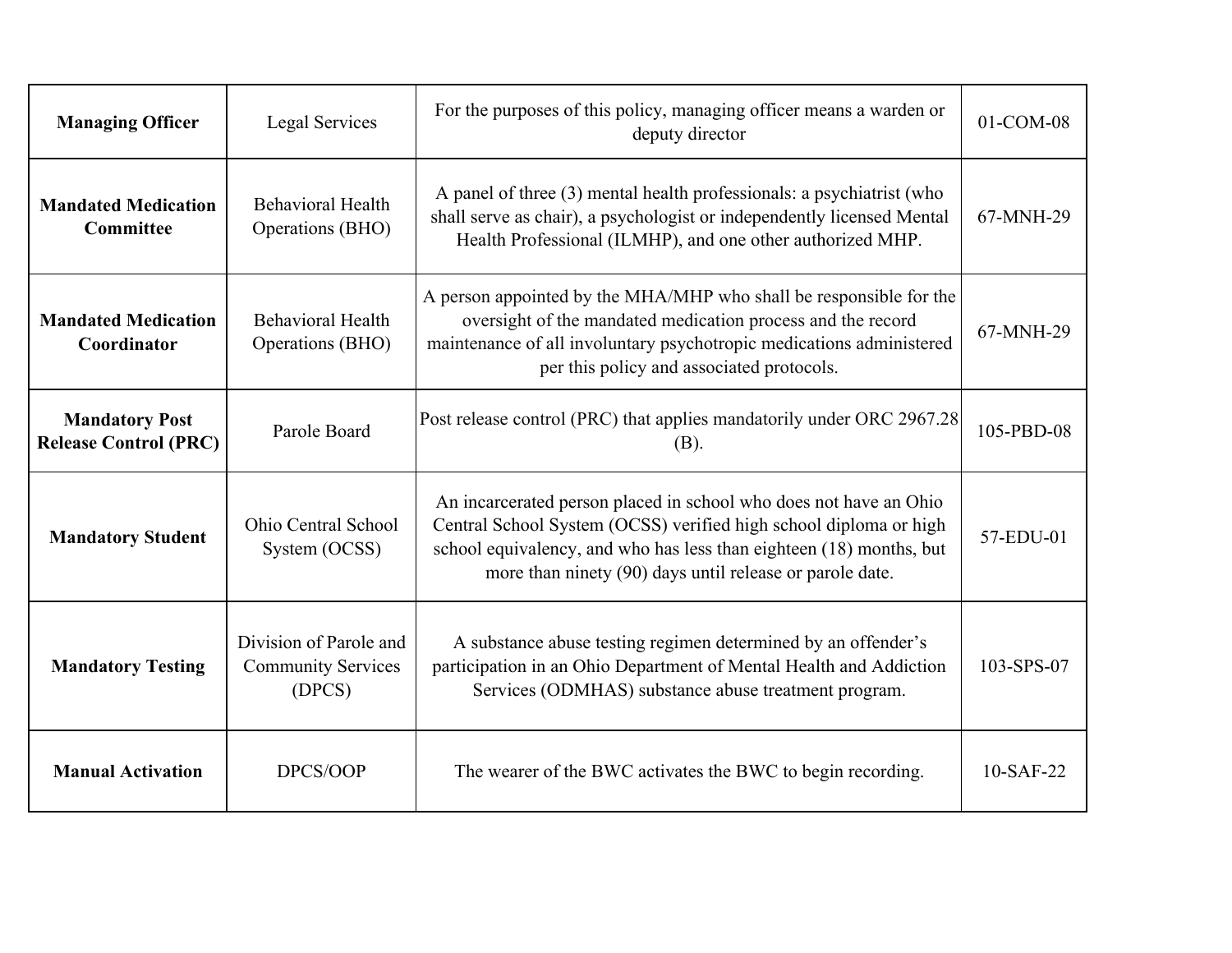| **Managing Officer** | Legal Services | For the purposes of this policy, managing officer means a warden or deputy director | 01-COM-08 |
|---|---|---|---|
| **Mandated Medication Committee** | Behavioral Health Operations (BHO) | A panel of three (3) mental health professionals: a psychiatrist (who shall serve as chair), a psychologist or independently licensed Mental Health Professional (ILMHP), and one other authorized MHP. | 67-MNH-29 |
| **Mandated Medication Coordinator** | Behavioral Health Operations (BHO) | A person appointed by the MHA/MHP who shall be responsible for the oversight of the mandated medication process and the record maintenance of all involuntary psychotropic medications administered per this policy and associated protocols. | 67-MNH-29 |
| **Mandatory Post Release Control (PRC)** | Parole Board | Post release control (PRC) that applies mandatorily under ORC 2967.28 (B). | 105-PBD-08 |
| **Mandatory Student** | Ohio Central School System (OCSS) | An incarcerated person placed in school who does not have an Ohio Central School System (OCSS) verified high school diploma or high school equivalency, and who has less than eighteen (18) months, but more than ninety (90) days until release or parole date. | 57-EDU-01 |
| **Mandatory Testing** | Division of Parole and Community Services (DPCS) | A substance abuse testing regimen determined by an offender's participation in an Ohio Department of Mental Health and Addiction Services (ODMHAS) substance abuse treatment program. | 103-SPS-07 |
| **Manual Activation** | DPCS/OOP | The wearer of the BWC activates the BWC to begin recording. | 10-SAF-22 |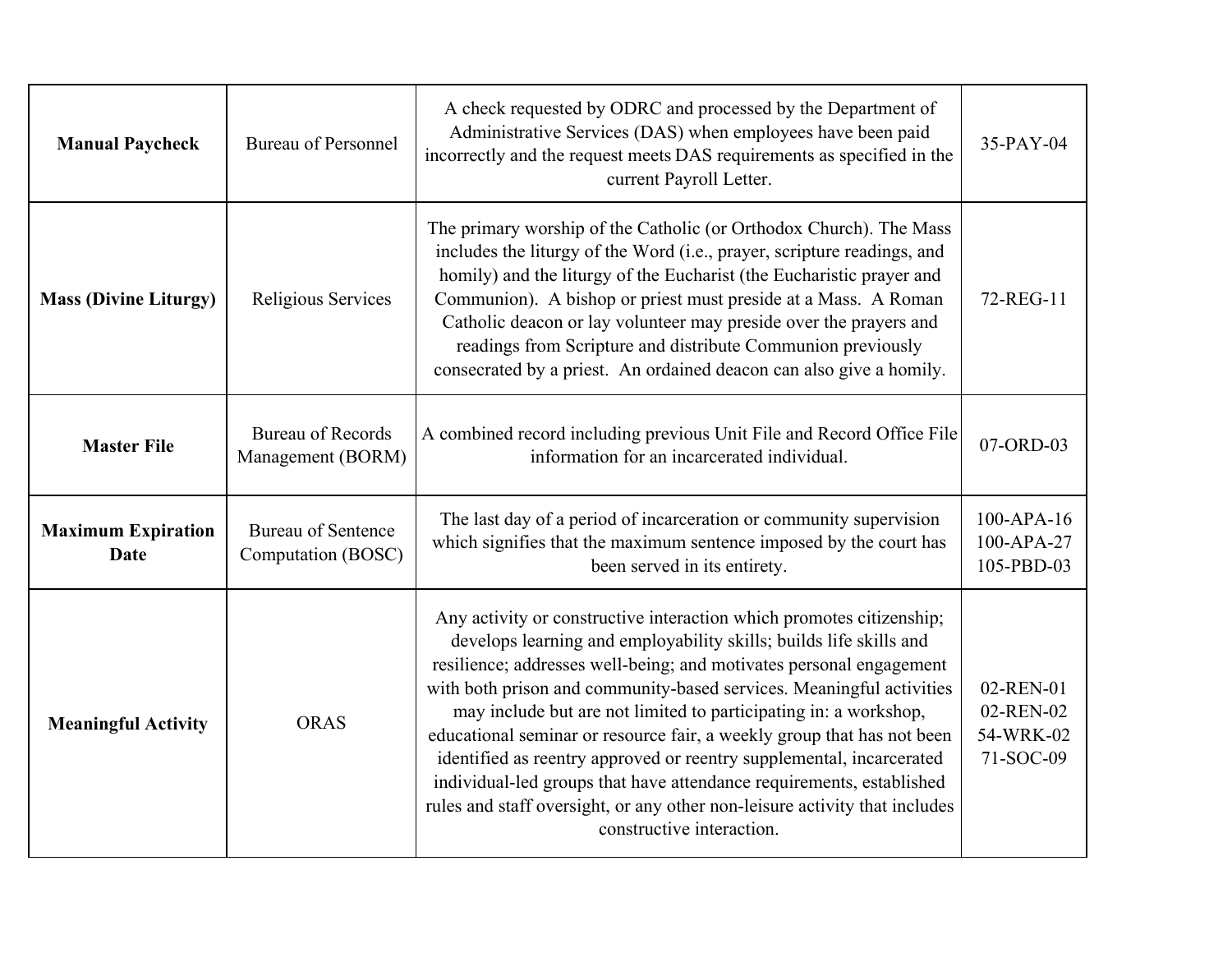| | | | |
|---|---|---|---|
| **Manual Paycheck** | Bureau of Personnel | A check requested by ODRC and processed by the Department of Administrative Services (DAS) when employees have been paid incorrectly and the request meets DAS requirements as specified in the current Payroll Letter. | 35-PAY-04 |
| **Mass (Divine Liturgy)** | Religious Services | The primary worship of the Catholic (or Orthodox Church). The Mass includes the liturgy of the Word (i.e., prayer, scripture readings, and homily) and the liturgy of the Eucharist (the Eucharistic prayer and Communion). A bishop or priest must preside at a Mass. A Roman Catholic deacon or lay volunteer may preside over the prayers and readings from Scripture and distribute Communion previously consecrated by a priest. An ordained deacon can also give a homily. | 72-REG-11 |
| **Master File** | Bureau of Records Management (BORM) | A combined record including previous Unit File and Record Office File information for an incarcerated individual. | 07-ORD-03 |
| **Maximum Expiration Date** | Bureau of Sentence Computation (BOSC) | The last day of a period of incarceration or community supervision which signifies that the maximum sentence imposed by the court has been served in its entirety. | 100-APA-16<br>100-APA-27<br>105-PBD-03 |
| **Meaningful Activity** | ORAS | Any activity or constructive interaction which promotes citizenship; develops learning and employability skills; builds life skills and resilience; addresses well-being; and motivates personal engagement with both prison and community-based services. Meaningful activities may include but are not limited to participating in: a workshop, educational seminar or resource fair, a weekly group that has not been identified as reentry approved or reentry supplemental, incarcerated individual-led groups that have attendance requirements, established rules and staff oversight, or any other non-leisure activity that includes constructive interaction. | 02-REN-01<br>02-REN-02<br>54-WRK-02<br>71-SOC-09 |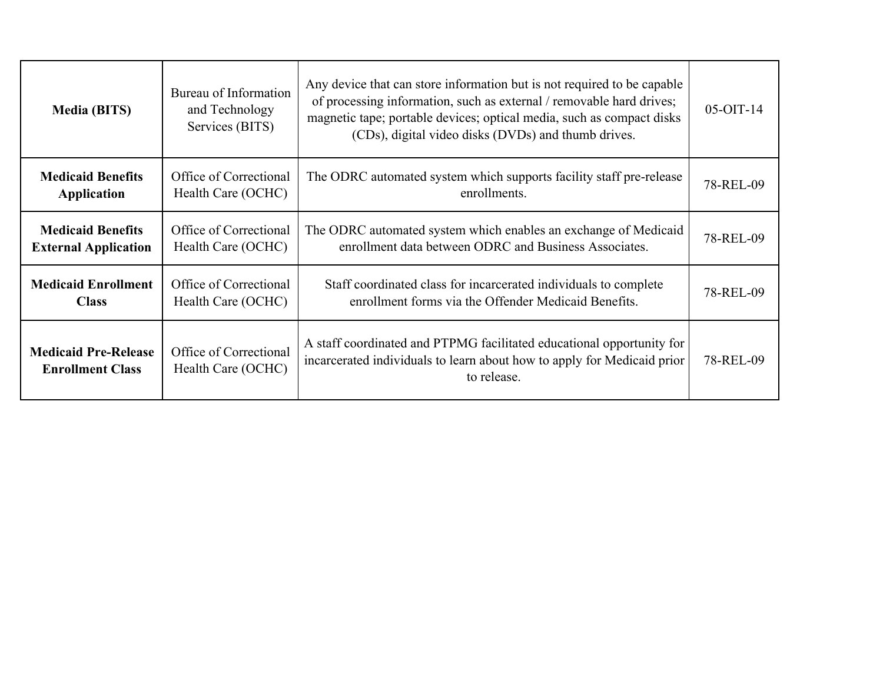| **Media (BITS)** | Bureau of Information and Technology Services (BITS) | Any device that can store information but is not required to be capable of processing information, such as external / removable hard drives; magnetic tape; portable devices; optical media, such as compact disks (CDs), digital video disks (DVDs) and thumb drives. | 05-OIT-14 |
|---|---|---|---|
| **Medicaid Benefits Application** | Office of Correctional Health Care (OCHC) | The ODRC automated system which supports facility staff pre-release enrollments. | 78-REL-09 |
| **Medicaid Benefits External Application** | Office of Correctional Health Care (OCHC) | The ODRC automated system which enables an exchange of Medicaid enrollment data between ODRC and Business Associates. | 78-REL-09 |
| **Medicaid Enrollment Class** | Office of Correctional Health Care (OCHC) | Staff coordinated class for incarcerated individuals to complete enrollment forms via the Offender Medicaid Benefits. | 78-REL-09 |
| **Medicaid Pre-Release Enrollment Class** | Office of Correctional Health Care (OCHC) | A staff coordinated and PTPMG facilitated educational opportunity for incarcerated individuals to learn about how to apply for Medicaid prior to release. | 78-REL-09 |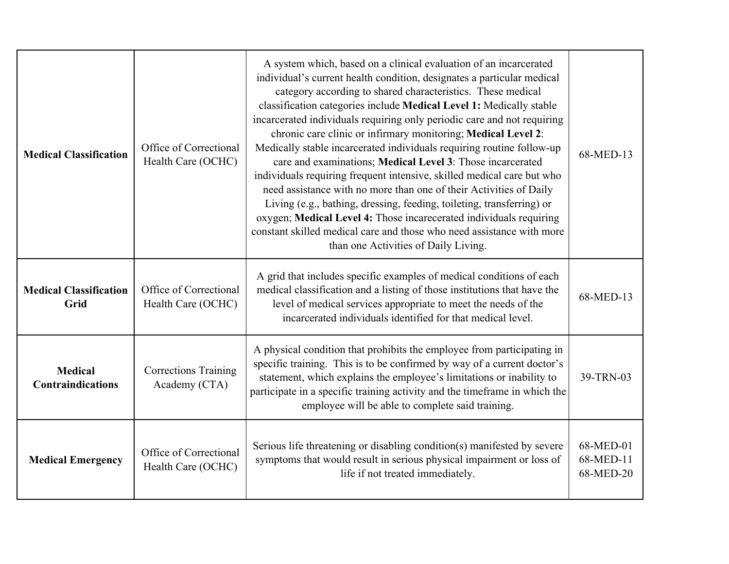| | | | |
|---|---|---|---|
| **Medical Classification** | Office of Correctional Health Care (OCHC) | A system which, based on a clinical evaluation of an incarcerated individual's current health condition, designates a particular medical category according to shared characteristics. These medical classification categories include **Medical Level 1:** Medically stable incarcerated individuals requiring only periodic care and not requiring chronic care clinic or infirmary monitoring; **Medical Level 2**: Medically stable incarcerated individuals requiring routine follow-up care and examinations; **Medical Level 3**: Those incarcerated individuals requiring frequent intensive, skilled medical care but who need assistance with no more than one of their Activities of Daily Living (e.g., bathing, dressing, feeding, toileting, transferring) or oxygen; **Medical Level 4:** Those incarecerated individuals requiring constant skilled medical care and those who need assistance with more than one Activities of Daily Living. | 68-MED-13 |
| **Medical Classification Grid** | Office of Correctional Health Care (OCHC) | A grid that includes specific examples of medical conditions of each medical classification and a listing of those institutions that have the level of medical services appropriate to meet the needs of the incarcerated individuals identified for that medical level. | 68-MED-13 |
| **Medical Contraindications** | Corrections Training Academy (CTA) | A physical condition that prohibits the employee from participating in specific training. This is to be confirmed by way of a current doctor's statement, which explains the employee's limitations or inability to participate in a specific training activity and the timeframe in which the employee will be able to complete said training. | 39-TRN-03 |
| **Medical Emergency** | Office of Correctional Health Care (OCHC) | Serious life threatening or disabling condition(s) manifested by severe symptoms that would result in serious physical impairment or loss of life if not treated immediately. | 68-MED-01<br>68-MED-11<br>68-MED-20 |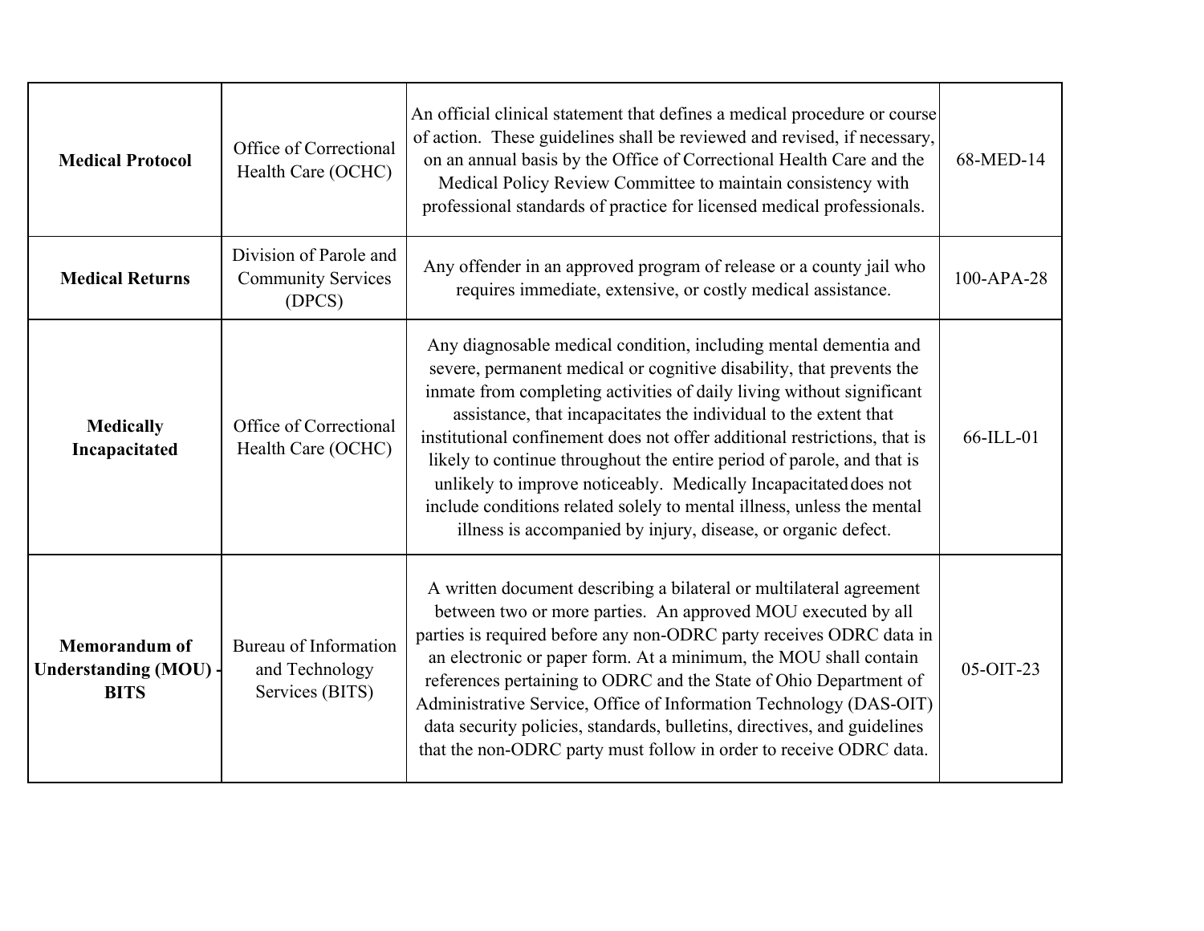| | | | |
|---|---|---|---|
| **Medical Protocol** | Office of Correctional Health Care (OCHC) | An official clinical statement that defines a medical procedure or course of action. These guidelines shall be reviewed and revised, if necessary, on an annual basis by the Office of Correctional Health Care and the Medical Policy Review Committee to maintain consistency with professional standards of practice for licensed medical professionals. | 68-MED-14 |
| **Medical Returns** | Division of Parole and Community Services (DPCS) | Any offender in an approved program of release or a county jail who requires immediate, extensive, or costly medical assistance. | 100-APA-28 |
| **Medically Incapacitated** | Office of Correctional Health Care (OCHC) | Any diagnosable medical condition, including mental dementia and severe, permanent medical or cognitive disability, that prevents the inmate from completing activities of daily living without significant assistance, that incapacitates the individual to the extent that institutional confinement does not offer additional restrictions, that is likely to continue throughout the entire period of parole, and that is unlikely to improve noticeably. Medically Incapacitated does not include conditions related solely to mental illness, unless the mental illness is accompanied by injury, disease, or organic defect. | 66-ILL-01 |
| **Memorandum of Understanding (MOU) - BITS** | Bureau of Information and Technology Services (BITS) | A written document describing a bilateral or multilateral agreement between two or more parties. An approved MOU executed by all parties is required before any non-ODRC party receives ODRC data in an electronic or paper form. At a minimum, the MOU shall contain references pertaining to ODRC and the State of Ohio Department of Administrative Service, Office of Information Technology (DAS-OIT) data security policies, standards, bulletins, directives, and guidelines that the non-ODRC party must follow in order to receive ODRC data. | 05-OIT-23 |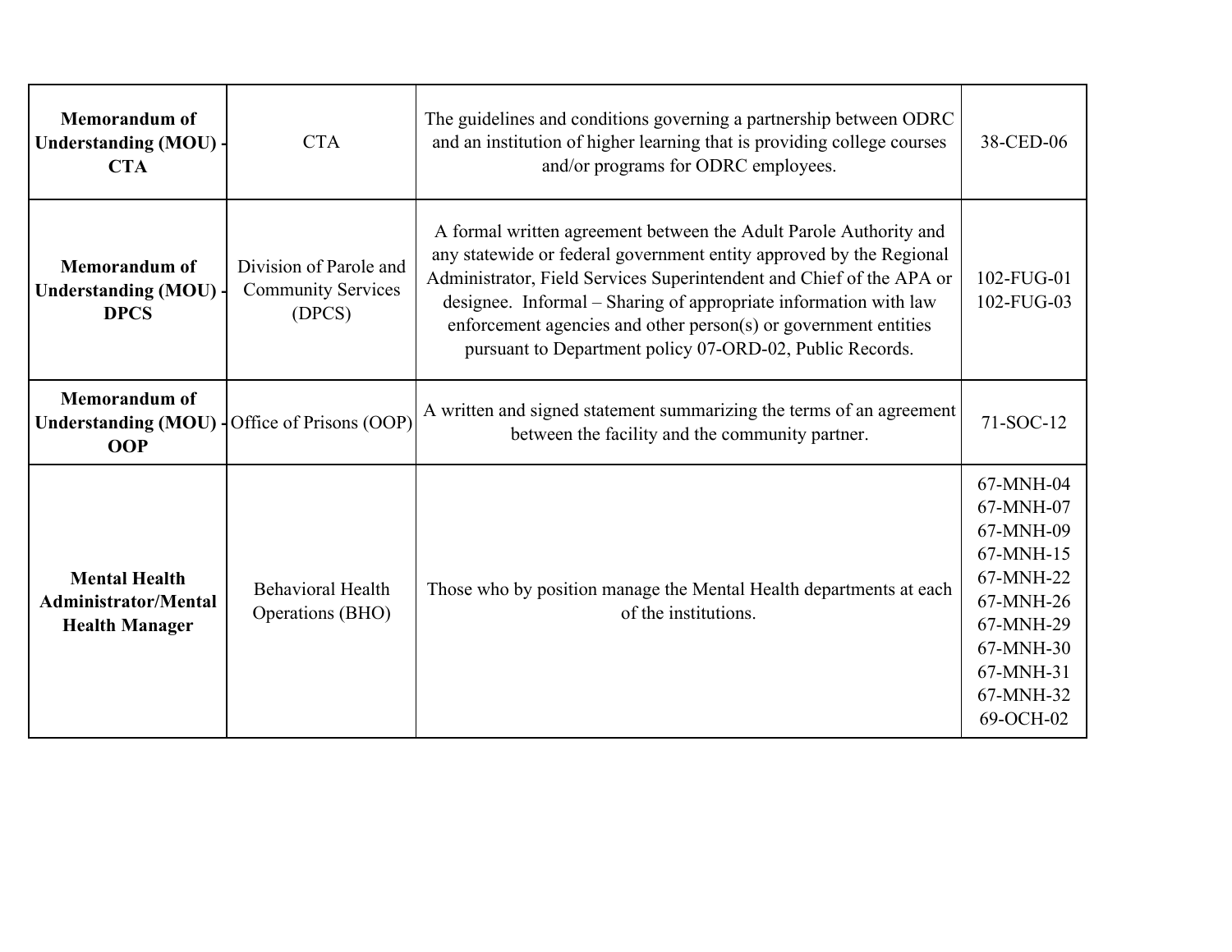| | | | |
|---|---|---|---|
| **Memorandum of Understanding (MOU) - CTA** | CTA | The guidelines and conditions governing a partnership between ODRC and an institution of higher learning that is providing college courses and/or programs for ODRC employees. | 38-CED-06 |
| **Memorandum of Understanding (MOU) - DPCS** | Division of Parole and Community Services (DPCS) | A formal written agreement between the Adult Parole Authority and any statewide or federal government entity approved by the Regional Administrator, Field Services Superintendent and Chief of the APA or designee. Informal – Sharing of appropriate information with law enforcement agencies and other person(s) or government entities pursuant to Department policy 07-ORD-02, Public Records. | 102-FUG-01<br>102-FUG-03 |
| **Memorandum of Understanding (MOU) - OOP** | Office of Prisons (OOP) | A written and signed statement summarizing the terms of an agreement between the facility and the community partner. | 71-SOC-12 |
| **Mental Health Administrator/Mental Health Manager** | Behavioral Health Operations (BHO) | Those who by position manage the Mental Health departments at each of the institutions. | 67-MNH-04<br>67-MNH-07<br>67-MNH-09<br>67-MNH-15<br>67-MNH-22<br>67-MNH-26<br>67-MNH-29<br>67-MNH-30<br>67-MNH-31<br>67-MNH-32<br>69-OCH-02 |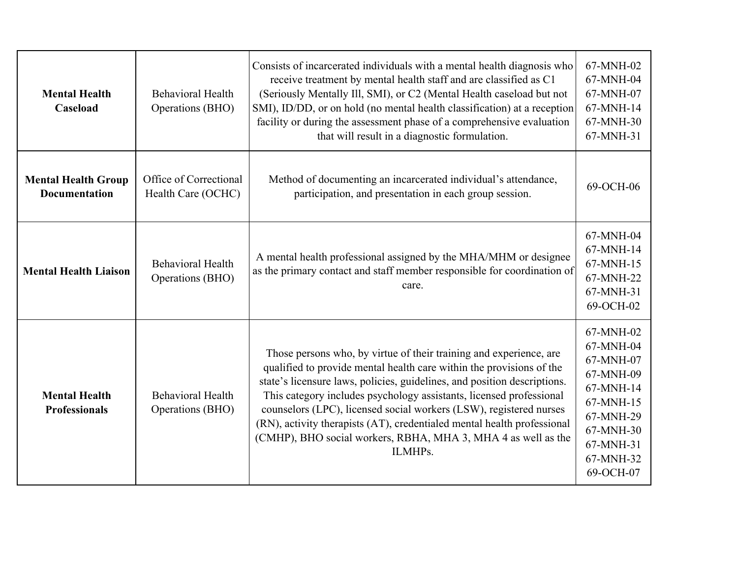| **Mental Health Caseload** | Behavioral Health Operations (BHO) | Consists of incarcerated individuals with a mental health diagnosis who receive treatment by mental health staff and are classified as C1 (Seriously Mentally Ill, SMI), or C2 (Mental Health caseload but not SMI), ID/DD, or on hold (no mental health classification) at a reception facility or during the assessment phase of a comprehensive evaluation that will result in a diagnostic formulation. | 67-MNH-02<br>67-MNH-04<br>67-MNH-07<br>67-MNH-14<br>67-MNH-30<br>67-MNH-31 |
|---|---|---|---|
| **Mental Health Group Documentation** | Office of Correctional Health Care (OCHC) | Method of documenting an incarcerated individual's attendance, participation, and presentation in each group session. | 69-OCH-06 |
| **Mental Health Liaison** | Behavioral Health Operations (BHO) | A mental health professional assigned by the MHA/MHM or designee as the primary contact and staff member responsible for coordination of care. | 67-MNH-04<br>67-MNH-14<br>67-MNH-15<br>67-MNH-22<br>67-MNH-31<br>69-OCH-02 |
| **Mental Health Professionals** | Behavioral Health Operations (BHO) | Those persons who, by virtue of their training and experience, are qualified to provide mental health care within the provisions of the state's licensure laws, policies, guidelines, and position descriptions. This category includes psychology assistants, licensed professional counselors (LPC), licensed social workers (LSW), registered nurses (RN), activity therapists (AT), credentialed mental health professional (CMHP), BHO social workers, RBHA, MHA 3, MHA 4 as well as the ILMHPs. | 67-MNH-02<br>67-MNH-04<br>67-MNH-07<br>67-MNH-09<br>67-MNH-14<br>67-MNH-15<br>67-MNH-29<br>67-MNH-30<br>67-MNH-31<br>67-MNH-32<br>69-OCH-07 |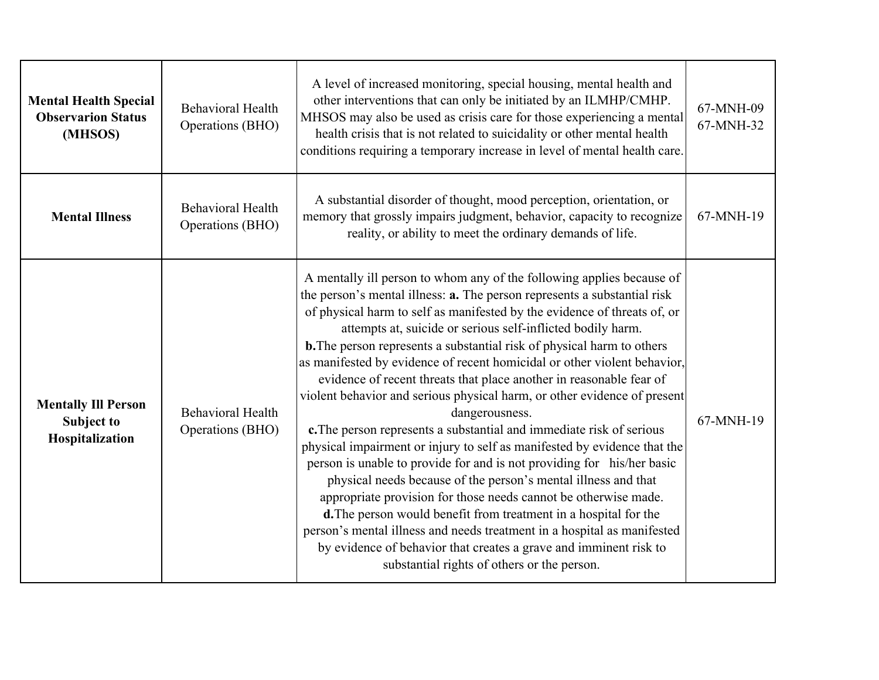| **Mental Health Special Observarion Status (MHSOS)** | Behavioral Health Operations (BHO) | A level of increased monitoring, special housing, mental health and other interventions that can only be initiated by an ILMHP/CMHP. MHSOS may also be used as crisis care for those experiencing a mental health crisis that is not related to suicidality or other mental health conditions requiring a temporary increase in level of mental health care. | 67-MNH-09 67-MNH-32 |
|---|---|---|---|
| **Mental Illness** | Behavioral Health Operations (BHO) | A substantial disorder of thought, mood perception, orientation, or memory that grossly impairs judgment, behavior, capacity to recognize reality, or ability to meet the ordinary demands of life. | 67-MNH-19 |
| **Mentally Ill Person Subject to Hospitalization** | Behavioral Health Operations (BHO) | A mentally ill person to whom any of the following applies because of the person's mental illness: **a.** The person represents a substantial risk of physical harm to self as manifested by the evidence of threats of, or attempts at, suicide or serious self-inflicted bodily harm. **b.**The person represents a substantial risk of physical harm to others as manifested by evidence of recent homicidal or other violent behavior, evidence of recent threats that place another in reasonable fear of violent behavior and serious physical harm, or other evidence of present dangerousness. **c.**The person represents a substantial and immediate risk of serious physical impairment or injury to self as manifested by evidence that the person is unable to provide for and is not providing for his/her basic physical needs because of the person's mental illness and that appropriate provision for those needs cannot be otherwise made. **d.**The person would benefit from treatment in a hospital for the person's mental illness and needs treatment in a hospital as manifested by evidence of behavior that creates a grave and imminent risk to substantial rights of others or the person. | 67-MNH-19 |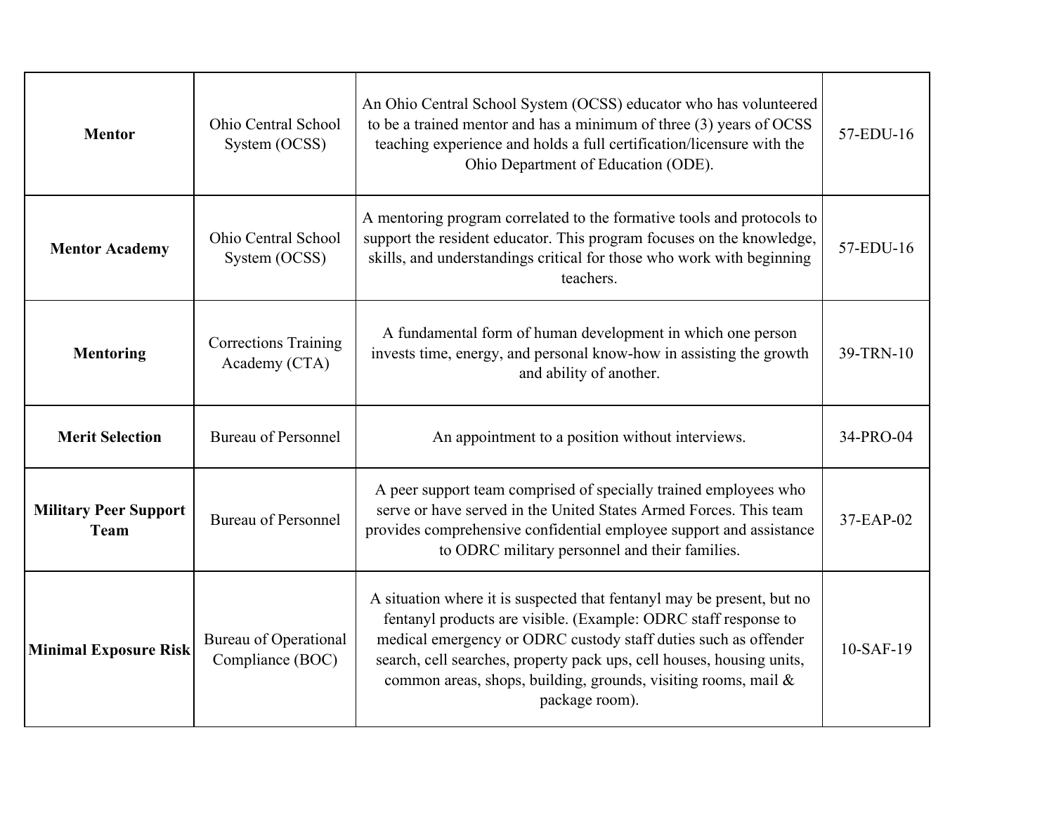| | | | |
|---|---|---|---|
| **Mentor** | Ohio Central School System (OCSS) | An Ohio Central School System (OCSS) educator who has volunteered to be a trained mentor and has a minimum of three (3) years of OCSS teaching experience and holds a full certification/licensure with the Ohio Department of Education (ODE). | 57-EDU-16 |
| **Mentor Academy** | Ohio Central School System (OCSS) | A mentoring program correlated to the formative tools and protocols to support the resident educator. This program focuses on the knowledge, skills, and understandings critical for those who work with beginning teachers. | 57-EDU-16 |
| **Mentoring** | Corrections Training Academy (CTA) | A fundamental form of human development in which one person invests time, energy, and personal know-how in assisting the growth and ability of another. | 39-TRN-10 |
| **Merit Selection** | Bureau of Personnel | An appointment to a position without interviews. | 34-PRO-04 |
| **Military Peer Support Team** | Bureau of Personnel | A peer support team comprised of specially trained employees who serve or have served in the United States Armed Forces. This team provides comprehensive confidential employee support and assistance to ODRC military personnel and their families. | 37-EAP-02 |
| **Minimal Exposure Risk** | Bureau of Operational Compliance (BOC) | A situation where it is suspected that fentanyl may be present, but no fentanyl products are visible. (Example: ODRC staff response to medical emergency or ODRC custody staff duties such as offender search, cell searches, property pack ups, cell houses, housing units, common areas, shops, building, grounds, visiting rooms, mail & package room). | 10-SAF-19 |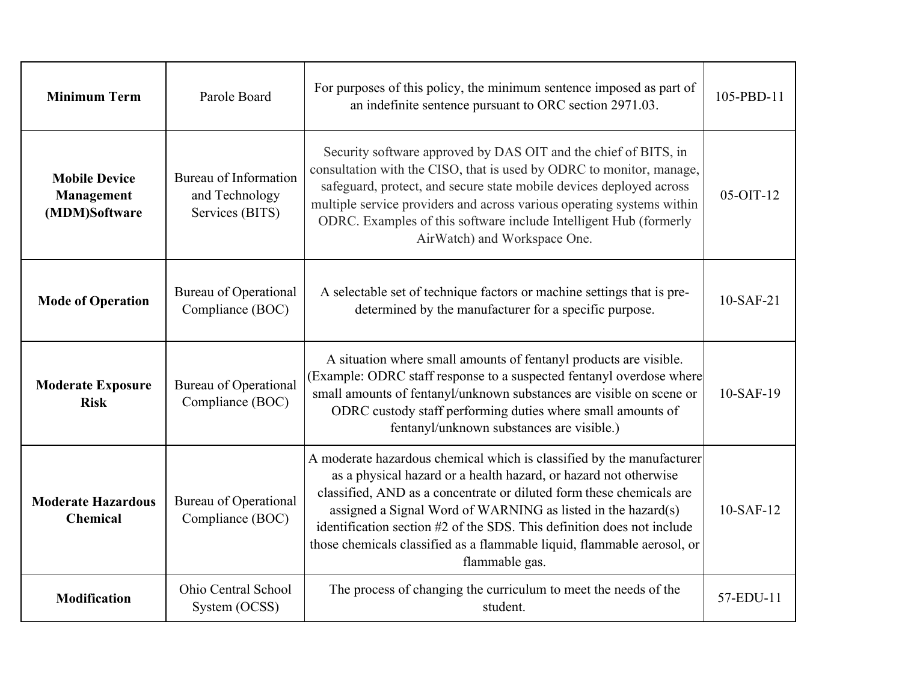| **Minimum Term** | Parole Board | For purposes of this policy, the minimum sentence imposed as part of an indefinite sentence pursuant to ORC section 2971.03. | 105-PBD-11 |
|---|---|---|---|
| **Mobile Device Management (MDM)Software** | Bureau of Information and Technology Services (BITS) | Security software approved by DAS OIT and the chief of BITS, in consultation with the CISO, that is used by ODRC to monitor, manage, safeguard, protect, and secure state mobile devices deployed across multiple service providers and across various operating systems within ODRC. Examples of this software include Intelligent Hub (formerly AirWatch) and Workspace One. | 05-OIT-12 |
| **Mode of Operation** | Bureau of Operational Compliance (BOC) | A selectable set of technique factors or machine settings that is pre-determined by the manufacturer for a specific purpose. | 10-SAF-21 |
| **Moderate Exposure Risk** | Bureau of Operational Compliance (BOC) | A situation where small amounts of fentanyl products are visible. (Example: ODRC staff response to a suspected fentanyl overdose where small amounts of fentanyl/unknown substances are visible on scene or ODRC custody staff performing duties where small amounts of fentanyl/unknown substances are visible.) | 10-SAF-19 |
| **Moderate Hazardous Chemical** | Bureau of Operational Compliance (BOC) | A moderate hazardous chemical which is classified by the manufacturer as a physical hazard or a health hazard, or hazard not otherwise classified, AND as a concentrate or diluted form these chemicals are assigned a Signal Word of WARNING as listed in the hazard(s) identification section #2 of the SDS. This definition does not include those chemicals classified as a flammable liquid, flammable aerosol, or flammable gas. | 10-SAF-12 |
| **Modification** | Ohio Central School System (OCSS) | The process of changing the curriculum to meet the needs of the student. | 57-EDU-11 |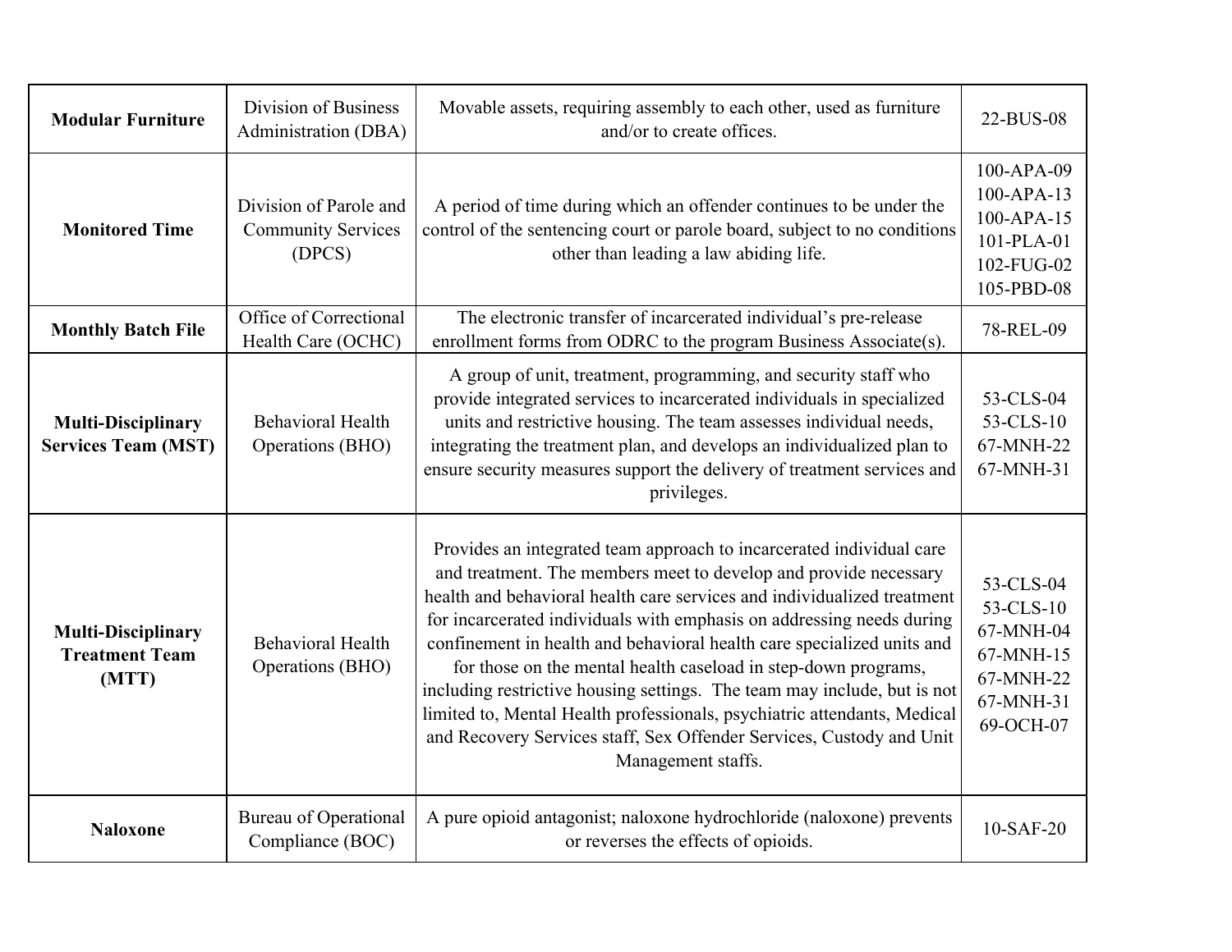| | | | |
|---|---|---|---|
| **Modular Furniture** | Division of Business Administration (DBA) | Movable assets, requiring assembly to each other, used as furniture and/or to create offices. | 22-BUS-08 |
| **Monitored Time** | Division of Parole and Community Services (DPCS) | A period of time during which an offender continues to be under the control of the sentencing court or parole board, subject to no conditions other than leading a law abiding life. | 100-APA-09<br>100-APA-13<br>100-APA-15<br>101-PLA-01<br>102-FUG-02<br>105-PBD-08 |
| **Monthly Batch File** | Office of Correctional Health Care (OCHC) | The electronic transfer of incarcerated individual's pre-release enrollment forms from ODRC to the program Business Associate(s). | 78-REL-09 |
| **Multi-Disciplinary Services Team (MST)** | Behavioral Health Operations (BHO) | A group of unit, treatment, programming, and security staff who provide integrated services to incarcerated individuals in specialized units and restrictive housing. The team assesses individual needs, integrating the treatment plan, and develops an individualized plan to ensure security measures support the delivery of treatment services and privileges. | 53-CLS-04<br>53-CLS-10<br>67-MNH-22<br>67-MNH-31 |
| **Multi-Disciplinary Treatment Team (MTT)** | Behavioral Health Operations (BHO) | Provides an integrated team approach to incarcerated individual care and treatment. The members meet to develop and provide necessary health and behavioral health care services and individualized treatment for incarcerated individuals with emphasis on addressing needs during confinement in health and behavioral health care specialized units and for those on the mental health caseload in step-down programs, including restrictive housing settings. The team may include, but is not limited to, Mental Health professionals, psychiatric attendants, Medical and Recovery Services staff, Sex Offender Services, Custody and Unit Management staffs. | 53-CLS-04<br>53-CLS-10<br>67-MNH-04<br>67-MNH-15<br>67-MNH-22<br>67-MNH-31<br>69-OCH-07 |
| **Naloxone** | Bureau of Operational Compliance (BOC) | A pure opioid antagonist; naloxone hydrochloride (naloxone) prevents or reverses the effects of opioids. | 10-SAF-20 |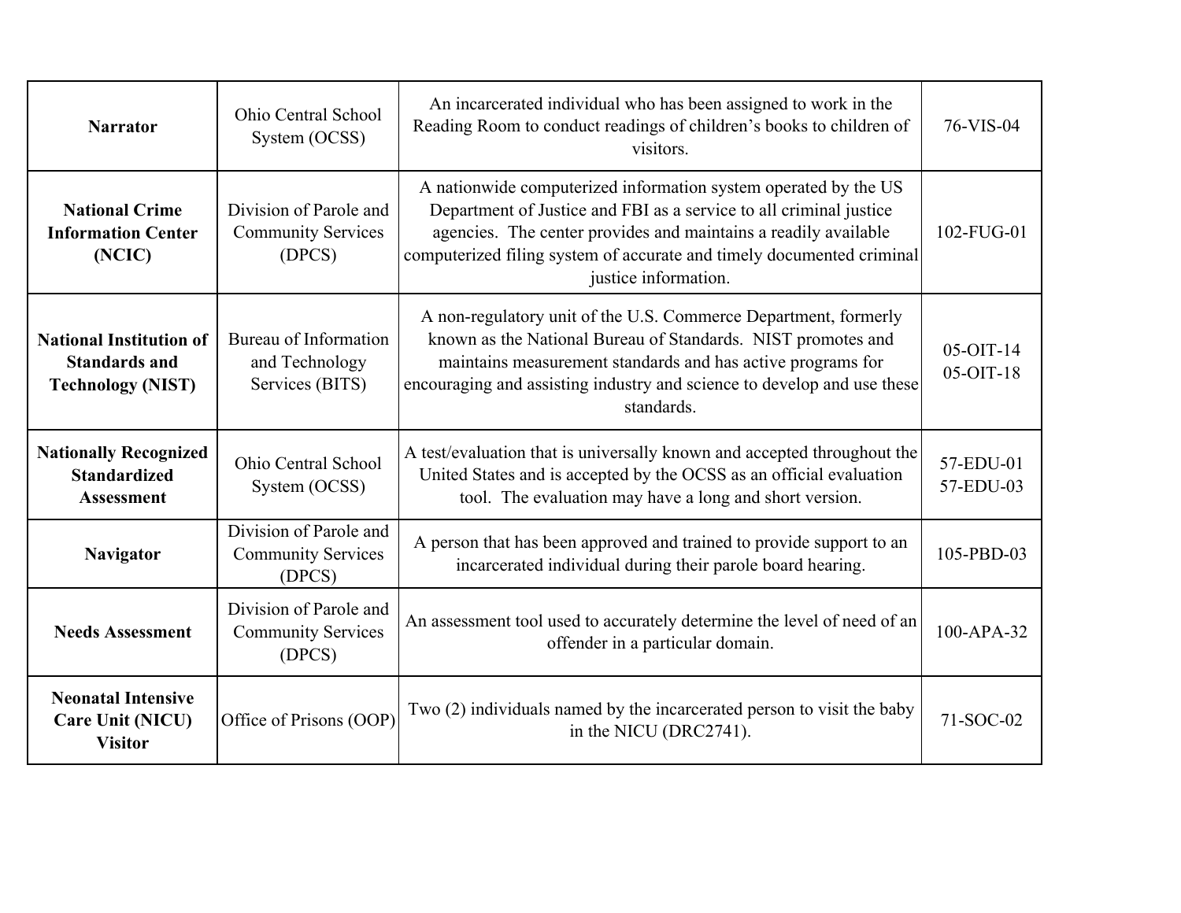| | | | |
|---|---|---|---|
| **Narrator** | Ohio Central School System (OCSS) | An incarcerated individual who has been assigned to work in the Reading Room to conduct readings of children's books to children of visitors. | 76-VIS-04 |
| **National Crime Information Center (NCIC)** | Division of Parole and Community Services (DPCS) | A nationwide computerized information system operated by the US Department of Justice and FBI as a service to all criminal justice agencies. The center provides and maintains a readily available computerized filing system of accurate and timely documented criminal justice information. | 102-FUG-01 |
| **National Institution of Standards and Technology (NIST)** | Bureau of Information and Technology Services (BITS) | A non-regulatory unit of the U.S. Commerce Department, formerly known as the National Bureau of Standards. NIST promotes and maintains measurement standards and has active programs for encouraging and assisting industry and science to develop and use these standards. | 05-OIT-14<br>05-OIT-18 |
| **Nationally Recognized Standardized Assessment** | Ohio Central School System (OCSS) | A test/evaluation that is universally known and accepted throughout the United States and is accepted by the OCSS as an official evaluation tool. The evaluation may have a long and short version. | 57-EDU-01<br>57-EDU-03 |
| **Navigator** | Division of Parole and Community Services (DPCS) | A person that has been approved and trained to provide support to an incarcerated individual during their parole board hearing. | 105-PBD-03 |
| **Needs Assessment** | Division of Parole and Community Services (DPCS) | An assessment tool used to accurately determine the level of need of an offender in a particular domain. | 100-APA-32 |
| **Neonatal Intensive Care Unit (NICU) Visitor** | Office of Prisons (OOP) | Two (2) individuals named by the incarcerated person to visit the baby in the NICU (DRC2741). | 71-SOC-02 |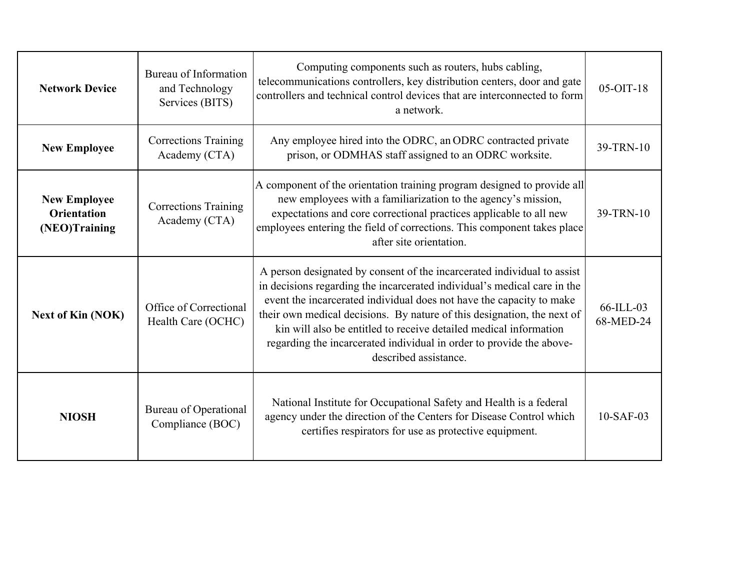| | | | |
|---|---|---|---|
| **Network Device** | Bureau of Information and Technology Services (BITS) | Computing components such as routers, hubs cabling, telecommunications controllers, key distribution centers, door and gate controllers and technical control devices that are interconnected to form a network. | 05-OIT-18 |
| **New Employee** | Corrections Training Academy (CTA) | Any employee hired into the ODRC, an ODRC contracted private prison, or ODMHAS staff assigned to an ODRC worksite. | 39-TRN-10 |
| **New Employee Orientation (NEO)Training** | Corrections Training Academy (CTA) | A component of the orientation training program designed to provide all new employees with a familiarization to the agency's mission, expectations and core correctional practices applicable to all new employees entering the field of corrections. This component takes place after site orientation. | 39-TRN-10 |
| **Next of Kin (NOK)** | Office of Correctional Health Care (OCHC) | A person designated by consent of the incarcerated individual to assist in decisions regarding the incarcerated individual's medical care in the event the incarcerated individual does not have the capacity to make their own medical decisions. By nature of this designation, the next of kin will also be entitled to receive detailed medical information regarding the incarcerated individual in order to provide the above-described assistance. | 66-ILL-03 68-MED-24 |
| **NIOSH** | Bureau of Operational Compliance (BOC) | National Institute for Occupational Safety and Health is a federal agency under the direction of the Centers for Disease Control which certifies respirators for use as protective equipment. | 10-SAF-03 |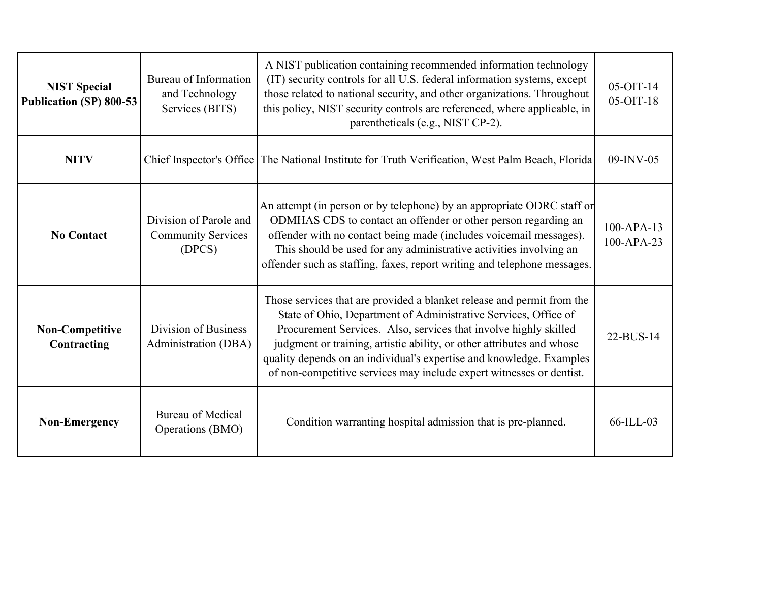| | | | |
|---|---|---|---|
| **NIST Special Publication (SP) 800-53** | Bureau of Information and Technology Services (BITS) | A NIST publication containing recommended information technology (IT) security controls for all U.S. federal information systems, except those related to national security, and other organizations. Throughout this policy, NIST security controls are referenced, where applicable, in parentheticals (e.g., NIST CP-2). | 05-OIT-14<br>05-OIT-18 |
| **NITV** | Chief Inspector's Office | The National Institute for Truth Verification, West Palm Beach, Florida | 09-INV-05 |
| **No Contact** | Division of Parole and Community Services (DPCS) | An attempt (in person or by telephone) by an appropriate ODRC staff or ODMHAS CDS to contact an offender or other person regarding an offender with no contact being made (includes voicemail messages). This should be used for any administrative activities involving an offender such as staffing, faxes, report writing and telephone messages. | 100-APA-13<br>100-APA-23 |
| **Non-Competitive Contracting** | Division of Business Administration (DBA) | Those services that are provided a blanket release and permit from the State of Ohio, Department of Administrative Services, Office of Procurement Services. Also, services that involve highly skilled judgment or training, artistic ability, or other attributes and whose quality depends on an individual's expertise and knowledge. Examples of non-competitive services may include expert witnesses or dentist. | 22-BUS-14 |
| **Non-Emergency** | Bureau of Medical Operations (BMO) | Condition warranting hospital admission that is pre-planned. | 66-ILL-03 |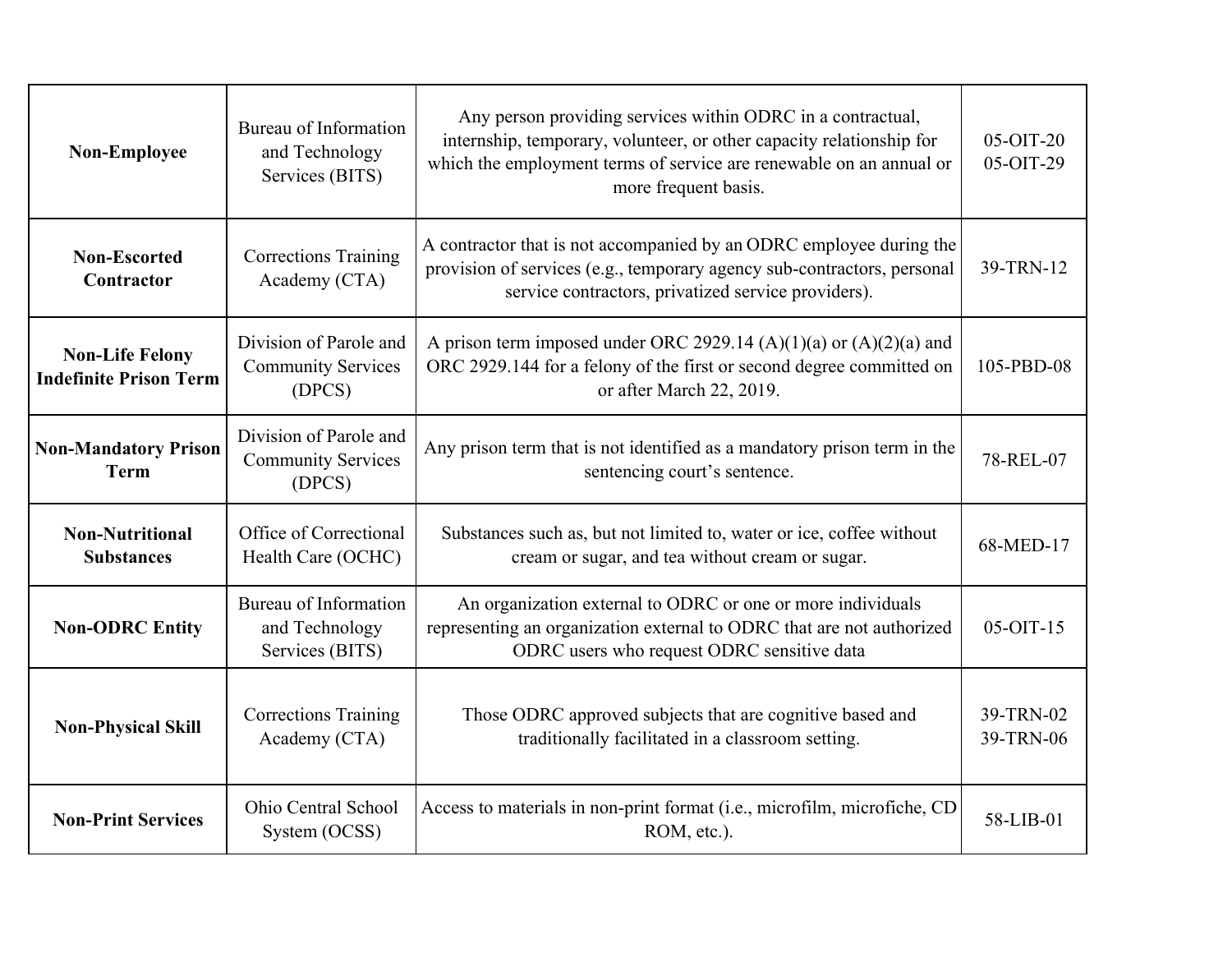| | | | |
|---|---|---|---|
| **Non-Employee** | Bureau of Information and Technology Services (BITS) | Any person providing services within ODRC in a contractual, internship, temporary, volunteer, or other capacity relationship for which the employment terms of service are renewable on an annual or more frequent basis. | 05-OIT-20<br>05-OIT-29 |
| **Non-Escorted Contractor** | Corrections Training Academy (CTA) | A contractor that is not accompanied by an ODRC employee during the provision of services (e.g., temporary agency sub-contractors, personal service contractors, privatized service providers). | 39-TRN-12 |
| **Non-Life Felony Indefinite Prison Term** | Division of Parole and Community Services (DPCS) | A prison term imposed under ORC 2929.14 (A)(1)(a) or (A)(2)(a) and ORC 2929.144 for a felony of the first or second degree committed on or after March 22, 2019. | 105-PBD-08 |
| **Non-Mandatory Prison Term** | Division of Parole and Community Services (DPCS) | Any prison term that is not identified as a mandatory prison term in the sentencing court's sentence. | 78-REL-07 |
| **Non-Nutritional Substances** | Office of Correctional Health Care (OCHC) | Substances such as, but not limited to, water or ice, coffee without cream or sugar, and tea without cream or sugar. | 68-MED-17 |
| **Non-ODRC Entity** | Bureau of Information and Technology Services (BITS) | An organization external to ODRC or one or more individuals representing an organization external to ODRC that are not authorized ODRC users who request ODRC sensitive data | 05-OIT-15 |
| **Non-Physical Skill** | Corrections Training Academy (CTA) | Those ODRC approved subjects that are cognitive based and traditionally facilitated in a classroom setting. | 39-TRN-02<br>39-TRN-06 |
| **Non-Print Services** | Ohio Central School System (OCSS) | Access to materials in non-print format (i.e., microfilm, microfiche, CD ROM, etc.). | 58-LIB-01 |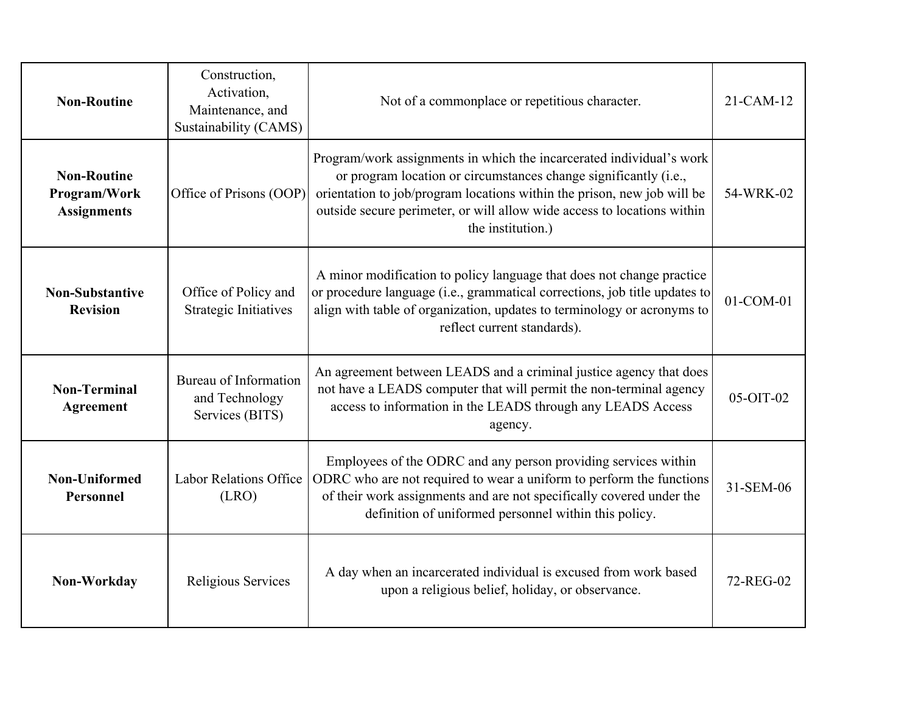| **Non-Routine** | Construction, Activation, Maintenance, and Sustainability (CAMS) | Not of a commonplace or repetitious character. | 21-CAM-12 |
|---|---|---|---|
| **Non-Routine Program/Work Assignments** | Office of Prisons (OOP) | Program/work assignments in which the incarcerated individual's work or program location or circumstances change significantly (i.e., orientation to job/program locations within the prison, new job will be outside secure perimeter, or will allow wide access to locations within the institution.) | 54-WRK-02 |
| **Non-Substantive Revision** | Office of Policy and Strategic Initiatives | A minor modification to policy language that does not change practice or procedure language (i.e., grammatical corrections, job title updates to align with table of organization, updates to terminology or acronyms to reflect current standards). | 01-COM-01 |
| **Non-Terminal Agreement** | Bureau of Information and Technology Services (BITS) | An agreement between LEADS and a criminal justice agency that does not have a LEADS computer that will permit the non-terminal agency access to information in the LEADS through any LEADS Access agency. | 05-OIT-02 |
| **Non-Uniformed Personnel** | Labor Relations Office (LRO) | Employees of the ODRC and any person providing services within ODRC who are not required to wear a uniform to perform the functions of their work assignments and are not specifically covered under the definition of uniformed personnel within this policy. | 31-SEM-06 |
| **Non-Workday** | Religious Services | A day when an incarcerated individual is excused from work based upon a religious belief, holiday, or observance. | 72-REG-02 |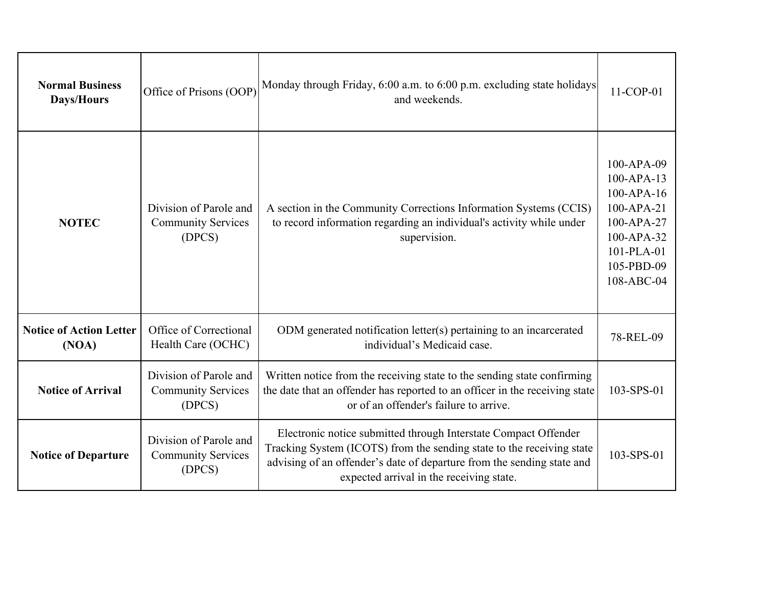| **Normal Business Days/Hours** | Office of Prisons (OOP) | Monday through Friday, 6:00 a.m. to 6:00 p.m. excluding state holidays and weekends. | 11-COP-01 |
|---|---|---|---|
| **NOTEC** | Division of Parole and Community Services (DPCS) | A section in the Community Corrections Information Systems (CCIS) to record information regarding an individual's activity while under supervision. | 100-APA-09<br>100-APA-13<br>100-APA-16<br>100-APA-21<br>100-APA-27<br>100-APA-32<br>101-PLA-01<br>105-PBD-09<br>108-ABC-04 |
| **Notice of Action Letter (NOA)** | Office of Correctional Health Care (OCHC) | ODM generated notification letter(s) pertaining to an incarcerated individual's Medicaid case. | 78-REL-09 |
| **Notice of Arrival** | Division of Parole and Community Services (DPCS) | Written notice from the receiving state to the sending state confirming the date that an offender has reported to an officer in the receiving state or of an offender's failure to arrive. | 103-SPS-01 |
| **Notice of Departure** | Division of Parole and Community Services (DPCS) | Electronic notice submitted through Interstate Compact Offender Tracking System (ICOTS) from the sending state to the receiving state advising of an offender's date of departure from the sending state and expected arrival in the receiving state. | 103-SPS-01 |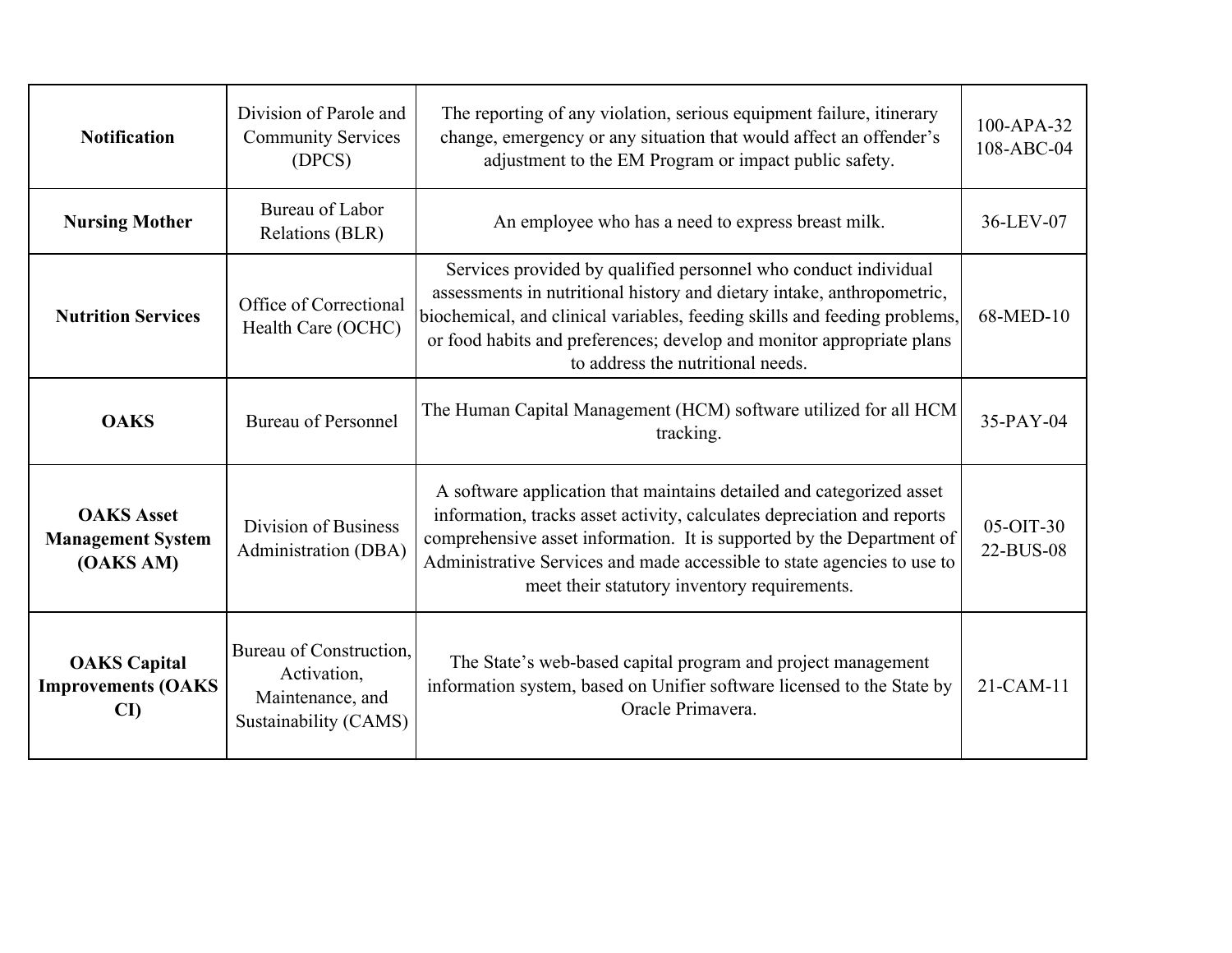| | | | |
|---|---|---|---|
| **Notification** | Division of Parole and Community Services (DPCS) | The reporting of any violation, serious equipment failure, itinerary change, emergency or any situation that would affect an offender's adjustment to the EM Program or impact public safety. | 100-APA-32<br>108-ABC-04 |
| **Nursing Mother** | Bureau of Labor Relations (BLR) | An employee who has a need to express breast milk. | 36-LEV-07 |
| **Nutrition Services** | Office of Correctional Health Care (OCHC) | Services provided by qualified personnel who conduct individual assessments in nutritional history and dietary intake, anthropometric, biochemical, and clinical variables, feeding skills and feeding problems, or food habits and preferences; develop and monitor appropriate plans to address the nutritional needs. | 68-MED-10 |
| **OAKS** | Bureau of Personnel | The Human Capital Management (HCM) software utilized for all HCM tracking. | 35-PAY-04 |
| **OAKS Asset Management System (OAKS AM)** | Division of Business Administration (DBA) | A software application that maintains detailed and categorized asset information, tracks asset activity, calculates depreciation and reports comprehensive asset information. It is supported by the Department of Administrative Services and made accessible to state agencies to use to meet their statutory inventory requirements. | 05-OIT-30<br>22-BUS-08 |
| **OAKS Capital Improvements (OAKS CI)** | Bureau of Construction, Activation, Maintenance, and Sustainability (CAMS) | The State's web-based capital program and project management information system, based on Unifier software licensed to the State by Oracle Primavera. | 21-CAM-11 |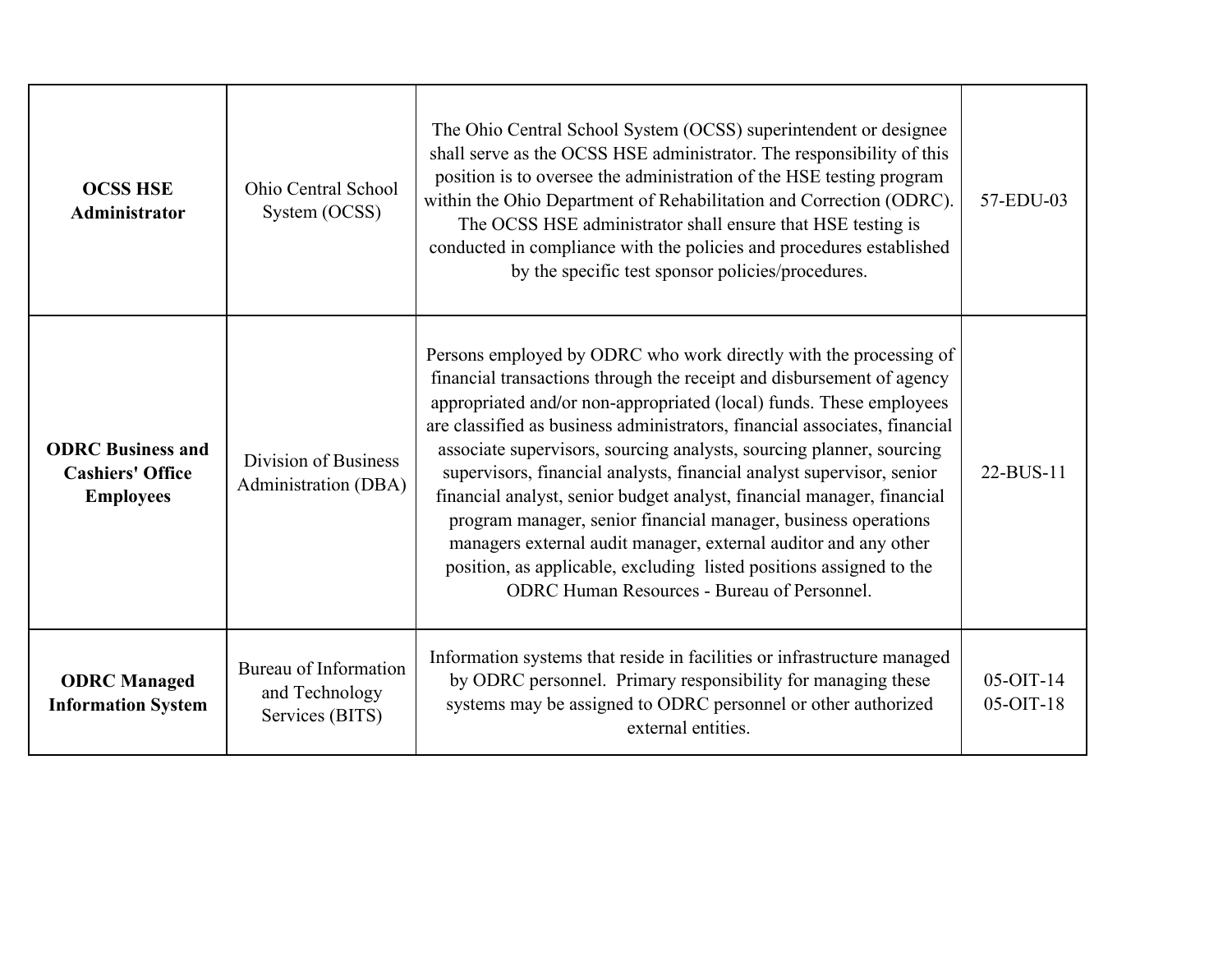| **OCSS HSE Administrator** | Ohio Central School System (OCSS) | The Ohio Central School System (OCSS) superintendent or designee shall serve as the OCSS HSE administrator. The responsibility of this position is to oversee the administration of the HSE testing program within the Ohio Department of Rehabilitation and Correction (ODRC). The OCSS HSE administrator shall ensure that HSE testing is conducted in compliance with the policies and procedures established by the specific test sponsor policies/procedures. | 57-EDU-03 |
|---|---|---|---|
| **ODRC Business and Cashiers' Office Employees** | Division of Business Administration (DBA) | Persons employed by ODRC who work directly with the processing of financial transactions through the receipt and disbursement of agency appropriated and/or non-appropriated (local) funds. These employees are classified as business administrators, financial associates, financial associate supervisors, sourcing analysts, sourcing planner, sourcing supervisors, financial analysts, financial analyst supervisor, senior financial analyst, senior budget analyst, financial manager, financial program manager, senior financial manager, business operations managers external audit manager, external auditor and any other position, as applicable, excluding listed positions assigned to the ODRC Human Resources - Bureau of Personnel. | 22-BUS-11 |
| **ODRC Managed Information System** | Bureau of Information and Technology Services (BITS) | Information systems that reside in facilities or infrastructure managed by ODRC personnel. Primary responsibility for managing these systems may be assigned to ODRC personnel or other authorized external entities. | 05-OIT-14<br>05-OIT-18 |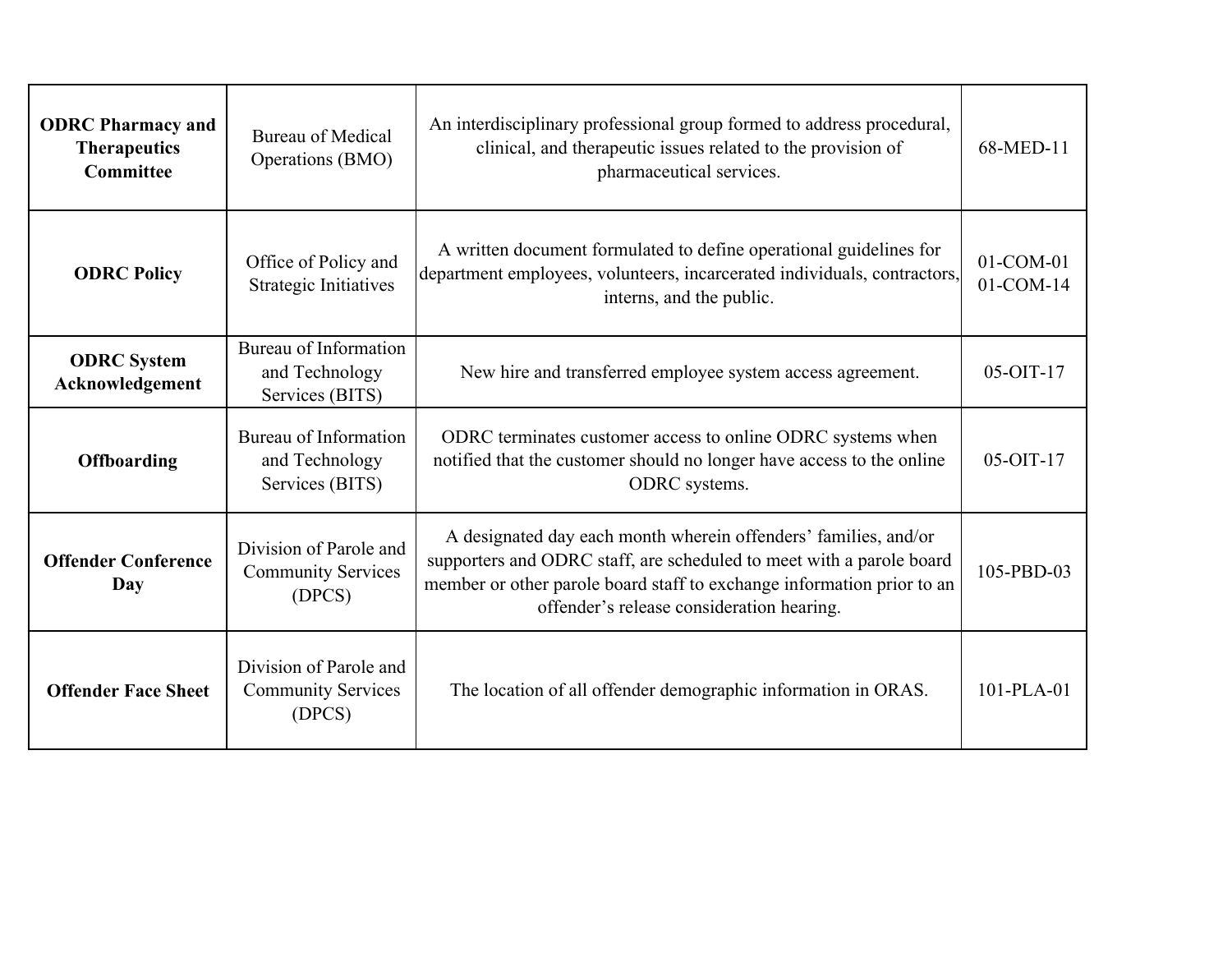| **ODRC Pharmacy and Therapeutics Committee** | Bureau of Medical Operations (BMO) | An interdisciplinary professional group formed to address procedural, clinical, and therapeutic issues related to the provision of pharmaceutical services. | 68-MED-11 |
|---|---|---|---|
| **ODRC Policy** | Office of Policy and Strategic Initiatives | A written document formulated to define operational guidelines for department employees, volunteers, incarcerated individuals, contractors, interns, and the public. | 01-COM-01 01-COM-14 |
| **ODRC System Acknowledgement** | Bureau of Information and Technology Services (BITS) | New hire and transferred employee system access agreement. | 05-OIT-17 |
| **Offboarding** | Bureau of Information and Technology Services (BITS) | ODRC terminates customer access to online ODRC systems when notified that the customer should no longer have access to the online ODRC systems. | 05-OIT-17 |
| **Offender Conference Day** | Division of Parole and Community Services (DPCS) | A designated day each month wherein offenders' families, and/or supporters and ODRC staff, are scheduled to meet with a parole board member or other parole board staff to exchange information prior to an offender's release consideration hearing. | 105-PBD-03 |
| **Offender Face Sheet** | Division of Parole and Community Services (DPCS) | The location of all offender demographic information in ORAS. | 101-PLA-01 |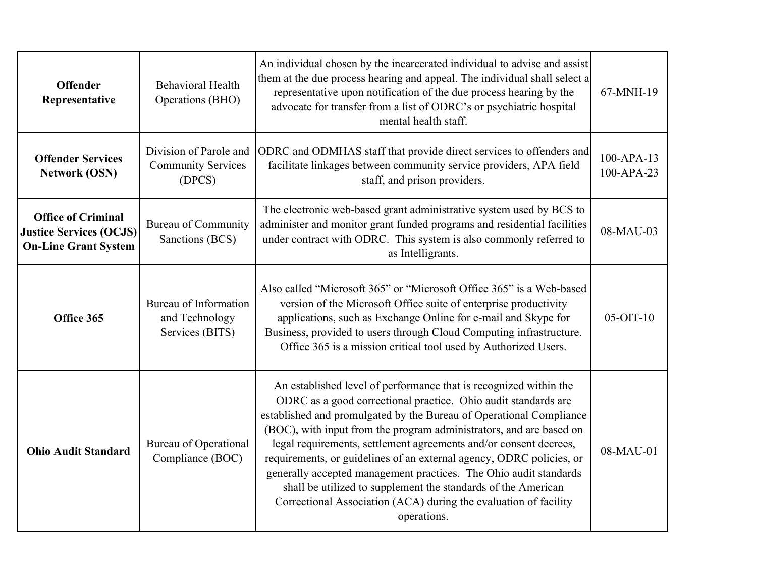| **Offender Representative** | Behavioral Health Operations (BHO) | An individual chosen by the incarcerated individual to advise and assist them at the due process hearing and appeal. The individual shall select a representative upon notification of the due process hearing by the advocate for transfer from a list of ODRC's or psychiatric hospital mental health staff. | 67-MNH-19 |
|---|---|---|---|
| **Offender Services Network (OSN)** | Division of Parole and Community Services (DPCS) | ODRC and ODMHAS staff that provide direct services to offenders and facilitate linkages between community service providers, APA field staff, and prison providers. | 100-APA-13<br>100-APA-23 |
| **Office of Criminal Justice Services (OCJS) On-Line Grant System** | Bureau of Community Sanctions (BCS) | The electronic web-based grant administrative system used by BCS to administer and monitor grant funded programs and residential facilities under contract with ODRC. This system is also commonly referred to as Intelligrants. | 08-MAU-03 |
| **Office 365** | Bureau of Information and Technology Services (BITS) | Also called "Microsoft 365" or "Microsoft Office 365" is a Web-based version of the Microsoft Office suite of enterprise productivity applications, such as Exchange Online for e-mail and Skype for Business, provided to users through Cloud Computing infrastructure. Office 365 is a mission critical tool used by Authorized Users. | 05-OIT-10 |
| **Ohio Audit Standard** | Bureau of Operational Compliance (BOC) | An established level of performance that is recognized within the ODRC as a good correctional practice. Ohio audit standards are established and promulgated by the Bureau of Operational Compliance (BOC), with input from the program administrators, and are based on legal requirements, settlement agreements and/or consent decrees, requirements, or guidelines of an external agency, ODRC policies, or generally accepted management practices. The Ohio audit standards shall be utilized to supplement the standards of the American Correctional Association (ACA) during the evaluation of facility operations. | 08-MAU-01 |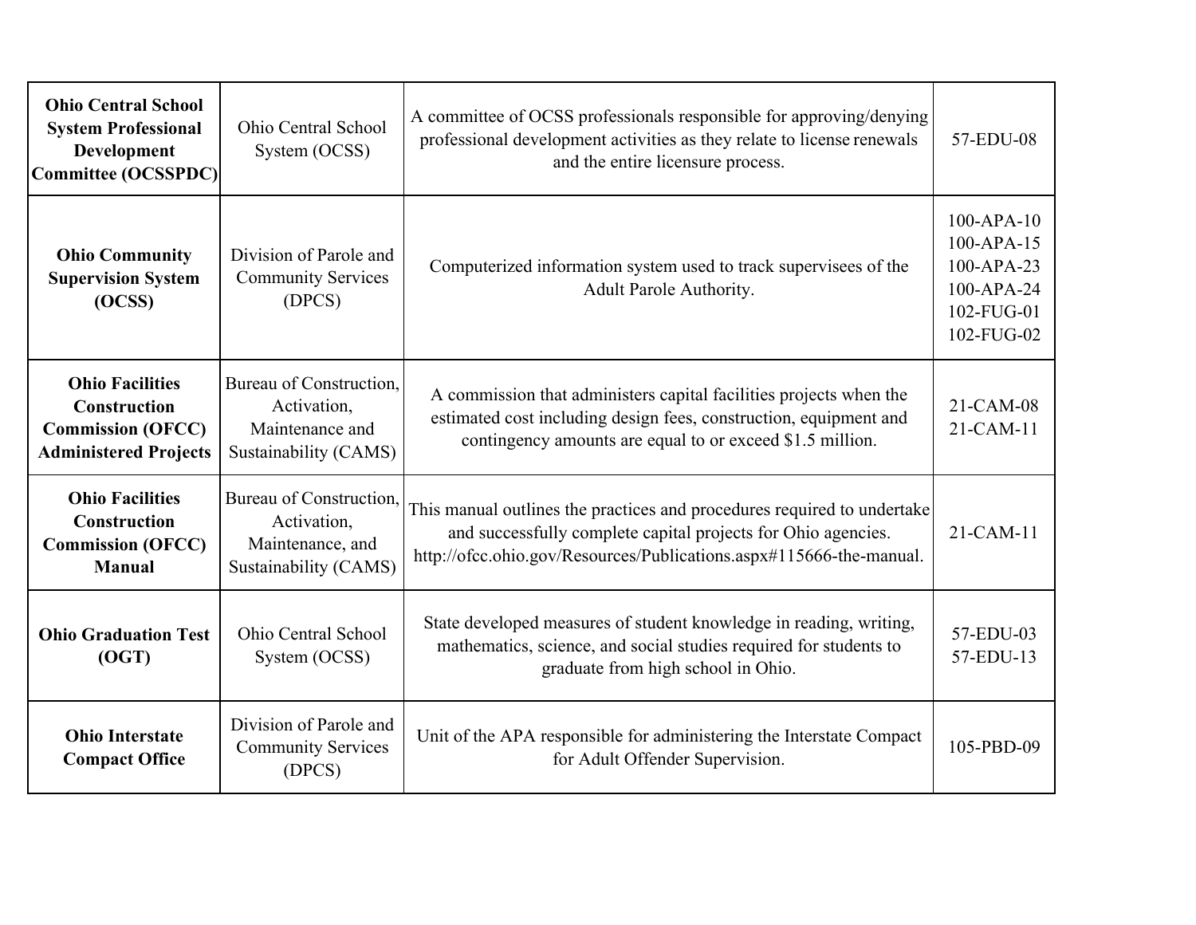| | | | |
|---|---|---|---|
| **Ohio Central School System Professional Development Committee (OCSSPDC)** | Ohio Central School System (OCSS) | A committee of OCSS professionals responsible for approving/denying professional development activities as they relate to license renewals and the entire licensure process. | 57-EDU-08 |
| **Ohio Community Supervision System (OCSS)** | Division of Parole and Community Services (DPCS) | Computerized information system used to track supervisees of the Adult Parole Authority. | 100-APA-10<br>100-APA-15<br>100-APA-23<br>100-APA-24<br>102-FUG-01<br>102-FUG-02 |
| **Ohio Facilities Construction Commission (OFCC) Administered Projects** | Bureau of Construction, Activation, Maintenance and Sustainability (CAMS) | A commission that administers capital facilities projects when the estimated cost including design fees, construction, equipment and contingency amounts are equal to or exceed $1.5 million. | 21-CAM-08<br>21-CAM-11 |
| **Ohio Facilities Construction Commission (OFCC) Manual** | Bureau of Construction, Activation, Maintenance, and Sustainability (CAMS) | This manual outlines the practices and procedures required to undertake and successfully complete capital projects for Ohio agencies. http://ofcc.ohio.gov/Resources/Publications.aspx#115666-the-manual. | 21-CAM-11 |
| **Ohio Graduation Test (OGT)** | Ohio Central School System (OCSS) | State developed measures of student knowledge in reading, writing, mathematics, science, and social studies required for students to graduate from high school in Ohio. | 57-EDU-03<br>57-EDU-13 |
| **Ohio Interstate Compact Office** | Division of Parole and Community Services (DPCS) | Unit of the APA responsible for administering the Interstate Compact for Adult Offender Supervision. | 105-PBD-09 |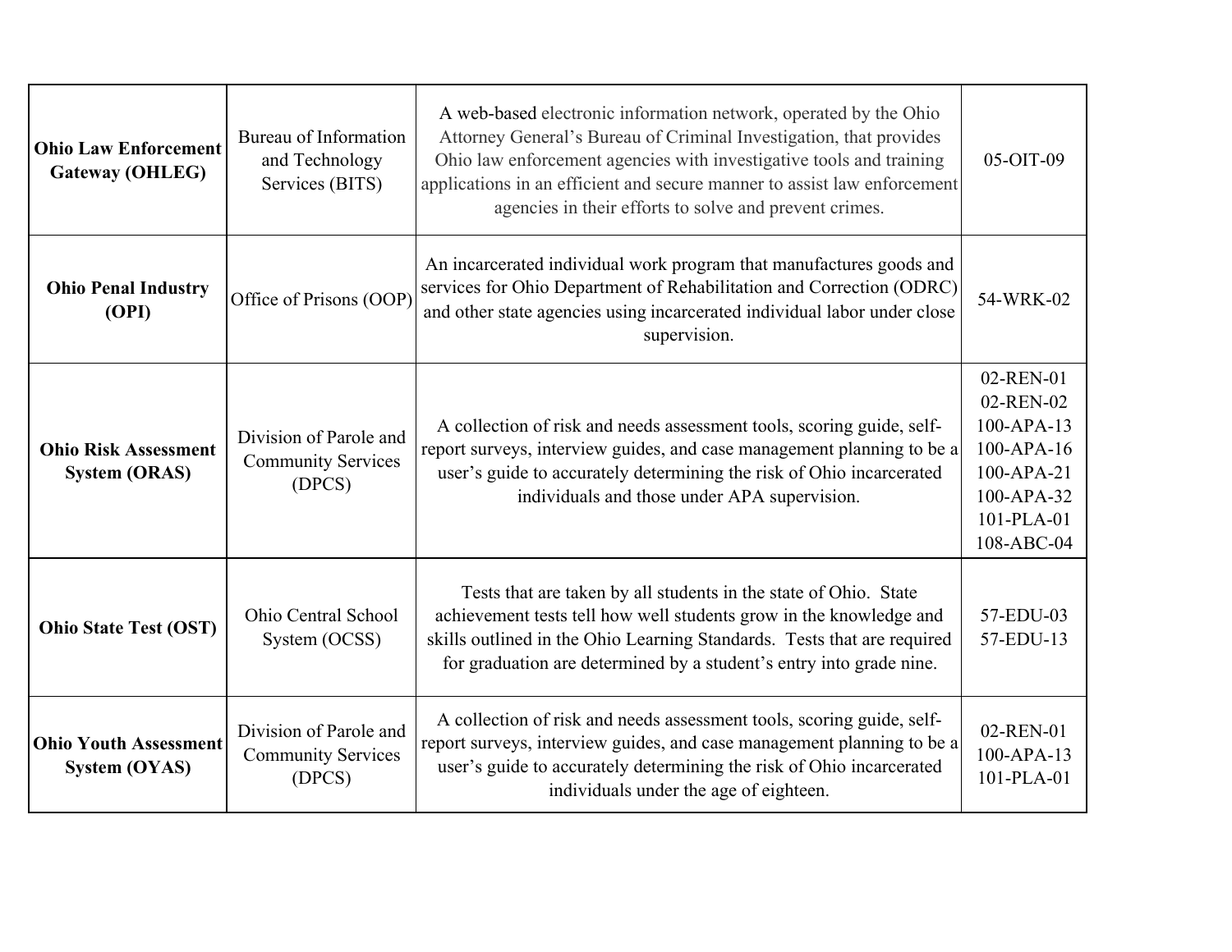| **Ohio Law Enforcement Gateway (OHLEG)** | Bureau of Information and Technology Services (BITS) | A web-based electronic information network, operated by the Ohio Attorney General's Bureau of Criminal Investigation, that provides Ohio law enforcement agencies with investigative tools and training applications in an efficient and secure manner to assist law enforcement agencies in their efforts to solve and prevent crimes. | 05-OIT-09 |
|---|---|---|---|
| **Ohio Penal Industry (OPI)** | Office of Prisons (OOP) | An incarcerated individual work program that manufactures goods and services for Ohio Department of Rehabilitation and Correction (ODRC) and other state agencies using incarcerated individual labor under close supervision. | 54-WRK-02 |
| **Ohio Risk Assessment System (ORAS)** | Division of Parole and Community Services (DPCS) | A collection of risk and needs assessment tools, scoring guide, self-report surveys, interview guides, and case management planning to be a user's guide to accurately determining the risk of Ohio incarcerated individuals and those under APA supervision. | 02-REN-01<br>02-REN-02<br>100-APA-13<br>100-APA-16<br>100-APA-21<br>100-APA-32<br>101-PLA-01<br>108-ABC-04 |
| **Ohio State Test (OST)** | Ohio Central School System (OCSS) | Tests that are taken by all students in the state of Ohio. State achievement tests tell how well students grow in the knowledge and skills outlined in the Ohio Learning Standards. Tests that are required for graduation are determined by a student's entry into grade nine. | 57-EDU-03<br>57-EDU-13 |
| **Ohio Youth Assessment System (OYAS)** | Division of Parole and Community Services (DPCS) | A collection of risk and needs assessment tools, scoring guide, self-report surveys, interview guides, and case management planning to be a user's guide to accurately determining the risk of Ohio incarcerated individuals under the age of eighteen. | 02-REN-01<br>100-APA-13<br>101-PLA-01 |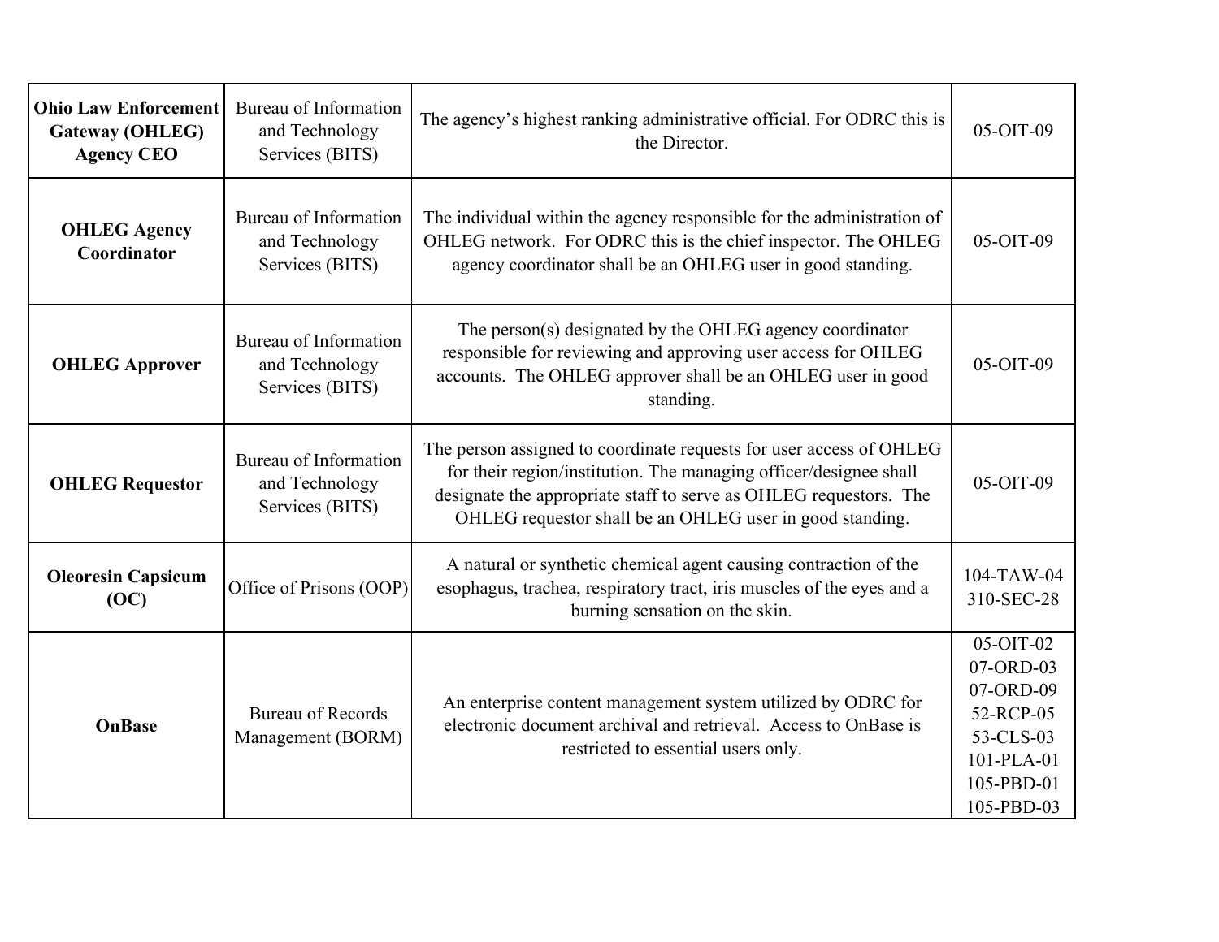| **Ohio Law Enforcement Gateway (OHLEG) Agency CEO** | Bureau of Information and Technology Services (BITS) | The agency's highest ranking administrative official. For ODRC this is the Director. | 05-OIT-09 |
|---|---|---|---|
| **OHLEG Agency Coordinator** | Bureau of Information and Technology Services (BITS) | The individual within the agency responsible for the administration of OHLEG network. For ODRC this is the chief inspector. The OHLEG agency coordinator shall be an OHLEG user in good standing. | 05-OIT-09 |
| **OHLEG Approver** | Bureau of Information and Technology Services (BITS) | The person(s) designated by the OHLEG agency coordinator responsible for reviewing and approving user access for OHLEG accounts. The OHLEG approver shall be an OHLEG user in good standing. | 05-OIT-09 |
| **OHLEG Requestor** | Bureau of Information and Technology Services (BITS) | The person assigned to coordinate requests for user access of OHLEG for their region/institution. The managing officer/designee shall designate the appropriate staff to serve as OHLEG requestors. The OHLEG requestor shall be an OHLEG user in good standing. | 05-OIT-09 |
| **Oleoresin Capsicum (OC)** | Office of Prisons (OOP) | A natural or synthetic chemical agent causing contraction of the esophagus, trachea, respiratory tract, iris muscles of the eyes and a burning sensation on the skin. | 104-TAW-04<br>310-SEC-28 |
| **OnBase** | Bureau of Records Management (BORM) | An enterprise content management system utilized by ODRC for electronic document archival and retrieval. Access to OnBase is restricted to essential users only. | 05-OIT-02<br>07-ORD-03<br>07-ORD-09<br>52-RCP-05<br>53-CLS-03<br>101-PLA-01<br>105-PBD-01<br>105-PBD-03 |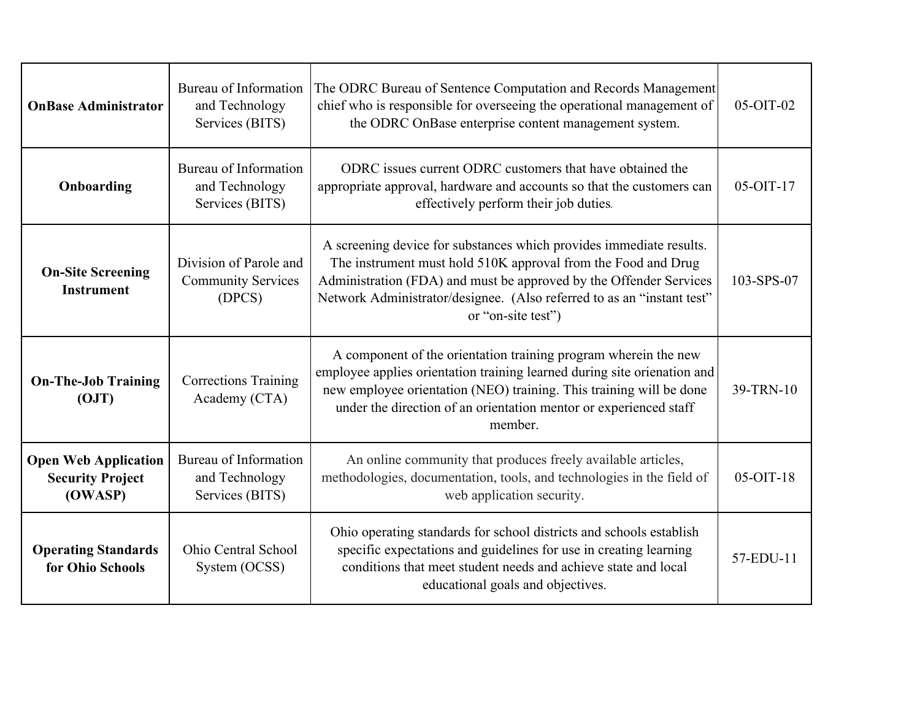| **OnBase Administrator** | Bureau of Information and Technology Services (BITS) | The ODRC Bureau of Sentence Computation and Records Management chief who is responsible for overseeing the operational management of the ODRC OnBase enterprise content management system. | 05-OIT-02 |
|---|---|---|---|
| **Onboarding** | Bureau of Information and Technology Services (BITS) | ODRC issues current ODRC customers that have obtained the appropriate approval, hardware and accounts so that the customers can effectively perform their job duties. | 05-OIT-17 |
| **On-Site Screening Instrument** | Division of Parole and Community Services (DPCS) | A screening device for substances which provides immediate results. The instrument must hold 510K approval from the Food and Drug Administration (FDA) and must be approved by the Offender Services Network Administrator/designee. (Also referred to as an "instant test" or "on-site test") | 103-SPS-07 |
| **On-The-Job Training (OJT)** | Corrections Training Academy (CTA) | A component of the orientation training program wherein the new employee applies orientation training learned during site orienation and new employee orientation (NEO) training. This training will be done under the direction of an orientation mentor or experienced staff member. | 39-TRN-10 |
| **Open Web Application Security Project (OWASP)** | Bureau of Information and Technology Services (BITS) | An online community that produces freely available articles, methodologies, documentation, tools, and technologies in the field of web application security. | 05-OIT-18 |
| **Operating Standards for Ohio Schools** | Ohio Central School System (OCSS) | Ohio operating standards for school districts and schools establish specific expectations and guidelines for use in creating learning conditions that meet student needs and achieve state and local educational goals and objectives. | 57-EDU-11 |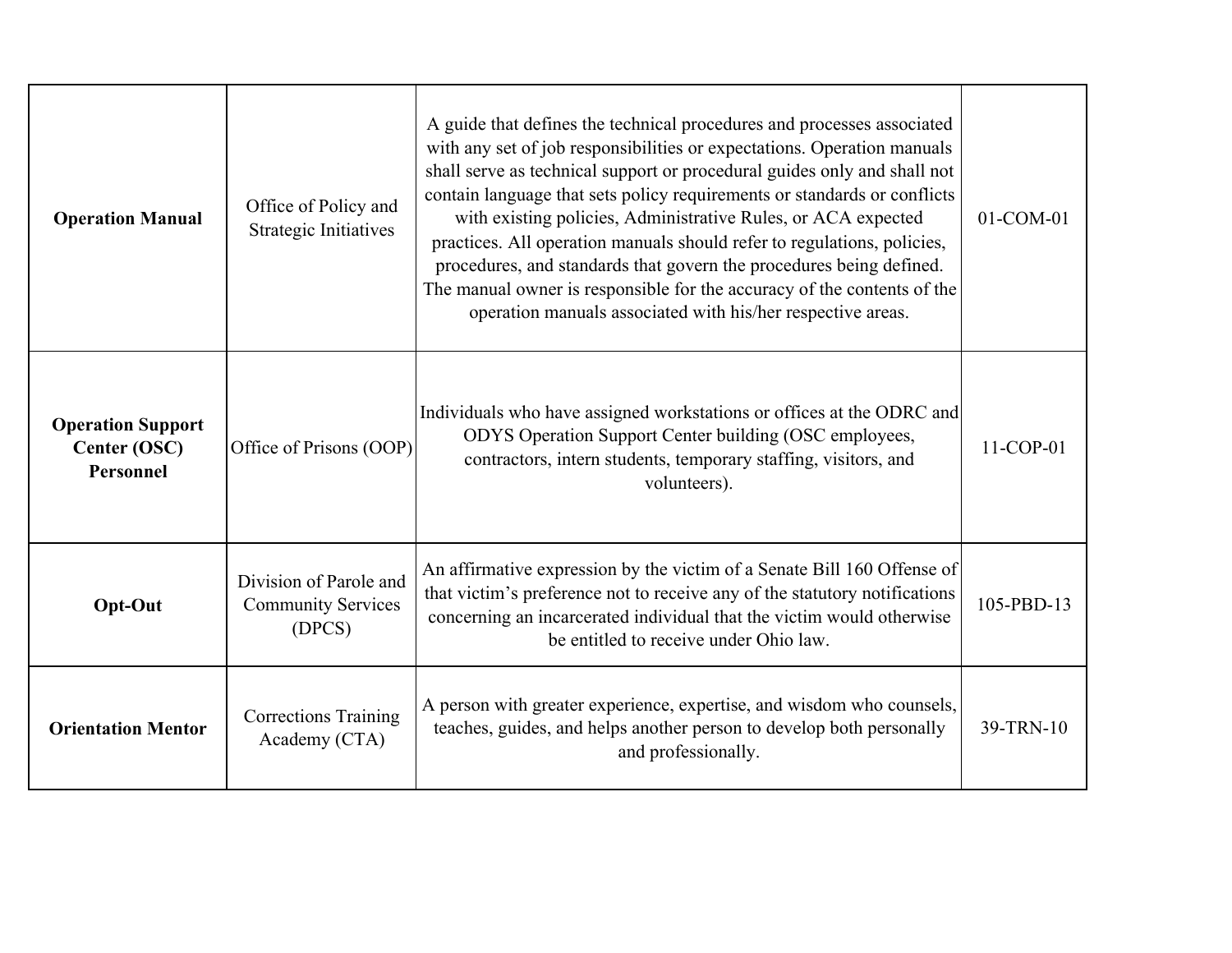| **Operation Manual** | Office of Policy and Strategic Initiatives | A guide that defines the technical procedures and processes associated with any set of job responsibilities or expectations. Operation manuals shall serve as technical support or procedural guides only and shall not contain language that sets policy requirements or standards or conflicts with existing policies, Administrative Rules, or ACA expected practices. All operation manuals should refer to regulations, policies, procedures, and standards that govern the procedures being defined. The manual owner is responsible for the accuracy of the contents of the operation manuals associated with his/her respective areas. | 01-COM-01 |
|---|---|---|---|
| **Operation Support Center (OSC) Personnel** | Office of Prisons (OOP) | Individuals who have assigned workstations or offices at the ODRC and ODYS Operation Support Center building (OSC employees, contractors, intern students, temporary staffing, visitors, and volunteers). | 11-COP-01 |
| **Opt-Out** | Division of Parole and Community Services (DPCS) | An affirmative expression by the victim of a Senate Bill 160 Offense of that victim's preference not to receive any of the statutory notifications concerning an incarcerated individual that the victim would otherwise be entitled to receive under Ohio law. | 105-PBD-13 |
| **Orientation Mentor** | Corrections Training Academy (CTA) | A person with greater experience, expertise, and wisdom who counsels, teaches, guides, and helps another person to develop both personally and professionally. | 39-TRN-10 |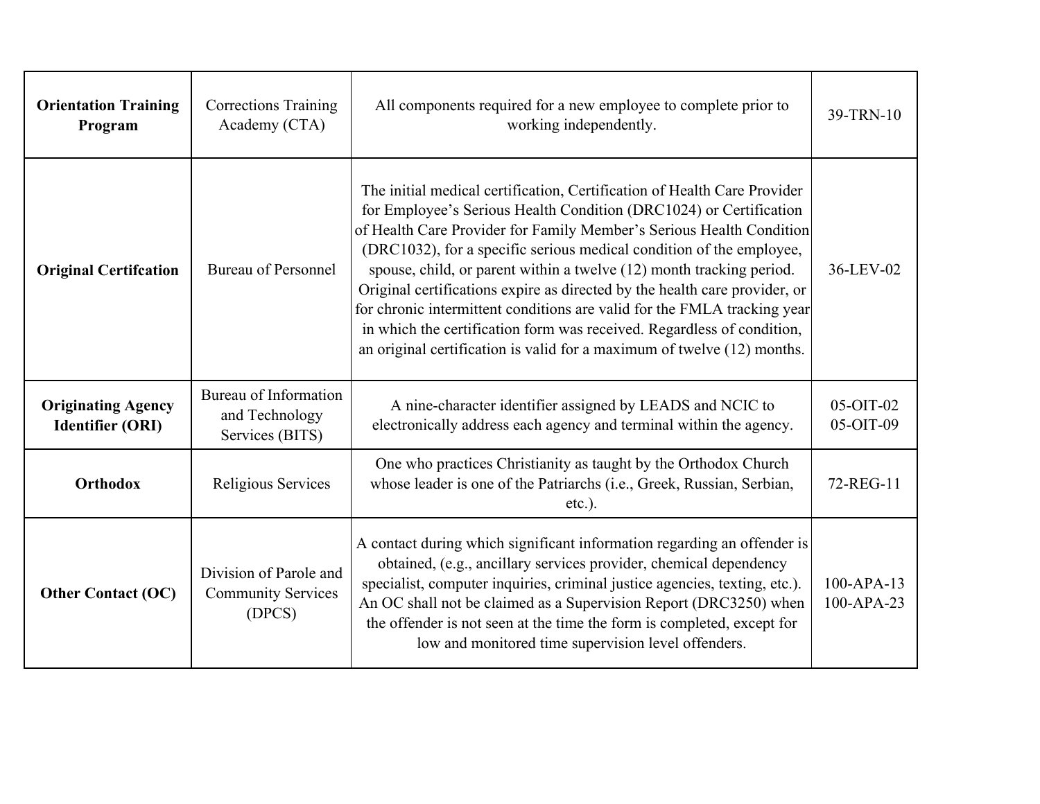| **Orientation Training Program** | Corrections Training Academy (CTA) | All components required for a new employee to complete prior to working independently. | 39-TRN-10 |
|---|---|---|---|
| **Original Certifcation** | Bureau of Personnel | The initial medical certification, Certification of Health Care Provider for Employee's Serious Health Condition (DRC1024) or Certification of Health Care Provider for Family Member's Serious Health Condition (DRC1032), for a specific serious medical condition of the employee, spouse, child, or parent within a twelve (12) month tracking period. Original certifications expire as directed by the health care provider, or for chronic intermittent conditions are valid for the FMLA tracking year in which the certification form was received. Regardless of condition, an original certification is valid for a maximum of twelve (12) months. | 36-LEV-02 |
| **Originating Agency Identifier (ORI)** | Bureau of Information and Technology Services (BITS) | A nine-character identifier assigned by LEADS and NCIC to electronically address each agency and terminal within the agency. | 05-OIT-02<br>05-OIT-09 |
| **Orthodox** | Religious Services | One who practices Christianity as taught by the Orthodox Church whose leader is one of the Patriarchs (i.e., Greek, Russian, Serbian, etc.). | 72-REG-11 |
| **Other Contact (OC)** | Division of Parole and Community Services (DPCS) | A contact during which significant information regarding an offender is obtained, (e.g., ancillary services provider, chemical dependency specialist, computer inquiries, criminal justice agencies, texting, etc.). An OC shall not be claimed as a Supervision Report (DRC3250) when the offender is not seen at the time the form is completed, except for low and monitored time supervision level offenders. | 100-APA-13<br>100-APA-23 |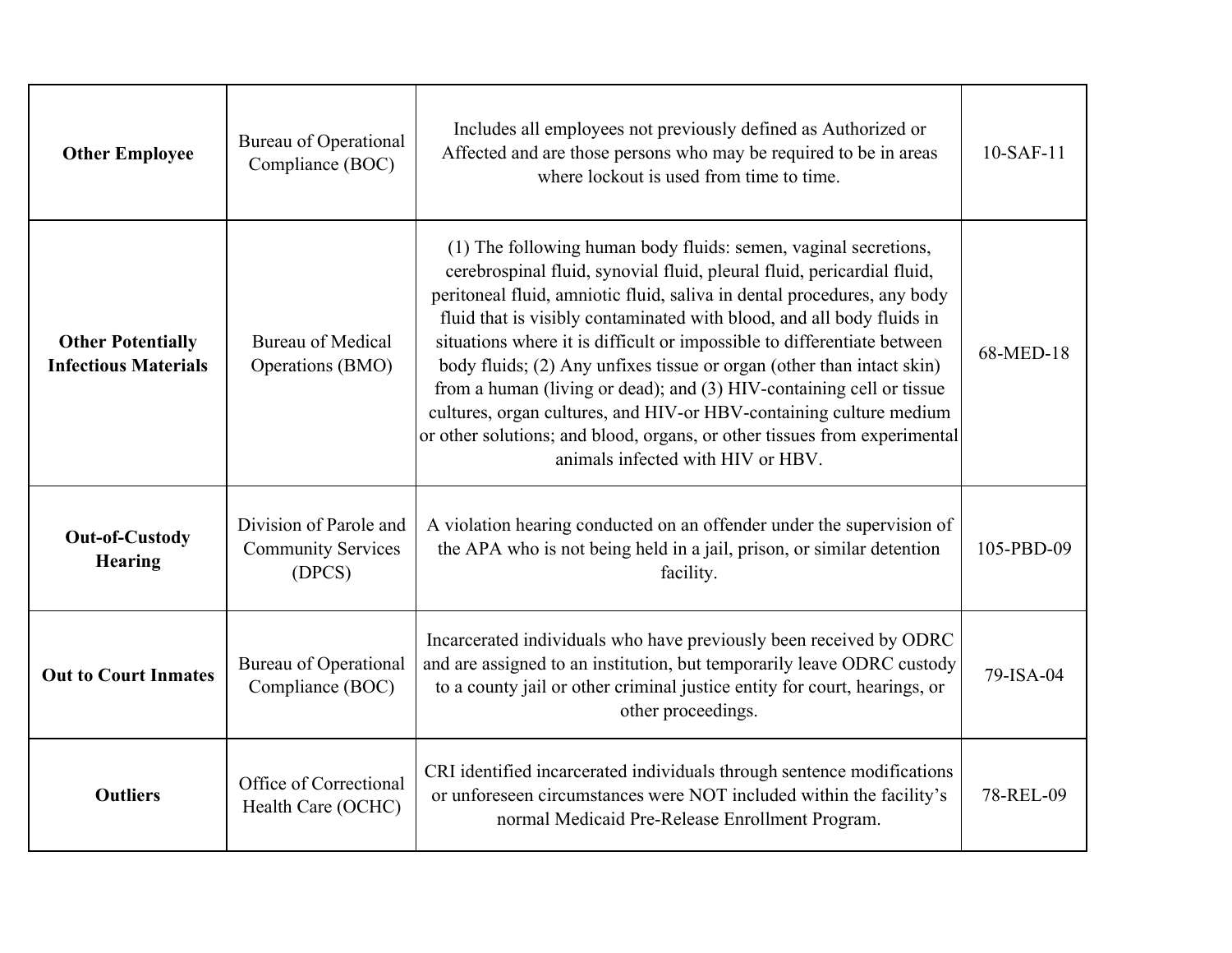| | | | |
|---|---|---|---|
| **Other Employee** | Bureau of Operational Compliance (BOC) | Includes all employees not previously defined as Authorized or Affected and are those persons who may be required to be in areas where lockout is used from time to time. | 10-SAF-11 |
| **Other Potentially Infectious Materials** | Bureau of Medical Operations (BMO) | (1) The following human body fluids: semen, vaginal secretions, cerebrospinal fluid, synovial fluid, pleural fluid, pericardial fluid, peritoneal fluid, amniotic fluid, saliva in dental procedures, any body fluid that is visibly contaminated with blood, and all body fluids in situations where it is difficult or impossible to differentiate between body fluids; (2) Any unfixes tissue or organ (other than intact skin) from a human (living or dead); and (3) HIV-containing cell or tissue cultures, organ cultures, and HIV-or HBV-containing culture medium or other solutions; and blood, organs, or other tissues from experimental animals infected with HIV or HBV. | 68-MED-18 |
| **Out-of-Custody Hearing** | Division of Parole and Community Services (DPCS) | A violation hearing conducted on an offender under the supervision of the APA who is not being held in a jail, prison, or similar detention facility. | 105-PBD-09 |
| **Out to Court Inmates** | Bureau of Operational Compliance (BOC) | Incarcerated individuals who have previously been received by ODRC and are assigned to an institution, but temporarily leave ODRC custody to a county jail or other criminal justice entity for court, hearings, or other proceedings. | 79-ISA-04 |
| **Outliers** | Office of Correctional Health Care (OCHC) | CRI identified incarcerated individuals through sentence modifications or unforeseen circumstances were NOT included within the facility's normal Medicaid Pre-Release Enrollment Program. | 78-REL-09 |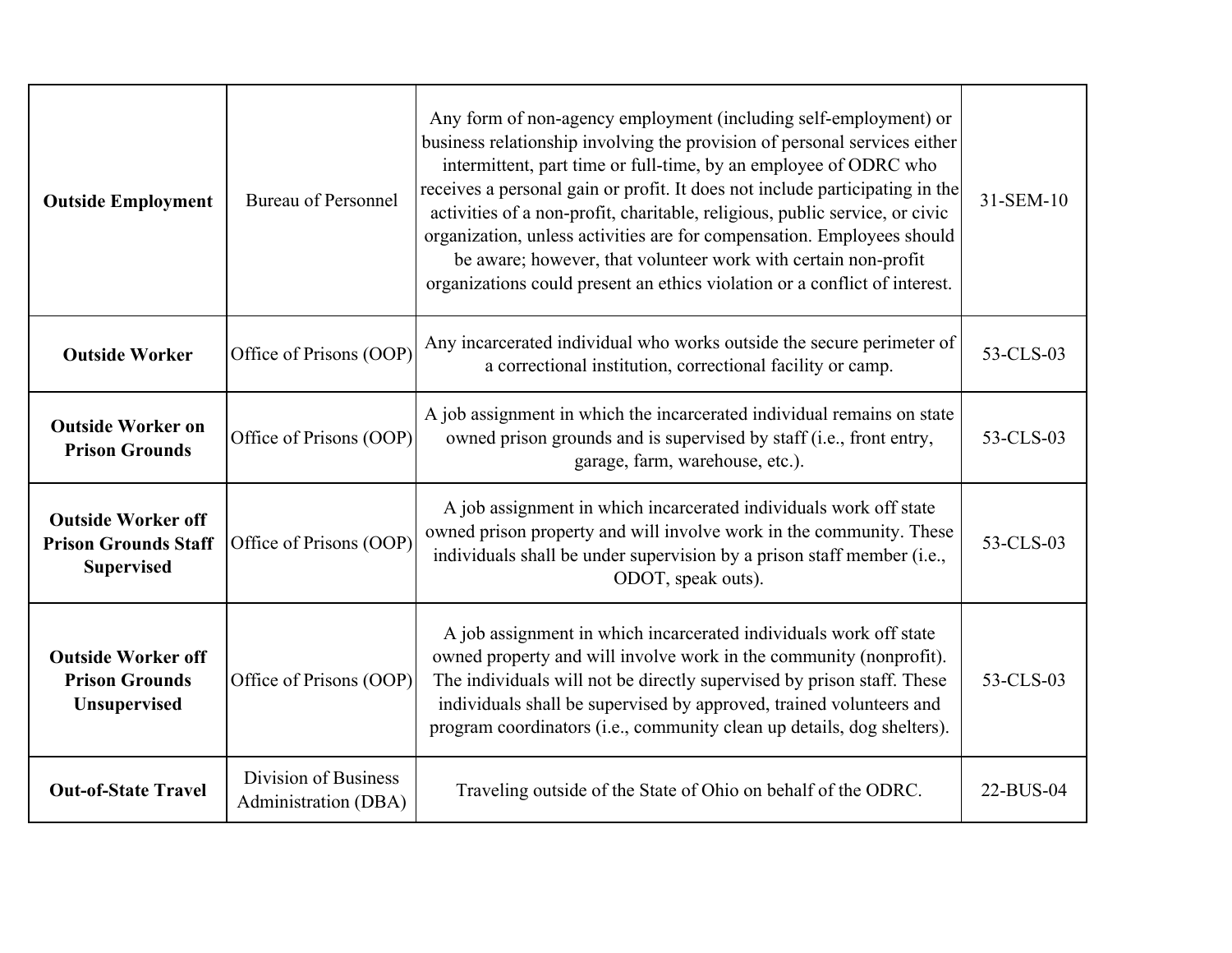| | | | |
|---|---|---|---|
| **Outside Employment** | Bureau of Personnel | Any form of non-agency employment (including self-employment) or business relationship involving the provision of personal services either intermittent, part time or full-time, by an employee of ODRC who receives a personal gain or profit. It does not include participating in the activities of a non-profit, charitable, religious, public service, or civic organization, unless activities are for compensation. Employees should be aware; however, that volunteer work with certain non-profit organizations could present an ethics violation or a conflict of interest. | 31-SEM-10 |
| **Outside Worker** | Office of Prisons (OOP) | Any incarcerated individual who works outside the secure perimeter of a correctional institution, correctional facility or camp. | 53-CLS-03 |
| **Outside Worker on Prison Grounds** | Office of Prisons (OOP) | A job assignment in which the incarcerated individual remains on state owned prison grounds and is supervised by staff (i.e., front entry, garage, farm, warehouse, etc.). | 53-CLS-03 |
| **Outside Worker off Prison Grounds Staff Supervised** | Office of Prisons (OOP) | A job assignment in which incarcerated individuals work off state owned prison property and will involve work in the community. These individuals shall be under supervision by a prison staff member (i.e., ODOT, speak outs). | 53-CLS-03 |
| **Outside Worker off Prison Grounds Unsupervised** | Office of Prisons (OOP) | A job assignment in which incarcerated individuals work off state owned property and will involve work in the community (nonprofit). The individuals will not be directly supervised by prison staff. These individuals shall be supervised by approved, trained volunteers and program coordinators (i.e., community clean up details, dog shelters). | 53-CLS-03 |
| **Out-of-State Travel** | Division of Business Administration (DBA) | Traveling outside of the State of Ohio on behalf of the ODRC. | 22-BUS-04 |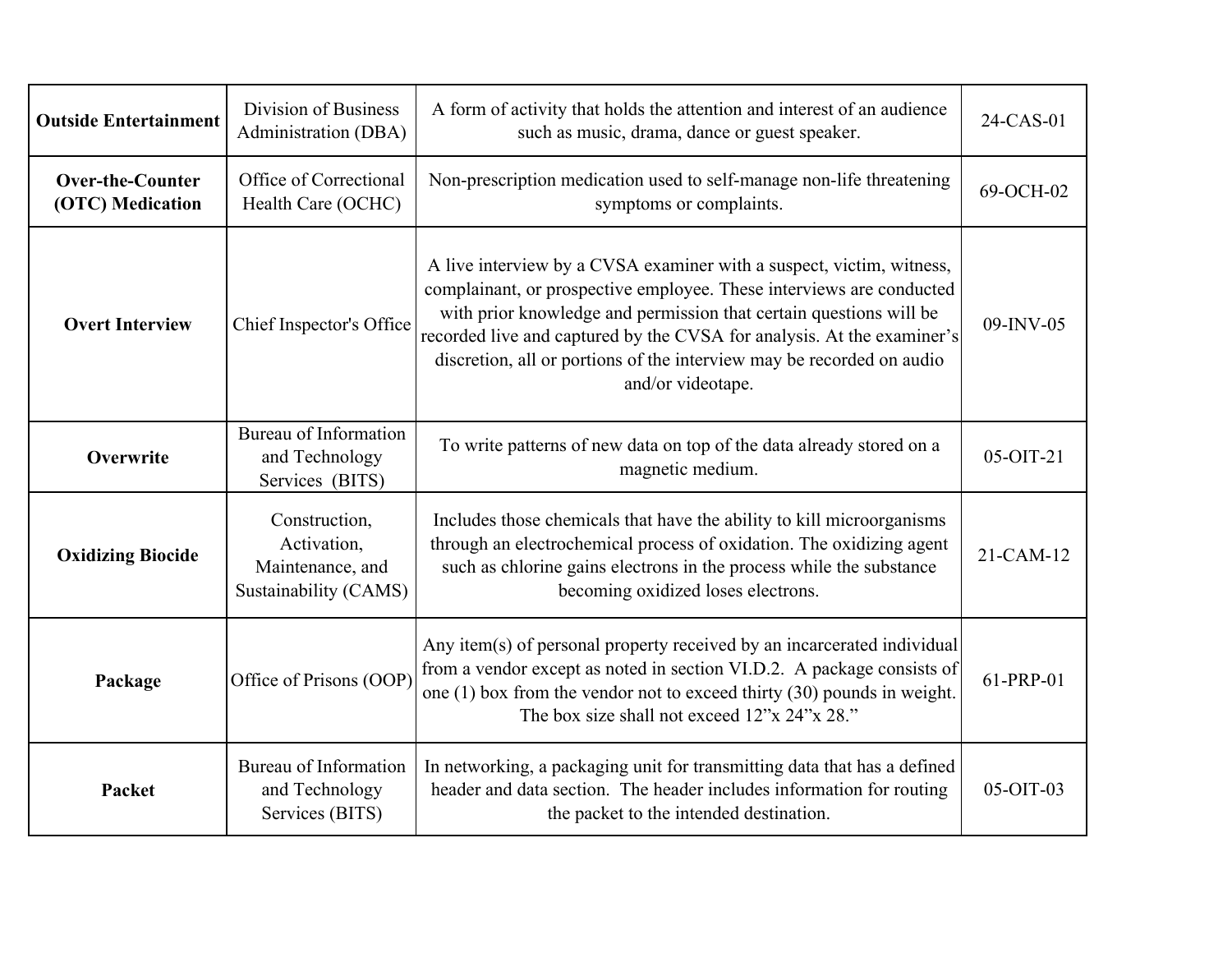| **Outside Entertainment** | Division of Business Administration (DBA) | A form of activity that holds the attention and interest of an audience such as music, drama, dance or guest speaker. | 24-CAS-01 |
|---|---|---|---|
| **Over-the-Counter (OTC) Medication** | Office of Correctional Health Care (OCHC) | Non-prescription medication used to self-manage non-life threatening symptoms or complaints. | 69-OCH-02 |
| **Overt Interview** | Chief Inspector's Office | A live interview by a CVSA examiner with a suspect, victim, witness, complainant, or prospective employee. These interviews are conducted with prior knowledge and permission that certain questions will be recorded live and captured by the CVSA for analysis. At the examiner's discretion, all or portions of the interview may be recorded on audio and/or videotape. | 09-INV-05 |
| **Overwrite** | Bureau of Information and Technology Services (BITS) | To write patterns of new data on top of the data already stored on a magnetic medium. | 05-OIT-21 |
| **Oxidizing Biocide** | Construction, Activation, Maintenance, and Sustainability (CAMS) | Includes those chemicals that have the ability to kill microorganisms through an electrochemical process of oxidation. The oxidizing agent such as chlorine gains electrons in the process while the substance becoming oxidized loses electrons. | 21-CAM-12 |
| **Package** | Office of Prisons (OOP) | Any item(s) of personal property received by an incarcerated individual from a vendor except as noted in section VI.D.2. A package consists of one (1) box from the vendor not to exceed thirty (30) pounds in weight. The box size shall not exceed 12"x 24"x 28." | 61-PRP-01 |
| **Packet** | Bureau of Information and Technology Services (BITS) | In networking, a packaging unit for transmitting data that has a defined header and data section. The header includes information for routing the packet to the intended destination. | 05-OIT-03 |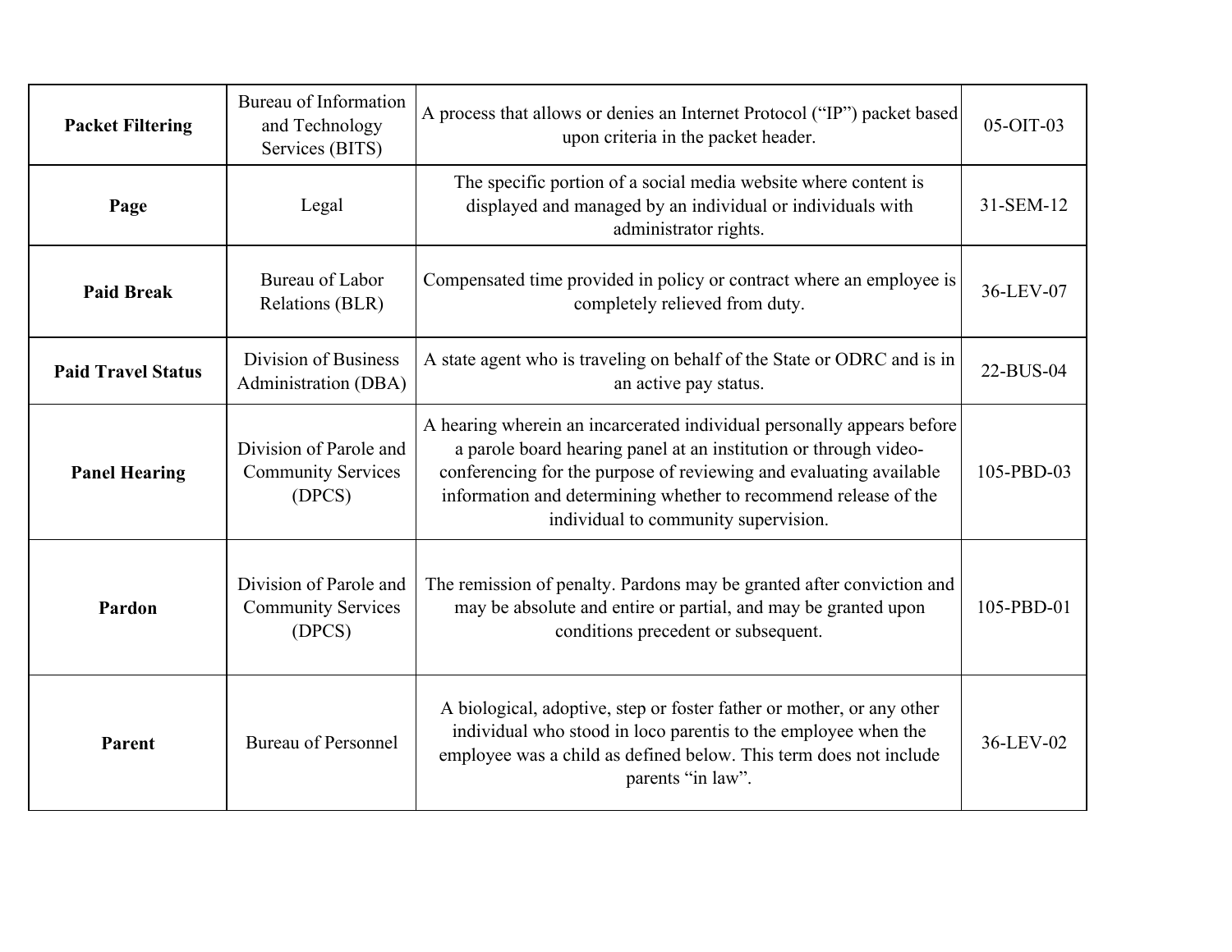| **Packet Filtering** | Bureau of Information and Technology Services (BITS) | A process that allows or denies an Internet Protocol (“IP”) packet based upon criteria in the packet header. | 05-OIT-03 |
|---|---|---|---|
| **Page** | Legal | The specific portion of a social media website where content is displayed and managed by an individual or individuals with administrator rights. | 31-SEM-12 |
| **Paid Break** | Bureau of Labor Relations (BLR) | Compensated time provided in policy or contract where an employee is completely relieved from duty. | 36-LEV-07 |
| **Paid Travel Status** | Division of Business Administration (DBA) | A state agent who is traveling on behalf of the State or ODRC and is in an active pay status. | 22-BUS-04 |
| **Panel Hearing** | Division of Parole and Community Services (DPCS) | A hearing wherein an incarcerated individual personally appears before a parole board hearing panel at an institution or through video-conferencing for the purpose of reviewing and evaluating available information and determining whether to recommend release of the individual to community supervision. | 105-PBD-03 |
| **Pardon** | Division of Parole and Community Services (DPCS) | The remission of penalty. Pardons may be granted after conviction and may be absolute and entire or partial, and may be granted upon conditions precedent or subsequent. | 105-PBD-01 |
| **Parent** | Bureau of Personnel | A biological, adoptive, step or foster father or mother, or any other individual who stood in loco parentis to the employee when the employee was a child as defined below. This term does not include parents “in law”. | 36-LEV-02 |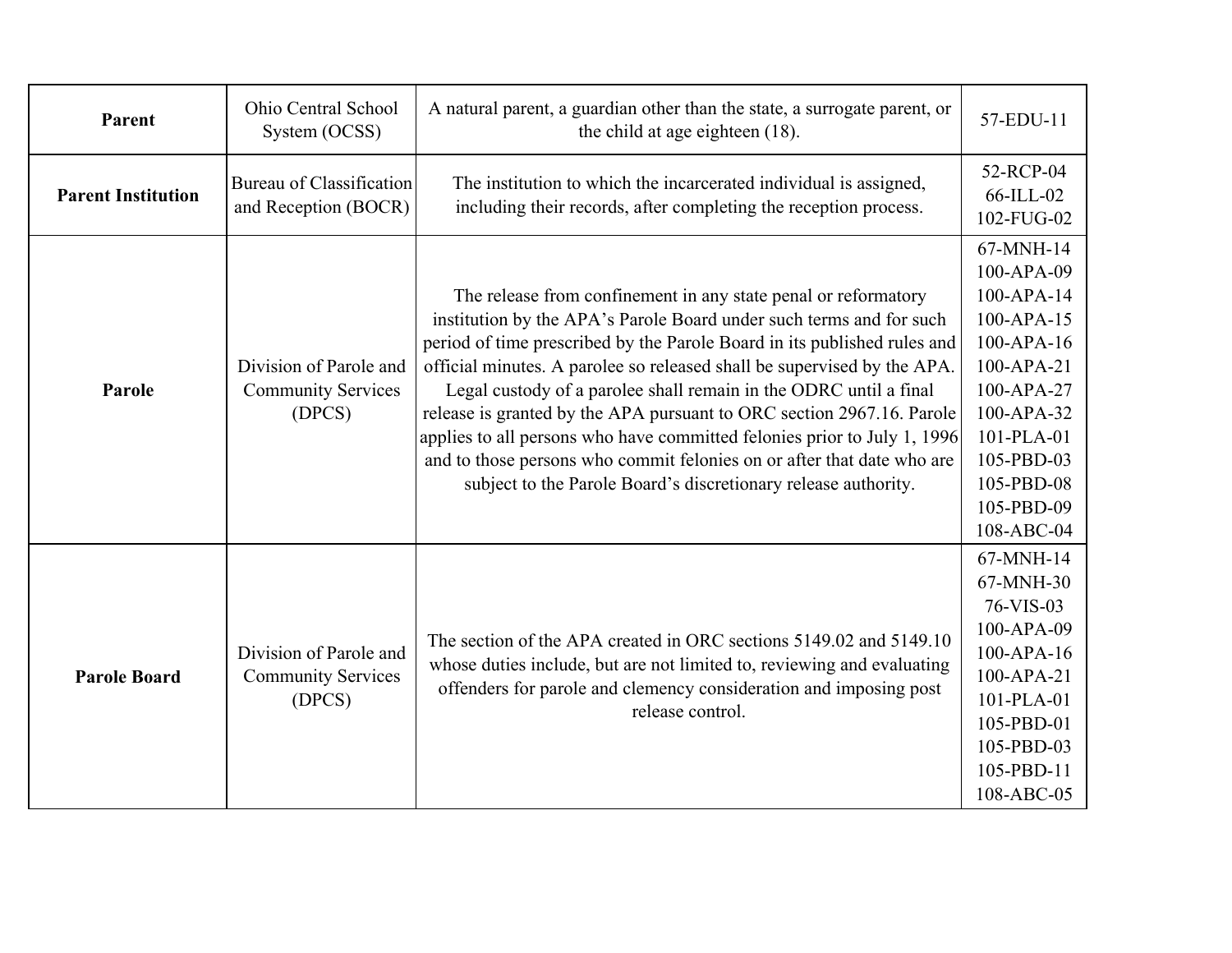| **Parent** | Ohio Central School System (OCSS) | A natural parent, a guardian other than the state, a surrogate parent, or the child at age eighteen (18). | 57-EDU-11 |
|---|---|---|---|
| **Parent Institution** | Bureau of Classification and Reception (BOCR) | The institution to which the incarcerated individual is assigned, including their records, after completing the reception process. | 52-RCP-04<br>66-ILL-02<br>102-FUG-02 |
| **Parole** | Division of Parole and Community Services (DPCS) | The release from confinement in any state penal or reformatory institution by the APA's Parole Board under such terms and for such period of time prescribed by the Parole Board in its published rules and official minutes. A parolee so released shall be supervised by the APA. Legal custody of a parolee shall remain in the ODRC until a final release is granted by the APA pursuant to ORC section 2967.16. Parole applies to all persons who have committed felonies prior to July 1, 1996 and to those persons who commit felonies on or after that date who are subject to the Parole Board's discretionary release authority. | 67-MNH-14<br>100-APA-09<br>100-APA-14<br>100-APA-15<br>100-APA-16<br>100-APA-21<br>100-APA-27<br>100-APA-32<br>101-PLA-01<br>105-PBD-03<br>105-PBD-08<br>105-PBD-09<br>108-ABC-04 |
| **Parole Board** | Division of Parole and Community Services (DPCS) | The section of the APA created in ORC sections 5149.02 and 5149.10 whose duties include, but are not limited to, reviewing and evaluating offenders for parole and clemency consideration and imposing post release control. | 67-MNH-14<br>67-MNH-30<br>76-VIS-03<br>100-APA-09<br>100-APA-16<br>100-APA-21<br>101-PLA-01<br>105-PBD-01<br>105-PBD-03<br>105-PBD-11<br>108-ABC-05 |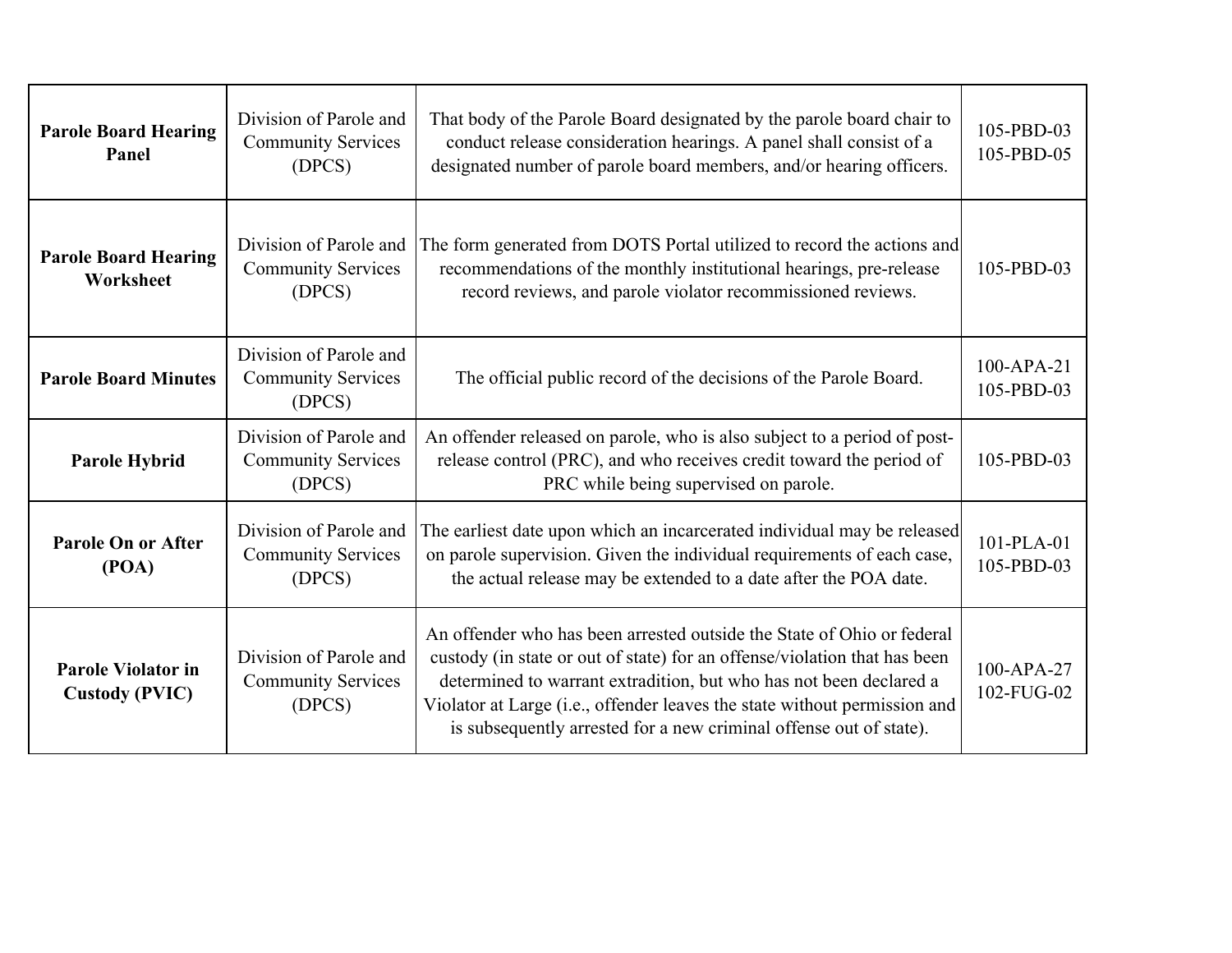| | | | |
|---|---|---|---|
| **Parole Board Hearing Panel** | Division of Parole and Community Services (DPCS) | That body of the Parole Board designated by the parole board chair to conduct release consideration hearings. A panel shall consist of a designated number of parole board members, and/or hearing officers. | 105-PBD-03<br>105-PBD-05 |
| **Parole Board Hearing Worksheet** | Division of Parole and Community Services (DPCS) | The form generated from DOTS Portal utilized to record the actions and recommendations of the monthly institutional hearings, pre-release record reviews, and parole violator recommissioned reviews. | 105-PBD-03 |
| **Parole Board Minutes** | Division of Parole and Community Services (DPCS) | The official public record of the decisions of the Parole Board. | 100-APA-21<br>105-PBD-03 |
| **Parole Hybrid** | Division of Parole and Community Services (DPCS) | An offender released on parole, who is also subject to a period of post-release control (PRC), and who receives credit toward the period of PRC while being supervised on parole. | 105-PBD-03 |
| **Parole On or After (POA)** | Division of Parole and Community Services (DPCS) | The earliest date upon which an incarcerated individual may be released on parole supervision. Given the individual requirements of each case, the actual release may be extended to a date after the POA date. | 101-PLA-01<br>105-PBD-03 |
| **Parole Violator in Custody (PVIC)** | Division of Parole and Community Services (DPCS) | An offender who has been arrested outside the State of Ohio or federal custody (in state or out of state) for an offense/violation that has been determined to warrant extradition, but who has not been declared a Violator at Large (i.e., offender leaves the state without permission and is subsequently arrested for a new criminal offense out of state). | 100-APA-27<br>102-FUG-02 |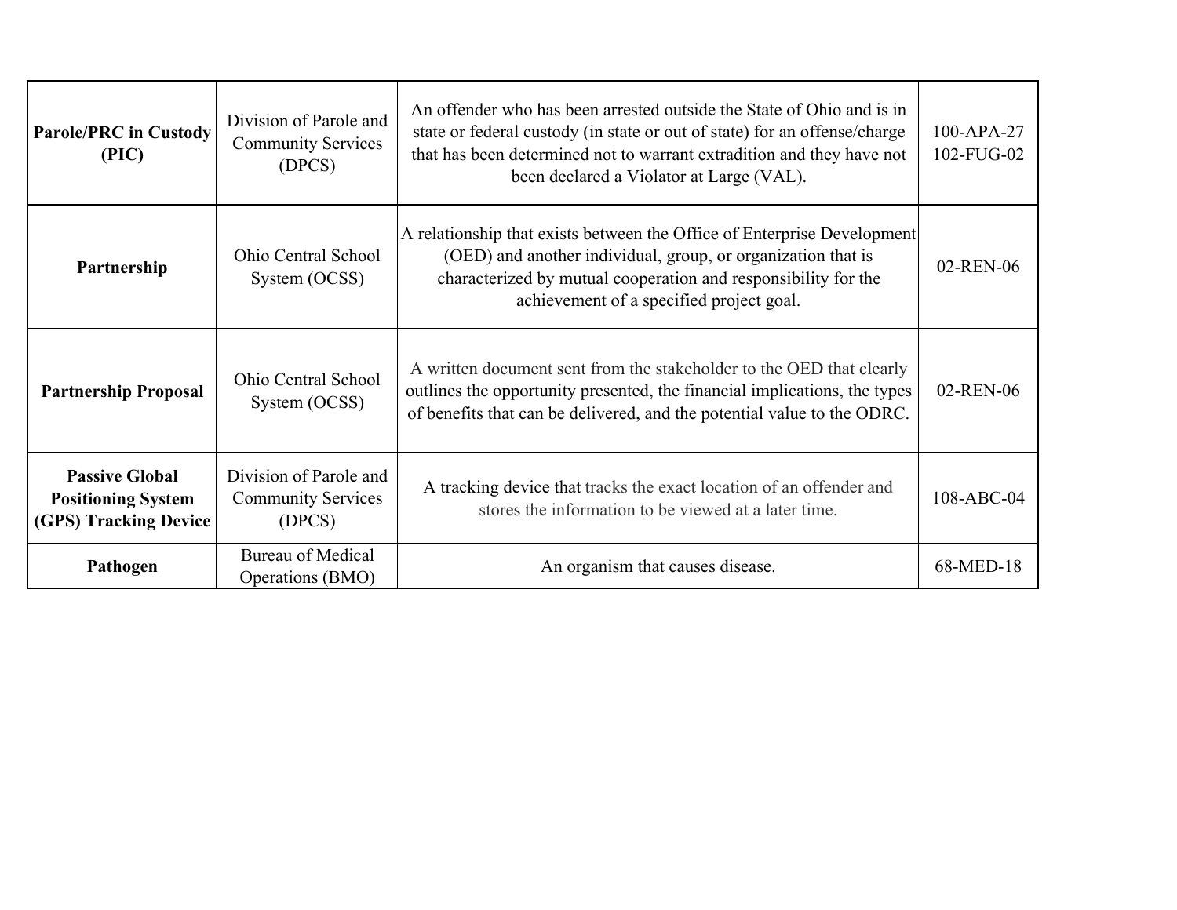| **Parole/PRC in Custody (PIC)** | Division of Parole and Community Services (DPCS) | An offender who has been arrested outside the State of Ohio and is in state or federal custody (in state or out of state) for an offense/charge that has been determined not to warrant extradition and they have not been declared a Violator at Large (VAL). | 100-APA-27<br>102-FUG-02 |
|---|---|---|---|
| **Partnership** | Ohio Central School System (OCSS) | A relationship that exists between the Office of Enterprise Development (OED) and another individual, group, or organization that is characterized by mutual cooperation and responsibility for the achievement of a specified project goal. | 02-REN-06 |
| **Partnership Proposal** | Ohio Central School System (OCSS) | A written document sent from the stakeholder to the OED that clearly outlines the opportunity presented, the financial implications, the types of benefits that can be delivered, and the potential value to the ODRC. | 02-REN-06 |
| **Passive Global Positioning System (GPS) Tracking Device** | Division of Parole and Community Services (DPCS) | A tracking device that tracks the exact location of an offender and stores the information to be viewed at a later time. | 108-ABC-04 |
| **Pathogen** | Bureau of Medical Operations (BMO) | An organism that causes disease. | 68-MED-18 |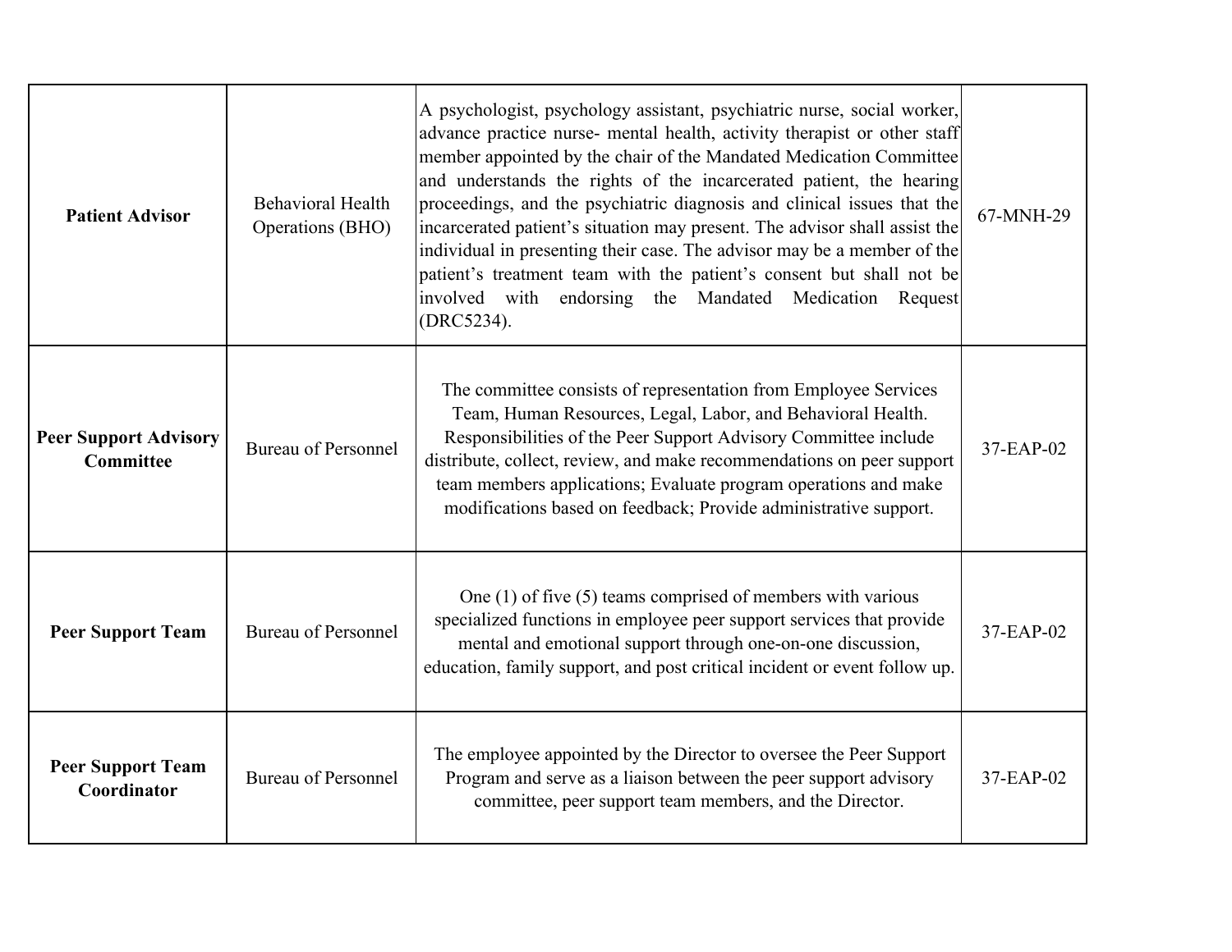| **Patient Advisor** | Behavioral Health Operations (BHO) | A psychologist, psychology assistant, psychiatric nurse, social worker, advance practice nurse- mental health, activity therapist or other staff member appointed by the chair of the Mandated Medication Committee and understands the rights of the incarcerated patient, the hearing proceedings, and the psychiatric diagnosis and clinical issues that the incarcerated patient's situation may present. The advisor shall assist the individual in presenting their case. The advisor may be a member of the patient's treatment team with the patient's consent but shall not be involved with endorsing the Mandated Medication Request (DRC5234). | 67-MNH-29 |
|---|---|---|---|
| **Peer Support Advisory Committee** | Bureau of Personnel | The committee consists of representation from Employee Services Team, Human Resources, Legal, Labor, and Behavioral Health. Responsibilities of the Peer Support Advisory Committee include distribute, collect, review, and make recommendations on peer support team members applications; Evaluate program operations and make modifications based on feedback; Provide administrative support. | 37-EAP-02 |
| **Peer Support Team** | Bureau of Personnel | One (1) of five (5) teams comprised of members with various specialized functions in employee peer support services that provide mental and emotional support through one-on-one discussion, education, family support, and post critical incident or event follow up. | 37-EAP-02 |
| **Peer Support Team Coordinator** | Bureau of Personnel | The employee appointed by the Director to oversee the Peer Support Program and serve as a liaison between the peer support advisory committee, peer support team members, and the Director. | 37-EAP-02 |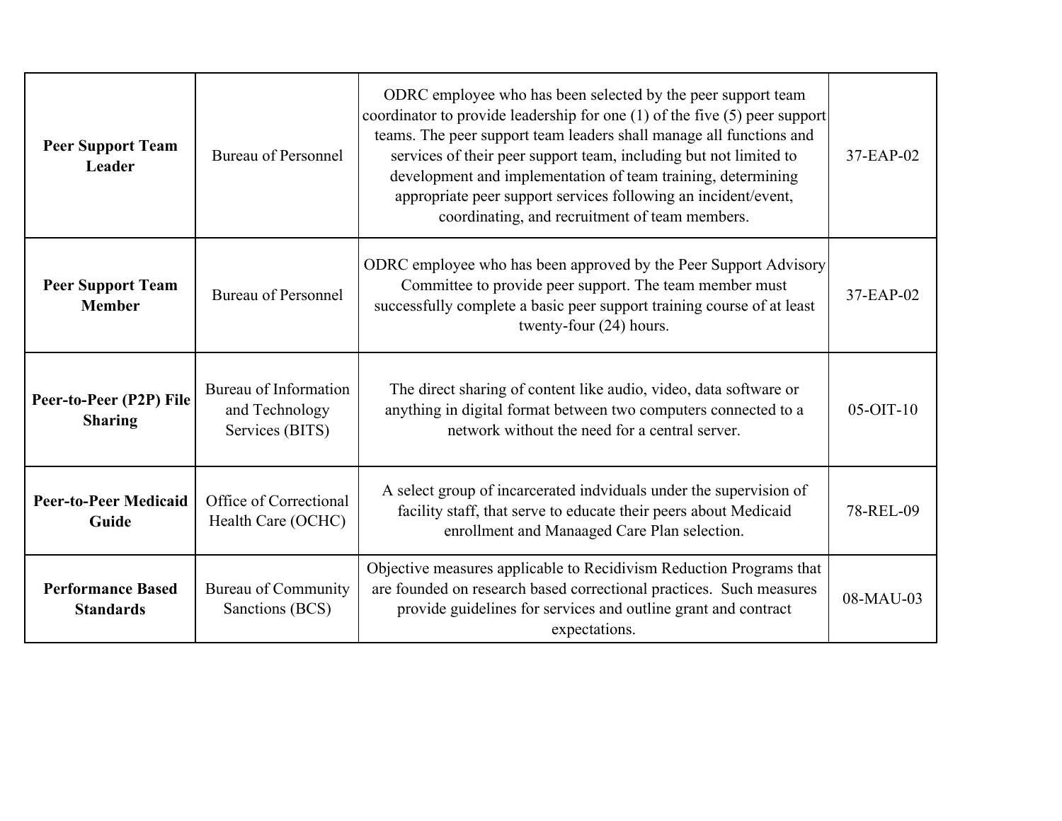| | | | |
|---|---|---|---|
| **Peer Support Team Leader** | Bureau of Personnel | ODRC employee who has been selected by the peer support team coordinator to provide leadership for one (1) of the five (5) peer support teams. The peer support team leaders shall manage all functions and services of their peer support team, including but not limited to development and implementation of team training, determining appropriate peer support services following an incident/event, coordinating, and recruitment of team members. | 37-EAP-02 |
| **Peer Support Team Member** | Bureau of Personnel | ODRC employee who has been approved by the Peer Support Advisory Committee to provide peer support. The team member must successfully complete a basic peer support training course of at least twenty-four (24) hours. | 37-EAP-02 |
| **Peer-to-Peer (P2P) File Sharing** | Bureau of Information and Technology Services (BITS) | The direct sharing of content like audio, video, data software or anything in digital format between two computers connected to a network without the need for a central server. | 05-OIT-10 |
| **Peer-to-Peer Medicaid Guide** | Office of Correctional Health Care (OCHC) | A select group of incarcerated indviduals under the supervision of facility staff, that serve to educate their peers about Medicaid enrollment and Manaaged Care Plan selection. | 78-REL-09 |
| **Performance Based Standards** | Bureau of Community Sanctions (BCS) | Objective measures applicable to Recidivism Reduction Programs that are founded on research based correctional practices. Such measures provide guidelines for services and outline grant and contract expectations. | 08-MAU-03 |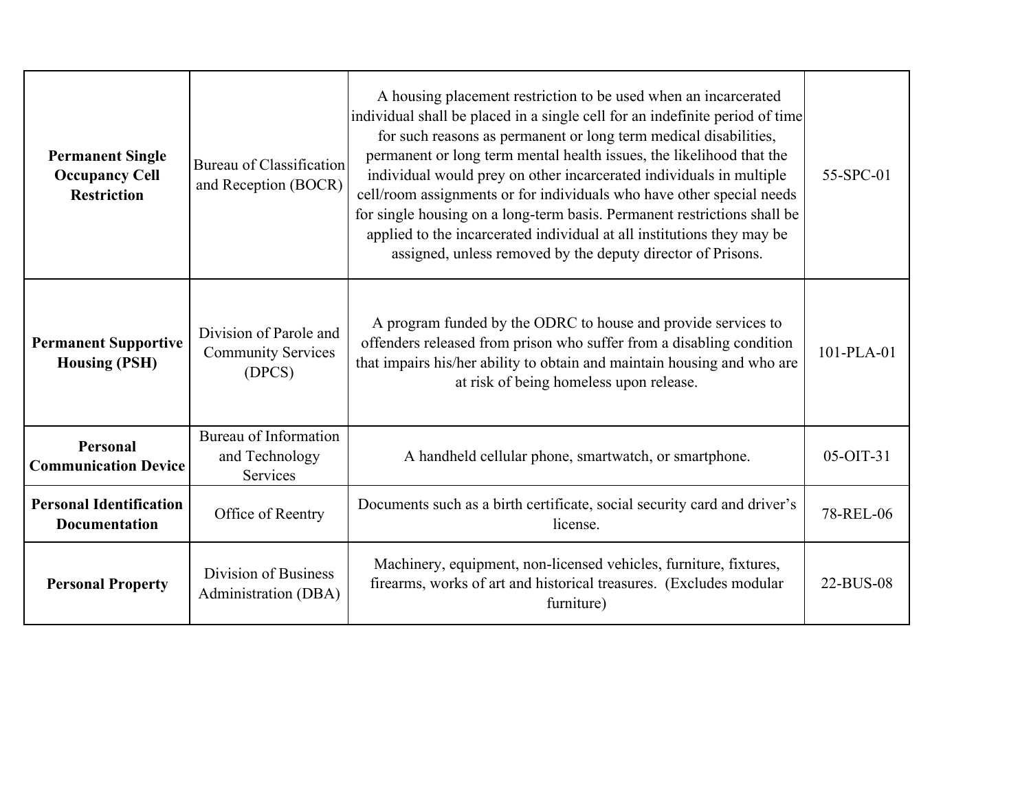| | | | |
|---|---|---|---|
| **Permanent Single Occupancy Cell Restriction** | Bureau of Classification and Reception (BOCR) | A housing placement restriction to be used when an incarcerated individual shall be placed in a single cell for an indefinite period of time for such reasons as permanent or long term medical disabilities, permanent or long term mental health issues, the likelihood that the individual would prey on other incarcerated individuals in multiple cell/room assignments or for individuals who have other special needs for single housing on a long-term basis. Permanent restrictions shall be applied to the incarcerated individual at all institutions they may be assigned, unless removed by the deputy director of Prisons. | 55-SPC-01 |
| **Permanent Supportive Housing (PSH)** | Division of Parole and Community Services (DPCS) | A program funded by the ODRC to house and provide services to offenders released from prison who suffer from a disabling condition that impairs his/her ability to obtain and maintain housing and who are at risk of being homeless upon release. | 101-PLA-01 |
| **Personal Communication Device** | Bureau of Information and Technology Services | A handheld cellular phone, smartwatch, or smartphone. | 05-OIT-31 |
| **Personal Identification Documentation** | Office of Reentry | Documents such as a birth certificate, social security card and driver's license. | 78-REL-06 |
| **Personal Property** | Division of Business Administration (DBA) | Machinery, equipment, non-licensed vehicles, furniture, fixtures, firearms, works of art and historical treasures. (Excludes modular furniture) | 22-BUS-08 |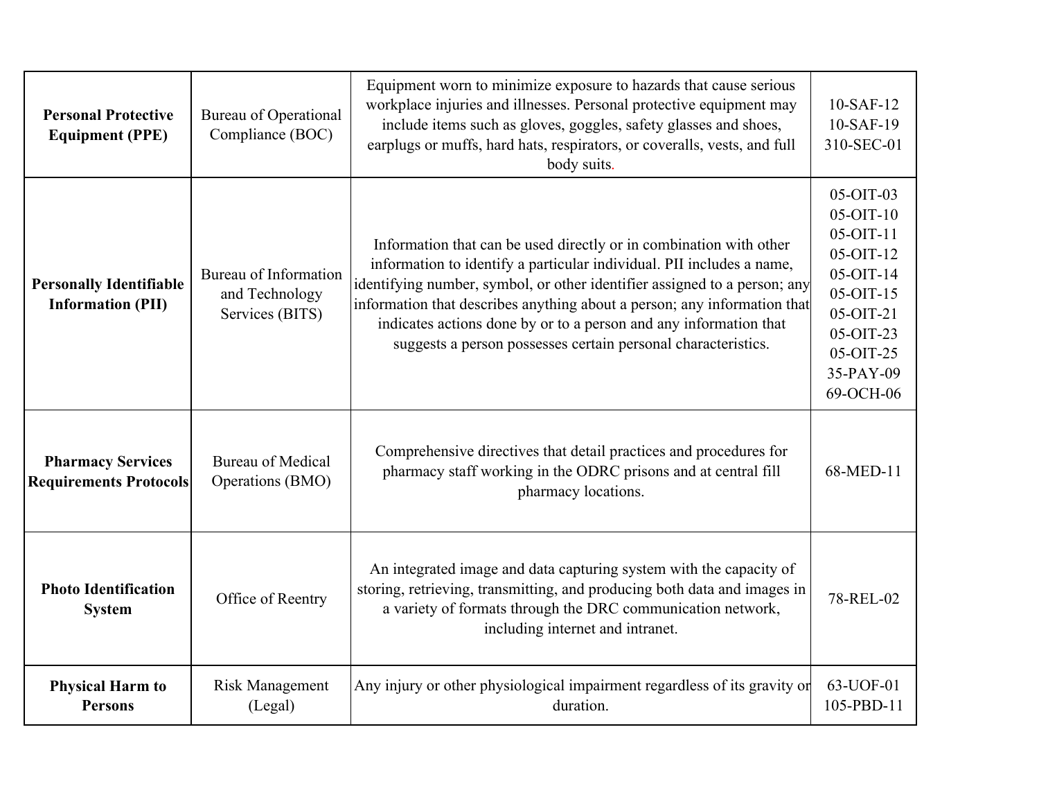| **Personal Protective Equipment (PPE)** | Bureau of Operational Compliance (BOC) | Equipment worn to minimize exposure to hazards that cause serious workplace injuries and illnesses. Personal protective equipment may include items such as gloves, goggles, safety glasses and shoes, earplugs or muffs, hard hats, respirators, or coveralls, vests, and full body suits. | 10-SAF-12<br>10-SAF-19<br>310-SEC-01 |
|---|---|---|---|
| **Personally Identifiable Information (PII)** | Bureau of Information and Technology Services (BITS) | Information that can be used directly or in combination with other information to identify a particular individual. PII includes a name, identifying number, symbol, or other identifier assigned to a person; any information that describes anything about a person; any information that indicates actions done by or to a person and any information that suggests a person possesses certain personal characteristics. | 05-OIT-03<br>05-OIT-10<br>05-OIT-11<br>05-OIT-12<br>05-OIT-14<br>05-OIT-15<br>05-OIT-21<br>05-OIT-23<br>05-OIT-25<br>35-PAY-09<br>69-OCH-06 |
| **Pharmacy Services Requirements Protocols** | Bureau of Medical Operations (BMO) | Comprehensive directives that detail practices and procedures for pharmacy staff working in the ODRC prisons and at central fill pharmacy locations. | 68-MED-11 |
| **Photo Identification System** | Office of Reentry | An integrated image and data capturing system with the capacity of storing, retrieving, transmitting, and producing both data and images in a variety of formats through the DRC communication network, including internet and intranet. | 78-REL-02 |
| **Physical Harm to Persons** | Risk Management (Legal) | Any injury or other physiological impairment regardless of its gravity or duration. | 63-UOF-01<br>105-PBD-11 |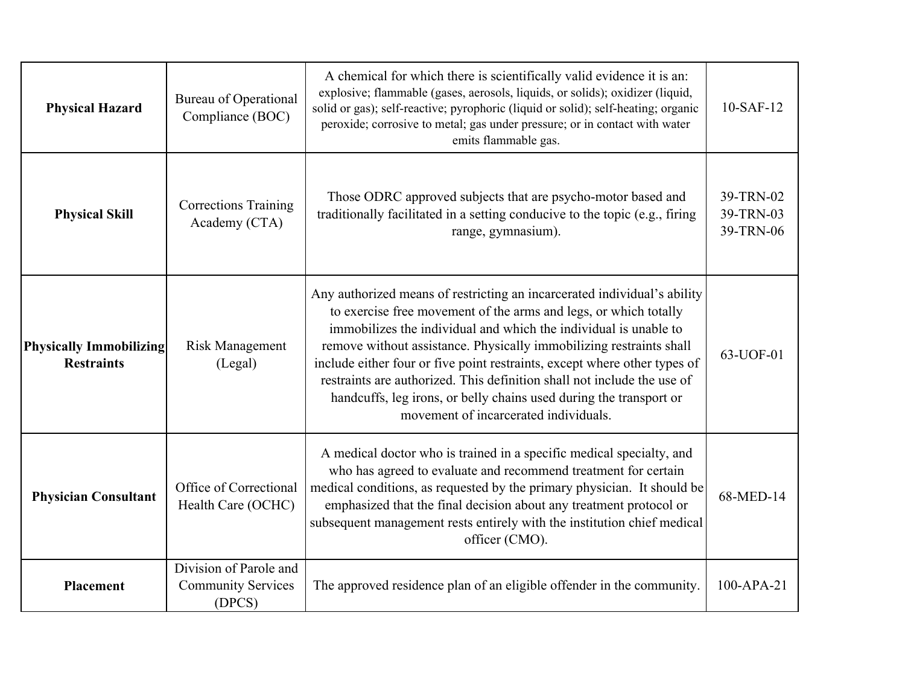| **Physical Hazard** | Bureau of Operational Compliance (BOC) | A chemical for which there is scientifically valid evidence it is an: explosive; flammable (gases, aerosols, liquids, or solids); oxidizer (liquid, solid or gas); self-reactive; pyrophoric (liquid or solid); self-heating; organic peroxide; corrosive to metal; gas under pressure; or in contact with water emits flammable gas. | 10-SAF-12 |
|---|---|---|---|
| **Physical Skill** | Corrections Training Academy (CTA) | Those ODRC approved subjects that are psycho-motor based and traditionally facilitated in a setting conducive to the topic (e.g., firing range, gymnasium). | 39-TRN-02<br>39-TRN-03<br>39-TRN-06 |
| **Physically Immobilizing Restraints** | Risk Management (Legal) | Any authorized means of restricting an incarcerated individual's ability to exercise free movement of the arms and legs, or which totally immobilizes the individual and which the individual is unable to remove without assistance. Physically immobilizing restraints shall include either four or five point restraints, except where other types of restraints are authorized. This definition shall not include the use of handcuffs, leg irons, or belly chains used during the transport or movement of incarcerated individuals. | 63-UOF-01 |
| **Physician Consultant** | Office of Correctional Health Care (OCHC) | A medical doctor who is trained in a specific medical specialty, and who has agreed to evaluate and recommend treatment for certain medical conditions, as requested by the primary physician. It should be emphasized that the final decision about any treatment protocol or subsequent management rests entirely with the institution chief medical officer (CMO). | 68-MED-14 |
| **Placement** | Division of Parole and Community Services (DPCS) | The approved residence plan of an eligible offender in the community. | 100-APA-21 |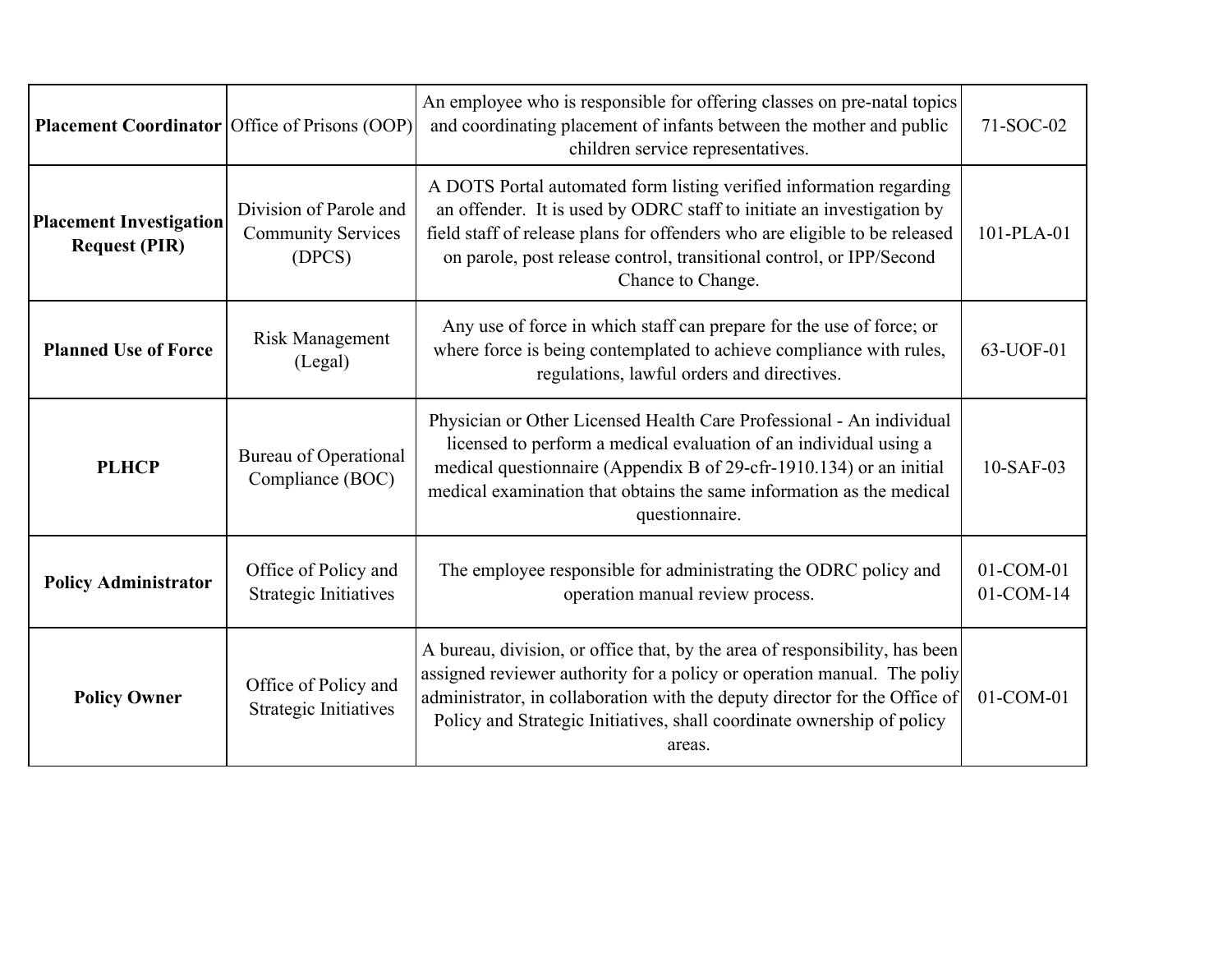| | | | |
|---|---|---|---|
| **Placement Coordinator** | Office of Prisons (OOP) | An employee who is responsible for offering classes on pre-natal topics and coordinating placement of infants between the mother and public children service representatives. | 71-SOC-02 |
| **Placement Investigation Request (PIR)** | Division of Parole and Community Services (DPCS) | A DOTS Portal automated form listing verified information regarding an offender. It is used by ODRC staff to initiate an investigation by field staff of release plans for offenders who are eligible to be released on parole, post release control, transitional control, or IPP/Second Chance to Change. | 101-PLA-01 |
| **Planned Use of Force** | Risk Management (Legal) | Any use of force in which staff can prepare for the use of force; or where force is being contemplated to achieve compliance with rules, regulations, lawful orders and directives. | 63-UOF-01 |
| **PLHCP** | Bureau of Operational Compliance (BOC) | Physician or Other Licensed Health Care Professional - An individual licensed to perform a medical evaluation of an individual using a medical questionnaire (Appendix B of 29-cfr-1910.134) or an initial medical examination that obtains the same information as the medical questionnaire. | 10-SAF-03 |
| **Policy Administrator** | Office of Policy and Strategic Initiatives | The employee responsible for administrating the ODRC policy and operation manual review process. | 01-COM-01 01-COM-14 |
| **Policy Owner** | Office of Policy and Strategic Initiatives | A bureau, division, or office that, by the area of responsibility, has been assigned reviewer authority for a policy or operation manual. The poliy administrator, in collaboration with the deputy director for the Office of Policy and Strategic Initiatives, shall coordinate ownership of policy areas. | 01-COM-01 |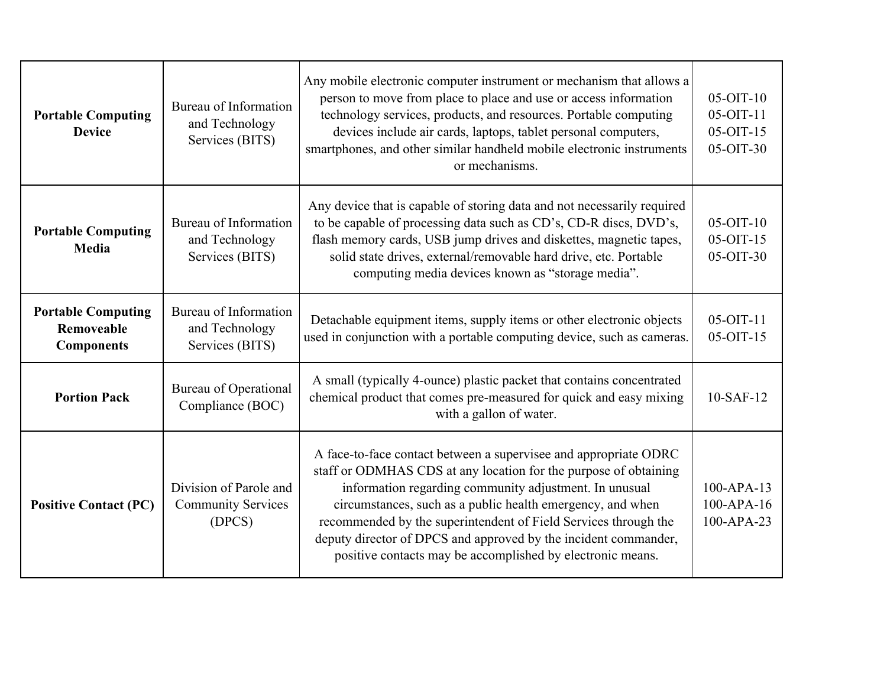| | | | |
|---|---|---|---|
| **Portable Computing Device** | Bureau of Information and Technology Services (BITS) | Any mobile electronic computer instrument or mechanism that allows a person to move from place to place and use or access information technology services, products, and resources. Portable computing devices include air cards, laptops, tablet personal computers, smartphones, and other similar handheld mobile electronic instruments or mechanisms. | 05-OIT-10<br>05-OIT-11<br>05-OIT-15<br>05-OIT-30 |
| **Portable Computing Media** | Bureau of Information and Technology Services (BITS) | Any device that is capable of storing data and not necessarily required to be capable of processing data such as CD's, CD-R discs, DVD's, flash memory cards, USB jump drives and diskettes, magnetic tapes, solid state drives, external/removable hard drive, etc. Portable computing media devices known as "storage media". | 05-OIT-10<br>05-OIT-15<br>05-OIT-30 |
| **Portable Computing Removeable Components** | Bureau of Information and Technology Services (BITS) | Detachable equipment items, supply items or other electronic objects used in conjunction with a portable computing device, such as cameras. | 05-OIT-11<br>05-OIT-15 |
| **Portion Pack** | Bureau of Operational Compliance (BOC) | A small (typically 4-ounce) plastic packet that contains concentrated chemical product that comes pre-measured for quick and easy mixing with a gallon of water. | 10-SAF-12 |
| **Positive Contact (PC)** | Division of Parole and Community Services (DPCS) | A face-to-face contact between a supervisee and appropriate ODRC staff or ODMHAS CDS at any location for the purpose of obtaining information regarding community adjustment. In unusual circumstances, such as a public health emergency, and when recommended by the superintendent of Field Services through the deputy director of DPCS and approved by the incident commander, positive contacts may be accomplished by electronic means. | 100-APA-13<br>100-APA-16<br>100-APA-23 |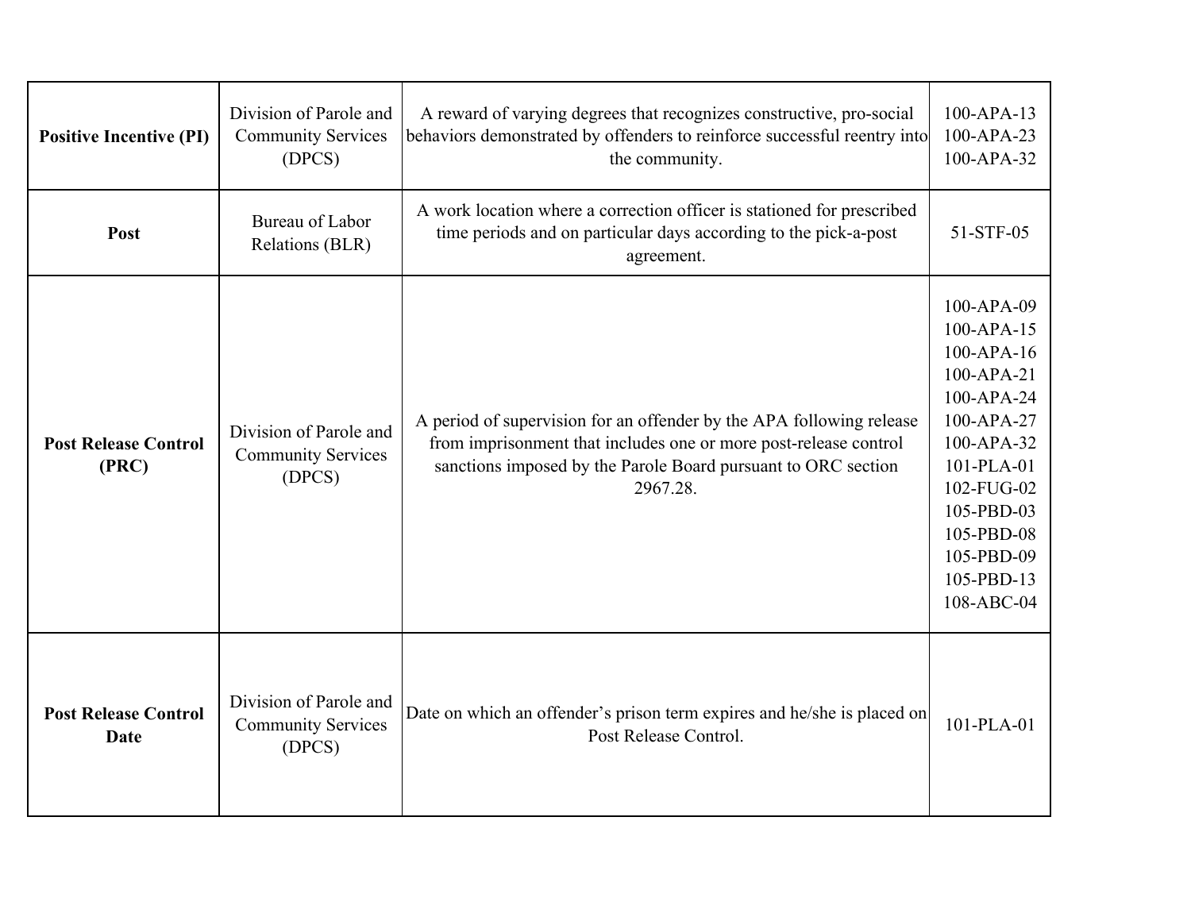| | | | |
|---|---|---|---|
| **Positive Incentive (PI)** | Division of Parole and Community Services (DPCS) | A reward of varying degrees that recognizes constructive, pro-social behaviors demonstrated by offenders to reinforce successful reentry into the community. | 100-APA-13<br>100-APA-23<br>100-APA-32 |
| **Post** | Bureau of Labor Relations (BLR) | A work location where a correction officer is stationed for prescribed time periods and on particular days according to the pick-a-post agreement. | 51-STF-05 |
| **Post Release Control (PRC)** | Division of Parole and Community Services (DPCS) | A period of supervision for an offender by the APA following release from imprisonment that includes one or more post-release control sanctions imposed by the Parole Board pursuant to ORC section 2967.28. | 100-APA-09<br>100-APA-15<br>100-APA-16<br>100-APA-21<br>100-APA-24<br>100-APA-27<br>100-APA-32<br>101-PLA-01<br>102-FUG-02<br>105-PBD-03<br>105-PBD-08<br>105-PBD-09<br>105-PBD-13<br>108-ABC-04 |
| **Post Release Control Date** | Division of Parole and Community Services (DPCS) | Date on which an offender's prison term expires and he/she is placed on Post Release Control. | 101-PLA-01 |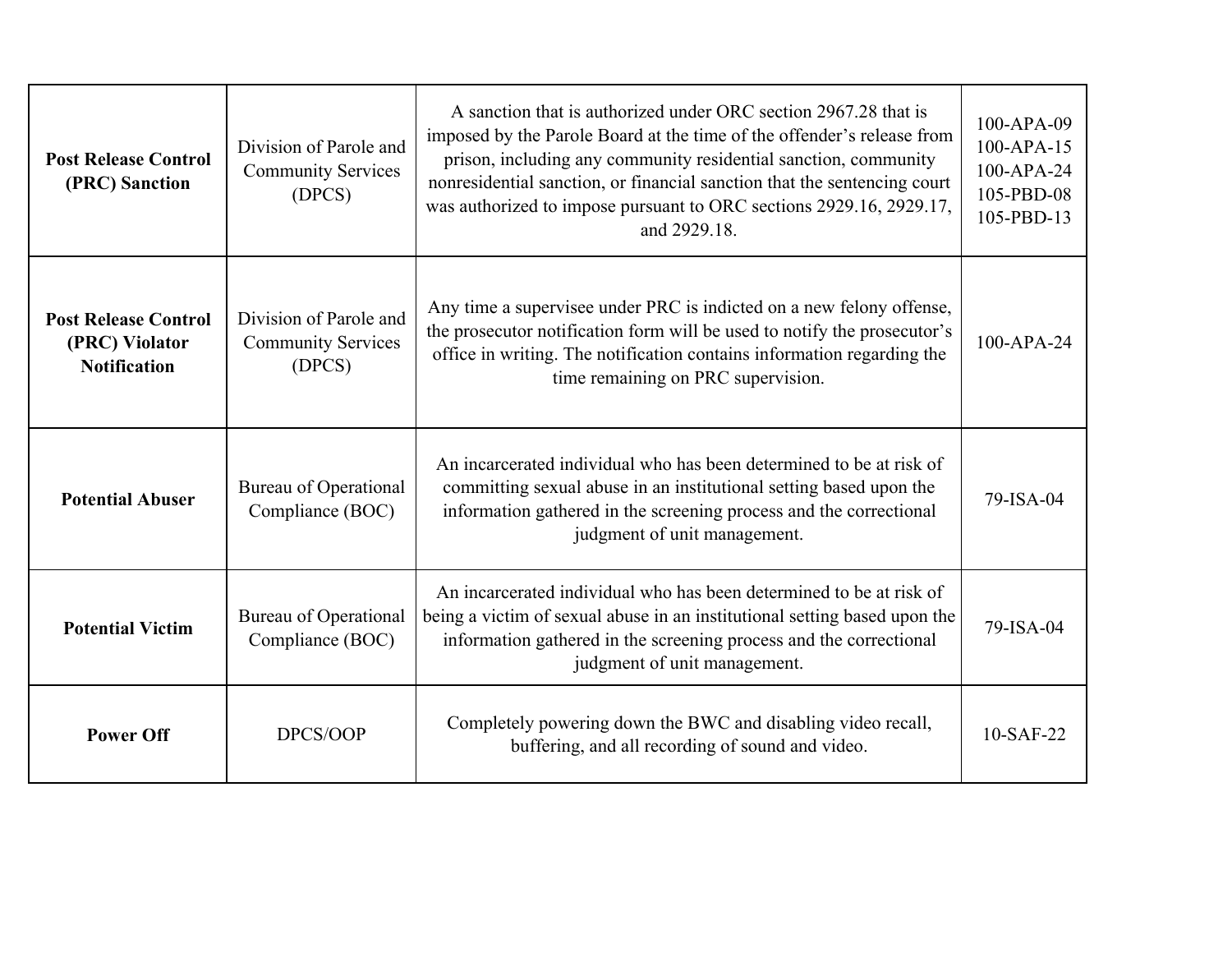| | | | |
|---|---|---|---|
| **Post Release Control (PRC) Sanction** | Division of Parole and Community Services (DPCS) | A sanction that is authorized under ORC section 2967.28 that is imposed by the Parole Board at the time of the offender's release from prison, including any community residential sanction, community nonresidential sanction, or financial sanction that the sentencing court was authorized to impose pursuant to ORC sections 2929.16, 2929.17, and 2929.18. | 100-APA-09<br>100-APA-15<br>100-APA-24<br>105-PBD-08<br>105-PBD-13 |
| **Post Release Control (PRC) Violator Notification** | Division of Parole and Community Services (DPCS) | Any time a supervisee under PRC is indicted on a new felony offense, the prosecutor notification form will be used to notify the prosecutor's office in writing. The notification contains information regarding the time remaining on PRC supervision. | 100-APA-24 |
| **Potential Abuser** | Bureau of Operational Compliance (BOC) | An incarcerated individual who has been determined to be at risk of committing sexual abuse in an institutional setting based upon the information gathered in the screening process and the correctional judgment of unit management. | 79-ISA-04 |
| **Potential Victim** | Bureau of Operational Compliance (BOC) | An incarcerated individual who has been determined to be at risk of being a victim of sexual abuse in an institutional setting based upon the information gathered in the screening process and the correctional judgment of unit management. | 79-ISA-04 |
| **Power Off** | DPCS/OOP | Completely powering down the BWC and disabling video recall, buffering, and all recording of sound and video. | 10-SAF-22 |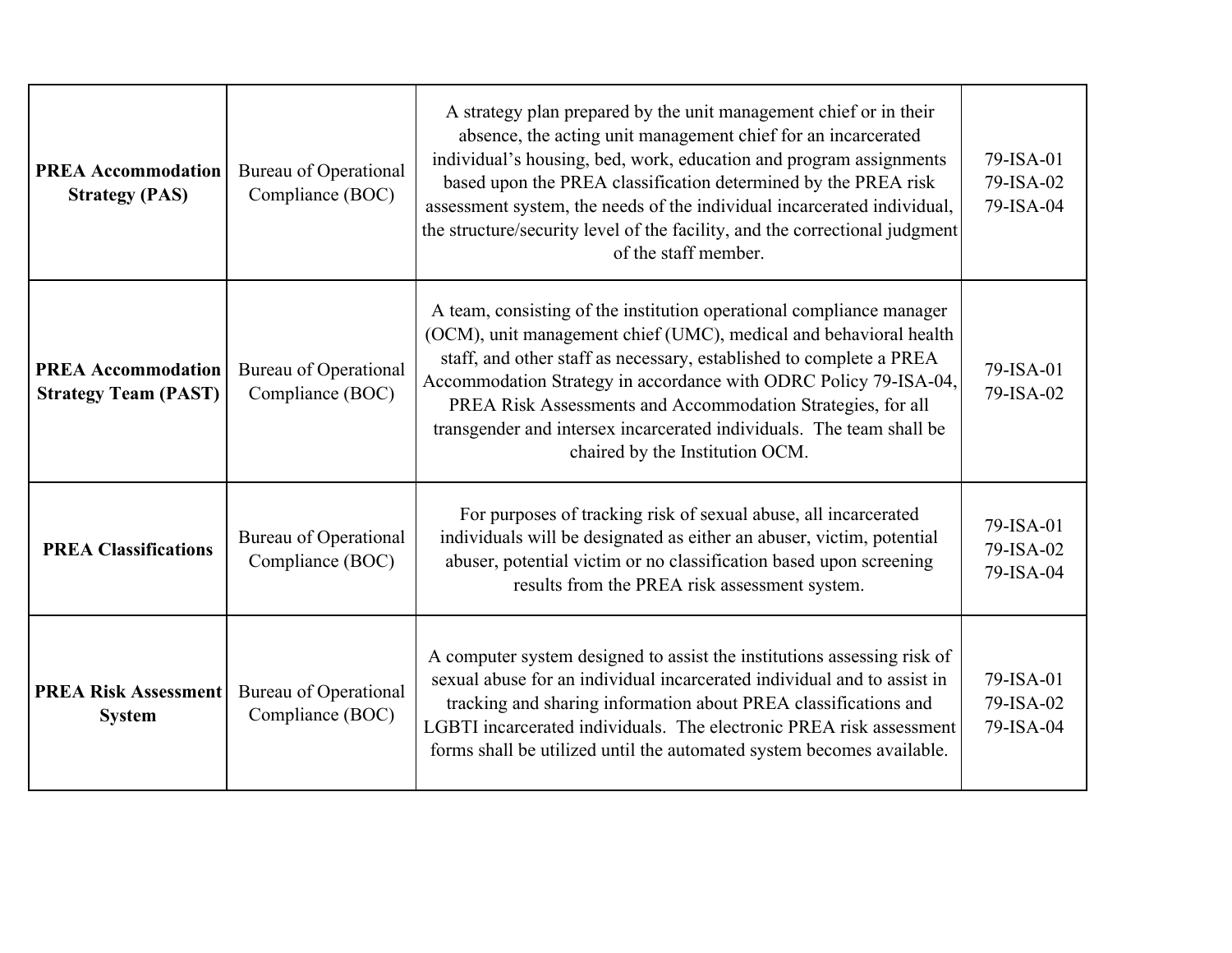| | | | |
|---|---|---|---|
| **PREA Accommodation Strategy (PAS)** | Bureau of Operational Compliance (BOC) | A strategy plan prepared by the unit management chief or in their absence, the acting unit management chief for an incarcerated individual's housing, bed, work, education and program assignments based upon the PREA classification determined by the PREA risk assessment system, the needs of the individual incarcerated individual, the structure/security level of the facility, and the correctional judgment of the staff member. | 79-ISA-01<br>79-ISA-02<br>79-ISA-04 |
| **PREA Accommodation Strategy Team (PAST)** | Bureau of Operational Compliance (BOC) | A team, consisting of the institution operational compliance manager (OCM), unit management chief (UMC), medical and behavioral health staff, and other staff as necessary, established to complete a PREA Accommodation Strategy in accordance with ODRC Policy 79-ISA-04, PREA Risk Assessments and Accommodation Strategies, for all transgender and intersex incarcerated individuals. The team shall be chaired by the Institution OCM. | 79-ISA-01<br>79-ISA-02 |
| **PREA Classifications** | Bureau of Operational Compliance (BOC) | For purposes of tracking risk of sexual abuse, all incarcerated individuals will be designated as either an abuser, victim, potential abuser, potential victim or no classification based upon screening results from the PREA risk assessment system. | 79-ISA-01<br>79-ISA-02<br>79-ISA-04 |
| **PREA Risk Assessment System** | Bureau of Operational Compliance (BOC) | A computer system designed to assist the institutions assessing risk of sexual abuse for an individual incarcerated individual and to assist in tracking and sharing information about PREA classifications and LGBTI incarcerated individuals. The electronic PREA risk assessment forms shall be utilized until the automated system becomes available. | 79-ISA-01<br>79-ISA-02<br>79-ISA-04 |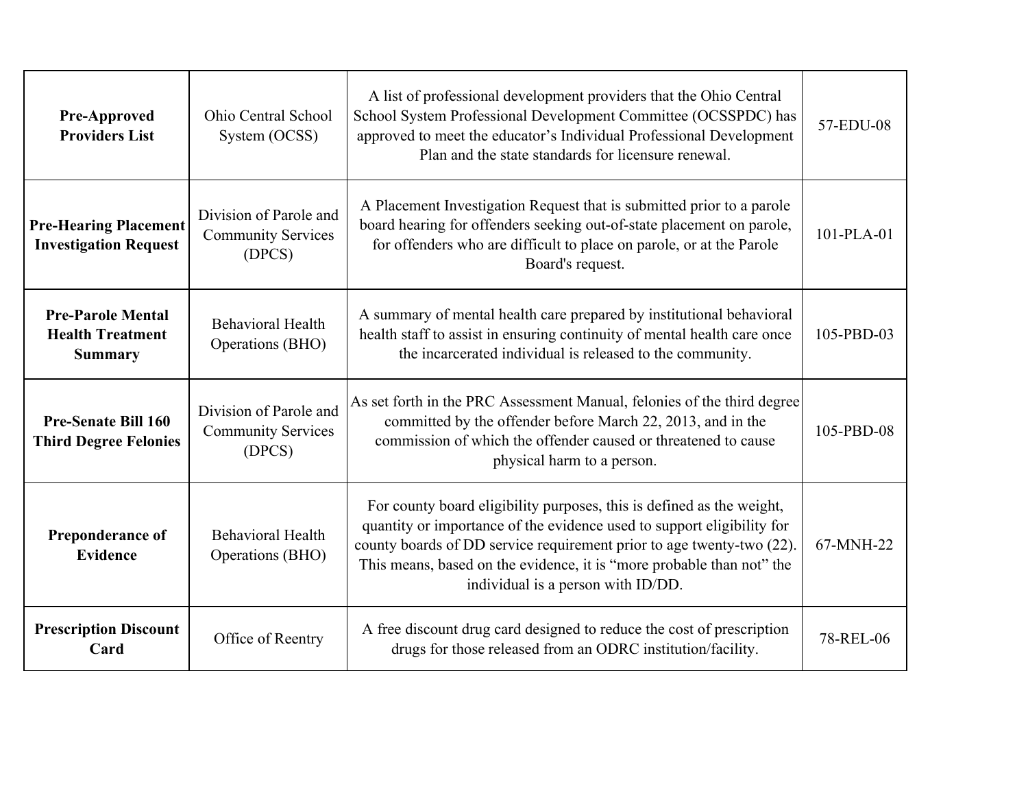| | | | |
|---|---|---|---|
| **Pre-Approved Providers List** | Ohio Central School System (OCSS) | A list of professional development providers that the Ohio Central School System Professional Development Committee (OCSSPDC) has approved to meet the educator's Individual Professional Development Plan and the state standards for licensure renewal. | 57-EDU-08 |
| **Pre-Hearing Placement Investigation Request** | Division of Parole and Community Services (DPCS) | A Placement Investigation Request that is submitted prior to a parole board hearing for offenders seeking out-of-state placement on parole, for offenders who are difficult to place on parole, or at the Parole Board's request. | 101-PLA-01 |
| **Pre-Parole Mental Health Treatment Summary** | Behavioral Health Operations (BHO) | A summary of mental health care prepared by institutional behavioral health staff to assist in ensuring continuity of mental health care once the incarcerated individual is released to the community. | 105-PBD-03 |
| **Pre-Senate Bill 160 Third Degree Felonies** | Division of Parole and Community Services (DPCS) | As set forth in the PRC Assessment Manual, felonies of the third degree committed by the offender before March 22, 2013, and in the commission of which the offender caused or threatened to cause physical harm to a person. | 105-PBD-08 |
| **Preponderance of Evidence** | Behavioral Health Operations (BHO) | For county board eligibility purposes, this is defined as the weight, quantity or importance of the evidence used to support eligibility for county boards of DD service requirement prior to age twenty-two (22). This means, based on the evidence, it is "more probable than not" the individual is a person with ID/DD. | 67-MNH-22 |
| **Prescription Discount Card** | Office of Reentry | A free discount drug card designed to reduce the cost of prescription drugs for those released from an ODRC institution/facility. | 78-REL-06 |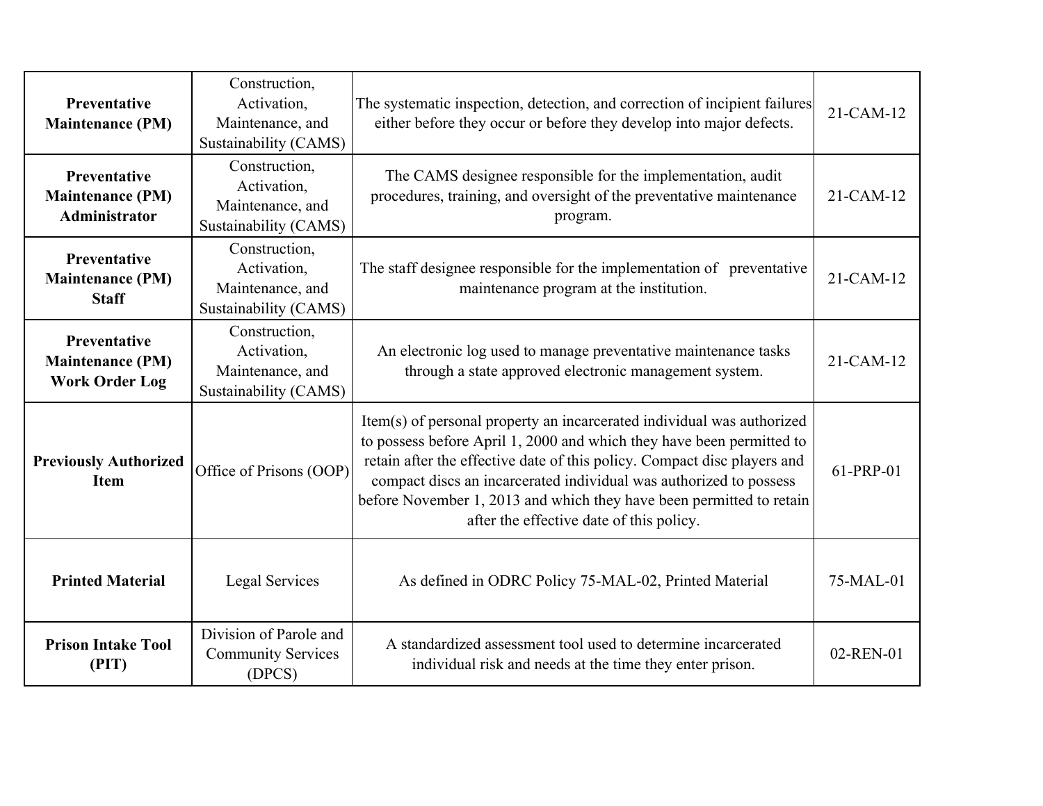| | | | |
|---|---|---|---|
| **Preventative Maintenance (PM)** | Construction, Activation, Maintenance, and Sustainability (CAMS) | The systematic inspection, detection, and correction of incipient failures either before they occur or before they develop into major defects. | 21-CAM-12 |
| **Preventative Maintenance (PM) Administrator** | Construction, Activation, Maintenance, and Sustainability (CAMS) | The CAMS designee responsible for the implementation, audit procedures, training, and oversight of the preventative maintenance program. | 21-CAM-12 |
| **Preventative Maintenance (PM) Staff** | Construction, Activation, Maintenance, and Sustainability (CAMS) | The staff designee responsible for the implementation of preventative maintenance program at the institution. | 21-CAM-12 |
| **Preventative Maintenance (PM) Work Order Log** | Construction, Activation, Maintenance, and Sustainability (CAMS) | An electronic log used to manage preventative maintenance tasks through a state approved electronic management system. | 21-CAM-12 |
| **Previously Authorized Item** | Office of Prisons (OOP) | Item(s) of personal property an incarcerated individual was authorized to possess before April 1, 2000 and which they have been permitted to retain after the effective date of this policy. Compact disc players and compact discs an incarcerated individual was authorized to possess before November 1, 2013 and which they have been permitted to retain after the effective date of this policy. | 61-PRP-01 |
| **Printed Material** | Legal Services | As defined in ODRC Policy 75-MAL-02, Printed Material | 75-MAL-01 |
| **Prison Intake Tool (PIT)** | Division of Parole and Community Services (DPCS) | A standardized assessment tool used to determine incarcerated individual risk and needs at the time they enter prison. | 02-REN-01 |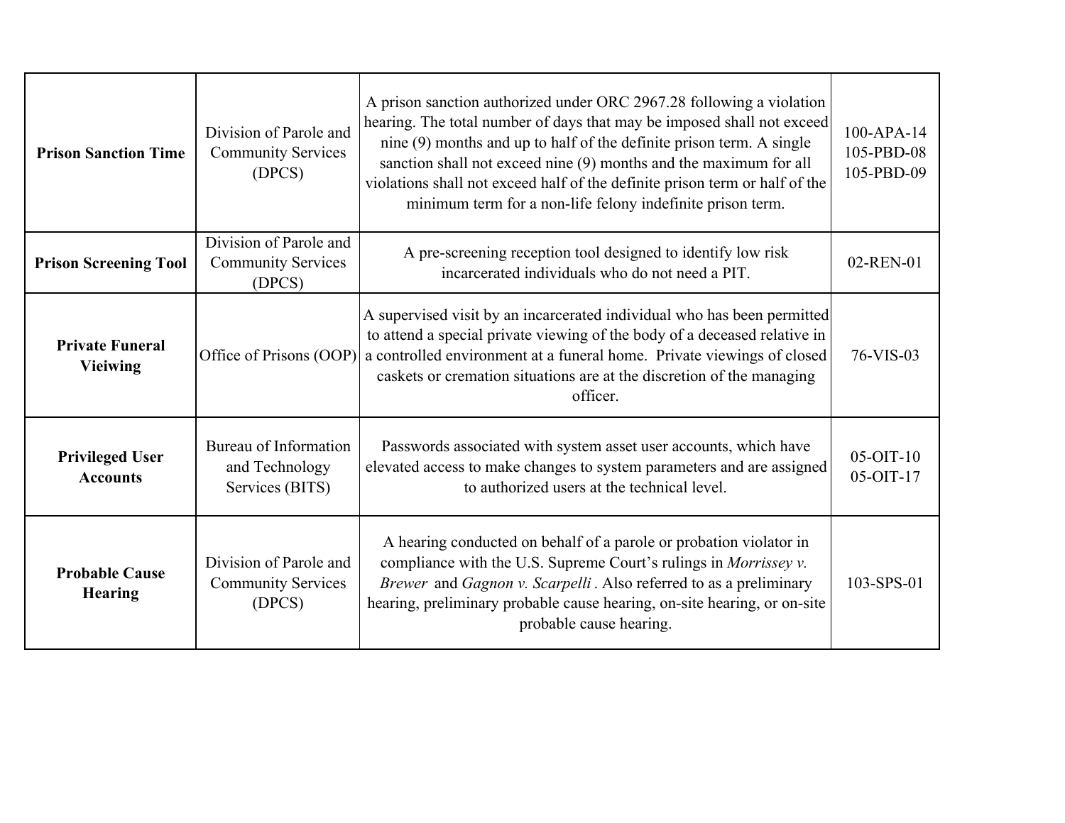| | | | |
|---|---|---|---|
| **Prison Sanction Time** | Division of Parole and Community Services (DPCS) | A prison sanction authorized under ORC 2967.28 following a violation hearing. The total number of days that may be imposed shall not exceed nine (9) months and up to half of the definite prison term. A single sanction shall not exceed nine (9) months and the maximum for all violations shall not exceed half of the definite prison term or half of the minimum term for a non-life felony indefinite prison term. | 100-APA-14<br>105-PBD-08<br>105-PBD-09 |
| **Prison Screening Tool** | Division of Parole and Community Services (DPCS) | A pre-screening reception tool designed to identify low risk incarcerated individuals who do not need a PIT. | 02-REN-01 |
| **Private Funeral Vieiwing** | Office of Prisons (OOP) | A supervised visit by an incarcerated individual who has been permitted to attend a special private viewing of the body of a deceased relative in a controlled environment at a funeral home. Private viewings of closed caskets or cremation situations are at the discretion of the managing officer. | 76-VIS-03 |
| **Privileged User Accounts** | Bureau of Information and Technology Services (BITS) | Passwords associated with system asset user accounts, which have elevated access to make changes to system parameters and are assigned to authorized users at the technical level. | 05-OIT-10<br>05-OIT-17 |
| **Probable Cause Hearing** | Division of Parole and Community Services (DPCS) | A hearing conducted on behalf of a parole or probation violator in compliance with the U.S. Supreme Court's rulings in *Morrissey v. Brewer* and *Gagnon v. Scarpelli* . Also referred to as a preliminary hearing, preliminary probable cause hearing, on-site hearing, or on-site probable cause hearing. | 103-SPS-01 |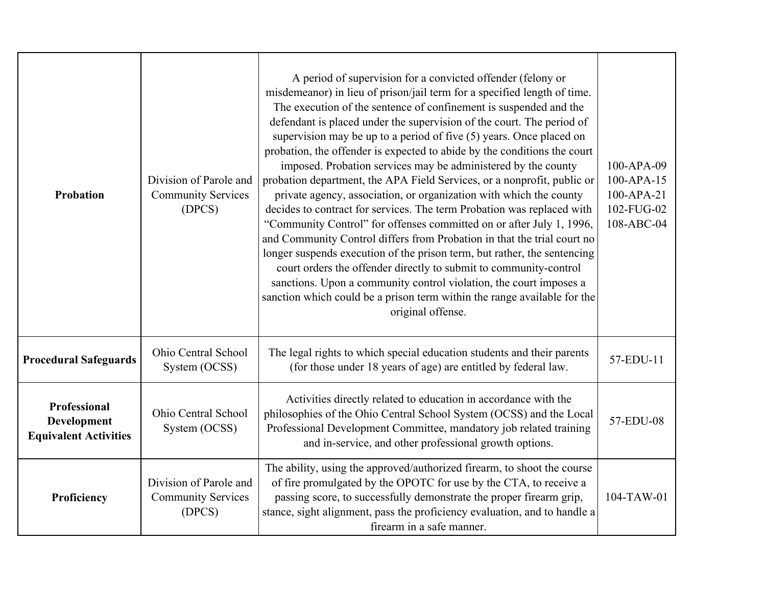| | | | |
|---|---|---|---|
| **Probation** | Division of Parole and Community Services (DPCS) | A period of supervision for a convicted offender (felony or misdemeanor) in lieu of prison/jail term for a specified length of time. The execution of the sentence of confinement is suspended and the defendant is placed under the supervision of the court. The period of supervision may be up to a period of five (5) years. Once placed on probation, the offender is expected to abide by the conditions the court imposed. Probation services may be administered by the county probation department, the APA Field Services, or a nonprofit, public or private agency, association, or organization with which the county decides to contract for services. The term Probation was replaced with "Community Control" for offenses committed on or after July 1, 1996, and Community Control differs from Probation in that the trial court no longer suspends execution of the prison term, but rather, the sentencing court orders the offender directly to submit to community-control sanctions. Upon a community control violation, the court imposes a sanction which could be a prison term within the range available for the original offense. | 100-APA-09<br>100-APA-15<br>100-APA-21<br>102-FUG-02<br>108-ABC-04 |
| **Procedural Safeguards** | Ohio Central School System (OCSS) | The legal rights to which special education students and their parents (for those under 18 years of age) are entitled by federal law. | 57-EDU-11 |
| **Professional Development Equivalent Activities** | Ohio Central School System (OCSS) | Activities directly related to education in accordance with the philosophies of the Ohio Central School System (OCSS) and the Local Professional Development Committee, mandatory job related training and in-service, and other professional growth options. | 57-EDU-08 |
| **Proficiency** | Division of Parole and Community Services (DPCS) | The ability, using the approved/authorized firearm, to shoot the course of fire promulgated by the OPOTC for use by the CTA, to receive a passing score, to successfully demonstrate the proper firearm grip, stance, sight alignment, pass the proficiency evaluation, and to handle a firearm in a safe manner. | 104-TAW-01 |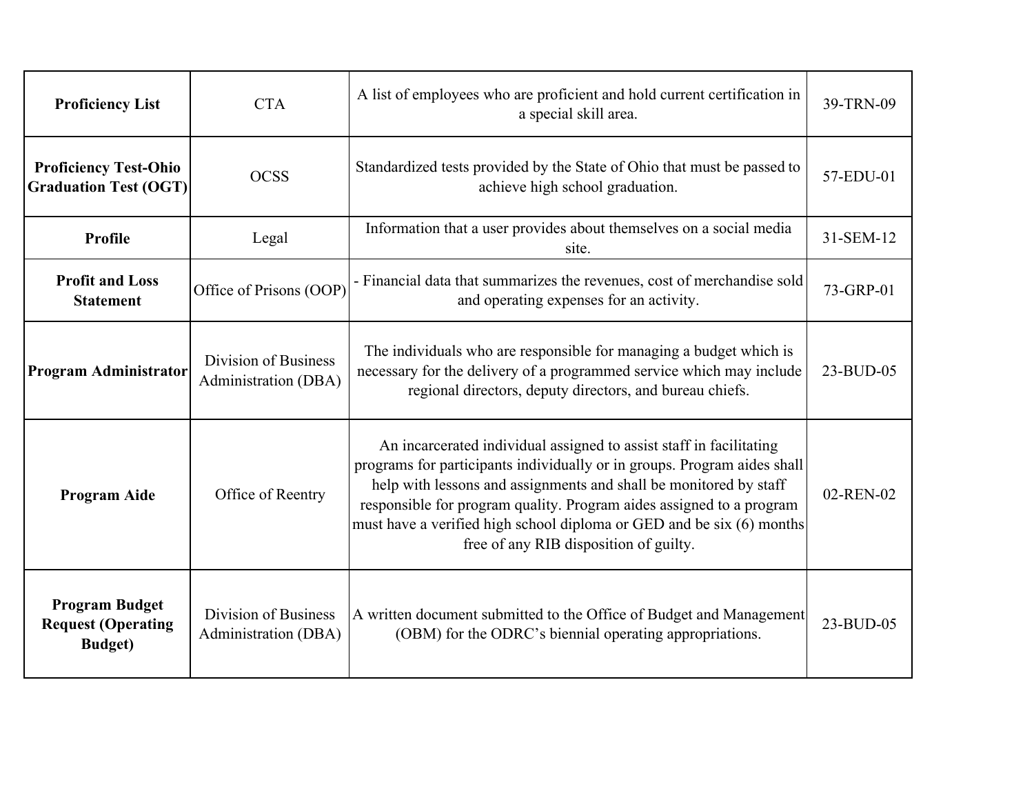| **Proficiency List** | CTA | A list of employees who are proficient and hold current certification in a special skill area. | 39-TRN-09 |
|---|---|---|---|
| **Proficiency Test-Ohio Graduation Test (OGT)** | OCSS | Standardized tests provided by the State of Ohio that must be passed to achieve high school graduation. | 57-EDU-01 |
| **Profile** | Legal | Information that a user provides about themselves on a social media site. | 31-SEM-12 |
| **Profit and Loss Statement** | Office of Prisons (OOP) | - Financial data that summarizes the revenues, cost of merchandise sold and operating expenses for an activity. | 73-GRP-01 |
| **Program Administrator** | Division of Business Administration (DBA) | The individuals who are responsible for managing a budget which is necessary for the delivery of a programmed service which may include regional directors, deputy directors, and bureau chiefs. | 23-BUD-05 |
| **Program Aide** | Office of Reentry | An incarcerated individual assigned to assist staff in facilitating programs for participants individually or in groups. Program aides shall help with lessons and assignments and shall be monitored by staff responsible for program quality. Program aides assigned to a program must have a verified high school diploma or GED and be six (6) months free of any RIB disposition of guilty. | 02-REN-02 |
| **Program Budget Request (Operating Budget)** | Division of Business Administration (DBA) | A written document submitted to the Office of Budget and Management (OBM) for the ODRC's biennial operating appropriations. | 23-BUD-05 |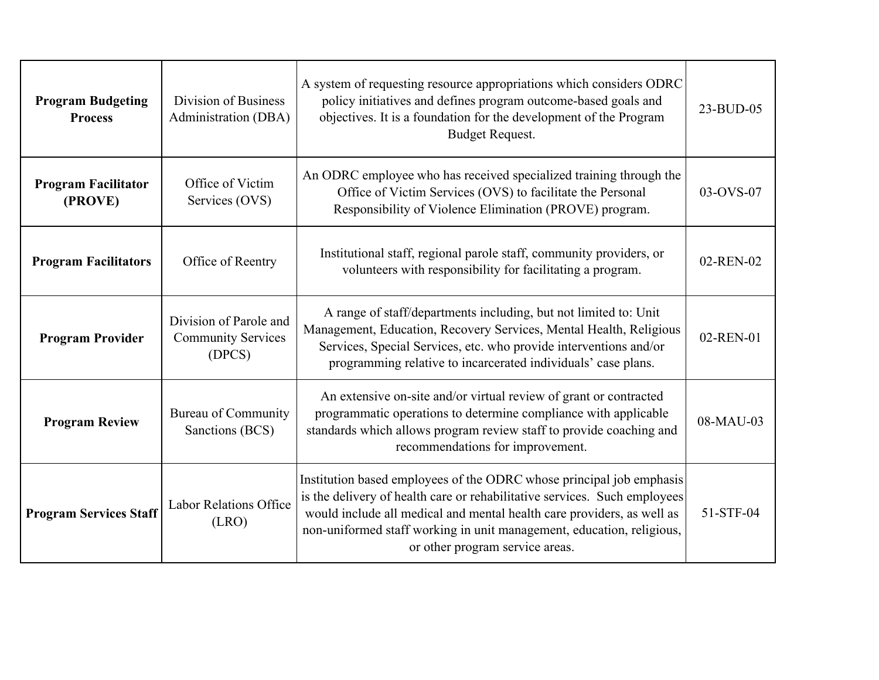| **Program Budgeting Process** | Division of Business Administration (DBA) | A system of requesting resource appropriations which considers ODRC policy initiatives and defines program outcome-based goals and objectives. It is a foundation for the development of the Program Budget Request. | 23-BUD-05 |
|---|---|---|---|
| **Program Facilitator (PROVE)** | Office of Victim Services (OVS) | An ODRC employee who has received specialized training through the Office of Victim Services (OVS) to facilitate the Personal Responsibility of Violence Elimination (PROVE) program. | 03-OVS-07 |
| **Program Facilitators** | Office of Reentry | Institutional staff, regional parole staff, community providers, or volunteers with responsibility for facilitating a program. | 02-REN-02 |
| **Program Provider** | Division of Parole and Community Services (DPCS) | A range of staff/departments including, but not limited to: Unit Management, Education, Recovery Services, Mental Health, Religious Services, Special Services, etc. who provide interventions and/or programming relative to incarcerated individuals' case plans. | 02-REN-01 |
| **Program Review** | Bureau of Community Sanctions (BCS) | An extensive on-site and/or virtual review of grant or contracted programmatic operations to determine compliance with applicable standards which allows program review staff to provide coaching and recommendations for improvement. | 08-MAU-03 |
| **Program Services Staff** | Labor Relations Office (LRO) | Institution based employees of the ODRC whose principal job emphasis is the delivery of health care or rehabilitative services. Such employees would include all medical and mental health care providers, as well as non-uniformed staff working in unit management, education, religious, or other program service areas. | 51-STF-04 |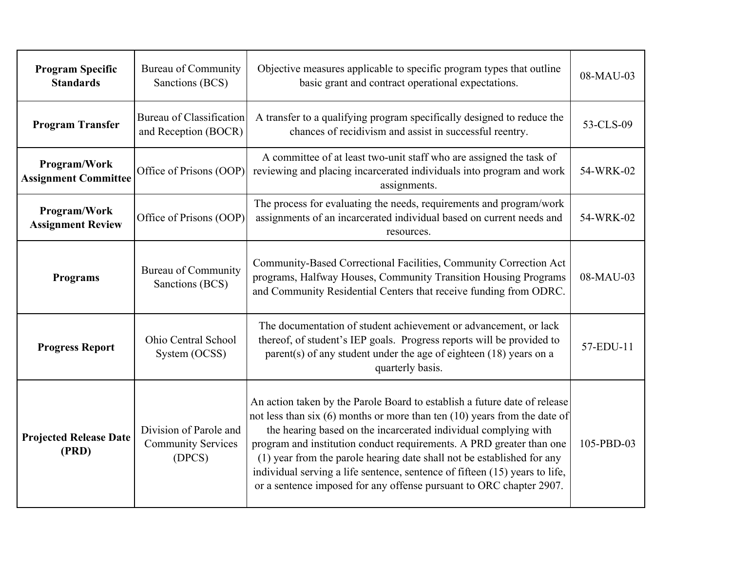| | | | |
|---|---|---|---|
| **Program Specific Standards** | Bureau of Community Sanctions (BCS) | Objective measures applicable to specific program types that outline basic grant and contract operational expectations. | 08-MAU-03 |
| **Program Transfer** | Bureau of Classification and Reception (BOCR) | A transfer to a qualifying program specifically designed to reduce the chances of recidivism and assist in successful reentry. | 53-CLS-09 |
| **Program/Work Assignment Committee** | Office of Prisons (OOP) | A committee of at least two-unit staff who are assigned the task of reviewing and placing incarcerated individuals into program and work assignments. | 54-WRK-02 |
| **Program/Work Assignment Review** | Office of Prisons (OOP) | The process for evaluating the needs, requirements and program/work assignments of an incarcerated individual based on current needs and resources. | 54-WRK-02 |
| **Programs** | Bureau of Community Sanctions (BCS) | Community-Based Correctional Facilities, Community Correction Act programs, Halfway Houses, Community Transition Housing Programs and Community Residential Centers that receive funding from ODRC. | 08-MAU-03 |
| **Progress Report** | Ohio Central School System (OCSS) | The documentation of student achievement or advancement, or lack thereof, of student's IEP goals. Progress reports will be provided to parent(s) of any student under the age of eighteen (18) years on a quarterly basis. | 57-EDU-11 |
| **Projected Release Date (PRD)** | Division of Parole and Community Services (DPCS) | An action taken by the Parole Board to establish a future date of release not less than six (6) months or more than ten (10) years from the date of the hearing based on the incarcerated individual complying with program and institution conduct requirements. A PRD greater than one (1) year from the parole hearing date shall not be established for any individual serving a life sentence, sentence of fifteen (15) years to life, or a sentence imposed for any offense pursuant to ORC chapter 2907. | 105-PBD-03 |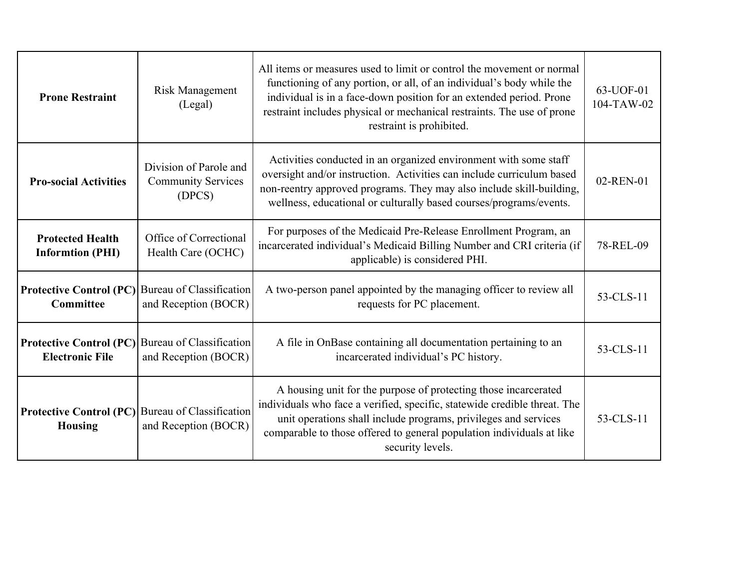| **Prone Restraint** | Risk Management (Legal) | All items or measures used to limit or control the movement or normal functioning of any portion, or all, of an individual's body while the individual is in a face-down position for an extended period. Prone restraint includes physical or mechanical restraints. The use of prone restraint is prohibited. | 63-UOF-01 104-TAW-02 |
|---|---|---|---|
| **Pro-social Activities** | Division of Parole and Community Services (DPCS) | Activities conducted in an organized environment with some staff oversight and/or instruction. Activities can include curriculum based non-reentry approved programs. They may also include skill-building, wellness, educational or culturally based courses/programs/events. | 02-REN-01 |
| **Protected Health Informtion (PHI)** | Office of Correctional Health Care (OCHC) | For purposes of the Medicaid Pre-Release Enrollment Program, an incarcerated individual's Medicaid Billing Number and CRI criteria (if applicable) is considered PHI. | 78-REL-09 |
| **Protective Control (PC) Committee** | Bureau of Classification and Reception (BOCR) | A two-person panel appointed by the managing officer to review all requests for PC placement. | 53-CLS-11 |
| **Protective Control (PC) Electronic File** | Bureau of Classification and Reception (BOCR) | A file in OnBase containing all documentation pertaining to an incarcerated individual's PC history. | 53-CLS-11 |
| **Protective Control (PC) Housing** | Bureau of Classification and Reception (BOCR) | A housing unit for the purpose of protecting those incarcerated individuals who face a verified, specific, statewide credible threat. The unit operations shall include programs, privileges and services comparable to those offered to general population individuals at like security levels. | 53-CLS-11 |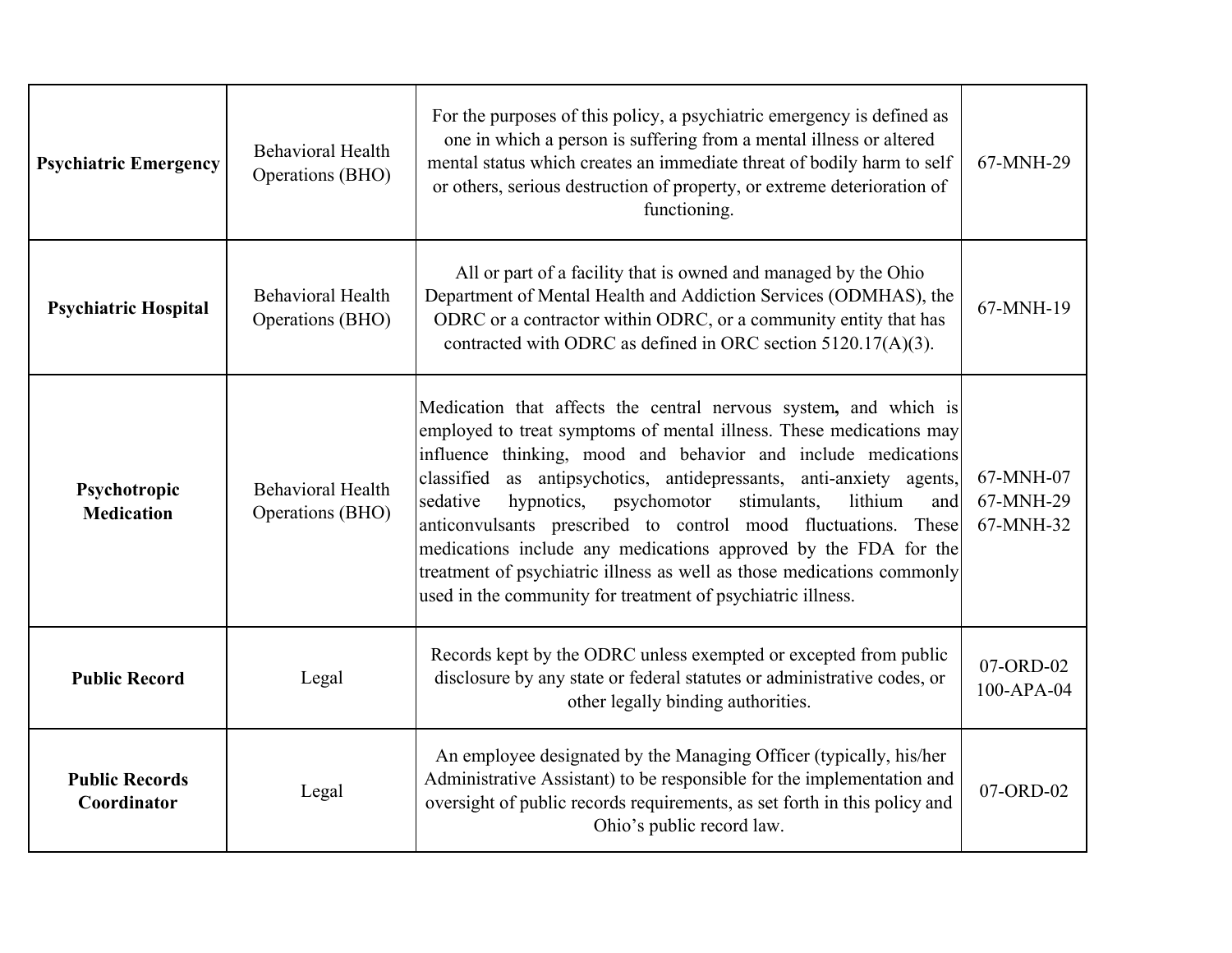| | | | |
|---|---|---|---|
| **Psychiatric Emergency** | Behavioral Health Operations (BHO) | For the purposes of this policy, a psychiatric emergency is defined as one in which a person is suffering from a mental illness or altered mental status which creates an immediate threat of bodily harm to self or others, serious destruction of property, or extreme deterioration of functioning. | 67-MNH-29 |
| **Psychiatric Hospital** | Behavioral Health Operations (BHO) | All or part of a facility that is owned and managed by the Ohio Department of Mental Health and Addiction Services (ODMHAS), the ODRC or a contractor within ODRC, or a community entity that has contracted with ODRC as defined in ORC section 5120.17(A)(3). | 67-MNH-19 |
| **Psychotropic Medication** | Behavioral Health Operations (BHO) | Medication that affects the central nervous system**,** and which is employed to treat symptoms of mental illness. These medications may influence thinking, mood and behavior and include medications classified as antipsychotics, antidepressants, anti-anxiety agents, sedative hypnotics, psychomotor stimulants, lithium and anticonvulsants prescribed to control mood fluctuations. These medications include any medications approved by the FDA for the treatment of psychiatric illness as well as those medications commonly used in the community for treatment of psychiatric illness. | 67-MNH-07<br>67-MNH-29<br>67-MNH-32 |
| **Public Record** | Legal | Records kept by the ODRC unless exempted or excepted from public disclosure by any state or federal statutes or administrative codes, or other legally binding authorities. | 07-ORD-02<br>100-APA-04 |
| **Public Records Coordinator** | Legal | An employee designated by the Managing Officer (typically, his/her Administrative Assistant) to be responsible for the implementation and oversight of public records requirements, as set forth in this policy and Ohio's public record law. | 07-ORD-02 |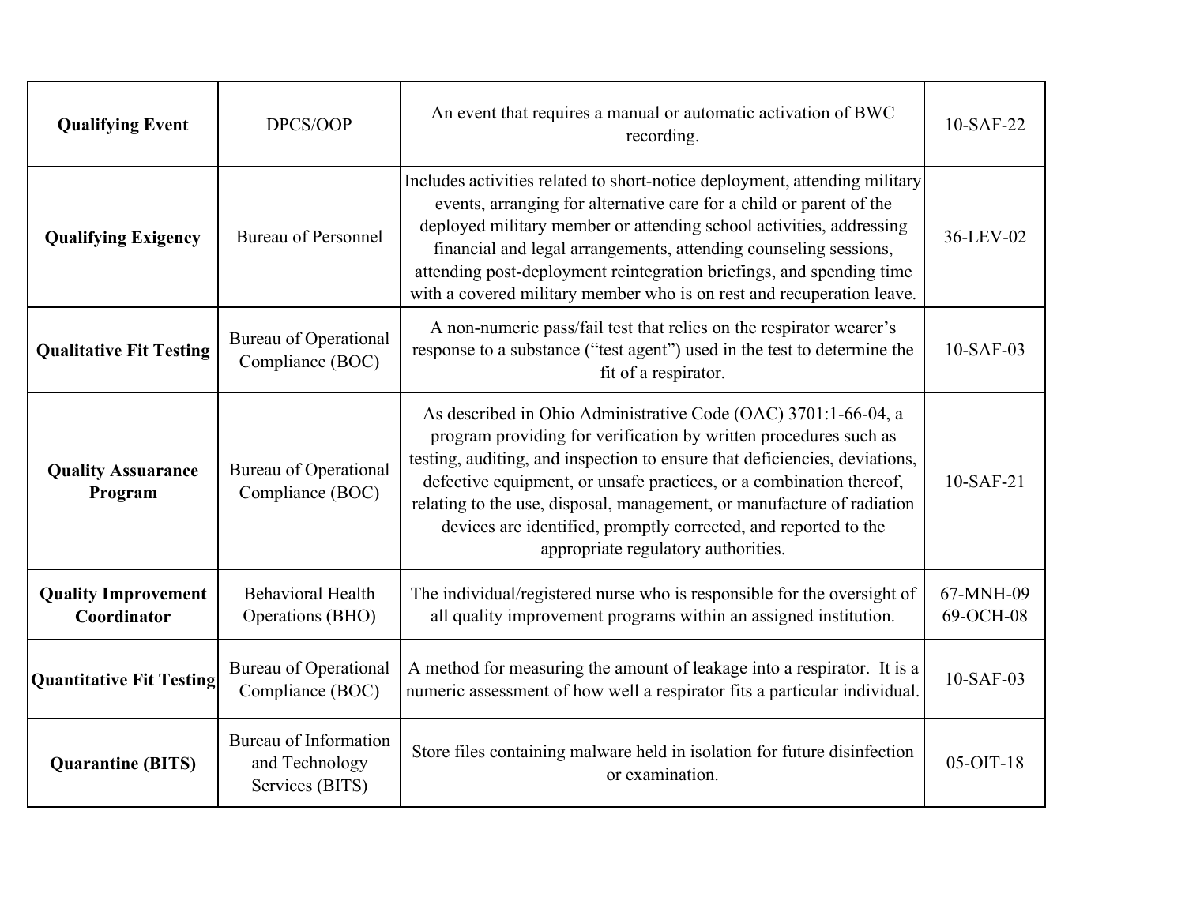| **Qualifying Event** | DPCS/OOP | An event that requires a manual or automatic activation of BWC recording. | 10-SAF-22 |
|---|---|---|---|
| **Qualifying Exigency** | Bureau of Personnel | Includes activities related to short-notice deployment, attending military events, arranging for alternative care for a child or parent of the deployed military member or attending school activities, addressing financial and legal arrangements, attending counseling sessions, attending post-deployment reintegration briefings, and spending time with a covered military member who is on rest and recuperation leave. | 36-LEV-02 |
| **Qualitative Fit Testing** | Bureau of Operational Compliance (BOC) | A non-numeric pass/fail test that relies on the respirator wearer's response to a substance ("test agent") used in the test to determine the fit of a respirator. | 10-SAF-03 |
| **Quality Assuarance Program** | Bureau of Operational Compliance (BOC) | As described in Ohio Administrative Code (OAC) 3701:1-66-04, a program providing for verification by written procedures such as testing, auditing, and inspection to ensure that deficiencies, deviations, defective equipment, or unsafe practices, or a combination thereof, relating to the use, disposal, management, or manufacture of radiation devices are identified, promptly corrected, and reported to the appropriate regulatory authorities. | 10-SAF-21 |
| **Quality Improvement Coordinator** | Behavioral Health Operations (BHO) | The individual/registered nurse who is responsible for the oversight of all quality improvement programs within an assigned institution. | 67-MNH-09 69-OCH-08 |
| **Quantitative Fit Testing** | Bureau of Operational Compliance (BOC) | A method for measuring the amount of leakage into a respirator. It is a numeric assessment of how well a respirator fits a particular individual. | 10-SAF-03 |
| **Quarantine (BITS)** | Bureau of Information and Technology Services (BITS) | Store files containing malware held in isolation for future disinfection or examination. | 05-OIT-18 |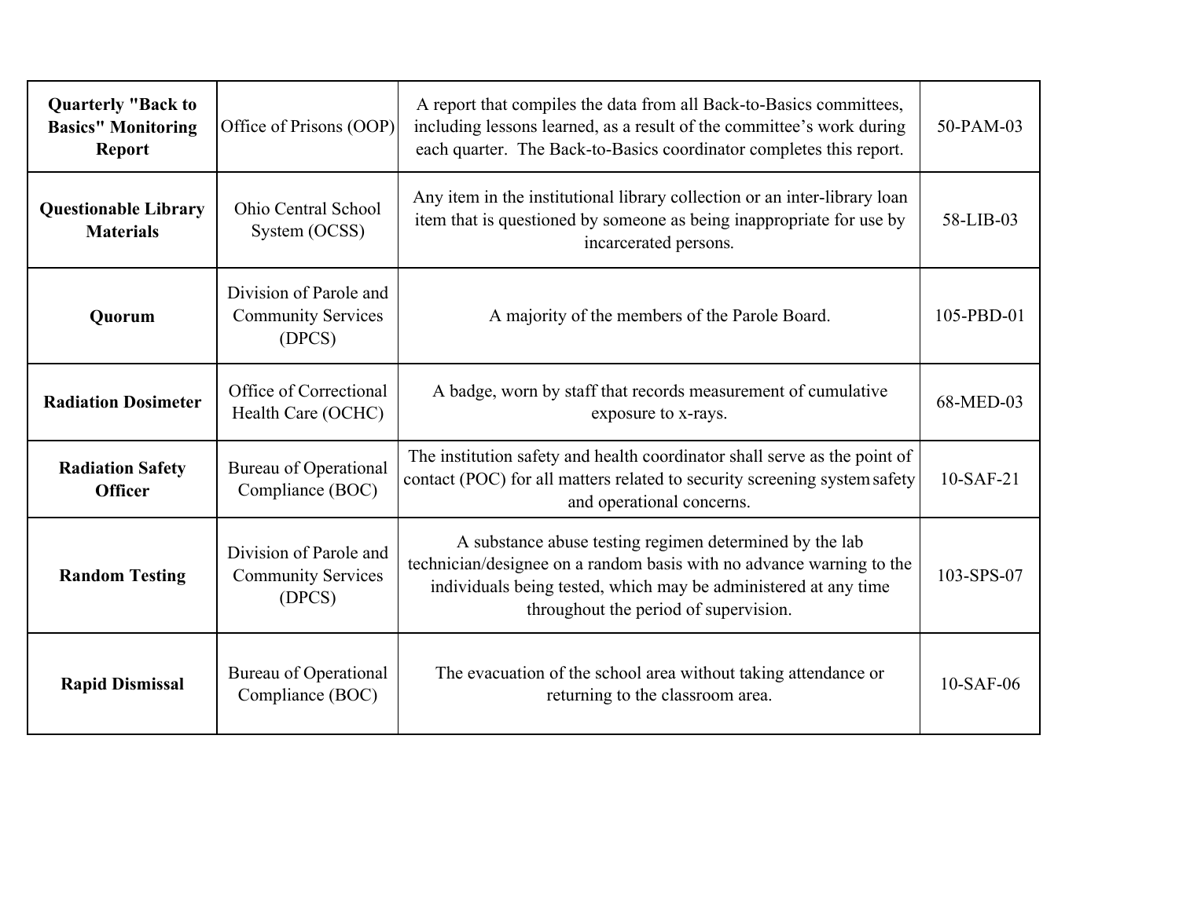| **Quarterly "Back to Basics" Monitoring Report** | Office of Prisons (OOP) | A report that compiles the data from all Back-to-Basics committees, including lessons learned, as a result of the committee's work during each quarter. The Back-to-Basics coordinator completes this report. | 50-PAM-03 |
|---|---|---|---|
| **Questionable Library Materials** | Ohio Central School System (OCSS) | Any item in the institutional library collection or an inter-library loan item that is questioned by someone as being inappropriate for use by incarcerated persons. | 58-LIB-03 |
| **Quorum** | Division of Parole and Community Services (DPCS) | A majority of the members of the Parole Board. | 105-PBD-01 |
| **Radiation Dosimeter** | Office of Correctional Health Care (OCHC) | A badge, worn by staff that records measurement of cumulative exposure to x-rays. | 68-MED-03 |
| **Radiation Safety Officer** | Bureau of Operational Compliance (BOC) | The institution safety and health coordinator shall serve as the point of contact (POC) for all matters related to security screening system safety and operational concerns. | 10-SAF-21 |
| **Random Testing** | Division of Parole and Community Services (DPCS) | A substance abuse testing regimen determined by the lab technician/designee on a random basis with no advance warning to the individuals being tested, which may be administered at any time throughout the period of supervision. | 103-SPS-07 |
| **Rapid Dismissal** | Bureau of Operational Compliance (BOC) | The evacuation of the school area without taking attendance or returning to the classroom area. | 10-SAF-06 |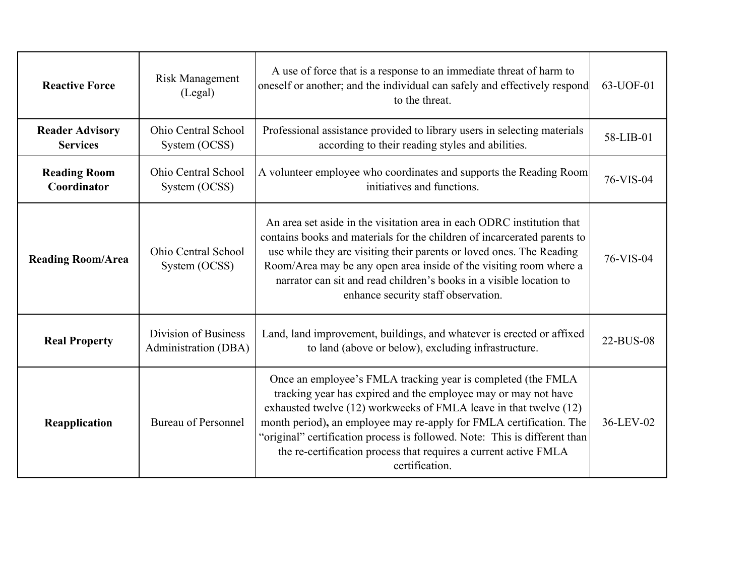| **Reactive Force** | Risk Management (Legal) | A use of force that is a response to an immediate threat of harm to oneself or another; and the individual can safely and effectively respond to the threat. | 63-UOF-01 |
|---|---|---|---|
| **Reader Advisory Services** | Ohio Central School System (OCSS) | Professional assistance provided to library users in selecting materials according to their reading styles and abilities. | 58-LIB-01 |
| **Reading Room Coordinator** | Ohio Central School System (OCSS) | A volunteer employee who coordinates and supports the Reading Room initiatives and functions. | 76-VIS-04 |
| **Reading Room/Area** | Ohio Central School System (OCSS) | An area set aside in the visitation area in each ODRC institution that contains books and materials for the children of incarcerated parents to use while they are visiting their parents or loved ones. The Reading Room/Area may be any open area inside of the visiting room where a narrator can sit and read children's books in a visible location to enhance security staff observation. | 76-VIS-04 |
| **Real Property** | Division of Business Administration (DBA) | Land, land improvement, buildings, and whatever is erected or affixed to land (above or below), excluding infrastructure. | 22-BUS-08 |
| **Reapplication** | Bureau of Personnel | Once an employee's FMLA tracking year is completed (the FMLA tracking year has expired and the employee may or may not have exhausted twelve (12) workweeks of FMLA leave in that twelve (12) month period)**,** an employee may re-apply for FMLA certification. The "original" certification process is followed. Note: This is different than the re-certification process that requires a current active FMLA certification. | 36-LEV-02 |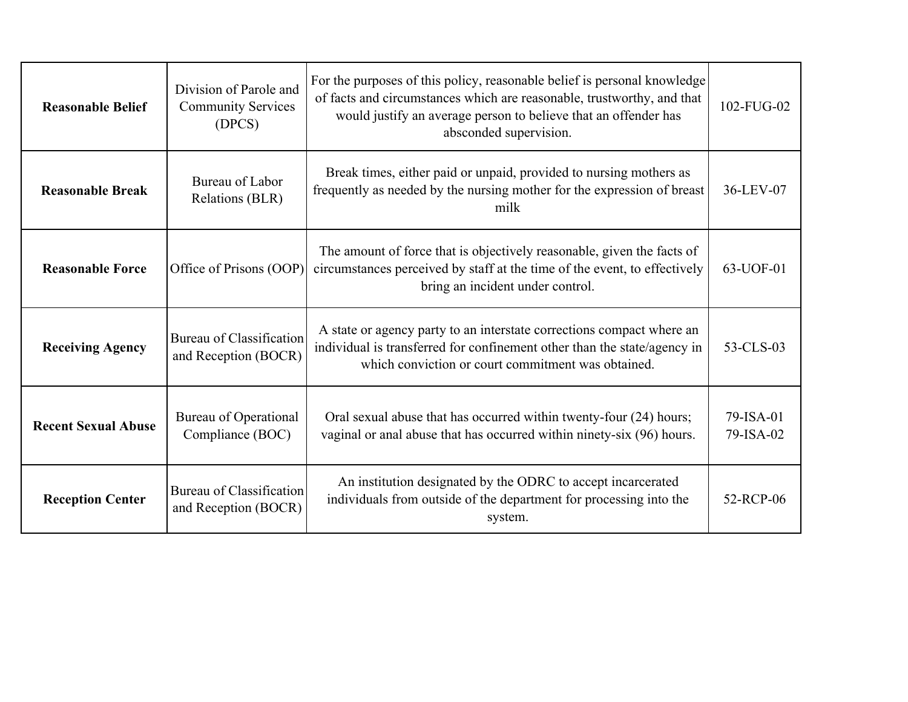| | | | |
|---|---|---|---|
| **Reasonable Belief** | Division of Parole and Community Services (DPCS) | For the purposes of this policy, reasonable belief is personal knowledge of facts and circumstances which are reasonable, trustworthy, and that would justify an average person to believe that an offender has absconded supervision. | 102-FUG-02 |
| **Reasonable Break** | Bureau of Labor Relations (BLR) | Break times, either paid or unpaid, provided to nursing mothers as frequently as needed by the nursing mother for the expression of breast milk | 36-LEV-07 |
| **Reasonable Force** | Office of Prisons (OOP) | The amount of force that is objectively reasonable, given the facts of circumstances perceived by staff at the time of the event, to effectively bring an incident under control. | 63-UOF-01 |
| **Receiving Agency** | Bureau of Classification and Reception (BOCR) | A state or agency party to an interstate corrections compact where an individual is transferred for confinement other than the state/agency in which conviction or court commitment was obtained. | 53-CLS-03 |
| **Recent Sexual Abuse** | Bureau of Operational Compliance (BOC) | Oral sexual abuse that has occurred within twenty-four (24) hours; vaginal or anal abuse that has occurred within ninety-six (96) hours. | 79-ISA-01<br>79-ISA-02 |
| **Reception Center** | Bureau of Classification and Reception (BOCR) | An institution designated by the ODRC to accept incarcerated individuals from outside of the department for processing into the system. | 52-RCP-06 |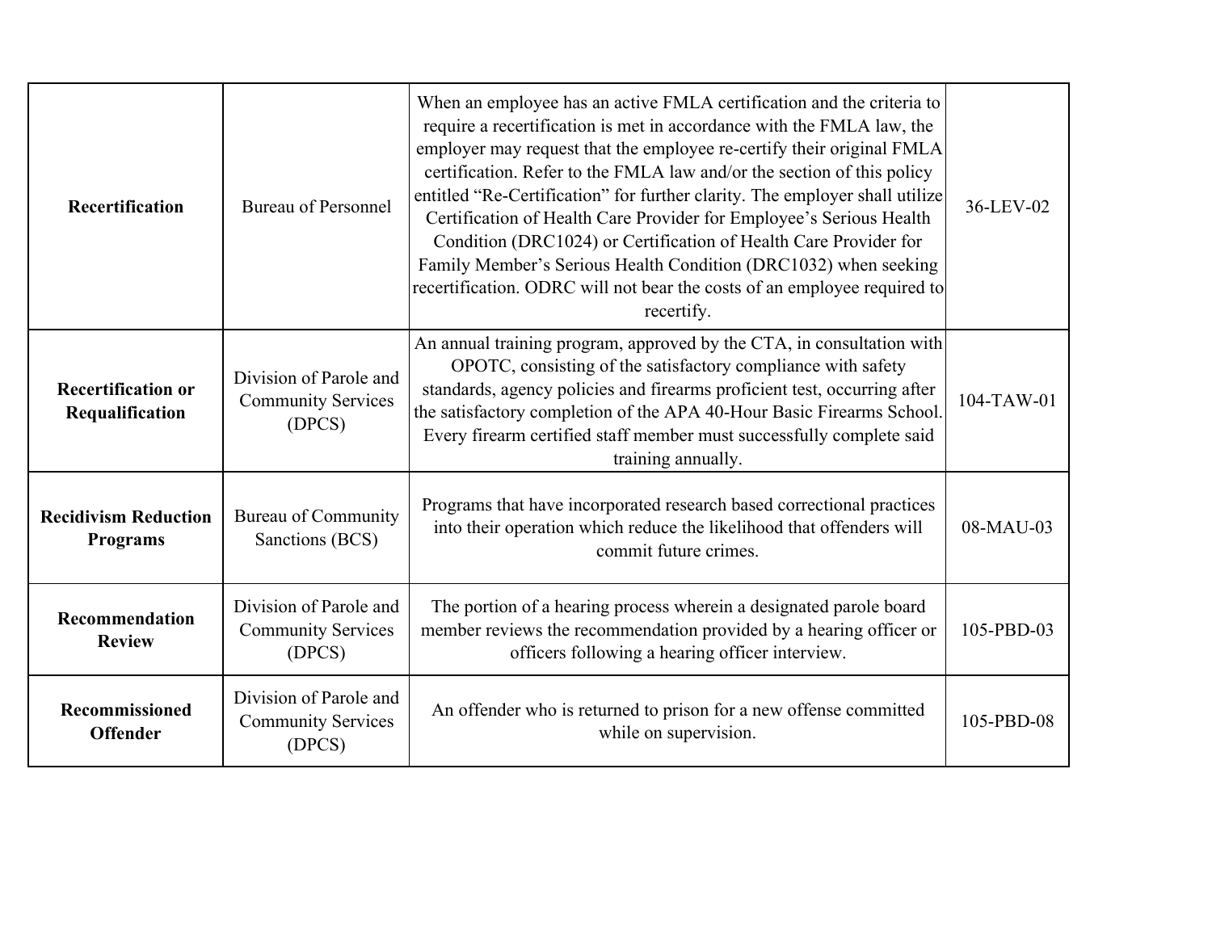| | | | |
|---|---|---|---|
| **Recertification** | Bureau of Personnel | When an employee has an active FMLA certification and the criteria to require a recertification is met in accordance with the FMLA law, the employer may request that the employee re-certify their original FMLA certification. Refer to the FMLA law and/or the section of this policy entitled "Re-Certification" for further clarity. The employer shall utilize Certification of Health Care Provider for Employee's Serious Health Condition (DRC1024) or Certification of Health Care Provider for Family Member's Serious Health Condition (DRC1032) when seeking recertification. ODRC will not bear the costs of an employee required to recertify. | 36-LEV-02 |
| **Recertification or Requalification** | Division of Parole and Community Services (DPCS) | An annual training program, approved by the CTA, in consultation with OPOTC, consisting of the satisfactory compliance with safety standards, agency policies and firearms proficient test, occurring after the satisfactory completion of the APA 40-Hour Basic Firearms School. Every firearm certified staff member must successfully complete said training annually. | 104-TAW-01 |
| **Recidivism Reduction Programs** | Bureau of Community Sanctions (BCS) | Programs that have incorporated research based correctional practices into their operation which reduce the likelihood that offenders will commit future crimes. | 08-MAU-03 |
| **Recommendation Review** | Division of Parole and Community Services (DPCS) | The portion of a hearing process wherein a designated parole board member reviews the recommendation provided by a hearing officer or officers following a hearing officer interview. | 105-PBD-03 |
| **Recommissioned Offender** | Division of Parole and Community Services (DPCS) | An offender who is returned to prison for a new offense committed while on supervision. | 105-PBD-08 |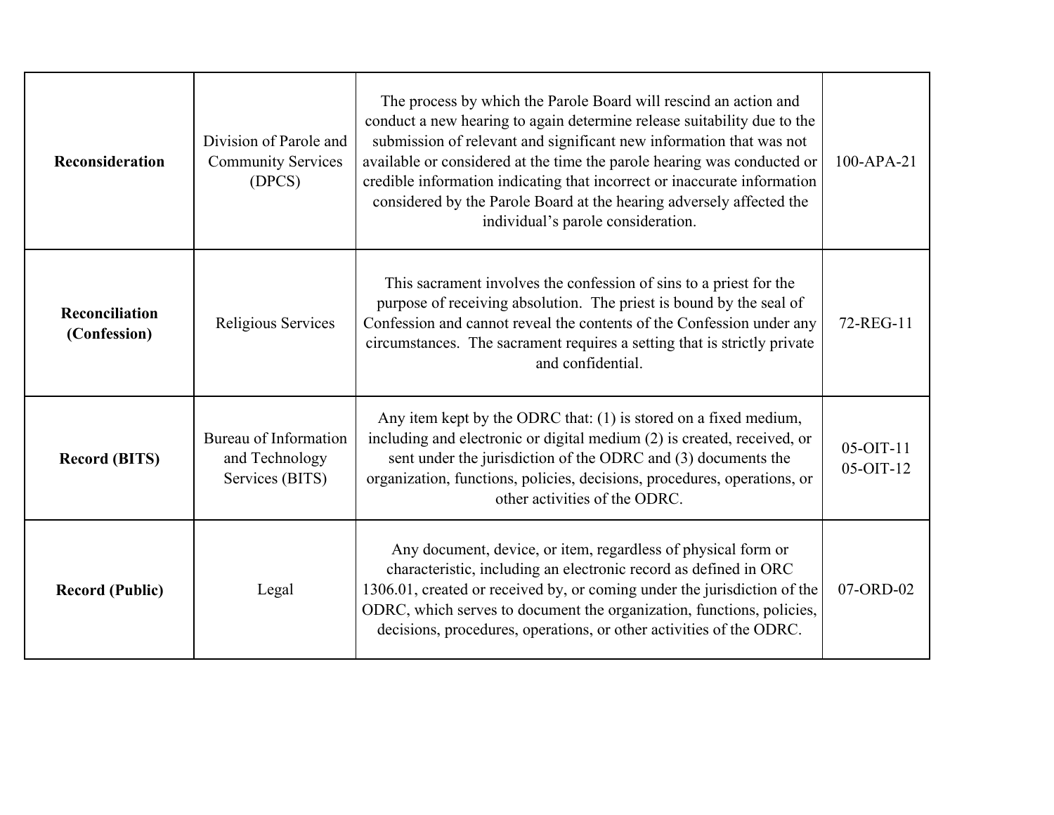| **Reconsideration** | Division of Parole and Community Services (DPCS) | The process by which the Parole Board will rescind an action and conduct a new hearing to again determine release suitability due to the submission of relevant and significant new information that was not available or considered relevant at the time the parole hearing was conducted or credible information indicating that incorrect or inaccurate information considered by the Parole Board at the hearing adversely affected the individual's parole consideration. | 100-APA-21 |
|---|---|---|---|
| **Reconciliation (Confession)** | Religious Services | This sacrament involves the confession of sins to a priest for the purpose of receiving absolution. The priest is bound by the seal of Confession and cannot reveal the contents of the Confession under any circumstances. The sacrament requires a setting that is strictly private and confidential. | 72-REG-11 |
| **Record (BITS)** | Bureau of Information and Technology Services (BITS) | Any item kept by the ODRC that: (1) is stored on a fixed medium, including and electronic or digital medium (2) is created, received, or sent under the jurisdiction of the ODRC and (3) documents the organization, functions, policies, decisions, procedures, operations, or other activities of the ODRC. | 05-OIT-11<br>05-OIT-12 |
| **Record (Public)** | Legal | Any document, device, or item, regardless of physical form or characteristic, including an electronic record as defined in ORC 1306.01, created or received by, or coming under the jurisdiction of the ODRC, which serves to document the organization, functions, policies, decisions, procedures, operations, or other activities of the ODRC. | 07-ORD-02 |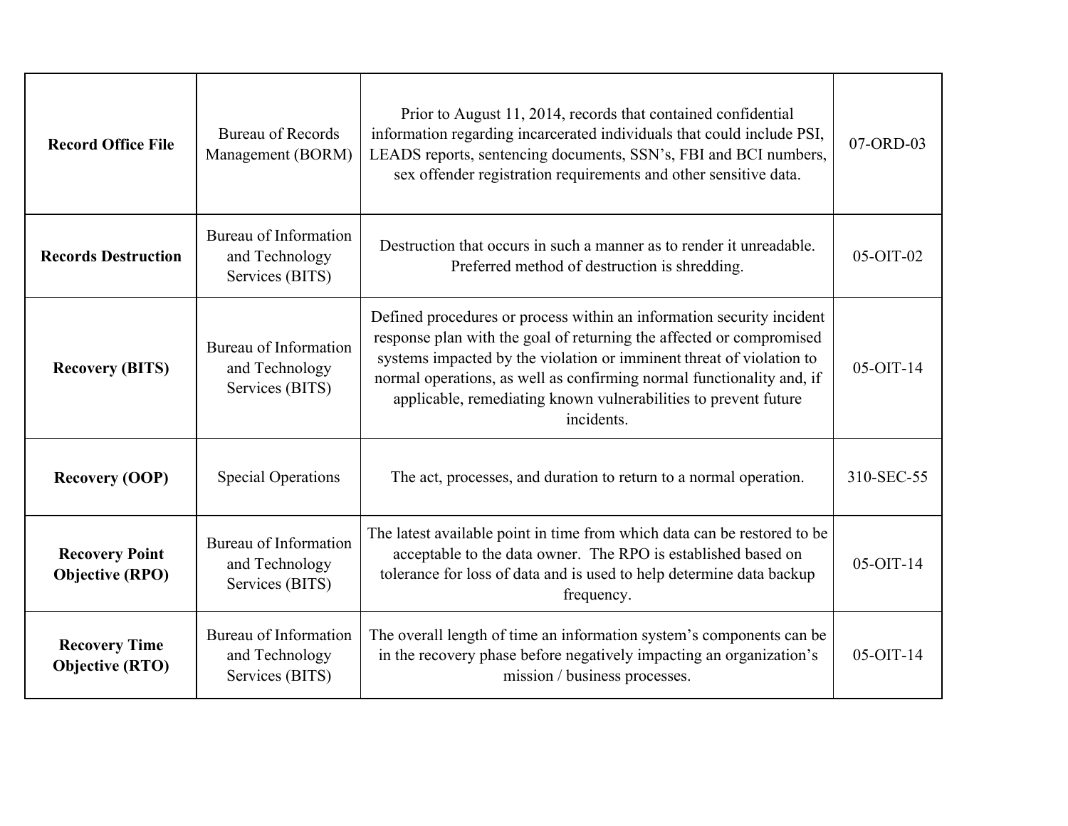| | | | |
|---|---|---|---|
| **Record Office File** | Bureau of Records Management (BORM) | Prior to August 11, 2014, records that contained confidential information regarding incarcerated individuals that could include PSI, LEADS reports, sentencing documents, SSN's, FBI and BCI numbers, sex offender registration requirements and other sensitive data. | 07-ORD-03 |
| **Records Destruction** | Bureau of Information and Technology Services (BITS) | Destruction that occurs in such a manner as to render it unreadable. Preferred method of destruction is shredding. | 05-OIT-02 |
| **Recovery (BITS)** | Bureau of Information and Technology Services (BITS) | Defined procedures or process within an information security incident response plan with the goal of returning the affected or compromised systems impacted by the violation or imminent threat of violation to normal operations, as well as confirming normal functionality and, if applicable, remediating known vulnerabilities to prevent future incidents. | 05-OIT-14 |
| **Recovery (OOP)** | Special Operations | The act, processes, and duration to return to a normal operation. | 310-SEC-55 |
| **Recovery Point Objective (RPO)** | Bureau of Information and Technology Services (BITS) | The latest available point in time from which data can be restored to be acceptable to the data owner. The RPO is established based on tolerance for loss of data and is used to help determine data backup frequency. | 05-OIT-14 |
| **Recovery Time Objective (RTO)** | Bureau of Information and Technology Services (BITS) | The overall length of time an information system's components can be in the recovery phase before negatively impacting an organization's mission / business processes. | 05-OIT-14 |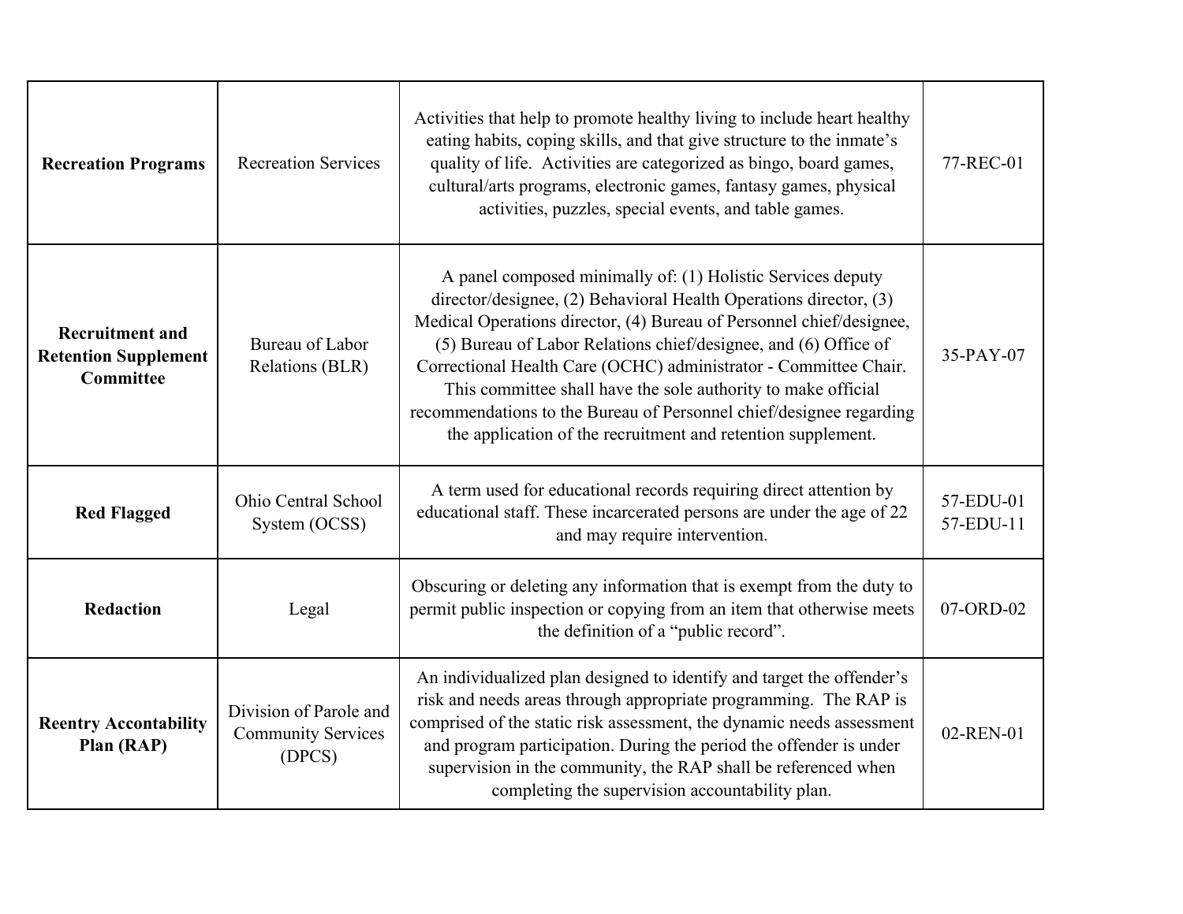| | | | |
|---|---|---|---|
| **Recreation Programs** | Recreation Services | Activities that help to promote healthy living to include heart healthy eating habits, coping skills, and that give structure to the inmate's quality of life. Activities are categorized as bingo, board games, cultural/arts programs, electronic games, fantasy games, physical activities, puzzles, special events, and table games. | 77-REC-01 |
| **Recruitment and Retention Supplement Committee** | Bureau of Labor Relations (BLR) | A panel composed minimally of: (1) Holistic Services deputy director/designee, (2) Behavioral Health Operations director, (3) Medical Operations director, (4) Bureau of Personnel chief/designee, (5) Bureau of Labor Relations chief/designee, and (6) Office of Correctional Health Care (OCHC) administrator - Committee Chair. This committee shall have the sole authority to make official recommendations to the Bureau of Personnel chief/designee regarding the application of the recruitment and retention supplement. | 35-PAY-07 |
| **Red Flagged** | Ohio Central School System (OCSS) | A term used for educational records requiring direct attention by educational staff. These incarcerated persons are under the age of 22 and may require intervention. | 57-EDU-01<br>57-EDU-11 |
| **Redaction** | Legal | Obscuring or deleting any information that is exempt from the duty to permit public inspection or copying from an item that otherwise meets the definition of a "public record". | 07-ORD-02 |
| **Reentry Accontability Plan (RAP)** | Division of Parole and Community Services (DPCS) | An individualized plan designed to identify and target the offender's risk and needs areas through appropriate programming. The RAP is comprised of the static risk assessment, the dynamic needs assessment and program participation. During the period the offender is under supervision in the community, the RAP shall be referenced when completing the supervision accountability plan. | 02-REN-01 |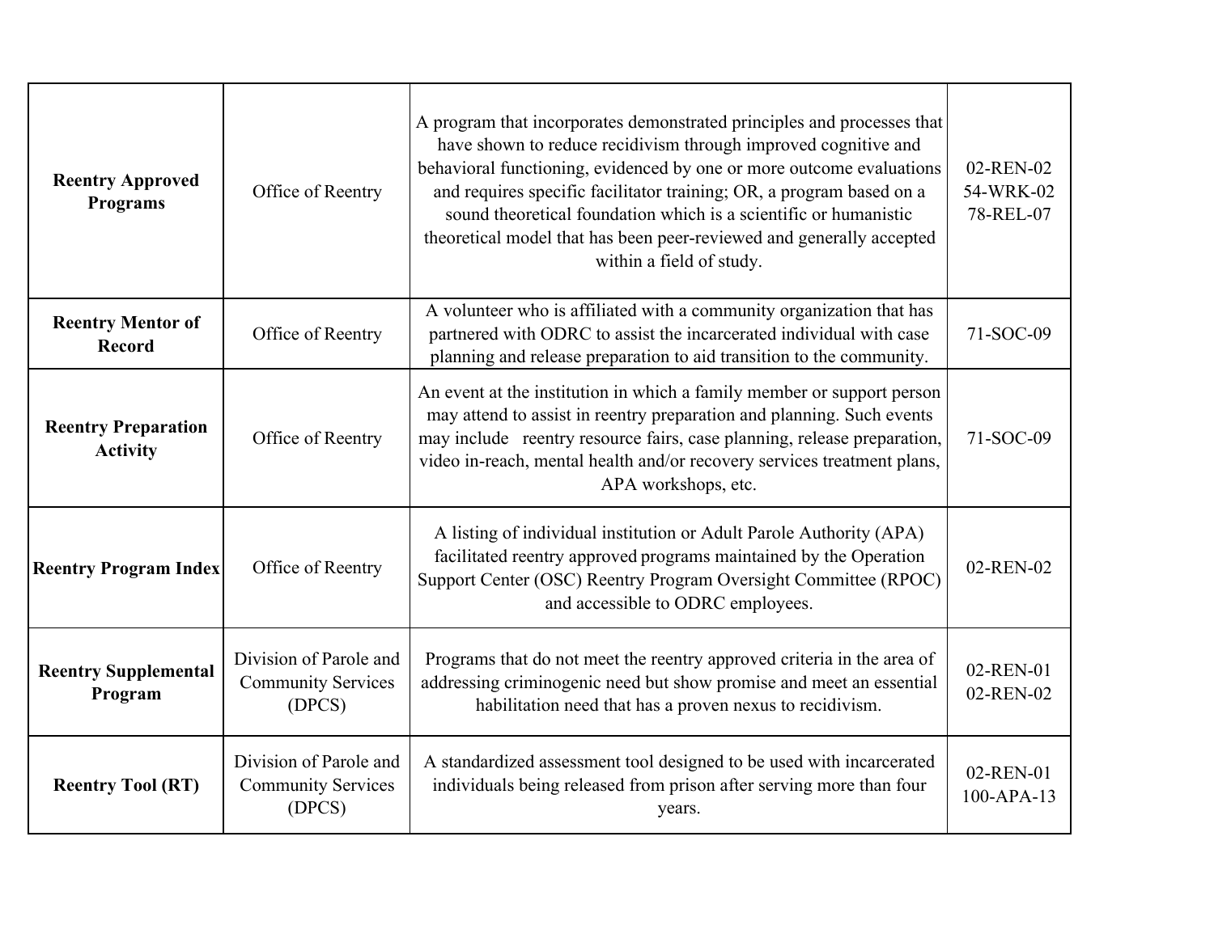| | | | |
|---|---|---|---|
| **Reentry Approved Programs** | Office of Reentry | A program that incorporates demonstrated principles and processes that have shown to reduce recidivism through improved cognitive and behavioral functioning, evidenced by one or more outcome evaluations and requires specific facilitator training; OR, a program based on a sound theoretical foundation which is a scientific or humanistic theoretical model that has been peer-reviewed and generally accepted within a field of study. | 02-REN-02<br>54-WRK-02<br>78-REL-07 |
| **Reentry Mentor of Record** | Office of Reentry | A volunteer who is affiliated with a community organization that has partnered with ODRC to assist the incarcerated individual with case planning and release preparation to aid transition to the community. | 71-SOC-09 |
| **Reentry Preparation Activity** | Office of Reentry | An event at the institution in which a family member or support person may attend to assist in reentry preparation and planning. Such events may include reentry resource fairs, case planning, release preparation, video in-reach, mental health and/or recovery services treatment plans, APA workshops, etc. | 71-SOC-09 |
| **Reentry Program Index** | Office of Reentry | A listing of individual institution or Adult Parole Authority (APA) facilitated reentry approved programs maintained by the Operation Support Center (OSC) Reentry Program Oversight Committee (RPOC) and accessible to ODRC employees. | 02-REN-02 |
| **Reentry Supplemental Program** | Division of Parole and Community Services (DPCS) | Programs that do not meet the reentry approved criteria in the area of addressing criminogenic need but show promise and meet an essential habilitation need that has a proven nexus to recidivism. | 02-REN-01<br>02-REN-02 |
| **Reentry Tool (RT)** | Division of Parole and Community Services (DPCS) | A standardized assessment tool designed to be used with incarcerated individuals being released from prison after serving more than four years. | 02-REN-01<br>100-APA-13 |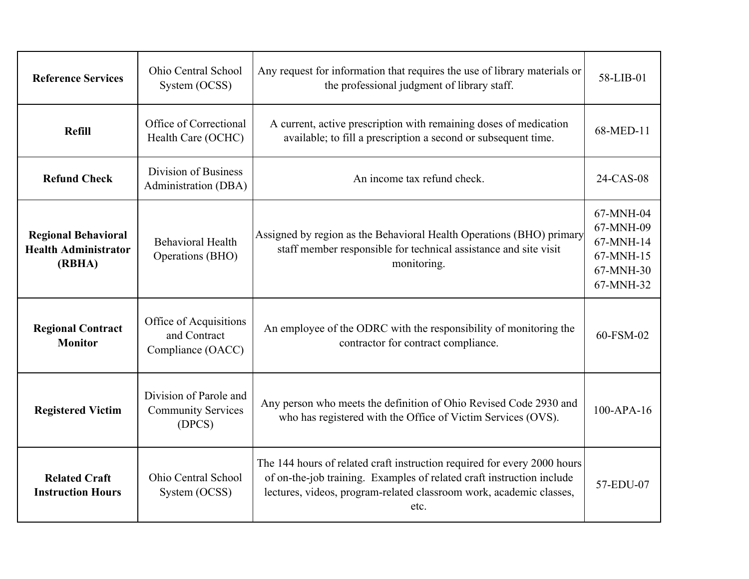| **Reference Services** | Ohio Central School System (OCSS) | Any request for information that requires the use of library materials or the professional judgment of library staff. | 58-LIB-01 |
|---|---|---|---|
| **Refill** | Office of Correctional Health Care (OCHC) | A current, active prescription with remaining doses of medication available; to fill a prescription a second or subsequent time. | 68-MED-11 |
| **Refund Check** | Division of Business Administration (DBA) | An income tax refund check. | 24-CAS-08 |
| **Regional Behavioral Health Administrator (RBHA)** | Behavioral Health Operations (BHO) | Assigned by region as the Behavioral Health Operations (BHO) primary staff member responsible for technical assistance and site visit monitoring. | 67-MNH-04<br>67-MNH-09<br>67-MNH-14<br>67-MNH-15<br>67-MNH-30<br>67-MNH-32 |
| **Regional Contract Monitor** | Office of Acquisitions and Contract Compliance (OACC) | An employee of the ODRC with the responsibility of monitoring the contractor for contract compliance. | 60-FSM-02 |
| **Registered Victim** | Division of Parole and Community Services (DPCS) | Any person who meets the definition of Ohio Revised Code 2930 and who has registered with the Office of Victim Services (OVS). | 100-APA-16 |
| **Related Craft Instruction Hours** | Ohio Central School System (OCSS) | The 144 hours of related craft instruction required for every 2000 hours of on-the-job training. Examples of related craft instruction include lectures, videos, program-related classroom work, academic classes, etc. | 57-EDU-07 |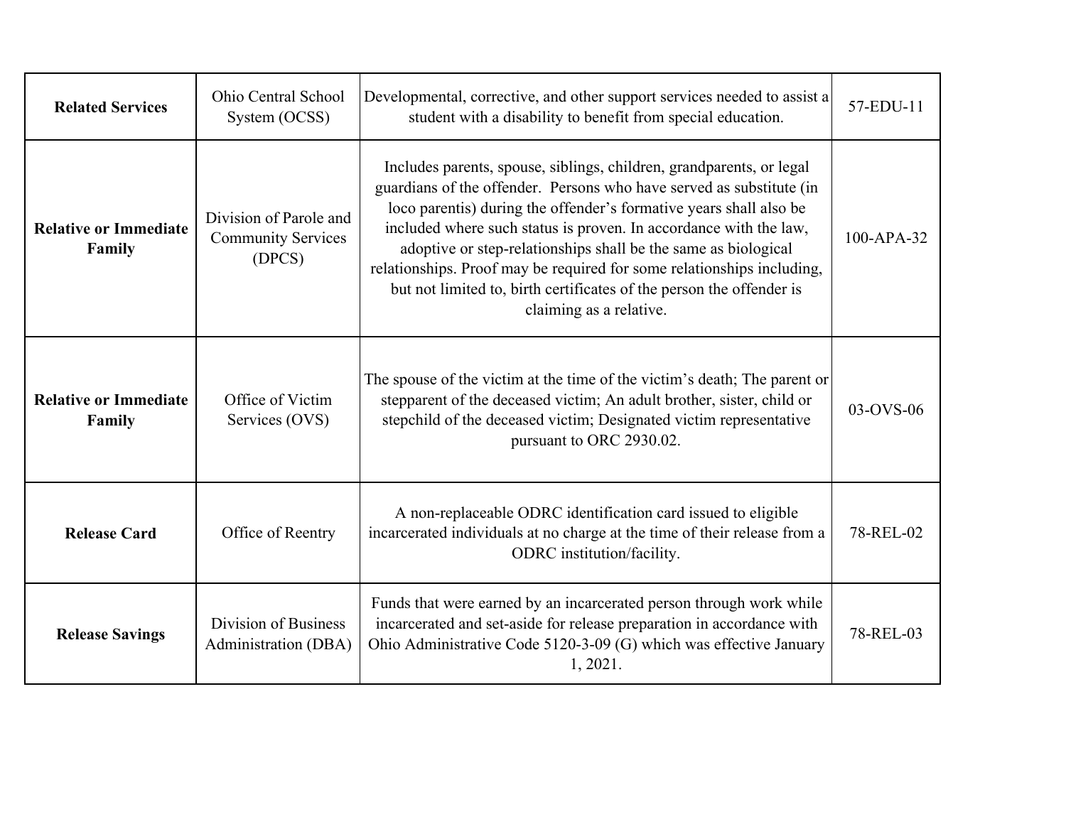| | | | |
|---|---|---|---|
| **Related Services** | Ohio Central School System (OCSS) | Developmental, corrective, and other support services needed to assist a student with a disability to benefit from special education. | 57-EDU-11 |
| **Relative or Immediate Family** | Division of Parole and Community Services (DPCS) | Includes parents, spouse, siblings, children, grandparents, or legal guardians of the offender. Persons who have served as substitute (in loco parentis) during the offender's formative years shall also be included where such status is proven. In accordance with the law, adoptive or step-relationships shall be the same as biological relationships. Proof may be required for some relationships including, but not limited to, birth certificates of the person the offender is claiming as a relative. | 100-APA-32 |
| **Relative or Immediate Family** | Office of Victim Services (OVS) | The spouse of the victim at the time of the victim's death; The parent or stepparent of the deceased victim; An adult brother, sister, child or stepchild of the deceased victim; Designated victim representative pursuant to ORC 2930.02. | 03-OVS-06 |
| **Release Card** | Office of Reentry | A non-replaceable ODRC identification card issued to eligible incarcerated individuals at no charge at the time of their release from a ODRC institution/facility. | 78-REL-02 |
| **Release Savings** | Division of Business Administration (DBA) | Funds that were earned by an incarcerated person through work while incarcerated and set-aside for release preparation in accordance with Ohio Administrative Code 5120-3-09 (G) which was effective January 1, 2021. | 78-REL-03 |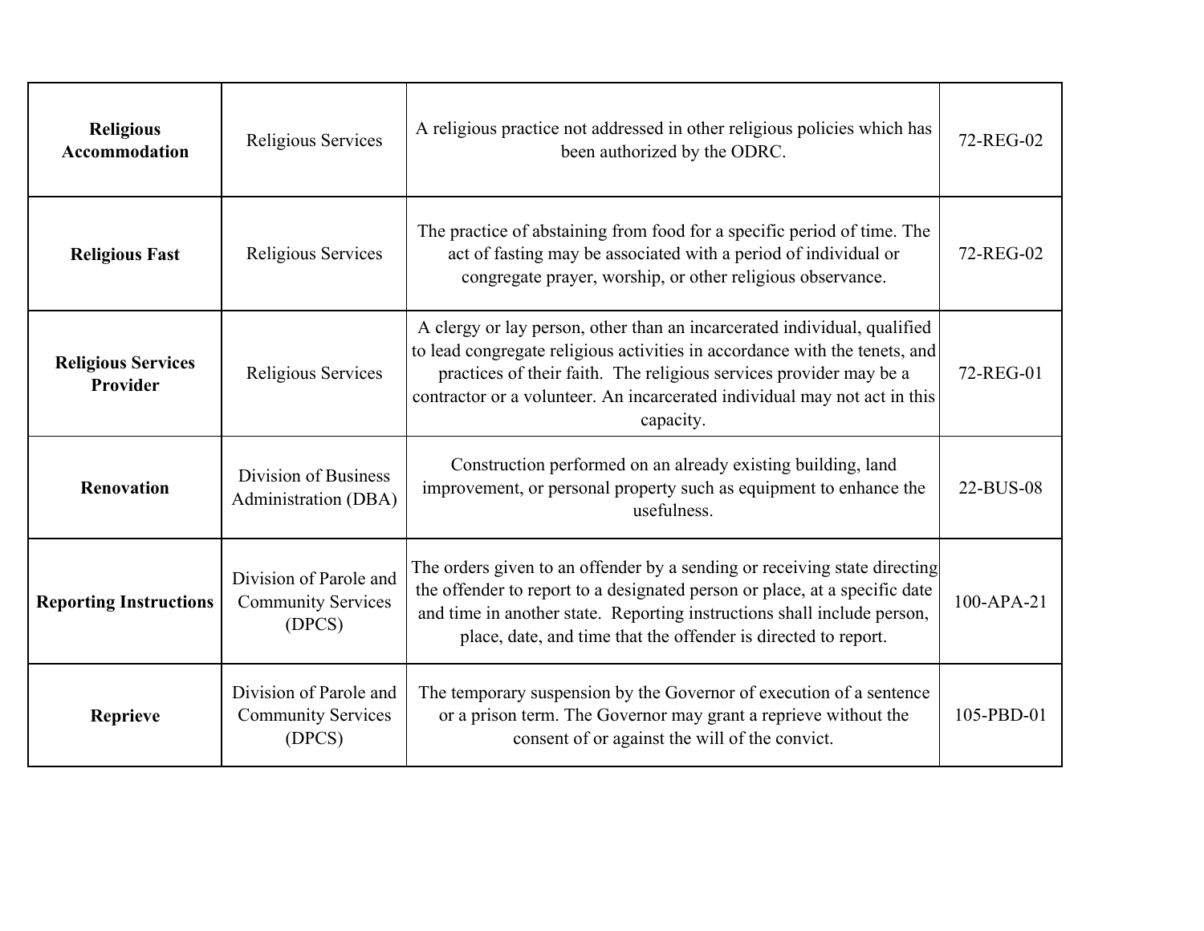| | | | |
|---|---|---|---|
| **Religious Accommodation** | Religious Services | A religious practice not addressed in other religious policies which has been authorized by the ODRC. | 72-REG-02 |
| **Religious Fast** | Religious Services | The practice of abstaining from food for a specific period of time. The act of fasting may be associated with a period of individual or congregate prayer, worship, or other religious observance. | 72-REG-02 |
| **Religious Services Provider** | Religious Services | A clergy or lay person, other than an incarcerated individual, qualified to lead congregate religious activities in accordance with the tenets, and practices of their faith. The religious services provider may be a contractor or a volunteer. An incarcerated individual may not act in this capacity. | 72-REG-01 |
| **Renovation** | Division of Business Administration (DBA) | Construction performed on an already existing building, land improvement, or personal property such as equipment to enhance the usefulness. | 22-BUS-08 |
| **Reporting Instructions** | Division of Parole and Community Services (DPCS) | The orders given to an offender by a sending or receiving state directing the offender to report to a designated person or place, at a specific date and time in another state. Reporting instructions shall include person, place, date, and time that the offender is directed to report. | 100-APA-21 |
| **Reprieve** | Division of Parole and Community Services (DPCS) | The temporary suspension by the Governor of execution of a sentence or a prison term. The Governor may grant a reprieve without the consent of or against the will of the convict. | 105-PBD-01 |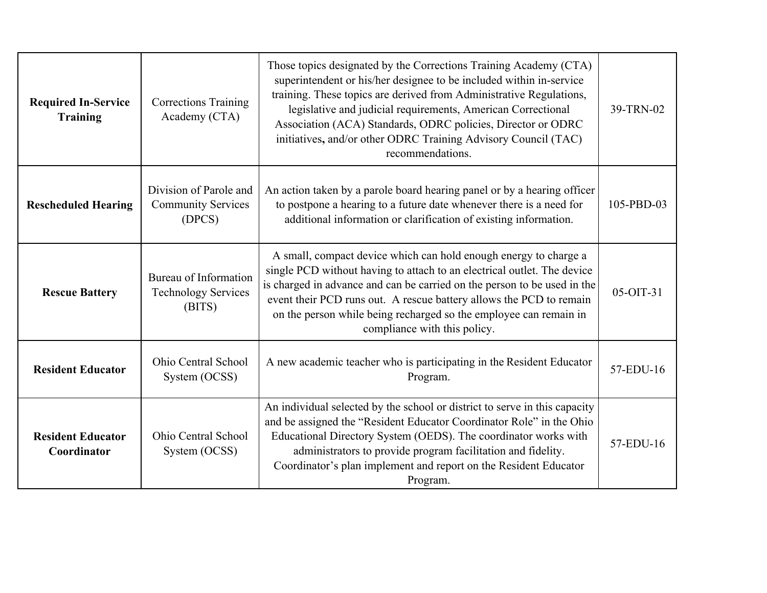| | | | |
|---|---|---|---|
| **Required In-Service Training** | Corrections Training Academy (CTA) | Those topics designated by the Corrections Training Academy (CTA) superintendent or his/her designee to be included within in-service training. These topics are derived from Administrative Regulations, legislative and judicial requirements, American Correctional Association (ACA) Standards, ODRC policies, Director or ODRC initiatives**,** and/or other ODRC Training Advisory Council (TAC) recommendations. | 39-TRN-02 |
| **Rescheduled Hearing** | Division of Parole and Community Services (DPCS) | An action taken by a parole board hearing panel or by a hearing officer to postpone a hearing to a future date whenever there is a need for additional information or clarification of existing information. | 105-PBD-03 |
| **Rescue Battery** | Bureau of Information Technology Services (BITS) | A small, compact device which can hold enough energy to charge a single PCD without having to attach to an electrical outlet. The device is charged in advance and can be carried on the person to be used in the event their PCD runs out. A rescue battery allows the PCD to remain on the person while being recharged so the employee can remain in compliance with this policy. | 05-OIT-31 |
| **Resident Educator** | Ohio Central School System (OCSS) | A new academic teacher who is participating in the Resident Educator Program. | 57-EDU-16 |
| **Resident Educator Coordinator** | Ohio Central School System (OCSS) | An individual selected by the school or district to serve in this capacity and be assigned the "Resident Educator Coordinator Role" in the Ohio Educational Directory System (OEDS). The coordinator works with administrators to provide program facilitation and fidelity. Coordinator's plan implement and report on the Resident Educator Program. | 57-EDU-16 |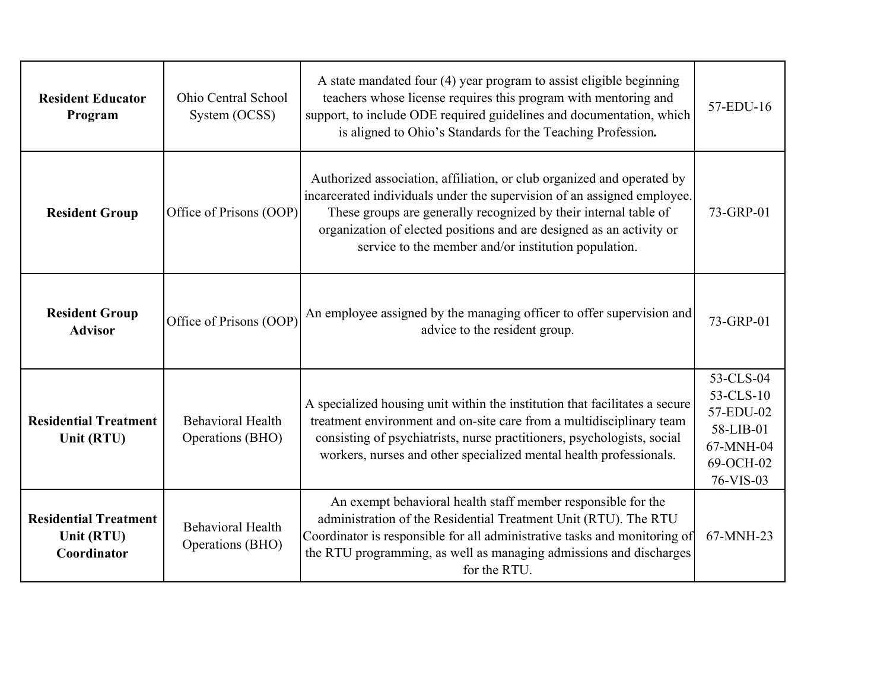| | | | |
|---|---|---|---|
| **Resident Educator Program** | Ohio Central School System (OCSS) | A state mandated four (4) year program to assist eligible beginning teachers whose license requires this program with mentoring and support, to include ODE required guidelines and documentation, which is aligned to Ohio's Standards for the Teaching Profession**.** | 57-EDU-16 |
| **Resident Group** | Office of Prisons (OOP) | Authorized association, affiliation, or club organized and operated by incarcerated individuals under the supervision of an assigned employee. These groups are generally recognized by their internal table of organization of elected positions and are designed as an activity or service to the member and/or institution population. | 73-GRP-01 |
| **Resident Group Advisor** | Office of Prisons (OOP) | An employee assigned by the managing officer to offer supervision and advice to the resident group. | 73-GRP-01 |
| **Residential Treatment Unit (RTU)** | Behavioral Health Operations (BHO) | A specialized housing unit within the institution that facilitates a secure treatment environment and on-site care from a multidisciplinary team consisting of psychiatrists, nurse practitioners, psychologists, social workers, nurses and other specialized mental health professionals. | 53-CLS-04<br>53-CLS-10<br>57-EDU-02<br>58-LIB-01<br>67-MNH-04<br>69-OCH-02<br>76-VIS-03 |
| **Residential Treatment Unit (RTU) Coordinator** | Behavioral Health Operations (BHO) | An exempt behavioral health staff member responsible for the administration of the Residential Treatment Unit (RTU). The RTU Coordinator is responsible for all administrative tasks and monitoring of the RTU programming, as well as managing admissions and discharges for the RTU. | 67-MNH-23 |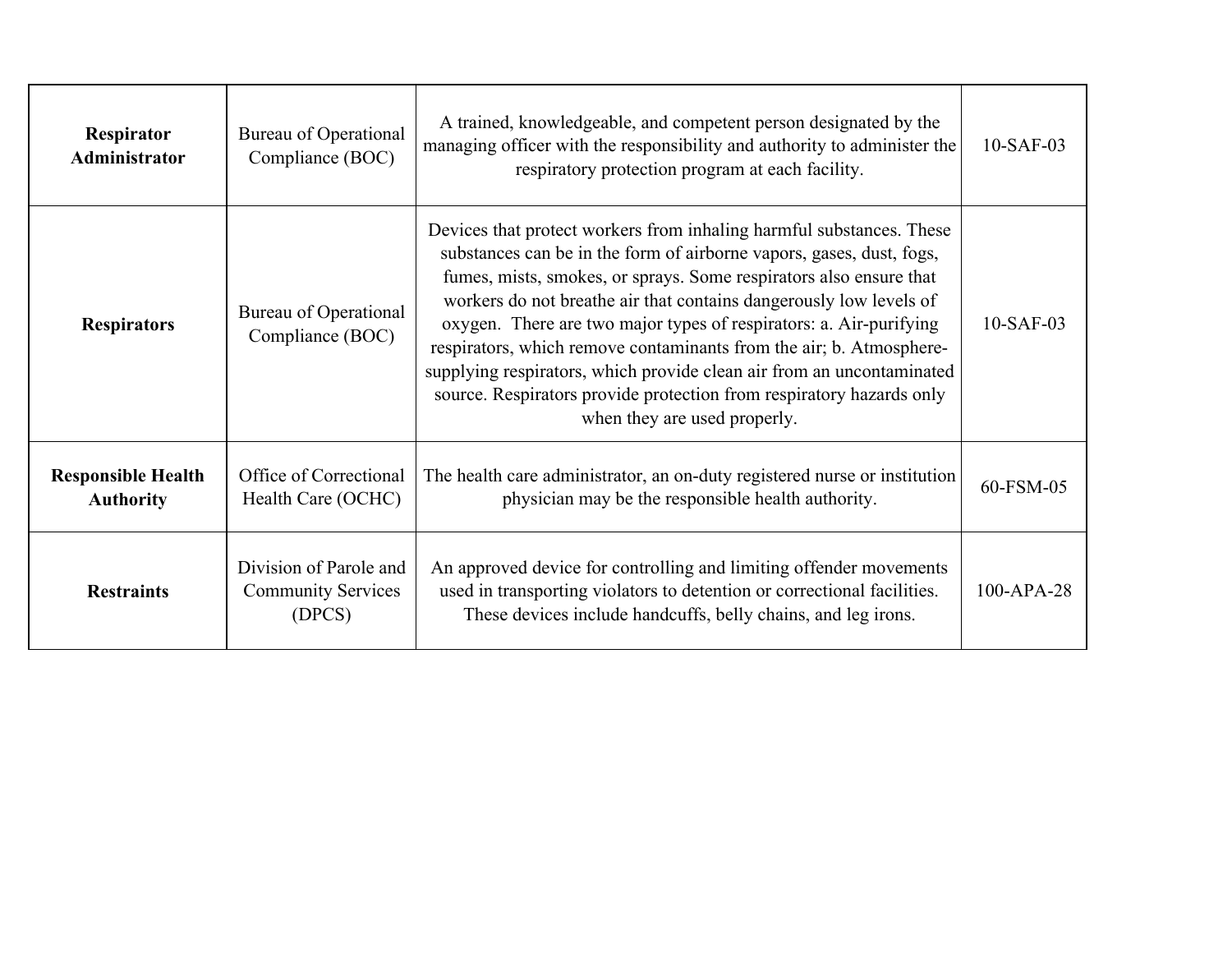| | | | |
|---|---|---|---|
| **Respirator Administrator** | Bureau of Operational Compliance (BOC) | A trained, knowledgeable, and competent person designated by the managing officer with the responsibility and authority to administer the respiratory protection program at each facility. | 10-SAF-03 |
| **Respirators** | Bureau of Operational Compliance (BOC) | Devices that protect workers from inhaling harmful substances. These substances can be in the form of airborne vapors, gases, dust, fogs, fumes, mists, smokes, or sprays. Some respirators also ensure that workers do not breathe air that contains dangerously low levels of oxygen.  There are two major types of respirators: a. Air-purifying respirators, which remove contaminants from the air; b. Atmosphere-supplying respirators, which provide clean air from an uncontaminated source. Respirators provide protection from respiratory hazards only when they are used properly. | 10-SAF-03 |
| **Responsible Health Authority** | Office of Correctional Health Care (OCHC) | The health care administrator, an on-duty registered nurse or institution physician may be the responsible health authority. | 60-FSM-05 |
| **Restraints** | Division of Parole and Community Services (DPCS) | An approved device for controlling and limiting offender movements used in transporting violators to detention or correctional facilities. These devices include handcuffs, belly chains, and leg irons. | 100-APA-28 |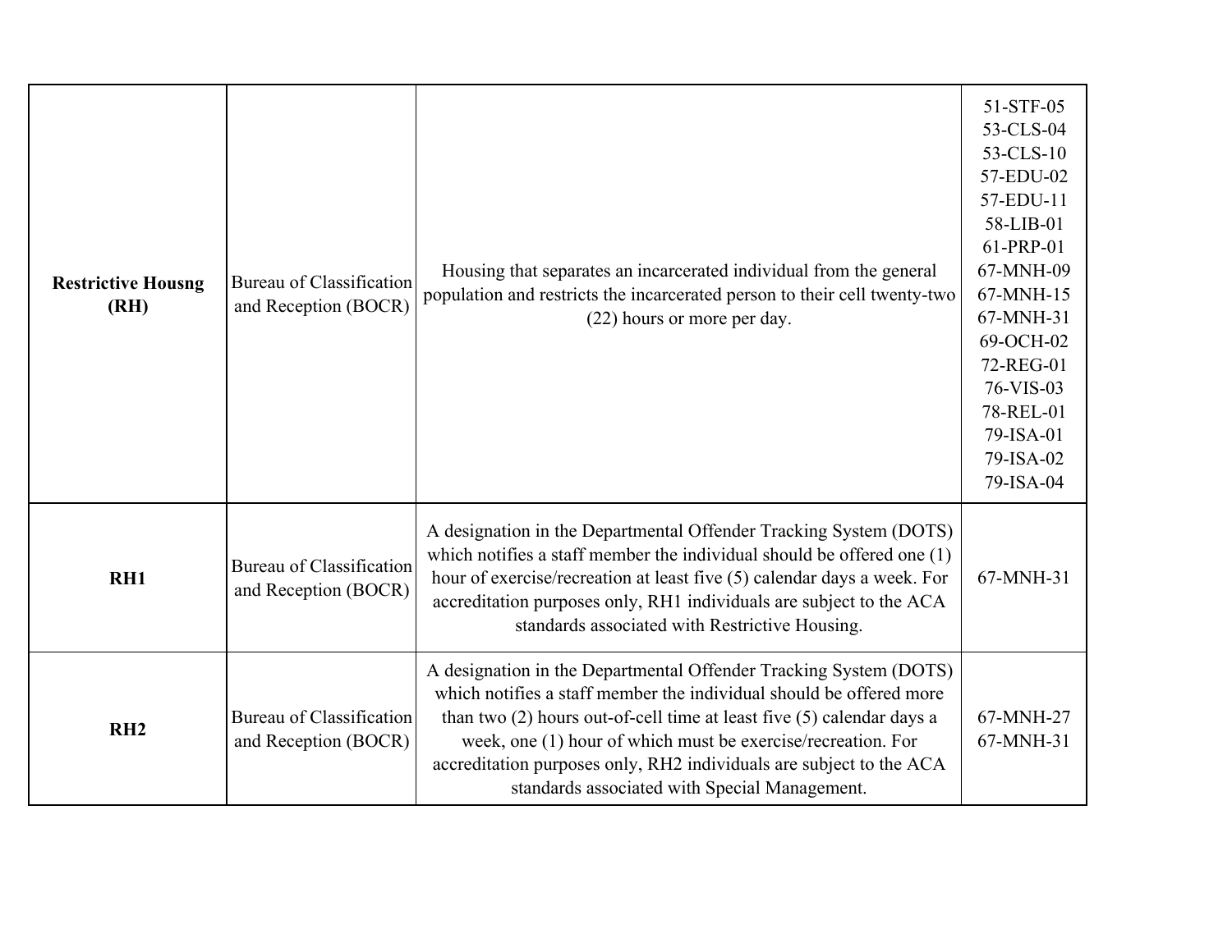| | | | |
|---|---|---|---|
| **Restrictive Housng (RH)** | Bureau of Classification and Reception (BOCR) | Housing that separates an incarcerated individual from the general population and restricts the incarcerated person to their cell twenty-two (22) hours or more per day. | 51-STF-05<br>53-CLS-04<br>53-CLS-10<br>57-EDU-02<br>57-EDU-11<br>58-LIB-01<br>61-PRP-01<br>67-MNH-09<br>67-MNH-15<br>67-MNH-31<br>69-OCH-02<br>72-REG-01<br>76-VIS-03<br>78-REL-01<br>79-ISA-01<br>79-ISA-02<br>79-ISA-04 |
| **RH1** | Bureau of Classification and Reception (BOCR) | A designation in the Departmental Offender Tracking System (DOTS) which notifies a staff member the individual should be offered one (1) hour of exercise/recreation at least five (5) calendar days a week. For accreditation purposes only, RH1 individuals are subject to the ACA standards associated with Restrictive Housing. | 67-MNH-31 |
| **RH2** | Bureau of Classification and Reception (BOCR) | A designation in the Departmental Offender Tracking System (DOTS) which notifies a staff member the individual should be offered more than two (2) hours out-of-cell time at least five (5) calendar days a week, one (1) hour of which must be exercise/recreation. For accreditation purposes only, RH2 individuals are subject to the ACA standards associated with Special Management. | 67-MNH-27<br>67-MNH-31 |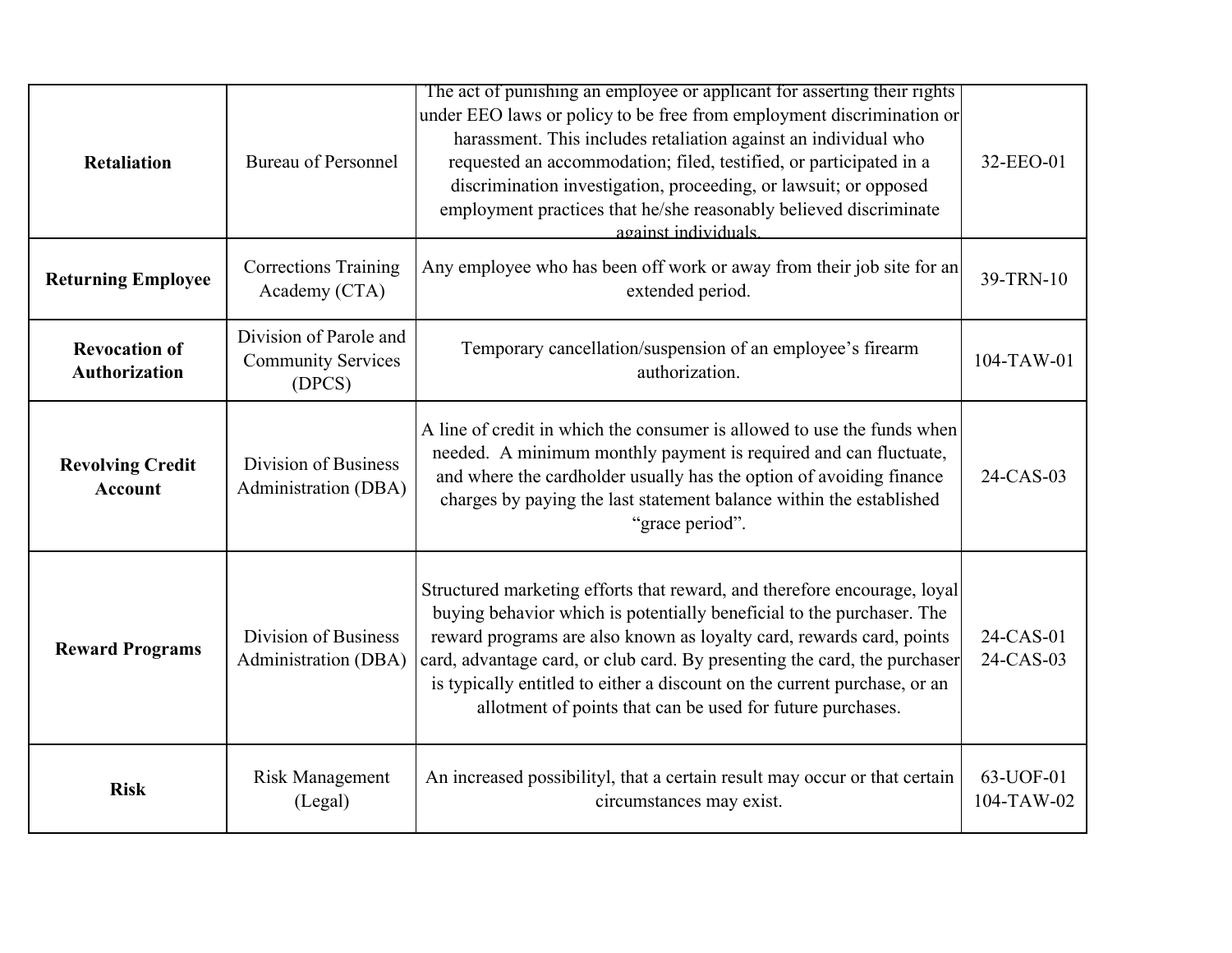| **Retaliation** | Bureau of Personnel | The act of punishing an employee or applicant for asserting their rights under EEO laws or policy to be free from employment discrimination or harassment. This includes retaliation against an individual who requested an accommodation; filed, testified, or participated in a discrimination investigation, proceeding, or lawsuit; or opposed employment practices that he/she reasonably believed discriminate against individuals. | 32-EEO-01 |
|---|---|---|---|
| **Returning Employee** | Corrections Training Academy (CTA) | Any employee who has been off work or away from their job site for an extended period. | 39-TRN-10 |
| **Revocation of Authorization** | Division of Parole and Community Services (DPCS) | Temporary cancellation/suspension of an employee's firearm authorization. | 104-TAW-01 |
| **Revolving Credit Account** | Division of Business Administration (DBA) | A line of credit in which the consumer is allowed to use the funds when needed. A minimum monthly payment is required and can fluctuate, and where the cardholder usually has the option of avoiding finance charges by paying the last statement balance within the established "grace period". | 24-CAS-03 |
| **Reward Programs** | Division of Business Administration (DBA) | Structured marketing efforts that reward, and therefore encourage, loyal buying behavior which is potentially beneficial to the purchaser. The reward programs are also known as loyalty card, rewards card, points card, advantage card, or club card. By presenting the card, the purchaser is typically entitled to either a discount on the current purchase, or an allotment of points that can be used for future purchases. | 24-CAS-01<br>24-CAS-03 |
| **Risk** | Risk Management (Legal) | An increased possibilityl, that a certain result may occur or that certain circumstances may exist. | 63-UOF-01<br>104-TAW-02 |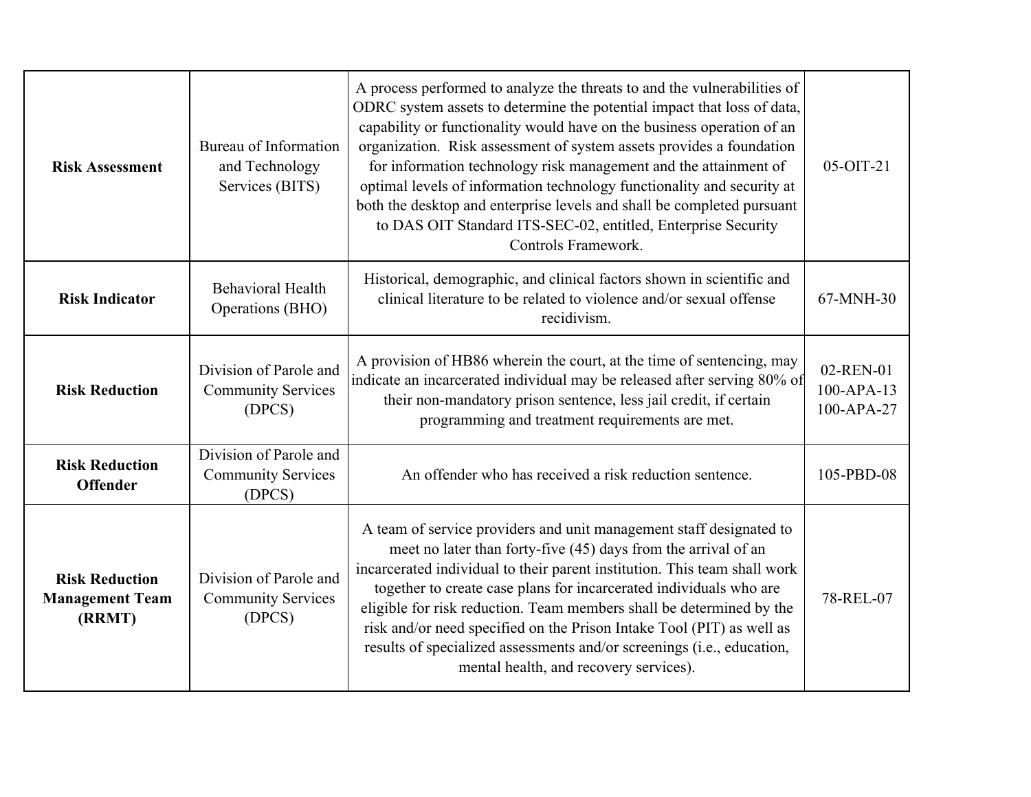| | | | |
|---|---|---|---|
| **Risk Assessment** | Bureau of Information and Technology Services (BITS) | A process performed to analyze the threats to and the vulnerabilities of ODRC system assets to determine the potential impact that loss of data, capability or functionality would have on the business operation of an organization. Risk assessment of system assets provides a foundation for information technology risk management and the attainment of optimal levels of information technology functionality and security at both the desktop and enterprise levels and shall be completed pursuant to DAS OIT Standard ITS-SEC-02, entitled, Enterprise Security Controls Framework. | 05-OIT-21 |
| **Risk Indicator** | Behavioral Health Operations (BHO) | Historical, demographic, and clinical factors shown in scientific and clinical literature to be related to violence and/or sexual offense recidivism. | 67-MNH-30 |
| **Risk Reduction** | Division of Parole and Community Services (DPCS) | A provision of HB86 wherein the court, at the time of sentencing, may indicate an incarcerated individual may be released after serving 80% of their non-mandatory prison sentence, less jail credit, if certain programming and treatment requirements are met. | 02-REN-01<br>100-APA-13<br>100-APA-27 |
| **Risk Reduction Offender** | Division of Parole and Community Services (DPCS) | An offender who has received a risk reduction sentence. | 105-PBD-08 |
| **Risk Reduction Management Team (RRMT)** | Division of Parole and Community Services (DPCS) | A team of service providers and unit management staff designated to meet no later than forty-five (45) days from the arrival of an incarcerated individual to their parent institution. This team shall work together to create case plans for incarcerated individuals who are eligible for risk reduction. Team members shall be determined by the risk and/or need specified on the Prison Intake Tool (PIT) as well as results of specialized assessments and/or screenings (i.e., education, mental health, and recovery services). | 78-REL-07 |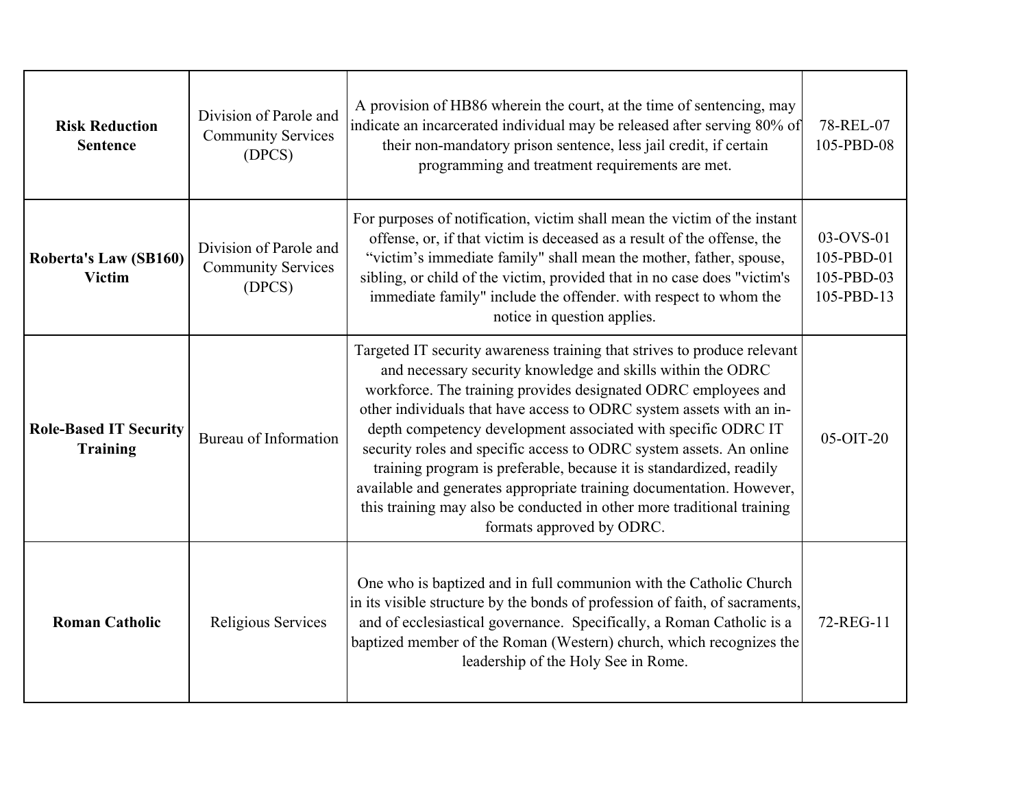| | | | |
|---|---|---|---|
| **Risk Reduction Sentence** | Division of Parole and Community Services (DPCS) | A provision of HB86 wherein the court, at the time of sentencing, may indicate an incarcerated individual may be released after serving 80% of their non-mandatory prison sentence, less jail credit, if certain programming and treatment requirements are met. | 78-REL-07<br>105-PBD-08 |
| **Roberta's Law (SB160) Victim** | Division of Parole and Community Services (DPCS) | For purposes of notification, victim shall mean the victim of the instant offense, or, if that victim is deceased as a result of the offense, the "victim's immediate family" shall mean the mother, father, spouse, sibling, or child of the victim, provided that in no case does "victim's immediate family" include the offender. with respect to whom the notice in question applies. | 03-OVS-01<br>105-PBD-01<br>105-PBD-03<br>105-PBD-13 |
| **Role-Based IT Security Training** | Bureau of Information | Targeted IT security awareness training that strives to produce relevant and necessary security knowledge and skills within the ODRC workforce. The training provides designated ODRC employees and other individuals that have access to ODRC system assets with an in-depth competency development associated with specific ODRC IT security roles and specific access to ODRC system assets. An online training program is preferable, because it is standardized, readily available and generates appropriate training documentation. However, this training may also be conducted in other more traditional training formats approved by ODRC. | 05-OIT-20 |
| **Roman Catholic** | Religious Services | One who is baptized and in full communion with the Catholic Church in its visible structure by the bonds of profession of faith, of sacraments, and of ecclesiastical governance. Specifically, a Roman Catholic is a baptized member of the Roman (Western) church, which recognizes the leadership of the Holy See in Rome. | 72-REG-11 |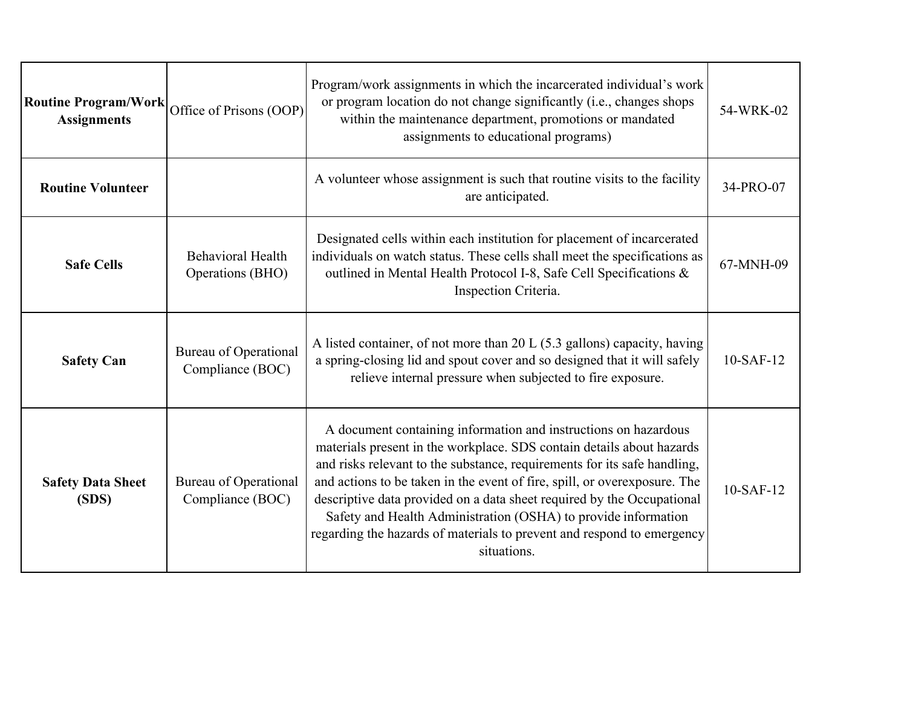| **Routine Program/Work Assignments** | Office of Prisons (OOP) | Program/work assignments in which the incarcerated individual's work or program location do not change significantly (i.e., changes shops within the maintenance department, promotions or mandated assignments to educational programs) | 54-WRK-02 |
|---|---|---|---|
| **Routine Volunteer** | | A volunteer whose assignment is such that routine visits to the facility are anticipated. | 34-PRO-07 |
| **Safe Cells** | Behavioral Health Operations (BHO) | Designated cells within each institution for placement of incarcerated individuals on watch status. These cells shall meet the specifications as outlined in Mental Health Protocol I-8, Safe Cell Specifications & Inspection Criteria. | 67-MNH-09 |
| **Safety Can** | Bureau of Operational Compliance (BOC) | A listed container, of not more than 20 L (5.3 gallons) capacity, having a spring-closing lid and spout cover and so designed that it will safely relieve internal pressure when subjected to fire exposure. | 10-SAF-12 |
| **Safety Data Sheet (SDS)** | Bureau of Operational Compliance (BOC) | A document containing information and instructions on hazardous materials present in the workplace. SDS contain details about hazards and risks relevant to the substance, requirements for its safe handling, and actions to be taken in the event of fire, spill, or overexposure. The descriptive data provided on a data sheet required by the Occupational Safety and Health Administration (OSHA) to provide information regarding the hazards of materials to prevent and respond to emergency situations. | 10-SAF-12 |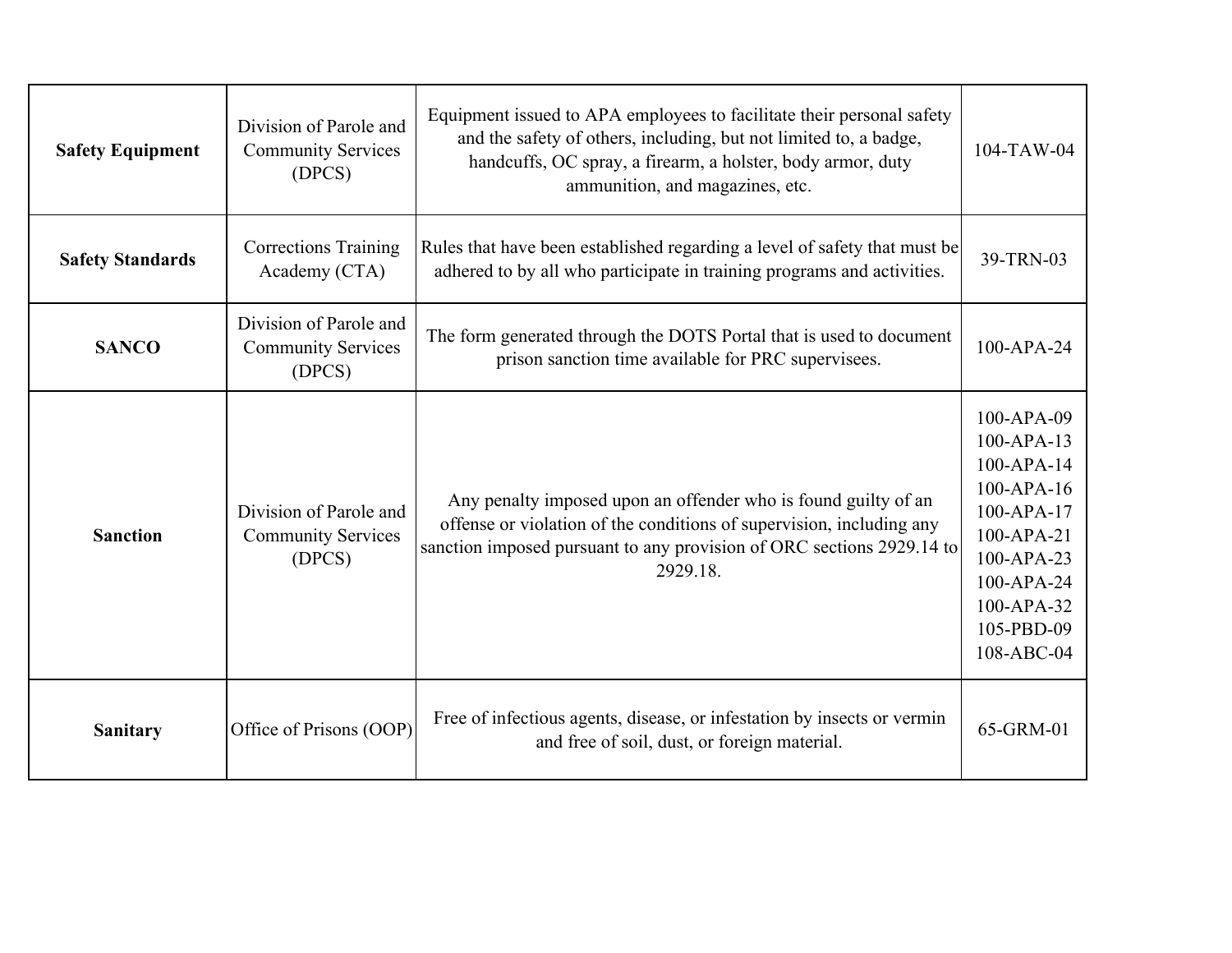| **Safety Equipment** | Division of Parole and Community Services (DPCS) | Equipment issued to APA employees to facilitate their personal safety and the safety of others, including, but not limited to, a badge, handcuffs, OC spray, a firearm, a holster, body armor, duty ammunition, and magazines, etc. | 104-TAW-04 |
|---|---|---|---|
| **Safety Standards** | Corrections Training Academy (CTA) | Rules that have been established regarding a level of safety that must be adhered to by all who participate in training programs and activities. | 39-TRN-03 |
| **SANCO** | Division of Parole and Community Services (DPCS) | The form generated through the DOTS Portal that is used to document prison sanction time available for PRC supervisees. | 100-APA-24 |
| **Sanction** | Division of Parole and Community Services (DPCS) | Any penalty imposed upon an offender who is found guilty of an offense or violation of the conditions of supervision, including any sanction imposed pursuant to any provision of ORC sections 2929.14 to 2929.18. | 100-APA-09<br>100-APA-13<br>100-APA-14<br>100-APA-16<br>100-APA-17<br>100-APA-21<br>100-APA-23<br>100-APA-24<br>100-APA-32<br>105-PBD-09<br>108-ABC-04 |
| **Sanitary** | Office of Prisons (OOP) | Free of infectious agents, disease, or infestation by insects or vermin and free of soil, dust, or foreign material. | 65-GRM-01 |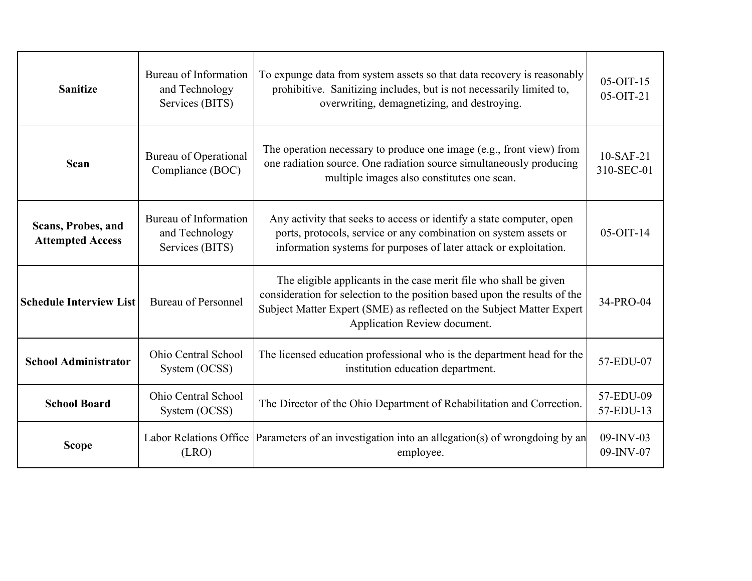| **Sanitize** | Bureau of Information and Technology Services (BITS) | To expunge data from system assets so that data recovery is reasonably prohibitive. Sanitizing includes, but is not necessarily limited to, overwriting, demagnetizing, and destroying. | 05-OIT-15<br>05-OIT-21 |
|---|---|---|---|
| **Scan** | Bureau of Operational Compliance (BOC) | The operation necessary to produce one image (e.g., front view) from one radiation source. One radiation source simultaneously producing multiple images also constitutes one scan. | 10-SAF-21<br>310-SEC-01 |
| **Scans, Probes, and Attempted Access** | Bureau of Information and Technology Services (BITS) | Any activity that seeks to access or identify a state computer, open ports, protocols, service or any combination on system assets or information systems for purposes of later attack or exploitation. | 05-OIT-14 |
| **Schedule Interview List** | Bureau of Personnel | The eligible applicants in the case merit file who shall be given consideration for selection to the position based upon the results of the Subject Matter Expert (SME) as reflected on the Subject Matter Expert Application Review document. | 34-PRO-04 |
| **School Administrator** | Ohio Central School System (OCSS) | The licensed education professional who is the department head for the institution education department. | 57-EDU-07 |
| **School Board** | Ohio Central School System (OCSS) | The Director of the Ohio Department of Rehabilitation and Correction. | 57-EDU-09<br>57-EDU-13 |
| **Scope** | Labor Relations Office (LRO) | Parameters of an investigation into an allegation(s) of wrongdoing by an employee. | 09-INV-03<br>09-INV-07 |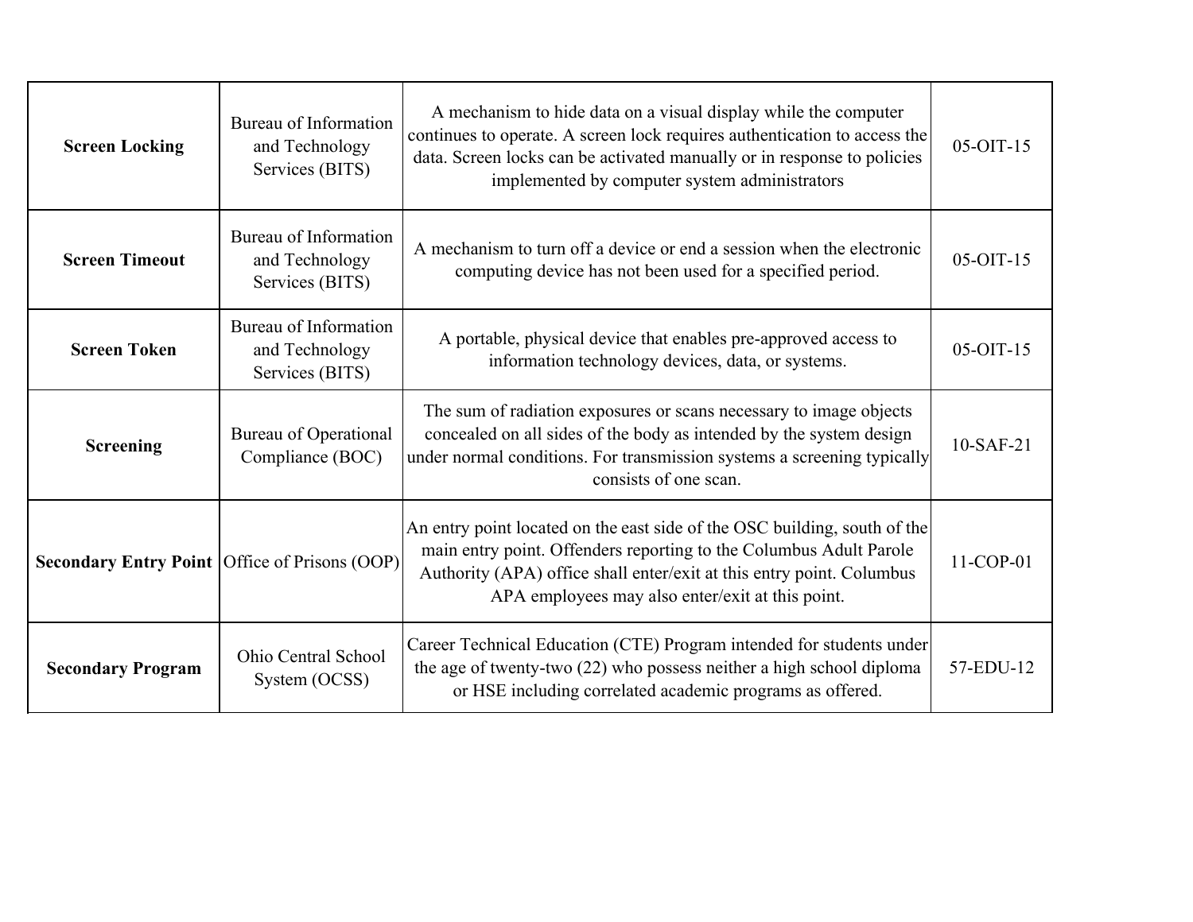| **Screen Locking** | Bureau of Information and Technology Services (BITS) | A mechanism to hide data on a visual display while the computer continues to operate. A screen lock requires authentication to access the data. Screen locks can be activated manually or in response to policies implemented by computer system administrators | 05-OIT-15 |
|---|---|---|---|
| **Screen Timeout** | Bureau of Information and Technology Services (BITS) | A mechanism to turn off a device or end a session when the electronic computing device has not been used for a specified period. | 05-OIT-15 |
| **Screen Token** | Bureau of Information and Technology Services (BITS) | A portable, physical device that enables pre-approved access to information technology devices, data, or systems. | 05-OIT-15 |
| **Screening** | Bureau of Operational Compliance (BOC) | The sum of radiation exposures or scans necessary to image objects concealed on all sides of the body as intended by the system design under normal conditions. For transmission systems a screening typically consists of one scan. | 10-SAF-21 |
| **Secondary Entry Point** | Office of Prisons (OOP) | An entry point located on the east side of the OSC building, south of the main entry point. Offenders reporting to the Columbus Adult Parole Authority (APA) office shall enter/exit at this entry point. Columbus APA employees may also enter/exit at this point. | 11-COP-01 |
| **Secondary Program** | Ohio Central School System (OCSS) | Career Technical Education (CTE) Program intended for students under the age of twenty-two (22) who possess neither a high school diploma or HSE including correlated academic programs as offered. | 57-EDU-12 |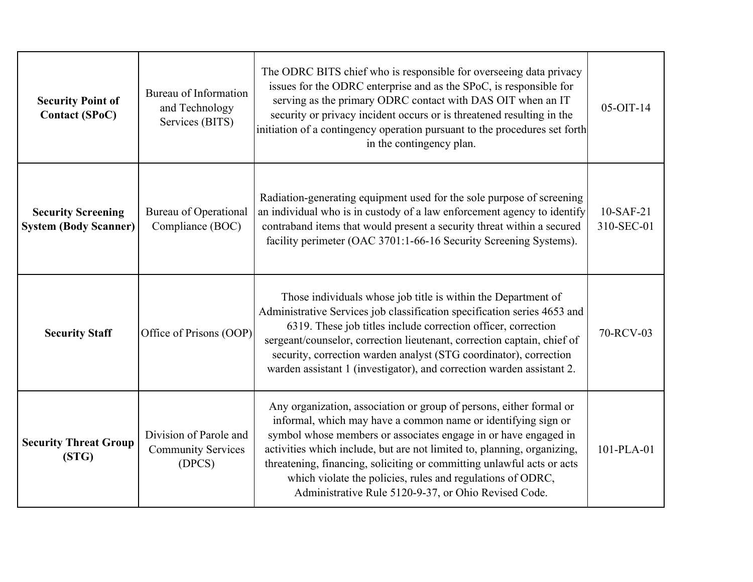| | | | |
|---|---|---|---|
| **Security Point of Contact (SPoC)** | Bureau of Information and Technology Services (BITS) | The ODRC BITS chief who is responsible for overseeing data privacy issues for the ODRC enterprise and as the SPoC, is responsible for serving as the primary ODRC contact with DAS OIT when an IT security or privacy incident occurs or is threatened resulting in the initiation of a contingency operation pursuant to the procedures set forth in the contingency plan. | 05-OIT-14 |
| **Security Screening System (Body Scanner)** | Bureau of Operational Compliance (BOC) | Radiation-generating equipment used for the sole purpose of screening an individual who is in custody of a law enforcement agency to identify contraband items that would present a security threat within a secured facility perimeter (OAC 3701:1-66-16 Security Screening Systems). | 10-SAF-21<br>310-SEC-01 |
| **Security Staff** | Office of Prisons (OOP) | Those individuals whose job title is within the Department of Administrative Services job classification specification series 4653 and 6319. These job titles include correction officer, correction sergeant/counselor, correction lieutenant, correction captain, chief of security, correction warden analyst (STG coordinator), correction warden assistant 1 (investigator), and correction warden assistant 2. | 70-RCV-03 |
| **Security Threat Group (STG)** | Division of Parole and Community Services (DPCS) | Any organization, association or group of persons, either formal or informal, which may have a common name or identifying sign or symbol whose members or associates engage in or have engaged in activities which include, but are not limited to, planning, organizing, threatening, financing, soliciting or committing unlawful acts or acts which violate the policies, rules and regulations of ODRC, Administrative Rule 5120-9-37, or Ohio Revised Code. | 101-PLA-01 |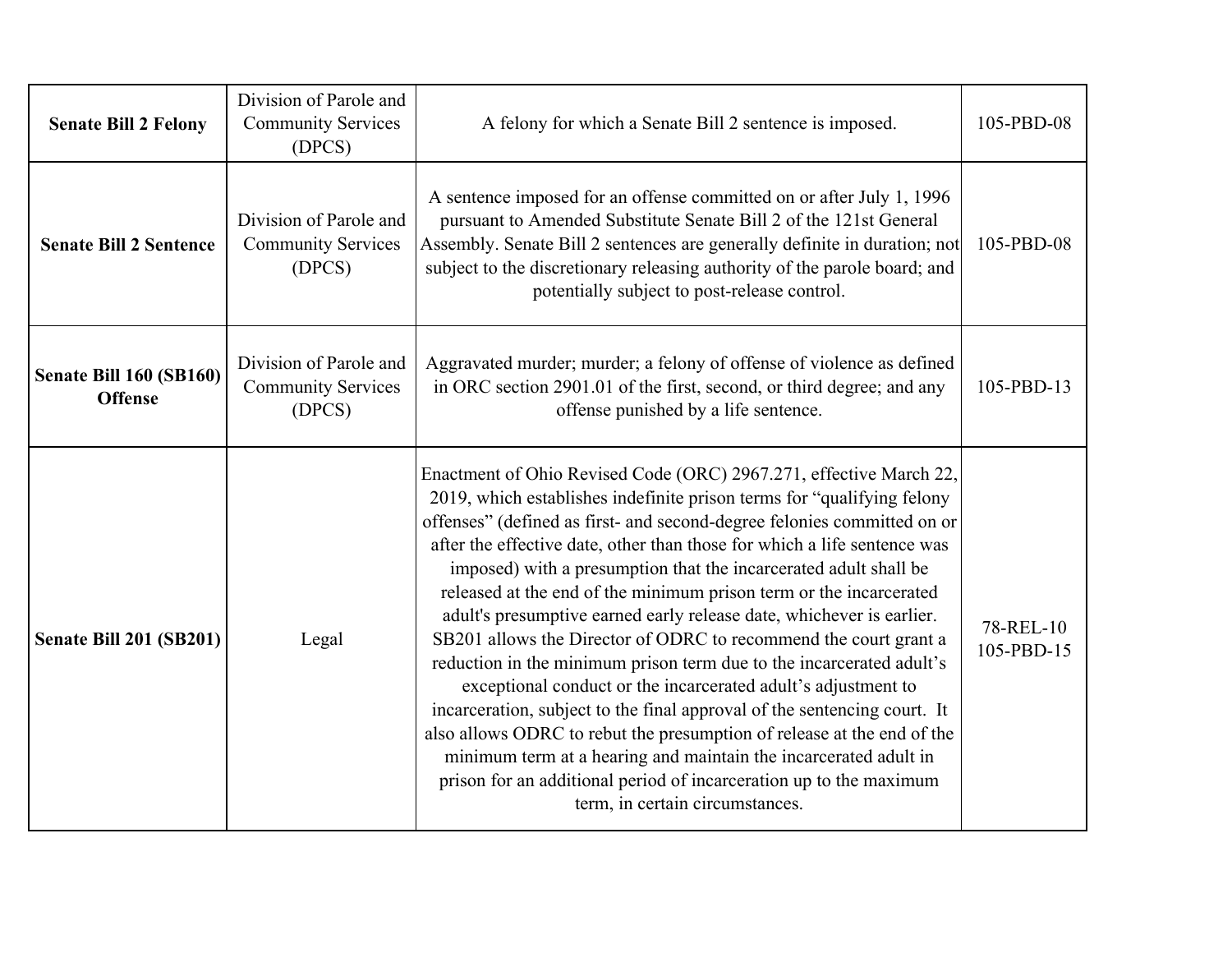| | | | |
|---|---|---|---|
| **Senate Bill 2 Felony** | Division of Parole and Community Services (DPCS) | A felony for which a Senate Bill 2 sentence is imposed. | 105-PBD-08 |
| **Senate Bill 2 Sentence** | Division of Parole and Community Services (DPCS) | A sentence imposed for an offense committed on or after July 1, 1996 pursuant to Amended Substitute Senate Bill 2 of the 121st General Assembly. Senate Bill 2 sentences are generally definite in duration; not subject to the discretionary releasing authority of the parole board; and potentially subject to post-release control. | 105-PBD-08 |
| **Senate Bill 160 (SB160) Offense** | Division of Parole and Community Services (DPCS) | Aggravated murder; murder; a felony of offense of violence as defined in ORC section 2901.01 of the first, second, or third degree; and any offense punished by a life sentence. | 105-PBD-13 |
| **Senate Bill 201 (SB201)** | Legal | Enactment of Ohio Revised Code (ORC) 2967.271, effective March 22, 2019, which establishes indefinite prison terms for "qualifying felony offenses" (defined as first- and second-degree felonies committed on or after the effective date, other than those for which a life sentence was imposed) with a presumption that the incarcerated adult shall be released at the end of the minimum prison term or the incarcerated adult's presumptive earned early release date, whichever is earlier. SB201 allows the Director of ODRC to recommend the court grant a reduction in the minimum prison term due to the incarcerated adult's exceptional conduct or the incarcerated adult's adjustment to incarceration, subject to the final approval of the sentencing court. It also allows ODRC to rebut the presumption of release at the end of the minimum term at a hearing and maintain the incarcerated adult in prison for an additional period of incarceration up to the maximum term, in certain circumstances. | 78-REL-10 105-PBD-15 |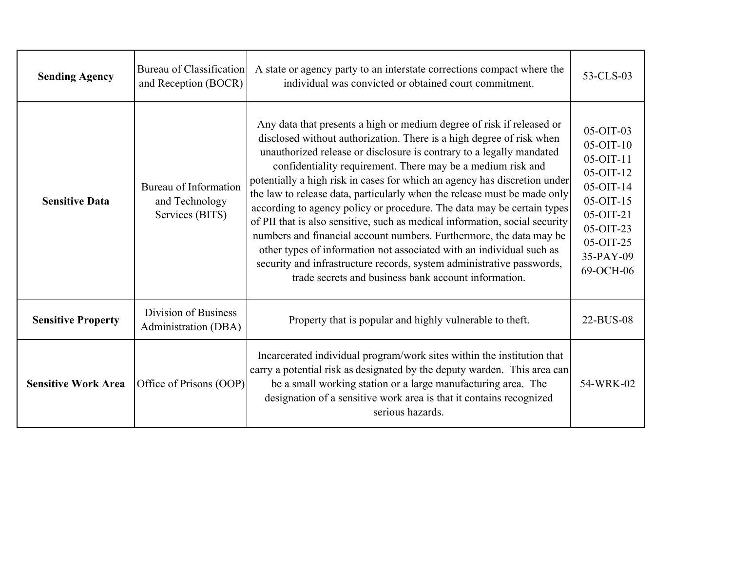| **Sending Agency** | Bureau of Classification and Reception (BOCR) | A state or agency party to an interstate corrections compact where the individual was convicted or obtained court commitment. | 53-CLS-03 |
|---|---|---|---|
| **Sensitive Data** | Bureau of Information and Technology Services (BITS) | Any data that presents a high or medium degree of risk if released or disclosed without authorization. There is a high degree of risk when unauthorized release or disclosure is contrary to a legally mandated confidentiality requirement. There may be a medium risk and potentially a high risk in cases for which an agency has discretion under the law to release data, particularly when the release must be made only according to agency policy or procedure. The data may be certain types of PII that is also sensitive, such as medical information, social security numbers and financial account numbers. Furthermore, the data may be other types of information not associated with an individual such as security and infrastructure records, system administrative passwords, trade secrets and business bank account information. | 05-OIT-03<br>05-OIT-10<br>05-OIT-11<br>05-OIT-12<br>05-OIT-14<br>05-OIT-15<br>05-OIT-21<br>05-OIT-23<br>05-OIT-25<br>35-PAY-09<br>69-OCH-06 |
| **Sensitive Property** | Division of Business Administration (DBA) | Property that is popular and highly vulnerable to theft. | 22-BUS-08 |
| **Sensitive Work Area** | Office of Prisons (OOP) | Incarcerated individual program/work sites within the institution that carry a potential risk as designated by the deputy warden. This area can be a small working station or a large manufacturing area. The designation of a sensitive work area is that it contains recognized serious hazards. | 54-WRK-02 |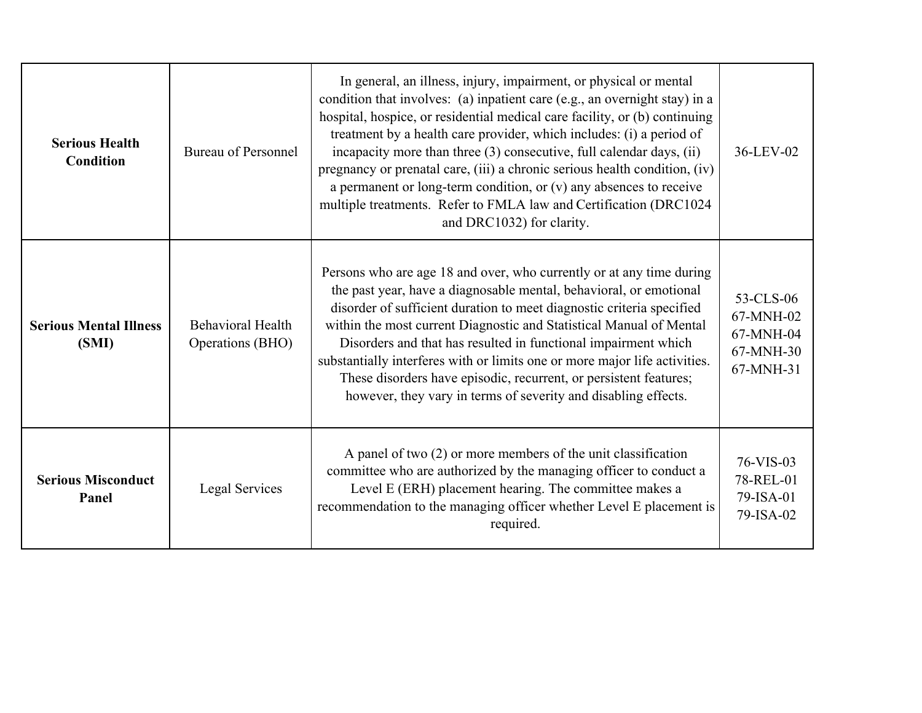| | | | |
|---|---|---|---|
| **Serious Health Condition** | Bureau of Personnel | In general, an illness, injury, impairment, or physical or mental condition that involves: (a) inpatient care (e.g., an overnight stay) in a hospital, hospice, or residential medical care facility, or (b) continuing treatment by a health care provider, which includes: (i) a period of incapacity more than three (3) consecutive, full calendar days, (ii) pregnancy or prenatal care, (iii) a chronic serious health condition, (iv) a permanent or long-term condition, or (v) any absences to receive multiple treatments. Refer to FMLA law and Certification (DRC1024 and DRC1032) for clarity. | 36-LEV-02 |
| **Serious Mental Illness (SMI)** | Behavioral Health Operations (BHO) | Persons who are age 18 and over, who currently or at any time during the past year, have a diagnosable mental, behavioral, or emotional disorder of sufficient duration to meet diagnostic criteria specified within the most current Diagnostic and Statistical Manual of Mental Disorders and that has resulted in functional impairment which substantially interferes with or limits one or more major life activities. These disorders have episodic, recurrent, or persistent features; however, they vary in terms of severity and disabling effects. | 53-CLS-06<br>67-MNH-02<br>67-MNH-04<br>67-MNH-30<br>67-MNH-31 |
| **Serious Misconduct Panel** | Legal Services | A panel of two (2) or more members of the unit classification committee who are authorized by the managing officer to conduct a Level E (ERH) placement hearing. The committee makes a recommendation to the managing officer whether Level E placement is required. | 76-VIS-03<br>78-REL-01<br>79-ISA-01<br>79-ISA-02 |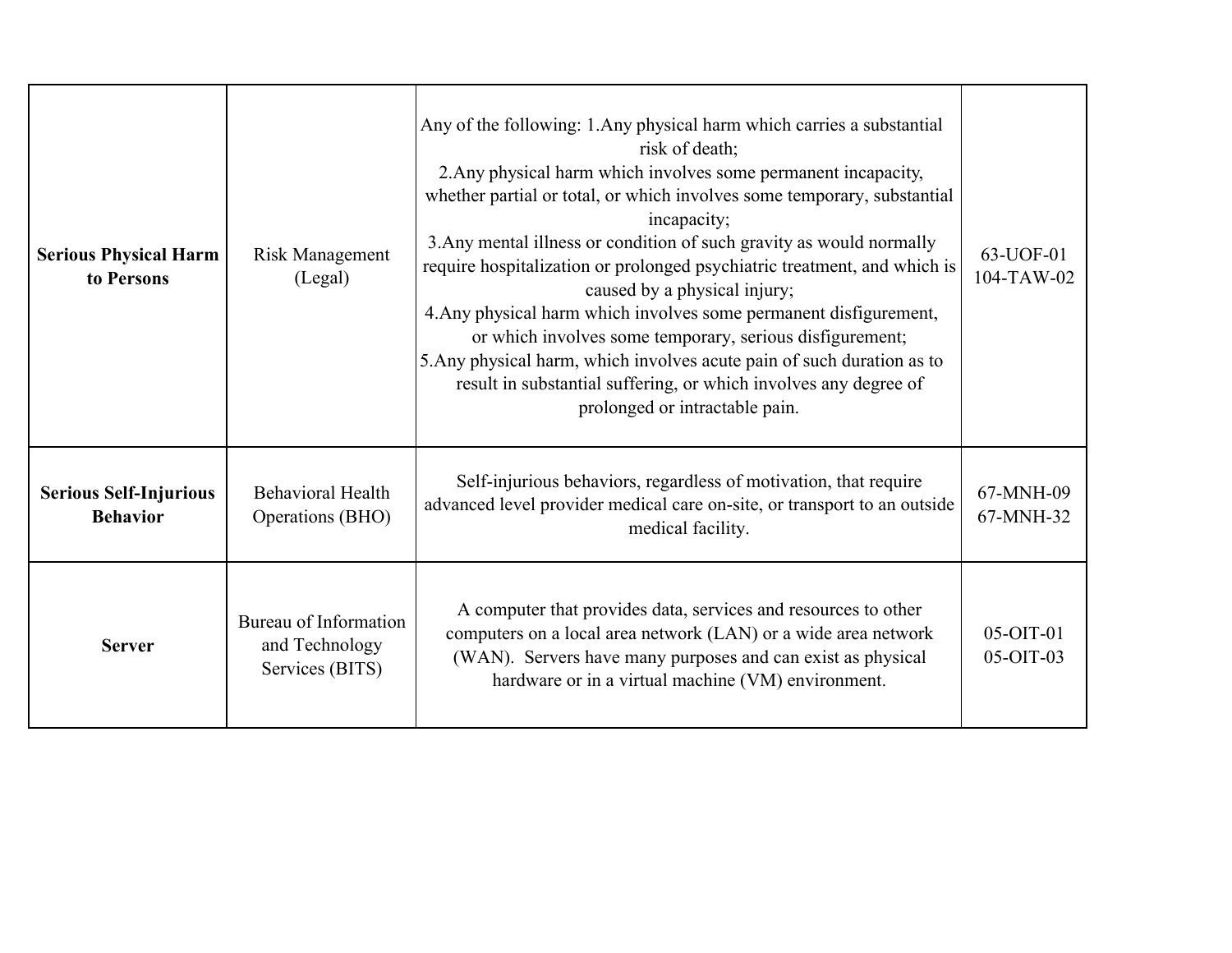| | | | |
|---|---|---|---|
| **Serious Physical Harm to Persons** | Risk Management (Legal) | Any of the following: 1.Any physical harm which carries a substantial risk of death;<br>2.Any physical harm which involves some permanent incapacity, whether partial or total, or which involves some temporary, substantial incapacity;<br>3.Any mental illness or condition of such gravity as would normally require hospitalization or prolonged psychiatric treatment, and which is caused by a physical injury;<br>4.Any physical harm which involves some permanent disfigurement, or which involves some temporary, serious disfigurement;<br>5.Any physical harm, which involves acute pain of such duration as to result in substantial suffering, or which involves any degree of prolonged or intractable pain. | 63-UOF-01<br>104-TAW-02 |
| **Serious Self-Injurious Behavior** | Behavioral Health Operations (BHO) | Self-injurious behaviors, regardless of motivation, that require advanced level provider medical care on-site, or transport to an outside medical facility. | 67-MNH-09<br>67-MNH-32 |
| **Server** | Bureau of Information and Technology Services (BITS) | A computer that provides data, services and resources to other computers on a local area network (LAN) or a wide area network (WAN). Servers have many purposes and can exist as physical hardware or in a virtual machine (VM) environment. | 05-OIT-01<br>05-OIT-03 |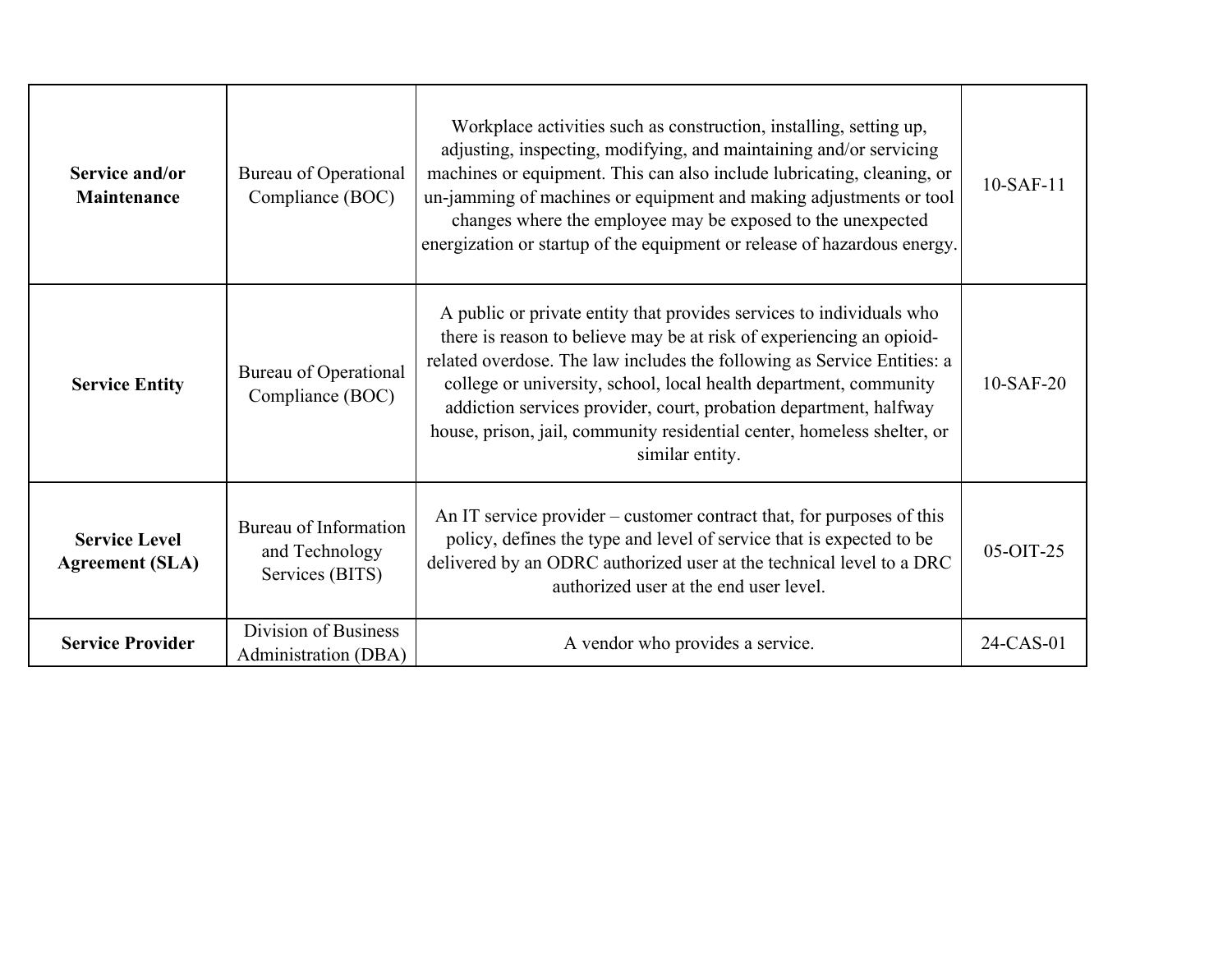| | | | |
|---|---|---|---|
| **Service and/or Maintenance** | Bureau of Operational Compliance (BOC) | Workplace activities such as construction, installing, setting up, adjusting, inspecting, modifying, and maintaining and/or servicing machines or equipment. This can also include lubricating, cleaning, or un-jamming of machines or equipment and making adjustments or tool changes where the employee may be exposed to the unexpected energization or startup of the equipment or release of hazardous energy. | 10-SAF-11 |
| **Service Entity** | Bureau of Operational Compliance (BOC) | A public or private entity that provides services to individuals who there is reason to believe may be at risk of experiencing an opioid-related overdose. The law includes the following as Service Entities: a college or university, school, local health department, community addiction services provider, court, probation department, halfway house, prison, jail, community residential center, homeless shelter, or similar entity. | 10-SAF-20 |
| **Service Level Agreement (SLA)** | Bureau of Information and Technology Services (BITS) | An IT service provider – customer contract that, for purposes of this policy, defines the type and level of service that is expected to be delivered by an ODRC authorized user at the technical level to a DRC authorized user at the end user level. | 05-OIT-25 |
| **Service Provider** | Division of Business Administration (DBA) | A vendor who provides a service. | 24-CAS-01 |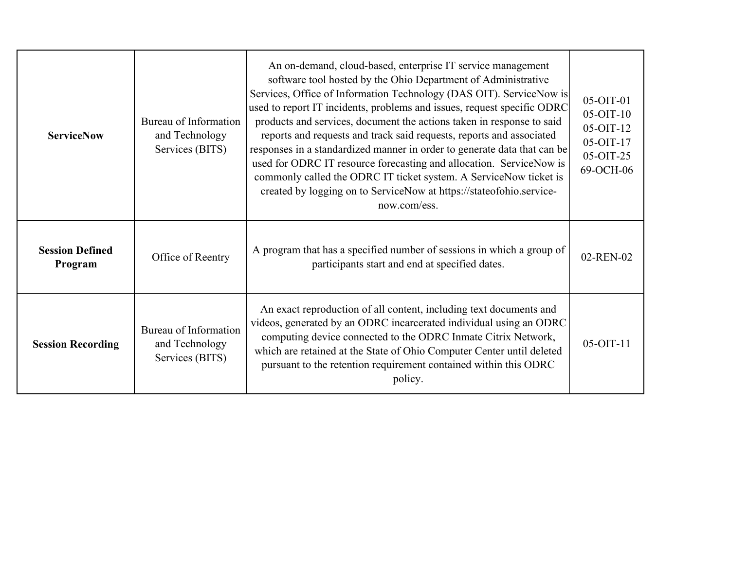| | | | |
|---|---|---|---|
| **ServiceNow** | Bureau of Information and Technology Services (BITS) | An on-demand, cloud-based, enterprise IT service management software tool hosted by the Ohio Department of Administrative Services, Office of Information Technology (DAS OIT). ServiceNow is used to report IT incidents, problems and issues, request specific ODRC products and services, document the actions taken in response to said reports and requests and track said requests, reports and associated responses in a standardized manner in order to generate data that can be used for ODRC IT resource forecasting and allocation. ServiceNow is commonly called the ODRC IT ticket system. A ServiceNow ticket is created by logging on to ServiceNow at https://stateofohio.service-now.com/ess. | 05-OIT-01<br>05-OIT-10<br>05-OIT-12<br>05-OIT-17<br>05-OIT-25<br>69-OCH-06 |
| **Session Defined Program** | Office of Reentry | A program that has a specified number of sessions in which a group of participants start and end at specified dates. | 02-REN-02 |
| **Session Recording** | Bureau of Information and Technology Services (BITS) | An exact reproduction of all content, including text documents and videos, generated by an ODRC incarcerated individual using an ODRC computing device connected to the ODRC Inmate Citrix Network, which are retained at the State of Ohio Computer Center until deleted pursuant to the retention requirement contained within this ODRC policy. | 05-OIT-11 |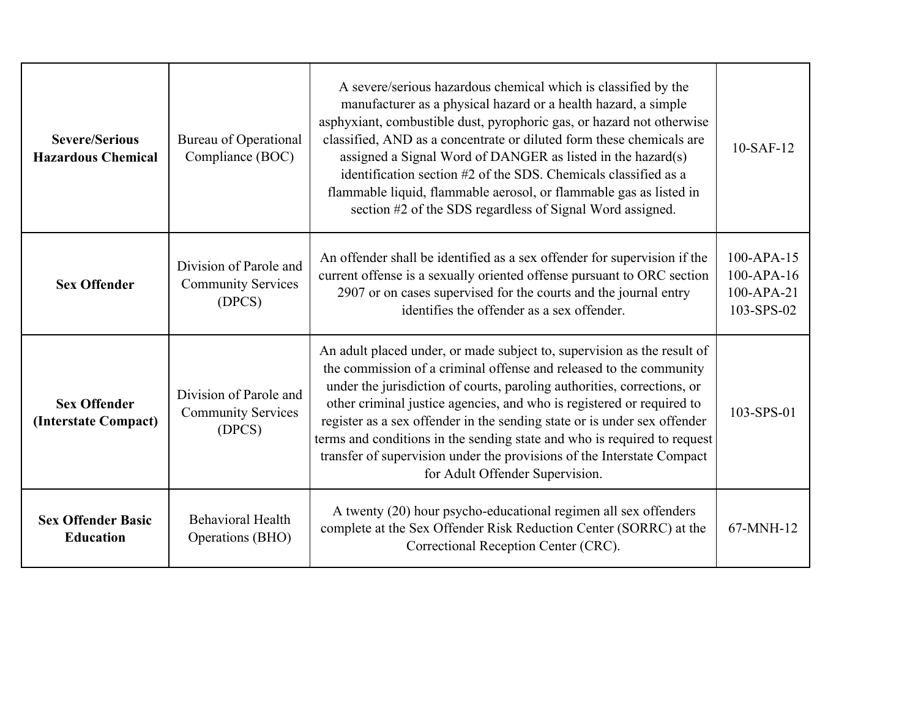| | | | |
|---|---|---|---|
| **Severe/Serious Hazardous Chemical** | Bureau of Operational Compliance (BOC) | A severe/serious hazardous chemical which is classified by the manufacturer as a physical hazard or a health hazard, a simple asphyxiant, combustible dust, pyrophoric gas, or hazard not otherwise classified, AND as a concentrate or diluted form these chemicals are assigned a Signal Word of DANGER as listed in the hazard(s) identification section #2 of the SDS. Chemicals classified as a flammable liquid, flammable aerosol, or flammable gas as listed in section #2 of the SDS regardless of Signal Word assigned. | 10-SAF-12 |
| **Sex Offender** | Division of Parole and Community Services (DPCS) | An offender shall be identified as a sex offender for supervision if the current offense is a sexually oriented offense pursuant to ORC section 2907 or on cases supervised for the courts and the journal entry identifies the offender as a sex offender. | 100-APA-15<br>100-APA-16<br>100-APA-21<br>103-SPS-02 |
| **Sex Offender (Interstate Compact)** | Division of Parole and Community Services (DPCS) | An adult placed under, or made subject to, supervision as the result of the commission of a criminal offense and released to the community under the jurisdiction of courts, paroling authorities, corrections, or other criminal justice agencies, and who is registered or required to register as a sex offender in the sending state or is under sex offender terms and conditions in the sending state and who is required to request transfer of supervision under the provisions of the Interstate Compact for Adult Offender Supervision. | 103-SPS-01 |
| **Sex Offender Basic Education** | Behavioral Health Operations (BHO) | A twenty (20) hour psycho-educational regimen all sex offenders complete at the Sex Offender Risk Reduction Center (SORRC) at the Correctional Reception Center (CRC). | 67-MNH-12 |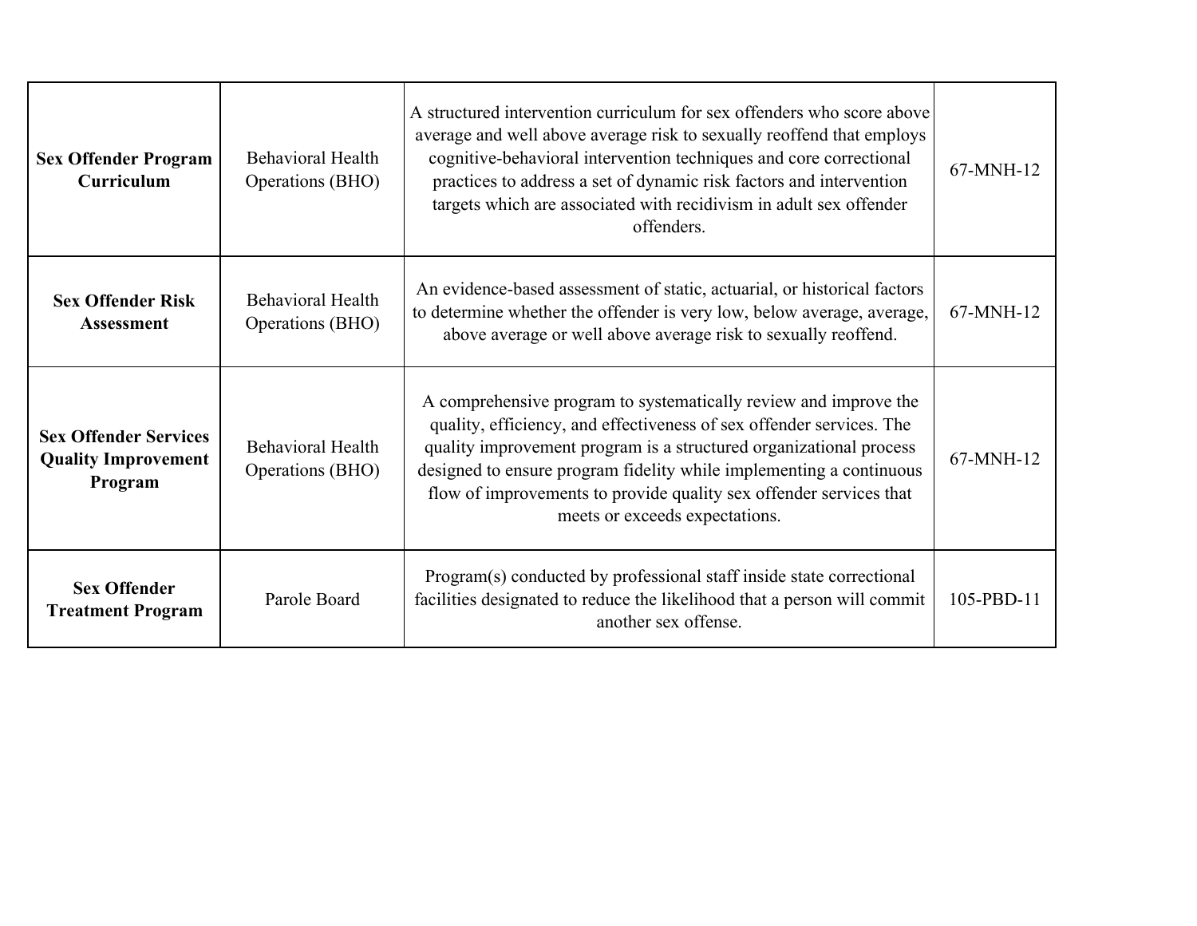| | | | |
|---|---|---|---|
| **Sex Offender Program Curriculum** | Behavioral Health Operations (BHO) | A structured intervention curriculum for sex offenders who score above average and well above average risk to sexually reoffend that employs cognitive-behavioral intervention techniques and core correctional practices to address a set of dynamic risk factors and intervention targets which are associated with recidivism in adult sex offender offenders. | 67-MNH-12 |
| **Sex Offender Risk Assessment** | Behavioral Health Operations (BHO) | An evidence-based assessment of static, actuarial, or historical factors to determine whether the offender is very low, below average, average, above average or well above average risk to sexually reoffend. | 67-MNH-12 |
| **Sex Offender Services Quality Improvement Program** | Behavioral Health Operations (BHO) | A comprehensive program to systematically review and improve the quality, efficiency, and effectiveness of sex offender services. The quality improvement program is a structured organizational process designed to ensure program fidelity while implementing a continuous flow of improvements to provide quality sex offender services that meets or exceeds expectations. | 67-MNH-12 |
| **Sex Offender Treatment Program** | Parole Board | Program(s) conducted by professional staff inside state correctional facilities designated to reduce the likelihood that a person will commit another sex offense. | 105-PBD-11 |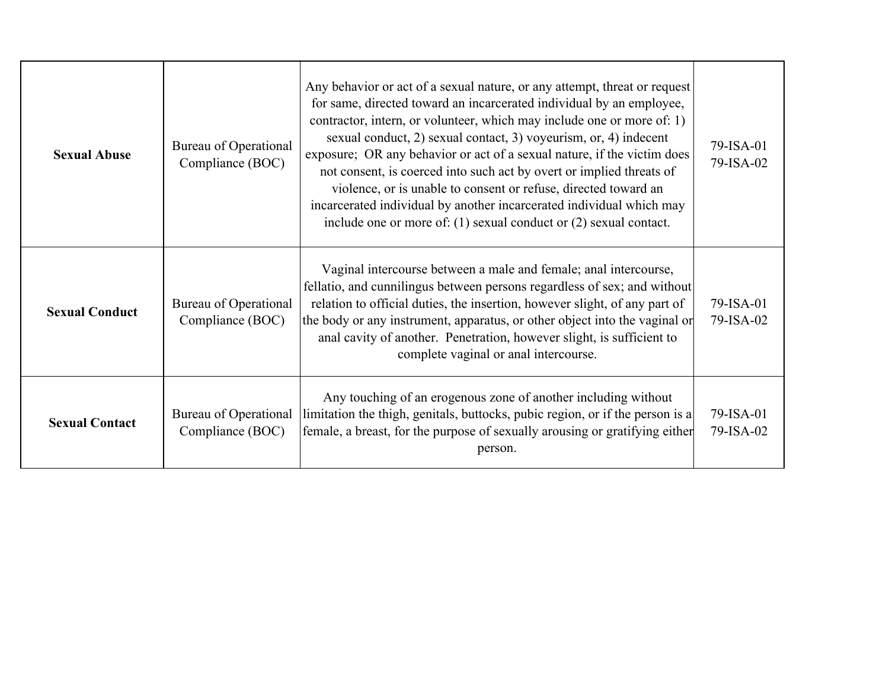| | | | |
|---|---|---|---|
| **Sexual Abuse** | Bureau of Operational Compliance (BOC) | Any behavior or act of a sexual nature, or any attempt, threat or request for same, directed toward an incarcerated individual by an employee, contractor, intern, or volunteer, which may include one or more of: 1) sexual conduct, 2) sexual contact, 3) voyeurism, or, 4) indecent exposure; OR any behavior or act of a sexual nature, if the victim does not consent, is coerced into such act by overt or implied threats of violence, or is unable to consent or refuse, directed toward an incarcerated individual by another incarcerated individual which may include one or more of: (1) sexual conduct or (2) sexual contact. | 79-ISA-01<br>79-ISA-02 |
| **Sexual Conduct** | Bureau of Operational Compliance (BOC) | Vaginal intercourse between a male and female; anal intercourse, fellatio, and cunnilingus between persons regardless of sex; and without relation to official duties, the insertion, however slight, of any part of the body or any instrument, apparatus, or other object into the vaginal or anal cavity of another. Penetration, however slight, is sufficient to complete vaginal or anal intercourse. | 79-ISA-01<br>79-ISA-02 |
| **Sexual Contact** | Bureau of Operational Compliance (BOC) | Any touching of an erogenous zone of another including without limitation the thigh, genitals, buttocks, pubic region, or if the person is a female, a breast, for the purpose of sexually arousing or gratifying either person. | 79-ISA-01<br>79-ISA-02 |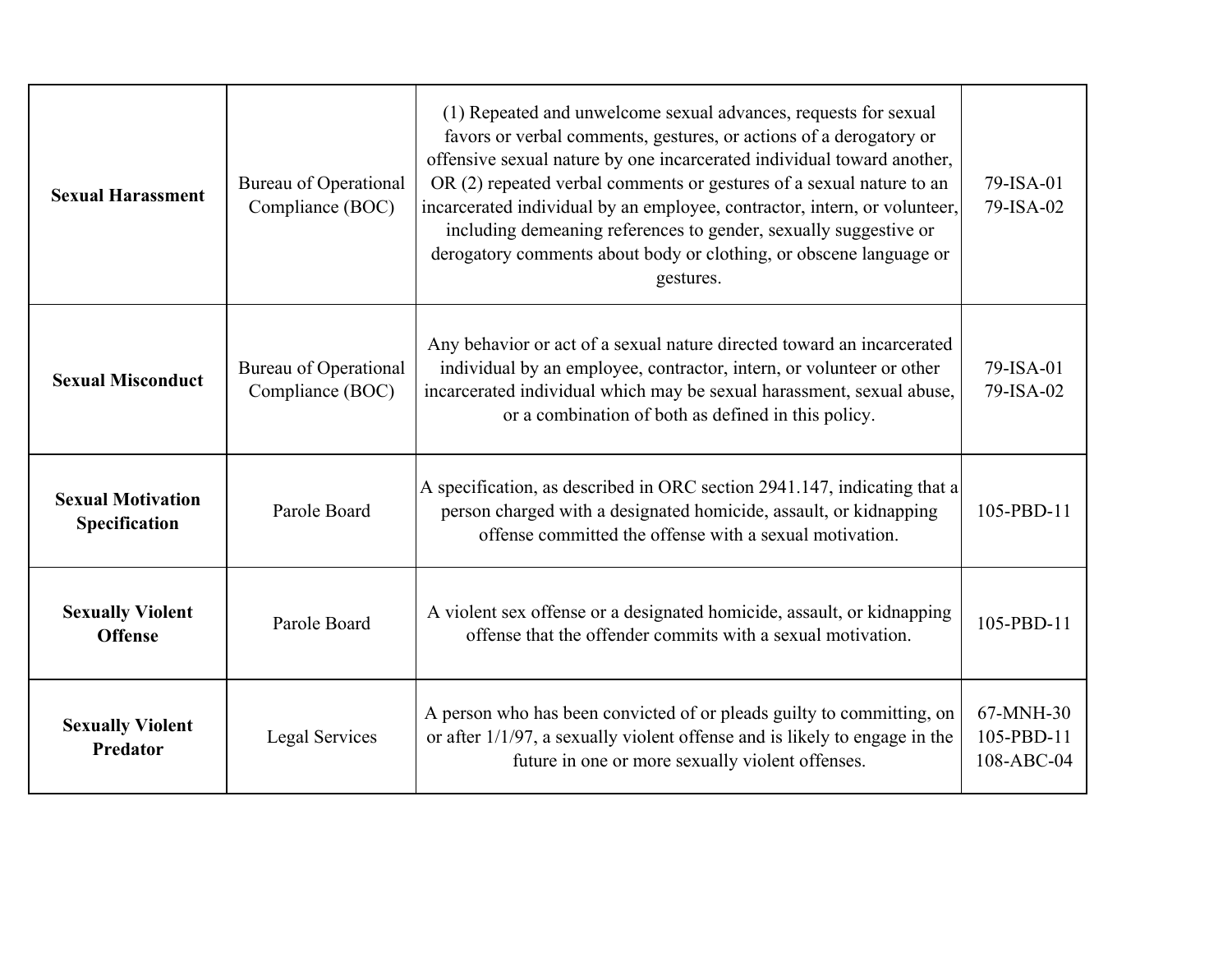| | | | |
|---|---|---|---|
| **Sexual Harassment** | Bureau of Operational Compliance (BOC) | (1) Repeated and unwelcome sexual advances, requests for sexual favors or verbal comments, gestures, or actions of a derogatory or offensive sexual nature by one incarcerated individual toward another, OR (2) repeated verbal comments or gestures of a sexual nature to an incarcerated individual by an employee, contractor, intern, or volunteer, including demeaning references to gender, sexually suggestive or derogatory comments about body or clothing, or obscene language or gestures. | 79-ISA-01<br>79-ISA-02 |
| **Sexual Misconduct** | Bureau of Operational Compliance (BOC) | Any behavior or act of a sexual nature directed toward an incarcerated individual by an employee, contractor, intern, or volunteer or other incarcerated individual which may be sexual harassment, sexual abuse, or a combination of both as defined in this policy. | 79-ISA-01<br>79-ISA-02 |
| **Sexual Motivation Specification** | Parole Board | A specification, as described in ORC section 2941.147, indicating that a person charged with a designated homicide, assault, or kidnapping offense committed the offense with a sexual motivation. | 105-PBD-11 |
| **Sexually Violent Offense** | Parole Board | A violent sex offense or a designated homicide, assault, or kidnapping offense that the offender commits with a sexual motivation. | 105-PBD-11 |
| **Sexually Violent Predator** | Legal Services | A person who has been convicted of or pleads guilty to committing, on or after 1/1/97, a sexually violent offense and is likely to engage in the future in one or more sexually violent offenses. | 67-MNH-30<br>105-PBD-11<br>108-ABC-04 |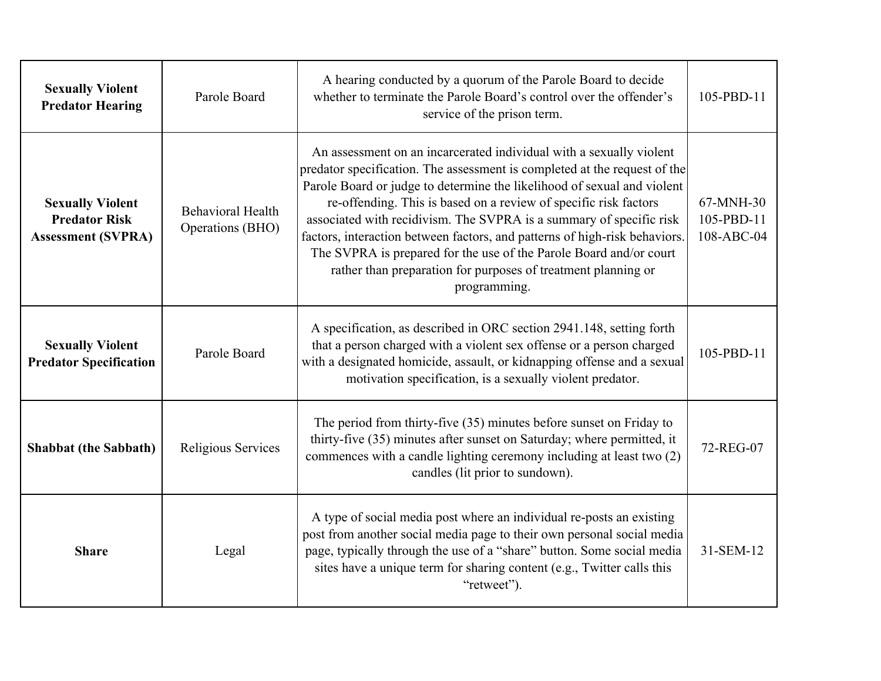| **Sexually Violent Predator Hearing** | Parole Board | A hearing conducted by a quorum of the Parole Board to decide whether to terminate the Parole Board's control over the offender's service of the prison term. | 105-PBD-11 |
|---|---|---|---|
| **Sexually Violent Predator Risk Assessment (SVPRA)** | Behavioral Health Operations (BHO) | An assessment on an incarcerated individual with a sexually violent predator specification. The assessment is completed at the request of the Parole Board or judge to determine the likelihood of sexual and violent re-offending. This is based on a review of specific risk factors associated with recidivism. The SVPRA is a summary of specific risk factors, interaction between factors, and patterns of high-risk behaviors. The SVPRA is prepared for the use of the Parole Board and/or court rather than preparation for purposes of treatment planning or programming. | 67-MNH-30<br>105-PBD-11<br>108-ABC-04 |
| **Sexually Violent Predator Specification** | Parole Board | A specification, as described in ORC section 2941.148, setting forth that a person charged with a violent sex offense or a person charged with a designated homicide, assault, or kidnapping offense and a sexual motivation specification, is a sexually violent predator. | 105-PBD-11 |
| **Shabbat (the Sabbath)** | Religious Services | The period from thirty-five (35) minutes before sunset on Friday to thirty-five (35) minutes after sunset on Saturday; where permitted, it commences with a candle lighting ceremony including at least two (2) candles (lit prior to sundown). | 72-REG-07 |
| **Share** | Legal | A type of social media post where an individual re-posts an existing post from another social media page to their own personal social media page, typically through the use of a "share" button. Some social media sites have a unique term for sharing content (e.g., Twitter calls this "retweet"). | 31-SEM-12 |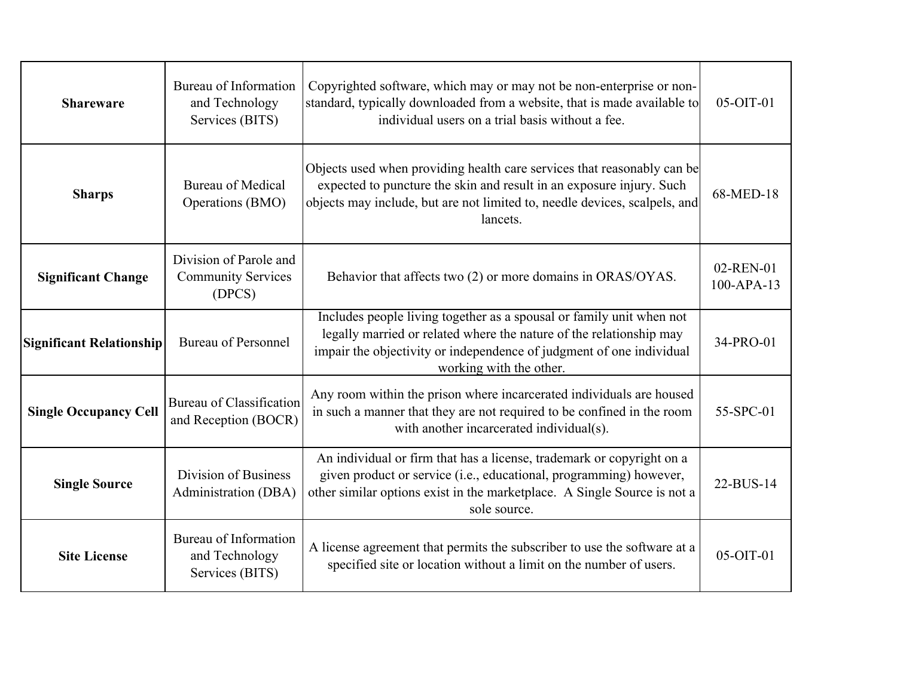| | | | |
|---|---|---|---|
| **Shareware** | Bureau of Information and Technology Services (BITS) | Copyrighted software, which may or may not be non-enterprise or non-standard, typically downloaded from a website, that is made available to individual users on a trial basis without a fee. | 05-OIT-01 |
| **Sharps** | Bureau of Medical Operations (BMO) | Objects used when providing health care services that reasonably can be expected to puncture the skin and result in an exposure injury. Such objects may include, but are not limited to, needle devices, scalpels, and lancets. | 68-MED-18 |
| **Significant Change** | Division of Parole and Community Services (DPCS) | Behavior that affects two (2) or more domains in ORAS/OYAS. | 02-REN-01 100-APA-13 |
| **Significant Relationship** | Bureau of Personnel | Includes people living together as a spousal or family unit when not legally married or related where the nature of the relationship may impair the objectivity or independence of judgment of one individual working with the other. | 34-PRO-01 |
| **Single Occupancy Cell** | Bureau of Classification and Reception (BOCR) | Any room within the prison where incarcerated individuals are housed in such a manner that they are not required to be confined in the room with another incarcerated individual(s). | 55-SPC-01 |
| **Single Source** | Division of Business Administration (DBA) | An individual or firm that has a license, trademark or copyright on a given product or service (i.e., educational, programming) however, other similar options exist in the marketplace.  A Single Source is not a sole source. | 22-BUS-14 |
| **Site License** | Bureau of Information and Technology Services (BITS) | A license agreement that permits the subscriber to use the software at a specified site or location without a limit on the number of users. | 05-OIT-01 |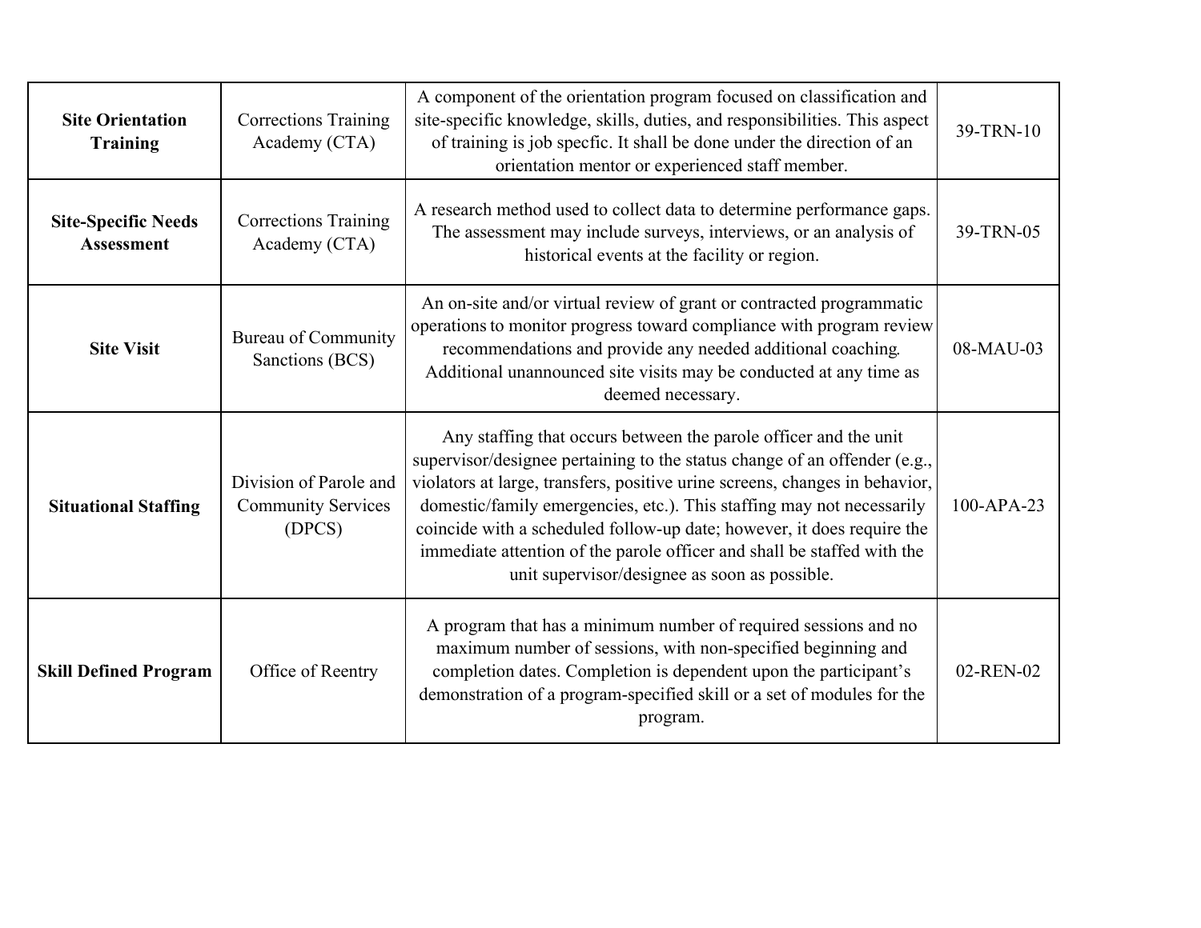| **Site Orientation Training** | Corrections Training Academy (CTA) | A component of the orientation program focused on classification and site-specific knowledge, skills, duties, and responsibilities. This aspect of training is job specfic. It shall be done under the direction of an orientation mentor or experienced staff member. | 39-TRN-10 |
|---|---|---|---|
| **Site-Specific Needs Assessment** | Corrections Training Academy (CTA) | A research method used to collect data to determine performance gaps. The assessment may include surveys, interviews, or an analysis of historical events at the facility or region. | 39-TRN-05 |
| **Site Visit** | Bureau of Community Sanctions (BCS) | An on-site and/or virtual review of grant or contracted programmatic operations to monitor progress toward compliance with program review recommendations and provide any needed additional coaching. Additional unannounced site visits may be conducted at any time as deemed necessary. | 08-MAU-03 |
| **Situational Staffing** | Division of Parole and Community Services (DPCS) | Any staffing that occurs between the parole officer and the unit supervisor/designee pertaining to the status change of an offender (e.g., violators at large, transfers, positive urine screens, changes in behavior, domestic/family emergencies, etc.). This staffing may not necessarily coincide with a scheduled follow-up date; however, it does require the immediate attention of the parole officer and shall be staffed with the unit supervisor/designee as soon as possible. | 100-APA-23 |
| **Skill Defined Program** | Office of Reentry | A program that has a minimum number of required sessions and no maximum number of sessions, with non-specified beginning and completion dates. Completion is dependent upon the participant's demonstration of a program-specified skill or a set of modules for the program. | 02-REN-02 |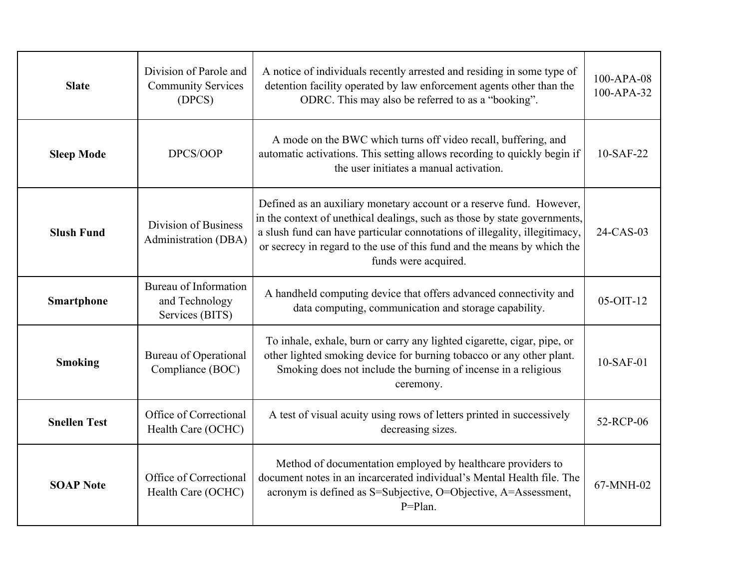| | | | |
|---|---|---|---|
| **Slate** | Division of Parole and Community Services (DPCS) | A notice of individuals recently arrested and residing in some type of detention facility operated by law enforcement agents other than the ODRC. This may also be referred to as a "booking". | 100-APA-08<br>100-APA-32 |
| **Sleep Mode** | DPCS/OOP | A mode on the BWC which turns off video recall, buffering, and automatic activations. This setting allows recording to quickly begin if the user initiates a manual activation. | 10-SAF-22 |
| **Slush Fund** | Division of Business Administration (DBA) | Defined as an auxiliary monetary account or a reserve fund. However, in the context of unethical dealings, such as those by state governments, a slush fund can have particular connotations of illegality, illegitimacy, or secrecy in regard to the use of this fund and the means by which the funds were acquired. | 24-CAS-03 |
| **Smartphone** | Bureau of Information and Technology Services (BITS) | A handheld computing device that offers advanced connectivity and data computing, communication and storage capability. | 05-OIT-12 |
| **Smoking** | Bureau of Operational Compliance (BOC) | To inhale, exhale, burn or carry any lighted cigarette, cigar, pipe, or other lighted smoking device for burning tobacco or any other plant. Smoking does not include the burning of incense in a religious ceremony. | 10-SAF-01 |
| **Snellen Test** | Office of Correctional Health Care (OCHC) | A test of visual acuity using rows of letters printed in successively decreasing sizes. | 52-RCP-06 |
| **SOAP Note** | Office of Correctional Health Care (OCHC) | Method of documentation employed by healthcare providers to document notes in an incarcerated individual's Mental Health file. The acronym is defined as S=Subjective, O=Objective, A=Assessment, P=Plan. | 67-MNH-02 |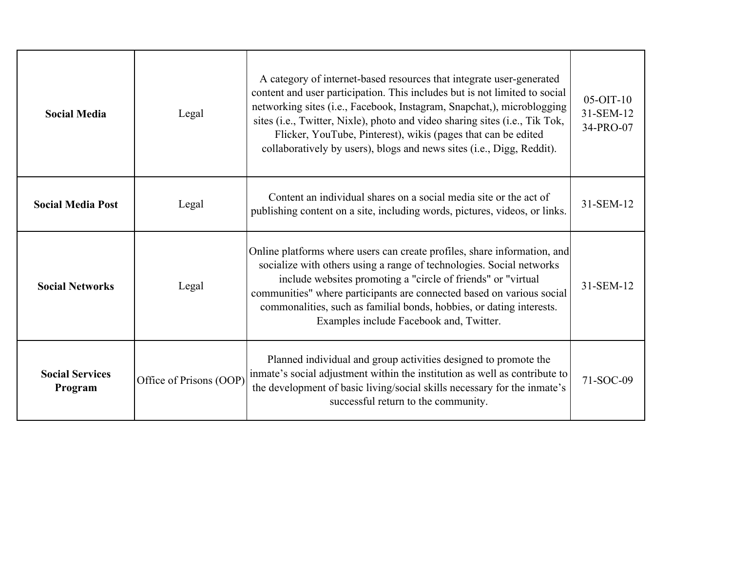| | | | |
|---|---|---|---|
| **Social Media** | Legal | A category of internet-based resources that integrate user-generated content and user participation. This includes but is not limited to social networking sites (i.e., Facebook, Instagram, Snapchat,), microblogging sites (i.e., Twitter, Nixle), photo and video sharing sites (i.e., Tik Tok, Flicker, YouTube, Pinterest), wikis (pages that can be edited collaboratively by users), blogs and news sites (i.e., Digg, Reddit). | 05-OIT-10<br>31-SEM-12<br>34-PRO-07 |
| **Social Media Post** | Legal | Content an individual shares on a social media site or the act of publishing content on a site, including words, pictures, videos, or links. | 31-SEM-12 |
| **Social Networks** | Legal | Online platforms where users can create profiles, share information, and socialize with others using a range of technologies. Social networks include websites promoting a "circle of friends" or "virtual communities" where participants are connected based on various social commonalities, such as familial bonds, hobbies, or dating interests. Examples include Facebook and, Twitter. | 31-SEM-12 |
| **Social Services Program** | Office of Prisons (OOP) | Planned individual and group activities designed to promote the inmate's social adjustment within the institution as well as contribute to the development of basic living/social skills necessary for the inmate's successful return to the community. | 71-SOC-09 |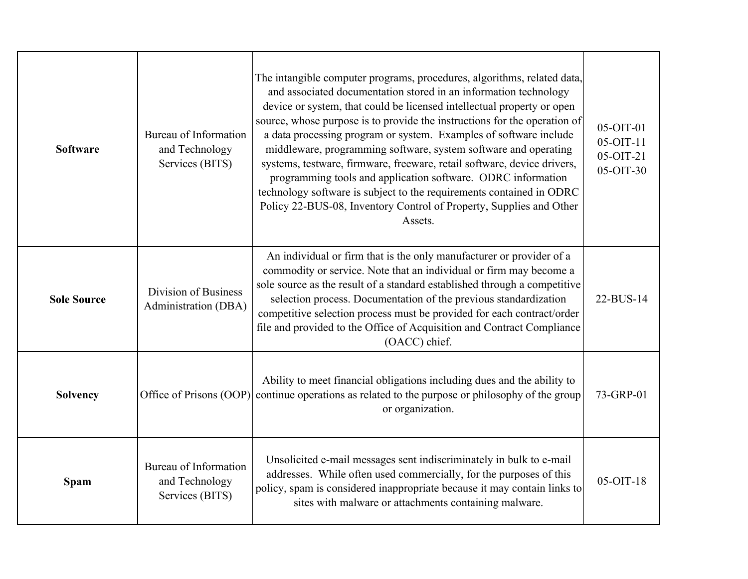| | | | |
|---|---|---|---|
| **Software** | Bureau of Information and Technology Services (BITS) | The intangible computer programs, procedures, algorithms, related data, and associated documentation stored in an information technology device or system, that could be licensed intellectual property or open source, whose purpose is to provide the instructions for the operation of a data processing program or system. Examples of software include middleware, programming software, system software and operating systems, testware, firmware, freeware, retail software, device drivers, programming tools and application software. ODRC information technology software is subject to the requirements contained in ODRC Policy 22-BUS-08, Inventory Control of Property, Supplies and Other Assets. | 05-OIT-01<br>05-OIT-11<br>05-OIT-21<br>05-OIT-30 |
| **Sole Source** | Division of Business Administration (DBA) | An individual or firm that is the only manufacturer or provider of a commodity or service. Note that an individual or firm may become a sole source as the result of a standard established through a competitive selection process. Documentation of the previous standardization competitive selection process must be provided for each contract/order file and provided to the Office of Acquisition and Contract Compliance (OACC) chief. | 22-BUS-14 |
| **Solvency** | Office of Prisons (OOP) | Ability to meet financial obligations including dues and the ability to continue operations as related to the purpose or philosophy of the group or organization. | 73-GRP-01 |
| **Spam** | Bureau of Information and Technology Services (BITS) | Unsolicited e-mail messages sent indiscriminately in bulk to e-mail addresses. While often used commercially, for the purposes of this policy, spam is considered inappropriate because it may contain links to sites with malware or attachments containing malware. | 05-OIT-18 |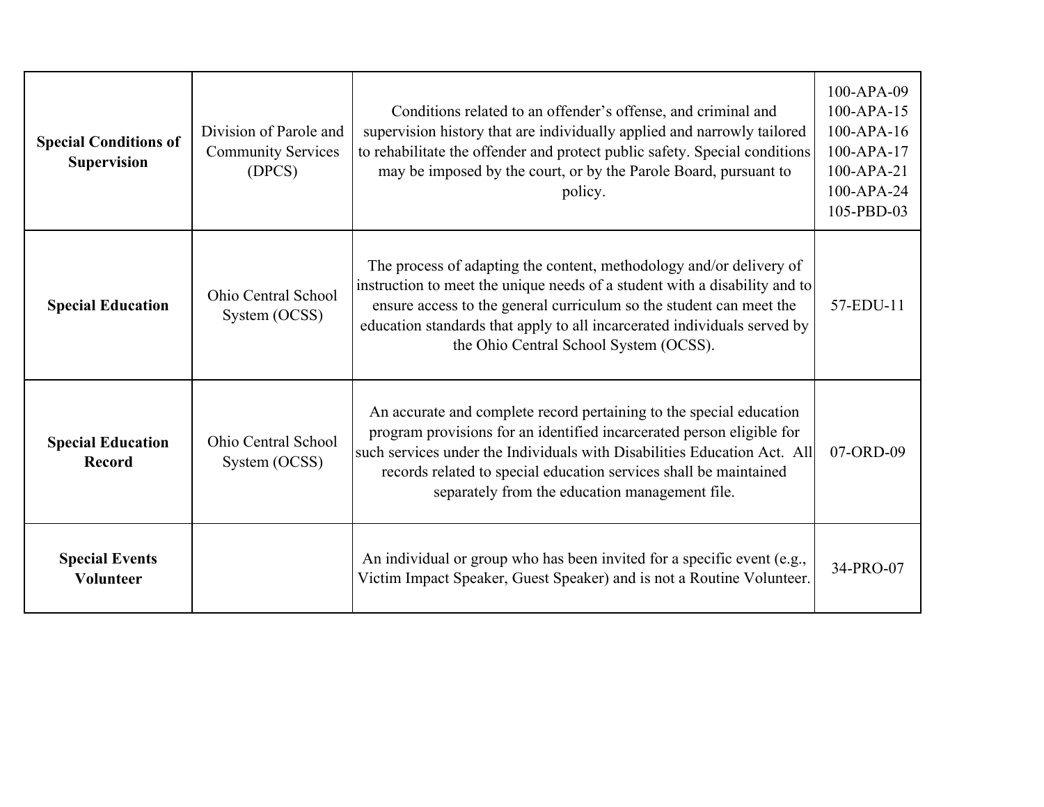| | | | |
|---|---|---|---|
| **Special Conditions of Supervision** | Division of Parole and Community Services (DPCS) | Conditions related to an offender's offense, and criminal and supervision history that are individually applied and narrowly tailored to rehabilitate the offender and protect public safety. Special conditions may be imposed by the court, or by the Parole Board, pursuant to policy. | 100-APA-09<br>100-APA-15<br>100-APA-16<br>100-APA-17<br>100-APA-21<br>100-APA-24<br>105-PBD-03 |
| **Special Education** | Ohio Central School System (OCSS) | The process of adapting the content, methodology and/or delivery of instruction to meet the unique needs of a student with a disability and to ensure access to the general curriculum so the student can meet the education standards that apply to all incarcerated individuals served by the Ohio Central School System (OCSS). | 57-EDU-11 |
| **Special Education Record** | Ohio Central School System (OCSS) | An accurate and complete record pertaining to the special education program provisions for an identified incarcerated person eligible for such services under the Individuals with Disabilities Education Act. All records related to special education services shall be maintained separately from the education management file. | 07-ORD-09 |
| **Special Events Volunteer** | | An individual or group who has been invited for a specific event (e.g., Victim Impact Speaker, Guest Speaker) and is not a Routine Volunteer. | 34-PRO-07 |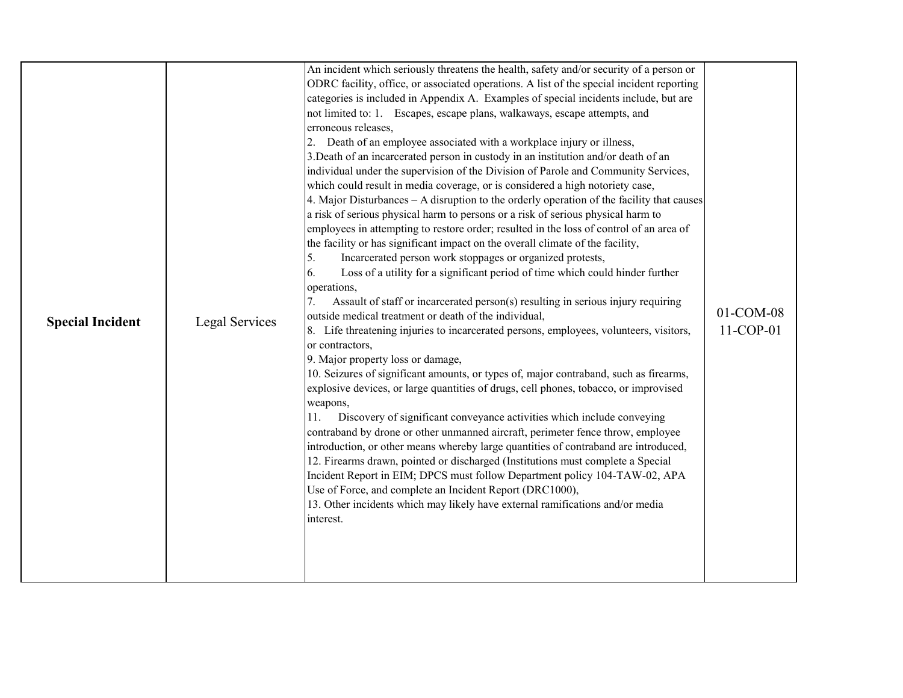| | | | |
|---|---|---|---|
| **Special Incident** | Legal Services | An incident which seriously threatens the health, safety and/or security of a person or ODRC facility, office, or associated operations. A list of the special incident reporting categories is included in Appendix A. Examples of special incidents include, but are not limited to: 1. Escapes, escape plans, walkaways, escape attempts, and erroneous releases,<br>2. Death of an employee associated with a workplace injury or illness,<br>3.Death of an incarcerated person in custody in an institution and/or death of an individual under the supervision of the Division of Parole and Community Services, which could result in media coverage, or is considered a high notoriety case,<br>4. Major Disturbances – A disruption to the orderly operation of the facility that causes a risk of serious physical harm to persons or a risk of serious physical harm to employees in attempting to restore order; resulted in the loss of control of an area of the facility or has significant impact on the overall climate of the facility,<br>5. Incarcerated person work stoppages or organized protests,<br>6. Loss of a utility for a significant period of time which could hinder further operations,<br>7. Assault of staff or incarcerated person(s) resulting in serious injury requiring outside medical treatment or death of the individual,<br>8. Life threatening injuries to incarcerated persons, employees, volunteers, visitors, or contractors,<br>9. Major property loss or damage,<br>10. Seizures of significant amounts, or types of, major contraband, such as firearms, explosive devices, or large quantities of drugs, cell phones, tobacco, or improvised weapons,<br>11. Discovery of significant conveyance activities which include conveying contraband by drone or other unmanned aircraft, perimeter fence throw, employee introduction, or other means whereby large quantities of contraband are introduced,<br>12. Firearms drawn, pointed or discharged (Institutions must complete a Special Incident Report in EIM; DPCS must follow Department policy 104-TAW-02, APA Use of Force, and complete an Incident Report (DRC1000),<br>13. Other incidents which may likely have external ramifications and/or media interest. | 01-COM-08<br>11-COP-01 |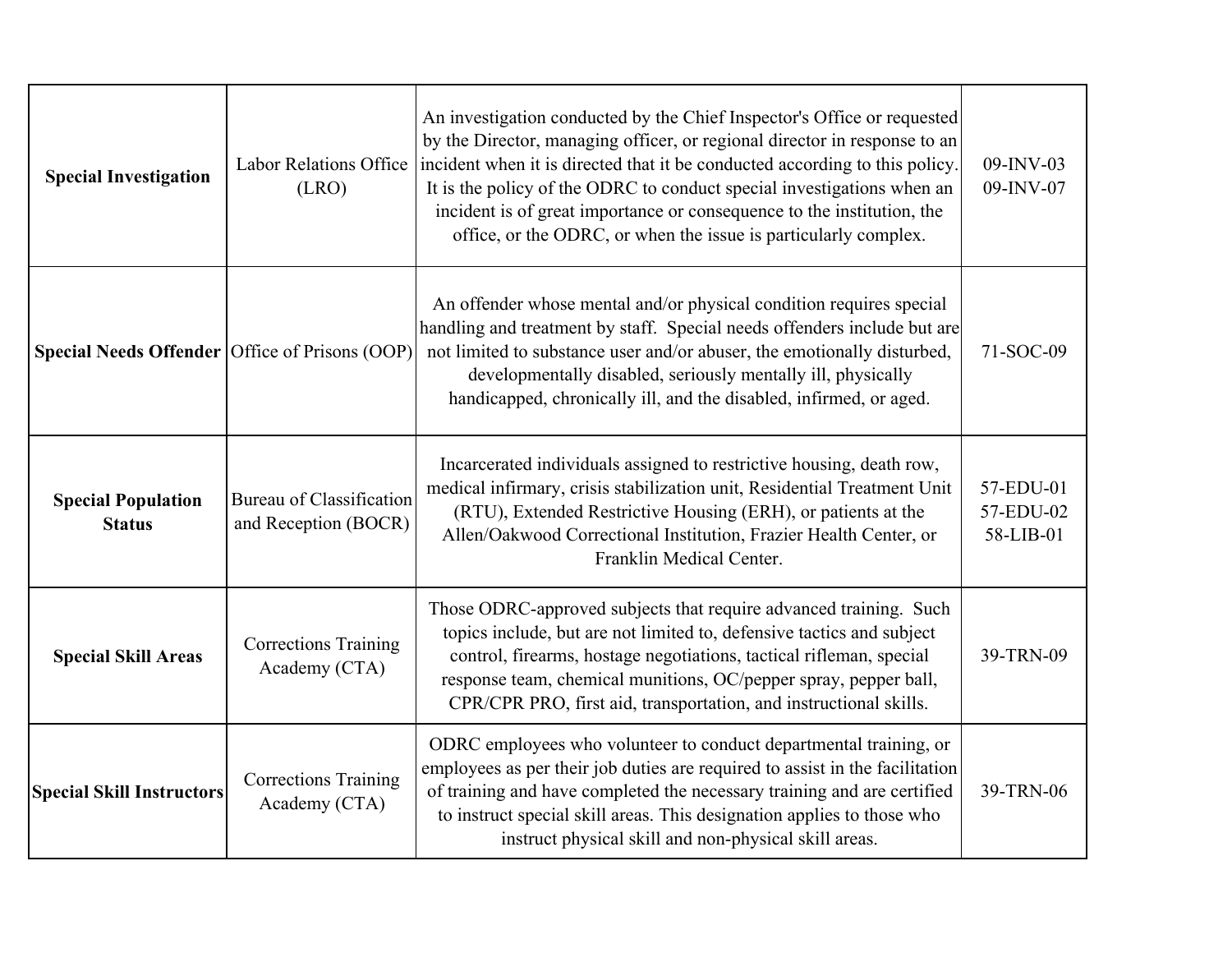| | | | |
|---|---|---|---|
| **Special Investigation** | Labor Relations Office (LRO) | An investigation conducted by the Chief Inspector's Office or requested by the Director, managing officer, or regional director in response to an incident when it is directed that it be conducted according to this policy. It is the policy of the ODRC to conduct special investigations when an incident is of great importance or consequence to the institution, the office, or the ODRC, or when the issue is particularly complex. | 09-INV-03<br>09-INV-07 |
| **Special Needs Offender** | Office of Prisons (OOP) | An offender whose mental and/or physical condition requires special handling and treatment by staff. Special needs offenders include but are not limited to substance user and/or abuser, the emotionally disturbed, developmentally disabled, seriously mentally ill, physically handicapped, chronically ill, and the disabled, infirmed, or aged. | 71-SOC-09 |
| **Special Population Status** | Bureau of Classification and Reception (BOCR) | Incarcerated individuals assigned to restrictive housing, death row, medical infirmary, crisis stabilization unit, Residential Treatment Unit (RTU), Extended Restrictive Housing (ERH), or patients at the Allen/Oakwood Correctional Institution, Frazier Health Center, or Franklin Medical Center. | 57-EDU-01<br>57-EDU-02<br>58-LIB-01 |
| **Special Skill Areas** | Corrections Training Academy (CTA) | Those ODRC-approved subjects that require advanced training. Such topics include, but are not limited to, defensive tactics and subject control, firearms, hostage negotiations, tactical rifleman, special response team, chemical munitions, OC/pepper spray, pepper ball, CPR/CPR PRO, first aid, transportation, and instructional skills. | 39-TRN-09 |
| **Special Skill Instructors** | Corrections Training Academy (CTA) | ODRC employees who volunteer to conduct departmental training, or employees as per their job duties are required to assist in the facilitation of training and have completed the necessary training and are certified to instruct special skill areas. This designation applies to those who instruct physical skill and non-physical skill areas. | 39-TRN-06 |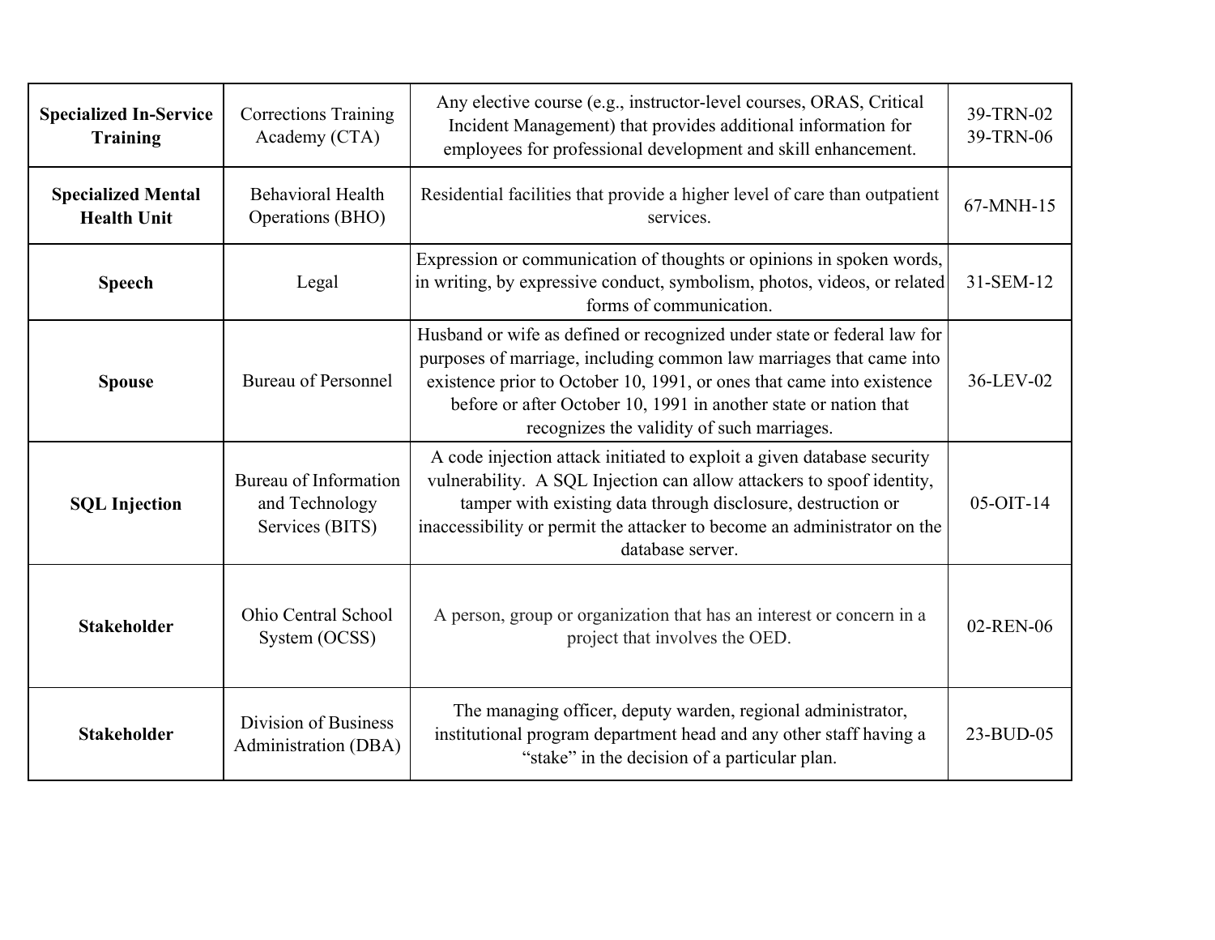| **Specialized In-Service Training** | Corrections Training Academy (CTA) | Any elective course (e.g., instructor-level courses, ORAS, Critical Incident Management) that provides additional information for employees for professional development and skill enhancement. | 39-TRN-02<br>39-TRN-06 |
|---|---|---|---|
| **Specialized Mental Health Unit** | Behavioral Health Operations (BHO) | Residential facilities that provide a higher level of care than outpatient services. | 67-MNH-15 |
| **Speech** | Legal | Expression or communication of thoughts or opinions in spoken words, in writing, by expressive conduct, symbolism, photos, videos, or related forms of communication. | 31-SEM-12 |
| **Spouse** | Bureau of Personnel | Husband or wife as defined or recognized under state or federal law for purposes of marriage, including common law marriages that came into existence prior to October 10, 1991, or ones that came into existence before or after October 10, 1991 in another state or nation that recognizes the validity of such marriages. | 36-LEV-02 |
| **SQL Injection** | Bureau of Information and Technology Services (BITS) | A code injection attack initiated to exploit a given database security vulnerability. A SQL Injection can allow attackers to spoof identity, tamper with existing data through disclosure, destruction or inaccessibility or permit the attacker to become an administrator on the database server. | 05-OIT-14 |
| **Stakeholder** | Ohio Central School System (OCSS) | A person, group or organization that has an interest or concern in a project that involves the OED. | 02-REN-06 |
| **Stakeholder** | Division of Business Administration (DBA) | The managing officer, deputy warden, regional administrator, institutional program department head and any other staff having a "stake" in the decision of a particular plan. | 23-BUD-05 |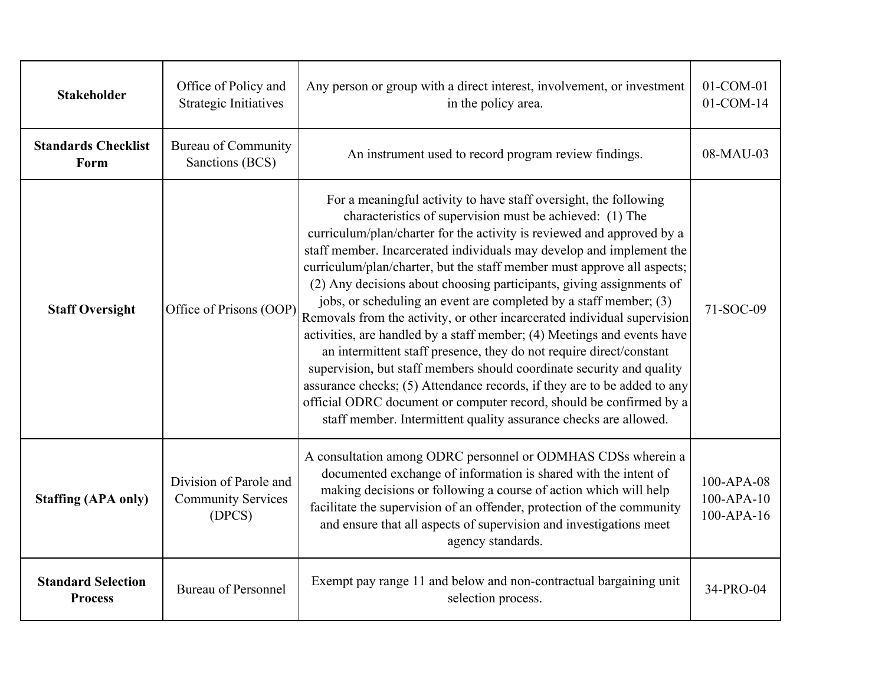| **Stakeholder** | Office of Policy and Strategic Initiatives | Any person or group with a direct interest, involvement, or investment in the policy area. | 01-COM-01<br>01-COM-14 |
|---|---|---|---|
| **Standards Checklist Form** | Bureau of Community Sanctions (BCS) | An instrument used to record program review findings. | 08-MAU-03 |
| **Staff Oversight** | Office of Prisons (OOP) | For a meaningful activity to have staff oversight, the following characteristics of supervision must be achieved: (1) The curriculum/plan/charter for the activity is reviewed and approved by a staff member. Incarcerated individuals may develop and implement the curriculum/plan/charter, but the staff member must approve all aspects; (2) Any decisions about choosing participants, giving assignments of jobs, or scheduling an event are completed by a staff member; (3) Removals from the activity, or other incarcerated individual supervision activities, are handled by a staff member; (4) Meetings and events have an intermittent staff presence, they do not require direct/constant supervision, but staff members should coordinate security and quality assurance checks; (5) Attendance records, if they are to be added to any official ODRC document or computer record, should be confirmed by a staff member. Intermittent quality assurance checks are allowed. | 71-SOC-09 |
| **Staffing (APA only)** | Division of Parole and Community Services (DPCS) | A consultation among ODRC personnel or ODMHAS CDSs wherein a documented exchange of information is shared with the intent of making decisions or following a course of action which will help facilitate the supervision of an offender, protection of the community and ensure that all aspects of supervision and investigations meet agency standards. | 100-APA-08<br>100-APA-10<br>100-APA-16 |
| **Standard Selection Process** | Bureau of Personnel | Exempt pay range 11 and below and non-contractual bargaining unit selection process. | 34-PRO-04 |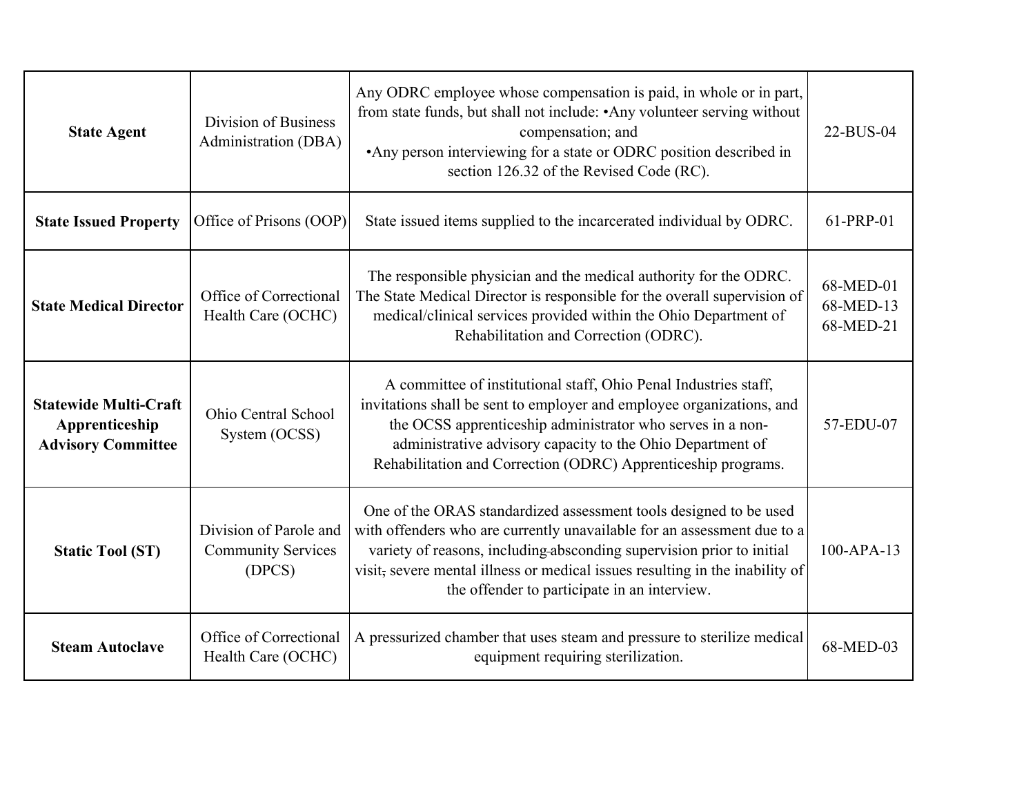| **State Agent** | Division of Business Administration (DBA) | Any ODRC employee whose compensation is paid, in whole or in part, from state funds, but shall not include: •Any volunteer serving without compensation; and •Any person interviewing for a state or ODRC position described in section 126.32 of the Revised Code (RC). | 22-BUS-04 |
|---|---|---|---|
| **State Issued Property** | Office of Prisons (OOP) | State issued items supplied to the incarcerated individual by ODRC. | 61-PRP-01 |
| **State Medical Director** | Office of Correctional Health Care (OCHC) | The responsible physician and the medical authority for the ODRC. The State Medical Director is responsible for the overall supervision of medical/clinical services provided within the Ohio Department of Rehabilitation and Correction (ODRC). | 68-MED-01 68-MED-13 68-MED-21 |
| **Statewide Multi-Craft Apprenticeship Advisory Committee** | Ohio Central School System (OCSS) | A committee of institutional staff, Ohio Penal Industries staff, invitations shall be sent to employer and employee organizations, and the OCSS apprenticeship administrator who serves in a non-administrative advisory capacity to the Ohio Department of Rehabilitation and Correction (ODRC) Apprenticeship programs. | 57-EDU-07 |
| **Static Tool (ST)** | Division of Parole and Community Services (DPCS) | One of the ORAS standardized assessment tools designed to be used with offenders who are currently unavailable for an assessment due to a variety of reasons, including absconding supervision prior to initial visit, severe mental illness or medical issues resulting in the inability of the offender to participate in an interview. | 100-APA-13 |
| **Steam Autoclave** | Office of Correctional Health Care (OCHC) | A pressurized chamber that uses steam and pressure to sterilize medical equipment requiring sterilization. | 68-MED-03 |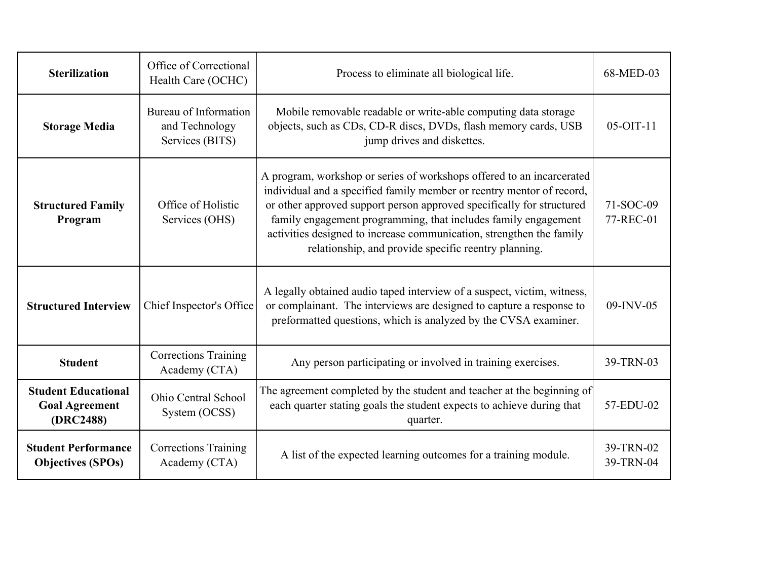| **Sterilization** | Office of Correctional Health Care (OCHC) | Process to eliminate all biological life. | 68-MED-03 |
|---|---|---|---|
| **Storage Media** | Bureau of Information and Technology Services (BITS) | Mobile removable readable or write-able computing data storage objects, such as CDs, CD-R discs, DVDs, flash memory cards, USB jump drives and diskettes. | 05-OIT-11 |
| **Structured Family Program** | Office of Holistic Services (OHS) | A program, workshop or series of workshops offered to an incarcerated individual and a specified family member or reentry mentor of record, or other approved support person approved specifically for structured family engagement programming, that includes family engagement activities designed to increase communication, strengthen the family relationship, and provide specific reentry planning. | 71-SOC-09<br>77-REC-01 |
| **Structured Interview** | Chief Inspector's Office | A legally obtained audio taped interview of a suspect, victim, witness, or complainant. The interviews are designed to capture a response to preformatted questions, which is analyzed by the CVSA examiner. | 09-INV-05 |
| **Student** | Corrections Training Academy (CTA) | Any person participating or involved in training exercises. | 39-TRN-03 |
| **Student Educational Goal Agreement (DRC2488)** | Ohio Central School System (OCSS) | The agreement completed by the student and teacher at the beginning of each quarter stating goals the student expects to achieve during that quarter. | 57-EDU-02 |
| **Student Performance Objectives (SPOs)** | Corrections Training Academy (CTA) | A list of the expected learning outcomes for a training module. | 39-TRN-02<br>39-TRN-04 |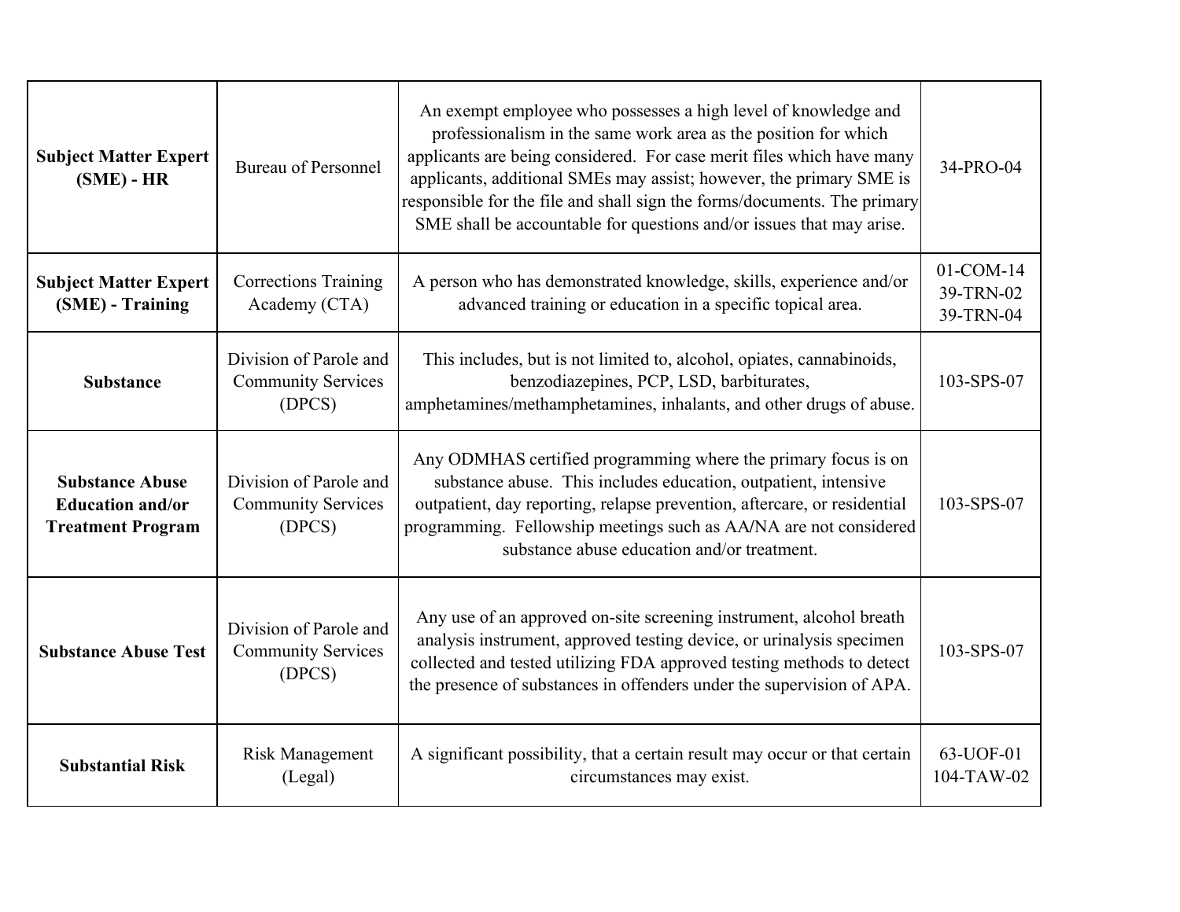| | | | |
|---|---|---|---|
| **Subject Matter Expert (SME) - HR** | Bureau of Personnel | An exempt employee who possesses a high level of knowledge and professionalism in the same work area as the position for which applicants are being considered. For case merit files which have many applicants, additional SMEs may assist; however, the primary SME is responsible for the file and shall sign the forms/documents. The primary SME shall be accountable for questions and/or issues that may arise. | 34-PRO-04 |
| **Subject Matter Expert (SME) - Training** | Corrections Training Academy (CTA) | A person who has demonstrated knowledge, skills, experience and/or advanced training or education in a specific topical area. | 01-COM-14<br>39-TRN-02<br>39-TRN-04 |
| **Substance** | Division of Parole and Community Services (DPCS) | This includes, but is not limited to, alcohol, opiates, cannabinoids, benzodiazepines, PCP, LSD, barbiturates, amphetamines/methamphetamines, inhalants, and other drugs of abuse. | 103-SPS-07 |
| **Substance Abuse Education and/or Treatment Program** | Division of Parole and Community Services (DPCS) | Any ODMHAS certified programming where the primary focus is on substance abuse. This includes education, outpatient, intensive outpatient, day reporting, relapse prevention, aftercare, or residential programming. Fellowship meetings such as AA/NA are not considered substance abuse education and/or treatment. | 103-SPS-07 |
| **Substance Abuse Test** | Division of Parole and Community Services (DPCS) | Any use of an approved on-site screening instrument, alcohol breath analysis instrument, approved testing device, or urinalysis specimen collected and tested utilizing FDA approved testing methods to detect the presence of substances in offenders under the supervision of APA. | 103-SPS-07 |
| **Substantial Risk** | Risk Management (Legal) | A significant possibility, that a certain result may occur or that certain circumstances may exist. | 63-UOF-01<br>104-TAW-02 |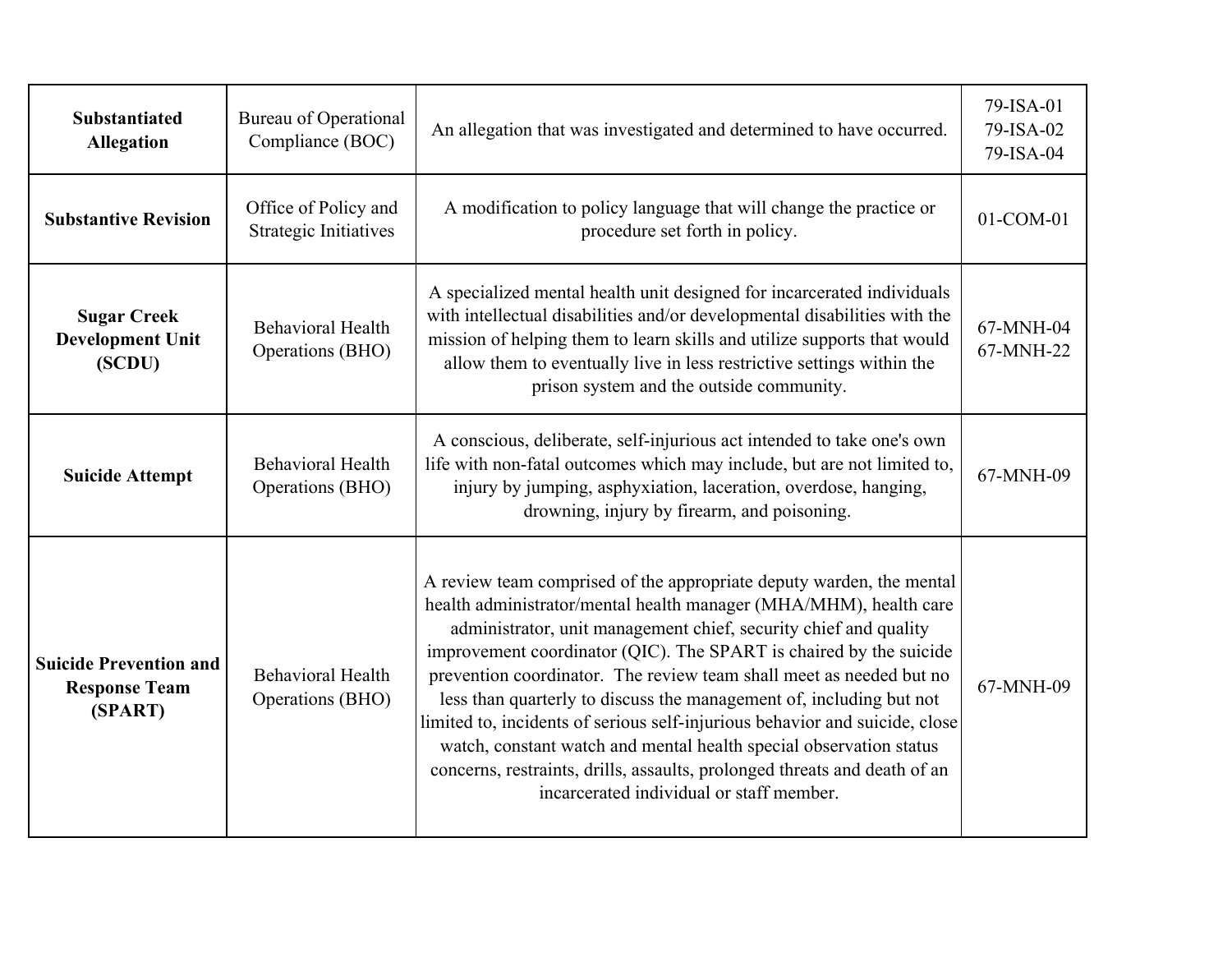| **Substantiated Allegation** | Bureau of Operational Compliance (BOC) | An allegation that was investigated and determined to have occurred. | 79-ISA-01<br>79-ISA-02<br>79-ISA-04 |
|---|---|---|---|
| **Substantive Revision** | Office of Policy and Strategic Initiatives | A modification to policy language that will change the practice or procedure set forth in policy. | 01-COM-01 |
| **Sugar Creek Development Unit (SCDU)** | Behavioral Health Operations (BHO) | A specialized mental health unit designed for incarcerated individuals with intellectual disabilities and/or developmental disabilities with the mission of helping them to learn skills and utilize supports that would allow them to eventually live in less restrictive settings within the prison system and the outside community. | 67-MNH-04<br>67-MNH-22 |
| **Suicide Attempt** | Behavioral Health Operations (BHO) | A conscious, deliberate, self-injurious act intended to take one's own life with non-fatal outcomes which may include, but are not limited to, injury by jumping, asphyxiation, laceration, overdose, hanging, drowning, injury by firearm, and poisoning. | 67-MNH-09 |
| **Suicide Prevention and Response Team (SPART)** | Behavioral Health Operations (BHO) | A review team comprised of the appropriate deputy warden, the mental health administrator/mental health manager (MHA/MHM), health care administrator, unit management chief, security chief and quality improvement coordinator (QIC). The SPART is chaired by the suicide prevention coordinator. The review team shall meet as needed but no less than quarterly to discuss the management of, including but not limited to, incidents of serious self-injurious behavior and suicide, close watch, constant watch and mental health special observation status concerns, restraints, drills, assaults, prolonged threats and death of an incarcerated individual or staff member. | 67-MNH-09 |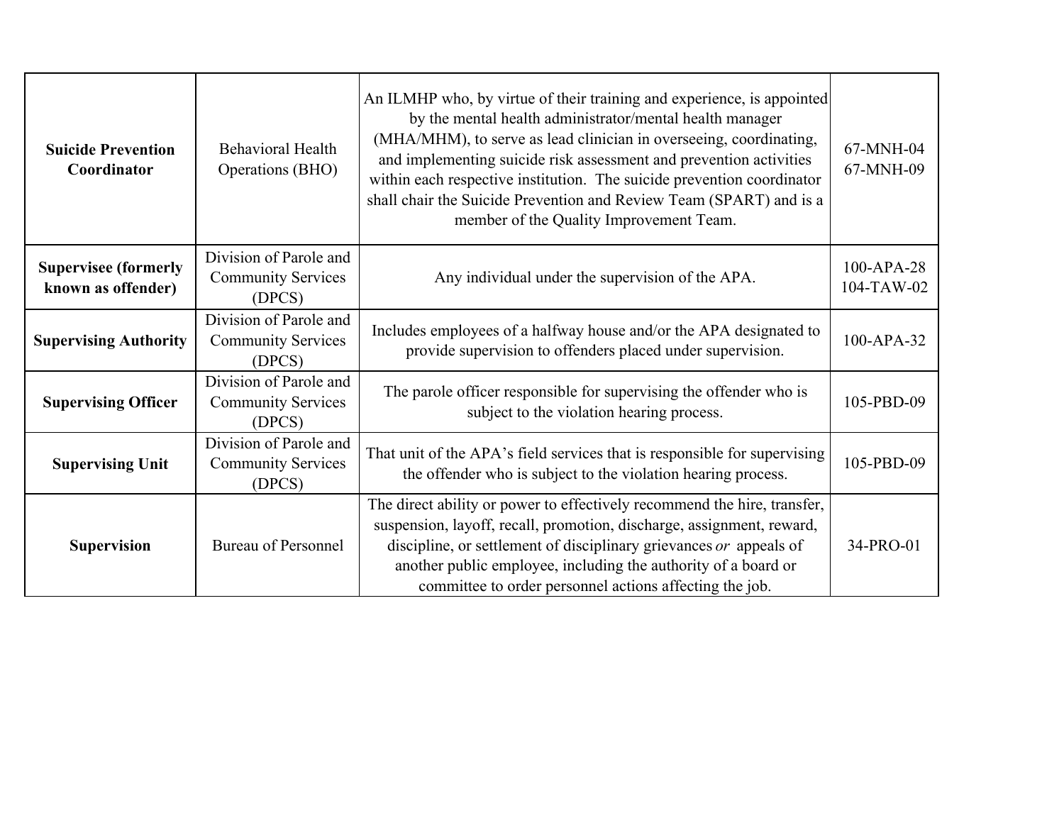| **Suicide Prevention Coordinator** | Behavioral Health Operations (BHO) | An ILMHP who, by virtue of their training and experience, is appointed by the mental health administrator/mental health manager (MHA/MHM), to serve as lead clinician in overseeing, coordinating, and implementing suicide risk assessment and prevention activities within each respective institution. The suicide prevention coordinator shall chair the Suicide Prevention and Review Team (SPART) and is a member of the Quality Improvement Team. | 67-MNH-04<br>67-MNH-09 |
|---|---|---|---|
| **Supervisee (formerly known as offender)** | Division of Parole and Community Services (DPCS) | Any individual under the supervision of the APA. | 100-APA-28<br>104-TAW-02 |
| **Supervising Authority** | Division of Parole and Community Services (DPCS) | Includes employees of a halfway house and/or the APA designated to provide supervision to offenders placed under supervision. | 100-APA-32 |
| **Supervising Officer** | Division of Parole and Community Services (DPCS) | The parole officer responsible for supervising the offender who is subject to the violation hearing process. | 105-PBD-09 |
| **Supervising Unit** | Division of Parole and Community Services (DPCS) | That unit of the APA's field services that is responsible for supervising the offender who is subject to the violation hearing process. | 105-PBD-09 |
| **Supervision** | Bureau of Personnel | The direct ability or power to effectively recommend the hire, transfer, suspension, layoff, recall, promotion, discharge, assignment, reward, discipline, or settlement of disciplinary grievances *or* appeals of another public employee, including the authority of a board or committee to order personnel actions affecting the job. | 34-PRO-01 |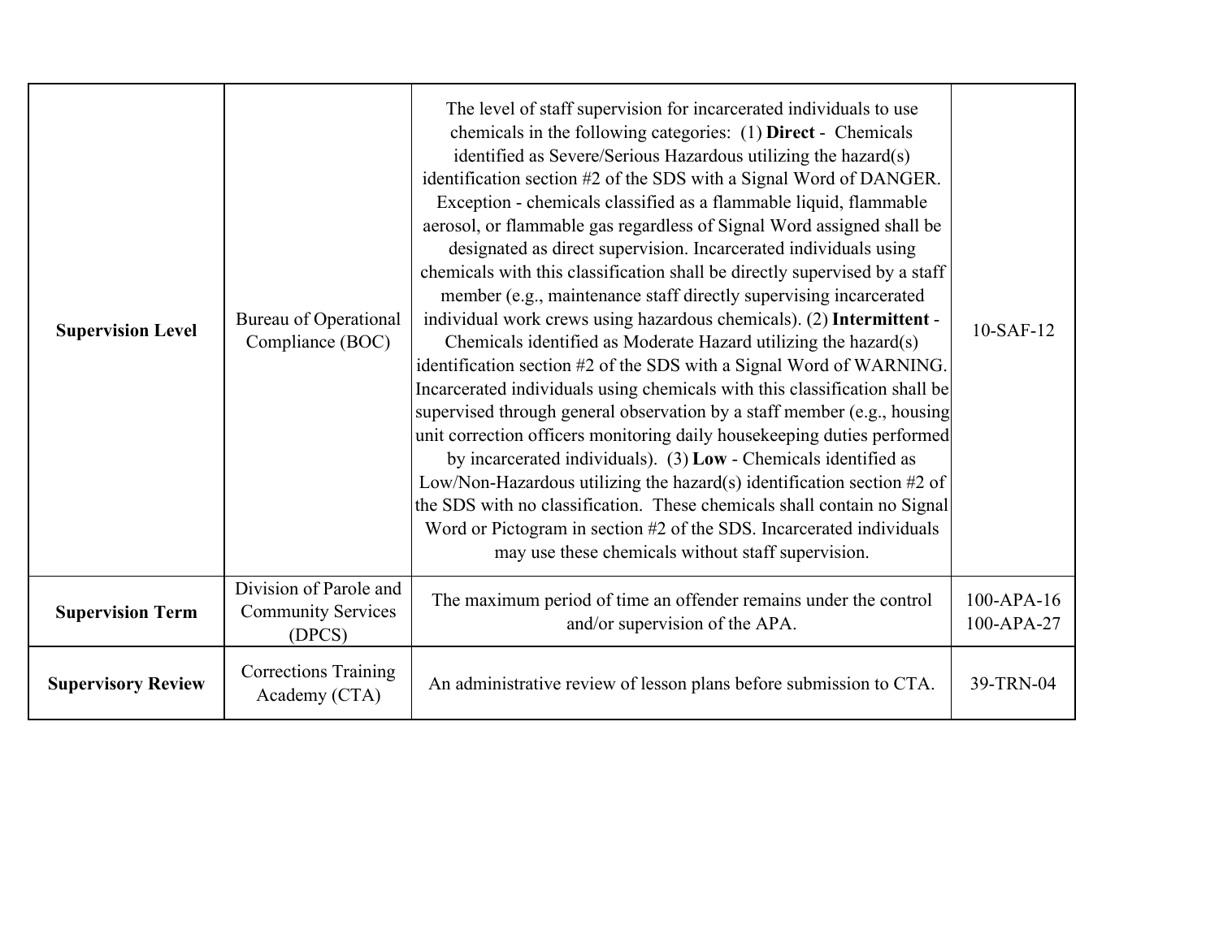| **Supervision Level** | Bureau of Operational Compliance (BOC) | The level of staff supervision for incarcerated individuals to use chemicals in the following categories: (1) **Direct** - Chemicals identified as Severe/Serious Hazardous utilizing the hazard(s) identification section #2 of the SDS with a Signal Word of DANGER. Exception - chemicals classified as a flammable liquid, flammable aerosol, or flammable gas regardless of Signal Word assigned shall be designated as direct supervision. Incarcerated individuals using chemicals with this classification shall be directly supervised by a staff member (e.g., maintenance staff directly supervising incarcerated individual work crews using hazardous chemicals). (2) **Intermittent** - Chemicals identified as Moderate Hazard utilizing the hazard(s) identification section #2 of the SDS with a Signal Word of WARNING. Incarcerated individuals using chemicals with this classification shall be supervised through general observation by a staff member (e.g., housing unit correction officers monitoring daily housekeeping duties performed by incarcerated individuals). (3) **Low** - Chemicals identified as Low/Non-Hazardous utilizing the hazard(s) identification section #2 of the SDS with no classification. These chemicals shall contain no Signal Word or Pictogram in section #2 of the SDS. Incarcerated individuals may use these chemicals without staff supervision. | 10-SAF-12 |
|---|---|---|---|
| **Supervision Term** | Division of Parole and Community Services (DPCS) | The maximum period of time an offender remains under the control and/or supervision of the APA. | 100-APA-16<br>100-APA-27 |
| **Supervisory Review** | Corrections Training Academy (CTA) | An administrative review of lesson plans before submission to CTA. | 39-TRN-04 |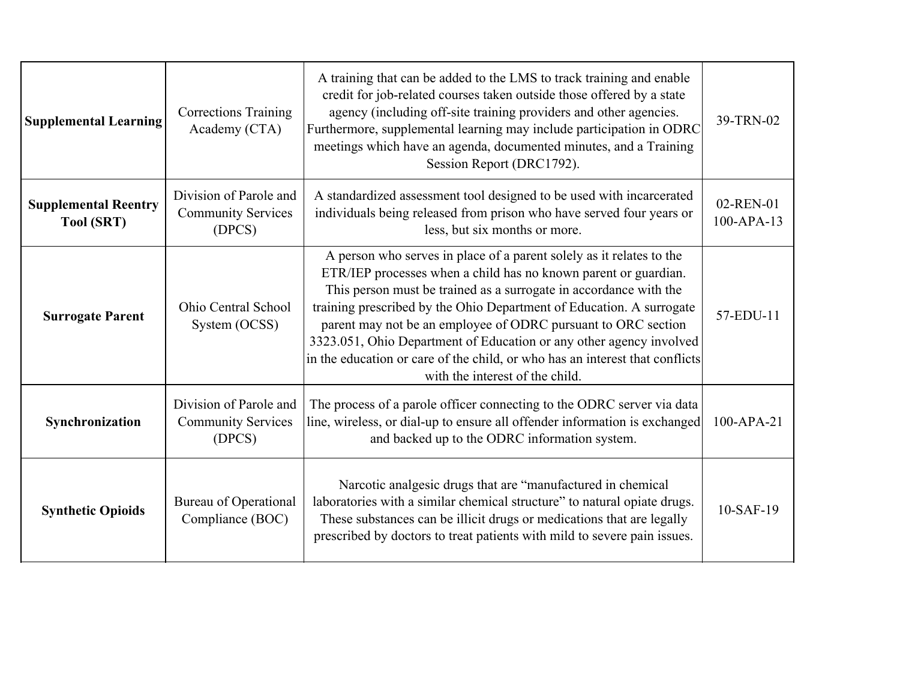| | | | |
|---|---|---|---|
| **Supplemental Learning** | Corrections Training Academy (CTA) | A training that can be added to the LMS to track training and enable credit for job-related courses taken outside those offered by a state agency (including off-site training providers and other agencies. Furthermore, supplemental learning may include participation in ODRC meetings which have an agenda, documented minutes, and a Training Session Report (DRC1792). | 39-TRN-02 |
| **Supplemental Reentry Tool (SRT)** | Division of Parole and Community Services (DPCS) | A standardized assessment tool designed to be used with incarcerated individuals being released from prison who have served four years or less, but six months or more. | 02-REN-01<br>100-APA-13 |
| **Surrogate Parent** | Ohio Central School System (OCSS) | A person who serves in place of a parent solely as it relates to the ETR/IEP processes when a child has no known parent or guardian. This person must be trained as a surrogate in accordance with the training prescribed by the Ohio Department of Education. A surrogate parent may not be an employee of ODRC pursuant to ORC section 3323.051, Ohio Department of Education or any other agency involved in the education or care of the child, or who has an interest that conflicts with the interest of the child. | 57-EDU-11 |
| **Synchronization** | Division of Parole and Community Services (DPCS) | The process of a parole officer connecting to the ODRC server via data line, wireless, or dial-up to ensure all offender information is exchanged and backed up to the ODRC information system. | 100-APA-21 |
| **Synthetic Opioids** | Bureau of Operational Compliance (BOC) | Narcotic analgesic drugs that are "manufactured in chemical laboratories with a similar chemical structure" to natural opiate drugs. These substances can be illicit drugs or medications that are legally prescribed by doctors to treat patients with mild to severe pain issues. | 10-SAF-19 |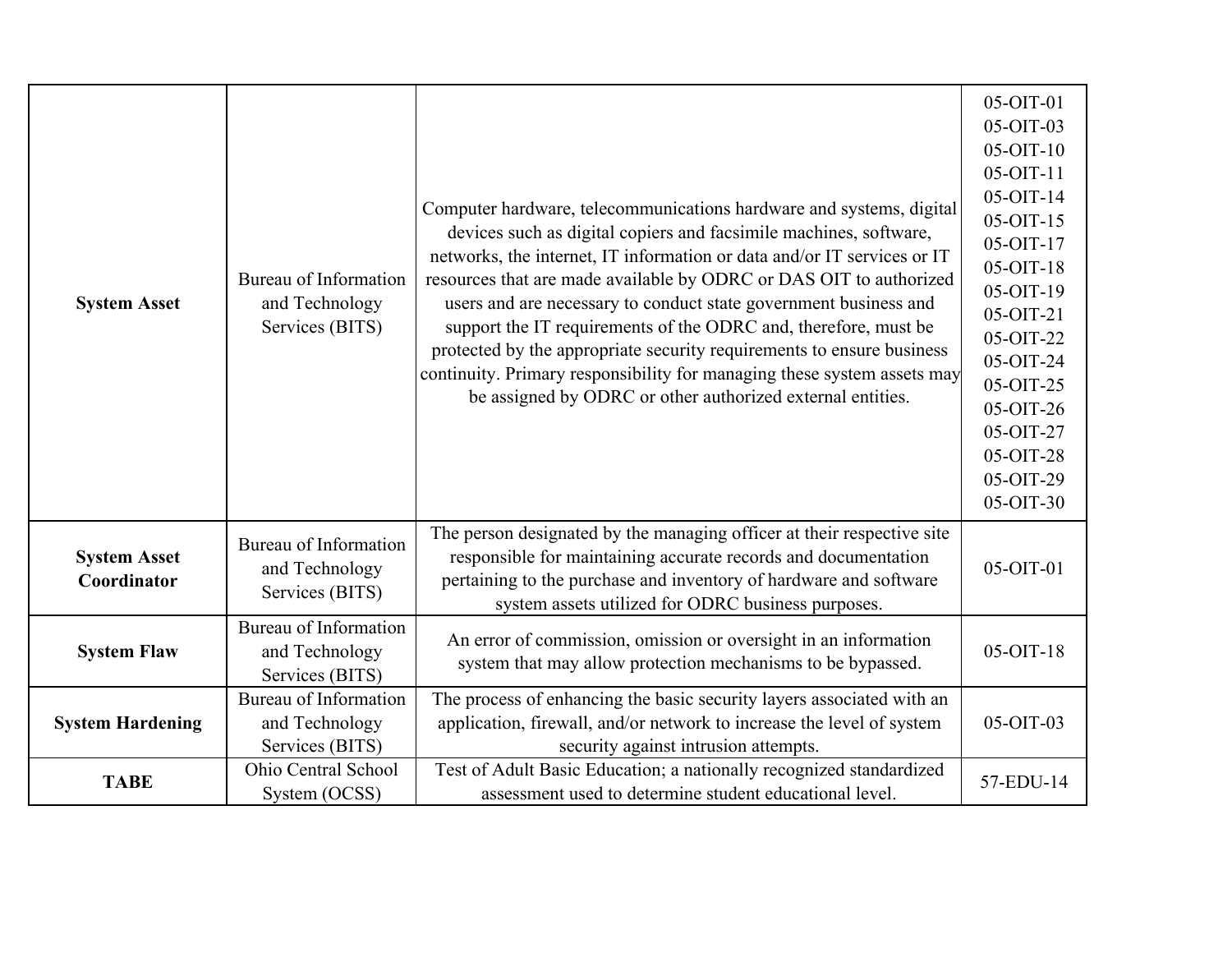| | | | |
|---|---|---|---|
| **System Asset** | Bureau of Information and Technology Services (BITS) | Computer hardware, telecommunications hardware and systems, digital devices such as digital copiers and facsimile machines, software, networks, the internet, IT information or data and/or IT services or IT resources that are made available by ODRC or DAS OIT to authorized users and are necessary to conduct state government business and support the IT requirements of the ODRC and, therefore, must be protected by the appropriate security requirements to ensure business continuity. Primary responsibility for managing these system assets may be assigned by ODRC or other authorized external entities. | 05-OIT-01<br>05-OIT-03<br>05-OIT-10<br>05-OIT-11<br>05-OIT-14<br>05-OIT-15<br>05-OIT-17<br>05-OIT-18<br>05-OIT-19<br>05-OIT-21<br>05-OIT-22<br>05-OIT-24<br>05-OIT-25<br>05-OIT-26<br>05-OIT-27<br>05-OIT-28<br>05-OIT-29<br>05-OIT-30 |
| **System Asset Coordinator** | Bureau of Information and Technology Services (BITS) | The person designated by the managing officer at their respective site responsible for maintaining accurate records and documentation pertaining to the purchase and inventory of hardware and software system assets utilized for ODRC business purposes. | 05-OIT-01 |
| **System Flaw** | Bureau of Information and Technology Services (BITS) | An error of commission, omission or oversight in an information system that may allow protection mechanisms to be bypassed. | 05-OIT-18 |
| **System Hardening** | Bureau of Information and Technology Services (BITS) | The process of enhancing the basic security layers associated with an application, firewall, and/or network to increase the level of system security against intrusion attempts. | 05-OIT-03 |
| **TABE** | Ohio Central School System (OCSS) | Test of Adult Basic Education; a nationally recognized standardized assessment used to determine student educational level. | 57-EDU-14 |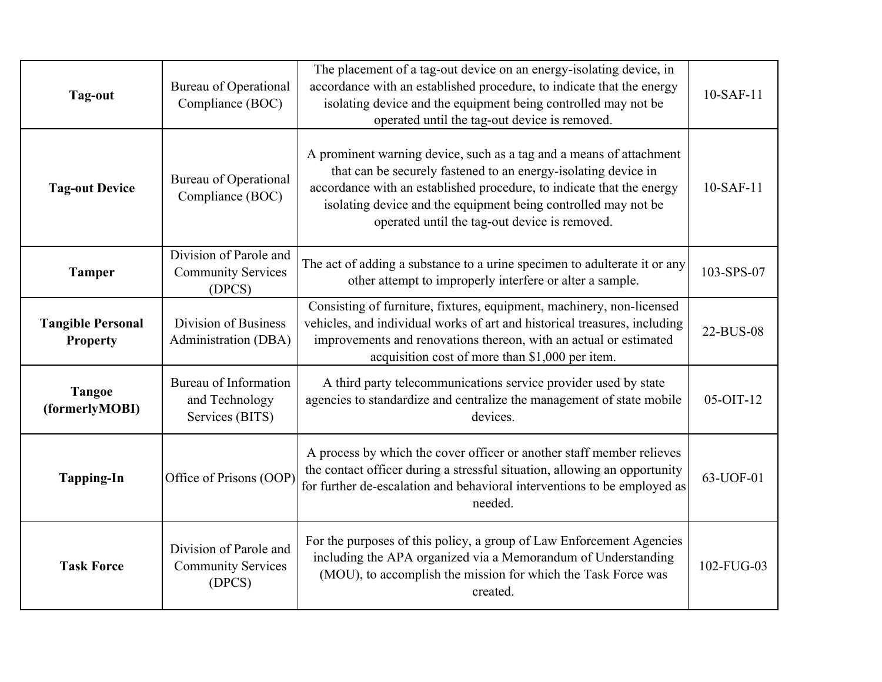| **Tag-out** | Bureau of Operational Compliance (BOC) | The placement of a tag-out device on an energy-isolating device, in accordance with an established procedure, to indicate that the energy isolating device and the equipment being controlled may not be operated until the tag-out device is removed. | 10-SAF-11 |
|---|---|---|---|
| **Tag-out Device** | Bureau of Operational Compliance (BOC) | A prominent warning device, such as a tag and a means of attachment that can be securely fastened to an energy-isolating device in accordance with an established procedure, to indicate that the energy isolating device and the equipment being controlled may not be operated until the tag-out device is removed. | 10-SAF-11 |
| **Tamper** | Division of Parole and Community Services (DPCS) | The act of adding a substance to a urine specimen to adulterate it or any other attempt to improperly interfere or alter a sample. | 103-SPS-07 |
| **Tangible Personal Property** | Division of Business Administration (DBA) | Consisting of furniture, fixtures, equipment, machinery, non-licensed vehicles, and individual works of art and historical treasures, including improvements and renovations thereon, with an actual or estimated acquisition cost of more than $1,000 per item. | 22-BUS-08 |
| **Tangoe (formerlyMOBI)** | Bureau of Information and Technology Services (BITS) | A third party telecommunications service provider used by state agencies to standardize and centralize the management of state mobile devices. | 05-OIT-12 |
| **Tapping-In** | Office of Prisons (OOP) | A process by which the cover officer or another staff member relieves the contact officer during a stressful situation, allowing an opportunity for further de-escalation and behavioral interventions to be employed as needed. | 63-UOF-01 |
| **Task Force** | Division of Parole and Community Services (DPCS) | For the purposes of this policy, a group of Law Enforcement Agencies including the APA organized via a Memorandum of Understanding (MOU), to accomplish the mission for which the Task Force was created. | 102-FUG-03 |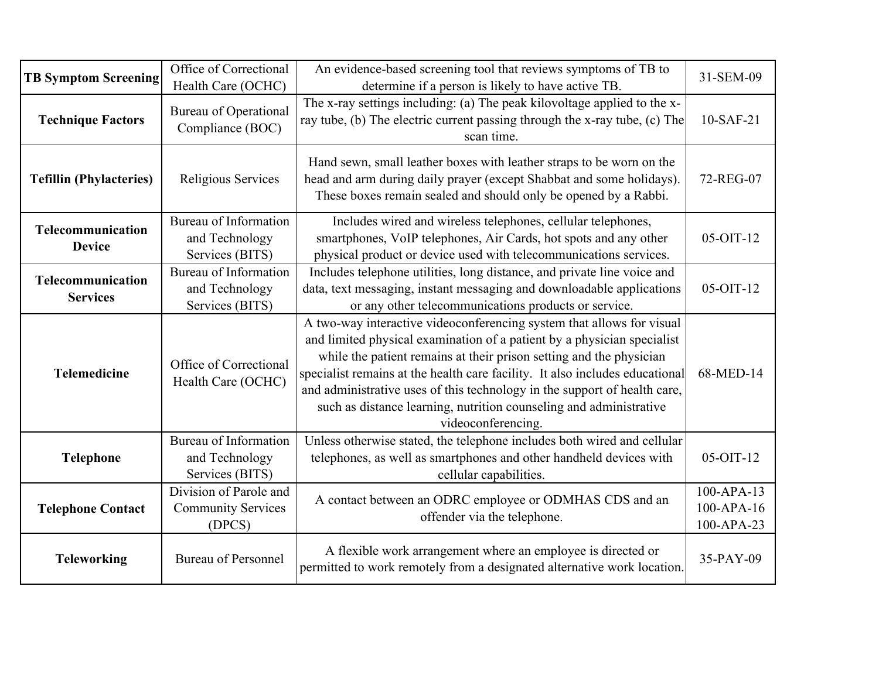| | | | |
|---|---|---|---|
| **TB Symptom Screening** | Office of Correctional Health Care (OCHC) | An evidence-based screening tool that reviews symptoms of TB to determine if a person is likely to have active TB. | 31-SEM-09 |
| **Technique Factors** | Bureau of Operational Compliance (BOC) | The x-ray settings including: (a) The peak kilovoltage applied to the x-ray tube, (b) The electric current passing through the x-ray tube, (c) The scan time. | 10-SAF-21 |
| **Tefillin (Phylacteries)** | Religious Services | Hand sewn, small leather boxes with leather straps to be worn on the head and arm during daily prayer (except Shabbat and some holidays). These boxes remain sealed and should only be opened by a Rabbi. | 72-REG-07 |
| **Telecommunication Device** | Bureau of Information and Technology Services (BITS) | Includes wired and wireless telephones, cellular telephones, smartphones, VoIP telephones, Air Cards, hot spots and any other physical product or device used with telecommunications services. | 05-OIT-12 |
| **Telecommunication Services** | Bureau of Information and Technology Services (BITS) | Includes telephone utilities, long distance, and private line voice and data, text messaging, instant messaging and downloadable applications or any other telecommunications products or service. | 05-OIT-12 |
| **Telemedicine** | Office of Correctional Health Care (OCHC) | A two-way interactive videoconferencing system that allows for visual and limited physical examination of a patient by a physician specialist while the patient remains at their prison setting and the physician specialist remains at the health care facility. It also includes educational and administrative uses of this technology in the support of health care, such as distance learning, nutrition counseling and administrative videoconferencing. | 68-MED-14 |
| **Telephone** | Bureau of Information and Technology Services (BITS) | Unless otherwise stated, the telephone includes both wired and cellular telephones, as well as smartphones and other handheld devices with cellular capabilities. | 05-OIT-12 |
| **Telephone Contact** | Division of Parole and Community Services (DPCS) | A contact between an ODRC employee or ODMHAS CDS and an offender via the telephone. | 100-APA-13<br>100-APA-16<br>100-APA-23 |
| **Teleworking** | Bureau of Personnel | A flexible work arrangement where an employee is directed or permitted to work remotely from a designated alternative work location. | 35-PAY-09 |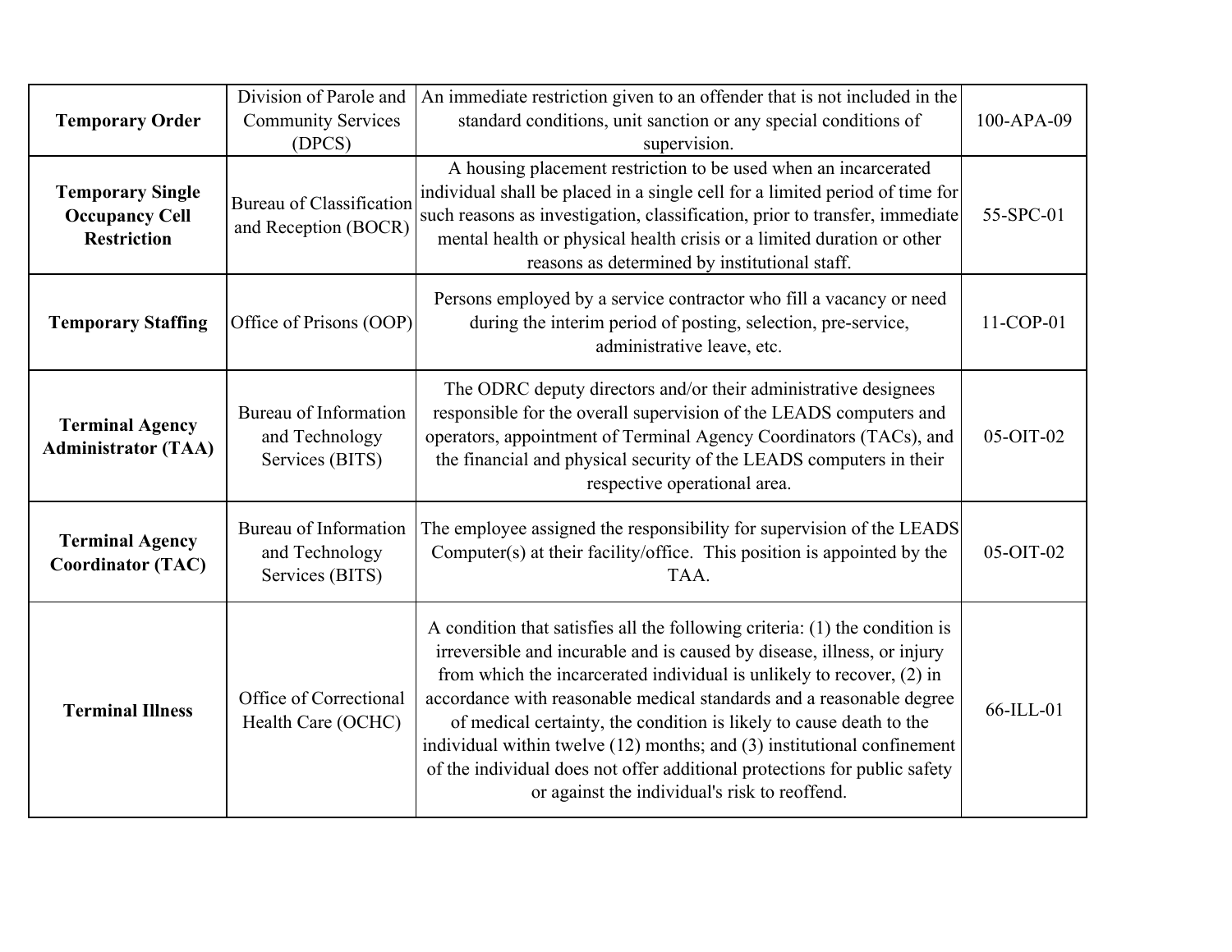| **Temporary Order** | Division of Parole and Community Services (DPCS) | An immediate restriction given to an offender that is not included in the standard conditions, unit sanction or any special conditions of supervision. | 100-APA-09 |
|---|---|---|---|
| **Temporary Single Occupancy Cell Restriction** | Bureau of Classification and Reception (BOCR) | A housing placement restriction to be used when an incarcerated individual shall be placed in a single cell for a limited period of time for such reasons as investigation, classification, prior to transfer, immediate mental health or physical health crisis or a limited duration or other reasons as determined by institutional staff. | 55-SPC-01 |
| **Temporary Staffing** | Office of Prisons (OOP) | Persons employed by a service contractor who fill a vacancy or need during the interim period of posting, selection, pre-service, administrative leave, etc. | 11-COP-01 |
| **Terminal Agency Administrator (TAA)** | Bureau of Information and Technology Services (BITS) | The ODRC deputy directors and/or their administrative designees responsible for the overall supervision of the LEADS computers and operators, appointment of Terminal Agency Coordinators (TACs), and the financial and physical security of the LEADS computers in their respective operational area. | 05-OIT-02 |
| **Terminal Agency Coordinator (TAC)** | Bureau of Information and Technology Services (BITS) | The employee assigned the responsibility for supervision of the LEADS Computer(s) at their facility/office. This position is appointed by the TAA. | 05-OIT-02 |
| **Terminal Illness** | Office of Correctional Health Care (OCHC) | A condition that satisfies all the following criteria: (1) the condition is irreversible and incurable and is caused by disease, illness, or injury from which the incarcerated individual is unlikely to recover, (2) in accordance with reasonable medical standards and a reasonable degree of medical certainty, the condition is likely to cause death to the individual within twelve (12) months; and (3) institutional confinement of the individual does not offer additional protections for public safety or against the individual's risk to reoffend. | 66-ILL-01 |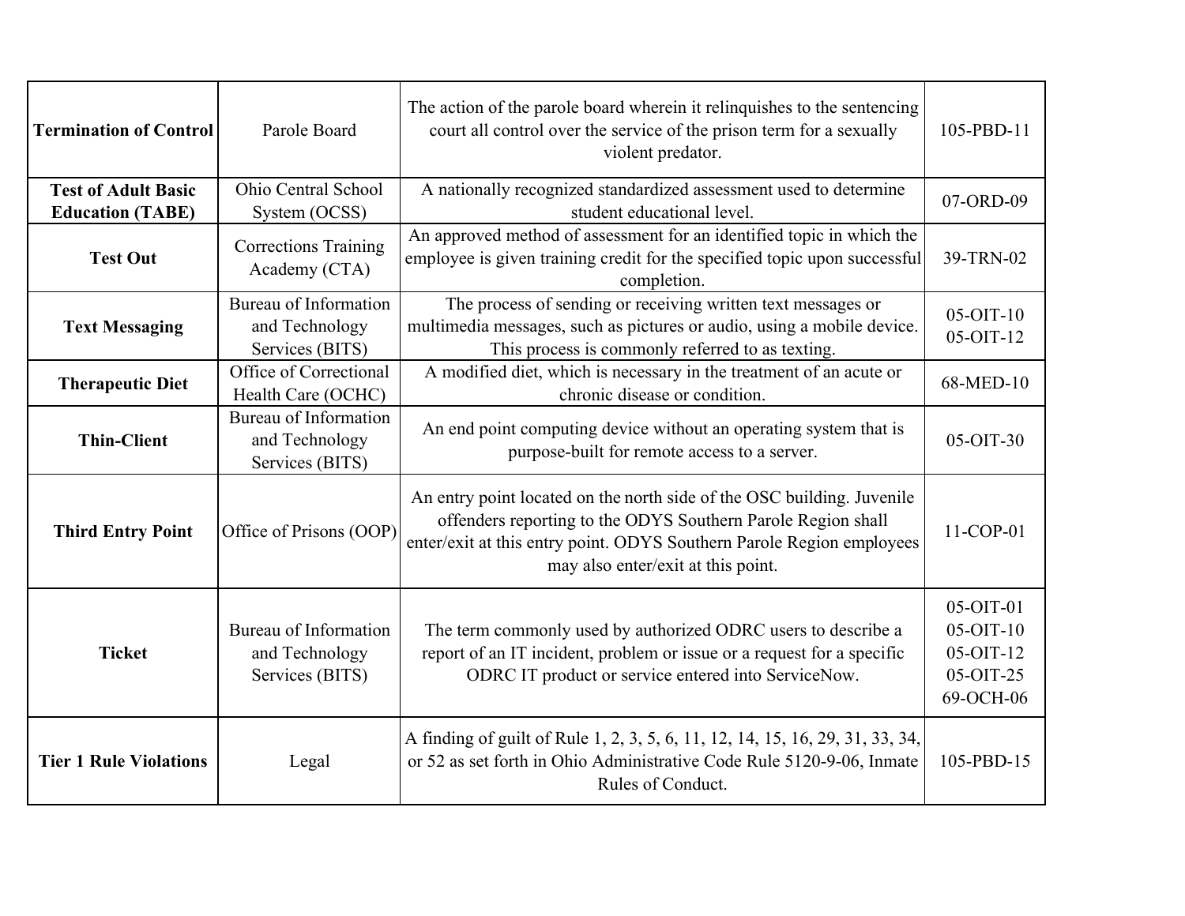| Termination of Control | Parole Board | The action of the parole board wherein it relinquishes to the sentencing court all control over the service of the prison term for a sexually violent predator. | 105-PBD-11 |
|---|---|---|---|
| Test of Adult Basic Education (TABE) | Ohio Central School System (OCSS) | A nationally recognized standardized assessment used to determine student educational level. | 07-ORD-09 |
| Test Out | Corrections Training Academy (CTA) | An approved method of assessment for an identified topic in which the employee is given training credit for the specified topic upon successful completion. | 39-TRN-02 |
| Text Messaging | Bureau of Information and Technology Services (BITS) | The process of sending or receiving written text messages or multimedia messages, such as pictures or audio, using a mobile device. This process is commonly referred to as texting. | 05-OIT-10<br>05-OIT-12 |
| Therapeutic Diet | Office of Correctional Health Care (OCHC) | A modified diet, which is necessary in the treatment of an acute or chronic disease or condition. | 68-MED-10 |
| Thin-Client | Bureau of Information and Technology Services (BITS) | An end point computing device without an operating system that is purpose-built for remote access to a server. | 05-OIT-30 |
| Third Entry Point | Office of Prisons (OOP) | An entry point located on the north side of the OSC building. Juvenile offenders reporting to the ODYS Southern Parole Region shall enter/exit at this entry point. ODYS Southern Parole Region employees may also enter/exit at this point. | 11-COP-01 |
| Ticket | Bureau of Information and Technology Services (BITS) | The term commonly used by authorized ODRC users to describe a report of an IT incident, problem or issue or a request for a specific ODRC IT product or service entered into ServiceNow. | 05-OIT-01<br>05-OIT-10<br>05-OIT-12<br>05-OIT-25<br>69-OCH-06 |
| Tier 1 Rule Violations | Legal | A finding of guilt of Rule 1, 2, 3, 5, 6, 11, 12, 14, 15, 16, 29, 31, 33, 34, or 52 as set forth in Ohio Administrative Code Rule 5120-9-06, Inmate Rules of Conduct. | 105-PBD-15 |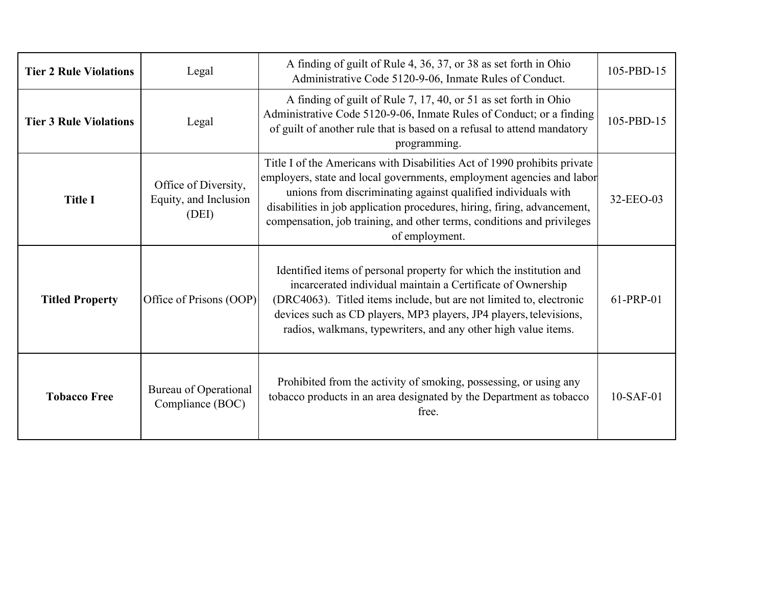| | | | |
|---|---|---|---|
| **Tier 2 Rule Violations** | Legal | A finding of guilt of Rule 4, 36, 37, or 38 as set forth in Ohio Administrative Code 5120-9-06, Inmate Rules of Conduct. | 105-PBD-15 |
| **Tier 3 Rule Violations** | Legal | A finding of guilt of Rule 7, 17, 40, or 51 as set forth in Ohio Administrative Code 5120-9-06, Inmate Rules of Conduct; or a finding of guilt of another rule that is based on a refusal to attend mandatory programming. | 105-PBD-15 |
| **Title I** | Office of Diversity, Equity, and Inclusion (DEI) | Title I of the Americans with Disabilities Act of 1990 prohibits private employers, state and local governments, employment agencies and labor unions from discriminating against qualified individuals with disabilities in job application procedures, hiring, firing, advancement, compensation, job training, and other terms, conditions and privileges of employment. | 32-EEO-03 |
| **Titled Property** | Office of Prisons (OOP) | Identified items of personal property for which the institution and incarcerated individual maintain a Certificate of Ownership (DRC4063). Titled items include, but are not limited to, electronic devices such as CD players, MP3 players, JP4 players, televisions, radios, walkmans, typewriters, and any other high value items. | 61-PRP-01 |
| **Tobacco Free** | Bureau of Operational Compliance (BOC) | Prohibited from the activity of smoking, possessing, or using any tobacco products in an area designated by the Department as tobacco free. | 10-SAF-01 |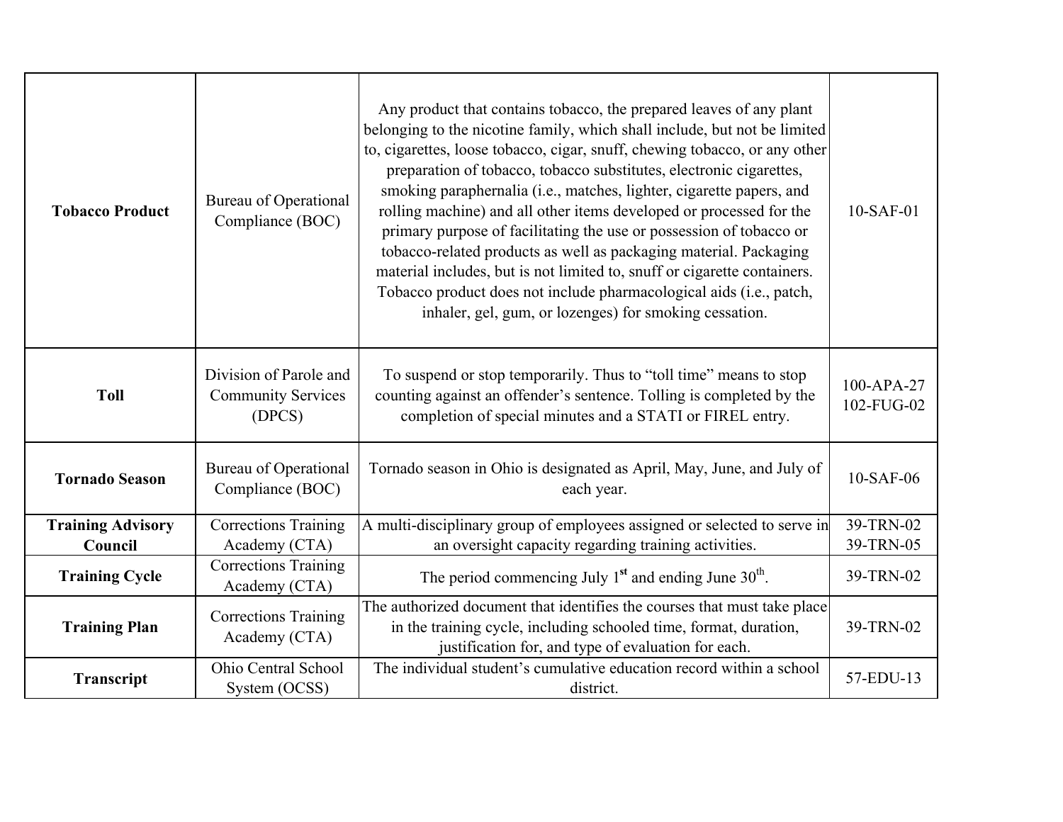| | | | |
|---|---|---|---|
| **Tobacco Product** | Bureau of Operational Compliance (BOC) | Any product that contains tobacco, the prepared leaves of any plant belonging to the nicotine family, which shall include, but not be limited to, cigarettes, loose tobacco, cigar, snuff, chewing tobacco, or any other preparation of tobacco, tobacco substitutes, electronic cigarettes, smoking paraphernalia (i.e., matches, lighter, cigarette papers, and rolling machine) and all other items developed or processed for the primary purpose of facilitating the use or possession of tobacco or tobacco-related products as well as packaging material. Packaging material includes, but is not limited to, snuff or cigarette containers. Tobacco product does not include pharmacological aids (i.e., patch, inhaler, gel, gum, or lozenges) for smoking cessation. | 10-SAF-01 |
| **Toll** | Division of Parole and Community Services (DPCS) | To suspend or stop temporarily. Thus to "toll time" means to stop counting against an offender's sentence. Tolling is completed by the completion of special minutes and a STATI or FIREL entry. | 100-APA-27 102-FUG-02 |
| **Tornado Season** | Bureau of Operational Compliance (BOC) | Tornado season in Ohio is designated as April, May, June, and July of each year. | 10-SAF-06 |
| **Training Advisory Council** | Corrections Training Academy (CTA) | A multi-disciplinary group of employees assigned or selected to serve in an oversight capacity regarding training activities. | 39-TRN-02 39-TRN-05 |
| **Training Cycle** | Corrections Training Academy (CTA) | The period commencing July 1st and ending June 30th. | 39-TRN-02 |
| **Training Plan** | Corrections Training Academy (CTA) | The authorized document that identifies the courses that must take place in the training cycle, including schooled time, format, duration, justification for, and type of evaluation for each. | 39-TRN-02 |
| **Transcript** | Ohio Central School System (OCSS) | The individual student's cumulative education record within a school district. | 57-EDU-13 |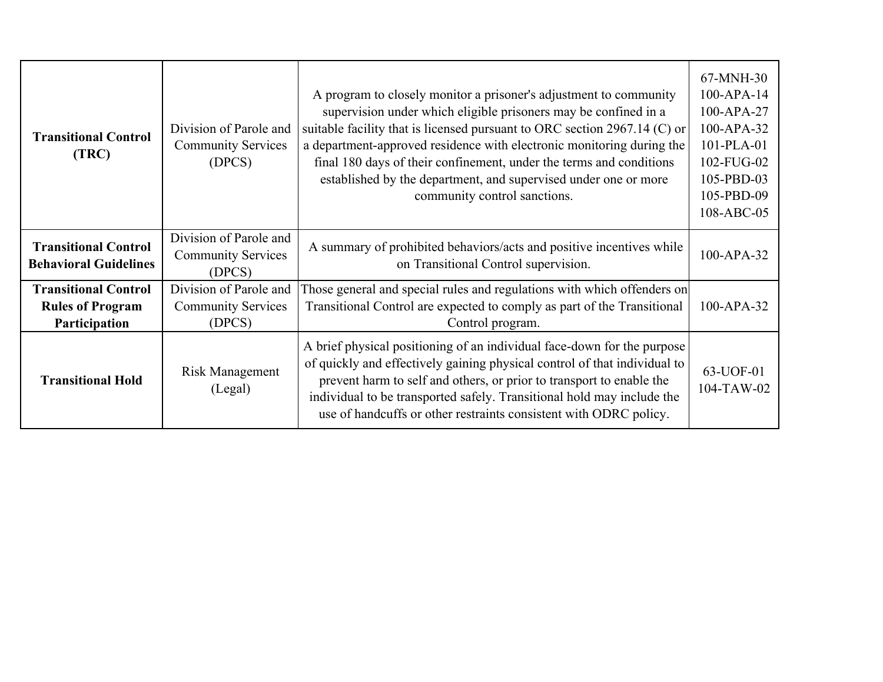| | | | |
|---|---|---|---|
| **Transitional Control (TRC)** | Division of Parole and Community Services (DPCS) | A program to closely monitor a prisoner's adjustment to community supervision under which eligible prisoners may be confined in a suitable facility that is licensed pursuant to ORC section 2967.14 (C) or a department-approved residence with electronic monitoring during the final 180 days of their confinement, under the terms and conditions established by the department, and supervised under one or more community control sanctions. | 67-MNH-30<br>100-APA-14<br>100-APA-27<br>100-APA-32<br>101-PLA-01<br>102-FUG-02<br>105-PBD-03<br>105-PBD-09<br>108-ABC-05 |
| **Transitional Control Behavioral Guidelines** | Division of Parole and Community Services (DPCS) | A summary of prohibited behaviors/acts and positive incentives while on Transitional Control supervision. | 100-APA-32 |
| **Transitional Control Rules of Program Participation** | Division of Parole and Community Services (DPCS) | Those general and special rules and regulations with which offenders on Transitional Control are expected to comply as part of the Transitional Control program. | 100-APA-32 |
| **Transitional Hold** | Risk Management (Legal) | A brief physical positioning of an individual face-down for the purpose of quickly and effectively gaining physical control of that individual to prevent harm to self and others, or prior to transport to enable the individual to be transported safely. Transitional hold may include the use of handcuffs or other restraints consistent with ODRC policy. | 63-UOF-01<br>104-TAW-02 |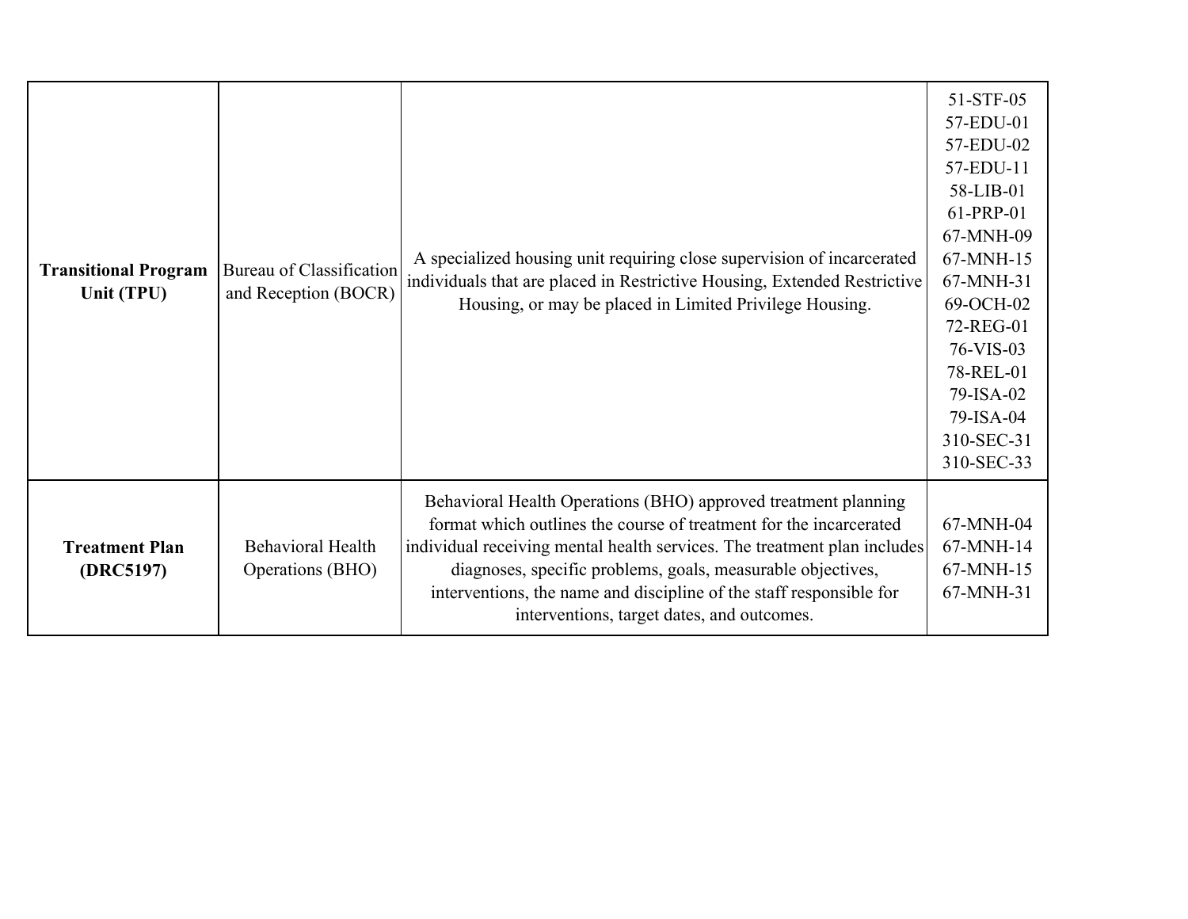| **Transitional Program Unit (TPU)** | Bureau of Classification and Reception (BOCR) | A specialized housing unit requiring close supervision of incarcerated individuals that are placed in Restrictive Housing, Extended Restrictive Housing, or may be placed in Limited Privilege Housing. | 51-STF-05<br>57-EDU-01<br>57-EDU-02<br>57-EDU-11<br>58-LIB-01<br>61-PRP-01<br>67-MNH-09<br>67-MNH-15<br>67-MNH-31<br>69-OCH-02<br>72-REG-01<br>76-VIS-03<br>78-REL-01<br>79-ISA-02<br>79-ISA-04<br>310-SEC-31<br>310-SEC-33 |
|---|---|---|---|
| **Treatment Plan (DRC5197)** | Behavioral Health Operations (BHO) | Behavioral Health Operations (BHO) approved treatment planning format which outlines the course of treatment for the incarcerated individual receiving mental health services. The treatment plan includes diagnoses, specific problems, goals, measurable objectives, interventions, the name and discipline of the staff responsible for interventions, target dates, and outcomes. | 67-MNH-04<br>67-MNH-14<br>67-MNH-15<br>67-MNH-31 |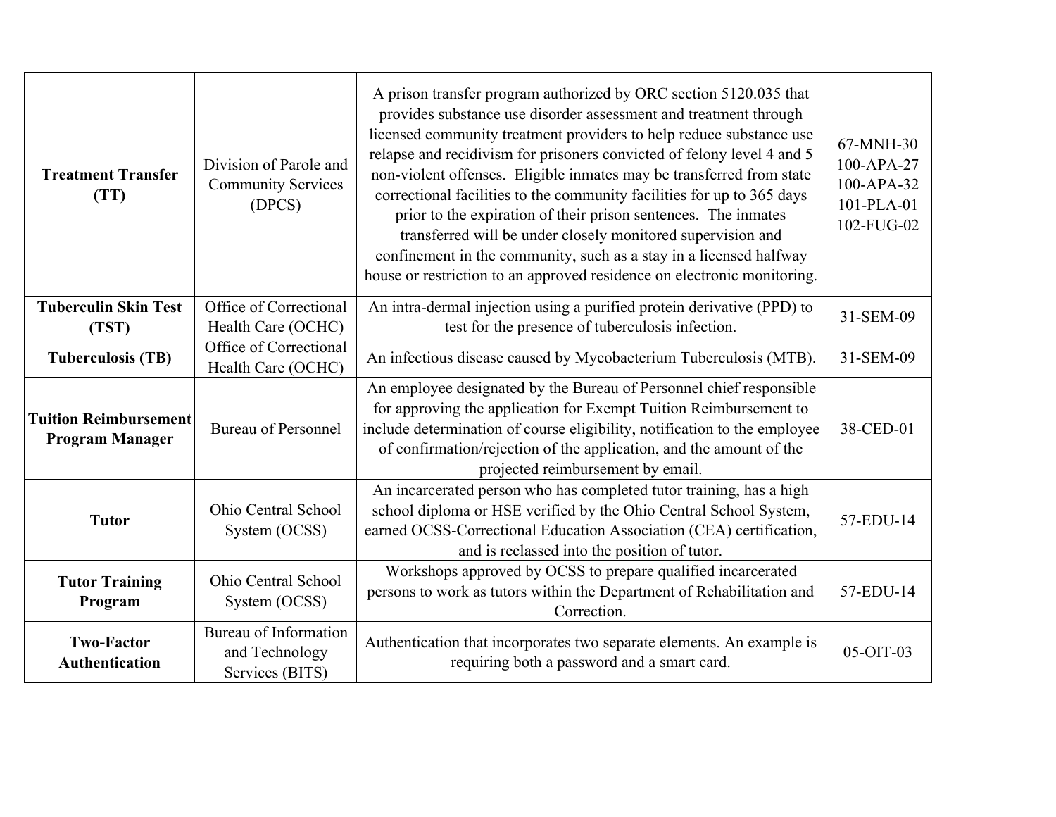| | | | |
|---|---|---|---|
| **Treatment Transfer (TT)** | Division of Parole and Community Services (DPCS) | A prison transfer program authorized by ORC section 5120.035 that provides substance use disorder assessment and treatment through licensed community treatment providers to help reduce substance use relapse and recidivism for prisoners convicted of felony level 4 and 5 non-violent offenses. Eligible inmates may be transferred from state correctional facilities to the community facilities for up to 365 days prior to the expiration of their prison sentences. The inmates transferred will be under closely monitored supervision and confinement in the community, such as a stay in a licensed halfway house or restriction to an approved residence on electronic monitoring. | 67-MNH-30<br>100-APA-27<br>100-APA-32<br>101-PLA-01<br>102-FUG-02 |
| **Tuberculin Skin Test (TST)** | Office of Correctional Health Care (OCHC) | An intra-dermal injection using a purified protein derivative (PPD) to test for the presence of tuberculosis infection. | 31-SEM-09 |
| **Tuberculosis (TB)** | Office of Correctional Health Care (OCHC) | An infectious disease caused by Mycobacterium Tuberculosis (MTB). | 31-SEM-09 |
| **Tuition Reimbursement Program Manager** | Bureau of Personnel | An employee designated by the Bureau of Personnel chief responsible for approving the application for Exempt Tuition Reimbursement to include determination of course eligibility, notification to the employee of confirmation/rejection of the application, and the amount of the projected reimbursement by email. | 38-CED-01 |
| **Tutor** | Ohio Central School System (OCSS) | An incarcerated person who has completed tutor training, has a high school diploma or HSE verified by the Ohio Central School System, earned OCSS-Correctional Education Association (CEA) certification, and is reclassed into the position of tutor. | 57-EDU-14 |
| **Tutor Training Program** | Ohio Central School System (OCSS) | Workshops approved by OCSS to prepare qualified incarcerated persons to work as tutors within the Department of Rehabilitation and Correction. | 57-EDU-14 |
| **Two-Factor Authentication** | Bureau of Information and Technology Services (BITS) | Authentication that incorporates two separate elements. An example is requiring both a password and a smart card. | 05-OIT-03 |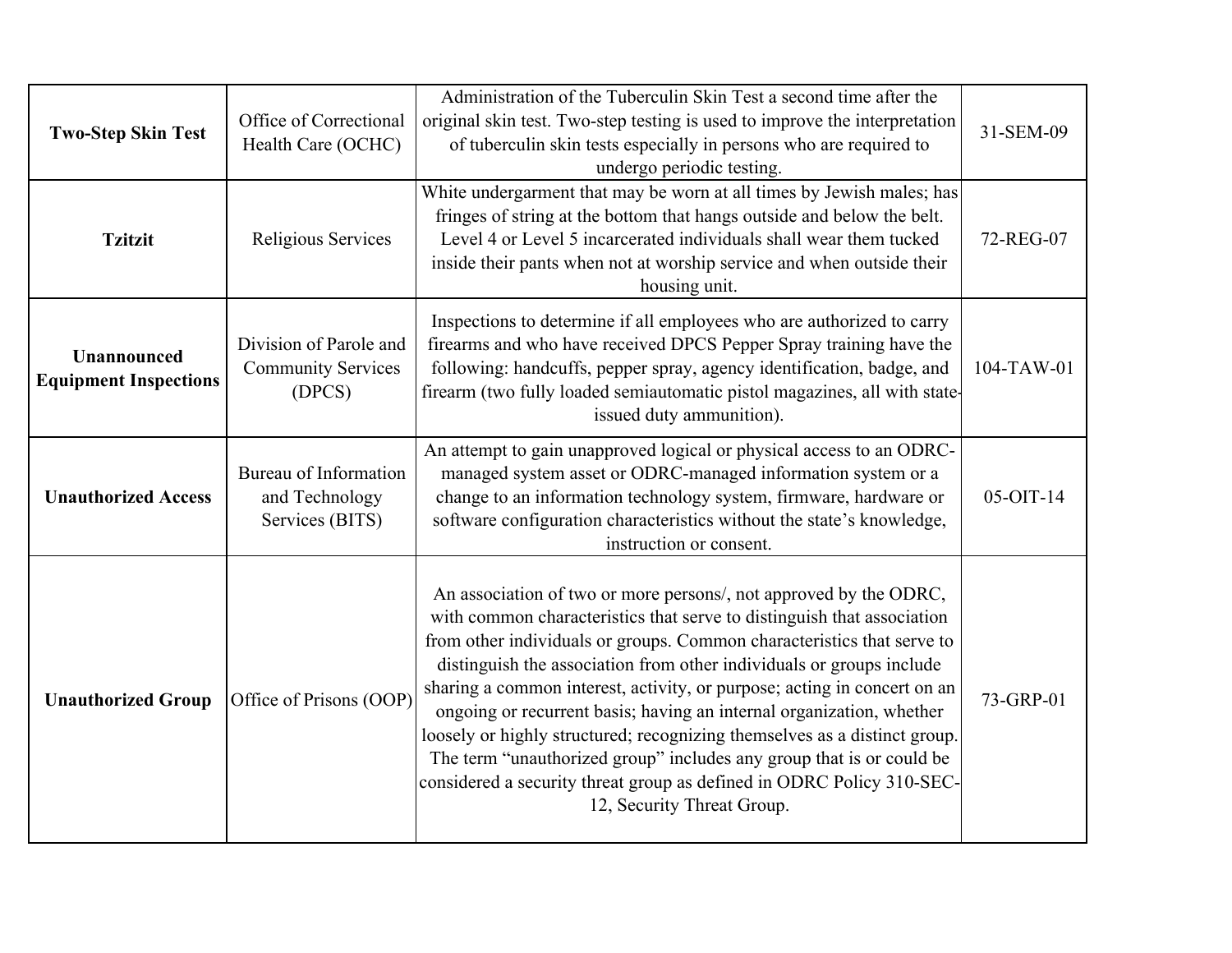| **Two-Step Skin Test** | Office of Correctional Health Care (OCHC) | Administration of the Tuberculin Skin Test a second time after the original skin test. Two-step testing is used to improve the interpretation of tuberculin skin tests especially in persons who are required to undergo periodic testing. | 31-SEM-09 |
|---|---|---|---|
| **Tzitzit** | Religious Services | White undergarment that may be worn at all times by Jewish males; has fringes of string at the bottom that hangs outside and below the belt. Level 4 or Level 5 incarcerated individuals shall wear them tucked inside their pants when not at worship service and when outside their housing unit. | 72-REG-07 |
| **Unannounced Equipment Inspections** | Division of Parole and Community Services (DPCS) | Inspections to determine if all employees who are authorized to carry firearms and who have received DPCS Pepper Spray training have the following: handcuffs, pepper spray, agency identification, badge, and firearm (two fully loaded semiautomatic pistol magazines, all with state-issued duty ammunition). | 104-TAW-01 |
| **Unauthorized Access** | Bureau of Information and Technology Services (BITS) | An attempt to gain unapproved logical or physical access to an ODRC-managed system asset or ODRC-managed information system or a change to an information technology system, firmware, hardware or software configuration characteristics without the state's knowledge, instruction or consent. | 05-OIT-14 |
| **Unauthorized Group** | Office of Prisons (OOP) | An association of two or more persons/, not approved by the ODRC, with common characteristics that serve to distinguish that association from other individuals or groups. Common characteristics that serve to distinguish the association from other individuals or groups include sharing a common interest, activity, or purpose; acting in concert on an ongoing or recurrent basis; having an internal organization, whether loosely or highly structured; recognizing themselves as a distinct group. The term "unauthorized group" includes any group that is or could be considered a security threat group as defined in ODRC Policy 310-SEC-12, Security Threat Group. | 73-GRP-01 |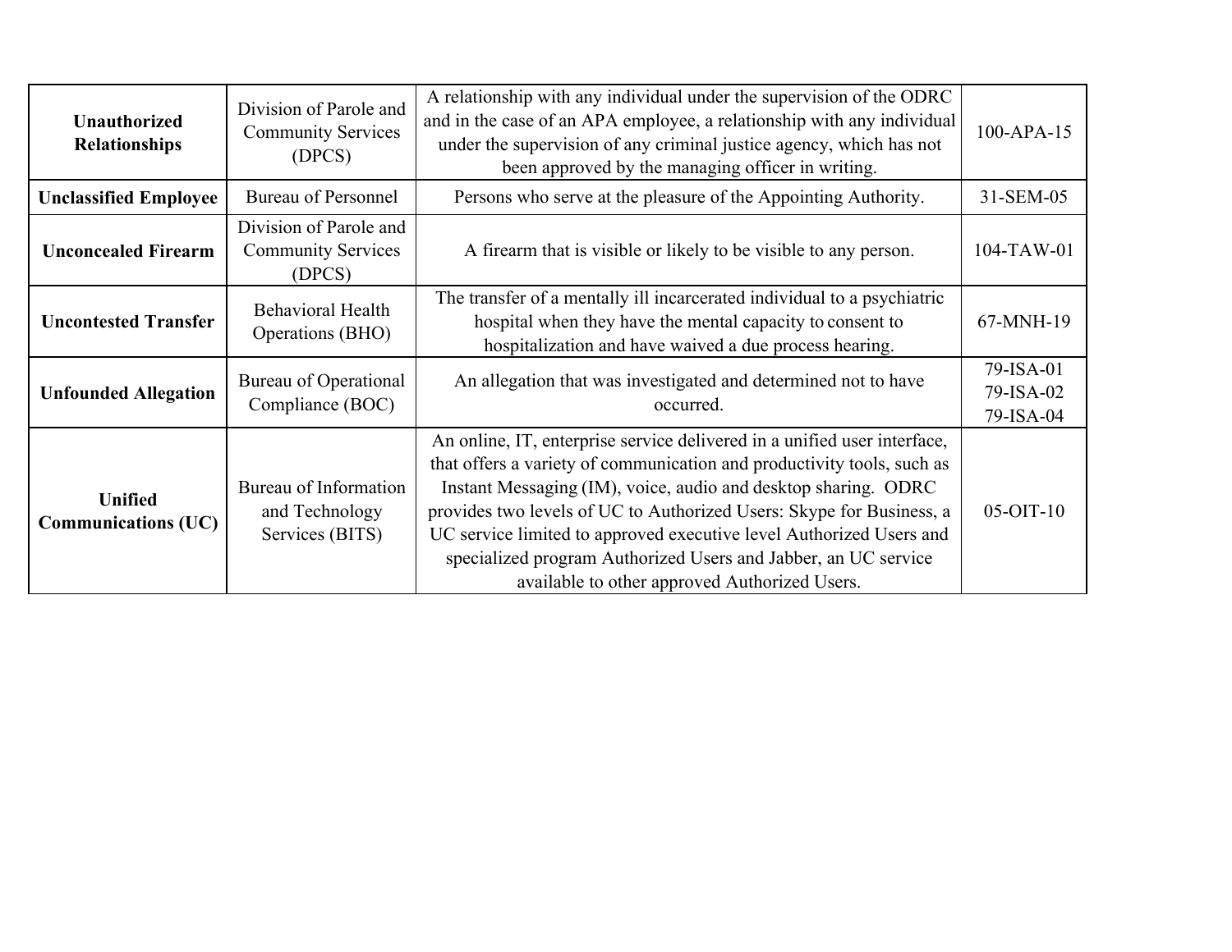| | | | |
|---|---|---|---|
| **Unauthorized Relationships** | Division of Parole and Community Services (DPCS) | A relationship with any individual under the supervision of the ODRC and in the case of an APA employee, a relationship with any individual under the supervision of any criminal justice agency, which has not been approved by the managing officer in writing. | 100-APA-15 |
| **Unclassified Employee** | Bureau of Personnel | Persons who serve at the pleasure of the Appointing Authority. | 31-SEM-05 |
| **Unconcealed Firearm** | Division of Parole and Community Services (DPCS) | A firearm that is visible or likely to be visible to any person. | 104-TAW-01 |
| **Uncontested Transfer** | Behavioral Health Operations (BHO) | The transfer of a mentally ill incarcerated individual to a psychiatric hospital when they have the mental capacity to consent to hospitalization and have waived a due process hearing. | 67-MNH-19 |
| **Unfounded Allegation** | Bureau of Operational Compliance (BOC) | An allegation that was investigated and determined not to have occurred. | 79-ISA-01<br>79-ISA-02<br>79-ISA-04 |
| **Unified Communications (UC)** | Bureau of Information and Technology Services (BITS) | An online, IT, enterprise service delivered in a unified user interface, that offers a variety of communication and productivity tools, such as Instant Messaging (IM), voice, audio and desktop sharing. ODRC provides two levels of UC to Authorized Users: Skype for Business, a UC service limited to approved executive level Authorized Users and specialized program Authorized Users and Jabber, an UC service available to other approved Authorized Users. | 05-OIT-10 |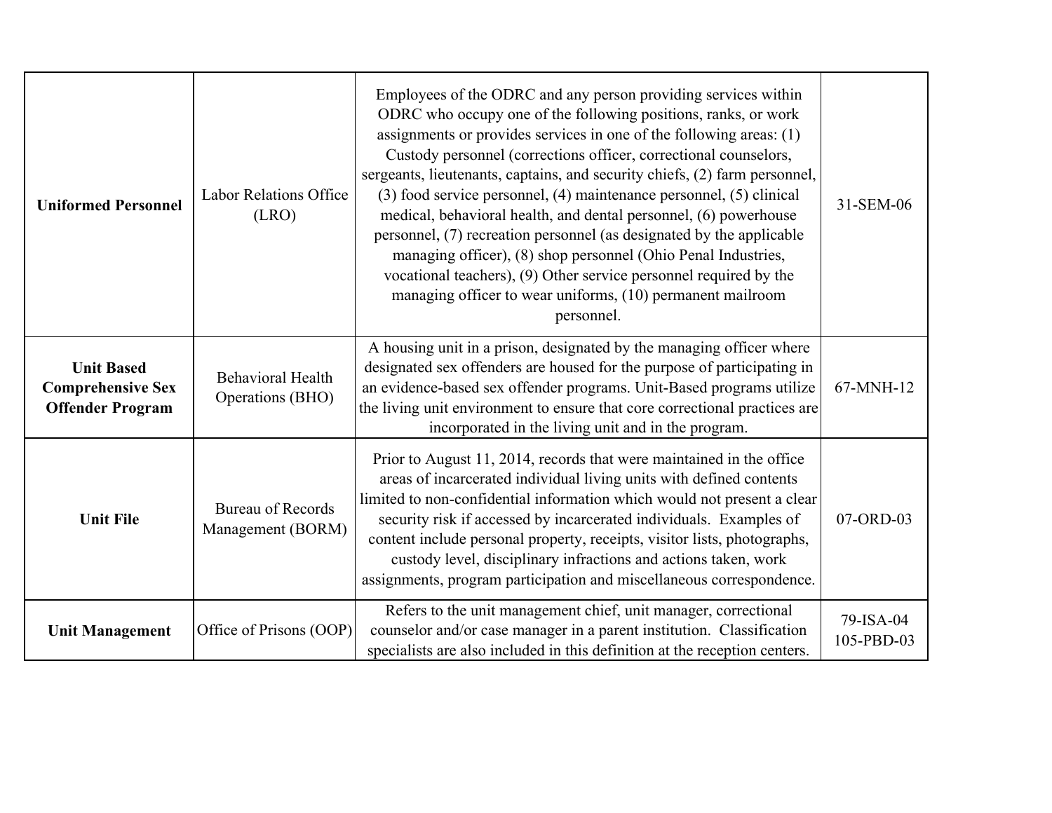| | | | |
|---|---|---|---|
| **Uniformed Personnel** | Labor Relations Office (LRO) | Employees of the ODRC and any person providing services within ODRC who occupy one of the following positions, ranks, or work assignments or provides services in one of the following areas: (1) Custody personnel (corrections officer, correctional counselors, sergeants, lieutenants, captains, and security chiefs, (2) farm personnel, (3) food service personnel, (4) maintenance personnel, (5) clinical medical, behavioral health, and dental personnel, (6) powerhouse personnel, (7) recreation personnel (as designated by the applicable managing officer), (8) shop personnel (Ohio Penal Industries, vocational teachers), (9) Other service personnel required by the managing officer to wear uniforms, (10) permanent mailroom personnel. | 31-SEM-06 |
| **Unit Based Comprehensive Sex Offender Program** | Behavioral Health Operations (BHO) | A housing unit in a prison, designated by the managing officer where designated sex offenders are housed for the purpose of participating in an evidence-based sex offender programs. Unit-Based programs utilize the living unit environment to ensure that core correctional practices are incorporated in the living unit and in the program. | 67-MNH-12 |
| **Unit File** | Bureau of Records Management (BORM) | Prior to August 11, 2014, records that were maintained in the office areas of incarcerated individual living units with defined contents limited to non-confidential information which would not present a clear security risk if accessed by incarcerated individuals. Examples of content include personal property, receipts, visitor lists, photographs, custody level, disciplinary infractions and actions taken, work assignments, program participation and miscellaneous correspondence. | 07-ORD-03 |
| **Unit Management** | Office of Prisons (OOP) | Refers to the unit management chief, unit manager, correctional counselor and/or case manager in a parent institution. Classification specialists are also included in this definition at the reception centers. | 79-ISA-04<br>105-PBD-03 |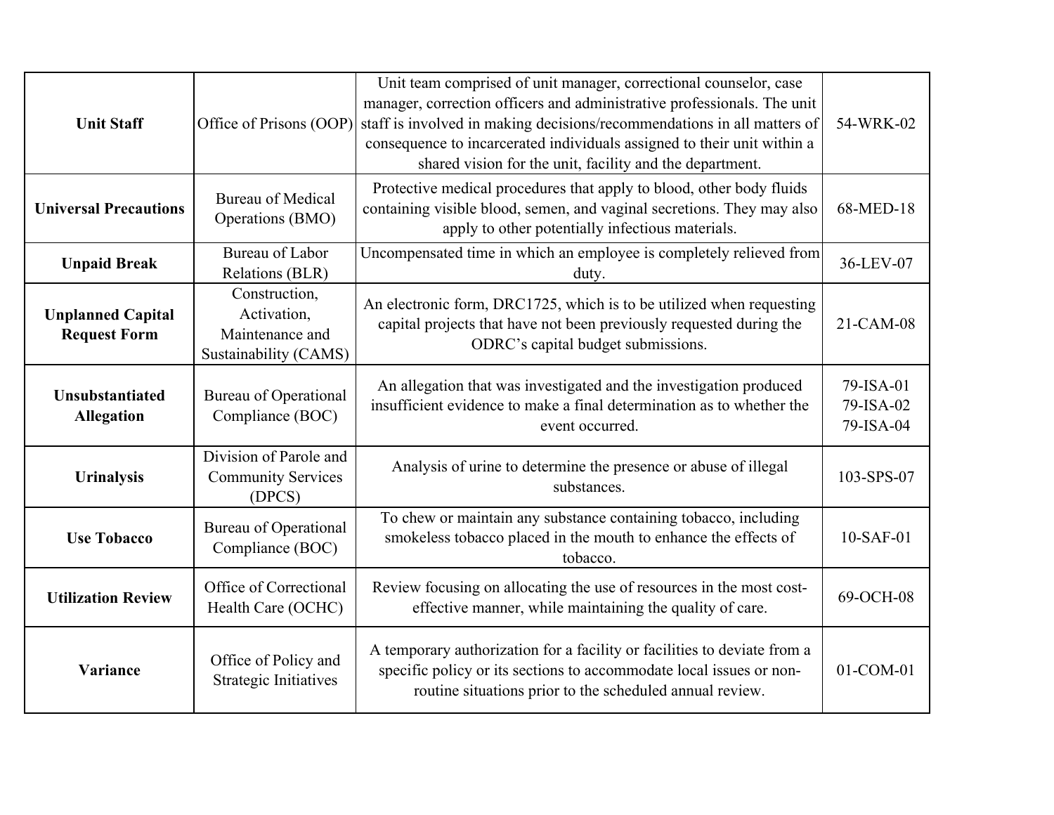| **Unit Staff** | Office of Prisons (OOP) | Unit team comprised of unit manager, correctional counselor, case manager, correction officers and administrative professionals. The unit staff is involved in making decisions/recommendations in all matters of consequence to incarcerated individuals assigned to their unit within a shared vision for the unit, facility and the department. | 54-WRK-02 |
|---|---|---|---|
| **Universal Precautions** | Bureau of Medical Operations (BMO) | Protective medical procedures that apply to blood, other body fluids containing visible blood, semen, and vaginal secretions. They may also apply to other potentially infectious materials. | 68-MED-18 |
| **Unpaid Break** | Bureau of Labor Relations (BLR) | Uncompensated time in which an employee is completely relieved from duty. | 36-LEV-07 |
| **Unplanned Capital Request Form** | Construction, Activation, Maintenance and Sustainability (CAMS) | An electronic form, DRC1725, which is to be utilized when requesting capital projects that have not been previously requested during the ODRC's capital budget submissions. | 21-CAM-08 |
| **Unsubstantiated Allegation** | Bureau of Operational Compliance (BOC) | An allegation that was investigated and the investigation produced insufficient evidence to make a final determination as to whether the event occurred. | 79-ISA-01<br>79-ISA-02<br>79-ISA-04 |
| **Urinalysis** | Division of Parole and Community Services (DPCS) | Analysis of urine to determine the presence or abuse of illegal substances. | 103-SPS-07 |
| **Use Tobacco** | Bureau of Operational Compliance (BOC) | To chew or maintain any substance containing tobacco, including smokeless tobacco placed in the mouth to enhance the effects of tobacco. | 10-SAF-01 |
| **Utilization Review** | Office of Correctional Health Care (OCHC) | Review focusing on allocating the use of resources in the most cost-effective manner, while maintaining the quality of care. | 69-OCH-08 |
| **Variance** | Office of Policy and Strategic Initiatives | A temporary authorization for a facility or facilities to deviate from a specific policy or its sections to accommodate local issues or non-routine situations prior to the scheduled annual review. | 01-COM-01 |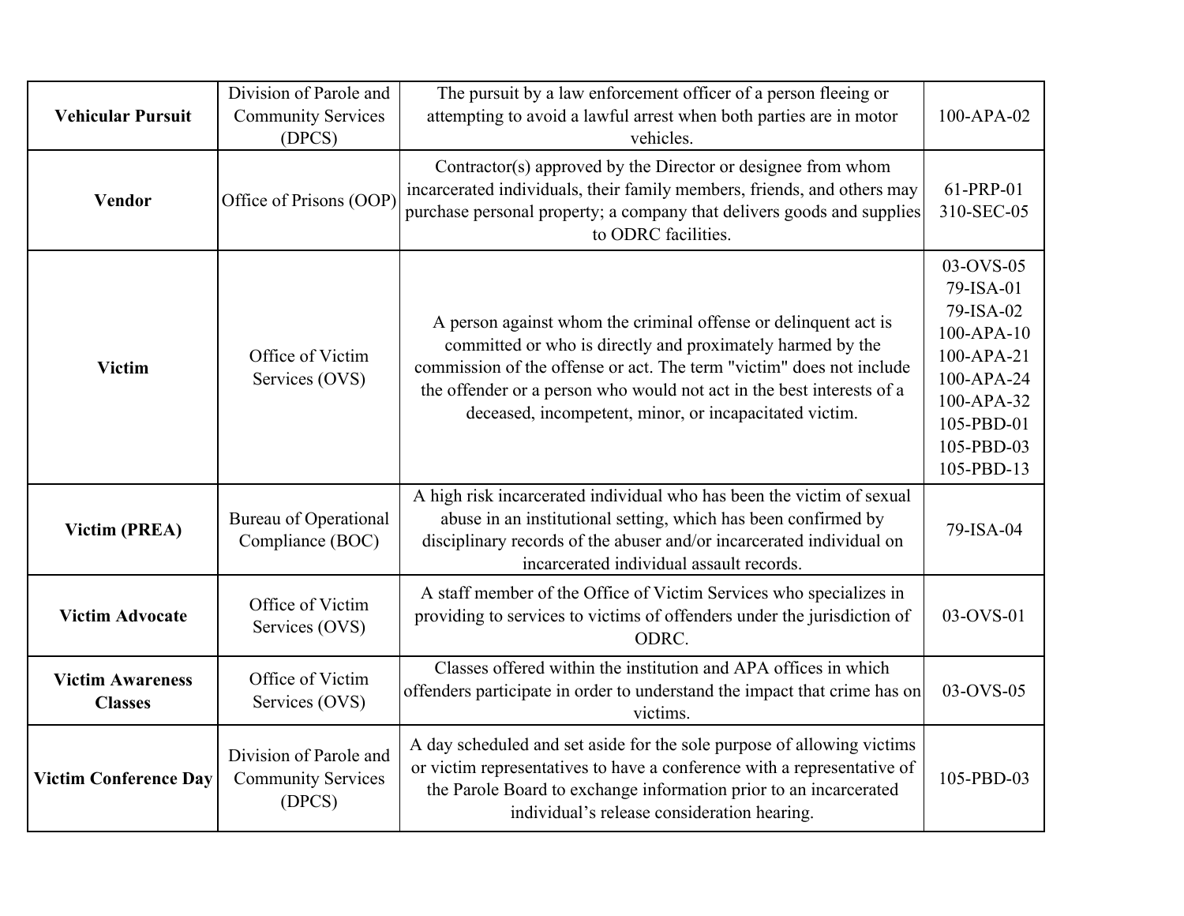| | | | |
|---|---|---|---|
| **Vehicular Pursuit** | Division of Parole and Community Services (DPCS) | The pursuit by a law enforcement officer of a person fleeing or attempting to avoid a lawful arrest when both parties are in motor vehicles. | 100-APA-02 |
| **Vendor** | Office of Prisons (OOP) | Contractor(s) approved by the Director or designee from whom incarcerated individuals, their family members, friends, and others may purchase personal property; a company that delivers goods and supplies to ODRC facilities. | 61-PRP-01<br>310-SEC-05 |
| **Victim** | Office of Victim Services (OVS) | A person against whom the criminal offense or delinquent act is committed or who is directly and proximately harmed by the commission of the offense or act. The term "victim" does not include the offender or a person who would not act in the best interests of a deceased, incompetent, minor, or incapacitated victim. | 03-OVS-05<br>79-ISA-01<br>79-ISA-02<br>100-APA-10<br>100-APA-21<br>100-APA-24<br>100-APA-32<br>105-PBD-01<br>105-PBD-03<br>105-PBD-13 |
| **Victim (PREA)** | Bureau of Operational Compliance (BOC) | A high risk incarcerated individual who has been the victim of sexual abuse in an institutional setting, which has been confirmed by disciplinary records of the abuser and/or incarcerated individual on incarcerated individual assault records. | 79-ISA-04 |
| **Victim Advocate** | Office of Victim Services (OVS) | A staff member of the Office of Victim Services who specializes in providing to services to victims of offenders under the jurisdiction of ODRC. | 03-OVS-01 |
| **Victim Awareness Classes** | Office of Victim Services (OVS) | Classes offered within the institution and APA offices in which offenders participate in order to understand the impact that crime has on victims. | 03-OVS-05 |
| **Victim Conference Day** | Division of Parole and Community Services (DPCS) | A day scheduled and set aside for the sole purpose of allowing victims or victim representatives to have a conference with a representative of the Parole Board to exchange information prior to an incarcerated individual's release consideration hearing. | 105-PBD-03 |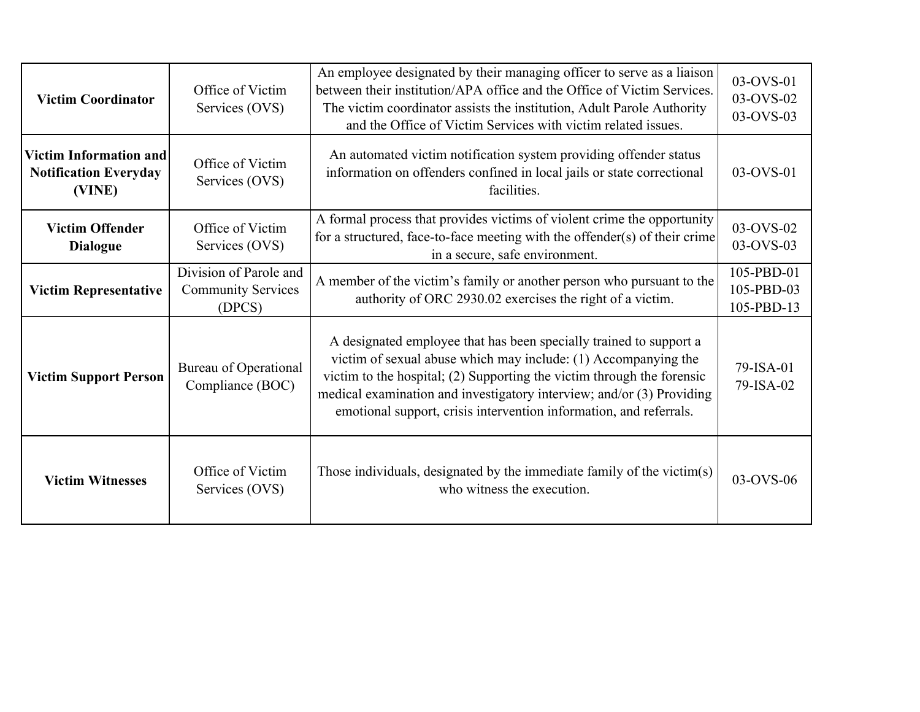| **Victim Coordinator** | Office of Victim Services (OVS) | An employee designated by their managing officer to serve as a liaison between their institution/APA office and the Office of Victim Services. The victim coordinator assists the institution, Adult Parole Authority and the Office of Victim Services with victim related issues. | 03-OVS-01<br>03-OVS-02<br>03-OVS-03 |
|---|---|---|---|
| **Victim Information and Notification Everyday (VINE)** | Office of Victim Services (OVS) | An automated victim notification system providing offender status information on offenders confined in local jails or state correctional facilities. | 03-OVS-01 |
| **Victim Offender Dialogue** | Office of Victim Services (OVS) | A formal process that provides victims of violent crime the opportunity for a structured, face-to-face meeting with the offender(s) of their crime in a secure, safe environment. | 03-OVS-02<br>03-OVS-03 |
| **Victim Representative** | Division of Parole and Community Services (DPCS) | A member of the victim's family or another person who pursuant to the authority of ORC 2930.02 exercises the right of a victim. | 105-PBD-01<br>105-PBD-03<br>105-PBD-13 |
| **Victim Support Person** | Bureau of Operational Compliance (BOC) | A designated employee that has been specially trained to support a victim of sexual abuse which may include: (1) Accompanying the victim to the hospital; (2) Supporting the victim through the forensic medical examination and investigatory interview; and/or (3) Providing emotional support, crisis intervention information, and referrals. | 79-ISA-01<br>79-ISA-02 |
| **Victim Witnesses** | Office of Victim Services (OVS) | Those individuals, designated by the immediate family of the victim(s) who witness the execution. | 03-OVS-06 |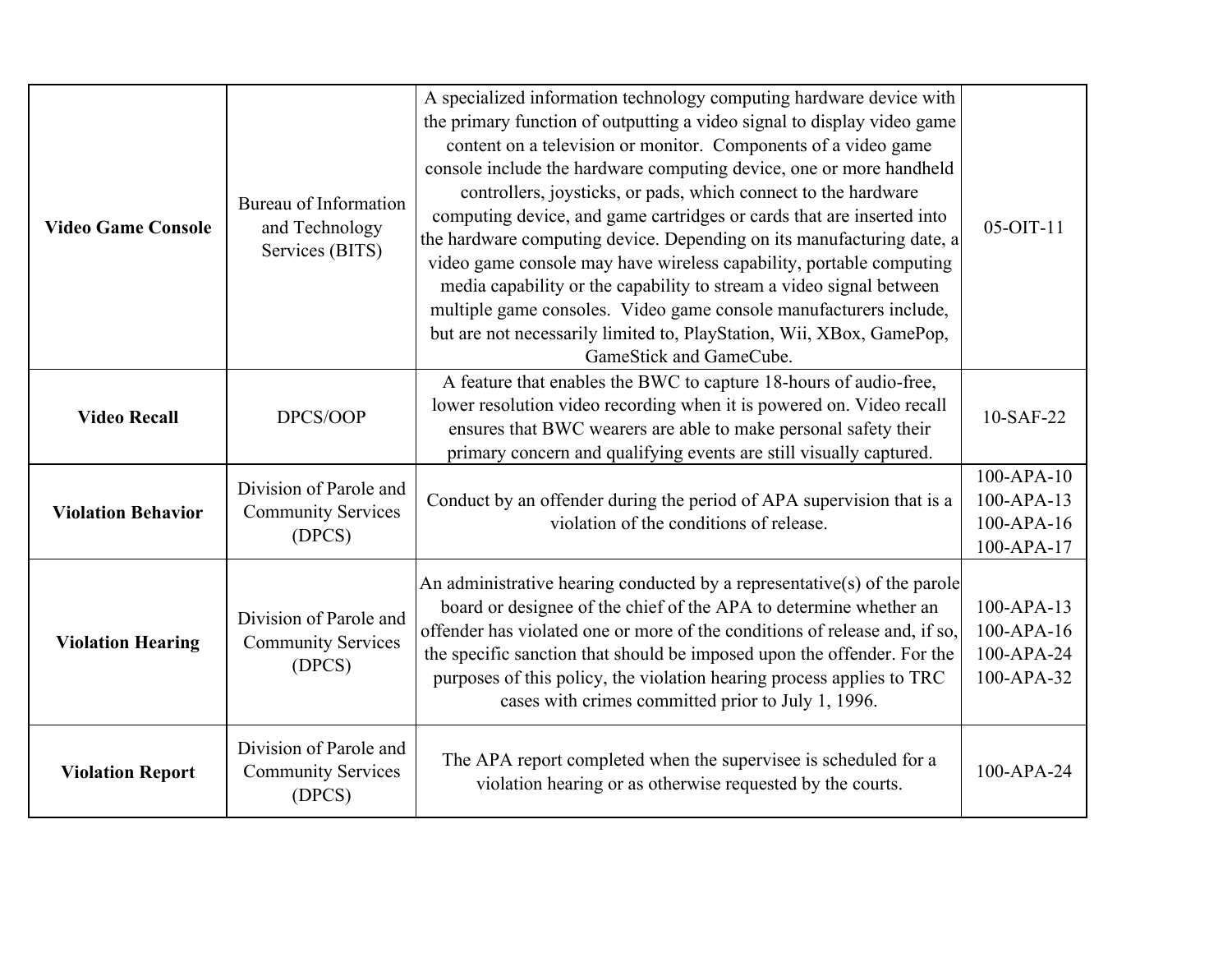| | | | |
|---|---|---|---|
| **Video Game Console** | Bureau of Information and Technology Services (BITS) | A specialized information technology computing hardware device with the primary function of outputting a video signal to display video game content on a television or monitor. Components of a video game console include the hardware computing device, one or more handheld controllers, joysticks, or pads, which connect to the hardware computing device, and game cartridges or cards that are inserted into the hardware computing device. Depending on its manufacturing date, a video game console may have wireless capability, portable computing media capability or the capability to stream a video signal between multiple game consoles. Video game console manufacturers include, but are not necessarily limited to, PlayStation, Wii, XBox, GamePop, GameStick and GameCube. | 05-OIT-11 |
| **Video Recall** | DPCS/OOP | A feature that enables the BWC to capture 18-hours of audio-free, lower resolution video recording when it is powered on. Video recall ensures that BWC wearers are able to make personal safety their primary concern and qualifying events are still visually captured. | 10-SAF-22 |
| **Violation Behavior** | Division of Parole and Community Services (DPCS) | Conduct by an offender during the period of APA supervision that is a violation of the conditions of release. | 100-APA-10<br>100-APA-13<br>100-APA-16<br>100-APA-17 |
| **Violation Hearing** | Division of Parole and Community Services (DPCS) | An administrative hearing conducted by a representative(s) of the parole board or designee of the chief of the APA to determine whether an offender has violated one or more of the conditions of release and, if so, the specific sanction that should be imposed upon the offender. For the purposes of this policy, the violation hearing process applies to TRC cases with crimes committed prior to July 1, 1996. | 100-APA-13<br>100-APA-16<br>100-APA-24<br>100-APA-32 |
| **Violation Report** | Division of Parole and Community Services (DPCS) | The APA report completed when the supervisee is scheduled for a violation hearing or as otherwise requested by the courts. | 100-APA-24 |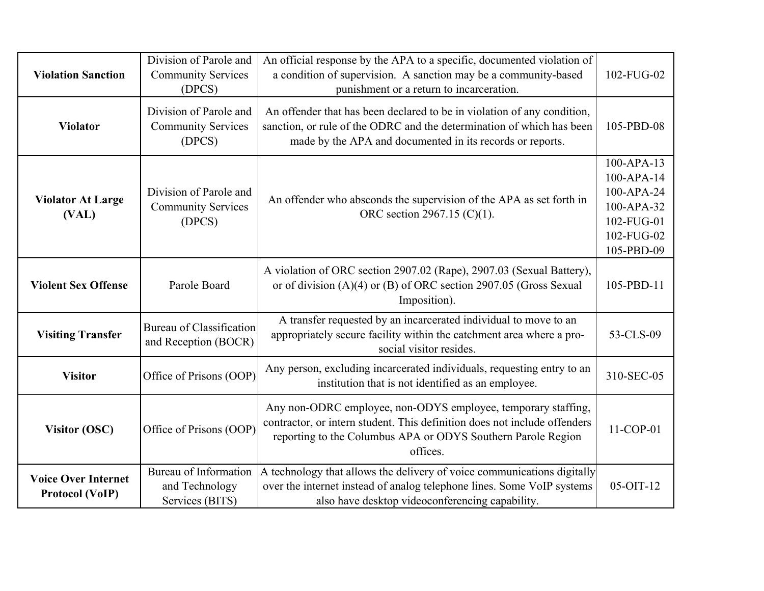| | | | |
|---|---|---|---|
| **Violation Sanction** | Division of Parole and Community Services (DPCS) | An official response by the APA to a specific, documented violation of a condition of supervision. A sanction may be a community-based punishment or a return to incarceration. | 102-FUG-02 |
| **Violator** | Division of Parole and Community Services (DPCS) | An offender that has been declared to be in violation of any condition, sanction, or rule of the ODRC and the determination of which has been made by the APA and documented in its records or reports. | 105-PBD-08 |
| **Violator At Large (VAL)** | Division of Parole and Community Services (DPCS) | An offender who absconds the supervision of the APA as set forth in ORC section 2967.15 (C)(1). | 100-APA-13<br>100-APA-14<br>100-APA-24<br>100-APA-32<br>102-FUG-01<br>102-FUG-02<br>105-PBD-09 |
| **Violent Sex Offense** | Parole Board | A violation of ORC section 2907.02 (Rape), 2907.03 (Sexual Battery), or of division (A)(4) or (B) of ORC section 2907.05 (Gross Sexual Imposition). | 105-PBD-11 |
| **Visiting Transfer** | Bureau of Classification and Reception (BOCR) | A transfer requested by an incarcerated individual to move to an appropriately secure facility within the catchment area where a pro-social visitor resides. | 53-CLS-09 |
| **Visitor** | Office of Prisons (OOP) | Any person, excluding incarcerated individuals, requesting entry to an institution that is not identified as an employee. | 310-SEC-05 |
| **Visitor (OSC)** | Office of Prisons (OOP) | Any non-ODRC employee, non-ODYS employee, temporary staffing, contractor, or intern student. This definition does not include offenders reporting to the Columbus APA or ODYS Southern Parole Region offices. | 11-COP-01 |
| **Voice Over Internet Protocol (VoIP)** | Bureau of Information and Technology Services (BITS) | A technology that allows the delivery of voice communications digitally over the internet instead of analog telephone lines. Some VoIP systems also have desktop videoconferencing capability. | 05-OIT-12 |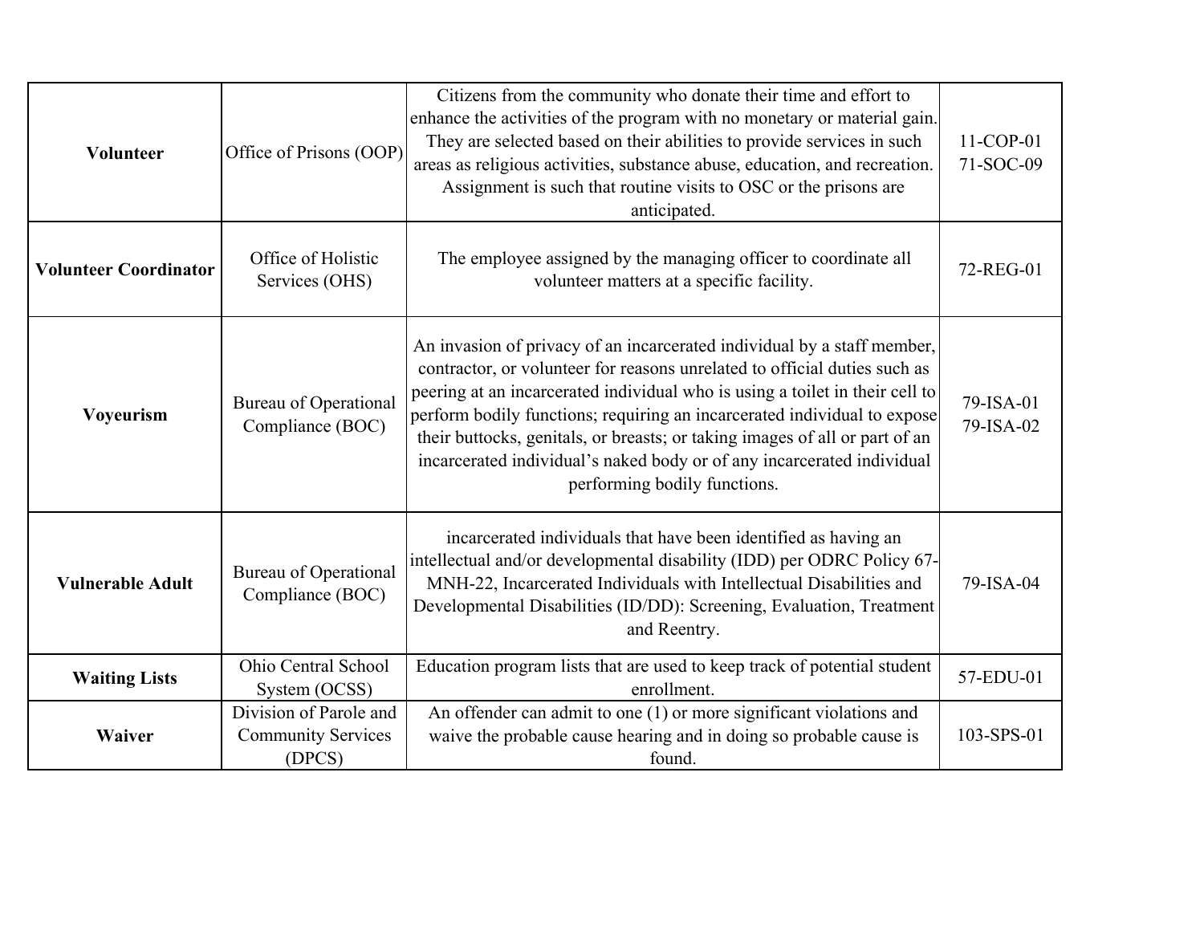| | | | |
|---|---|---|---|
| **Volunteer** | Office of Prisons (OOP) | Citizens from the community who donate their time and effort to enhance the activities of the program with no monetary or material gain. They are selected based on their abilities to provide services in such areas as religious activities, substance abuse, education, and recreation. Assignment is such that routine visits to OSC or the prisons are anticipated. | 11-COP-01<br>71-SOC-09 |
| **Volunteer Coordinator** | Office of Holistic Services (OHS) | The employee assigned by the managing officer to coordinate all volunteer matters at a specific facility. | 72-REG-01 |
| **Voyeurism** | Bureau of Operational Compliance (BOC) | An invasion of privacy of an incarcerated individual by a staff member, contractor, or volunteer for reasons unrelated to official duties such as peering at an incarcerated individual who is using a toilet in their cell to perform bodily functions; requiring an incarcerated individual to expose their buttocks, genitals, or breasts; or taking images of all or part of an incarcerated individual's naked body or of any incarcerated individual performing bodily functions. | 79-ISA-01<br>79-ISA-02 |
| **Vulnerable Adult** | Bureau of Operational Compliance (BOC) | incarcerated individuals that have been identified as having an intellectual and/or developmental disability (IDD) per ODRC Policy 67-MNH-22, Incarcerated Individuals with Intellectual Disabilities and Developmental Disabilities (ID/DD): Screening, Evaluation, Treatment and Reentry. | 79-ISA-04 |
| **Waiting Lists** | Ohio Central School System (OCSS) | Education program lists that are used to keep track of potential student enrollment. | 57-EDU-01 |
| **Waiver** | Division of Parole and Community Services (DPCS) | An offender can admit to one (1) or more significant violations and waive the probable cause hearing and in doing so probable cause is found. | 103-SPS-01 |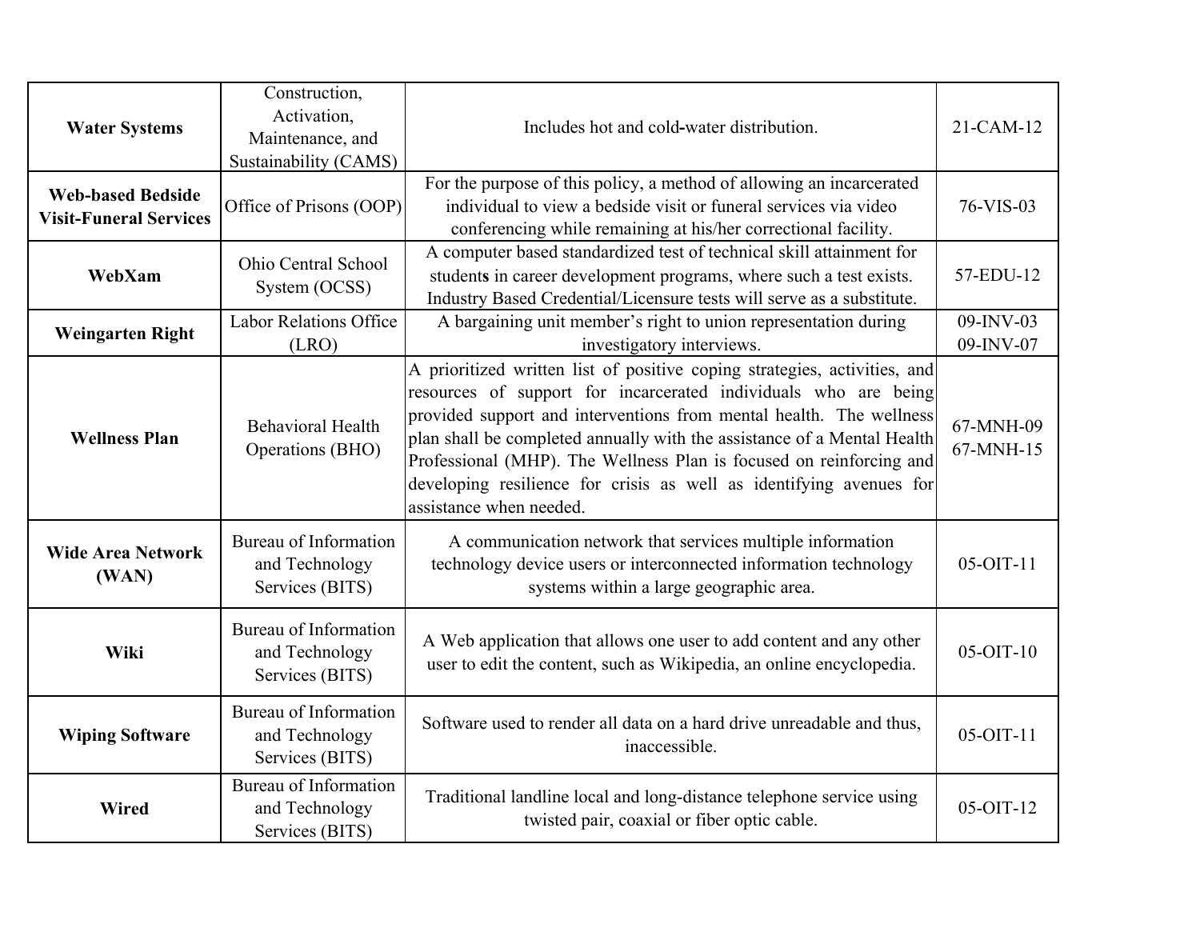| **Water Systems** | Construction, Activation, Maintenance, and Sustainability (CAMS) | Includes hot and cold-water distribution. | 21-CAM-12 |
|---|---|---|---|
| **Web-based Bedside Visit-Funeral Services** | Office of Prisons (OOP) | For the purpose of this policy, a method of allowing an incarcerated individual to view a bedside visit or funeral services via video conferencing while remaining at his/her correctional facility. | 76-VIS-03 |
| **WebXam** | Ohio Central School System (OCSS) | A computer based standardized test of technical skill attainment for students in career development programs, where such a test exists. Industry Based Credential/Licensure tests will serve as a substitute. | 57-EDU-12 |
| **Weingarten Right** | Labor Relations Office (LRO) | A bargaining unit member's right to union representation during investigatory interviews. | 09-INV-03<br>09-INV-07 |
| **Wellness Plan** | Behavioral Health Operations (BHO) | A prioritized written list of positive coping strategies, activities, and resources of support for incarcerated individuals who are being provided support and interventions from mental health. The wellness plan shall be completed annually with the assistance of a Mental Health Professional (MHP). The Wellness Plan is focused on reinforcing and developing resilience for crisis as well as identifying avenues for assistance when needed. | 67-MNH-09<br>67-MNH-15 |
| **Wide Area Network (WAN)** | Bureau of Information and Technology Services (BITS) | A communication network that services multiple information technology device users or interconnected information technology systems within a large geographic area. | 05-OIT-11 |
| **Wiki** | Bureau of Information and Technology Services (BITS) | A Web application that allows one user to add content and any other user to edit the content, such as Wikipedia, an online encyclopedia. | 05-OIT-10 |
| **Wiping Software** | Bureau of Information and Technology Services (BITS) | Software used to render all data on a hard drive unreadable and thus, inaccessible. | 05-OIT-11 |
| **Wired** | Bureau of Information and Technology Services (BITS) | Traditional landline local and long-distance telephone service using twisted pair, coaxial or fiber optic cable. | 05-OIT-12 |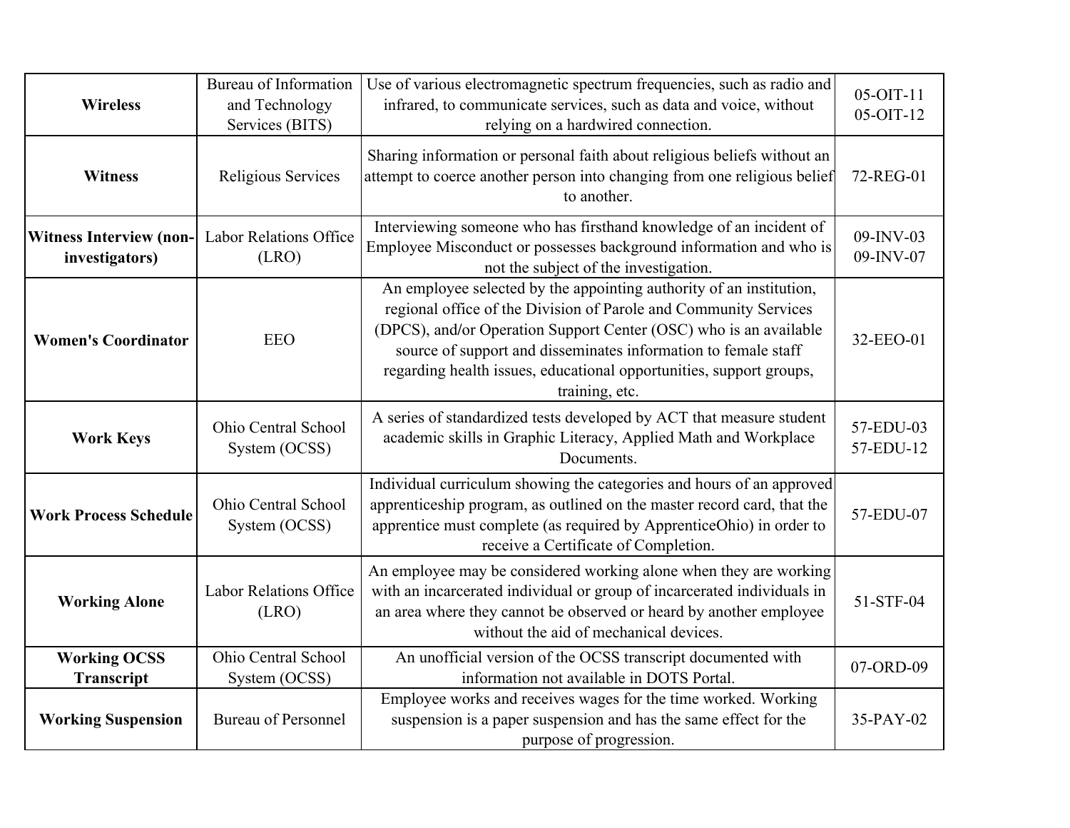| | | | |
|---|---|---|---|
| **Wireless** | Bureau of Information and Technology Services (BITS) | Use of various electromagnetic spectrum frequencies, such as radio and infrared, to communicate services, such as data and voice, without relying on a hardwired connection. | 05-OIT-11<br>05-OIT-12 |
| **Witness** | Religious Services | Sharing information or personal faith about religious beliefs without an attempt to coerce another person into changing from one religious belief to another. | 72-REG-01 |
| **Witness Interview (non-investigators)** | Labor Relations Office (LRO) | Interviewing someone who has firsthand knowledge of an incident of Employee Misconduct or possesses background information and who is not the subject of the investigation. | 09-INV-03<br>09-INV-07 |
| **Women's Coordinator** | EEO | An employee selected by the appointing authority of an institution, regional office of the Division of Parole and Community Services (DPCS), and/or Operation Support Center (OSC) who is an available source of support and disseminates information to female staff regarding health issues, educational opportunities, support groups, training, etc. | 32-EEO-01 |
| **Work Keys** | Ohio Central School System (OCSS) | A series of standardized tests developed by ACT that measure student academic skills in Graphic Literacy, Applied Math and Workplace Documents. | 57-EDU-03<br>57-EDU-12 |
| **Work Process Schedule** | Ohio Central School System (OCSS) | Individual curriculum showing the categories and hours of an approved apprenticeship program, as outlined on the master record card, that the apprentice must complete (as required by ApprenticeOhio) in order to receive a Certificate of Completion. | 57-EDU-07 |
| **Working Alone** | Labor Relations Office (LRO) | An employee may be considered working alone when they are working with an incarcerated individual or group of incarcerated individuals in an area where they cannot be observed or heard by another employee without the aid of mechanical devices. | 51-STF-04 |
| **Working OCSS Transcript** | Ohio Central School System (OCSS) | An unofficial version of the OCSS transcript documented with information not available in DOTS Portal. | 07-ORD-09 |
| **Working Suspension** | Bureau of Personnel | Employee works and receives wages for the time worked. Working suspension is a paper suspension and has the same effect for the purpose of progression. | 35-PAY-02 |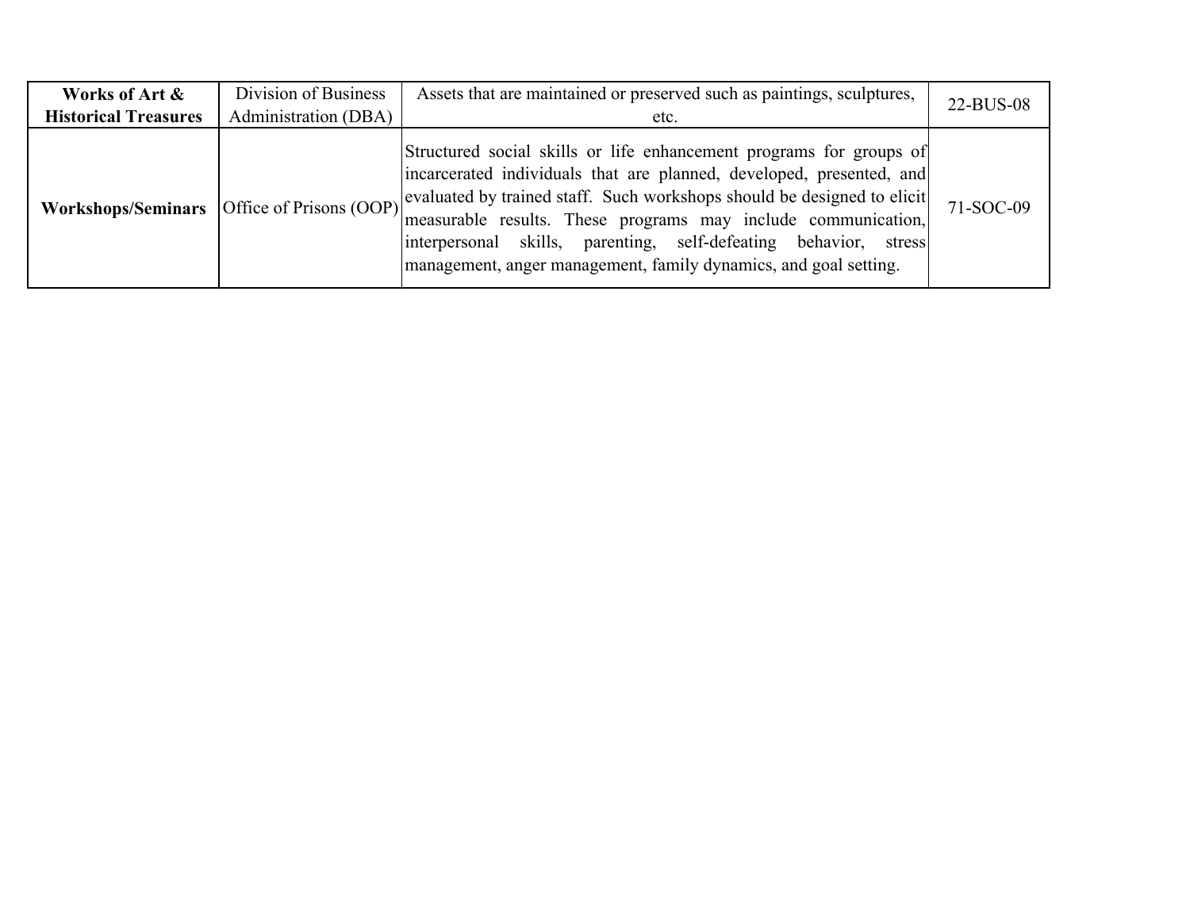| | | | |
|---|---|---|---|
| **Works of Art & Historical Treasures** | Division of Business Administration (DBA) | Assets that are maintained or preserved such as paintings, sculptures, etc. | 22-BUS-08 |
| **Workshops/Seminars** | Office of Prisons (OOP) | Structured social skills or life enhancement programs for groups of incarcerated individuals that are planned, developed, presented, and evaluated by trained staff. Such workshops should be designed to elicit measurable results. These programs may include communication, interpersonal skills, parenting, self-defeating behavior, stress management, anger management, family dynamics, and goal setting. | 71-SOC-09 |